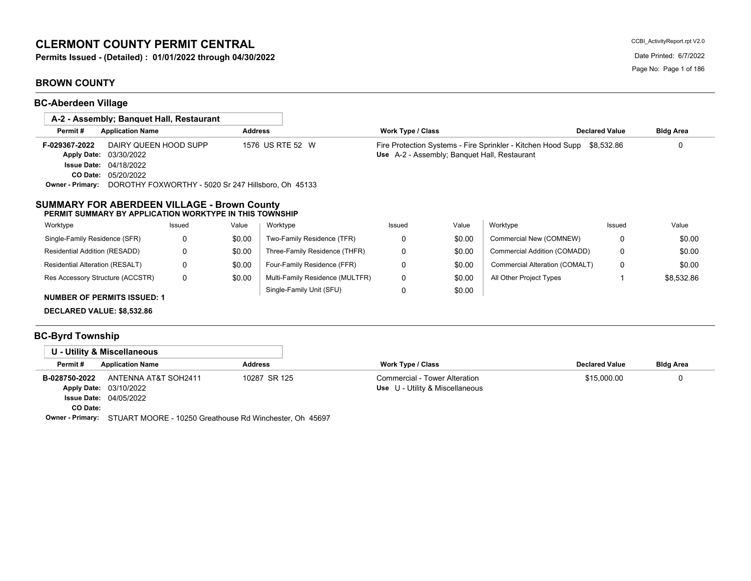# CLERMONT COUNTY PERMIT CENTRAL

**Permits Issued - (Detailed) : 01/01/2022 through 04/30/2022**

CCBI_ActivityReport.rpt V2.0

Date Printed: 6/7/2022

## BROWN COUNTY

### BC-Aberdeen Village

**A-2 - Assembly; Banquet Hall, Restaurant**

| Permit # | Application Name | Address | Work Type / Class | Declared Value | Bldg Area |
|---|---|---|---|---|---|
| F-029367-2022 | DAIRY QUEEN HOOD SUPP | 1576 US RTE 52 W | Fire Protection Systems - Fire Sprinkler - Kitchen Hood Supp | $8,532.86 | 0 |
| Apply Date: 03/30/2022 | | | Use A-2 - Assembly; Banquet Hall, Restaurant | | |
| Issue Date: 04/18/2022 | | | | | |
| CO Date: 05/20/2022 | | | | | |
| Owner - Primary: | DOROTHY FOXWORTHY - 5020 Sr 247 Hillsboro, Oh 45133 | | | | |

**SUMMARY FOR ABERDEEN VILLAGE - Brown County**

**PERMIT SUMMARY BY APPLICATION WORKTYPE IN THIS TOWNSHIP**

| Worktype | Issued | Value | Worktype | Issued | Value | Worktype | Issued | Value |
|---|---|---|---|---|---|---|---|---|
| Single-Family Residence (SFR) | 0 | $0.00 | Two-Family Residence (TFR) | 0 | $0.00 | Commercial New (COMNEW) | 0 | $0.00 |
| Residential Addition (RESADD) | 0 | $0.00 | Three-Family Residence (THFR) | 0 | $0.00 | Commercial Addition (COMADD) | 0 | $0.00 |
| Residential Alteration (RESALT) | 0 | $0.00 | Four-Family Residence (FFR) | 0 | $0.00 | Commercial Alteration (COMALT) | 0 | $0.00 |
| Res Accessory Structure (ACCSTR) | 0 | $0.00 | Multi-Family Residence (MULTFR) | 0 | $0.00 | All Other Project Types | 1 | $8,532.86 |
| | | | Single-Family Unit (SFU) | 0 | $0.00 | | | |

**NUMBER OF PERMITS ISSUED: 1**

**DECLARED VALUE: $8,532.86**

### BC-Byrd Township

**U - Utility & Miscellaneous**

| Permit # | Application Name | Address | Work Type / Class | Declared Value | Bldg Area |
|---|---|---|---|---|---|
| B-028750-2022 | ANTENNA AT&T SOH2411 | 10287 SR 125 | Commercial - Tower Alteration | $15,000.00 | 0 |
| Apply Date: 03/10/2022 | | | Use U - Utility & Miscellaneous | | |
| Issue Date: 04/05/2022 | | | | | |
| CO Date: | | | | | |
| Owner - Primary: | STUART MOORE - 10250 Greathouse Rd Winchester, Oh 45697 | | | | |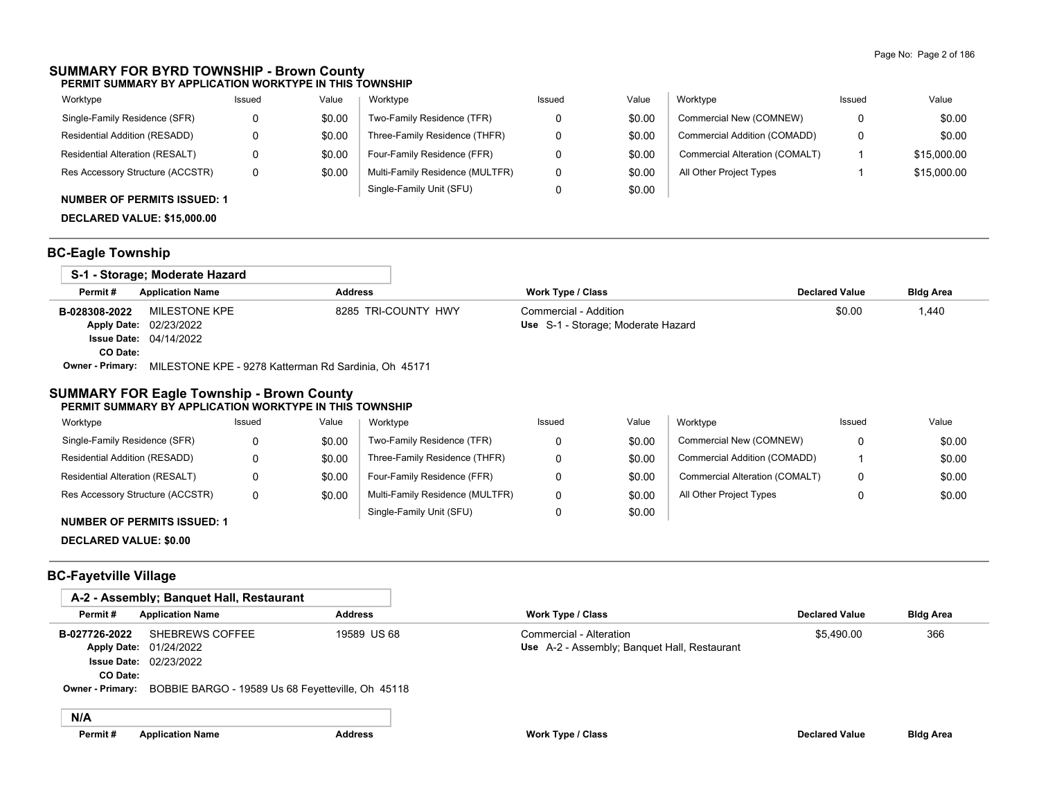## SUMMARY FOR BYRD TOWNSHIP - Brown County

**PERMIT SUMMARY BY APPLICATION WORKTYPE IN THIS TOWNSHIP**

| Worktype | Issued | Value | Worktype | Issued | Value | Worktype | Issued | Value |
|---|---|---|---|---|---|---|---|---|
| Single-Family Residence (SFR) | 0 | $0.00 | Two-Family Residence (TFR) | 0 | $0.00 | Commercial New (COMNEW) | 0 | $0.00 |
| Residential Addition (RESADD) | 0 | $0.00 | Three-Family Residence (THFR) | 0 | $0.00 | Commercial Addition (COMADD) | 0 | $0.00 |
| Residential Alteration (RESALT) | 0 | $0.00 | Four-Family Residence (FFR) | 0 | $0.00 | Commercial Alteration (COMALT) | 1 | $15,000.00 |
| Res Accessory Structure (ACCSTR) | 0 | $0.00 | Multi-Family Residence (MULTFR) | 0 | $0.00 | All Other Project Types | 1 | $15,000.00 |
| | | | Single-Family Unit (SFU) | 0 | $0.00 | | | |

**NUMBER OF PERMITS ISSUED: 1**

**DECLARED VALUE: $15,000.00**

## BC-Eagle Township

### S-1 - Storage; Moderate Hazard

| Permit # | Application Name | Address | Work Type / Class | Declared Value | Bldg Area |
|---|---|---|---|---|---|
| **B-028308-2022** | MILESTONE KPE | 8285 TRI-COUNTY HWY | Commercial - Addition | $0.00 | 1,440 |
| **Apply Date:** | 02/23/2022 | | **Use** S-1 - Storage; Moderate Hazard | | |
| **Issue Date:** | 04/14/2022 | | | | |
| **CO Date:** | | | | | |
| **Owner - Primary:** | MILESTONE KPE - 9278 Katterman Rd Sardinia, Oh 45171 | | | | |

## SUMMARY FOR Eagle Township - Brown County

**PERMIT SUMMARY BY APPLICATION WORKTYPE IN THIS TOWNSHIP**

| Worktype | Issued | Value | Worktype | Issued | Value | Worktype | Issued | Value |
|---|---|---|---|---|---|---|---|---|
| Single-Family Residence (SFR) | 0 | $0.00 | Two-Family Residence (TFR) | 0 | $0.00 | Commercial New (COMNEW) | 0 | $0.00 |
| Residential Addition (RESADD) | 0 | $0.00 | Three-Family Residence (THFR) | 0 | $0.00 | Commercial Addition (COMADD) | 1 | $0.00 |
| Residential Alteration (RESALT) | 0 | $0.00 | Four-Family Residence (FFR) | 0 | $0.00 | Commercial Alteration (COMALT) | 0 | $0.00 |
| Res Accessory Structure (ACCSTR) | 0 | $0.00 | Multi-Family Residence (MULTFR) | 0 | $0.00 | All Other Project Types | 0 | $0.00 |
| | | | Single-Family Unit (SFU) | 0 | $0.00 | | | |

**NUMBER OF PERMITS ISSUED: 1**

**DECLARED VALUE: $0.00**

## BC-Fayetville Village

### A-2 - Assembly; Banquet Hall, Restaurant

| Permit # | Application Name | Address | Work Type / Class | Declared Value | Bldg Area |
|---|---|---|---|---|---|
| **B-027726-2022** | SHEBREWS COFFEE | 19589 US 68 | Commercial - Alteration | $5,490.00 | 366 |
| **Apply Date:** | 01/24/2022 | | **Use** A-2 - Assembly; Banquet Hall, Restaurant | | |
| **Issue Date:** | 02/23/2022 | | | | |
| **CO Date:** | | | | | |
| **Owner - Primary:** | BOBBIE BARGO - 19589 Us 68 Feyetteville, Oh 45118 | | | | |

### N/A

| Permit # | Application Name | Address | Work Type / Class | Declared Value | Bldg Area |
|---|---|---|---|---|---|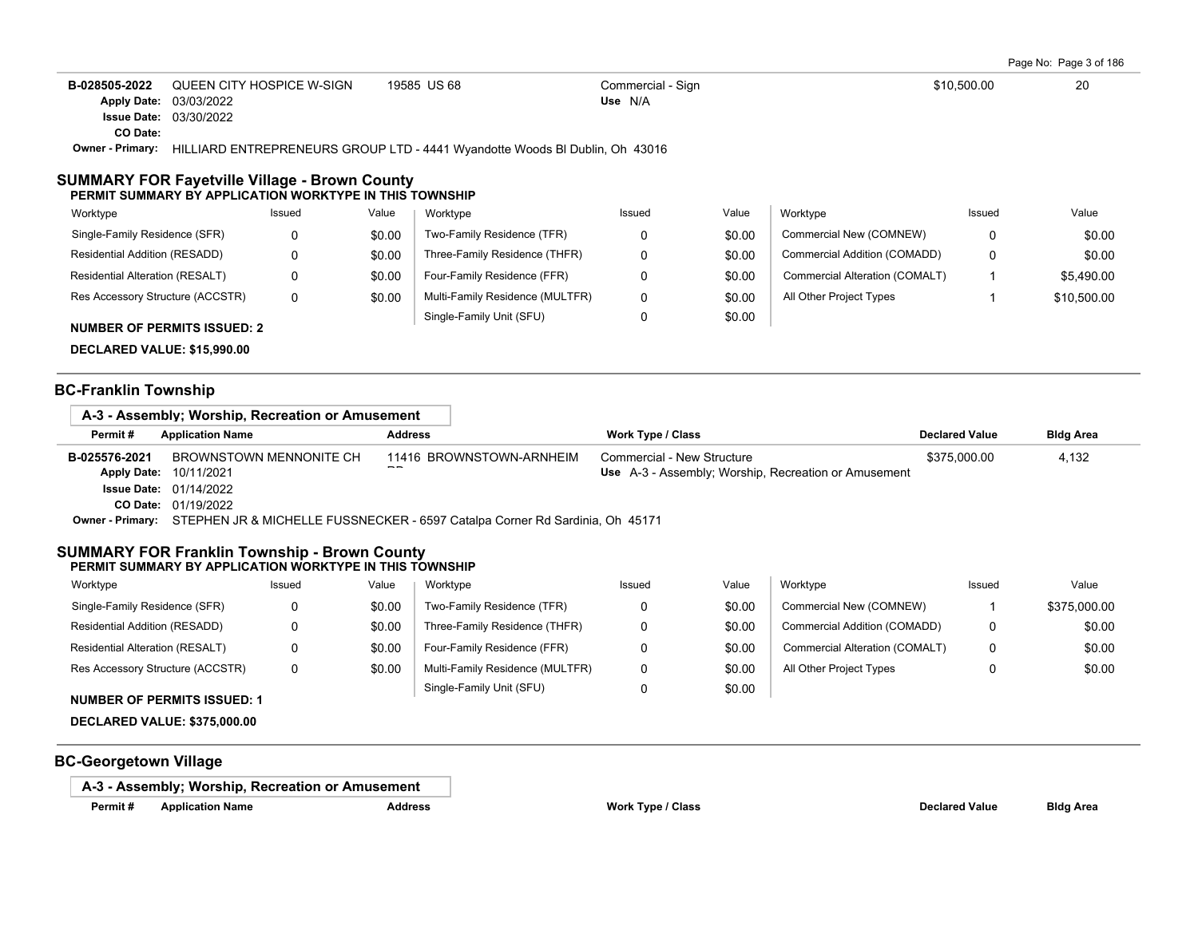| Permit # | Application Name | Address | Work Type / Class | Declared Value | Bldg Area |
|---|---|---|---|---|---|
| B-028505-2022 | QUEEN CITY HOSPICE W-SIGN | 19585 US 68 | Commercial - Sign<br>Use N/A | $10,500.00 | 20 |

**Apply Date:** 03/03/2022
**Issue Date:** 03/30/2022
**CO Date:**
**Owner - Primary:** HILLIARD ENTREPRENEURS GROUP LTD - 4441 Wyandotte Woods Bl Dublin, Oh 43016

### SUMMARY FOR Fayetville Village - Brown County

**PERMIT SUMMARY BY APPLICATION WORKTYPE IN THIS TOWNSHIP**

| Worktype | Issued | Value | Worktype | Issued | Value | Worktype | Issued | Value |
|---|---|---|---|---|---|---|---|---|
| Single-Family Residence (SFR) | 0 | $0.00 | Two-Family Residence (TFR) | 0 | $0.00 | Commercial New (COMNEW) | 0 | $0.00 |
| Residential Addition (RESADD) | 0 | $0.00 | Three-Family Residence (THFR) | 0 | $0.00 | Commercial Addition (COMADD) | 0 | $0.00 |
| Residential Alteration (RESALT) | 0 | $0.00 | Four-Family Residence (FFR) | 0 | $0.00 | Commercial Alteration (COMALT) | 1 | $5,490.00 |
| Res Accessory Structure (ACCSTR) | 0 | $0.00 | Multi-Family Residence (MULTFR) | 0 | $0.00 | All Other Project Types | 1 | $10,500.00 |
| | | | Single-Family Unit (SFU) | 0 | $0.00 | | | |

**NUMBER OF PERMITS ISSUED: 2**

**DECLARED VALUE: $15,990.00**

## BC-Franklin Township

### A-3 - Assembly; Worship, Recreation or Amusement

| Permit # | Application Name | Address | Work Type / Class | Declared Value | Bldg Area |
|---|---|---|---|---|---|
| B-025576-2021 | BROWNSTOWN MENNONITE CH | 11416 BROWNSTOWN-ARNHEIM RD | Commercial - New Structure<br>Use A-3 - Assembly; Worship, Recreation or Amusement | $375,000.00 | 4,132 |

**Apply Date:** 10/11/2021
**Issue Date:** 01/14/2022
**CO Date:** 01/19/2022
**Owner - Primary:** STEPHEN JR & MICHELLE FUSSNECKER - 6597 Catalpa Corner Rd Sardinia, Oh 45171

### SUMMARY FOR Franklin Township - Brown County

**PERMIT SUMMARY BY APPLICATION WORKTYPE IN THIS TOWNSHIP**

| Worktype | Issued | Value | Worktype | Issued | Value | Worktype | Issued | Value |
|---|---|---|---|---|---|---|---|---|
| Single-Family Residence (SFR) | 0 | $0.00 | Two-Family Residence (TFR) | 0 | $0.00 | Commercial New (COMNEW) | 1 | $375,000.00 |
| Residential Addition (RESADD) | 0 | $0.00 | Three-Family Residence (THFR) | 0 | $0.00 | Commercial Addition (COMADD) | 0 | $0.00 |
| Residential Alteration (RESALT) | 0 | $0.00 | Four-Family Residence (FFR) | 0 | $0.00 | Commercial Alteration (COMALT) | 0 | $0.00 |
| Res Accessory Structure (ACCSTR) | 0 | $0.00 | Multi-Family Residence (MULTFR) | 0 | $0.00 | All Other Project Types | 0 | $0.00 |
| | | | Single-Family Unit (SFU) | 0 | $0.00 | | | |

**NUMBER OF PERMITS ISSUED: 1**

**DECLARED VALUE: $375,000.00**

## BC-Georgetown Village

### A-3 - Assembly; Worship, Recreation or Amusement

| Permit # | Application Name | Address | Work Type / Class | Declared Value | Bldg Area |
|---|---|---|---|---|---|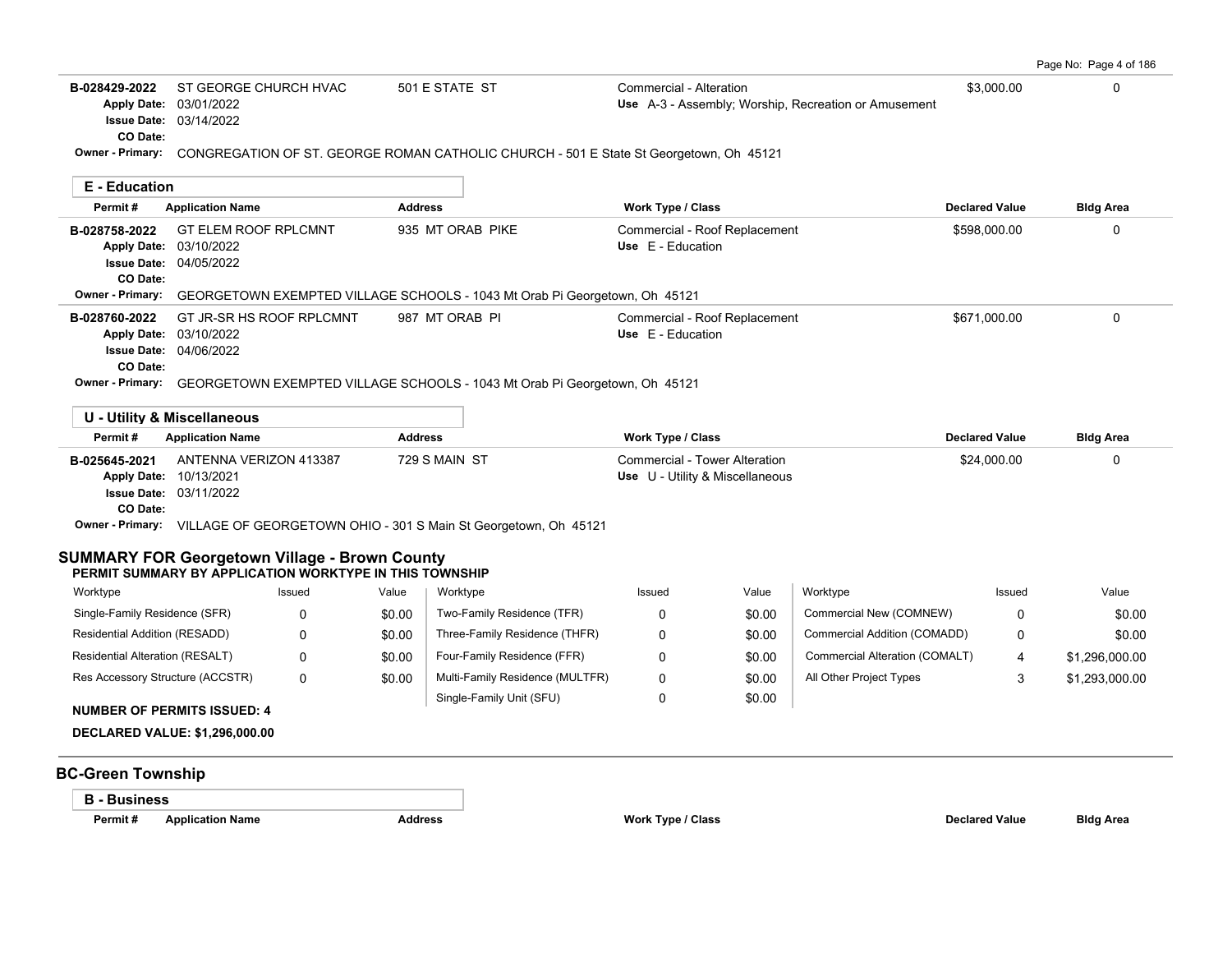| Permit # | Application Name | Address | Work Type / Class | Declared Value | Bldg Area |
|---|---|---|---|---|---|
| B-028429-2022 | ST GEORGE CHURCH HVAC | 501 E STATE ST | Commercial - Alteration | $3,000.00 | 0 |
| Apply Date: 03/01/2022 | | | Use A-3 - Assembly; Worship, Recreation or Amusement | | |
| Issue Date: 03/14/2022 | | | | | |
| CO Date: | | | | | |
| Owner - Primary: | CONGREGATION OF ST. GEORGE ROMAN CATHOLIC CHURCH - 501 E State St Georgetown, Oh 45121 | | | | |

### E - Education

| Permit # | Application Name | Address | Work Type / Class | Declared Value | Bldg Area |
|---|---|---|---|---|---|
| B-028758-2022 | GT ELEM ROOF RPLCMNT | 935 MT ORAB PIKE | Commercial - Roof Replacement | $598,000.00 | 0 |
| Apply Date: 03/10/2022 | | | Use E - Education | | |
| Issue Date: 04/05/2022 | | | | | |
| CO Date: | | | | | |
| Owner - Primary: | GEORGETOWN EXEMPTED VILLAGE SCHOOLS - 1043 Mt Orab Pi Georgetown, Oh 45121 | | | | |
| B-028760-2022 | GT JR-SR HS ROOF RPLCMNT | 987 MT ORAB PI | Commercial - Roof Replacement | $671,000.00 | 0 |
| Apply Date: 03/10/2022 | | | Use E - Education | | |
| Issue Date: 04/06/2022 | | | | | |
| CO Date: | | | | | |
| Owner - Primary: | GEORGETOWN EXEMPTED VILLAGE SCHOOLS - 1043 Mt Orab Pi Georgetown, Oh 45121 | | | | |

### U - Utility & Miscellaneous

| Permit # | Application Name | Address | Work Type / Class | Declared Value | Bldg Area |
|---|---|---|---|---|---|
| B-025645-2021 | ANTENNA VERIZON 413387 | 729 S MAIN ST | Commercial - Tower Alteration | $24,000.00 | 0 |
| Apply Date: 10/13/2021 | | | Use U - Utility & Miscellaneous | | |
| Issue Date: 03/11/2022 | | | | | |
| CO Date: | | | | | |
| Owner - Primary: | VILLAGE OF GEORGETOWN OHIO - 301 S Main St Georgetown, Oh 45121 | | | | |

## SUMMARY FOR Georgetown Village - Brown County

**PERMIT SUMMARY BY APPLICATION WORKTYPE IN THIS TOWNSHIP**

| Worktype | Issued | Value | Worktype | Issued | Value | Worktype | Issued | Value |
|---|---|---|---|---|---|---|---|---|
| Single-Family Residence (SFR) | 0 | $0.00 | Two-Family Residence (TFR) | 0 | $0.00 | Commercial New (COMNEW) | 0 | $0.00 |
| Residential Addition (RESADD) | 0 | $0.00 | Three-Family Residence (THFR) | 0 | $0.00 | Commercial Addition (COMADD) | 0 | $0.00 |
| Residential Alteration (RESALT) | 0 | $0.00 | Four-Family Residence (FFR) | 0 | $0.00 | Commercial Alteration (COMALT) | 4 | $1,296,000.00 |
| Res Accessory Structure (ACCSTR) | 0 | $0.00 | Multi-Family Residence (MULTFR) | 0 | $0.00 | All Other Project Types | 3 | $1,293,000.00 |
| | | | Single-Family Unit (SFU) | 0 | $0.00 | | | |

**NUMBER OF PERMITS ISSUED: 4**

**DECLARED VALUE: $1,296,000.00**

## BC-Green Township

### B - Business

| Permit # | Application Name | Address | Work Type / Class | Declared Value | Bldg Area |
|---|---|---|---|---|---|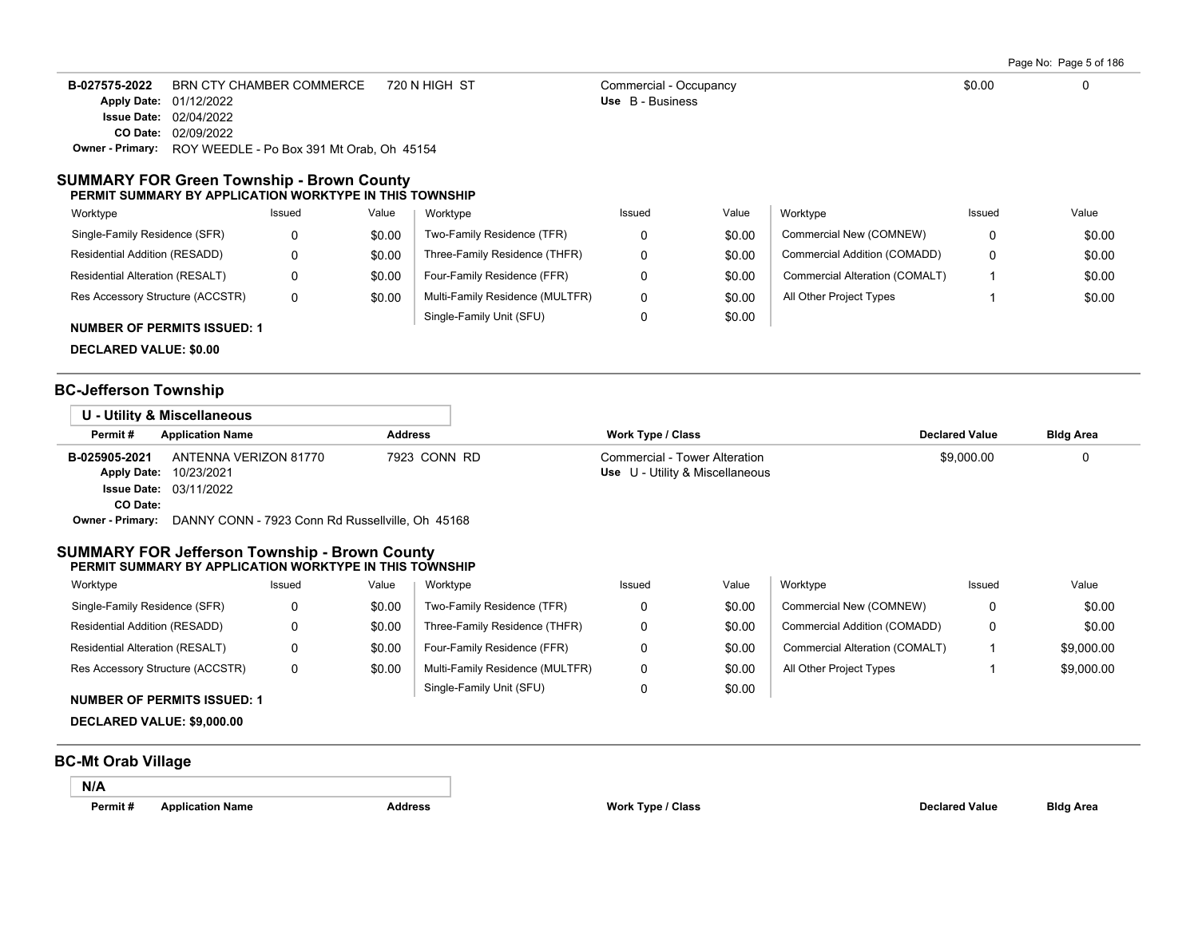| Permit # | Application Name | Address | Work Type / Class | Declared Value | Bldg Area |
|---|---|---|---|---|---|
| B-027575-2022 | BRN CTY CHAMBER COMMERCE | 720 N HIGH ST | Commercial - Occupancy | $0.00 | 0 |
| Apply Date: 01/12/2022 | | | Use B - Business | | |
| Issue Date: 02/04/2022 | | | | | |
| CO Date: 02/09/2022 | | | | | |
| Owner - Primary: ROY WEEDLE - Po Box 391 Mt Orab, Oh 45154 | | | | | |

### SUMMARY FOR Green Township - Brown County

**PERMIT SUMMARY BY APPLICATION WORKTYPE IN THIS TOWNSHIP**

| Worktype | Issued | Value | Worktype | Issued | Value | Worktype | Issued | Value |
|---|---|---|---|---|---|---|---|---|
| Single-Family Residence (SFR) | 0 | $0.00 | Two-Family Residence (TFR) | 0 | $0.00 | Commercial New (COMNEW) | 0 | $0.00 |
| Residential Addition (RESADD) | 0 | $0.00 | Three-Family Residence (THFR) | 0 | $0.00 | Commercial Addition (COMADD) | 0 | $0.00 |
| Residential Alteration (RESALT) | 0 | $0.00 | Four-Family Residence (FFR) | 0 | $0.00 | Commercial Alteration (COMALT) | 1 | $0.00 |
| Res Accessory Structure (ACCSTR) | 0 | $0.00 | Multi-Family Residence (MULTFR) | 0 | $0.00 | All Other Project Types | 1 | $0.00 |
| | | | Single-Family Unit (SFU) | 0 | $0.00 | | | |

**NUMBER OF PERMITS ISSUED: 1**

**DECLARED VALUE: $0.00**

## BC-Jefferson Township

### U - Utility & Miscellaneous

| Permit # | Application Name | Address | Work Type / Class | Declared Value | Bldg Area |
|---|---|---|---|---|---|
| B-025905-2021 | ANTENNA VERIZON 81770 | 7923 CONN RD | Commercial - Tower Alteration | $9,000.00 | 0 |
| Apply Date: 10/23/2021 | | | Use U - Utility & Miscellaneous | | |
| Issue Date: 03/11/2022 | | | | | |
| CO Date: | | | | | |
| Owner - Primary: DANNY CONN - 7923 Conn Rd Russellville, Oh 45168 | | | | | |

### SUMMARY FOR Jefferson Township - Brown County

**PERMIT SUMMARY BY APPLICATION WORKTYPE IN THIS TOWNSHIP**

| Worktype | Issued | Value | Worktype | Issued | Value | Worktype | Issued | Value |
|---|---|---|---|---|---|---|---|---|
| Single-Family Residence (SFR) | 0 | $0.00 | Two-Family Residence (TFR) | 0 | $0.00 | Commercial New (COMNEW) | 0 | $0.00 |
| Residential Addition (RESADD) | 0 | $0.00 | Three-Family Residence (THFR) | 0 | $0.00 | Commercial Addition (COMADD) | 0 | $0.00 |
| Residential Alteration (RESALT) | 0 | $0.00 | Four-Family Residence (FFR) | 0 | $0.00 | Commercial Alteration (COMALT) | 1 | $9,000.00 |
| Res Accessory Structure (ACCSTR) | 0 | $0.00 | Multi-Family Residence (MULTFR) | 0 | $0.00 | All Other Project Types | 1 | $9,000.00 |
| | | | Single-Family Unit (SFU) | 0 | $0.00 | | | |

**NUMBER OF PERMITS ISSUED: 1**

**DECLARED VALUE: $9,000.00**

## BC-Mt Orab Village

### N/A

| Permit # | Application Name | Address | Work Type / Class | Declared Value | Bldg Area |
|---|---|---|---|---|---|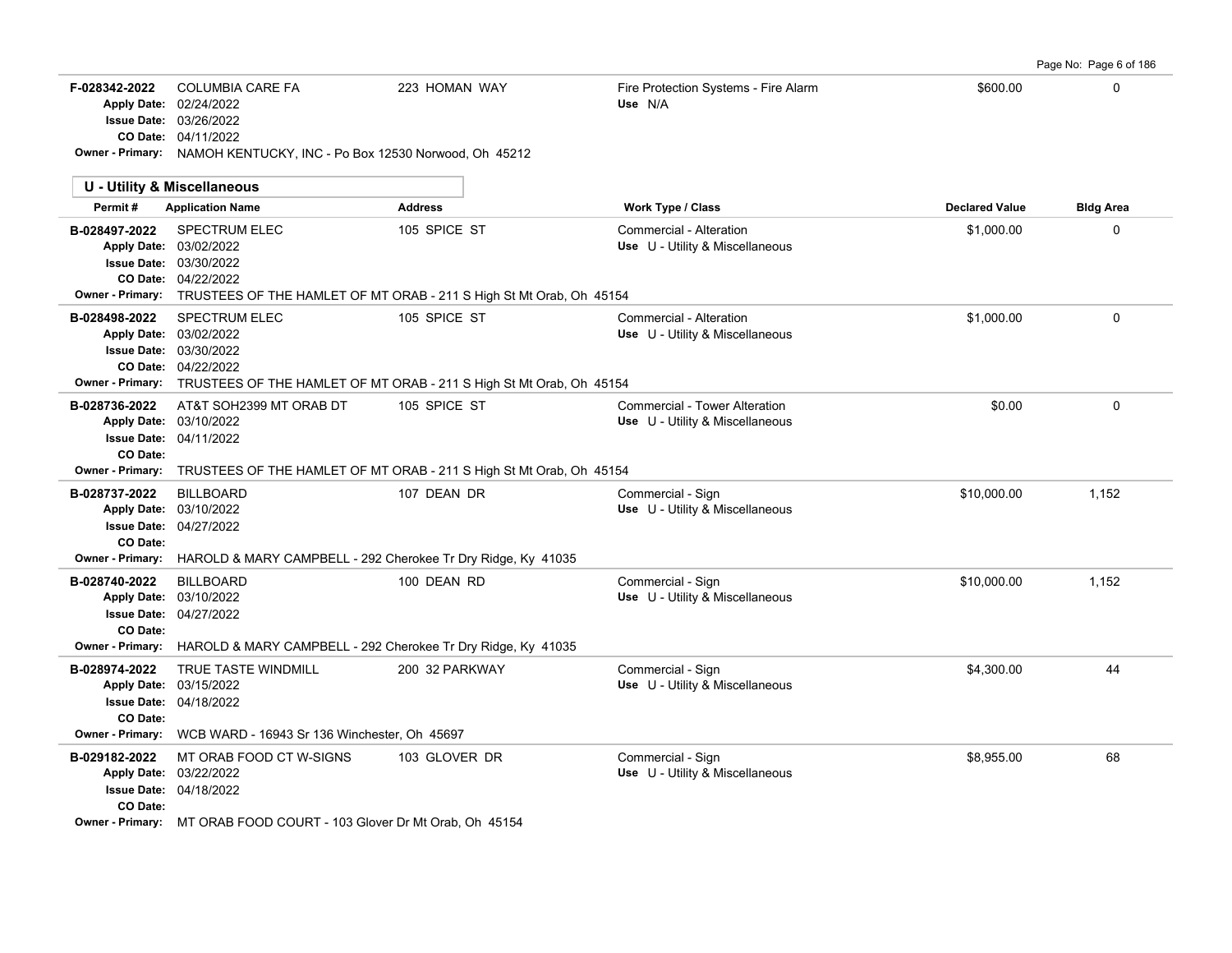| Permit # | Application Name | Address | Work Type / Class | Declared Value | Bldg Area |
|---|---|---|---|---|---|
| F-028342-2022 | COLUMBIA CARE FA | 223 HOMAN WAY | Fire Protection Systems - Fire Alarm | $600.00 | 0 |
| Apply Date: 02/24/2022 | | | Use N/A | | |
| Issue Date: 03/26/2022 | | | | | |
| CO Date: 04/11/2022 | | | | | |
| Owner - Primary: NAMOH KENTUCKY, INC - Po Box 12530 Norwood, Oh 45212 | | | | | |

## U - Utility & Miscellaneous

| Permit # | Application Name | Address | Work Type / Class | Declared Value | Bldg Area |
|---|---|---|---|---|---|
| B-028497-2022 | SPECTRUM ELEC | 105 SPICE ST | Commercial - Alteration | $1,000.00 | 0 |
| Apply Date: 03/02/2022 | | | Use U - Utility & Miscellaneous | | |
| Issue Date: 03/30/2022 | | | | | |
| CO Date: 04/22/2022 | | | | | |
| Owner - Primary: TRUSTEES OF THE HAMLET OF MT ORAB - 211 S High St Mt Orab, Oh 45154 | | | | | |
| B-028498-2022 | SPECTRUM ELEC | 105 SPICE ST | Commercial - Alteration | $1,000.00 | 0 |
| Apply Date: 03/02/2022 | | | Use U - Utility & Miscellaneous | | |
| Issue Date: 03/30/2022 | | | | | |
| CO Date: 04/22/2022 | | | | | |
| Owner - Primary: TRUSTEES OF THE HAMLET OF MT ORAB - 211 S High St Mt Orab, Oh 45154 | | | | | |
| B-028736-2022 | AT&T SOH2399 MT ORAB DT | 105 SPICE ST | Commercial - Tower Alteration | $0.00 | 0 |
| Apply Date: 03/10/2022 | | | Use U - Utility & Miscellaneous | | |
| Issue Date: 04/11/2022 | | | | | |
| CO Date: | | | | | |
| Owner - Primary: TRUSTEES OF THE HAMLET OF MT ORAB - 211 S High St Mt Orab, Oh 45154 | | | | | |
| B-028737-2022 | BILLBOARD | 107 DEAN DR | Commercial - Sign | $10,000.00 | 1,152 |
| Apply Date: 03/10/2022 | | | Use U - Utility & Miscellaneous | | |
| Issue Date: 04/27/2022 | | | | | |
| CO Date: | | | | | |
| Owner - Primary: HAROLD & MARY CAMPBELL - 292 Cherokee Tr Dry Ridge, Ky 41035 | | | | | |
| B-028740-2022 | BILLBOARD | 100 DEAN RD | Commercial - Sign | $10,000.00 | 1,152 |
| Apply Date: 03/10/2022 | | | Use U - Utility & Miscellaneous | | |
| Issue Date: 04/27/2022 | | | | | |
| CO Date: | | | | | |
| Owner - Primary: HAROLD & MARY CAMPBELL - 292 Cherokee Tr Dry Ridge, Ky 41035 | | | | | |
| B-028974-2022 | TRUE TASTE WINDMILL | 200 32 PARKWAY | Commercial - Sign | $4,300.00 | 44 |
| Apply Date: 03/15/2022 | | | Use U - Utility & Miscellaneous | | |
| Issue Date: 04/18/2022 | | | | | |
| CO Date: | | | | | |
| Owner - Primary: WCB WARD - 16943 Sr 136 Winchester, Oh 45697 | | | | | |
| B-029182-2022 | MT ORAB FOOD CT W-SIGNS | 103 GLOVER DR | Commercial - Sign | $8,955.00 | 68 |
| Apply Date: 03/22/2022 | | | Use U - Utility & Miscellaneous | | |
| Issue Date: 04/18/2022 | | | | | |
| CO Date: | | | | | |
| Owner - Primary: MT ORAB FOOD COURT - 103 Glover Dr Mt Orab, Oh 45154 | | | | | |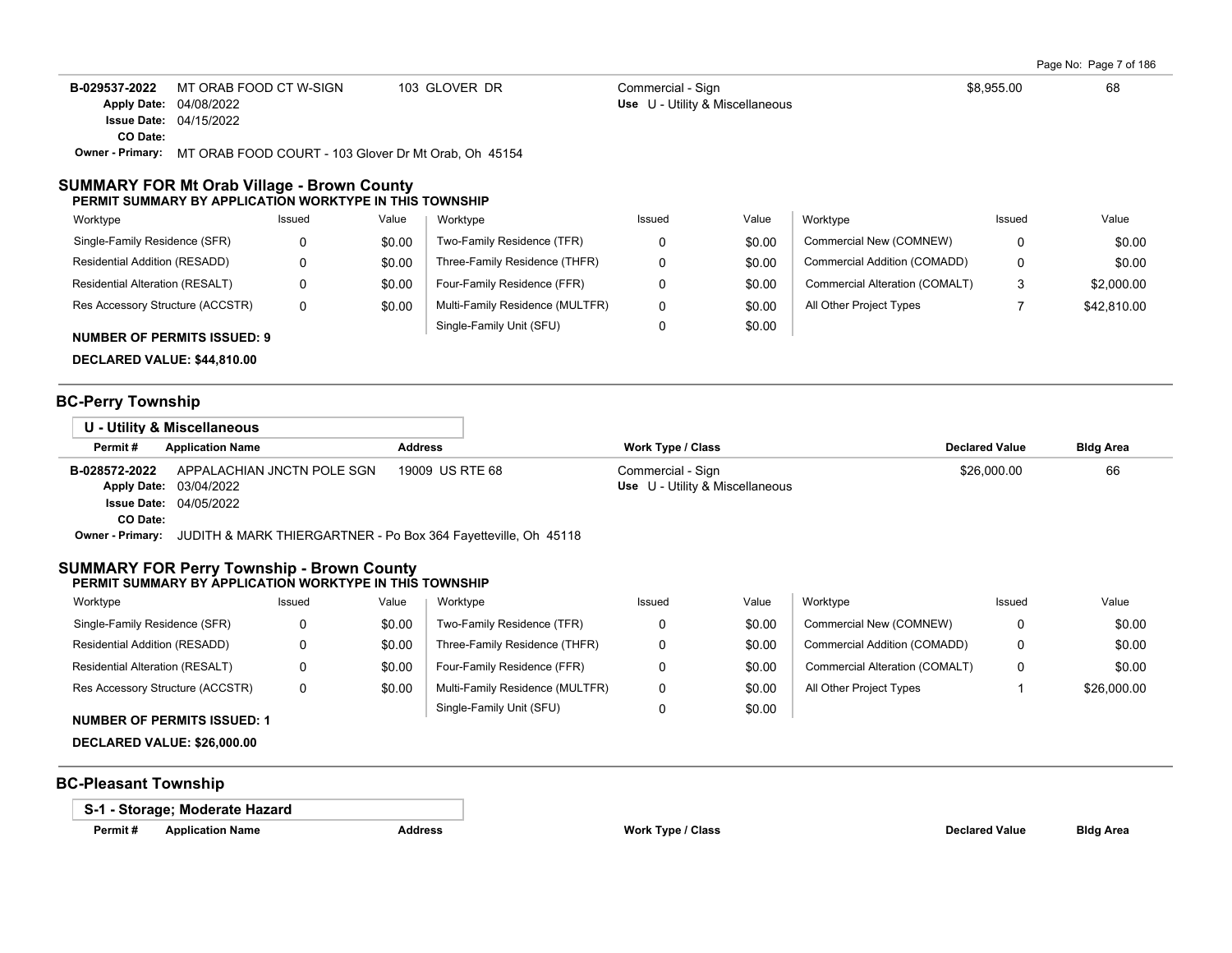| Permit # | Application Name | Address | Work Type / Class | Declared Value | Bldg Area |
|---|---|---|---|---|---|
| B-029537-2022 | MT ORAB FOOD CT W-SIGN | 103 GLOVER DR | Commercial - Sign | $8,955.00 | 68 |
| | Apply Date: 04/08/2022 | | Use U - Utility & Miscellaneous | | |
| | Issue Date: 04/15/2022 | | | | |
| | CO Date: | | | | |
| | Owner - Primary: MT ORAB FOOD COURT - 103 Glover Dr Mt Orab, Oh 45154 | | | | |

## SUMMARY FOR Mt Orab Village - Brown County

**PERMIT SUMMARY BY APPLICATION WORKTYPE IN THIS TOWNSHIP**

| Worktype | Issued | Value | Worktype | Issued | Value | Worktype | Issued | Value |
|---|---|---|---|---|---|---|---|---|
| Single-Family Residence (SFR) | 0 | $0.00 | Two-Family Residence (TFR) | 0 | $0.00 | Commercial New (COMNEW) | 0 | $0.00 |
| Residential Addition (RESADD) | 0 | $0.00 | Three-Family Residence (THFR) | 0 | $0.00 | Commercial Addition (COMADD) | 0 | $0.00 |
| Residential Alteration (RESALT) | 0 | $0.00 | Four-Family Residence (FFR) | 0 | $0.00 | Commercial Alteration (COMALT) | 3 | $2,000.00 |
| Res Accessory Structure (ACCSTR) | 0 | $0.00 | Multi-Family Residence (MULTFR) | 0 | $0.00 | All Other Project Types | 7 | $42,810.00 |
| | | | Single-Family Unit (SFU) | 0 | $0.00 | | | |

**NUMBER OF PERMITS ISSUED: 9**

**DECLARED VALUE: $44,810.00**

## BC-Perry Township

### U - Utility & Miscellaneous

| Permit # | Application Name | Address | Work Type / Class | Declared Value | Bldg Area |
|---|---|---|---|---|---|
| B-028572-2022 | APPALACHIAN JNCTN POLE SGN | 19009 US RTE 68 | Commercial - Sign | $26,000.00 | 66 |
| | Apply Date: 03/04/2022 | | Use U - Utility & Miscellaneous | | |
| | Issue Date: 04/05/2022 | | | | |
| | CO Date: | | | | |
| | Owner - Primary: JUDITH & MARK THIERGARTNER - Po Box 364 Fayetteville, Oh 45118 | | | | |

## SUMMARY FOR Perry Township - Brown County

**PERMIT SUMMARY BY APPLICATION WORKTYPE IN THIS TOWNSHIP**

| Worktype | Issued | Value | Worktype | Issued | Value | Worktype | Issued | Value |
|---|---|---|---|---|---|---|---|---|
| Single-Family Residence (SFR) | 0 | $0.00 | Two-Family Residence (TFR) | 0 | $0.00 | Commercial New (COMNEW) | 0 | $0.00 |
| Residential Addition (RESADD) | 0 | $0.00 | Three-Family Residence (THFR) | 0 | $0.00 | Commercial Addition (COMADD) | 0 | $0.00 |
| Residential Alteration (RESALT) | 0 | $0.00 | Four-Family Residence (FFR) | 0 | $0.00 | Commercial Alteration (COMALT) | 0 | $0.00 |
| Res Accessory Structure (ACCSTR) | 0 | $0.00 | Multi-Family Residence (MULTFR) | 0 | $0.00 | All Other Project Types | 1 | $26,000.00 |
| | | | Single-Family Unit (SFU) | 0 | $0.00 | | | |

**NUMBER OF PERMITS ISSUED: 1**

**DECLARED VALUE: $26,000.00**

## BC-Pleasant Township

### S-1 - Storage; Moderate Hazard

| Permit # | Application Name | Address | Work Type / Class | Declared Value | Bldg Area |
|---|---|---|---|---|---|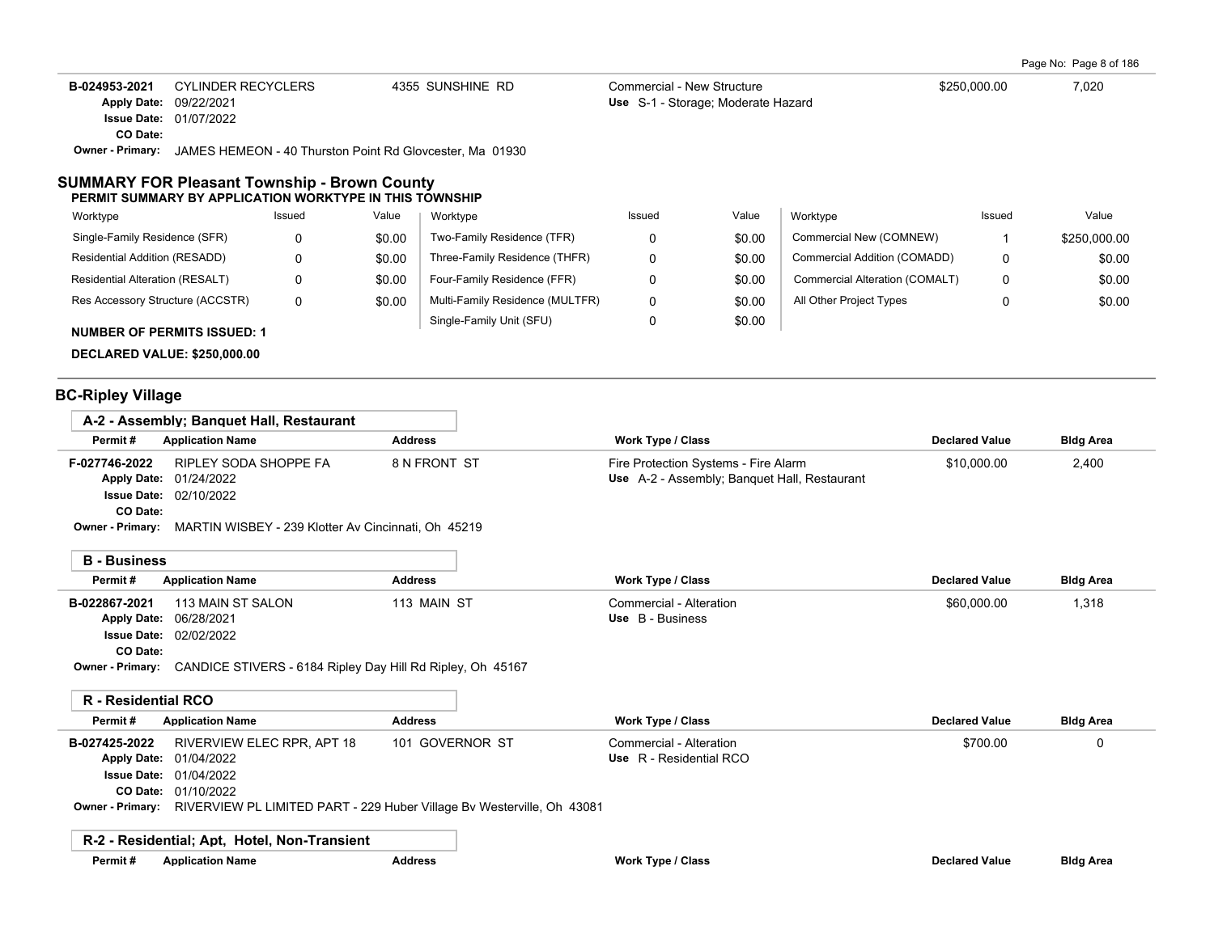| Permit # | Application Name | Address | Work Type / Class | Declared Value | Bldg Area |
|---|---|---|---|---|---|
| B-024953-2021 | CYLINDER RECYCLERS | 4355 SUNSHINE RD | Commercial - New Structure | $250,000.00 | 7,020 |
| Apply Date: 09/22/2021 | | | Use S-1 - Storage; Moderate Hazard | | |
| Issue Date: 01/07/2022 | | | | | |
| CO Date: | | | | | |
| Owner - Primary: JAMES HEMEON - 40 Thurston Point Rd Glovcester, Ma 01930 | | | | | |

## SUMMARY FOR Pleasant Township - Brown County

**PERMIT SUMMARY BY APPLICATION WORKTYPE IN THIS TOWNSHIP**

| Worktype | Issued | Value | Worktype | Issued | Value | Worktype | Issued | Value |
|---|---|---|---|---|---|---|---|---|
| Single-Family Residence (SFR) | 0 | $0.00 | Two-Family Residence (TFR) | 0 | $0.00 | Commercial New (COMNEW) | 1 | $250,000.00 |
| Residential Addition (RESADD) | 0 | $0.00 | Three-Family Residence (THFR) | 0 | $0.00 | Commercial Addition (COMADD) | 0 | $0.00 |
| Residential Alteration (RESALT) | 0 | $0.00 | Four-Family Residence (FFR) | 0 | $0.00 | Commercial Alteration (COMALT) | 0 | $0.00 |
| Res Accessory Structure (ACCSTR) | 0 | $0.00 | Multi-Family Residence (MULTFR) | 0 | $0.00 | All Other Project Types | 0 | $0.00 |
| | | | Single-Family Unit (SFU) | 0 | $0.00 | | | |

**NUMBER OF PERMITS ISSUED: 1**

**DECLARED VALUE: $250,000.00**

## BC-Ripley Village

### A-2 - Assembly; Banquet Hall, Restaurant

| Permit # | Application Name | Address | Work Type / Class | Declared Value | Bldg Area |
|---|---|---|---|---|---|
| F-027746-2022 | RIPLEY SODA SHOPPE FA | 8 N FRONT ST | Fire Protection Systems - Fire Alarm | $10,000.00 | 2,400 |
| Apply Date: 01/24/2022 | | | Use A-2 - Assembly; Banquet Hall, Restaurant | | |
| Issue Date: 02/10/2022 | | | | | |
| CO Date: | | | | | |
| Owner - Primary: MARTIN WISBEY - 239 Klotter Av Cincinnati, Oh 45219 | | | | | |

### B - Business

| Permit # | Application Name | Address | Work Type / Class | Declared Value | Bldg Area |
|---|---|---|---|---|---|
| B-022867-2021 | 113 MAIN ST SALON | 113 MAIN ST | Commercial - Alteration | $60,000.00 | 1,318 |
| Apply Date: 06/28/2021 | | | Use B - Business | | |
| Issue Date: 02/02/2022 | | | | | |
| CO Date: | | | | | |
| Owner - Primary: CANDICE STIVERS - 6184 Ripley Day Hill Rd Ripley, Oh 45167 | | | | | |

### R - Residential RCO

| Permit # | Application Name | Address | Work Type / Class | Declared Value | Bldg Area |
|---|---|---|---|---|---|
| B-027425-2022 | RIVERVIEW ELEC RPR, APT 18 | 101 GOVERNOR ST | Commercial - Alteration | $700.00 | 0 |
| Apply Date: 01/04/2022 | | | Use R - Residential RCO | | |
| Issue Date: 01/04/2022 | | | | | |
| CO Date: 01/10/2022 | | | | | |
| Owner - Primary: RIVERVIEW PL LIMITED PART - 229 Huber Village Bv Westerville, Oh 43081 | | | | | |

### R-2 - Residential; Apt, Hotel, Non-Transient

| Permit # | Application Name | Address | Work Type / Class | Declared Value | Bldg Area |
|---|---|---|---|---|---|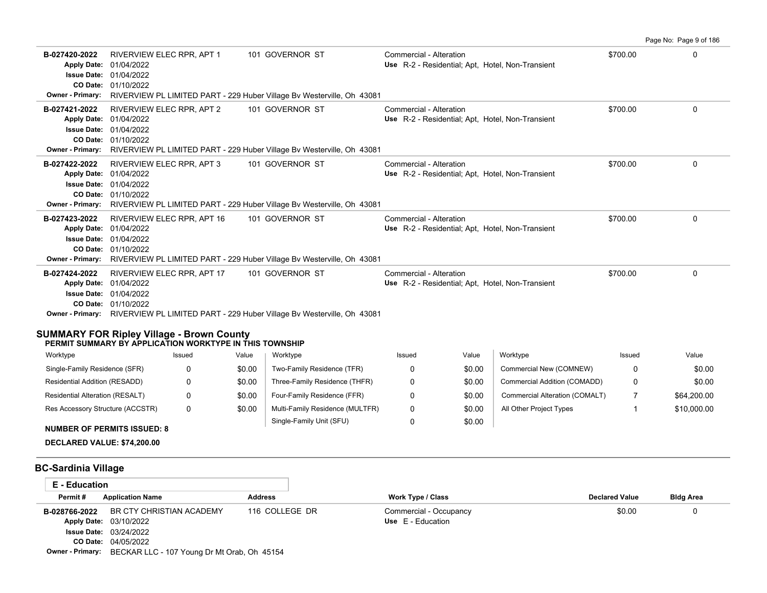| Permit # | Application Name | Address | Work Type / Class | Declared Value | Bldg Area |
|---|---|---|---|---|---|
| B-027420-2022 | RIVERVIEW ELEC RPR, APT 1 | 101 GOVERNOR ST | Commercial - Alteration | $700.00 | 0 |
| Apply Date: 01/04/2022 | | | Use R-2 - Residential; Apt, Hotel, Non-Transient | | |
| Issue Date: 01/04/2022 | | | | | |
| CO Date: 01/10/2022 | | | | | |
| Owner - Primary: RIVERVIEW PL LIMITED PART - 229 Huber Village Bv Westerville, Oh 43081 | | | | | |
| B-027421-2022 | RIVERVIEW ELEC RPR, APT 2 | 101 GOVERNOR ST | Commercial - Alteration | $700.00 | 0 |
| Apply Date: 01/04/2022 | | | Use R-2 - Residential; Apt, Hotel, Non-Transient | | |
| Issue Date: 01/04/2022 | | | | | |
| CO Date: 01/10/2022 | | | | | |
| Owner - Primary: RIVERVIEW PL LIMITED PART - 229 Huber Village Bv Westerville, Oh 43081 | | | | | |
| B-027422-2022 | RIVERVIEW ELEC RPR, APT 3 | 101 GOVERNOR ST | Commercial - Alteration | $700.00 | 0 |
| Apply Date: 01/04/2022 | | | Use R-2 - Residential; Apt, Hotel, Non-Transient | | |
| Issue Date: 01/04/2022 | | | | | |
| CO Date: 01/10/2022 | | | | | |
| Owner - Primary: RIVERVIEW PL LIMITED PART - 229 Huber Village Bv Westerville, Oh 43081 | | | | | |
| B-027423-2022 | RIVERVIEW ELEC RPR, APT 16 | 101 GOVERNOR ST | Commercial - Alteration | $700.00 | 0 |
| Apply Date: 01/04/2022 | | | Use R-2 - Residential; Apt, Hotel, Non-Transient | | |
| Issue Date: 01/04/2022 | | | | | |
| CO Date: 01/10/2022 | | | | | |
| Owner - Primary: RIVERVIEW PL LIMITED PART - 229 Huber Village Bv Westerville, Oh 43081 | | | | | |
| B-027424-2022 | RIVERVIEW ELEC RPR, APT 17 | 101 GOVERNOR ST | Commercial - Alteration | $700.00 | 0 |
| Apply Date: 01/04/2022 | | | Use R-2 - Residential; Apt, Hotel, Non-Transient | | |
| Issue Date: 01/04/2022 | | | | | |
| CO Date: 01/10/2022 | | | | | |
| Owner - Primary: RIVERVIEW PL LIMITED PART - 229 Huber Village Bv Westerville, Oh 43081 | | | | | |

## SUMMARY FOR Ripley Village - Brown County

**PERMIT SUMMARY BY APPLICATION WORKTYPE IN THIS TOWNSHIP**

| Worktype | Issued | Value | Worktype | Issued | Value | Worktype | Issued | Value |
|---|---|---|---|---|---|---|---|---|
| Single-Family Residence (SFR) | 0 | $0.00 | Two-Family Residence (TFR) | 0 | $0.00 | Commercial New (COMNEW) | 0 | $0.00 |
| Residential Addition (RESADD) | 0 | $0.00 | Three-Family Residence (THFR) | 0 | $0.00 | Commercial Addition (COMADD) | 0 | $0.00 |
| Residential Alteration (RESALT) | 0 | $0.00 | Four-Family Residence (FFR) | 0 | $0.00 | Commercial Alteration (COMALT) | 7 | $64,200.00 |
| Res Accessory Structure (ACCSTR) | 0 | $0.00 | Multi-Family Residence (MULTFR) | 0 | $0.00 | All Other Project Types | 1 | $10,000.00 |
| | | | Single-Family Unit (SFU) | 0 | $0.00 | | | |

**NUMBER OF PERMITS ISSUED: 8**

**DECLARED VALUE: $74,200.00**

## BC-Sardinia Village

### E - Education

| Permit # | Application Name | Address | Work Type / Class | Declared Value | Bldg Area |
|---|---|---|---|---|---|
| B-028766-2022 | BR CTY CHRISTIAN ACADEMY | 116 COLLEGE DR | Commercial - Occupancy | $0.00 | 0 |
| Apply Date: 03/10/2022 | | | Use E - Education | | |
| Issue Date: 03/24/2022 | | | | | |
| CO Date: 04/05/2022 | | | | | |
| Owner - Primary: BECKAR LLC - 107 Young Dr Mt Orab, Oh 45154 | | | | | |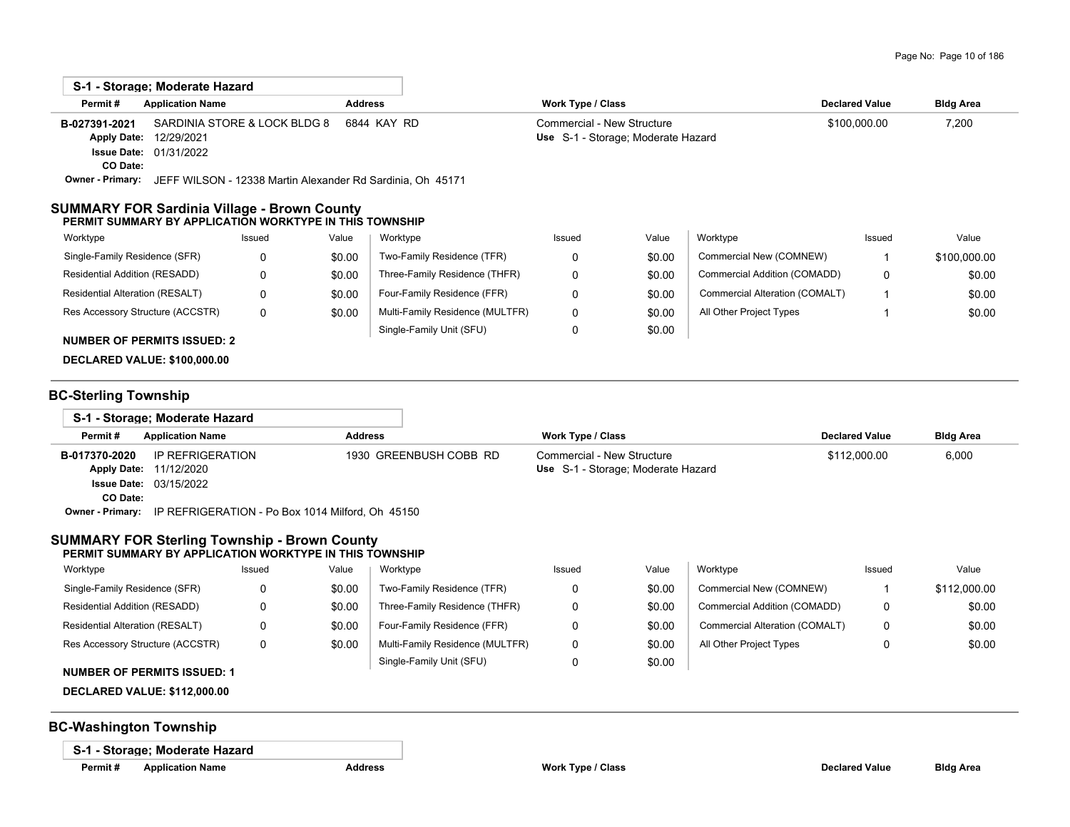**S-1 - Storage; Moderate Hazard**

| Permit # | Application Name | Address | Work Type / Class | Declared Value | Bldg Area |
|---|---|---|---|---|---|
| B-027391-2021 | SARDINIA STORE & LOCK BLDG 8 | 6844 KAY RD | Commercial - New Structure | $100,000.00 | 7,200 |
| Apply Date: | 12/29/2021 | | Use S-1 - Storage; Moderate Hazard | | |
| Issue Date: | 01/31/2022 | | | | |
| CO Date: | | | | | |
| Owner - Primary: | JEFF WILSON - 12338 Martin Alexander Rd Sardinia, Oh 45171 | | | | |

## SUMMARY FOR Sardinia Village - Brown County

**PERMIT SUMMARY BY APPLICATION WORKTYPE IN THIS TOWNSHIP**

| Worktype | Issued | Value | Worktype | Issued | Value | Worktype | Issued | Value |
|---|---|---|---|---|---|---|---|---|
| Single-Family Residence (SFR) | 0 | $0.00 | Two-Family Residence (TFR) | 0 | $0.00 | Commercial New (COMNEW) | 1 | $100,000.00 |
| Residential Addition (RESADD) | 0 | $0.00 | Three-Family Residence (THFR) | 0 | $0.00 | Commercial Addition (COMADD) | 0 | $0.00 |
| Residential Alteration (RESALT) | 0 | $0.00 | Four-Family Residence (FFR) | 0 | $0.00 | Commercial Alteration (COMALT) | 1 | $0.00 |
| Res Accessory Structure (ACCSTR) | 0 | $0.00 | Multi-Family Residence (MULTFR) | 0 | $0.00 | All Other Project Types | 1 | $0.00 |
| | | | Single-Family Unit (SFU) | 0 | $0.00 | | | |

**NUMBER OF PERMITS ISSUED: 2**

**DECLARED VALUE: $100,000.00**

## BC-Sterling Township

**S-1 - Storage; Moderate Hazard**

| Permit # | Application Name | Address | Work Type / Class | Declared Value | Bldg Area |
|---|---|---|---|---|---|
| B-017370-2020 | IP REFRIGERATION | 1930 GREENBUSH COBB RD | Commercial - New Structure | $112,000.00 | 6,000 |
| Apply Date: | 11/12/2020 | | Use S-1 - Storage; Moderate Hazard | | |
| Issue Date: | 03/15/2022 | | | | |
| CO Date: | | | | | |
| Owner - Primary: | IP REFRIGERATION - Po Box 1014 Milford, Oh 45150 | | | | |

## SUMMARY FOR Sterling Township - Brown County

**PERMIT SUMMARY BY APPLICATION WORKTYPE IN THIS TOWNSHIP**

| Worktype | Issued | Value | Worktype | Issued | Value | Worktype | Issued | Value |
|---|---|---|---|---|---|---|---|---|
| Single-Family Residence (SFR) | 0 | $0.00 | Two-Family Residence (TFR) | 0 | $0.00 | Commercial New (COMNEW) | 1 | $112,000.00 |
| Residential Addition (RESADD) | 0 | $0.00 | Three-Family Residence (THFR) | 0 | $0.00 | Commercial Addition (COMADD) | 0 | $0.00 |
| Residential Alteration (RESALT) | 0 | $0.00 | Four-Family Residence (FFR) | 0 | $0.00 | Commercial Alteration (COMALT) | 0 | $0.00 |
| Res Accessory Structure (ACCSTR) | 0 | $0.00 | Multi-Family Residence (MULTFR) | 0 | $0.00 | All Other Project Types | 0 | $0.00 |
| | | | Single-Family Unit (SFU) | 0 | $0.00 | | | |

**NUMBER OF PERMITS ISSUED: 1**

**DECLARED VALUE: $112,000.00**

## BC-Washington Township

**S-1 - Storage; Moderate Hazard**

| Permit # | Application Name | Address | Work Type / Class | Declared Value | Bldg Area |
|---|---|---|---|---|---|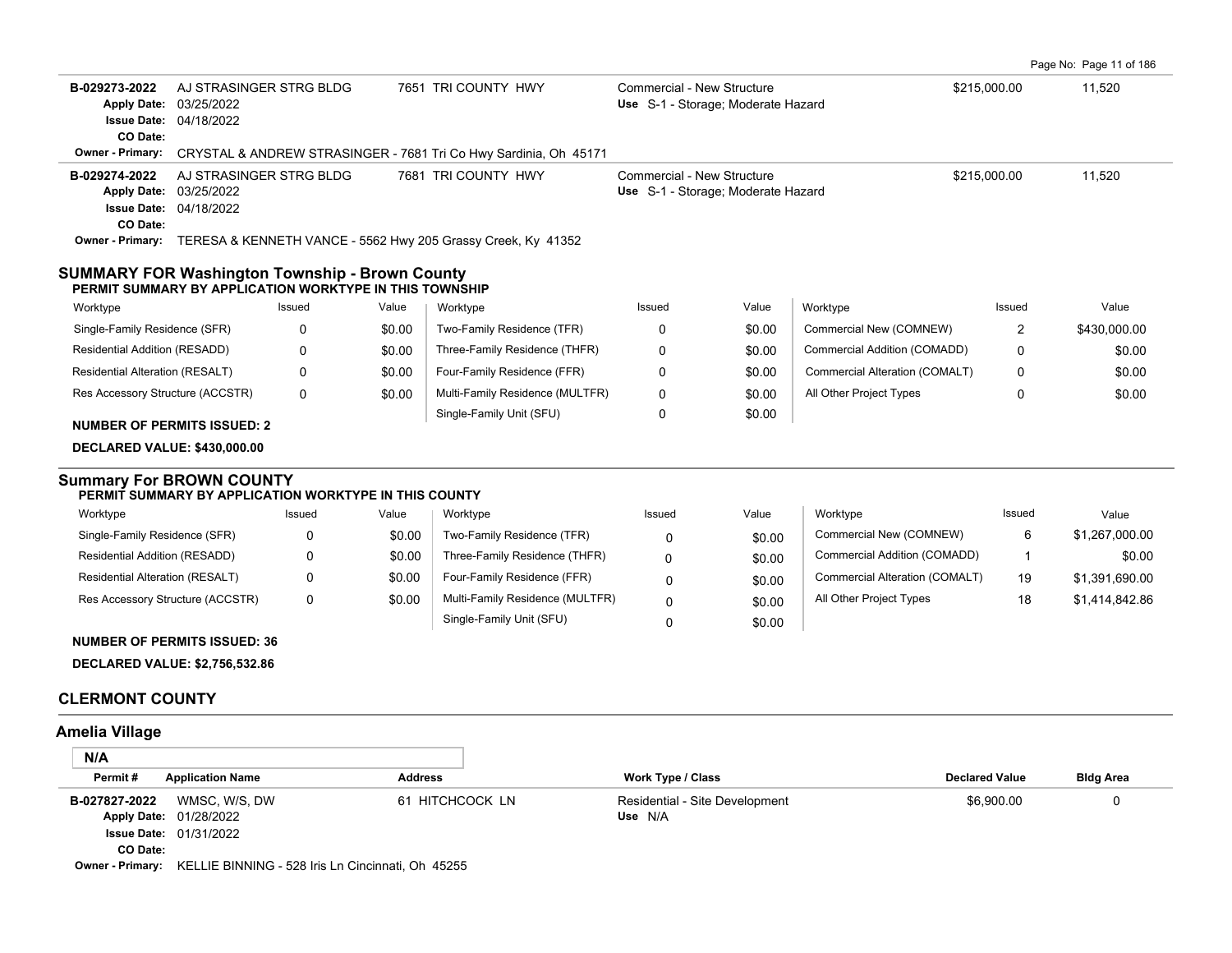| Permit # | Application Name | Address | Work Type / Class | Declared Value | Bldg Area |
|---|---|---|---|---|---|
| B-029273-2022 | AJ STRASINGER STRG BLDG | 7651 TRI COUNTY HWY | Commercial - New Structure | $215,000.00 | 11,520 |
| Apply Date: 03/25/2022 | | | Use S-1 - Storage; Moderate Hazard | | |
| Issue Date: 04/18/2022 | | | | | |
| CO Date: | | | | | |
| Owner - Primary: | CRYSTAL & ANDREW STRASINGER - 7681 Tri Co Hwy Sardinia, Oh 45171 | | | | |
| B-029274-2022 | AJ STRASINGER STRG BLDG | 7681 TRI COUNTY HWY | Commercial - New Structure | $215,000.00 | 11,520 |
| Apply Date: 03/25/2022 | | | Use S-1 - Storage; Moderate Hazard | | |
| Issue Date: 04/18/2022 | | | | | |
| CO Date: | | | | | |
| Owner - Primary: | TERESA & KENNETH VANCE - 5562 Hwy 205 Grassy Creek, Ky 41352 | | | | |

## SUMMARY FOR Washington Township - Brown County

**PERMIT SUMMARY BY APPLICATION WORKTYPE IN THIS TOWNSHIP**

| Worktype | Issued | Value | Worktype | Issued | Value | Worktype | Issued | Value |
|---|---|---|---|---|---|---|---|---|
| Single-Family Residence (SFR) | 0 | $0.00 | Two-Family Residence (TFR) | 0 | $0.00 | Commercial New (COMNEW) | 2 | $430,000.00 |
| Residential Addition (RESADD) | 0 | $0.00 | Three-Family Residence (THFR) | 0 | $0.00 | Commercial Addition (COMADD) | 0 | $0.00 |
| Residential Alteration (RESALT) | 0 | $0.00 | Four-Family Residence (FFR) | 0 | $0.00 | Commercial Alteration (COMALT) | 0 | $0.00 |
| Res Accessory Structure (ACCSTR) | 0 | $0.00 | Multi-Family Residence (MULTFR) | 0 | $0.00 | All Other Project Types | 0 | $0.00 |
| | | | Single-Family Unit (SFU) | 0 | $0.00 | | | |

**NUMBER OF PERMITS ISSUED: 2**

**DECLARED VALUE: $430,000.00**

## Summary For BROWN COUNTY

**PERMIT SUMMARY BY APPLICATION WORKTYPE IN THIS COUNTY**

| Worktype | Issued | Value | Worktype | Issued | Value | Worktype | Issued | Value |
|---|---|---|---|---|---|---|---|---|
| Single-Family Residence (SFR) | 0 | $0.00 | Two-Family Residence (TFR) | 0 | $0.00 | Commercial New (COMNEW) | 6 | $1,267,000.00 |
| Residential Addition (RESADD) | 0 | $0.00 | Three-Family Residence (THFR) | 0 | $0.00 | Commercial Addition (COMADD) | 1 | $0.00 |
| Residential Alteration (RESALT) | 0 | $0.00 | Four-Family Residence (FFR) | 0 | $0.00 | Commercial Alteration (COMALT) | 19 | $1,391,690.00 |
| Res Accessory Structure (ACCSTR) | 0 | $0.00 | Multi-Family Residence (MULTFR) | 0 | $0.00 | All Other Project Types | 18 | $1,414,842.86 |
| | | | Single-Family Unit (SFU) | 0 | $0.00 | | | |

**NUMBER OF PERMITS ISSUED: 36**

**DECLARED VALUE: $2,756,532.86**

## CLERMONT COUNTY

## Amelia Village

**N/A**

| Permit # | Application Name | Address | Work Type / Class | Declared Value | Bldg Area |
|---|---|---|---|---|---|
| B-027827-2022 | WMSC, W/S, DW | 61 HITCHCOCK LN | Residential - Site Development | $6,900.00 | 0 |
| Apply Date: 01/28/2022 | | | Use N/A | | |
| Issue Date: 01/31/2022 | | | | | |
| CO Date: | | | | | |
| Owner - Primary: | KELLIE BINNING - 528 Iris Ln Cincinnati, Oh 45255 | | | | |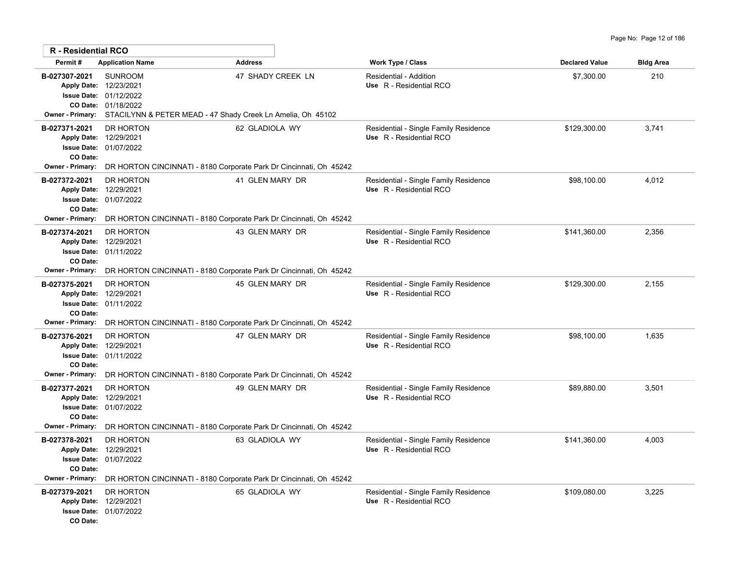## R - Residential RCO

| Permit # | Application Name | Address | Work Type / Class | Declared Value | Bldg Area |
|---|---|---|---|---|---|
| B-027307-2021 | SUNROOM | 47 SHADY CREEK LN | Residential - Addition | $7,300.00 | 210 |
| Apply Date: | 12/23/2021 | | Use R - Residential RCO | | |
| Issue Date: | 01/12/2022 | | | | |
| CO Date: | 01/18/2022 | | | | |
| Owner - Primary: | STACILYNN & PETER MEAD - 47 Shady Creek Ln Amelia, Oh 45102 | | | | |
| B-027371-2021 | DR HORTON | 62 GLADIOLA WY | Residential - Single Family Residence | $129,300.00 | 3,741 |
| Apply Date: | 12/29/2021 | | Use R - Residential RCO | | |
| Issue Date: | 01/07/2022 | | | | |
| CO Date: | | | | | |
| Owner - Primary: | DR HORTON CINCINNATI - 8180 Corporate Park Dr Cincinnati, Oh 45242 | | | | |
| B-027372-2021 | DR HORTON | 41 GLEN MARY DR | Residential - Single Family Residence | $98,100.00 | 4,012 |
| Apply Date: | 12/29/2021 | | Use R - Residential RCO | | |
| Issue Date: | 01/07/2022 | | | | |
| CO Date: | | | | | |
| Owner - Primary: | DR HORTON CINCINNATI - 8180 Corporate Park Dr Cincinnati, Oh 45242 | | | | |
| B-027374-2021 | DR HORTON | 43 GLEN MARY DR | Residential - Single Family Residence | $141,360.00 | 2,356 |
| Apply Date: | 12/29/2021 | | Use R - Residential RCO | | |
| Issue Date: | 01/11/2022 | | | | |
| CO Date: | | | | | |
| Owner - Primary: | DR HORTON CINCINNATI - 8180 Corporate Park Dr Cincinnati, Oh 45242 | | | | |
| B-027375-2021 | DR HORTON | 45 GLEN MARY DR | Residential - Single Family Residence | $129,300.00 | 2,155 |
| Apply Date: | 12/29/2021 | | Use R - Residential RCO | | |
| Issue Date: | 01/11/2022 | | | | |
| CO Date: | | | | | |
| Owner - Primary: | DR HORTON CINCINNATI - 8180 Corporate Park Dr Cincinnati, Oh 45242 | | | | |
| B-027376-2021 | DR HORTON | 47 GLEN MARY DR | Residential - Single Family Residence | $98,100.00 | 1,635 |
| Apply Date: | 12/29/2021 | | Use R - Residential RCO | | |
| Issue Date: | 01/11/2022 | | | | |
| CO Date: | | | | | |
| Owner - Primary: | DR HORTON CINCINNATI - 8180 Corporate Park Dr Cincinnati, Oh 45242 | | | | |
| B-027377-2021 | DR HORTON | 49 GLEN MARY DR | Residential - Single Family Residence | $89,880.00 | 3,501 |
| Apply Date: | 12/29/2021 | | Use R - Residential RCO | | |
| Issue Date: | 01/07/2022 | | | | |
| CO Date: | | | | | |
| Owner - Primary: | DR HORTON CINCINNATI - 8180 Corporate Park Dr Cincinnati, Oh 45242 | | | | |
| B-027378-2021 | DR HORTON | 63 GLADIOLA WY | Residential - Single Family Residence | $141,360.00 | 4,003 |
| Apply Date: | 12/29/2021 | | Use R - Residential RCO | | |
| Issue Date: | 01/07/2022 | | | | |
| CO Date: | | | | | |
| Owner - Primary: | DR HORTON CINCINNATI - 8180 Corporate Park Dr Cincinnati, Oh 45242 | | | | |
| B-027379-2021 | DR HORTON | 65 GLADIOLA WY | Residential - Single Family Residence | $109,080.00 | 3,225 |
| Apply Date: | 12/29/2021 | | Use R - Residential RCO | | |
| Issue Date: | 01/07/2022 | | | | |
| CO Date: | | | | | |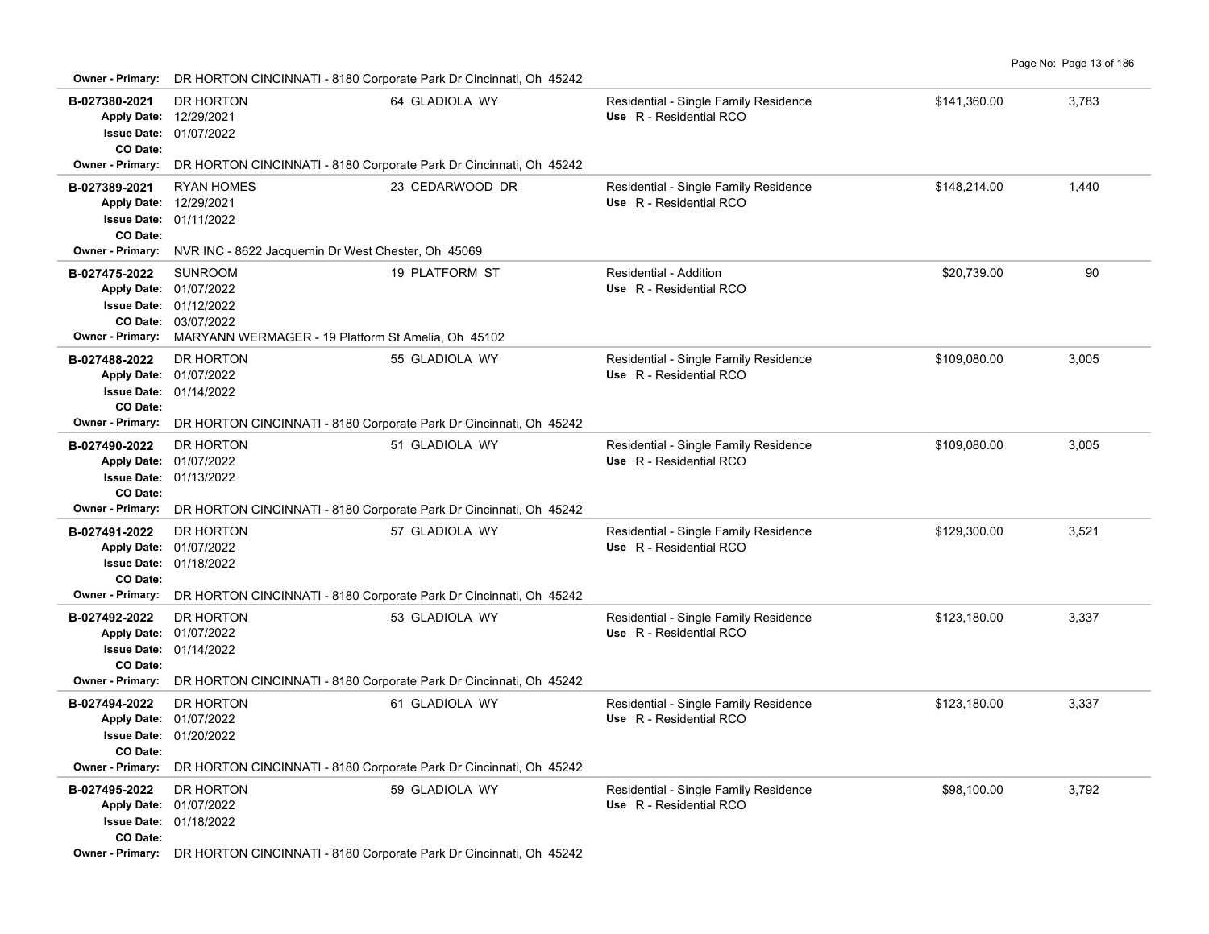**Owner - Primary:** DR HORTON CINCINNATI - 8180 Corporate Park Dr Cincinnati, Oh 45242

| Permit | Contractor / Dates | Address | Type / Use | Value | Sq Ft |
|---|---|---|---|---|---|
| **B-027380-2021** | DR HORTON<br>**Apply Date:** 12/29/2021<br>**Issue Date:** 01/07/2022<br>**CO Date:** | 64 GLADIOLA WY | Residential - Single Family Residence<br>**Use** R - Residential RCO | $141,360.00 | 3,783 |
| **Owner - Primary:** | DR HORTON CINCINNATI - 8180 Corporate Park Dr Cincinnati, Oh 45242 | | | | |
| **B-027389-2021** | RYAN HOMES<br>**Apply Date:** 12/29/2021<br>**Issue Date:** 01/11/2022<br>**CO Date:** | 23 CEDARWOOD DR | Residential - Single Family Residence<br>**Use** R - Residential RCO | $148,214.00 | 1,440 |
| **Owner - Primary:** | NVR INC - 8622 Jacquemin Dr West Chester, Oh 45069 | | | | |
| **B-027475-2022** | SUNROOM<br>**Apply Date:** 01/07/2022<br>**Issue Date:** 01/12/2022<br>**CO Date:** 03/07/2022 | 19 PLATFORM ST | Residential - Addition<br>**Use** R - Residential RCO | $20,739.00 | 90 |
| **Owner - Primary:** | MARYANN WERMAGER - 19 Platform St Amelia, Oh 45102 | | | | |
| **B-027488-2022** | DR HORTON<br>**Apply Date:** 01/07/2022<br>**Issue Date:** 01/14/2022<br>**CO Date:** | 55 GLADIOLA WY | Residential - Single Family Residence<br>**Use** R - Residential RCO | $109,080.00 | 3,005 |
| **Owner - Primary:** | DR HORTON CINCINNATI - 8180 Corporate Park Dr Cincinnati, Oh 45242 | | | | |
| **B-027490-2022** | DR HORTON<br>**Apply Date:** 01/07/2022<br>**Issue Date:** 01/13/2022<br>**CO Date:** | 51 GLADIOLA WY | Residential - Single Family Residence<br>**Use** R - Residential RCO | $109,080.00 | 3,005 |
| **Owner - Primary:** | DR HORTON CINCINNATI - 8180 Corporate Park Dr Cincinnati, Oh 45242 | | | | |
| **B-027491-2022** | DR HORTON<br>**Apply Date:** 01/07/2022<br>**Issue Date:** 01/18/2022<br>**CO Date:** | 57 GLADIOLA WY | Residential - Single Family Residence<br>**Use** R - Residential RCO | $129,300.00 | 3,521 |
| **Owner - Primary:** | DR HORTON CINCINNATI - 8180 Corporate Park Dr Cincinnati, Oh 45242 | | | | |
| **B-027492-2022** | DR HORTON<br>**Apply Date:** 01/07/2022<br>**Issue Date:** 01/14/2022<br>**CO Date:** | 53 GLADIOLA WY | Residential - Single Family Residence<br>**Use** R - Residential RCO | $123,180.00 | 3,337 |
| **Owner - Primary:** | DR HORTON CINCINNATI - 8180 Corporate Park Dr Cincinnati, Oh 45242 | | | | |
| **B-027494-2022** | DR HORTON<br>**Apply Date:** 01/07/2022<br>**Issue Date:** 01/20/2022<br>**CO Date:** | 61 GLADIOLA WY | Residential - Single Family Residence<br>**Use** R - Residential RCO | $123,180.00 | 3,337 |
| **Owner - Primary:** | DR HORTON CINCINNATI - 8180 Corporate Park Dr Cincinnati, Oh 45242 | | | | |
| **B-027495-2022** | DR HORTON<br>**Apply Date:** 01/07/2022<br>**Issue Date:** 01/18/2022<br>**CO Date:** | 59 GLADIOLA WY | Residential - Single Family Residence<br>**Use** R - Residential RCO | $98,100.00 | 3,792 |
| **Owner - Primary:** | DR HORTON CINCINNATI - 8180 Corporate Park Dr Cincinnati, Oh 45242 | | | | |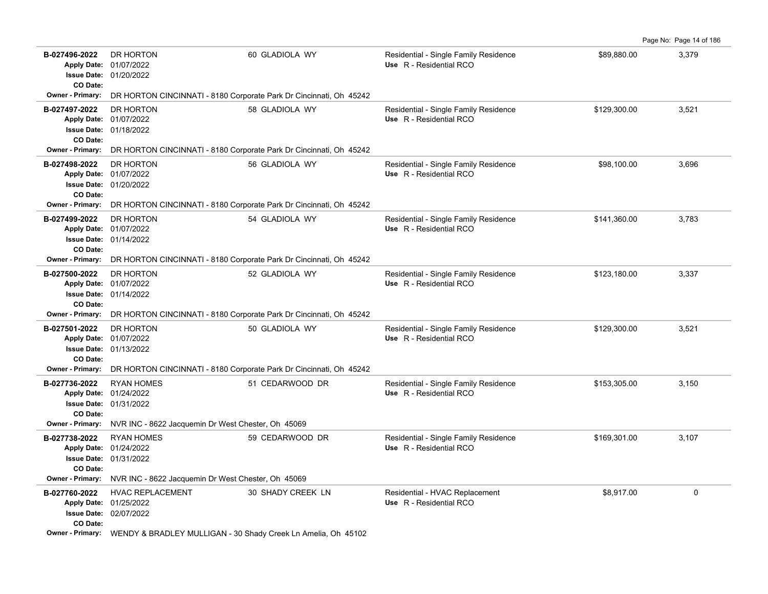| Permit | Description | Address | Type | Valuation | Sq Ft |
|---|---|---|---|---|---|
| **B-027496-2022** | DR HORTON | 60 GLADIOLA WY | Residential - Single Family Residence | $89,880.00 | 3,379 |
| Apply Date: | 01/07/2022 | | Use R - Residential RCO | | |
| Issue Date: | 01/20/2022 | | | | |
| CO Date: | | | | | |
| Owner - Primary: | DR HORTON CINCINNATI - 8180 Corporate Park Dr Cincinnati, Oh 45242 | | | | |
| **B-027497-2022** | DR HORTON | 58 GLADIOLA WY | Residential - Single Family Residence | $129,300.00 | 3,521 |
| Apply Date: | 01/07/2022 | | Use R - Residential RCO | | |
| Issue Date: | 01/18/2022 | | | | |
| CO Date: | | | | | |
| Owner - Primary: | DR HORTON CINCINNATI - 8180 Corporate Park Dr Cincinnati, Oh 45242 | | | | |
| **B-027498-2022** | DR HORTON | 56 GLADIOLA WY | Residential - Single Family Residence | $98,100.00 | 3,696 |
| Apply Date: | 01/07/2022 | | Use R - Residential RCO | | |
| Issue Date: | 01/20/2022 | | | | |
| CO Date: | | | | | |
| Owner - Primary: | DR HORTON CINCINNATI - 8180 Corporate Park Dr Cincinnati, Oh 45242 | | | | |
| **B-027499-2022** | DR HORTON | 54 GLADIOLA WY | Residential - Single Family Residence | $141,360.00 | 3,783 |
| Apply Date: | 01/07/2022 | | Use R - Residential RCO | | |
| Issue Date: | 01/14/2022 | | | | |
| CO Date: | | | | | |
| Owner - Primary: | DR HORTON CINCINNATI - 8180 Corporate Park Dr Cincinnati, Oh 45242 | | | | |
| **B-027500-2022** | DR HORTON | 52 GLADIOLA WY | Residential - Single Family Residence | $123,180.00 | 3,337 |
| Apply Date: | 01/07/2022 | | Use R - Residential RCO | | |
| Issue Date: | 01/14/2022 | | | | |
| CO Date: | | | | | |
| Owner - Primary: | DR HORTON CINCINNATI - 8180 Corporate Park Dr Cincinnati, Oh 45242 | | | | |
| **B-027501-2022** | DR HORTON | 50 GLADIOLA WY | Residential - Single Family Residence | $129,300.00 | 3,521 |
| Apply Date: | 01/07/2022 | | Use R - Residential RCO | | |
| Issue Date: | 01/13/2022 | | | | |
| CO Date: | | | | | |
| Owner - Primary: | DR HORTON CINCINNATI - 8180 Corporate Park Dr Cincinnati, Oh 45242 | | | | |
| **B-027736-2022** | RYAN HOMES | 51 CEDARWOOD DR | Residential - Single Family Residence | $153,305.00 | 3,150 |
| Apply Date: | 01/24/2022 | | Use R - Residential RCO | | |
| Issue Date: | 01/31/2022 | | | | |
| CO Date: | | | | | |
| Owner - Primary: | NVR INC - 8622 Jacquemin Dr West Chester, Oh 45069 | | | | |
| **B-027738-2022** | RYAN HOMES | 59 CEDARWOOD DR | Residential - Single Family Residence | $169,301.00 | 3,107 |
| Apply Date: | 01/24/2022 | | Use R - Residential RCO | | |
| Issue Date: | 01/31/2022 | | | | |
| CO Date: | | | | | |
| Owner - Primary: | NVR INC - 8622 Jacquemin Dr West Chester, Oh 45069 | | | | |
| **B-027760-2022** | HVAC REPLACEMENT | 30 SHADY CREEK LN | Residential - HVAC Replacement | $8,917.00 | 0 |
| Apply Date: | 01/25/2022 | | Use R - Residential RCO | | |
| Issue Date: | 02/07/2022 | | | | |
| CO Date: | | | | | |
| Owner - Primary: | WENDY & BRADLEY MULLIGAN - 30 Shady Creek Ln Amelia, Oh 45102 | | | | |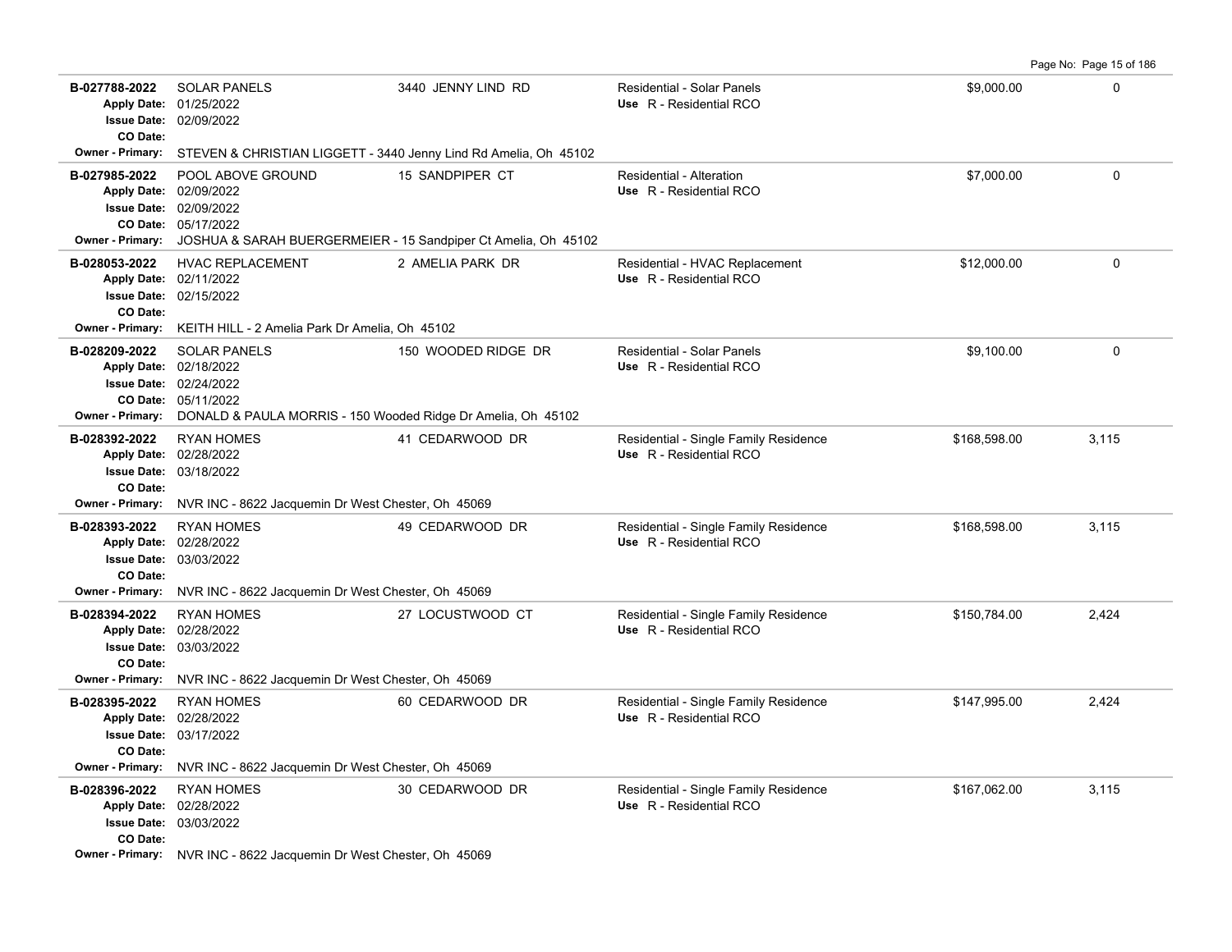| Permit | Description | Address | Type | Valuation | Sq Ft |
|---|---|---|---|---|---|
| **B-027788-2022**<br>Apply Date: 01/25/2022<br>Issue Date: 02/09/2022<br>CO Date:<br>Owner - Primary: STEVEN & CHRISTIAN LIGGETT - 3440 Jenny Lind Rd Amelia, Oh 45102 | SOLAR PANELS | 3440 JENNY LIND RD | Residential - Solar Panels<br>Use R - Residential RCO | $9,000.00 | 0 |
| **B-027985-2022**<br>Apply Date: 02/09/2022<br>Issue Date: 02/09/2022<br>CO Date: 05/17/2022<br>Owner - Primary: JOSHUA & SARAH BUERGERMEIER - 15 Sandpiper Ct Amelia, Oh 45102 | POOL ABOVE GROUND | 15 SANDPIPER CT | Residential - Alteration<br>Use R - Residential RCO | $7,000.00 | 0 |
| **B-028053-2022**<br>Apply Date: 02/11/2022<br>Issue Date: 02/15/2022<br>CO Date:<br>Owner - Primary: KEITH HILL - 2 Amelia Park Dr Amelia, Oh 45102 | HVAC REPLACEMENT | 2 AMELIA PARK DR | Residential - HVAC Replacement<br>Use R - Residential RCO | $12,000.00 | 0 |
| **B-028209-2022**<br>Apply Date: 02/18/2022<br>Issue Date: 02/24/2022<br>CO Date: 05/11/2022<br>Owner - Primary: DONALD & PAULA MORRIS - 150 Wooded Ridge Dr Amelia, Oh 45102 | SOLAR PANELS | 150 WOODED RIDGE DR | Residential - Solar Panels<br>Use R - Residential RCO | $9,100.00 | 0 |
| **B-028392-2022**<br>Apply Date: 02/28/2022<br>Issue Date: 03/18/2022<br>CO Date:<br>Owner - Primary: NVR INC - 8622 Jacquemin Dr West Chester, Oh 45069 | RYAN HOMES | 41 CEDARWOOD DR | Residential - Single Family Residence<br>Use R - Residential RCO | $168,598.00 | 3,115 |
| **B-028393-2022**<br>Apply Date: 02/28/2022<br>Issue Date: 03/03/2022<br>CO Date:<br>Owner - Primary: NVR INC - 8622 Jacquemin Dr West Chester, Oh 45069 | RYAN HOMES | 49 CEDARWOOD DR | Residential - Single Family Residence<br>Use R - Residential RCO | $168,598.00 | 3,115 |
| **B-028394-2022**<br>Apply Date: 02/28/2022<br>Issue Date: 03/03/2022<br>CO Date:<br>Owner - Primary: NVR INC - 8622 Jacquemin Dr West Chester, Oh 45069 | RYAN HOMES | 27 LOCUSTWOOD CT | Residential - Single Family Residence<br>Use R - Residential RCO | $150,784.00 | 2,424 |
| **B-028395-2022**<br>Apply Date: 02/28/2022<br>Issue Date: 03/17/2022<br>CO Date:<br>Owner - Primary: NVR INC - 8622 Jacquemin Dr West Chester, Oh 45069 | RYAN HOMES | 60 CEDARWOOD DR | Residential - Single Family Residence<br>Use R - Residential RCO | $147,995.00 | 2,424 |
| **B-028396-2022**<br>Apply Date: 02/28/2022<br>Issue Date: 03/03/2022<br>CO Date:<br>Owner - Primary: NVR INC - 8622 Jacquemin Dr West Chester, Oh 45069 | RYAN HOMES | 30 CEDARWOOD DR | Residential - Single Family Residence<br>Use R - Residential RCO | $167,062.00 | 3,115 |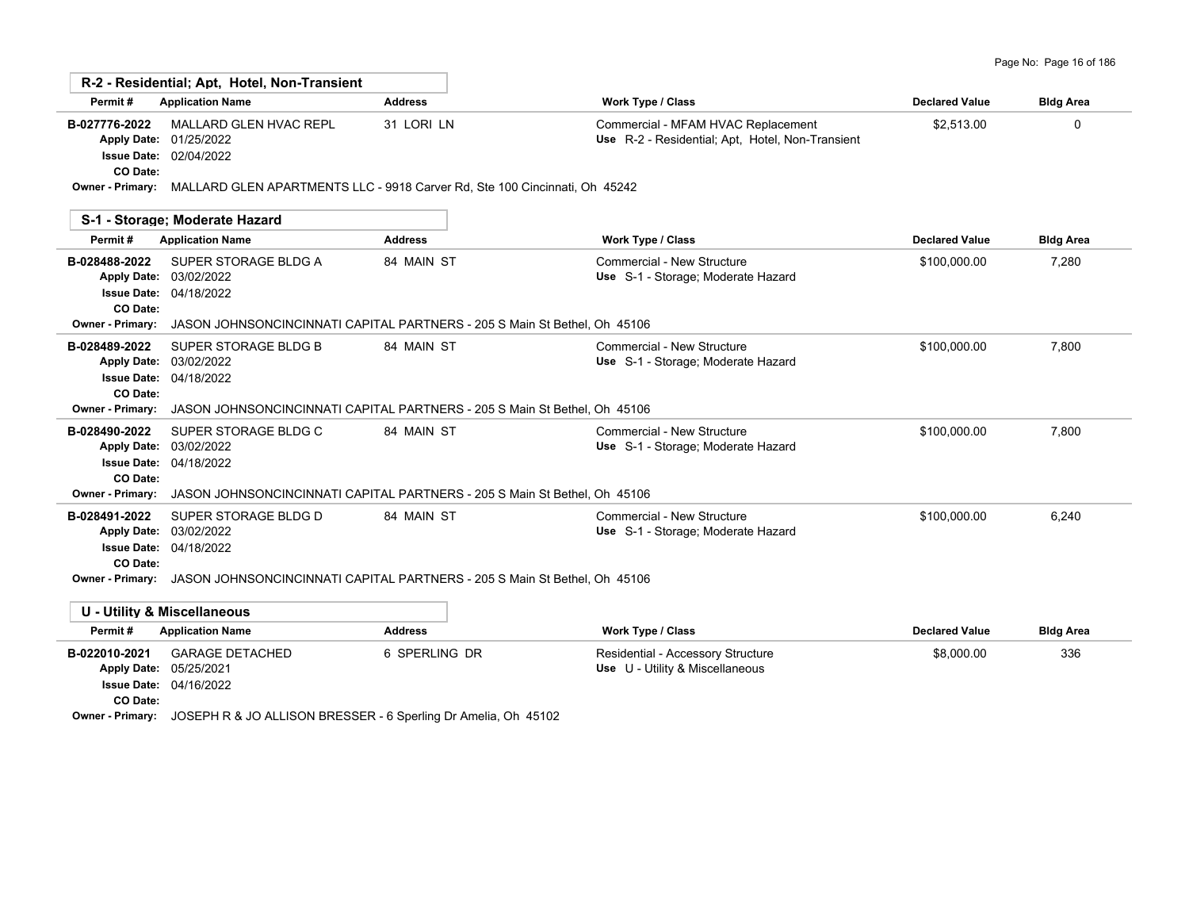## R-2 - Residential; Apt, Hotel, Non-Transient

| Permit # | Application Name | Address | Work Type / Class | Declared Value | Bldg Area |
|---|---|---|---|---|---|
| B-027776-2022 | MALLARD GLEN HVAC REPL | 31 LORI LN | Commercial - MFAM HVAC Replacement | $2,513.00 | 0 |
| Apply Date: 01/25/2022 | | | Use R-2 - Residential; Apt, Hotel, Non-Transient | | |
| Issue Date: 02/04/2022 | | | | | |
| CO Date: | | | | | |
| Owner - Primary: | MALLARD GLEN APARTMENTS LLC - 9918 Carver Rd, Ste 100 Cincinnati, Oh 45242 | | | | |

## S-1 - Storage; Moderate Hazard

| Permit # | Application Name | Address | Work Type / Class | Declared Value | Bldg Area |
|---|---|---|---|---|---|
| B-028488-2022 | SUPER STORAGE BLDG A | 84 MAIN ST | Commercial - New Structure | $100,000.00 | 7,280 |
| Apply Date: 03/02/2022 | | | Use S-1 - Storage; Moderate Hazard | | |
| Issue Date: 04/18/2022 | | | | | |
| CO Date: | | | | | |
| Owner - Primary: | JASON JOHNSONCINCINNATI CAPITAL PARTNERS - 205 S Main St Bethel, Oh 45106 | | | | |
| B-028489-2022 | SUPER STORAGE BLDG B | 84 MAIN ST | Commercial - New Structure | $100,000.00 | 7,800 |
| Apply Date: 03/02/2022 | | | Use S-1 - Storage; Moderate Hazard | | |
| Issue Date: 04/18/2022 | | | | | |
| CO Date: | | | | | |
| Owner - Primary: | JASON JOHNSONCINCINNATI CAPITAL PARTNERS - 205 S Main St Bethel, Oh 45106 | | | | |
| B-028490-2022 | SUPER STORAGE BLDG C | 84 MAIN ST | Commercial - New Structure | $100,000.00 | 7,800 |
| Apply Date: 03/02/2022 | | | Use S-1 - Storage; Moderate Hazard | | |
| Issue Date: 04/18/2022 | | | | | |
| CO Date: | | | | | |
| Owner - Primary: | JASON JOHNSONCINCINNATI CAPITAL PARTNERS - 205 S Main St Bethel, Oh 45106 | | | | |
| B-028491-2022 | SUPER STORAGE BLDG D | 84 MAIN ST | Commercial - New Structure | $100,000.00 | 6,240 |
| Apply Date: 03/02/2022 | | | Use S-1 - Storage; Moderate Hazard | | |
| Issue Date: 04/18/2022 | | | | | |
| CO Date: | | | | | |
| Owner - Primary: | JASON JOHNSONCINCINNATI CAPITAL PARTNERS - 205 S Main St Bethel, Oh 45106 | | | | |

## U - Utility & Miscellaneous

| Permit # | Application Name | Address | Work Type / Class | Declared Value | Bldg Area |
|---|---|---|---|---|---|
| B-022010-2021 | GARAGE DETACHED | 6 SPERLING DR | Residential - Accessory Structure | $8,000.00 | 336 |
| Apply Date: 05/25/2021 | | | Use U - Utility & Miscellaneous | | |
| Issue Date: 04/16/2022 | | | | | |
| CO Date: | | | | | |
| Owner - Primary: | JOSEPH R & JO ALLISON BRESSER - 6 Sperling Dr Amelia, Oh 45102 | | | | |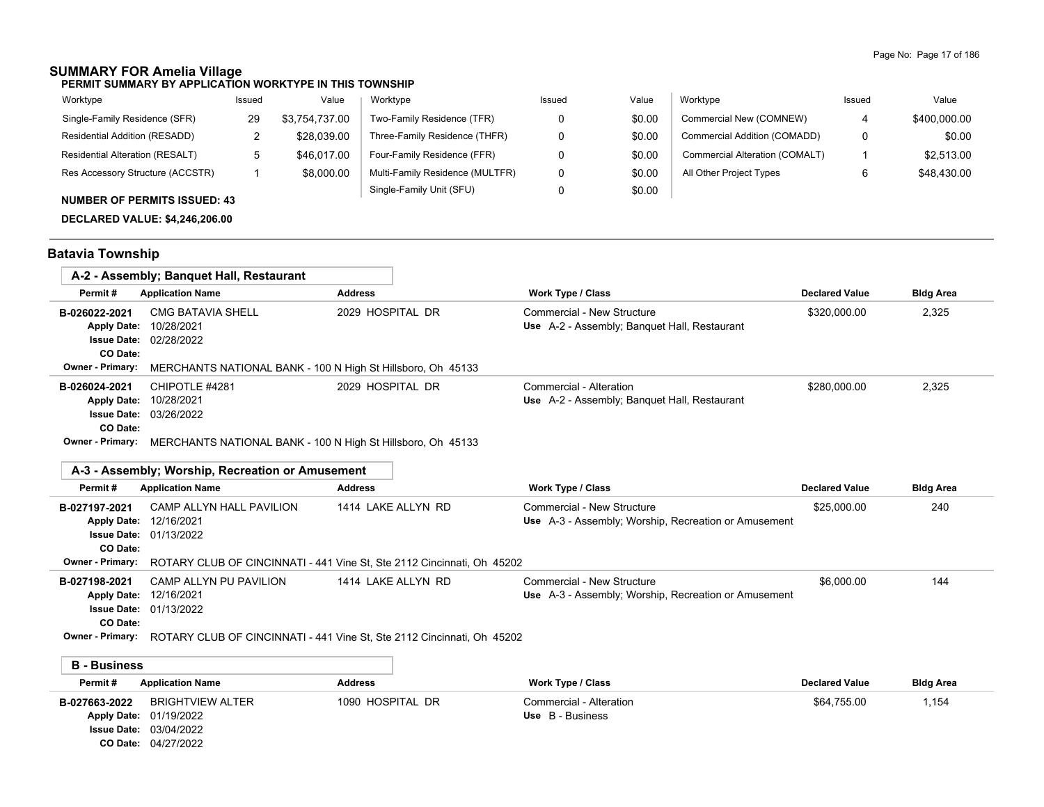## SUMMARY FOR Amelia Village

**PERMIT SUMMARY BY APPLICATION WORKTYPE IN THIS TOWNSHIP**

| Worktype | Issued | Value | Worktype | Issued | Value | Worktype | Issued | Value |
|---|---|---|---|---|---|---|---|---|
| Single-Family Residence (SFR) | 29 | $3,754,737.00 | Two-Family Residence (TFR) | 0 | $0.00 | Commercial New (COMNEW) | 4 | $400,000.00 |
| Residential Addition (RESADD) | 2 | $28,039.00 | Three-Family Residence (THFR) | 0 | $0.00 | Commercial Addition (COMADD) | 0 | $0.00 |
| Residential Alteration (RESALT) | 5 | $46,017.00 | Four-Family Residence (FFR) | 0 | $0.00 | Commercial Alteration (COMALT) | 1 | $2,513.00 |
| Res Accessory Structure (ACCSTR) | 1 | $8,000.00 | Multi-Family Residence (MULTFR) | 0 | $0.00 | All Other Project Types | 6 | $48,430.00 |
| | | | Single-Family Unit (SFU) | 0 | $0.00 | | | |

**NUMBER OF PERMITS ISSUED: 43**

**DECLARED VALUE: $4,246,206.00**

## Batavia Township

### A-2 - Assembly; Banquet Hall, Restaurant

| Permit # | Application Name | Address | Work Type / Class | Declared Value | Bldg Area |
|---|---|---|---|---|---|
| B-026022-2021<br>Apply Date: 10/28/2021<br>Issue Date: 02/28/2022<br>CO Date: | CMG BATAVIA SHELL | 2029 HOSPITAL DR | Commercial - New Structure<br>Use A-2 - Assembly; Banquet Hall, Restaurant | $320,000.00 | 2,325 |
| Owner - Primary: | MERCHANTS NATIONAL BANK - 100 N High St Hillsboro, Oh 45133 | | | | |
| B-026024-2021<br>Apply Date: 10/28/2021<br>Issue Date: 03/26/2022<br>CO Date: | CHIPOTLE #4281 | 2029 HOSPITAL DR | Commercial - Alteration<br>Use A-2 - Assembly; Banquet Hall, Restaurant | $280,000.00 | 2,325 |
| Owner - Primary: | MERCHANTS NATIONAL BANK - 100 N High St Hillsboro, Oh 45133 | | | | |

### A-3 - Assembly; Worship, Recreation or Amusement

| Permit # | Application Name | Address | Work Type / Class | Declared Value | Bldg Area |
|---|---|---|---|---|---|
| B-027197-2021<br>Apply Date: 12/16/2021<br>Issue Date: 01/13/2022<br>CO Date: | CAMP ALLYN HALL PAVILION | 1414 LAKE ALLYN RD | Commercial - New Structure<br>Use A-3 - Assembly; Worship, Recreation or Amusement | $25,000.00 | 240 |
| Owner - Primary: | ROTARY CLUB OF CINCINNATI - 441 Vine St, Ste 2112 Cincinnati, Oh 45202 | | | | |
| B-027198-2021<br>Apply Date: 12/16/2021<br>Issue Date: 01/13/2022<br>CO Date: | CAMP ALLYN PU PAVILION | 1414 LAKE ALLYN RD | Commercial - New Structure<br>Use A-3 - Assembly; Worship, Recreation or Amusement | $6,000.00 | 144 |
| Owner - Primary: | ROTARY CLUB OF CINCINNATI - 441 Vine St, Ste 2112 Cincinnati, Oh 45202 | | | | |

### B - Business

| Permit # | Application Name | Address | Work Type / Class | Declared Value | Bldg Area |
|---|---|---|---|---|---|
| B-027663-2022<br>Apply Date: 01/19/2022<br>Issue Date: 03/04/2022<br>CO Date: 04/27/2022 | BRIGHTVIEW ALTER | 1090 HOSPITAL DR | Commercial - Alteration<br>Use B - Business | $64,755.00 | 1,154 |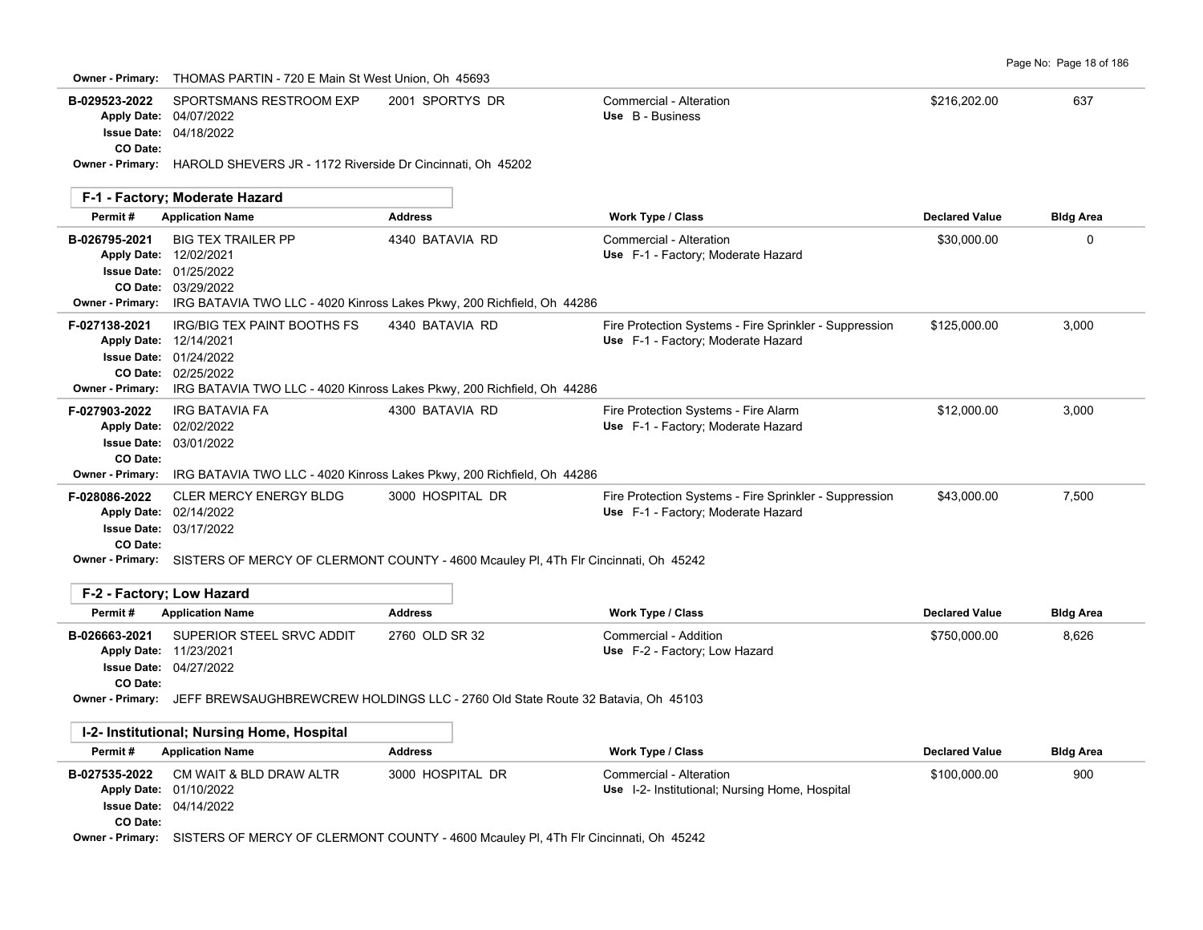**Owner - Primary:** THOMAS PARTIN - 720 E Main St West Union, Oh 45693

| Permit # | Application Name | Address | Work Type / Class | Declared Value | Bldg Area |
|---|---|---|---|---|---|
| B-029523-2022 | SPORTSMANS RESTROOM EXP | 2001 SPORTYS DR | Commercial - Alteration | $216,202.00 | 637 |
| Apply Date: 04/07/2022 | | | Use B - Business | | |
| Issue Date: 04/18/2022 | | | | | |
| CO Date: | | | | | |
| Owner - Primary: HAROLD SHEVERS JR - 1172 Riverside Dr Cincinnati, Oh 45202 | | | | | |

## F-1 - Factory; Moderate Hazard

| Permit # | Application Name | Address | Work Type / Class | Declared Value | Bldg Area |
|---|---|---|---|---|---|
| B-026795-2021 | BIG TEX TRAILER PP | 4340 BATAVIA RD | Commercial - Alteration | $30,000.00 | 0 |
| Apply Date: 12/02/2021 | | | Use F-1 - Factory; Moderate Hazard | | |
| Issue Date: 01/25/2022 | | | | | |
| CO Date: 03/29/2022 | | | | | |
| Owner - Primary: IRG BATAVIA TWO LLC - 4020 Kinross Lakes Pkwy, 200 Richfield, Oh 44286 | | | | | |
| F-027138-2021 | IRG/BIG TEX PAINT BOOTHS FS | 4340 BATAVIA RD | Fire Protection Systems - Fire Sprinkler - Suppression | $125,000.00 | 3,000 |
| Apply Date: 12/14/2021 | | | Use F-1 - Factory; Moderate Hazard | | |
| Issue Date: 01/24/2022 | | | | | |
| CO Date: 02/25/2022 | | | | | |
| Owner - Primary: IRG BATAVIA TWO LLC - 4020 Kinross Lakes Pkwy, 200 Richfield, Oh 44286 | | | | | |
| F-027903-2022 | IRG BATAVIA FA | 4300 BATAVIA RD | Fire Protection Systems - Fire Alarm | $12,000.00 | 3,000 |
| Apply Date: 02/02/2022 | | | Use F-1 - Factory; Moderate Hazard | | |
| Issue Date: 03/01/2022 | | | | | |
| CO Date: | | | | | |
| Owner - Primary: IRG BATAVIA TWO LLC - 4020 Kinross Lakes Pkwy, 200 Richfield, Oh 44286 | | | | | |
| F-028086-2022 | CLER MERCY ENERGY BLDG | 3000 HOSPITAL DR | Fire Protection Systems - Fire Sprinkler - Suppression | $43,000.00 | 7,500 |
| Apply Date: 02/14/2022 | | | Use F-1 - Factory; Moderate Hazard | | |
| Issue Date: 03/17/2022 | | | | | |
| CO Date: | | | | | |
| Owner - Primary: SISTERS OF MERCY OF CLERMONT COUNTY - 4600 Mcauley Pl, 4Th Flr Cincinnati, Oh 45242 | | | | | |

## F-2 - Factory; Low Hazard

| Permit # | Application Name | Address | Work Type / Class | Declared Value | Bldg Area |
|---|---|---|---|---|---|
| B-026663-2021 | SUPERIOR STEEL SRVC ADDIT | 2760 OLD SR 32 | Commercial - Addition | $750,000.00 | 8,626 |
| Apply Date: 11/23/2021 | | | Use F-2 - Factory; Low Hazard | | |
| Issue Date: 04/27/2022 | | | | | |
| CO Date: | | | | | |
| Owner - Primary: JEFF BREWSAUGHBREWCREW HOLDINGS LLC - 2760 Old State Route 32 Batavia, Oh 45103 | | | | | |

## I-2- Institutional; Nursing Home, Hospital

| Permit # | Application Name | Address | Work Type / Class | Declared Value | Bldg Area |
|---|---|---|---|---|---|
| B-027535-2022 | CM WAIT & BLD DRAW ALTR | 3000 HOSPITAL DR | Commercial - Alteration | $100,000.00 | 900 |
| Apply Date: 01/10/2022 | | | Use I-2- Institutional; Nursing Home, Hospital | | |
| Issue Date: 04/14/2022 | | | | | |
| CO Date: | | | | | |
| Owner - Primary: SISTERS OF MERCY OF CLERMONT COUNTY - 4600 Mcauley Pl, 4Th Flr Cincinnati, Oh 45242 | | | | | |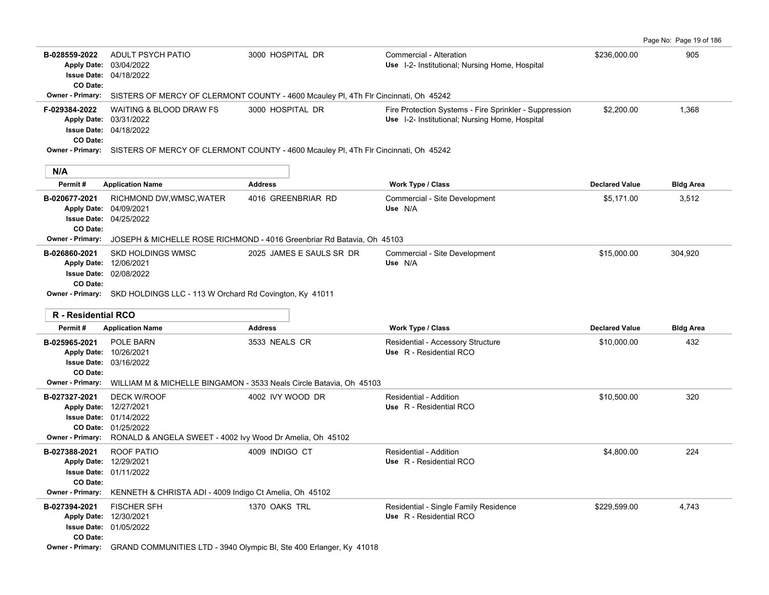| Permit # | Application Name | Address | Work Type / Class | Declared Value | Bldg Area |
|---|---|---|---|---|---|
| B-028559-2022 | ADULT PSYCH PATIO | 3000 HOSPITAL DR | Commercial - Alteration | $236,000.00 | 905 |
| Apply Date: 03/04/2022 | | | Use I-2- Institutional; Nursing Home, Hospital | | |
| Issue Date: 04/18/2022 | | | | | |
| CO Date: | | | | | |
| Owner - Primary: SISTERS OF MERCY OF CLERMONT COUNTY - 4600 Mcauley Pl, 4Th Flr Cincinnati, Oh 45242 | | | | | |
| F-029384-2022 | WAITING & BLOOD DRAW FS | 3000 HOSPITAL DR | Fire Protection Systems - Fire Sprinkler - Suppression | $2,200.00 | 1,368 |
| Apply Date: 03/31/2022 | | | Use I-2- Institutional; Nursing Home, Hospital | | |
| Issue Date: 04/18/2022 | | | | | |
| CO Date: | | | | | |
| Owner - Primary: SISTERS OF MERCY OF CLERMONT COUNTY - 4600 Mcauley Pl, 4Th Flr Cincinnati, Oh 45242 | | | | | |

## N/A

| Permit # | Application Name | Address | Work Type / Class | Declared Value | Bldg Area |
|---|---|---|---|---|---|
| B-020677-2021 | RICHMOND DW,WMSC,WATER | 4016 GREENBRIAR RD | Commercial - Site Development | $5,171.00 | 3,512 |
| Apply Date: 04/09/2021 | | | Use N/A | | |
| Issue Date: 04/25/2022 | | | | | |
| CO Date: | | | | | |
| Owner - Primary: JOSEPH & MICHELLE ROSE RICHMOND - 4016 Greenbriar Rd Batavia, Oh 45103 | | | | | |
| B-026860-2021 | SKD HOLDINGS WMSC | 2025 JAMES E SAULS SR DR | Commercial - Site Development | $15,000.00 | 304,920 |
| Apply Date: 12/06/2021 | | | Use N/A | | |
| Issue Date: 02/08/2022 | | | | | |
| CO Date: | | | | | |
| Owner - Primary: SKD HOLDINGS LLC - 113 W Orchard Rd Covington, Ky 41011 | | | | | |

## R - Residential RCO

| Permit # | Application Name | Address | Work Type / Class | Declared Value | Bldg Area |
|---|---|---|---|---|---|
| B-025965-2021 | POLE BARN | 3533 NEALS CR | Residential - Accessory Structure | $10,000.00 | 432 |
| Apply Date: 10/26/2021 | | | Use R - Residential RCO | | |
| Issue Date: 03/16/2022 | | | | | |
| CO Date: | | | | | |
| Owner - Primary: WILLIAM M & MICHELLE BINGAMON - 3533 Neals Circle Batavia, Oh 45103 | | | | | |
| B-027327-2021 | DECK W/ROOF | 4002 IVY WOOD DR | Residential - Addition | $10,500.00 | 320 |
| Apply Date: 12/27/2021 | | | Use R - Residential RCO | | |
| Issue Date: 01/14/2022 | | | | | |
| CO Date: 01/25/2022 | | | | | |
| Owner - Primary: RONALD & ANGELA SWEET - 4002 Ivy Wood Dr Amelia, Oh 45102 | | | | | |
| B-027388-2021 | ROOF PATIO | 4009 INDIGO CT | Residential - Addition | $4,800.00 | 224 |
| Apply Date: 12/29/2021 | | | Use R - Residential RCO | | |
| Issue Date: 01/11/2022 | | | | | |
| CO Date: | | | | | |
| Owner - Primary: KENNETH & CHRISTA ADI - 4009 Indigo Ct Amelia, Oh 45102 | | | | | |
| B-027394-2021 | FISCHER SFH | 1370 OAKS TRL | Residential - Single Family Residence | $229,599.00 | 4,743 |
| Apply Date: 12/30/2021 | | | Use R - Residential RCO | | |
| Issue Date: 01/05/2022 | | | | | |
| CO Date: | | | | | |
| Owner - Primary: GRAND COMMUNITIES LTD - 3940 Olympic Bl, Ste 400 Erlanger, Ky 41018 | | | | | |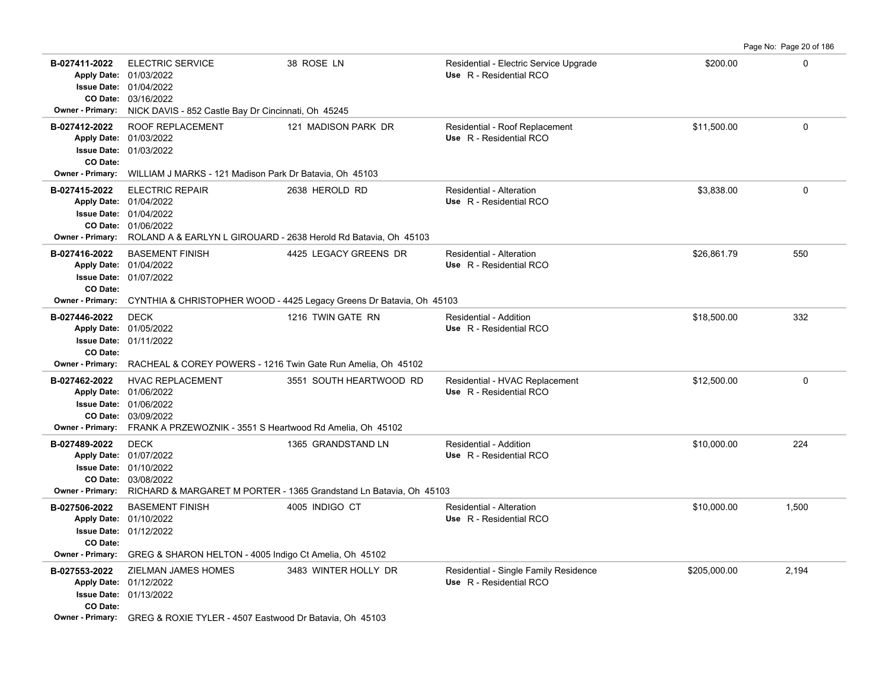| Permit # | Description | Address | Type / Use | Valuation | Sq Ft |
|---|---|---|---|---|---|
| **B-027411-2022**<br>Apply Date: 01/03/2022<br>Issue Date: 01/04/2022<br>CO Date: 03/16/2022<br>Owner - Primary: NICK DAVIS - 852 Castle Bay Dr Cincinnati, Oh 45245 | ELECTRIC SERVICE | 38 ROSE LN | Residential - Electric Service Upgrade<br>Use R - Residential RCO | $200.00 | 0 |
| **B-027412-2022**<br>Apply Date: 01/03/2022<br>Issue Date: 01/03/2022<br>CO Date:<br>Owner - Primary: WILLIAM J MARKS - 121 Madison Park Dr Batavia, Oh 45103 | ROOF REPLACEMENT | 121 MADISON PARK DR | Residential - Roof Replacement<br>Use R - Residential RCO | $11,500.00 | 0 |
| **B-027415-2022**<br>Apply Date: 01/04/2022<br>Issue Date: 01/04/2022<br>CO Date: 01/06/2022<br>Owner - Primary: ROLAND A & EARLYN L GIROUARD - 2638 Herold Rd Batavia, Oh 45103 | ELECTRIC REPAIR | 2638 HEROLD RD | Residential - Alteration<br>Use R - Residential RCO | $3,838.00 | 0 |
| **B-027416-2022**<br>Apply Date: 01/04/2022<br>Issue Date: 01/07/2022<br>CO Date:<br>Owner - Primary: CYNTHIA & CHRISTOPHER WOOD - 4425 Legacy Greens Dr Batavia, Oh 45103 | BASEMENT FINISH | 4425 LEGACY GREENS DR | Residential - Alteration<br>Use R - Residential RCO | $26,861.79 | 550 |
| **B-027446-2022**<br>Apply Date: 01/05/2022<br>Issue Date: 01/11/2022<br>CO Date:<br>Owner - Primary: RACHEAL & COREY POWERS - 1216 Twin Gate Run Amelia, Oh 45102 | DECK | 1216 TWIN GATE RN | Residential - Addition<br>Use R - Residential RCO | $18,500.00 | 332 |
| **B-027462-2022**<br>Apply Date: 01/06/2022<br>Issue Date: 01/06/2022<br>CO Date: 03/09/2022<br>Owner - Primary: FRANK A PRZEWOZNIK - 3551 S Heartwood Rd Amelia, Oh 45102 | HVAC REPLACEMENT | 3551 SOUTH HEARTWOOD RD | Residential - HVAC Replacement<br>Use R - Residential RCO | $12,500.00 | 0 |
| **B-027489-2022**<br>Apply Date: 01/07/2022<br>Issue Date: 01/10/2022<br>CO Date: 03/08/2022<br>Owner - Primary: RICHARD & MARGARET M PORTER - 1365 Grandstand Ln Batavia, Oh 45103 | DECK | 1365 GRANDSTAND LN | Residential - Addition<br>Use R - Residential RCO | $10,000.00 | 224 |
| **B-027506-2022**<br>Apply Date: 01/10/2022<br>Issue Date: 01/12/2022<br>CO Date:<br>Owner - Primary: GREG & SHARON HELTON - 4005 Indigo Ct Amelia, Oh 45102 | BASEMENT FINISH | 4005 INDIGO CT | Residential - Alteration<br>Use R - Residential RCO | $10,000.00 | 1,500 |
| **B-027553-2022**<br>Apply Date: 01/12/2022<br>Issue Date: 01/13/2022<br>CO Date:<br>Owner - Primary: GREG & ROXIE TYLER - 4507 Eastwood Dr Batavia, Oh 45103 | ZIELMAN JAMES HOMES | 3483 WINTER HOLLY DR | Residential - Single Family Residence<br>Use R - Residential RCO | $205,000.00 | 2,194 |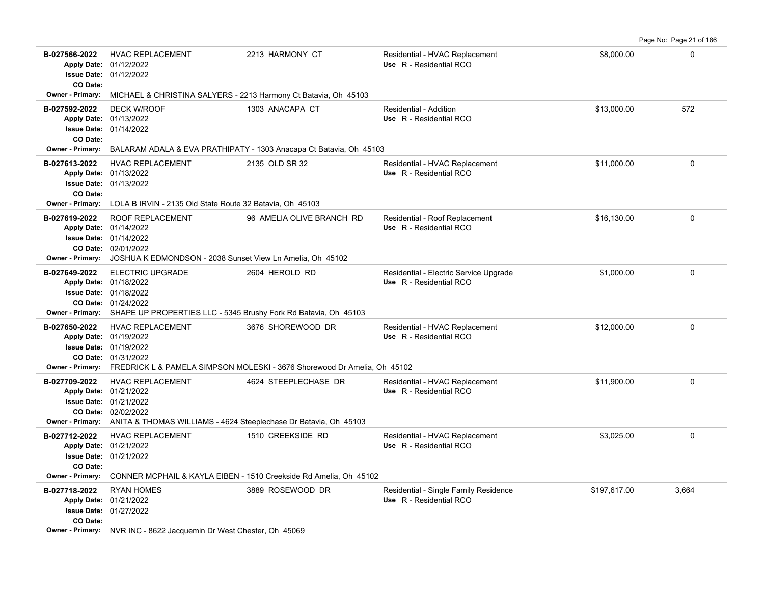| Permit # | Description | Address | Type / Use | Valuation | Sq Ft |
|---|---|---|---|---|---|
| B-027566-2022 | HVAC REPLACEMENT | 2213 HARMONY CT | Residential - HVAC Replacement | $8,000.00 | 0 |
| Apply Date: 01/12/2022 | | | Use R - Residential RCO | | |
| Issue Date: 01/12/2022 | | | | | |
| CO Date: | | | | | |
| Owner - Primary: MICHAEL & CHRISTINA SALYERS - 2213 Harmony Ct Batavia, Oh 45103 | | | | | |
| B-027592-2022 | DECK W/ROOF | 1303 ANACAPA CT | Residential - Addition | $13,000.00 | 572 |
| Apply Date: 01/13/2022 | | | Use R - Residential RCO | | |
| Issue Date: 01/14/2022 | | | | | |
| CO Date: | | | | | |
| Owner - Primary: BALARAM ADALA & EVA PRATHIPATY - 1303 Anacapa Ct Batavia, Oh 45103 | | | | | |
| B-027613-2022 | HVAC REPLACEMENT | 2135 OLD SR 32 | Residential - HVAC Replacement | $11,000.00 | 0 |
| Apply Date: 01/13/2022 | | | Use R - Residential RCO | | |
| Issue Date: 01/13/2022 | | | | | |
| CO Date: | | | | | |
| Owner - Primary: LOLA B IRVIN - 2135 Old State Route 32 Batavia, Oh 45103 | | | | | |
| B-027619-2022 | ROOF REPLACEMENT | 96 AMELIA OLIVE BRANCH RD | Residential - Roof Replacement | $16,130.00 | 0 |
| Apply Date: 01/14/2022 | | | Use R - Residential RCO | | |
| Issue Date: 01/14/2022 | | | | | |
| CO Date: 02/01/2022 | | | | | |
| Owner - Primary: JOSHUA K EDMONDSON - 2038 Sunset View Ln Amelia, Oh 45102 | | | | | |
| B-027649-2022 | ELECTRIC UPGRADE | 2604 HEROLD RD | Residential - Electric Service Upgrade | $1,000.00 | 0 |
| Apply Date: 01/18/2022 | | | Use R - Residential RCO | | |
| Issue Date: 01/18/2022 | | | | | |
| CO Date: 01/24/2022 | | | | | |
| Owner - Primary: SHAPE UP PROPERTIES LLC - 5345 Brushy Fork Rd Batavia, Oh 45103 | | | | | |
| B-027650-2022 | HVAC REPLACEMENT | 3676 SHOREWOOD DR | Residential - HVAC Replacement | $12,000.00 | 0 |
| Apply Date: 01/19/2022 | | | Use R - Residential RCO | | |
| Issue Date: 01/19/2022 | | | | | |
| CO Date: 01/31/2022 | | | | | |
| Owner - Primary: FREDRICK L & PAMELA SIMPSON MOLESKI - 3676 Shorewood Dr Amelia, Oh 45102 | | | | | |
| B-027709-2022 | HVAC REPLACEMENT | 4624 STEEPLECHASE DR | Residential - HVAC Replacement | $11,900.00 | 0 |
| Apply Date: 01/21/2022 | | | Use R - Residential RCO | | |
| Issue Date: 01/21/2022 | | | | | |
| CO Date: 02/02/2022 | | | | | |
| Owner - Primary: ANITA & THOMAS WILLIAMS - 4624 Steeplechase Dr Batavia, Oh 45103 | | | | | |
| B-027712-2022 | HVAC REPLACEMENT | 1510 CREEKSIDE RD | Residential - HVAC Replacement | $3,025.00 | 0 |
| Apply Date: 01/21/2022 | | | Use R - Residential RCO | | |
| Issue Date: 01/21/2022 | | | | | |
| CO Date: | | | | | |
| Owner - Primary: CONNER MCPHAIL & KAYLA EIBEN - 1510 Creekside Rd Amelia, Oh 45102 | | | | | |
| B-027718-2022 | RYAN HOMES | 3889 ROSEWOOD DR | Residential - Single Family Residence | $197,617.00 | 3,664 |
| Apply Date: 01/21/2022 | | | Use R - Residential RCO | | |
| Issue Date: 01/27/2022 | | | | | |
| CO Date: | | | | | |
| Owner - Primary: NVR INC - 8622 Jacquemin Dr West Chester, Oh 45069 | | | | | |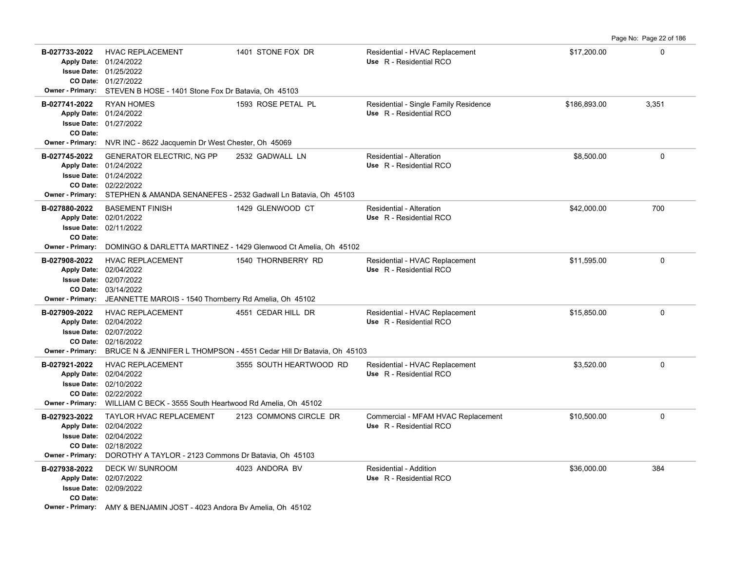| Permit | Description | Address | Type / Use | Valuation | Sq Ft |
|---|---|---|---|---|---|
| **B-027733-2022**<br>**Apply Date:** 01/24/2022<br>**Issue Date:** 01/25/2022<br>**CO Date:** 01/27/2022<br>**Owner - Primary:** STEVEN B HOSE - 1401 Stone Fox Dr Batavia, Oh 45103 | HVAC REPLACEMENT | 1401 STONE FOX DR | Residential - HVAC Replacement<br>**Use** R - Residential RCO | $17,200.00 | 0 |
| **B-027741-2022**<br>**Apply Date:** 01/24/2022<br>**Issue Date:** 01/27/2022<br>**CO Date:**<br>**Owner - Primary:** NVR INC - 8622 Jacquemin Dr West Chester, Oh 45069 | RYAN HOMES | 1593 ROSE PETAL PL | Residential - Single Family Residence<br>**Use** R - Residential RCO | $186,893.00 | 3,351 |
| **B-027745-2022**<br>**Apply Date:** 01/24/2022<br>**Issue Date:** 01/24/2022<br>**CO Date:** 02/22/2022<br>**Owner - Primary:** STEPHEN & AMANDA SENANEFES - 2532 Gadwall Ln Batavia, Oh 45103 | GENERATOR ELECTRIC, NG PP | 2532 GADWALL LN | Residential - Alteration<br>**Use** R - Residential RCO | $8,500.00 | 0 |
| **B-027880-2022**<br>**Apply Date:** 02/01/2022<br>**Issue Date:** 02/11/2022<br>**CO Date:**<br>**Owner - Primary:** DOMINGO & DARLETTA MARTINEZ - 1429 Glenwood Ct Amelia, Oh 45102 | BASEMENT FINISH | 1429 GLENWOOD CT | Residential - Alteration<br>**Use** R - Residential RCO | $42,000.00 | 700 |
| **B-027908-2022**<br>**Apply Date:** 02/04/2022<br>**Issue Date:** 02/07/2022<br>**CO Date:** 03/14/2022<br>**Owner - Primary:** JEANNETTE MAROIS - 1540 Thornberry Rd Amelia, Oh 45102 | HVAC REPLACEMENT | 1540 THORNBERRY RD | Residential - HVAC Replacement<br>**Use** R - Residential RCO | $11,595.00 | 0 |
| **B-027909-2022**<br>**Apply Date:** 02/04/2022<br>**Issue Date:** 02/07/2022<br>**CO Date:** 02/16/2022<br>**Owner - Primary:** BRUCE N & JENNIFER L THOMPSON - 4551 Cedar Hill Dr Batavia, Oh 45103 | HVAC REPLACEMENT | 4551 CEDAR HILL DR | Residential - HVAC Replacement<br>**Use** R - Residential RCO | $15,850.00 | 0 |
| **B-027921-2022**<br>**Apply Date:** 02/04/2022<br>**Issue Date:** 02/10/2022<br>**CO Date:** 02/22/2022<br>**Owner - Primary:** WILLIAM C BECK - 3555 South Heartwood Rd Amelia, Oh 45102 | HVAC REPLACEMENT | 3555 SOUTH HEARTWOOD RD | Residential - HVAC Replacement<br>**Use** R - Residential RCO | $3,520.00 | 0 |
| **B-027923-2022**<br>**Apply Date:** 02/04/2022<br>**Issue Date:** 02/04/2022<br>**CO Date:** 02/18/2022<br>**Owner - Primary:** DOROTHY A TAYLOR - 2123 Commons Dr Batavia, Oh 45103 | TAYLOR HVAC REPLACEMENT | 2123 COMMONS CIRCLE DR | Commercial - MFAM HVAC Replacement<br>**Use** R - Residential RCO | $10,500.00 | 0 |
| **B-027938-2022**<br>**Apply Date:** 02/07/2022<br>**Issue Date:** 02/09/2022<br>**CO Date:**<br>**Owner - Primary:** AMY & BENJAMIN JOST - 4023 Andora Bv Amelia, Oh 45102 | DECK W/ SUNROOM | 4023 ANDORA BV | Residential - Addition<br>**Use** R - Residential RCO | $36,000.00 | 384 |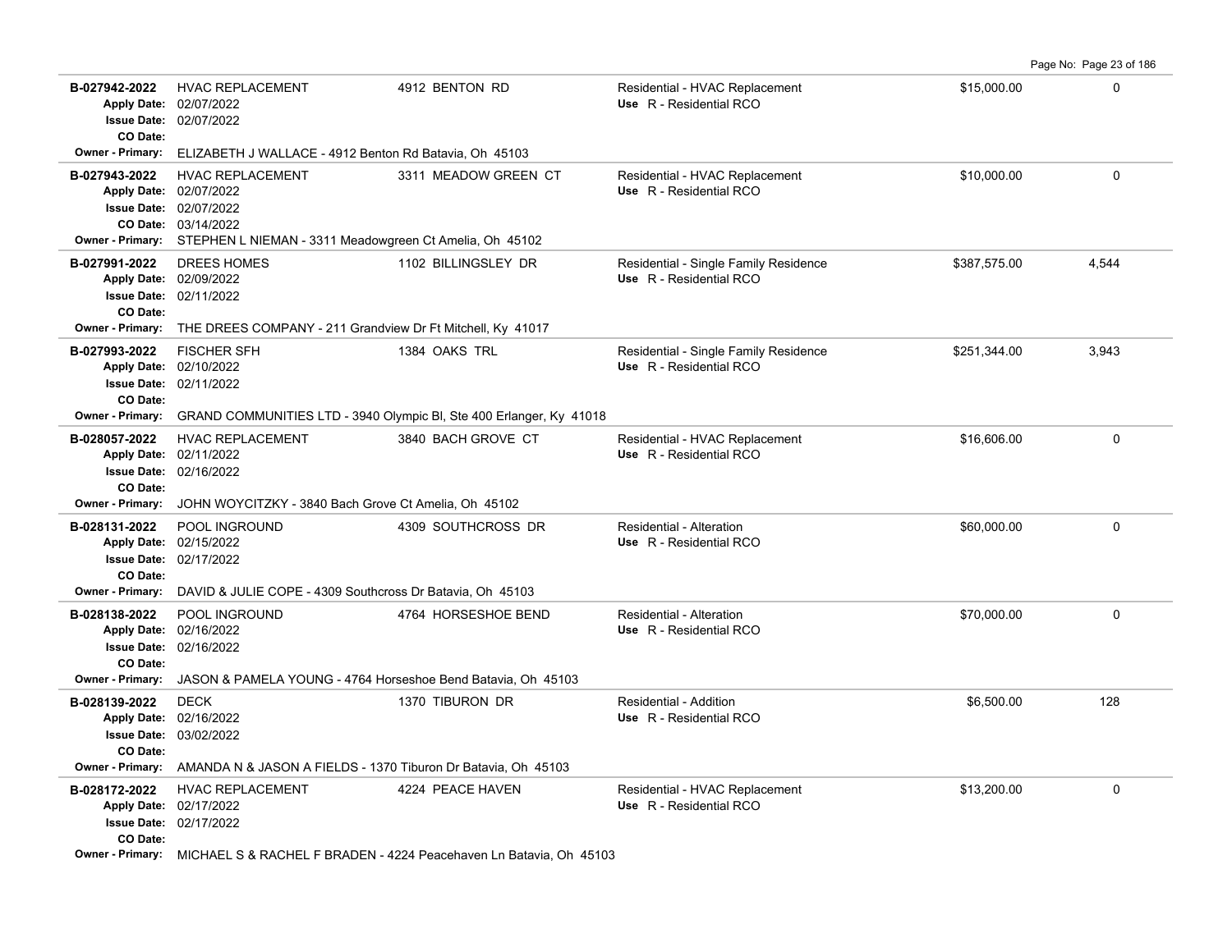| Permit # | Description | Address | Type / Use | Valuation | Sq Ft |
|---|---|---|---|---|---|
| B-027942-2022<br>Apply Date: 02/07/2022<br>Issue Date: 02/07/2022<br>CO Date:<br>Owner - Primary: ELIZABETH J WALLACE - 4912 Benton Rd Batavia, Oh 45103 | HVAC REPLACEMENT | 4912 BENTON RD | Residential - HVAC Replacement<br>Use R - Residential RCO | $15,000.00 | 0 |
| B-027943-2022<br>Apply Date: 02/07/2022<br>Issue Date: 02/07/2022<br>CO Date: 03/14/2022<br>Owner - Primary: STEPHEN L NIEMAN - 3311 Meadowgreen Ct Amelia, Oh 45102 | HVAC REPLACEMENT | 3311 MEADOW GREEN CT | Residential - HVAC Replacement<br>Use R - Residential RCO | $10,000.00 | 0 |
| B-027991-2022<br>Apply Date: 02/09/2022<br>Issue Date: 02/11/2022<br>CO Date:<br>Owner - Primary: THE DREES COMPANY - 211 Grandview Dr Ft Mitchell, Ky 41017 | DREES HOMES | 1102 BILLINGSLEY DR | Residential - Single Family Residence<br>Use R - Residential RCO | $387,575.00 | 4,544 |
| B-027993-2022<br>Apply Date: 02/10/2022<br>Issue Date: 02/11/2022<br>CO Date:<br>Owner - Primary: GRAND COMMUNITIES LTD - 3940 Olympic Bl, Ste 400 Erlanger, Ky 41018 | FISCHER SFH | 1384 OAKS TRL | Residential - Single Family Residence<br>Use R - Residential RCO | $251,344.00 | 3,943 |
| B-028057-2022<br>Apply Date: 02/11/2022<br>Issue Date: 02/16/2022<br>CO Date:<br>Owner - Primary: JOHN WOYCITZKY - 3840 Bach Grove Ct Amelia, Oh 45102 | HVAC REPLACEMENT | 3840 BACH GROVE CT | Residential - HVAC Replacement<br>Use R - Residential RCO | $16,606.00 | 0 |
| B-028131-2022<br>Apply Date: 02/15/2022<br>Issue Date: 02/17/2022<br>CO Date:<br>Owner - Primary: DAVID & JULIE COPE - 4309 Southcross Dr Batavia, Oh 45103 | POOL INGROUND | 4309 SOUTHCROSS DR | Residential - Alteration<br>Use R - Residential RCO | $60,000.00 | 0 |
| B-028138-2022<br>Apply Date: 02/16/2022<br>Issue Date: 02/16/2022<br>CO Date:<br>Owner - Primary: JASON & PAMELA YOUNG - 4764 Horseshoe Bend Batavia, Oh 45103 | POOL INGROUND | 4764 HORSESHOE BEND | Residential - Alteration<br>Use R - Residential RCO | $70,000.00 | 0 |
| B-028139-2022<br>Apply Date: 02/16/2022<br>Issue Date: 03/02/2022<br>CO Date:<br>Owner - Primary: AMANDA N & JASON A FIELDS - 1370 Tiburon Dr Batavia, Oh 45103 | DECK | 1370 TIBURON DR | Residential - Addition<br>Use R - Residential RCO | $6,500.00 | 128 |
| B-028172-2022<br>Apply Date: 02/17/2022<br>Issue Date: 02/17/2022<br>CO Date:<br>Owner - Primary: MICHAEL S & RACHEL F BRADEN - 4224 Peacehaven Ln Batavia, Oh 45103 | HVAC REPLACEMENT | 4224 PEACE HAVEN | Residential - HVAC Replacement<br>Use R - Residential RCO | $13,200.00 | 0 |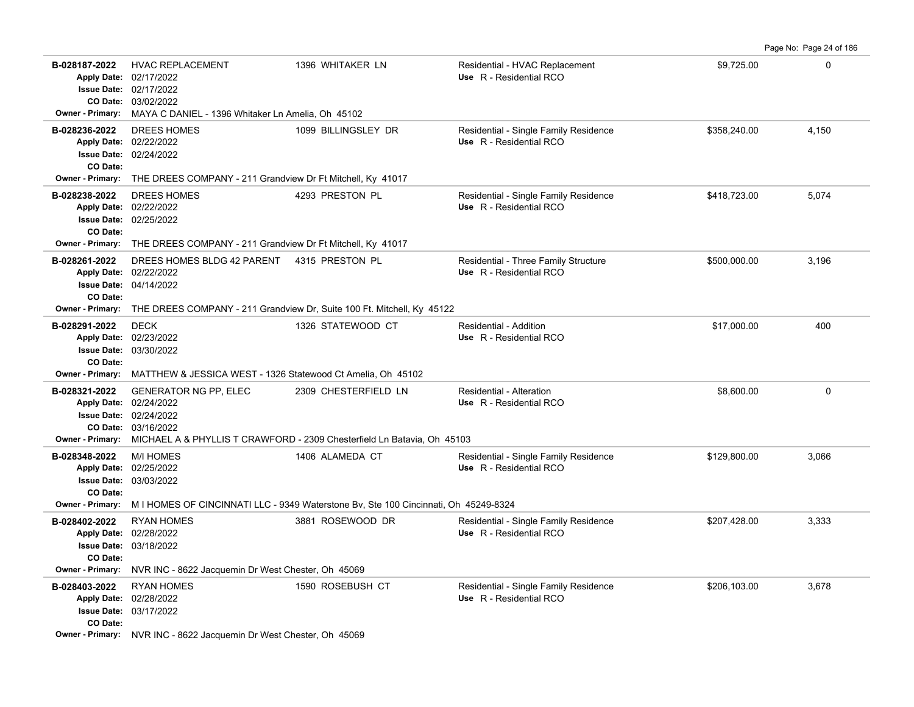| Permit # | Description | Address | Type / Use | Valuation | Sq Ft |
|---|---|---|---|---|---|
| B-028187-2022 | HVAC REPLACEMENT | 1396 WHITAKER LN | Residential - HVAC Replacement | $9,725.00 | 0 |
| Apply Date: 02/17/2022 | | | Use R - Residential RCO | | |
| Issue Date: 02/17/2022 | | | | | |
| CO Date: 03/02/2022 | | | | | |
| Owner - Primary: MAYA C DANIEL - 1396 Whitaker Ln Amelia, Oh 45102 | | | | | |
| B-028236-2022 | DREES HOMES | 1099 BILLINGSLEY DR | Residential - Single Family Residence | $358,240.00 | 4,150 |
| Apply Date: 02/22/2022 | | | Use R - Residential RCO | | |
| Issue Date: 02/24/2022 | | | | | |
| CO Date: | | | | | |
| Owner - Primary: THE DREES COMPANY - 211 Grandview Dr Ft Mitchell, Ky 41017 | | | | | |
| B-028238-2022 | DREES HOMES | 4293 PRESTON PL | Residential - Single Family Residence | $418,723.00 | 5,074 |
| Apply Date: 02/22/2022 | | | Use R - Residential RCO | | |
| Issue Date: 02/25/2022 | | | | | |
| CO Date: | | | | | |
| Owner - Primary: THE DREES COMPANY - 211 Grandview Dr Ft Mitchell, Ky 41017 | | | | | |
| B-028261-2022 | DREES HOMES BLDG 42 PARENT | 4315 PRESTON PL | Residential - Three Family Structure | $500,000.00 | 3,196 |
| Apply Date: 02/22/2022 | | | Use R - Residential RCO | | |
| Issue Date: 04/14/2022 | | | | | |
| CO Date: | | | | | |
| Owner - Primary: THE DREES COMPANY - 211 Grandview Dr, Suite 100 Ft. Mitchell, Ky 45122 | | | | | |
| B-028291-2022 | DECK | 1326 STATEWOOD CT | Residential - Addition | $17,000.00 | 400 |
| Apply Date: 02/23/2022 | | | Use R - Residential RCO | | |
| Issue Date: 03/30/2022 | | | | | |
| CO Date: | | | | | |
| Owner - Primary: MATTHEW & JESSICA WEST - 1326 Statewood Ct Amelia, Oh 45102 | | | | | |
| B-028321-2022 | GENERATOR NG PP, ELEC | 2309 CHESTERFIELD LN | Residential - Alteration | $8,600.00 | 0 |
| Apply Date: 02/24/2022 | | | Use R - Residential RCO | | |
| Issue Date: 02/24/2022 | | | | | |
| CO Date: 03/16/2022 | | | | | |
| Owner - Primary: MICHAEL A & PHYLLIS T CRAWFORD - 2309 Chesterfield Ln Batavia, Oh 45103 | | | | | |
| B-028348-2022 | M/I HOMES | 1406 ALAMEDA CT | Residential - Single Family Residence | $129,800.00 | 3,066 |
| Apply Date: 02/25/2022 | | | Use R - Residential RCO | | |
| Issue Date: 03/03/2022 | | | | | |
| CO Date: | | | | | |
| Owner - Primary: M I HOMES OF CINCINNATI LLC - 9349 Waterstone Bv, Ste 100 Cincinnati, Oh 45249-8324 | | | | | |
| B-028402-2022 | RYAN HOMES | 3881 ROSEWOOD DR | Residential - Single Family Residence | $207,428.00 | 3,333 |
| Apply Date: 02/28/2022 | | | Use R - Residential RCO | | |
| Issue Date: 03/18/2022 | | | | | |
| CO Date: | | | | | |
| Owner - Primary: NVR INC - 8622 Jacquemin Dr West Chester, Oh 45069 | | | | | |
| B-028403-2022 | RYAN HOMES | 1590 ROSEBUSH CT | Residential - Single Family Residence | $206,103.00 | 3,678 |
| Apply Date: 02/28/2022 | | | Use R - Residential RCO | | |
| Issue Date: 03/17/2022 | | | | | |
| CO Date: | | | | | |
| Owner - Primary: NVR INC - 8622 Jacquemin Dr West Chester, Oh 45069 | | | | | |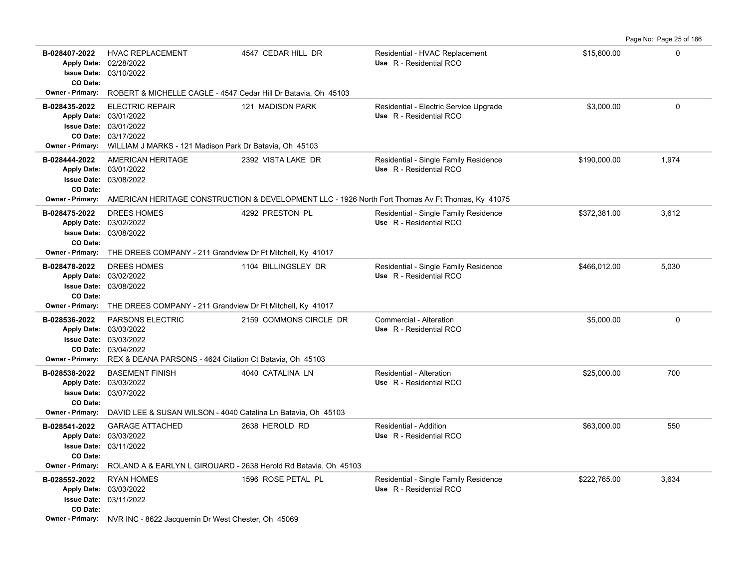| Permit | Description | Address | Type / Use | Valuation | Sq Ft |
|---|---|---|---|---|---|
| B-028407-2022<br>Apply Date: 02/28/2022<br>Issue Date: 03/10/2022<br>CO Date: | HVAC REPLACEMENT | 4547 CEDAR HILL DR | Residential - HVAC Replacement<br>Use R - Residential RCO | $15,600.00 | 0 |
| Owner - Primary: ROBERT & MICHELLE CAGLE - 4547 Cedar Hill Dr Batavia, Oh 45103 | | | | | |
| B-028435-2022<br>Apply Date: 03/01/2022<br>Issue Date: 03/01/2022<br>CO Date: 03/17/2022 | ELECTRIC REPAIR | 121 MADISON PARK | Residential - Electric Service Upgrade<br>Use R - Residential RCO | $3,000.00 | 0 |
| Owner - Primary: WILLIAM J MARKS - 121 Madison Park Dr Batavia, Oh 45103 | | | | | |
| B-028444-2022<br>Apply Date: 03/01/2022<br>Issue Date: 03/08/2022<br>CO Date: | AMERICAN HERITAGE | 2392 VISTA LAKE DR | Residential - Single Family Residence<br>Use R - Residential RCO | $190,000.00 | 1,974 |
| Owner - Primary: AMERICAN HERITAGE CONSTRUCTION & DEVELOPMENT LLC - 1926 North Fort Thomas Av Ft Thomas, Ky 41075 | | | | | |
| B-028475-2022<br>Apply Date: 03/02/2022<br>Issue Date: 03/08/2022<br>CO Date: | DREES HOMES | 4292 PRESTON PL | Residential - Single Family Residence<br>Use R - Residential RCO | $372,381.00 | 3,612 |
| Owner - Primary: THE DREES COMPANY - 211 Grandview Dr Ft Mitchell, Ky 41017 | | | | | |
| B-028478-2022<br>Apply Date: 03/02/2022<br>Issue Date: 03/08/2022<br>CO Date: | DREES HOMES | 1104 BILLINGSLEY DR | Residential - Single Family Residence<br>Use R - Residential RCO | $466,012.00 | 5,030 |
| Owner - Primary: THE DREES COMPANY - 211 Grandview Dr Ft Mitchell, Ky 41017 | | | | | |
| B-028536-2022<br>Apply Date: 03/03/2022<br>Issue Date: 03/03/2022<br>CO Date: 03/04/2022 | PARSONS ELECTRIC | 2159 COMMONS CIRCLE DR | Commercial - Alteration<br>Use R - Residential RCO | $5,000.00 | 0 |
| Owner - Primary: REX & DEANA PARSONS - 4624 Citation Ct Batavia, Oh 45103 | | | | | |
| B-028538-2022<br>Apply Date: 03/03/2022<br>Issue Date: 03/07/2022<br>CO Date: | BASEMENT FINISH | 4040 CATALINA LN | Residential - Alteration<br>Use R - Residential RCO | $25,000.00 | 700 |
| Owner - Primary: DAVID LEE & SUSAN WILSON - 4040 Catalina Ln Batavia, Oh 45103 | | | | | |
| B-028541-2022<br>Apply Date: 03/03/2022<br>Issue Date: 03/11/2022<br>CO Date: | GARAGE ATTACHED | 2638 HEROLD RD | Residential - Addition<br>Use R - Residential RCO | $63,000.00 | 550 |
| Owner - Primary: ROLAND A & EARLYN L GIROUARD - 2638 Herold Rd Batavia, Oh 45103 | | | | | |
| B-028552-2022<br>Apply Date: 03/03/2022<br>Issue Date: 03/11/2022<br>CO Date: | RYAN HOMES | 1596 ROSE PETAL PL | Residential - Single Family Residence<br>Use R - Residential RCO | $222,765.00 | 3,634 |
| Owner - Primary: NVR INC - 8622 Jacquemin Dr West Chester, Oh 45069 | | | | | |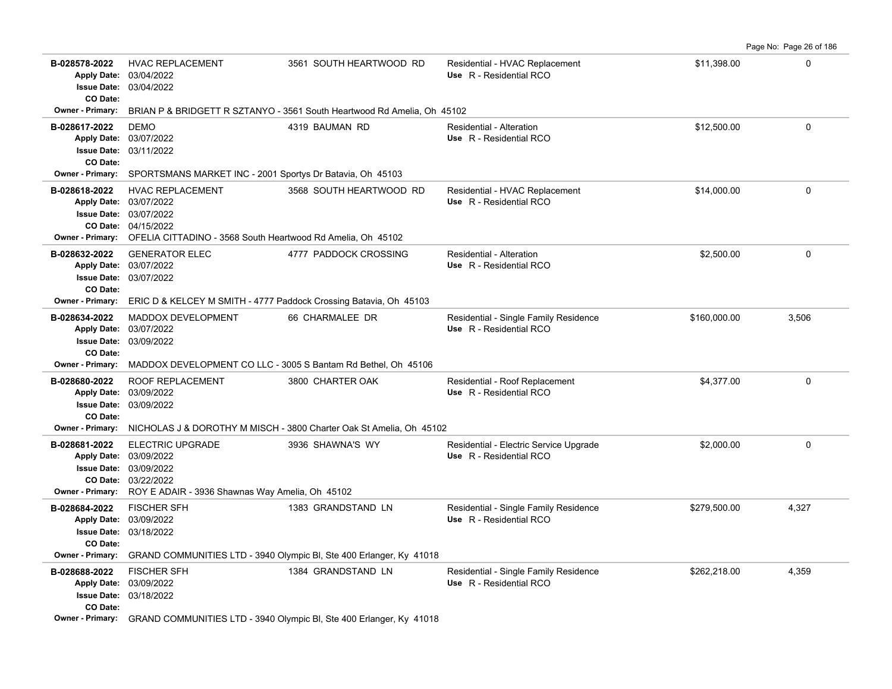| Permit # | Description | Address | Type / Use | Valuation | Sq Ft |
|---|---|---|---|---|---|
| B-028578-2022 | HVAC REPLACEMENT | 3561 SOUTH HEARTWOOD RD | Residential - HVAC Replacement | $11,398.00 | 0 |
| Apply Date: 03/04/2022 | | | Use R - Residential RCO | | |
| Issue Date: 03/04/2022 | | | | | |
| CO Date: | | | | | |
| Owner - Primary: BRIAN P & BRIDGETT R SZTANYO - 3561 South Heartwood Rd Amelia, Oh 45102 | | | | | |
| B-028617-2022 | DEMO | 4319 BAUMAN RD | Residential - Alteration | $12,500.00 | 0 |
| Apply Date: 03/07/2022 | | | Use R - Residential RCO | | |
| Issue Date: 03/11/2022 | | | | | |
| CO Date: | | | | | |
| Owner - Primary: SPORTSMANS MARKET INC - 2001 Sportys Dr Batavia, Oh 45103 | | | | | |
| B-028618-2022 | HVAC REPLACEMENT | 3568 SOUTH HEARTWOOD RD | Residential - HVAC Replacement | $14,000.00 | 0 |
| Apply Date: 03/07/2022 | | | Use R - Residential RCO | | |
| Issue Date: 03/07/2022 | | | | | |
| CO Date: 04/15/2022 | | | | | |
| Owner - Primary: OFELIA CITTADINO - 3568 South Heartwood Rd Amelia, Oh 45102 | | | | | |
| B-028632-2022 | GENERATOR ELEC | 4777 PADDOCK CROSSING | Residential - Alteration | $2,500.00 | 0 |
| Apply Date: 03/07/2022 | | | Use R - Residential RCO | | |
| Issue Date: 03/07/2022 | | | | | |
| CO Date: | | | | | |
| Owner - Primary: ERIC D & KELCEY M SMITH - 4777 Paddock Crossing Batavia, Oh 45103 | | | | | |
| B-028634-2022 | MADDOX DEVELOPMENT | 66 CHARMALEE DR | Residential - Single Family Residence | $160,000.00 | 3,506 |
| Apply Date: 03/07/2022 | | | Use R - Residential RCO | | |
| Issue Date: 03/09/2022 | | | | | |
| CO Date: | | | | | |
| Owner - Primary: MADDOX DEVELOPMENT CO LLC - 3005 S Bantam Rd Bethel, Oh 45106 | | | | | |
| B-028680-2022 | ROOF REPLACEMENT | 3800 CHARTER OAK | Residential - Roof Replacement | $4,377.00 | 0 |
| Apply Date: 03/09/2022 | | | Use R - Residential RCO | | |
| Issue Date: 03/09/2022 | | | | | |
| CO Date: | | | | | |
| Owner - Primary: NICHOLAS J & DOROTHY M MISCH - 3800 Charter Oak St Amelia, Oh 45102 | | | | | |
| B-028681-2022 | ELECTRIC UPGRADE | 3936 SHAWNA'S WY | Residential - Electric Service Upgrade | $2,000.00 | 0 |
| Apply Date: 03/09/2022 | | | Use R - Residential RCO | | |
| Issue Date: 03/09/2022 | | | | | |
| CO Date: 03/22/2022 | | | | | |
| Owner - Primary: ROY E ADAIR - 3936 Shawnas Way Amelia, Oh 45102 | | | | | |
| B-028684-2022 | FISCHER SFH | 1383 GRANDSTAND LN | Residential - Single Family Residence | $279,500.00 | 4,327 |
| Apply Date: 03/09/2022 | | | Use R - Residential RCO | | |
| Issue Date: 03/18/2022 | | | | | |
| CO Date: | | | | | |
| Owner - Primary: GRAND COMMUNITIES LTD - 3940 Olympic Bl, Ste 400 Erlanger, Ky 41018 | | | | | |
| B-028688-2022 | FISCHER SFH | 1384 GRANDSTAND LN | Residential - Single Family Residence | $262,218.00 | 4,359 |
| Apply Date: 03/09/2022 | | | Use R - Residential RCO | | |
| Issue Date: 03/18/2022 | | | | | |
| CO Date: | | | | | |
| Owner - Primary: GRAND COMMUNITIES LTD - 3940 Olympic Bl, Ste 400 Erlanger, Ky 41018 | | | | | |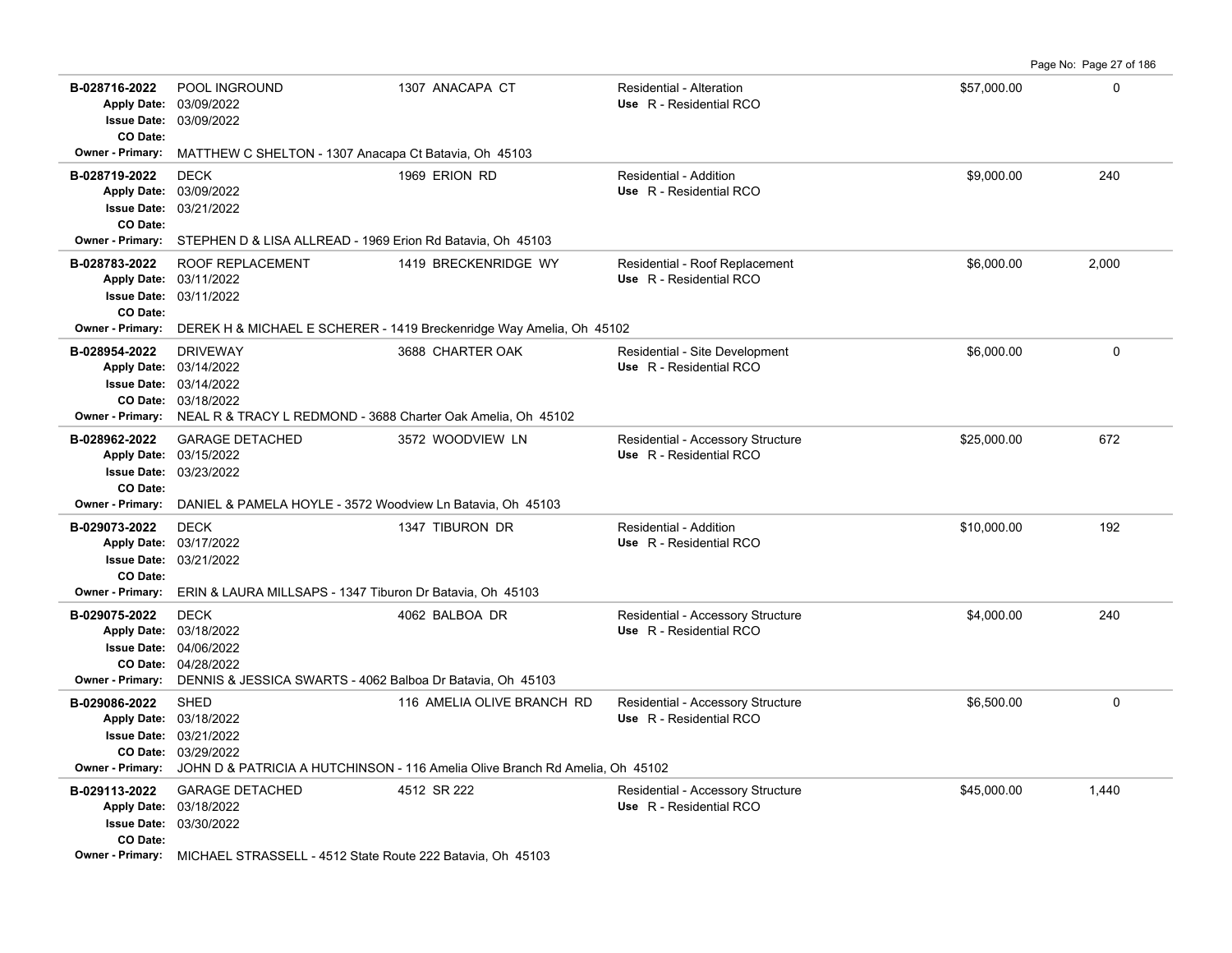| Permit # | Description | Address | Type / Use | Valuation | Sq Ft |
|---|---|---|---|---|---|
| B-028716-2022 | POOL INGROUND | 1307 ANACAPA CT | Residential - Alteration; Use R - Residential RCO | $57,000.00 | 0 |
| Apply Date: 03/09/2022; Issue Date: 03/09/2022; CO Date: | | | | | |
| Owner - Primary: MATTHEW C SHELTON - 1307 Anacapa Ct Batavia, Oh 45103 | | | | | |
| B-028719-2022 | DECK | 1969 ERION RD | Residential - Addition; Use R - Residential RCO | $9,000.00 | 240 |
| Apply Date: 03/09/2022; Issue Date: 03/21/2022; CO Date: | | | | | |
| Owner - Primary: STEPHEN D & LISA ALLREAD - 1969 Erion Rd Batavia, Oh 45103 | | | | | |
| B-028783-2022 | ROOF REPLACEMENT | 1419 BRECKENRIDGE WY | Residential - Roof Replacement; Use R - Residential RCO | $6,000.00 | 2,000 |
| Apply Date: 03/11/2022; Issue Date: 03/11/2022; CO Date: | | | | | |
| Owner - Primary: DEREK H & MICHAEL E SCHERER - 1419 Breckenridge Way Amelia, Oh 45102 | | | | | |
| B-028954-2022 | DRIVEWAY | 3688 CHARTER OAK | Residential - Site Development; Use R - Residential RCO | $6,000.00 | 0 |
| Apply Date: 03/14/2022; Issue Date: 03/14/2022; CO Date: 03/18/2022 | | | | | |
| Owner - Primary: NEAL R & TRACY L REDMOND - 3688 Charter Oak Amelia, Oh 45102 | | | | | |
| B-028962-2022 | GARAGE DETACHED | 3572 WOODVIEW LN | Residential - Accessory Structure; Use R - Residential RCO | $25,000.00 | 672 |
| Apply Date: 03/15/2022; Issue Date: 03/23/2022; CO Date: | | | | | |
| Owner - Primary: DANIEL & PAMELA HOYLE - 3572 Woodview Ln Batavia, Oh 45103 | | | | | |
| B-029073-2022 | DECK | 1347 TIBURON DR | Residential - Addition; Use R - Residential RCO | $10,000.00 | 192 |
| Apply Date: 03/17/2022; Issue Date: 03/21/2022; CO Date: | | | | | |
| Owner - Primary: ERIN & LAURA MILLSAPS - 1347 Tiburon Dr Batavia, Oh 45103 | | | | | |
| B-029075-2022 | DECK | 4062 BALBOA DR | Residential - Accessory Structure; Use R - Residential RCO | $4,000.00 | 240 |
| Apply Date: 03/18/2022; Issue Date: 04/06/2022; CO Date: 04/28/2022 | | | | | |
| Owner - Primary: DENNIS & JESSICA SWARTS - 4062 Balboa Dr Batavia, Oh 45103 | | | | | |
| B-029086-2022 | SHED | 116 AMELIA OLIVE BRANCH RD | Residential - Accessory Structure; Use R - Residential RCO | $6,500.00 | 0 |
| Apply Date: 03/18/2022; Issue Date: 03/21/2022; CO Date: 03/29/2022 | | | | | |
| Owner - Primary: JOHN D & PATRICIA A HUTCHINSON - 116 Amelia Olive Branch Rd Amelia, Oh 45102 | | | | | |
| B-029113-2022 | GARAGE DETACHED | 4512 SR 222 | Residential - Accessory Structure; Use R - Residential RCO | $45,000.00 | 1,440 |
| Apply Date: 03/18/2022; Issue Date: 03/30/2022; CO Date: | | | | | |
| Owner - Primary: MICHAEL STRASSELL - 4512 State Route 222 Batavia, Oh 45103 | | | | | |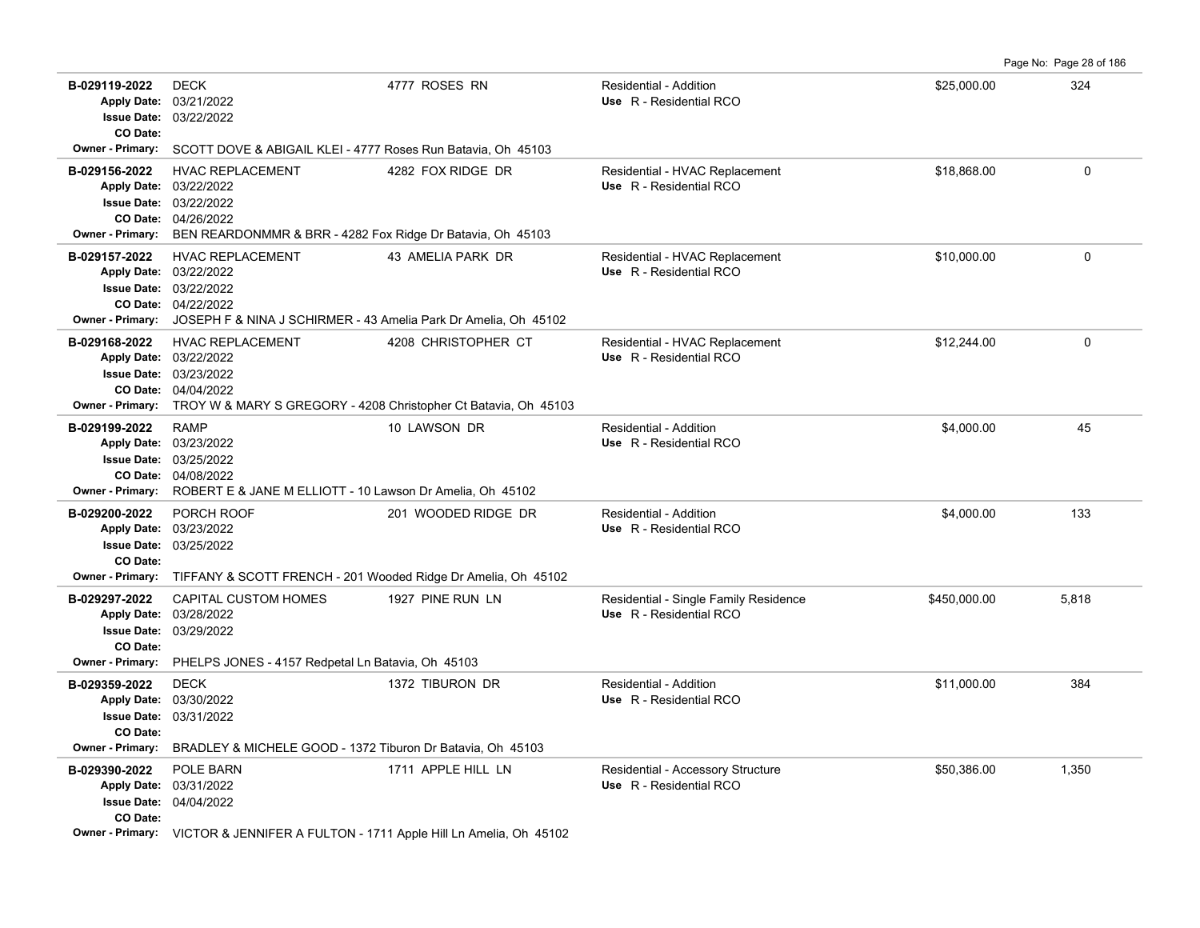| Permit # | Description | Address | Type / Use | Valuation | Sq Ft |
|---|---|---|---|---|---|
| B-029119-2022<br>Apply Date: 03/21/2022<br>Issue Date: 03/22/2022<br>CO Date:<br>Owner - Primary: SCOTT DOVE & ABIGAIL KLEI - 4777 Roses Run Batavia, Oh 45103 | DECK | 4777 ROSES RN | Residential - Addition<br>Use R - Residential RCO | $25,000.00 | 324 |
| B-029156-2022<br>Apply Date: 03/22/2022<br>Issue Date: 03/22/2022<br>CO Date: 04/26/2022<br>Owner - Primary: BEN REARDONMMR & BRR - 4282 Fox Ridge Dr Batavia, Oh 45103 | HVAC REPLACEMENT | 4282 FOX RIDGE DR | Residential - HVAC Replacement<br>Use R - Residential RCO | $18,868.00 | 0 |
| B-029157-2022<br>Apply Date: 03/22/2022<br>Issue Date: 03/22/2022<br>CO Date: 04/22/2022<br>Owner - Primary: JOSEPH F & NINA J SCHIRMER - 43 Amelia Park Dr Amelia, Oh 45102 | HVAC REPLACEMENT | 43 AMELIA PARK DR | Residential - HVAC Replacement<br>Use R - Residential RCO | $10,000.00 | 0 |
| B-029168-2022<br>Apply Date: 03/22/2022<br>Issue Date: 03/23/2022<br>CO Date: 04/04/2022<br>Owner - Primary: TROY W & MARY S GREGORY - 4208 Christopher Ct Batavia, Oh 45103 | HVAC REPLACEMENT | 4208 CHRISTOPHER CT | Residential - HVAC Replacement<br>Use R - Residential RCO | $12,244.00 | 0 |
| B-029199-2022<br>Apply Date: 03/23/2022<br>Issue Date: 03/25/2022<br>CO Date: 04/08/2022<br>Owner - Primary: ROBERT E & JANE M ELLIOTT - 10 Lawson Dr Amelia, Oh 45102 | RAMP | 10 LAWSON DR | Residential - Addition<br>Use R - Residential RCO | $4,000.00 | 45 |
| B-029200-2022<br>Apply Date: 03/23/2022<br>Issue Date: 03/25/2022<br>CO Date:<br>Owner - Primary: TIFFANY & SCOTT FRENCH - 201 Wooded Ridge Dr Amelia, Oh 45102 | PORCH ROOF | 201 WOODED RIDGE DR | Residential - Addition<br>Use R - Residential RCO | $4,000.00 | 133 |
| B-029297-2022<br>Apply Date: 03/28/2022<br>Issue Date: 03/29/2022<br>CO Date:<br>Owner - Primary: PHELPS JONES - 4157 Redpetal Ln Batavia, Oh 45103 | CAPITAL CUSTOM HOMES | 1927 PINE RUN LN | Residential - Single Family Residence<br>Use R - Residential RCO | $450,000.00 | 5,818 |
| B-029359-2022<br>Apply Date: 03/30/2022<br>Issue Date: 03/31/2022<br>CO Date:<br>Owner - Primary: BRADLEY & MICHELE GOOD - 1372 Tiburon Dr Batavia, Oh 45103 | DECK | 1372 TIBURON DR | Residential - Addition<br>Use R - Residential RCO | $11,000.00 | 384 |
| B-029390-2022<br>Apply Date: 03/31/2022<br>Issue Date: 04/04/2022<br>CO Date:<br>Owner - Primary: VICTOR & JENNIFER A FULTON - 1711 Apple Hill Ln Amelia, Oh 45102 | POLE BARN | 1711 APPLE HILL LN | Residential - Accessory Structure<br>Use R - Residential RCO | $50,386.00 | 1,350 |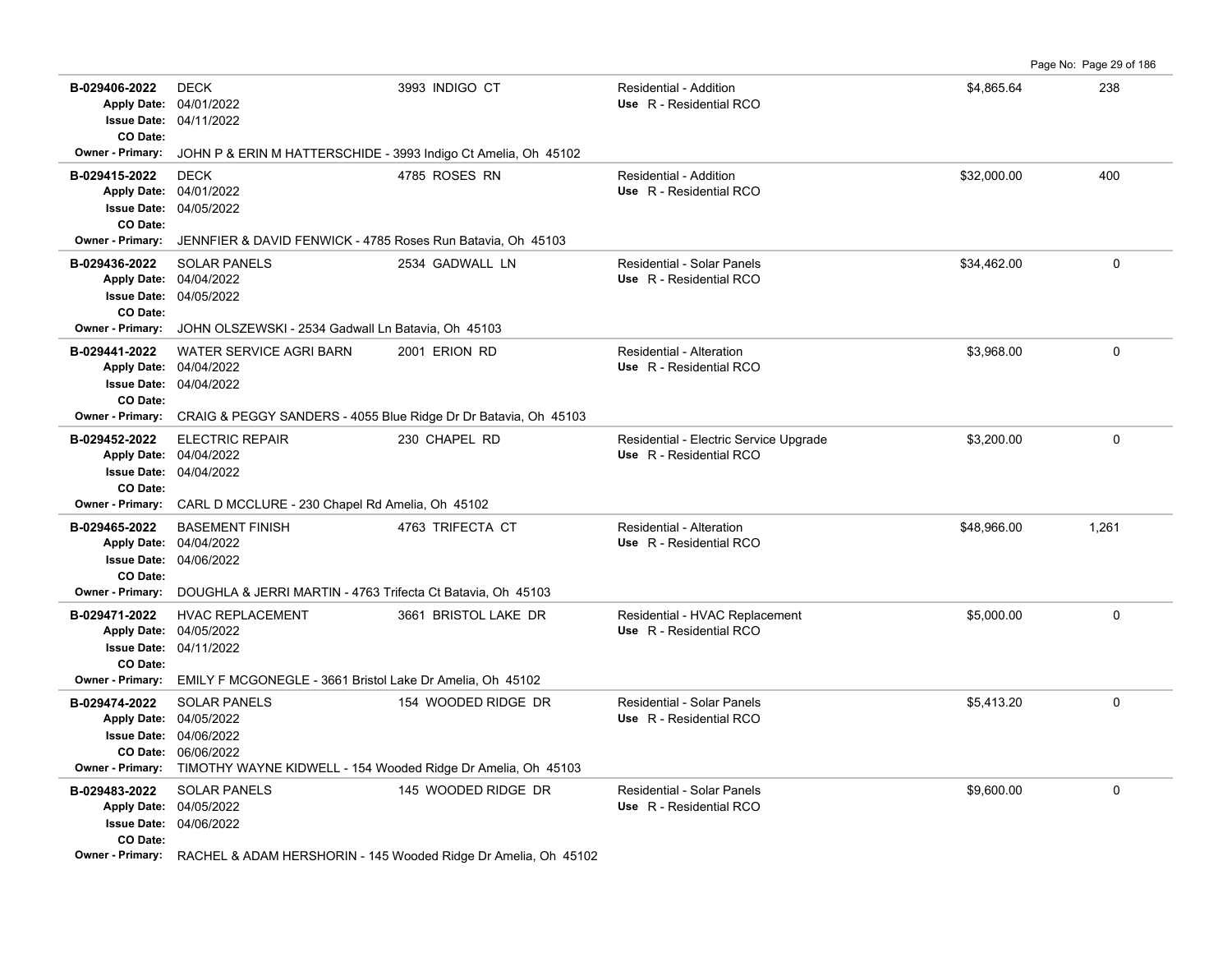| Permit | Description | Address | Type / Use | Valuation | Sq Ft |
|---|---|---|---|---|---|
| B-029406-2022 | DECK | 3993 INDIGO CT | Residential - Addition | $4,865.64 | 238 |
| Apply Date: 04/01/2022 | | | Use R - Residential RCO | | |
| Issue Date: 04/11/2022 | | | | | |
| CO Date: | | | | | |
| Owner - Primary: JOHN P & ERIN M HATTERSCHIDE - 3993 Indigo Ct Amelia, Oh 45102 | | | | | |
| B-029415-2022 | DECK | 4785 ROSES RN | Residential - Addition | $32,000.00 | 400 |
| Apply Date: 04/01/2022 | | | Use R - Residential RCO | | |
| Issue Date: 04/05/2022 | | | | | |
| CO Date: | | | | | |
| Owner - Primary: JENNFIER & DAVID FENWICK - 4785 Roses Run Batavia, Oh 45103 | | | | | |
| B-029436-2022 | SOLAR PANELS | 2534 GADWALL LN | Residential - Solar Panels | $34,462.00 | 0 |
| Apply Date: 04/04/2022 | | | Use R - Residential RCO | | |
| Issue Date: 04/05/2022 | | | | | |
| CO Date: | | | | | |
| Owner - Primary: JOHN OLSZEWSKI - 2534 Gadwall Ln Batavia, Oh 45103 | | | | | |
| B-029441-2022 | WATER SERVICE AGRI BARN | 2001 ERION RD | Residential - Alteration | $3,968.00 | 0 |
| Apply Date: 04/04/2022 | | | Use R - Residential RCO | | |
| Issue Date: 04/04/2022 | | | | | |
| CO Date: | | | | | |
| Owner - Primary: CRAIG & PEGGY SANDERS - 4055 Blue Ridge Dr Dr Batavia, Oh 45103 | | | | | |
| B-029452-2022 | ELECTRIC REPAIR | 230 CHAPEL RD | Residential - Electric Service Upgrade | $3,200.00 | 0 |
| Apply Date: 04/04/2022 | | | Use R - Residential RCO | | |
| Issue Date: 04/04/2022 | | | | | |
| CO Date: | | | | | |
| Owner - Primary: CARL D MCCLURE - 230 Chapel Rd Amelia, Oh 45102 | | | | | |
| B-029465-2022 | BASEMENT FINISH | 4763 TRIFECTA CT | Residential - Alteration | $48,966.00 | 1,261 |
| Apply Date: 04/04/2022 | | | Use R - Residential RCO | | |
| Issue Date: 04/06/2022 | | | | | |
| CO Date: | | | | | |
| Owner - Primary: DOUGHLA & JERRI MARTIN - 4763 Trifecta Ct Batavia, Oh 45103 | | | | | |
| B-029471-2022 | HVAC REPLACEMENT | 3661 BRISTOL LAKE DR | Residential - HVAC Replacement | $5,000.00 | 0 |
| Apply Date: 04/05/2022 | | | Use R - Residential RCO | | |
| Issue Date: 04/11/2022 | | | | | |
| CO Date: | | | | | |
| Owner - Primary: EMILY F MCGONEGLE - 3661 Bristol Lake Dr Amelia, Oh 45102 | | | | | |
| B-029474-2022 | SOLAR PANELS | 154 WOODED RIDGE DR | Residential - Solar Panels | $5,413.20 | 0 |
| Apply Date: 04/05/2022 | | | Use R - Residential RCO | | |
| Issue Date: 04/06/2022 | | | | | |
| CO Date: 06/06/2022 | | | | | |
| Owner - Primary: TIMOTHY WAYNE KIDWELL - 154 Wooded Ridge Dr Amelia, Oh 45103 | | | | | |
| B-029483-2022 | SOLAR PANELS | 145 WOODED RIDGE DR | Residential - Solar Panels | $9,600.00 | 0 |
| Apply Date: 04/05/2022 | | | Use R - Residential RCO | | |
| Issue Date: 04/06/2022 | | | | | |
| CO Date: | | | | | |
| Owner - Primary: RACHEL & ADAM HERSHORIN - 145 Wooded Ridge Dr Amelia, Oh 45102 | | | | | |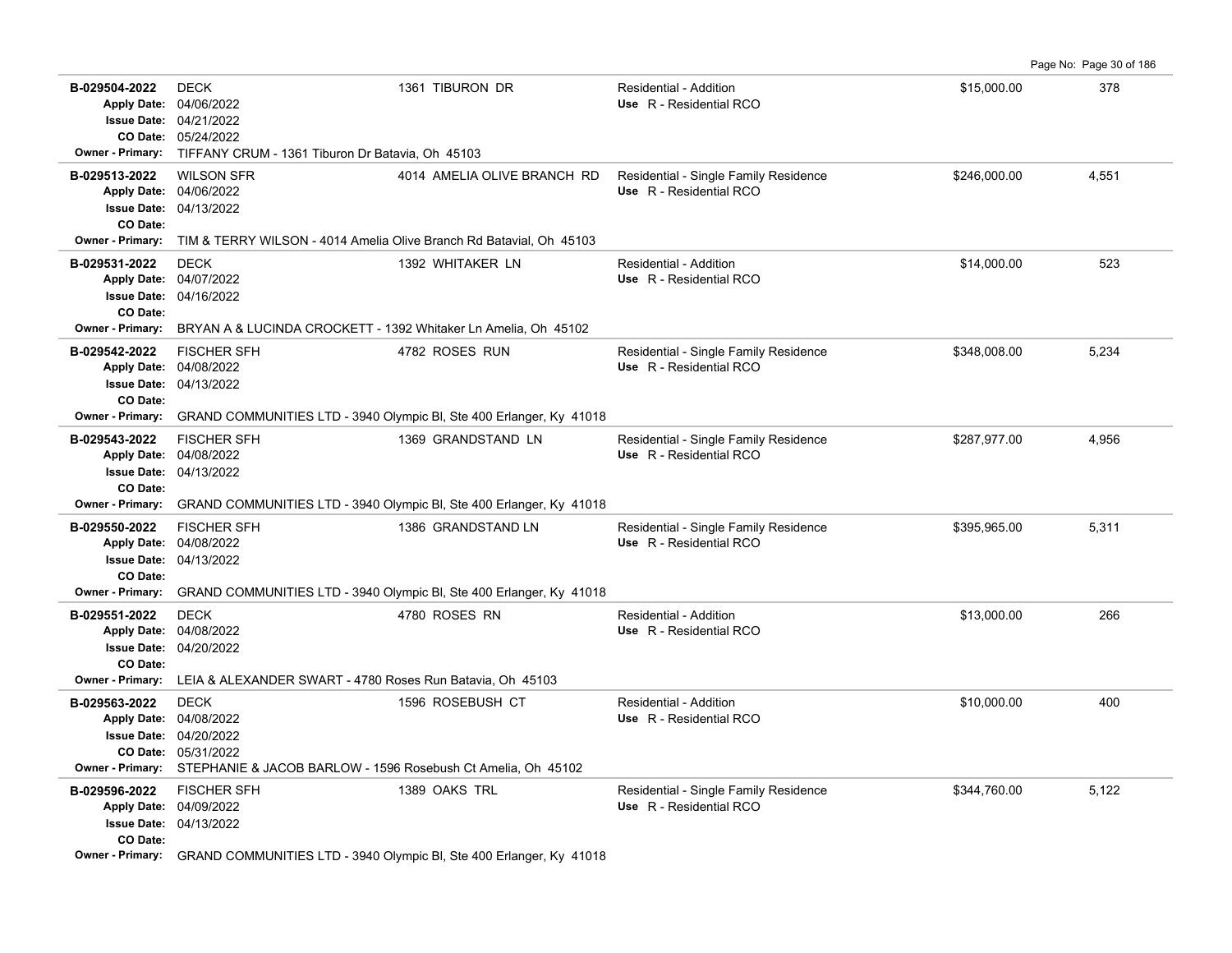| Permit # | Description | Address | Type / Use | Valuation | Sq Ft |
|---|---|---|---|---|---|
| **B-029504-2022**<br>Apply Date: 04/06/2022<br>Issue Date: 04/21/2022<br>CO Date: 05/24/2022<br>Owner - Primary: TIFFANY CRUM - 1361 Tiburon Dr Batavia, Oh 45103 | DECK | 1361 TIBURON DR | Residential - Addition<br>Use R - Residential RCO | $15,000.00 | 378 |
| **B-029513-2022**<br>Apply Date: 04/06/2022<br>Issue Date: 04/13/2022<br>CO Date:<br>Owner - Primary: TIM & TERRY WILSON - 4014 Amelia Olive Branch Rd Batavial, Oh 45103 | WILSON SFR | 4014 AMELIA OLIVE BRANCH RD | Residential - Single Family Residence<br>Use R - Residential RCO | $246,000.00 | 4,551 |
| **B-029531-2022**<br>Apply Date: 04/07/2022<br>Issue Date: 04/16/2022<br>CO Date:<br>Owner - Primary: BRYAN A & LUCINDA CROCKETT - 1392 Whitaker Ln Amelia, Oh 45102 | DECK | 1392 WHITAKER LN | Residential - Addition<br>Use R - Residential RCO | $14,000.00 | 523 |
| **B-029542-2022**<br>Apply Date: 04/08/2022<br>Issue Date: 04/13/2022<br>CO Date:<br>Owner - Primary: GRAND COMMUNITIES LTD - 3940 Olympic Bl, Ste 400 Erlanger, Ky 41018 | FISCHER SFH | 4782 ROSES RUN | Residential - Single Family Residence<br>Use R - Residential RCO | $348,008.00 | 5,234 |
| **B-029543-2022**<br>Apply Date: 04/08/2022<br>Issue Date: 04/13/2022<br>CO Date:<br>Owner - Primary: GRAND COMMUNITIES LTD - 3940 Olympic Bl, Ste 400 Erlanger, Ky 41018 | FISCHER SFH | 1369 GRANDSTAND LN | Residential - Single Family Residence<br>Use R - Residential RCO | $287,977.00 | 4,956 |
| **B-029550-2022**<br>Apply Date: 04/08/2022<br>Issue Date: 04/13/2022<br>CO Date:<br>Owner - Primary: GRAND COMMUNITIES LTD - 3940 Olympic Bl, Ste 400 Erlanger, Ky 41018 | FISCHER SFH | 1386 GRANDSTAND LN | Residential - Single Family Residence<br>Use R - Residential RCO | $395,965.00 | 5,311 |
| **B-029551-2022**<br>Apply Date: 04/08/2022<br>Issue Date: 04/20/2022<br>CO Date:<br>Owner - Primary: LEIA & ALEXANDER SWART - 4780 Roses Run Batavia, Oh 45103 | DECK | 4780 ROSES RN | Residential - Addition<br>Use R - Residential RCO | $13,000.00 | 266 |
| **B-029563-2022**<br>Apply Date: 04/08/2022<br>Issue Date: 04/20/2022<br>CO Date: 05/31/2022<br>Owner - Primary: STEPHANIE & JACOB BARLOW - 1596 Rosebush Ct Amelia, Oh 45102 | DECK | 1596 ROSEBUSH CT | Residential - Addition<br>Use R - Residential RCO | $10,000.00 | 400 |
| **B-029596-2022**<br>Apply Date: 04/09/2022<br>Issue Date: 04/13/2022<br>CO Date:<br>Owner - Primary: GRAND COMMUNITIES LTD - 3940 Olympic Bl, Ste 400 Erlanger, Ky 41018 | FISCHER SFH | 1389 OAKS TRL | Residential - Single Family Residence<br>Use R - Residential RCO | $344,760.00 | 5,122 |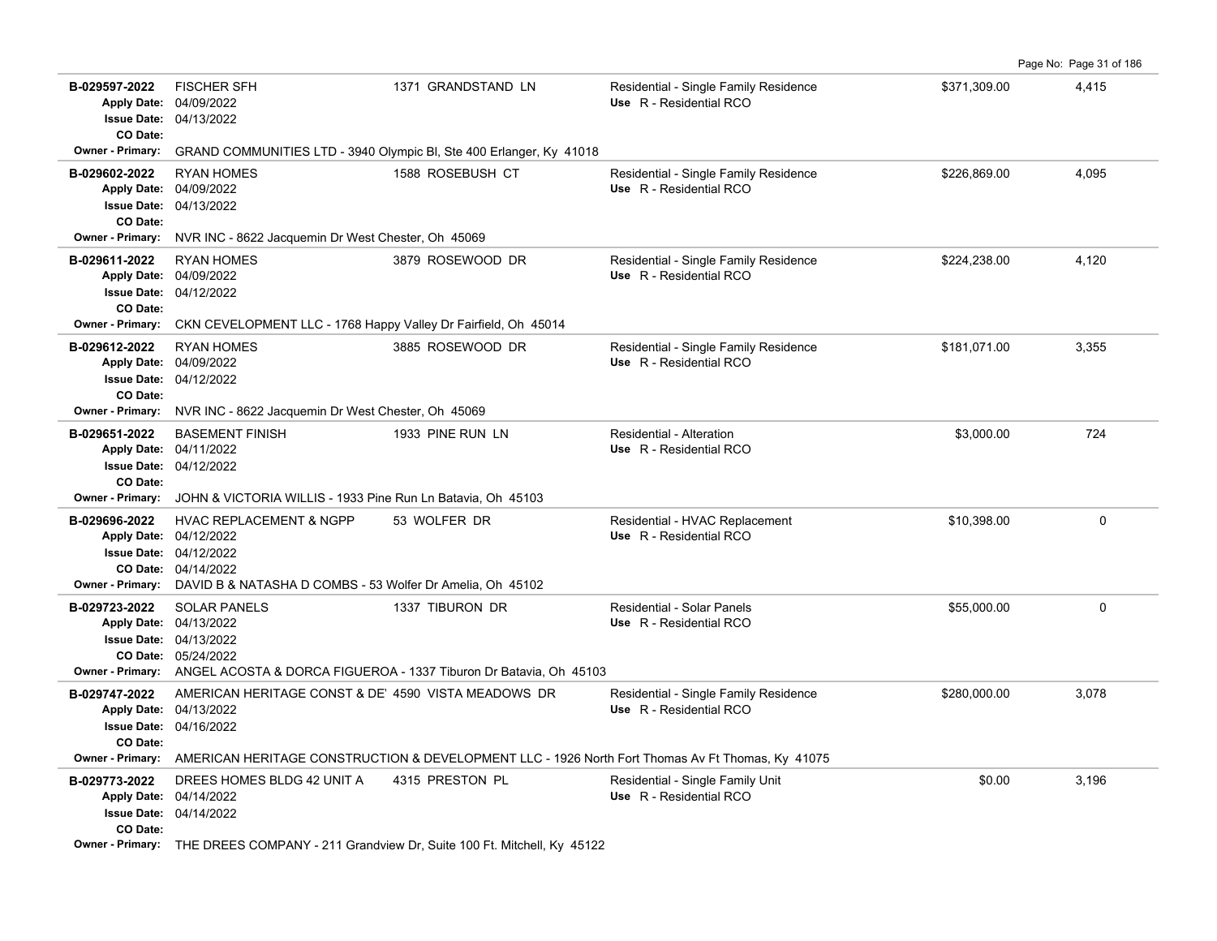| Permit # | Description / Dates | Address | Type / Use | Valuation | Sq Ft |
|---|---|---|---|---|---|
| B-029597-2022 | FISCHER SFH<br>Apply Date: 04/09/2022<br>Issue Date: 04/13/2022<br>CO Date: | 1371 GRANDSTAND LN | Residential - Single Family Residence<br>Use R - Residential RCO | $371,309.00 | 4,415 |
| Owner - Primary: | GRAND COMMUNITIES LTD - 3940 Olympic Bl, Ste 400 Erlanger, Ky 41018 | | | | |
| B-029602-2022 | RYAN HOMES<br>Apply Date: 04/09/2022<br>Issue Date: 04/13/2022<br>CO Date: | 1588 ROSEBUSH CT | Residential - Single Family Residence<br>Use R - Residential RCO | $226,869.00 | 4,095 |
| Owner - Primary: | NVR INC - 8622 Jacquemin Dr West Chester, Oh 45069 | | | | |
| B-029611-2022 | RYAN HOMES<br>Apply Date: 04/09/2022<br>Issue Date: 04/12/2022<br>CO Date: | 3879 ROSEWOOD DR | Residential - Single Family Residence<br>Use R - Residential RCO | $224,238.00 | 4,120 |
| Owner - Primary: | CKN CEVELOPMENT LLC - 1768 Happy Valley Dr Fairfield, Oh 45014 | | | | |
| B-029612-2022 | RYAN HOMES<br>Apply Date: 04/09/2022<br>Issue Date: 04/12/2022<br>CO Date: | 3885 ROSEWOOD DR | Residential - Single Family Residence<br>Use R - Residential RCO | $181,071.00 | 3,355 |
| Owner - Primary: | NVR INC - 8622 Jacquemin Dr West Chester, Oh 45069 | | | | |
| B-029651-2022 | BASEMENT FINISH<br>Apply Date: 04/11/2022<br>Issue Date: 04/12/2022<br>CO Date: | 1933 PINE RUN LN | Residential - Alteration<br>Use R - Residential RCO | $3,000.00 | 724 |
| Owner - Primary: | JOHN & VICTORIA WILLIS - 1933 Pine Run Ln Batavia, Oh 45103 | | | | |
| B-029696-2022 | HVAC REPLACEMENT & NGPP<br>Apply Date: 04/12/2022<br>Issue Date: 04/12/2022<br>CO Date: 04/14/2022 | 53 WOLFER DR | Residential - HVAC Replacement<br>Use R - Residential RCO | $10,398.00 | 0 |
| Owner - Primary: | DAVID B & NATASHA D COMBS - 53 Wolfer Dr Amelia, Oh 45102 | | | | |
| B-029723-2022 | SOLAR PANELS<br>Apply Date: 04/13/2022<br>Issue Date: 04/13/2022<br>CO Date: 05/24/2022 | 1337 TIBURON DR | Residential - Solar Panels<br>Use R - Residential RCO | $55,000.00 | 0 |
| Owner - Primary: | ANGEL ACOSTA & DORCA FIGUEROA - 1337 Tiburon Dr Batavia, Oh 45103 | | | | |
| B-029747-2022 | AMERICAN HERITAGE CONST & DE'<br>Apply Date: 04/13/2022<br>Issue Date: 04/16/2022<br>CO Date: | 4590 VISTA MEADOWS DR | Residential - Single Family Residence<br>Use R - Residential RCO | $280,000.00 | 3,078 |
| Owner - Primary: | AMERICAN HERITAGE CONSTRUCTION & DEVELOPMENT LLC - 1926 North Fort Thomas Av Ft Thomas, Ky 41075 | | | | |
| B-029773-2022 | DREES HOMES BLDG 42 UNIT A<br>Apply Date: 04/14/2022<br>Issue Date: 04/14/2022<br>CO Date: | 4315 PRESTON PL | Residential - Single Family Unit<br>Use R - Residential RCO | $0.00 | 3,196 |
| Owner - Primary: | THE DREES COMPANY - 211 Grandview Dr, Suite 100 Ft. Mitchell, Ky 45122 | | | | |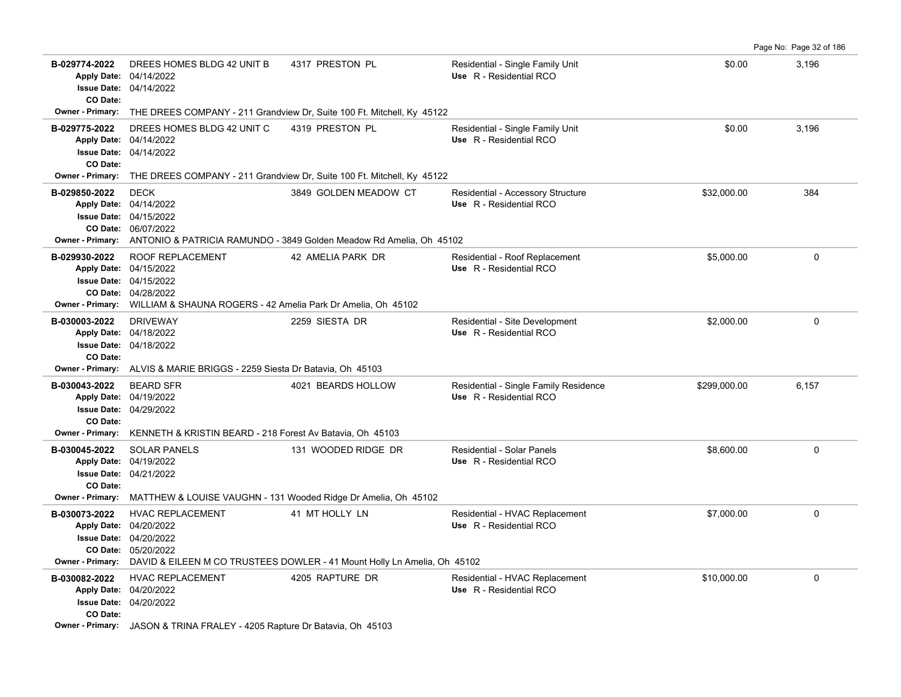| Permit # | Description | Address | Type / Use | Valuation | Sq Ft |
|---|---|---|---|---|---|
| **B-029774-2022**<br>Apply Date: 04/14/2022<br>Issue Date: 04/14/2022<br>CO Date: | DREES HOMES BLDG 42 UNIT B | 4317 PRESTON PL | Residential - Single Family Unit<br>Use R - Residential RCO | $0.00 | 3,196 |
| Owner - Primary: | THE DREES COMPANY - 211 Grandview Dr, Suite 100 Ft. Mitchell, Ky 45122 | | | | |
| **B-029775-2022**<br>Apply Date: 04/14/2022<br>Issue Date: 04/14/2022<br>CO Date: | DREES HOMES BLDG 42 UNIT C | 4319 PRESTON PL | Residential - Single Family Unit<br>Use R - Residential RCO | $0.00 | 3,196 |
| Owner - Primary: | THE DREES COMPANY - 211 Grandview Dr, Suite 100 Ft. Mitchell, Ky 45122 | | | | |
| **B-029850-2022**<br>Apply Date: 04/14/2022<br>Issue Date: 04/15/2022<br>CO Date: 06/07/2022 | DECK | 3849 GOLDEN MEADOW CT | Residential - Accessory Structure<br>Use R - Residential RCO | $32,000.00 | 384 |
| Owner - Primary: | ANTONIO & PATRICIA RAMUNDO - 3849 Golden Meadow Rd Amelia, Oh 45102 | | | | |
| **B-029930-2022**<br>Apply Date: 04/15/2022<br>Issue Date: 04/15/2022<br>CO Date: 04/28/2022 | ROOF REPLACEMENT | 42 AMELIA PARK DR | Residential - Roof Replacement<br>Use R - Residential RCO | $5,000.00 | 0 |
| Owner - Primary: | WILLIAM & SHAUNA ROGERS - 42 Amelia Park Dr Amelia, Oh 45102 | | | | |
| **B-030003-2022**<br>Apply Date: 04/18/2022<br>Issue Date: 04/18/2022<br>CO Date: | DRIVEWAY | 2259 SIESTA DR | Residential - Site Development<br>Use R - Residential RCO | $2,000.00 | 0 |
| Owner - Primary: | ALVIS & MARIE BRIGGS - 2259 Siesta Dr Batavia, Oh 45103 | | | | |
| **B-030043-2022**<br>Apply Date: 04/19/2022<br>Issue Date: 04/29/2022<br>CO Date: | BEARD SFR | 4021 BEARDS HOLLOW | Residential - Single Family Residence<br>Use R - Residential RCO | $299,000.00 | 6,157 |
| Owner - Primary: | KENNETH & KRISTIN BEARD - 218 Forest Av Batavia, Oh 45103 | | | | |
| **B-030045-2022**<br>Apply Date: 04/19/2022<br>Issue Date: 04/21/2022<br>CO Date: | SOLAR PANELS | 131 WOODED RIDGE DR | Residential - Solar Panels<br>Use R - Residential RCO | $8,600.00 | 0 |
| Owner - Primary: | MATTHEW & LOUISE VAUGHN - 131 Wooded Ridge Dr Amelia, Oh 45102 | | | | |
| **B-030073-2022**<br>Apply Date: 04/20/2022<br>Issue Date: 04/20/2022<br>CO Date: 05/20/2022 | HVAC REPLACEMENT | 41 MT HOLLY LN | Residential - HVAC Replacement<br>Use R - Residential RCO | $7,000.00 | 0 |
| Owner - Primary: | DAVID & EILEEN M CO TRUSTEES DOWLER - 41 Mount Holly Ln Amelia, Oh 45102 | | | | |
| **B-030082-2022**<br>Apply Date: 04/20/2022<br>Issue Date: 04/20/2022<br>CO Date: | HVAC REPLACEMENT | 4205 RAPTURE DR | Residential - HVAC Replacement<br>Use R - Residential RCO | $10,000.00 | 0 |
| Owner - Primary: | JASON & TRINA FRALEY - 4205 Rapture Dr Batavia, Oh 45103 | | | | |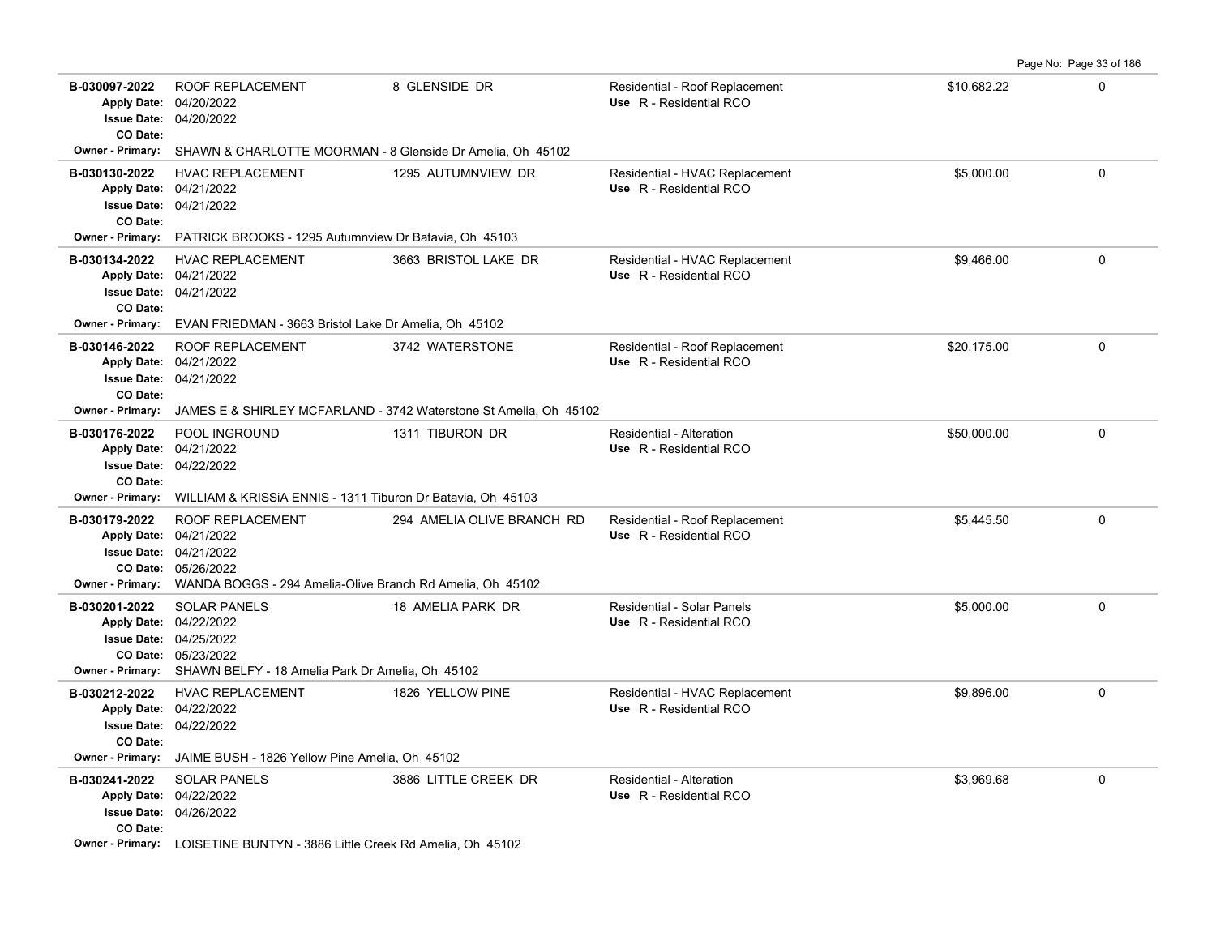| Permit # | Description | Address | Type / Use | Valuation | |
|---|---|---|---|---|---|
| **B-030097-2022**<br>Apply Date: 04/20/2022<br>Issue Date: 04/20/2022<br>CO Date:<br>Owner - Primary: SHAWN & CHARLOTTE MOORMAN - 8 Glenside Dr Amelia, Oh 45102 | ROOF REPLACEMENT | 8 GLENSIDE DR | Residential - Roof Replacement<br>Use R - Residential RCO | $10,682.22 | 0 |
| **B-030130-2022**<br>Apply Date: 04/21/2022<br>Issue Date: 04/21/2022<br>CO Date:<br>Owner - Primary: PATRICK BROOKS - 1295 Autumnview Dr Batavia, Oh 45103 | HVAC REPLACEMENT | 1295 AUTUMNVIEW DR | Residential - HVAC Replacement<br>Use R - Residential RCO | $5,000.00 | 0 |
| **B-030134-2022**<br>Apply Date: 04/21/2022<br>Issue Date: 04/21/2022<br>CO Date:<br>Owner - Primary: EVAN FRIEDMAN - 3663 Bristol Lake Dr Amelia, Oh 45102 | HVAC REPLACEMENT | 3663 BRISTOL LAKE DR | Residential - HVAC Replacement<br>Use R - Residential RCO | $9,466.00 | 0 |
| **B-030146-2022**<br>Apply Date: 04/21/2022<br>Issue Date: 04/21/2022<br>CO Date:<br>Owner - Primary: JAMES E & SHIRLEY MCFARLAND - 3742 Waterstone St Amelia, Oh 45102 | ROOF REPLACEMENT | 3742 WATERSTONE | Residential - Roof Replacement<br>Use R - Residential RCO | $20,175.00 | 0 |
| **B-030176-2022**<br>Apply Date: 04/21/2022<br>Issue Date: 04/22/2022<br>CO Date:<br>Owner - Primary: WILLIAM & KRISSiA ENNIS - 1311 Tiburon Dr Batavia, Oh 45103 | POOL INGROUND | 1311 TIBURON DR | Residential - Alteration<br>Use R - Residential RCO | $50,000.00 | 0 |
| **B-030179-2022**<br>Apply Date: 04/21/2022<br>Issue Date: 04/21/2022<br>CO Date: 05/26/2022<br>Owner - Primary: WANDA BOGGS - 294 Amelia-Olive Branch Rd Amelia, Oh 45102 | ROOF REPLACEMENT | 294 AMELIA OLIVE BRANCH RD | Residential - Roof Replacement<br>Use R - Residential RCO | $5,445.50 | 0 |
| **B-030201-2022**<br>Apply Date: 04/22/2022<br>Issue Date: 04/25/2022<br>CO Date: 05/23/2022<br>Owner - Primary: SHAWN BELFY - 18 Amelia Park Dr Amelia, Oh 45102 | SOLAR PANELS | 18 AMELIA PARK DR | Residential - Solar Panels<br>Use R - Residential RCO | $5,000.00 | 0 |
| **B-030212-2022**<br>Apply Date: 04/22/2022<br>Issue Date: 04/22/2022<br>CO Date:<br>Owner - Primary: JAIME BUSH - 1826 Yellow Pine Amelia, Oh 45102 | HVAC REPLACEMENT | 1826 YELLOW PINE | Residential - HVAC Replacement<br>Use R - Residential RCO | $9,896.00 | 0 |
| **B-030241-2022**<br>Apply Date: 04/22/2022<br>Issue Date: 04/26/2022<br>CO Date:<br>Owner - Primary: LOISETINE BUNTYN - 3886 Little Creek Rd Amelia, Oh 45102 | SOLAR PANELS | 3886 LITTLE CREEK DR | Residential - Alteration<br>Use R - Residential RCO | $3,969.68 | 0 |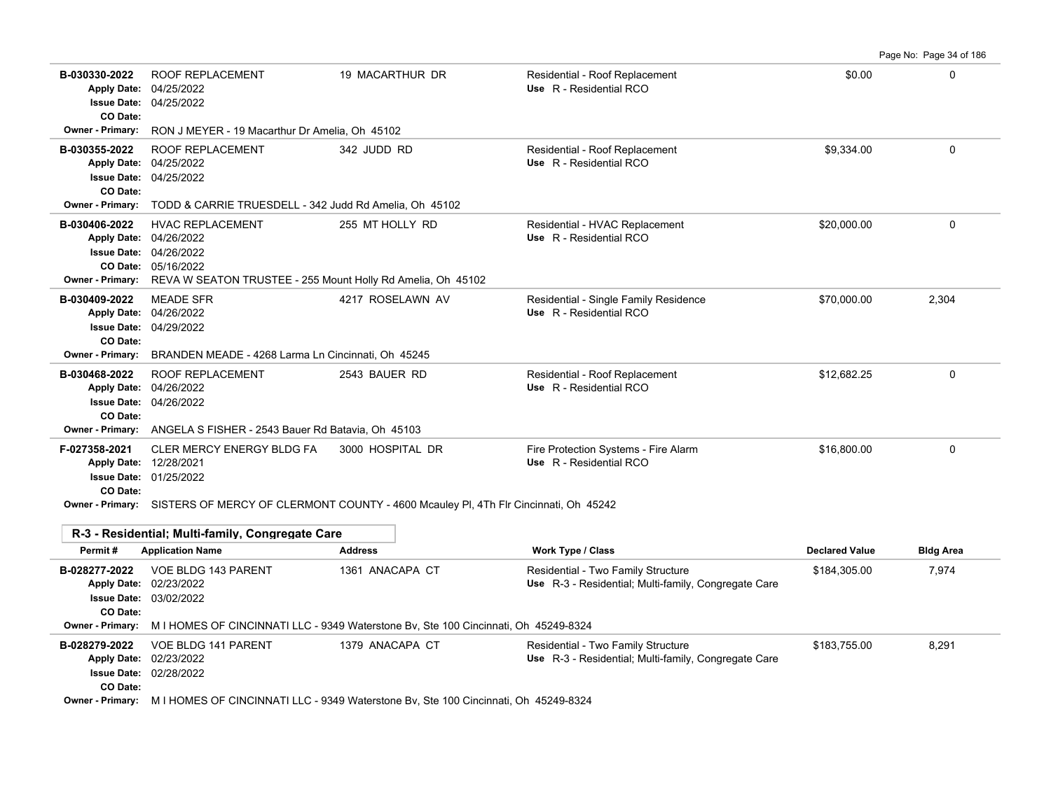| Permit # | Application Name | Address | Work Type / Class | Declared Value | Bldg Area |
|---|---|---|---|---|---|
| B-030330-2022 | ROOF REPLACEMENT | 19 MACARTHUR DR | Residential - Roof Replacement | $0.00 | 0 |
| Apply Date: 04/25/2022 | | | Use R - Residential RCO | | |
| Issue Date: 04/25/2022 | | | | | |
| CO Date: | | | | | |
| Owner - Primary: RON J MEYER - 19 Macarthur Dr Amelia, Oh 45102 | | | | | |
| B-030355-2022 | ROOF REPLACEMENT | 342 JUDD RD | Residential - Roof Replacement | $9,334.00 | 0 |
| Apply Date: 04/25/2022 | | | Use R - Residential RCO | | |
| Issue Date: 04/25/2022 | | | | | |
| CO Date: | | | | | |
| Owner - Primary: TODD & CARRIE TRUESDELL - 342 Judd Rd Amelia, Oh 45102 | | | | | |
| B-030406-2022 | HVAC REPLACEMENT | 255 MT HOLLY RD | Residential - HVAC Replacement | $20,000.00 | 0 |
| Apply Date: 04/26/2022 | | | Use R - Residential RCO | | |
| Issue Date: 04/26/2022 | | | | | |
| CO Date: 05/16/2022 | | | | | |
| Owner - Primary: REVA W SEATON TRUSTEE - 255 Mount Holly Rd Amelia, Oh 45102 | | | | | |
| B-030409-2022 | MEADE SFR | 4217 ROSELAWN AV | Residential - Single Family Residence | $70,000.00 | 2,304 |
| Apply Date: 04/26/2022 | | | Use R - Residential RCO | | |
| Issue Date: 04/29/2022 | | | | | |
| CO Date: | | | | | |
| Owner - Primary: BRANDEN MEADE - 4268 Larma Ln Cincinnati, Oh 45245 | | | | | |
| B-030468-2022 | ROOF REPLACEMENT | 2543 BAUER RD | Residential - Roof Replacement | $12,682.25 | 0 |
| Apply Date: 04/26/2022 | | | Use R - Residential RCO | | |
| Issue Date: 04/26/2022 | | | | | |
| CO Date: | | | | | |
| Owner - Primary: ANGELA S FISHER - 2543 Bauer Rd Batavia, Oh 45103 | | | | | |
| F-027358-2021 | CLER MERCY ENERGY BLDG FA | 3000 HOSPITAL DR | Fire Protection Systems - Fire Alarm | $16,800.00 | 0 |
| Apply Date: 12/28/2021 | | | Use R - Residential RCO | | |
| Issue Date: 01/25/2022 | | | | | |
| CO Date: | | | | | |
| Owner - Primary: SISTERS OF MERCY OF CLERMONT COUNTY - 4600 Mcauley Pl, 4Th Flr Cincinnati, Oh 45242 | | | | | |

**R-3 - Residential; Multi-family, Congregate Care**

| Permit # | Application Name | Address | Work Type / Class | Declared Value | Bldg Area |
|---|---|---|---|---|---|
| B-028277-2022 | VOE BLDG 143 PARENT | 1361 ANACAPA CT | Residential - Two Family Structure | $184,305.00 | 7,974 |
| Apply Date: 02/23/2022 | | | Use R-3 - Residential; Multi-family, Congregate Care | | |
| Issue Date: 03/02/2022 | | | | | |
| CO Date: | | | | | |
| Owner - Primary: M I HOMES OF CINCINNATI LLC - 9349 Waterstone Bv, Ste 100 Cincinnati, Oh 45249-8324 | | | | | |
| B-028279-2022 | VOE BLDG 141 PARENT | 1379 ANACAPA CT | Residential - Two Family Structure | $183,755.00 | 8,291 |
| Apply Date: 02/23/2022 | | | Use R-3 - Residential; Multi-family, Congregate Care | | |
| Issue Date: 02/28/2022 | | | | | |
| CO Date: | | | | | |
| Owner - Primary: M I HOMES OF CINCINNATI LLC - 9349 Waterstone Bv, Ste 100 Cincinnati, Oh 45249-8324 | | | | | |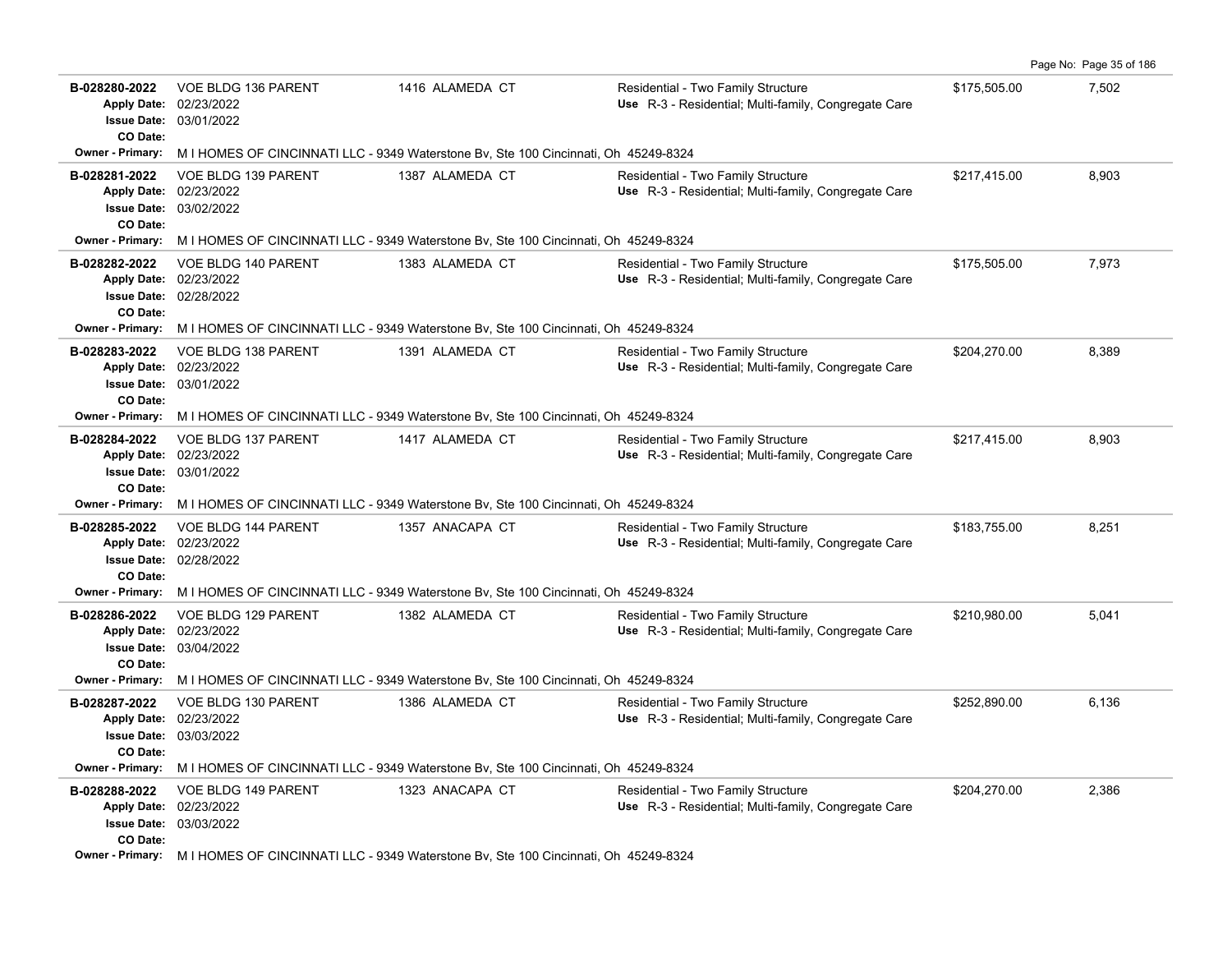| Permit | Description | Address | Type / Use | Valuation | Sq Ft |
|---|---|---|---|---|---|
| **B-028280-2022**<br>Apply Date: 02/23/2022<br>Issue Date: 03/01/2022<br>CO Date: | VOE BLDG 136 PARENT | 1416 ALAMEDA CT | Residential - Two Family Structure<br>Use R-3 - Residential; Multi-family, Congregate Care | $175,505.00 | 7,502 |
| Owner - Primary: M I HOMES OF CINCINNATI LLC - 9349 Waterstone Bv, Ste 100 Cincinnati, Oh 45249-8324 | | | | | |
| **B-028281-2022**<br>Apply Date: 02/23/2022<br>Issue Date: 03/02/2022<br>CO Date: | VOE BLDG 139 PARENT | 1387 ALAMEDA CT | Residential - Two Family Structure<br>Use R-3 - Residential; Multi-family, Congregate Care | $217,415.00 | 8,903 |
| Owner - Primary: M I HOMES OF CINCINNATI LLC - 9349 Waterstone Bv, Ste 100 Cincinnati, Oh 45249-8324 | | | | | |
| **B-028282-2022**<br>Apply Date: 02/23/2022<br>Issue Date: 02/28/2022<br>CO Date: | VOE BLDG 140 PARENT | 1383 ALAMEDA CT | Residential - Two Family Structure<br>Use R-3 - Residential; Multi-family, Congregate Care | $175,505.00 | 7,973 |
| Owner - Primary: M I HOMES OF CINCINNATI LLC - 9349 Waterstone Bv, Ste 100 Cincinnati, Oh 45249-8324 | | | | | |
| **B-028283-2022**<br>Apply Date: 02/23/2022<br>Issue Date: 03/01/2022<br>CO Date: | VOE BLDG 138 PARENT | 1391 ALAMEDA CT | Residential - Two Family Structure<br>Use R-3 - Residential; Multi-family, Congregate Care | $204,270.00 | 8,389 |
| Owner - Primary: M I HOMES OF CINCINNATI LLC - 9349 Waterstone Bv, Ste 100 Cincinnati, Oh 45249-8324 | | | | | |
| **B-028284-2022**<br>Apply Date: 02/23/2022<br>Issue Date: 03/01/2022<br>CO Date: | VOE BLDG 137 PARENT | 1417 ALAMEDA CT | Residential - Two Family Structure<br>Use R-3 - Residential; Multi-family, Congregate Care | $217,415.00 | 8,903 |
| Owner - Primary: M I HOMES OF CINCINNATI LLC - 9349 Waterstone Bv, Ste 100 Cincinnati, Oh 45249-8324 | | | | | |
| **B-028285-2022**<br>Apply Date: 02/23/2022<br>Issue Date: 02/28/2022<br>CO Date: | VOE BLDG 144 PARENT | 1357 ANACAPA CT | Residential - Two Family Structure<br>Use R-3 - Residential; Multi-family, Congregate Care | $183,755.00 | 8,251 |
| Owner - Primary: M I HOMES OF CINCINNATI LLC - 9349 Waterstone Bv, Ste 100 Cincinnati, Oh 45249-8324 | | | | | |
| **B-028286-2022**<br>Apply Date: 02/23/2022<br>Issue Date: 03/04/2022<br>CO Date: | VOE BLDG 129 PARENT | 1382 ALAMEDA CT | Residential - Two Family Structure<br>Use R-3 - Residential; Multi-family, Congregate Care | $210,980.00 | 5,041 |
| Owner - Primary: M I HOMES OF CINCINNATI LLC - 9349 Waterstone Bv, Ste 100 Cincinnati, Oh 45249-8324 | | | | | |
| **B-028287-2022**<br>Apply Date: 02/23/2022<br>Issue Date: 03/03/2022<br>CO Date: | VOE BLDG 130 PARENT | 1386 ALAMEDA CT | Residential - Two Family Structure<br>Use R-3 - Residential; Multi-family, Congregate Care | $252,890.00 | 6,136 |
| Owner - Primary: M I HOMES OF CINCINNATI LLC - 9349 Waterstone Bv, Ste 100 Cincinnati, Oh 45249-8324 | | | | | |
| **B-028288-2022**<br>Apply Date: 02/23/2022<br>Issue Date: 03/03/2022<br>CO Date: | VOE BLDG 149 PARENT | 1323 ANACAPA CT | Residential - Two Family Structure<br>Use R-3 - Residential; Multi-family, Congregate Care | $204,270.00 | 2,386 |
| Owner - Primary: M I HOMES OF CINCINNATI LLC - 9349 Waterstone Bv, Ste 100 Cincinnati, Oh 45249-8324 | | | | | |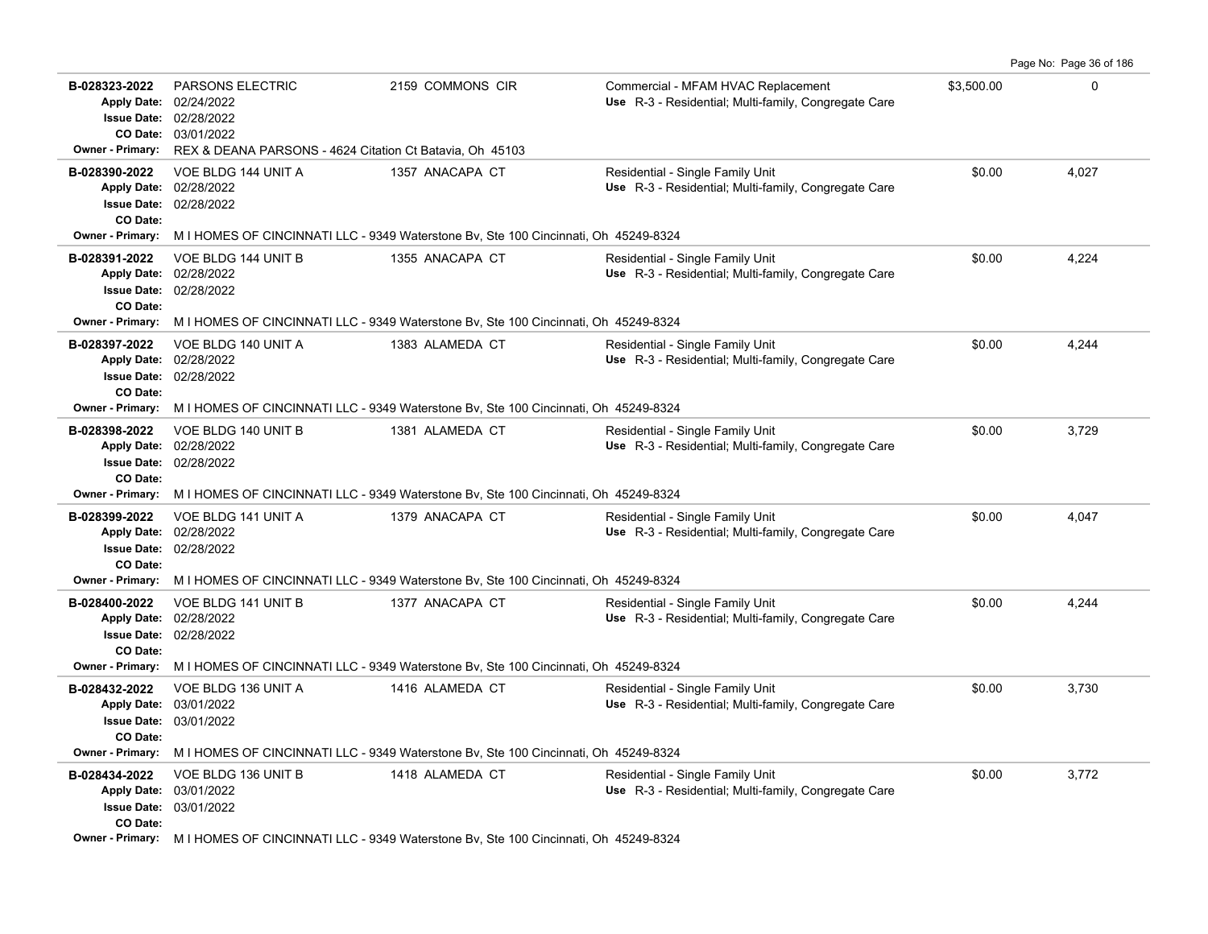| Permit | Description | Address | Type / Use | Valuation | Sq Ft |
|---|---|---|---|---|---|
| B-028323-2022 | PARSONS ELECTRIC | 2159 COMMONS CIR | Commercial - MFAM HVAC Replacement | $3,500.00 | 0 |
| Apply Date: 02/24/2022 | | | Use R-3 - Residential; Multi-family, Congregate Care | | |
| Issue Date: 02/28/2022 | | | | | |
| CO Date: 03/01/2022 | | | | | |
| Owner - Primary: | REX & DEANA PARSONS - 4624 Citation Ct Batavia, Oh 45103 | | | | |
| B-028390-2022 | VOE BLDG 144 UNIT A | 1357 ANACAPA CT | Residential - Single Family Unit | $0.00 | 4,027 |
| Apply Date: 02/28/2022 | | | Use R-3 - Residential; Multi-family, Congregate Care | | |
| Issue Date: 02/28/2022 | | | | | |
| CO Date: | | | | | |
| Owner - Primary: | M I HOMES OF CINCINNATI LLC - 9349 Waterstone Bv, Ste 100 Cincinnati, Oh 45249-8324 | | | | |
| B-028391-2022 | VOE BLDG 144 UNIT B | 1355 ANACAPA CT | Residential - Single Family Unit | $0.00 | 4,224 |
| Apply Date: 02/28/2022 | | | Use R-3 - Residential; Multi-family, Congregate Care | | |
| Issue Date: 02/28/2022 | | | | | |
| CO Date: | | | | | |
| Owner - Primary: | M I HOMES OF CINCINNATI LLC - 9349 Waterstone Bv, Ste 100 Cincinnati, Oh 45249-8324 | | | | |
| B-028397-2022 | VOE BLDG 140 UNIT A | 1383 ALAMEDA CT | Residential - Single Family Unit | $0.00 | 4,244 |
| Apply Date: 02/28/2022 | | | Use R-3 - Residential; Multi-family, Congregate Care | | |
| Issue Date: 02/28/2022 | | | | | |
| CO Date: | | | | | |
| Owner - Primary: | M I HOMES OF CINCINNATI LLC - 9349 Waterstone Bv, Ste 100 Cincinnati, Oh 45249-8324 | | | | |
| B-028398-2022 | VOE BLDG 140 UNIT B | 1381 ALAMEDA CT | Residential - Single Family Unit | $0.00 | 3,729 |
| Apply Date: 02/28/2022 | | | Use R-3 - Residential; Multi-family, Congregate Care | | |
| Issue Date: 02/28/2022 | | | | | |
| CO Date: | | | | | |
| Owner - Primary: | M I HOMES OF CINCINNATI LLC - 9349 Waterstone Bv, Ste 100 Cincinnati, Oh 45249-8324 | | | | |
| B-028399-2022 | VOE BLDG 141 UNIT A | 1379 ANACAPA CT | Residential - Single Family Unit | $0.00 | 4,047 |
| Apply Date: 02/28/2022 | | | Use R-3 - Residential; Multi-family, Congregate Care | | |
| Issue Date: 02/28/2022 | | | | | |
| CO Date: | | | | | |
| Owner - Primary: | M I HOMES OF CINCINNATI LLC - 9349 Waterstone Bv, Ste 100 Cincinnati, Oh 45249-8324 | | | | |
| B-028400-2022 | VOE BLDG 141 UNIT B | 1377 ANACAPA CT | Residential - Single Family Unit | $0.00 | 4,244 |
| Apply Date: 02/28/2022 | | | Use R-3 - Residential; Multi-family, Congregate Care | | |
| Issue Date: 02/28/2022 | | | | | |
| CO Date: | | | | | |
| Owner - Primary: | M I HOMES OF CINCINNATI LLC - 9349 Waterstone Bv, Ste 100 Cincinnati, Oh 45249-8324 | | | | |
| B-028432-2022 | VOE BLDG 136 UNIT A | 1416 ALAMEDA CT | Residential - Single Family Unit | $0.00 | 3,730 |
| Apply Date: 03/01/2022 | | | Use R-3 - Residential; Multi-family, Congregate Care | | |
| Issue Date: 03/01/2022 | | | | | |
| CO Date: | | | | | |
| Owner - Primary: | M I HOMES OF CINCINNATI LLC - 9349 Waterstone Bv, Ste 100 Cincinnati, Oh 45249-8324 | | | | |
| B-028434-2022 | VOE BLDG 136 UNIT B | 1418 ALAMEDA CT | Residential - Single Family Unit | $0.00 | 3,772 |
| Apply Date: 03/01/2022 | | | Use R-3 - Residential; Multi-family, Congregate Care | | |
| Issue Date: 03/01/2022 | | | | | |
| CO Date: | | | | | |
| Owner - Primary: | M I HOMES OF CINCINNATI LLC - 9349 Waterstone Bv, Ste 100 Cincinnati, Oh 45249-8324 | | | | |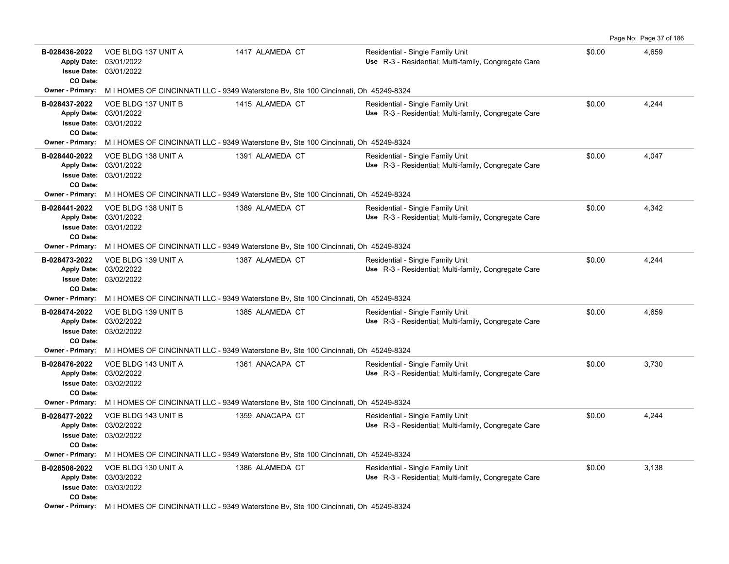| Permit | Description | Address | Type / Use | Valuation | Sq Ft |
|---|---|---|---|---|---|
| **B-028436-2022**<br>**Apply Date:** 03/01/2022<br>**Issue Date:** 03/01/2022<br>**CO Date:** | VOE BLDG 137 UNIT A | 1417 ALAMEDA CT | Residential - Single Family Unit<br>**Use** R-3 - Residential; Multi-family, Congregate Care | $0.00 | 4,659 |
| **Owner - Primary:** | M I HOMES OF CINCINNATI LLC - 9349 Waterstone Bv, Ste 100 Cincinnati, Oh 45249-8324 | | | | |
| **B-028437-2022**<br>**Apply Date:** 03/01/2022<br>**Issue Date:** 03/01/2022<br>**CO Date:** | VOE BLDG 137 UNIT B | 1415 ALAMEDA CT | Residential - Single Family Unit<br>**Use** R-3 - Residential; Multi-family, Congregate Care | $0.00 | 4,244 |
| **Owner - Primary:** | M I HOMES OF CINCINNATI LLC - 9349 Waterstone Bv, Ste 100 Cincinnati, Oh 45249-8324 | | | | |
| **B-028440-2022**<br>**Apply Date:** 03/01/2022<br>**Issue Date:** 03/01/2022<br>**CO Date:** | VOE BLDG 138 UNIT A | 1391 ALAMEDA CT | Residential - Single Family Unit<br>**Use** R-3 - Residential; Multi-family, Congregate Care | $0.00 | 4,047 |
| **Owner - Primary:** | M I HOMES OF CINCINNATI LLC - 9349 Waterstone Bv, Ste 100 Cincinnati, Oh 45249-8324 | | | | |
| **B-028441-2022**<br>**Apply Date:** 03/01/2022<br>**Issue Date:** 03/01/2022<br>**CO Date:** | VOE BLDG 138 UNIT B | 1389 ALAMEDA CT | Residential - Single Family Unit<br>**Use** R-3 - Residential; Multi-family, Congregate Care | $0.00 | 4,342 |
| **Owner - Primary:** | M I HOMES OF CINCINNATI LLC - 9349 Waterstone Bv, Ste 100 Cincinnati, Oh 45249-8324 | | | | |
| **B-028473-2022**<br>**Apply Date:** 03/02/2022<br>**Issue Date:** 03/02/2022<br>**CO Date:** | VOE BLDG 139 UNIT A | 1387 ALAMEDA CT | Residential - Single Family Unit<br>**Use** R-3 - Residential; Multi-family, Congregate Care | $0.00 | 4,244 |
| **Owner - Primary:** | M I HOMES OF CINCINNATI LLC - 9349 Waterstone Bv, Ste 100 Cincinnati, Oh 45249-8324 | | | | |
| **B-028474-2022**<br>**Apply Date:** 03/02/2022<br>**Issue Date:** 03/02/2022<br>**CO Date:** | VOE BLDG 139 UNIT B | 1385 ALAMEDA CT | Residential - Single Family Unit<br>**Use** R-3 - Residential; Multi-family, Congregate Care | $0.00 | 4,659 |
| **Owner - Primary:** | M I HOMES OF CINCINNATI LLC - 9349 Waterstone Bv, Ste 100 Cincinnati, Oh 45249-8324 | | | | |
| **B-028476-2022**<br>**Apply Date:** 03/02/2022<br>**Issue Date:** 03/02/2022<br>**CO Date:** | VOE BLDG 143 UNIT A | 1361 ANACAPA CT | Residential - Single Family Unit<br>**Use** R-3 - Residential; Multi-family, Congregate Care | $0.00 | 3,730 |
| **Owner - Primary:** | M I HOMES OF CINCINNATI LLC - 9349 Waterstone Bv, Ste 100 Cincinnati, Oh 45249-8324 | | | | |
| **B-028477-2022**<br>**Apply Date:** 03/02/2022<br>**Issue Date:** 03/02/2022<br>**CO Date:** | VOE BLDG 143 UNIT B | 1359 ANACAPA CT | Residential - Single Family Unit<br>**Use** R-3 - Residential; Multi-family, Congregate Care | $0.00 | 4,244 |
| **Owner - Primary:** | M I HOMES OF CINCINNATI LLC - 9349 Waterstone Bv, Ste 100 Cincinnati, Oh 45249-8324 | | | | |
| **B-028508-2022**<br>**Apply Date:** 03/03/2022<br>**Issue Date:** 03/03/2022<br>**CO Date:** | VOE BLDG 130 UNIT A | 1386 ALAMEDA CT | Residential - Single Family Unit<br>**Use** R-3 - Residential; Multi-family, Congregate Care | $0.00 | 3,138 |
| **Owner - Primary:** | M I HOMES OF CINCINNATI LLC - 9349 Waterstone Bv, Ste 100 Cincinnati, Oh 45249-8324 | | | | |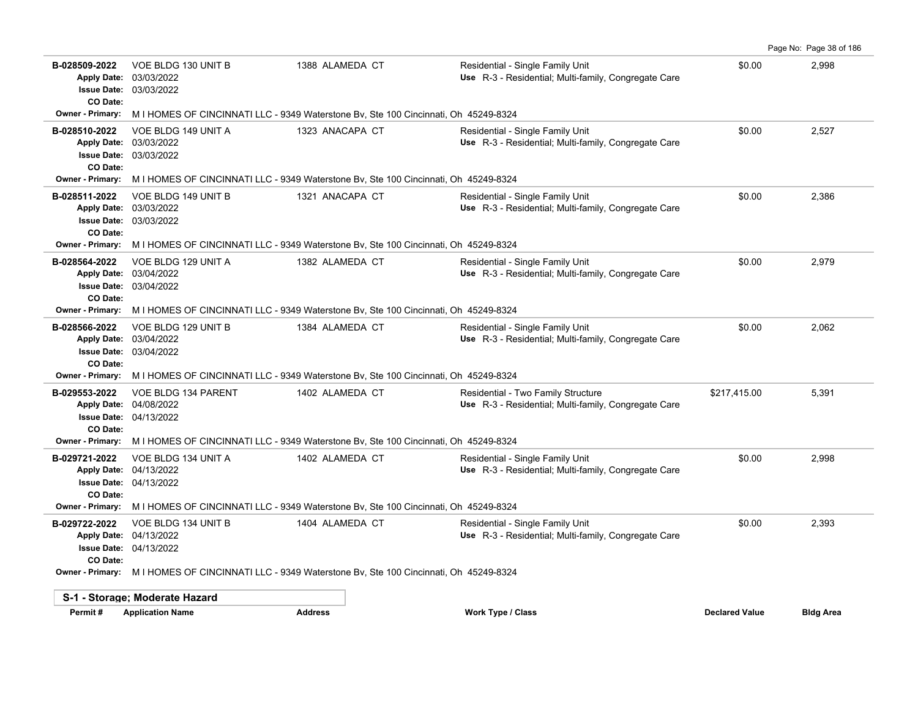| Permit # | Application Name | Address | Work Type / Class | Declared Value | Bldg Area |
|---|---|---|---|---|---|
| B-028509-2022 | VOE BLDG 130 UNIT B | 1388 ALAMEDA CT | Residential - Single Family Unit | $0.00 | 2,998 |
| Apply Date: 03/03/2022 | | | Use R-3 - Residential; Multi-family, Congregate Care | | |
| Issue Date: 03/03/2022 | | | | | |
| CO Date: | | | | | |
| Owner - Primary: | M I HOMES OF CINCINNATI LLC - 9349 Waterstone Bv, Ste 100 Cincinnati, Oh 45249-8324 | | | | |
| B-028510-2022 | VOE BLDG 149 UNIT A | 1323 ANACAPA CT | Residential - Single Family Unit | $0.00 | 2,527 |
| Apply Date: 03/03/2022 | | | Use R-3 - Residential; Multi-family, Congregate Care | | |
| Issue Date: 03/03/2022 | | | | | |
| CO Date: | | | | | |
| Owner - Primary: | M I HOMES OF CINCINNATI LLC - 9349 Waterstone Bv, Ste 100 Cincinnati, Oh 45249-8324 | | | | |
| B-028511-2022 | VOE BLDG 149 UNIT B | 1321 ANACAPA CT | Residential - Single Family Unit | $0.00 | 2,386 |
| Apply Date: 03/03/2022 | | | Use R-3 - Residential; Multi-family, Congregate Care | | |
| Issue Date: 03/03/2022 | | | | | |
| CO Date: | | | | | |
| Owner - Primary: | M I HOMES OF CINCINNATI LLC - 9349 Waterstone Bv, Ste 100 Cincinnati, Oh 45249-8324 | | | | |
| B-028564-2022 | VOE BLDG 129 UNIT A | 1382 ALAMEDA CT | Residential - Single Family Unit | $0.00 | 2,979 |
| Apply Date: 03/04/2022 | | | Use R-3 - Residential; Multi-family, Congregate Care | | |
| Issue Date: 03/04/2022 | | | | | |
| CO Date: | | | | | |
| Owner - Primary: | M I HOMES OF CINCINNATI LLC - 9349 Waterstone Bv, Ste 100 Cincinnati, Oh 45249-8324 | | | | |
| B-028566-2022 | VOE BLDG 129 UNIT B | 1384 ALAMEDA CT | Residential - Single Family Unit | $0.00 | 2,062 |
| Apply Date: 03/04/2022 | | | Use R-3 - Residential; Multi-family, Congregate Care | | |
| Issue Date: 03/04/2022 | | | | | |
| CO Date: | | | | | |
| Owner - Primary: | M I HOMES OF CINCINNATI LLC - 9349 Waterstone Bv, Ste 100 Cincinnati, Oh 45249-8324 | | | | |
| B-029553-2022 | VOE BLDG 134 PARENT | 1402 ALAMEDA CT | Residential - Two Family Structure | $217,415.00 | 5,391 |
| Apply Date: 04/08/2022 | | | Use R-3 - Residential; Multi-family, Congregate Care | | |
| Issue Date: 04/13/2022 | | | | | |
| CO Date: | | | | | |
| Owner - Primary: | M I HOMES OF CINCINNATI LLC - 9349 Waterstone Bv, Ste 100 Cincinnati, Oh 45249-8324 | | | | |
| B-029721-2022 | VOE BLDG 134 UNIT A | 1402 ALAMEDA CT | Residential - Single Family Unit | $0.00 | 2,998 |
| Apply Date: 04/13/2022 | | | Use R-3 - Residential; Multi-family, Congregate Care | | |
| Issue Date: 04/13/2022 | | | | | |
| CO Date: | | | | | |
| Owner - Primary: | M I HOMES OF CINCINNATI LLC - 9349 Waterstone Bv, Ste 100 Cincinnati, Oh 45249-8324 | | | | |
| B-029722-2022 | VOE BLDG 134 UNIT B | 1404 ALAMEDA CT | Residential - Single Family Unit | $0.00 | 2,393 |
| Apply Date: 04/13/2022 | | | Use R-3 - Residential; Multi-family, Congregate Care | | |
| Issue Date: 04/13/2022 | | | | | |
| CO Date: | | | | | |
| Owner - Primary: | M I HOMES OF CINCINNATI LLC - 9349 Waterstone Bv, Ste 100 Cincinnati, Oh 45249-8324 | | | | |

**S-1 - Storage; Moderate Hazard**

| Permit # | Application Name | Address | Work Type / Class | Declared Value | Bldg Area |
|---|---|---|---|---|---|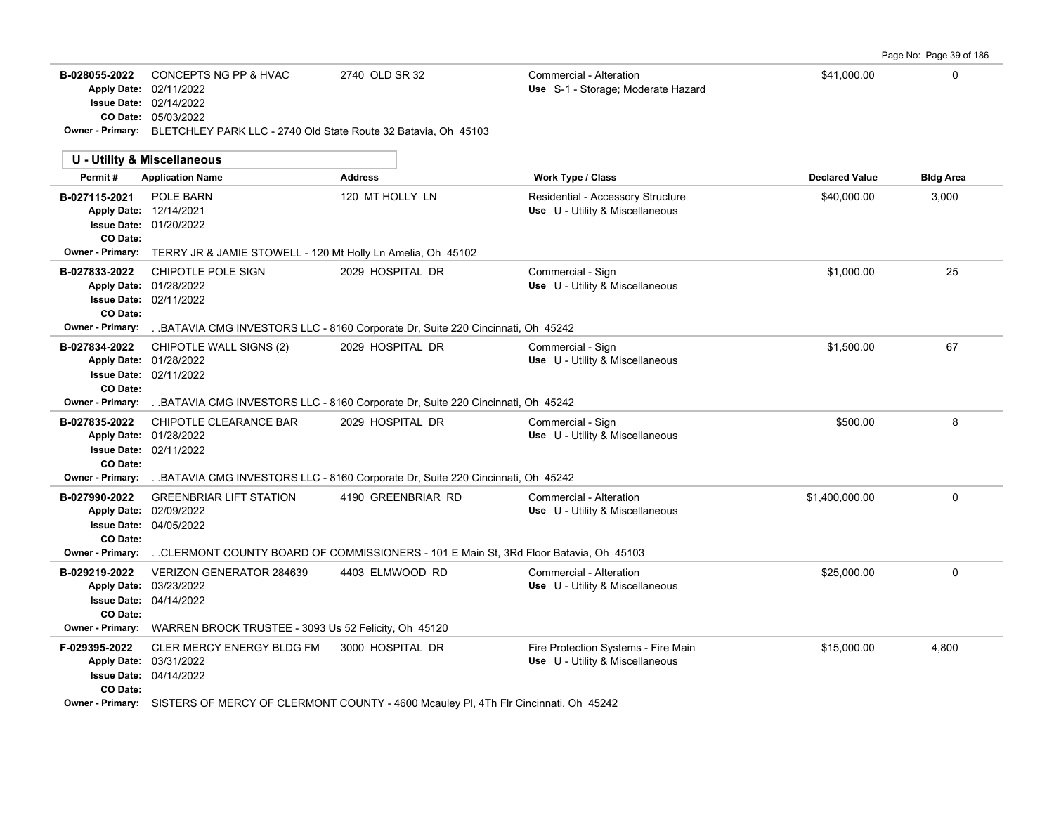| Permit # | Application Name | Address | Work Type / Class | Declared Value | Bldg Area |
|---|---|---|---|---|---|
| B-028055-2022 | CONCEPTS NG PP & HVAC | 2740 OLD SR 32 | Commercial - Alteration | $41,000.00 | 0 |
| Apply Date: 02/11/2022 | | | Use S-1 - Storage; Moderate Hazard | | |
| Issue Date: 02/14/2022 | | | | | |
| CO Date: 05/03/2022 | | | | | |
| Owner - Primary: | BLETCHLEY PARK LLC - 2740 Old State Route 32 Batavia, Oh 45103 | | | | |

**U - Utility & Miscellaneous**

| Permit # | Application Name | Address | Work Type / Class | Declared Value | Bldg Area |
|---|---|---|---|---|---|
| B-027115-2021 | POLE BARN | 120 MT HOLLY LN | Residential - Accessory Structure | $40,000.00 | 3,000 |
| Apply Date: 12/14/2021 | | | Use U - Utility & Miscellaneous | | |
| Issue Date: 01/20/2022 | | | | | |
| CO Date: | | | | | |
| Owner - Primary: | TERRY JR & JAMIE STOWELL - 120 Mt Holly Ln Amelia, Oh 45102 | | | | |
| B-027833-2022 | CHIPOTLE POLE SIGN | 2029 HOSPITAL DR | Commercial - Sign | $1,000.00 | 25 |
| Apply Date: 01/28/2022 | | | Use U - Utility & Miscellaneous | | |
| Issue Date: 02/11/2022 | | | | | |
| CO Date: | | | | | |
| Owner - Primary: | . .BATAVIA CMG INVESTORS LLC - 8160 Corporate Dr, Suite 220 Cincinnati, Oh 45242 | | | | |
| B-027834-2022 | CHIPOTLE WALL SIGNS (2) | 2029 HOSPITAL DR | Commercial - Sign | $1,500.00 | 67 |
| Apply Date: 01/28/2022 | | | Use U - Utility & Miscellaneous | | |
| Issue Date: 02/11/2022 | | | | | |
| CO Date: | | | | | |
| Owner - Primary: | . .BATAVIA CMG INVESTORS LLC - 8160 Corporate Dr, Suite 220 Cincinnati, Oh 45242 | | | | |
| B-027835-2022 | CHIPOTLE CLEARANCE BAR | 2029 HOSPITAL DR | Commercial - Sign | $500.00 | 8 |
| Apply Date: 01/28/2022 | | | Use U - Utility & Miscellaneous | | |
| Issue Date: 02/11/2022 | | | | | |
| CO Date: | | | | | |
| Owner - Primary: | . .BATAVIA CMG INVESTORS LLC - 8160 Corporate Dr, Suite 220 Cincinnati, Oh 45242 | | | | |
| B-027990-2022 | GREENBRIAR LIFT STATION | 4190 GREENBRIAR RD | Commercial - Alteration | $1,400,000.00 | 0 |
| Apply Date: 02/09/2022 | | | Use U - Utility & Miscellaneous | | |
| Issue Date: 04/05/2022 | | | | | |
| CO Date: | | | | | |
| Owner - Primary: | . .CLERMONT COUNTY BOARD OF COMMISSIONERS - 101 E Main St, 3Rd Floor Batavia, Oh 45103 | | | | |
| B-029219-2022 | VERIZON GENERATOR 284639 | 4403 ELMWOOD RD | Commercial - Alteration | $25,000.00 | 0 |
| Apply Date: 03/23/2022 | | | Use U - Utility & Miscellaneous | | |
| Issue Date: 04/14/2022 | | | | | |
| CO Date: | | | | | |
| Owner - Primary: | WARREN BROCK TRUSTEE - 3093 Us 52 Felicity, Oh 45120 | | | | |
| F-029395-2022 | CLER MERCY ENERGY BLDG FM | 3000 HOSPITAL DR | Fire Protection Systems - Fire Main | $15,000.00 | 4,800 |
| Apply Date: 03/31/2022 | | | Use U - Utility & Miscellaneous | | |
| Issue Date: 04/14/2022 | | | | | |
| CO Date: | | | | | |
| Owner - Primary: | SISTERS OF MERCY OF CLERMONT COUNTY - 4600 Mcauley Pl, 4Th Flr Cincinnati, Oh 45242 | | | | |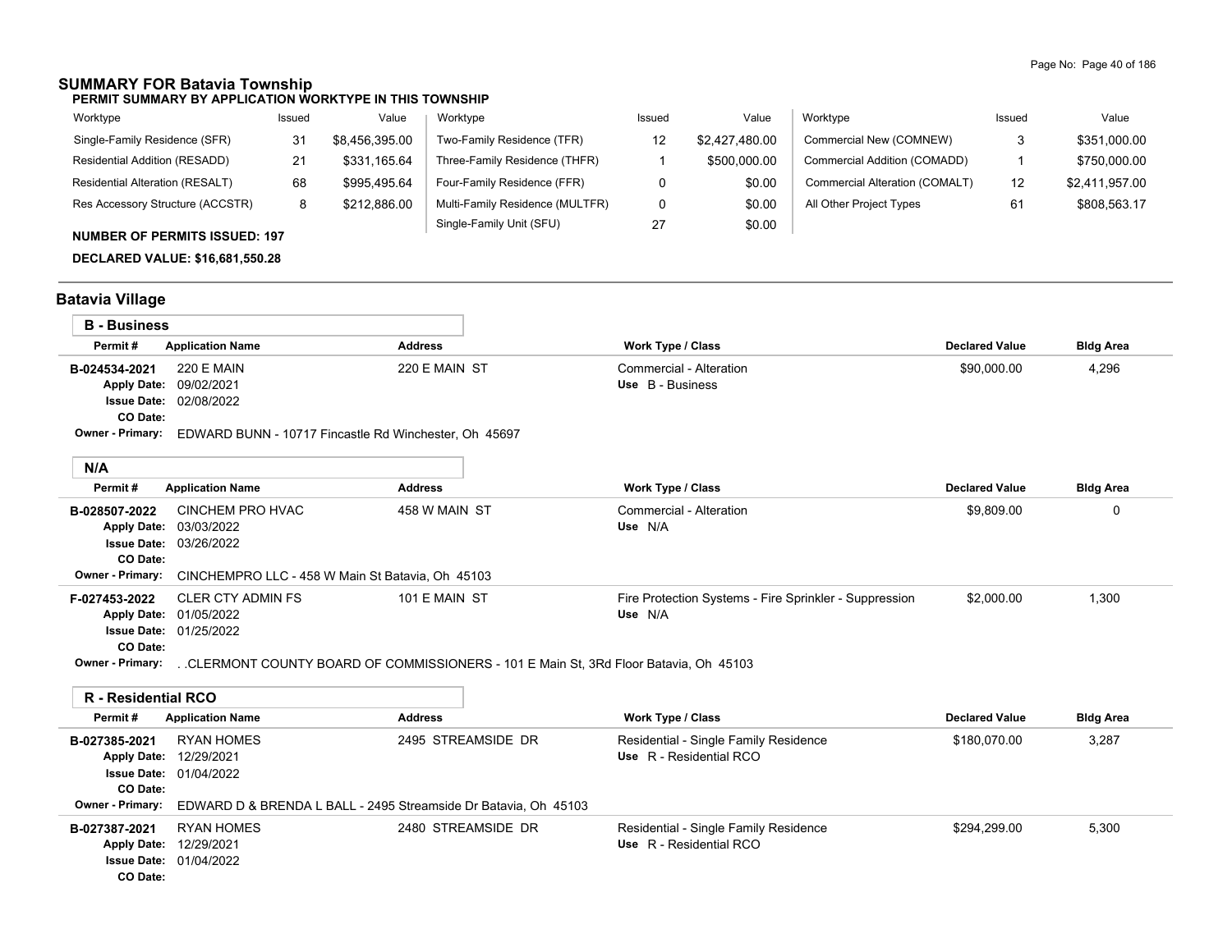## SUMMARY FOR Batavia Township

### PERMIT SUMMARY BY APPLICATION WORKTYPE IN THIS TOWNSHIP

| Worktype | Issued | Value | Worktype | Issued | Value | Worktype | Issued | Value |
|---|---|---|---|---|---|---|---|---|
| Single-Family Residence (SFR) | 31 | $8,456,395.00 | Two-Family Residence (TFR) | 12 | $2,427,480.00 | Commercial New (COMNEW) | 3 | $351,000.00 |
| Residential Addition (RESADD) | 21 | $331,165.64 | Three-Family Residence (THFR) | 1 | $500,000.00 | Commercial Addition (COMADD) | 1 | $750,000.00 |
| Residential Alteration (RESALT) | 68 | $995,495.64 | Four-Family Residence (FFR) | 0 | $0.00 | Commercial Alteration (COMALT) | 12 | $2,411,957.00 |
| Res Accessory Structure (ACCSTR) | 8 | $212,886.00 | Multi-Family Residence (MULTFR) | 0 | $0.00 | All Other Project Types | 61 | $808,563.17 |
| | | | Single-Family Unit (SFU) | 27 | $0.00 | | | |

**NUMBER OF PERMITS ISSUED: 197**

**DECLARED VALUE: $16,681,550.28**

## Batavia Village

### B - Business

| Permit # | Application Name | Address | Work Type / Class | Declared Value | Bldg Area |
|---|---|---|---|---|---|
| B-024534-2021 | 220 E MAIN | 220 E MAIN ST | Commercial - Alteration<br>Use B - Business | $90,000.00 | 4,296 |
| Apply Date: | 09/02/2021 | | | | |
| Issue Date: | 02/08/2022 | | | | |
| CO Date: | | | | | |
| Owner - Primary: | EDWARD BUNN - 10717 Fincastle Rd Winchester, Oh 45697 | | | | |

### N/A

| Permit # | Application Name | Address | Work Type / Class | Declared Value | Bldg Area |
|---|---|---|---|---|---|
| B-028507-2022 | CINCHEM PRO HVAC | 458 W MAIN ST | Commercial - Alteration<br>Use N/A | $9,809.00 | 0 |
| Apply Date: | 03/03/2022 | | | | |
| Issue Date: | 03/26/2022 | | | | |
| CO Date: | | | | | |
| Owner - Primary: | CINCHEMPRO LLC - 458 W Main St Batavia, Oh 45103 | | | | |
| F-027453-2022 | CLER CTY ADMIN FS | 101 E MAIN ST | Fire Protection Systems - Fire Sprinkler - Suppression<br>Use N/A | $2,000.00 | 1,300 |
| Apply Date: | 01/05/2022 | | | | |
| Issue Date: | 01/25/2022 | | | | |
| CO Date: | | | | | |
| Owner - Primary: | . .CLERMONT COUNTY BOARD OF COMMISSIONERS - 101 E Main St, 3Rd Floor Batavia, Oh 45103 | | | | |

### R - Residential RCO

| Permit # | Application Name | Address | Work Type / Class | Declared Value | Bldg Area |
|---|---|---|---|---|---|
| B-027385-2021 | RYAN HOMES | 2495 STREAMSIDE DR | Residential - Single Family Residence<br>Use R - Residential RCO | $180,070.00 | 3,287 |
| Apply Date: | 12/29/2021 | | | | |
| Issue Date: | 01/04/2022 | | | | |
| CO Date: | | | | | |
| Owner - Primary: | EDWARD D & BRENDA L BALL - 2495 Streamside Dr Batavia, Oh 45103 | | | | |
| B-027387-2021 | RYAN HOMES | 2480 STREAMSIDE DR | Residential - Single Family Residence<br>Use R - Residential RCO | $294,299.00 | 5,300 |
| Apply Date: | 12/29/2021 | | | | |
| Issue Date: | 01/04/2022 | | | | |
| CO Date: | | | | | |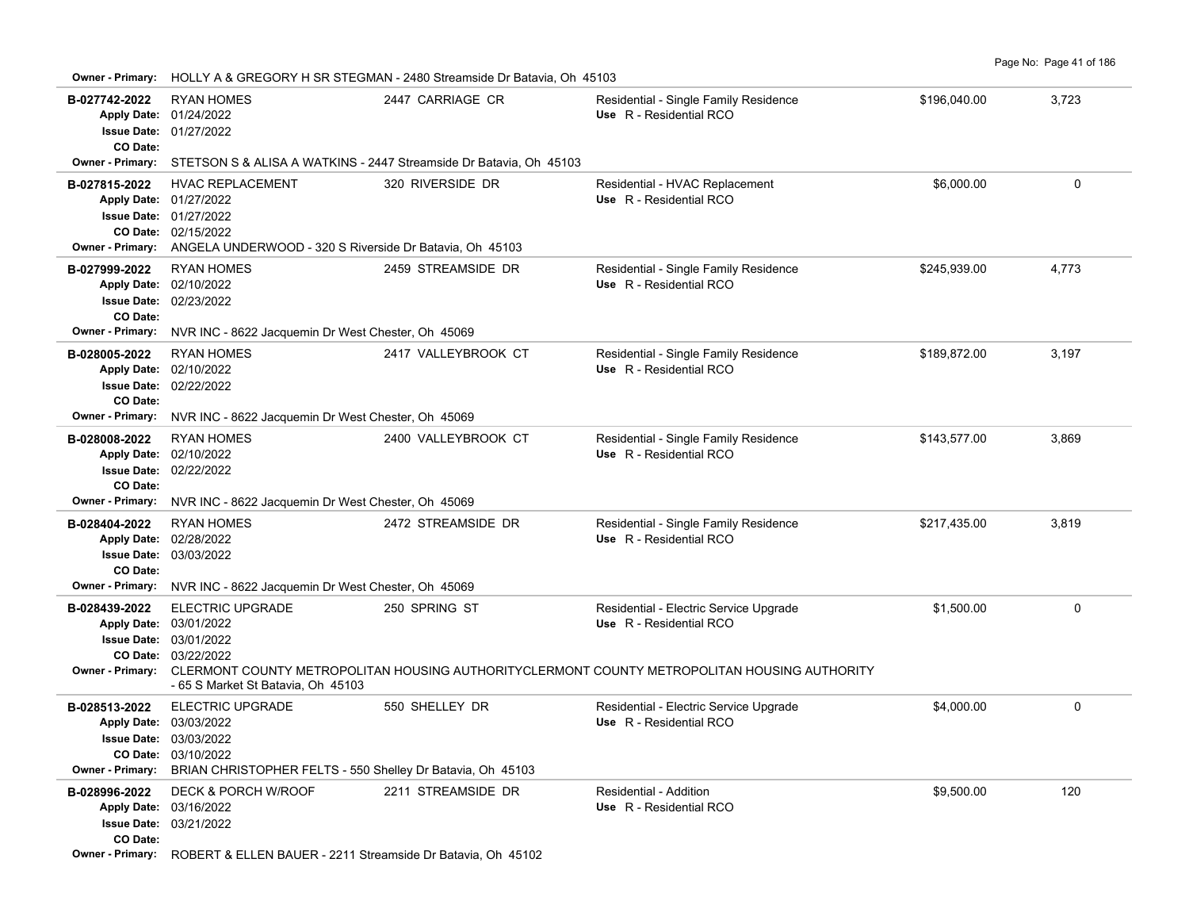**Owner - Primary:** HOLLY A & GREGORY H SR STEGMAN - 2480 Streamside Dr Batavia, Oh 45103

| Permit | Description | Address | Type | Valuation | Sq Ft |
|---|---|---|---|---|---|
| **B-027742-2022** | RYAN HOMES | 2447 CARRIAGE CR | Residential - Single Family Residence | $196,040.00 | 3,723 |
| **Apply Date:** | 01/24/2022 | | Use R - Residential RCO | | |
| **Issue Date:** | 01/27/2022 | | | | |
| **CO Date:** | | | | | |
| **Owner - Primary:** | STETSON S & ALISA A WATKINS - 2447 Streamside Dr Batavia, Oh 45103 | | | | |
| **B-027815-2022** | HVAC REPLACEMENT | 320 RIVERSIDE DR | Residential - HVAC Replacement | $6,000.00 | 0 |
| **Apply Date:** | 01/27/2022 | | Use R - Residential RCO | | |
| **Issue Date:** | 01/27/2022 | | | | |
| **CO Date:** | 02/15/2022 | | | | |
| **Owner - Primary:** | ANGELA UNDERWOOD - 320 S Riverside Dr Batavia, Oh 45103 | | | | |
| **B-027999-2022** | RYAN HOMES | 2459 STREAMSIDE DR | Residential - Single Family Residence | $245,939.00 | 4,773 |
| **Apply Date:** | 02/10/2022 | | Use R - Residential RCO | | |
| **Issue Date:** | 02/23/2022 | | | | |
| **CO Date:** | | | | | |
| **Owner - Primary:** | NVR INC - 8622 Jacquemin Dr West Chester, Oh 45069 | | | | |
| **B-028005-2022** | RYAN HOMES | 2417 VALLEYBROOK CT | Residential - Single Family Residence | $189,872.00 | 3,197 |
| **Apply Date:** | 02/10/2022 | | Use R - Residential RCO | | |
| **Issue Date:** | 02/22/2022 | | | | |
| **CO Date:** | | | | | |
| **Owner - Primary:** | NVR INC - 8622 Jacquemin Dr West Chester, Oh 45069 | | | | |
| **B-028008-2022** | RYAN HOMES | 2400 VALLEYBROOK CT | Residential - Single Family Residence | $143,577.00 | 3,869 |
| **Apply Date:** | 02/10/2022 | | Use R - Residential RCO | | |
| **Issue Date:** | 02/22/2022 | | | | |
| **CO Date:** | | | | | |
| **Owner - Primary:** | NVR INC - 8622 Jacquemin Dr West Chester, Oh 45069 | | | | |
| **B-028404-2022** | RYAN HOMES | 2472 STREAMSIDE DR | Residential - Single Family Residence | $217,435.00 | 3,819 |
| **Apply Date:** | 02/28/2022 | | Use R - Residential RCO | | |
| **Issue Date:** | 03/03/2022 | | | | |
| **CO Date:** | | | | | |
| **Owner - Primary:** | NVR INC - 8622 Jacquemin Dr West Chester, Oh 45069 | | | | |
| **B-028439-2022** | ELECTRIC UPGRADE | 250 SPRING ST | Residential - Electric Service Upgrade | $1,500.00 | 0 |
| **Apply Date:** | 03/01/2022 | | Use R - Residential RCO | | |
| **Issue Date:** | 03/01/2022 | | | | |
| **CO Date:** | 03/22/2022 | | | | |
| **Owner - Primary:** | CLERMONT COUNTY METROPOLITAN HOUSING AUTHORITYCLERMONT COUNTY METROPOLITAN HOUSING AUTHORITY - 65 S Market St Batavia, Oh 45103 | | | | |
| **B-028513-2022** | ELECTRIC UPGRADE | 550 SHELLEY DR | Residential - Electric Service Upgrade | $4,000.00 | 0 |
| **Apply Date:** | 03/03/2022 | | Use R - Residential RCO | | |
| **Issue Date:** | 03/03/2022 | | | | |
| **CO Date:** | 03/10/2022 | | | | |
| **Owner - Primary:** | BRIAN CHRISTOPHER FELTS - 550 Shelley Dr Batavia, Oh 45103 | | | | |
| **B-028996-2022** | DECK & PORCH W/ROOF | 2211 STREAMSIDE DR | Residential - Addition | $9,500.00 | 120 |
| **Apply Date:** | 03/16/2022 | | Use R - Residential RCO | | |
| **Issue Date:** | 03/21/2022 | | | | |
| **CO Date:** | | | | | |
| **Owner - Primary:** | ROBERT & ELLEN BAUER - 2211 Streamside Dr Batavia, Oh 45102 | | | | |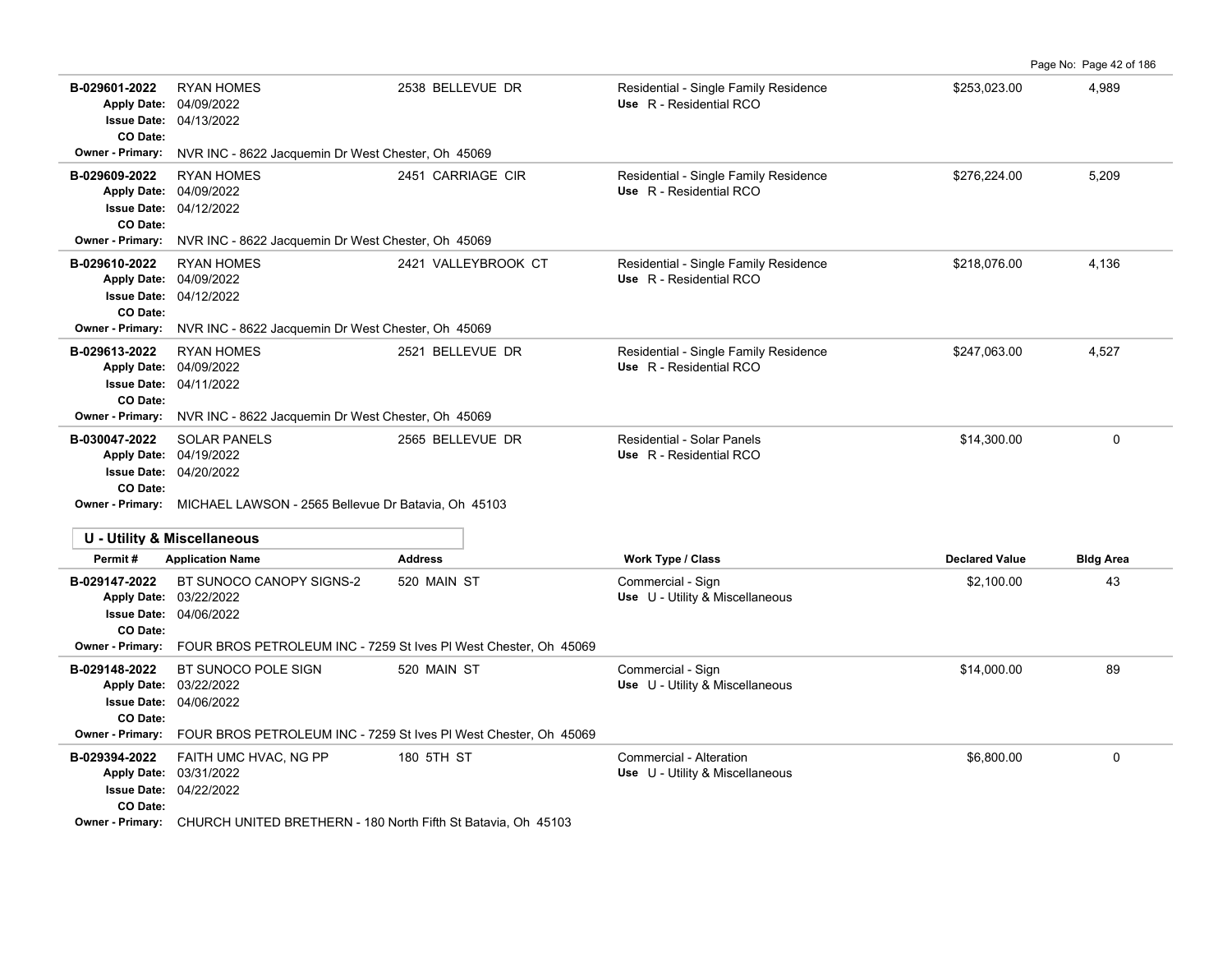| Permit # | Application Name | Address | Work Type / Class | Declared Value | Bldg Area |
|---|---|---|---|---|---|
| B-029601-2022 | RYAN HOMES | 2538 BELLEVUE DR | Residential - Single Family Residence | $253,023.00 | 4,989 |
| Apply Date: | 04/09/2022 | | Use R - Residential RCO | | |
| Issue Date: | 04/13/2022 | | | | |
| CO Date: | | | | | |
| Owner - Primary: | NVR INC - 8622 Jacquemin Dr West Chester, Oh 45069 | | | | |
| B-029609-2022 | RYAN HOMES | 2451 CARRIAGE CIR | Residential - Single Family Residence | $276,224.00 | 5,209 |
| Apply Date: | 04/09/2022 | | Use R - Residential RCO | | |
| Issue Date: | 04/12/2022 | | | | |
| CO Date: | | | | | |
| Owner - Primary: | NVR INC - 8622 Jacquemin Dr West Chester, Oh 45069 | | | | |
| B-029610-2022 | RYAN HOMES | 2421 VALLEYBROOK CT | Residential - Single Family Residence | $218,076.00 | 4,136 |
| Apply Date: | 04/09/2022 | | Use R - Residential RCO | | |
| Issue Date: | 04/12/2022 | | | | |
| CO Date: | | | | | |
| Owner - Primary: | NVR INC - 8622 Jacquemin Dr West Chester, Oh 45069 | | | | |
| B-029613-2022 | RYAN HOMES | 2521 BELLEVUE DR | Residential - Single Family Residence | $247,063.00 | 4,527 |
| Apply Date: | 04/09/2022 | | Use R - Residential RCO | | |
| Issue Date: | 04/11/2022 | | | | |
| CO Date: | | | | | |
| Owner - Primary: | NVR INC - 8622 Jacquemin Dr West Chester, Oh 45069 | | | | |
| B-030047-2022 | SOLAR PANELS | 2565 BELLEVUE DR | Residential - Solar Panels | $14,300.00 | 0 |
| Apply Date: | 04/19/2022 | | Use R - Residential RCO | | |
| Issue Date: | 04/20/2022 | | | | |
| CO Date: | | | | | |
| Owner - Primary: | MICHAEL LAWSON - 2565 Bellevue Dr Batavia, Oh 45103 | | | | |

## U - Utility & Miscellaneous

| Permit # | Application Name | Address | Work Type / Class | Declared Value | Bldg Area |
|---|---|---|---|---|---|
| B-029147-2022 | BT SUNOCO CANOPY SIGNS-2 | 520 MAIN ST | Commercial - Sign | $2,100.00 | 43 |
| Apply Date: | 03/22/2022 | | Use U - Utility & Miscellaneous | | |
| Issue Date: | 04/06/2022 | | | | |
| CO Date: | | | | | |
| Owner - Primary: | FOUR BROS PETROLEUM INC - 7259 St Ives Pl West Chester, Oh 45069 | | | | |
| B-029148-2022 | BT SUNOCO POLE SIGN | 520 MAIN ST | Commercial - Sign | $14,000.00 | 89 |
| Apply Date: | 03/22/2022 | | Use U - Utility & Miscellaneous | | |
| Issue Date: | 04/06/2022 | | | | |
| CO Date: | | | | | |
| Owner - Primary: | FOUR BROS PETROLEUM INC - 7259 St Ives Pl West Chester, Oh 45069 | | | | |
| B-029394-2022 | FAITH UMC HVAC, NG PP | 180 5TH ST | Commercial - Alteration | $6,800.00 | 0 |
| Apply Date: | 03/31/2022 | | Use U - Utility & Miscellaneous | | |
| Issue Date: | 04/22/2022 | | | | |
| CO Date: | | | | | |
| Owner - Primary: | CHURCH UNITED BRETHERN - 180 North Fifth St Batavia, Oh 45103 | | | | |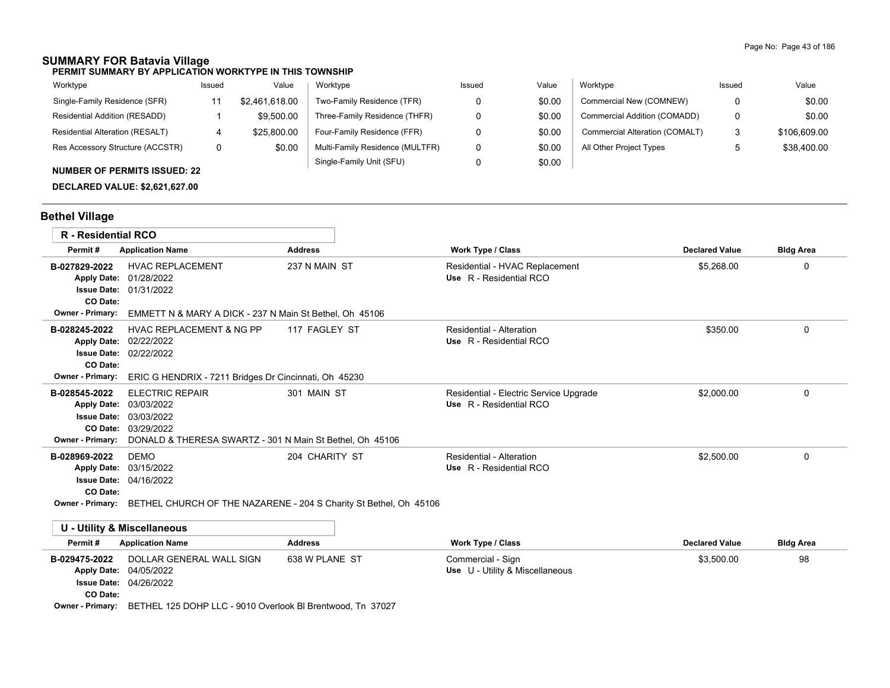## SUMMARY FOR Batavia Village

**PERMIT SUMMARY BY APPLICATION WORKTYPE IN THIS TOWNSHIP**

| Worktype | Issued | Value | Worktype | Issued | Value | Worktype | Issued | Value |
|---|---|---|---|---|---|---|---|---|
| Single-Family Residence (SFR) | 11 | $2,461,618.00 | Two-Family Residence (TFR) | 0 | $0.00 | Commercial New (COMNEW) | 0 | $0.00 |
| Residential Addition (RESADD) | 1 | $9,500.00 | Three-Family Residence (THFR) | 0 | $0.00 | Commercial Addition (COMADD) | 0 | $0.00 |
| Residential Alteration (RESALT) | 4 | $25,800.00 | Four-Family Residence (FFR) | 0 | $0.00 | Commercial Alteration (COMALT) | 3 | $106,609.00 |
| Res Accessory Structure (ACCSTR) | 0 | $0.00 | Multi-Family Residence (MULTFR) | 0 | $0.00 | All Other Project Types | 5 | $38,400.00 |
| | | | Single-Family Unit (SFU) | 0 | $0.00 | | | |

**NUMBER OF PERMITS ISSUED: 22**

**DECLARED VALUE: $2,621,627.00**

## Bethel Village

### R - Residential RCO

| Permit # | Application Name | Address | Work Type / Class | Declared Value | Bldg Area |
|---|---|---|---|---|---|
| B-027829-2022 | HVAC REPLACEMENT | 237 N MAIN ST | Residential - HVAC Replacement<br>Use R - Residential RCO | $5,268.00 | 0 |
| | Apply Date: 01/28/2022<br>Issue Date: 01/31/2022<br>CO Date:<br>Owner - Primary: EMMETT N & MARY A DICK - 237 N Main St Bethel, Oh 45106 | | | | |
| B-028245-2022 | HVAC REPLACEMENT & NG PP | 117 FAGLEY ST | Residential - Alteration<br>Use R - Residential RCO | $350.00 | 0 |
| | Apply Date: 02/22/2022<br>Issue Date: 02/22/2022<br>CO Date:<br>Owner - Primary: ERIC G HENDRIX - 7211 Bridges Dr Cincinnati, Oh 45230 | | | | |
| B-028545-2022 | ELECTRIC REPAIR | 301 MAIN ST | Residential - Electric Service Upgrade<br>Use R - Residential RCO | $2,000.00 | 0 |
| | Apply Date: 03/03/2022<br>Issue Date: 03/03/2022<br>CO Date: 03/29/2022<br>Owner - Primary: DONALD & THERESA SWARTZ - 301 N Main St Bethel, Oh 45106 | | | | |
| B-028969-2022 | DEMO | 204 CHARITY ST | Residential - Alteration<br>Use R - Residential RCO | $2,500.00 | 0 |
| | Apply Date: 03/15/2022<br>Issue Date: 04/16/2022<br>CO Date:<br>Owner - Primary: BETHEL CHURCH OF THE NAZARENE - 204 S Charity St Bethel, Oh 45106 | | | | |

### U - Utility & Miscellaneous

| Permit # | Application Name | Address | Work Type / Class | Declared Value | Bldg Area |
|---|---|---|---|---|---|
| B-029475-2022 | DOLLAR GENERAL WALL SIGN | 638 W PLANE ST | Commercial - Sign<br>Use U - Utility & Miscellaneous | $3,500.00 | 98 |
| | Apply Date: 04/05/2022<br>Issue Date: 04/26/2022<br>CO Date:<br>Owner - Primary: BETHEL 125 DOHP LLC - 9010 Overlook Bl Brentwood, Tn 37027 | | | | |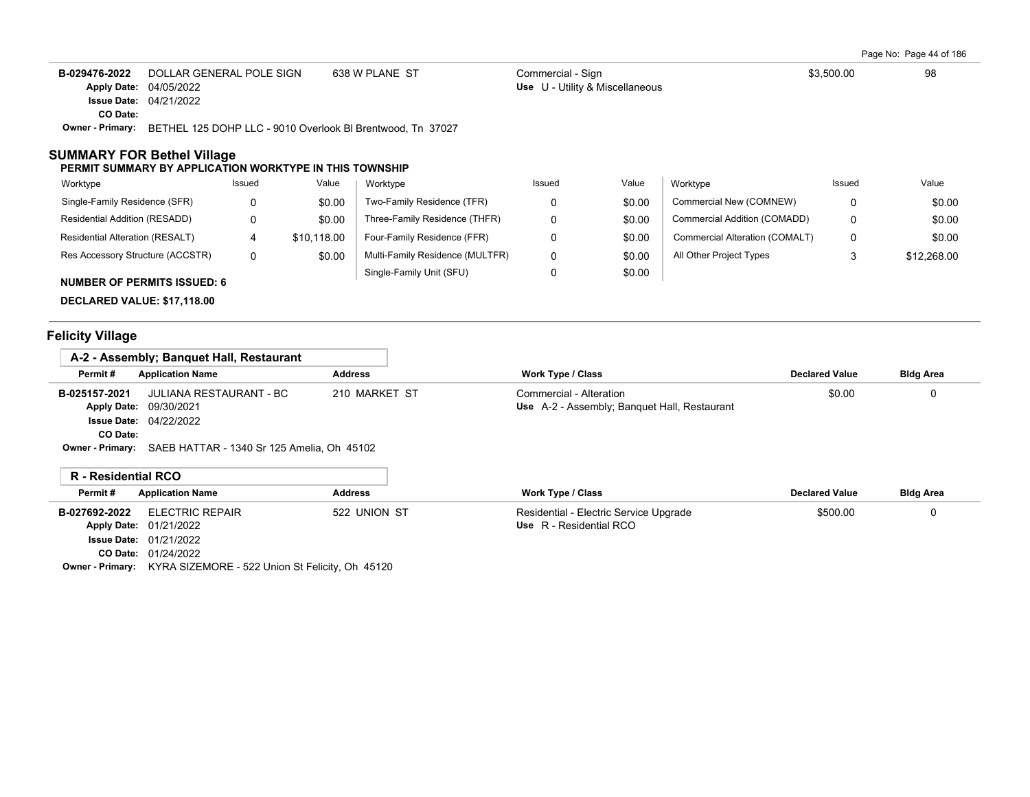| Permit # | Application Name | Address | Work Type / Class | Declared Value | Bldg Area |
|---|---|---|---|---|---|
| B-029476-2022 | DOLLAR GENERAL POLE SIGN | 638 W PLANE ST | Commercial - Sign | $3,500.00 | 98 |
| Apply Date: 04/05/2022 | | | Use U - Utility & Miscellaneous | | |
| Issue Date: 04/21/2022 | | | | | |
| CO Date: | | | | | |
| Owner - Primary: BETHEL 125 DOHP LLC - 9010 Overlook Bl Brentwood, Tn 37027 | | | | | |

## SUMMARY FOR Bethel Village

**PERMIT SUMMARY BY APPLICATION WORKTYPE IN THIS TOWNSHIP**

| Worktype | Issued | Value | Worktype | Issued | Value | Worktype | Issued | Value |
|---|---|---|---|---|---|---|---|---|
| Single-Family Residence (SFR) | 0 | $0.00 | Two-Family Residence (TFR) | 0 | $0.00 | Commercial New (COMNEW) | 0 | $0.00 |
| Residential Addition (RESADD) | 0 | $0.00 | Three-Family Residence (THFR) | 0 | $0.00 | Commercial Addition (COMADD) | 0 | $0.00 |
| Residential Alteration (RESALT) | 4 | $10,118.00 | Four-Family Residence (FFR) | 0 | $0.00 | Commercial Alteration (COMALT) | 0 | $0.00 |
| Res Accessory Structure (ACCSTR) | 0 | $0.00 | Multi-Family Residence (MULTFR) | 0 | $0.00 | All Other Project Types | 3 | $12,268.00 |
| | | | Single-Family Unit (SFU) | 0 | $0.00 | | | |

**NUMBER OF PERMITS ISSUED: 6**

**DECLARED VALUE: $17,118.00**

## Felicity Village

### A-2 - Assembly; Banquet Hall, Restaurant

| Permit # | Application Name | Address | Work Type / Class | Declared Value | Bldg Area |
|---|---|---|---|---|---|
| B-025157-2021 | JULIANA RESTAURANT - BC | 210 MARKET ST | Commercial - Alteration | $0.00 | 0 |
| Apply Date: 09/30/2021 | | | Use A-2 - Assembly; Banquet Hall, Restaurant | | |
| Issue Date: 04/22/2022 | | | | | |
| CO Date: | | | | | |
| Owner - Primary: SAEB HATTAR - 1340 Sr 125 Amelia, Oh 45102 | | | | | |

### R - Residential RCO

| Permit # | Application Name | Address | Work Type / Class | Declared Value | Bldg Area |
|---|---|---|---|---|---|
| B-027692-2022 | ELECTRIC REPAIR | 522 UNION ST | Residential - Electric Service Upgrade | $500.00 | 0 |
| Apply Date: 01/21/2022 | | | Use R - Residential RCO | | |
| Issue Date: 01/21/2022 | | | | | |
| CO Date: 01/24/2022 | | | | | |
| Owner - Primary: KYRA SIZEMORE - 522 Union St Felicity, Oh 45120 | | | | | |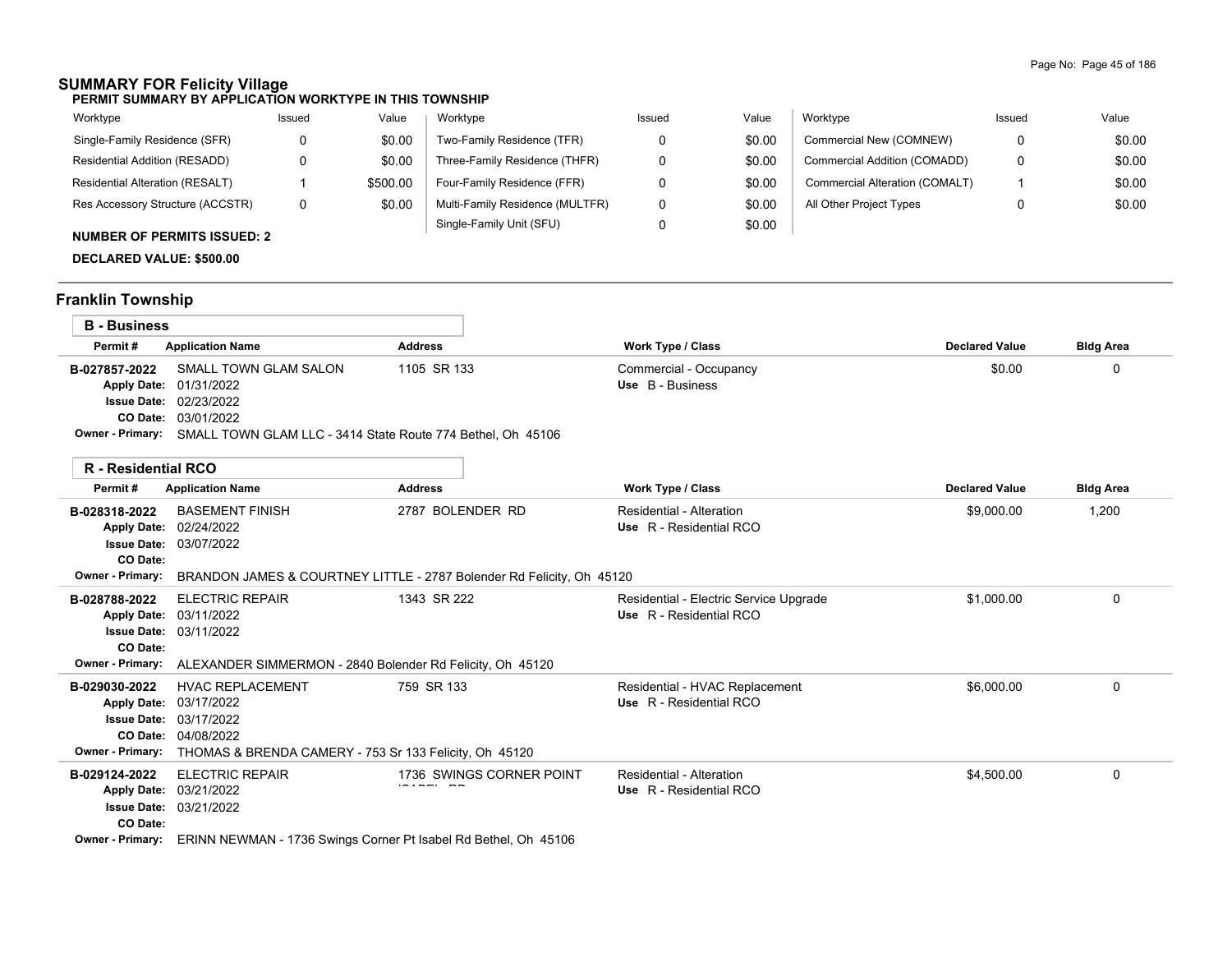## SUMMARY FOR Felicity Village

### PERMIT SUMMARY BY APPLICATION WORKTYPE IN THIS TOWNSHIP

| Worktype | Issued | Value | Worktype | Issued | Value | Worktype | Issued | Value |
|---|---|---|---|---|---|---|---|---|
| Single-Family Residence (SFR) | 0 | $0.00 | Two-Family Residence (TFR) | 0 | $0.00 | Commercial New (COMNEW) | 0 | $0.00 |
| Residential Addition (RESADD) | 0 | $0.00 | Three-Family Residence (THFR) | 0 | $0.00 | Commercial Addition (COMADD) | 0 | $0.00 |
| Residential Alteration (RESALT) | 1 | $500.00 | Four-Family Residence (FFR) | 0 | $0.00 | Commercial Alteration (COMALT) | 1 | $0.00 |
| Res Accessory Structure (ACCSTR) | 0 | $0.00 | Multi-Family Residence (MULTFR) | 0 | $0.00 | All Other Project Types | 0 | $0.00 |
| | | | Single-Family Unit (SFU) | 0 | $0.00 | | | |

**NUMBER OF PERMITS ISSUED: 2**

**DECLARED VALUE: $500.00**

## Franklin Township

### B - Business

| Permit # | Application Name | Address | Work Type / Class | Declared Value | Bldg Area |
|---|---|---|---|---|---|
| B-027857-2022 | SMALL TOWN GLAM SALON<br>Apply Date: 01/31/2022<br>Issue Date: 02/23/2022<br>CO Date: 03/01/2022<br>Owner - Primary: SMALL TOWN GLAM LLC - 3414 State Route 774 Bethel, Oh 45106 | 1105 SR 133 | Commercial - Occupancy<br>Use B - Business | $0.00 | 0 |

### R - Residential RCO

| Permit # | Application Name | Address | Work Type / Class | Declared Value | Bldg Area |
|---|---|---|---|---|---|
| B-028318-2022 | BASEMENT FINISH<br>Apply Date: 02/24/2022<br>Issue Date: 03/07/2022<br>CO Date:<br>Owner - Primary: BRANDON JAMES & COURTNEY LITTLE - 2787 Bolender Rd Felicity, Oh 45120 | 2787 BOLENDER RD | Residential - Alteration<br>Use R - Residential RCO | $9,000.00 | 1,200 |
| B-028788-2022 | ELECTRIC REPAIR<br>Apply Date: 03/11/2022<br>Issue Date: 03/11/2022<br>CO Date:<br>Owner - Primary: ALEXANDER SIMMERMON - 2840 Bolender Rd Felicity, Oh 45120 | 1343 SR 222 | Residential - Electric Service Upgrade<br>Use R - Residential RCO | $1,000.00 | 0 |
| B-029030-2022 | HVAC REPLACEMENT<br>Apply Date: 03/17/2022<br>Issue Date: 03/17/2022<br>CO Date: 04/08/2022<br>Owner - Primary: THOMAS & BRENDA CAMERY - 753 Sr 133 Felicity, Oh 45120 | 759 SR 133 | Residential - HVAC Replacement<br>Use R - Residential RCO | $6,000.00 | 0 |
| B-029124-2022 | ELECTRIC REPAIR<br>Apply Date: 03/21/2022<br>Issue Date: 03/21/2022<br>CO Date:<br>Owner - Primary: ERINN NEWMAN - 1736 Swings Corner Pt Isabel Rd Bethel, Oh 45106 | 1736 SWINGS CORNER POINT ISABEL RD | Residential - Alteration<br>Use R - Residential RCO | $4,500.00 | 0 |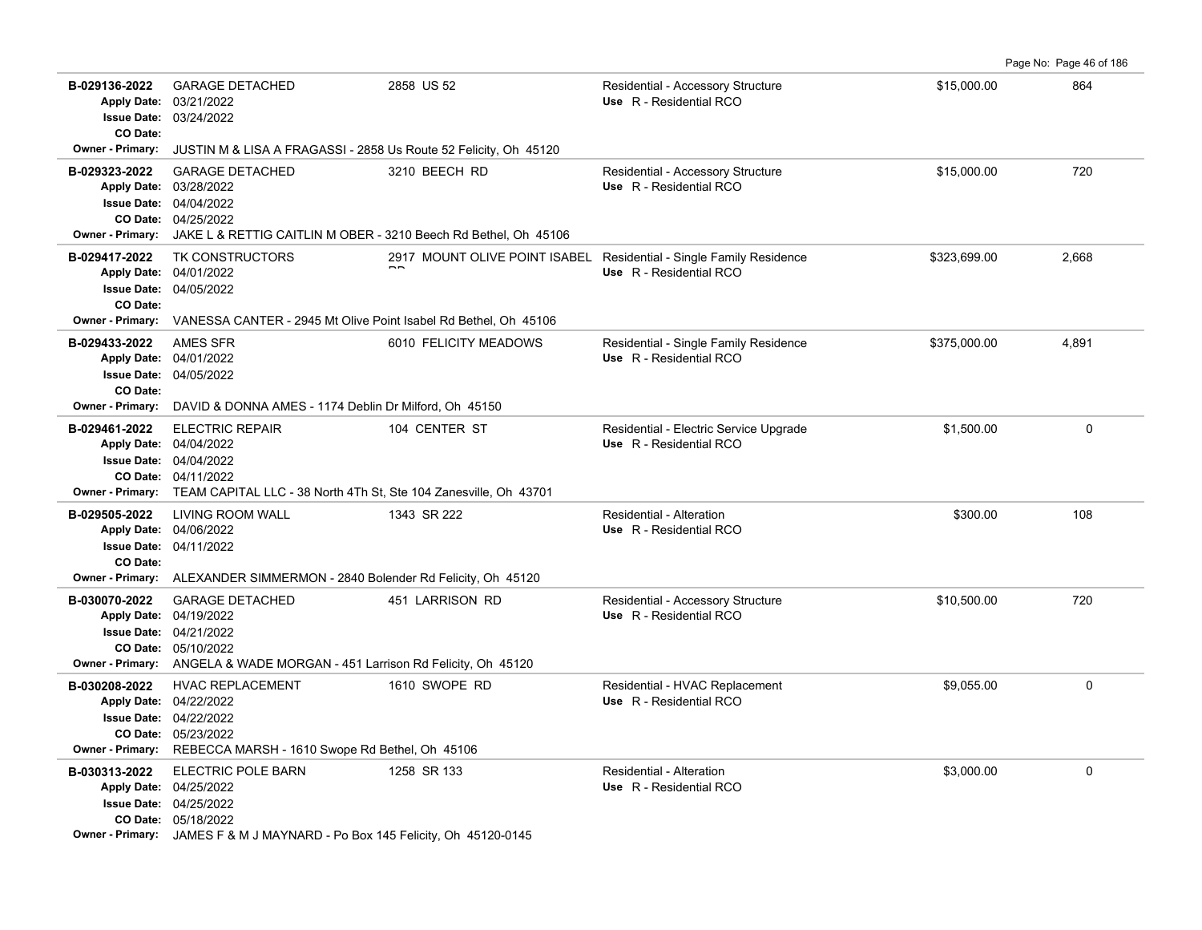| Permit | Description | Address | Type / Use | Valuation | Sq Ft |
|---|---|---|---|---|---|
| **B-029136-2022**<br>Apply Date: 03/21/2022<br>Issue Date: 03/24/2022<br>CO Date: | GARAGE DETACHED | 2858 US 52 | Residential - Accessory Structure<br>Use R - Residential RCO | $15,000.00 | 864 |
| Owner - Primary: JUSTIN M & LISA A FRAGASSI - 2858 Us Route 52 Felicity, Oh 45120 | | | | | |
| **B-029323-2022**<br>Apply Date: 03/28/2022<br>Issue Date: 04/04/2022<br>CO Date: 04/25/2022 | GARAGE DETACHED | 3210 BEECH RD | Residential - Accessory Structure<br>Use R - Residential RCO | $15,000.00 | 720 |
| Owner - Primary: JAKE L & RETTIG CAITLIN M OBER - 3210 Beech Rd Bethel, Oh 45106 | | | | | |
| **B-029417-2022**<br>Apply Date: 04/01/2022<br>Issue Date: 04/05/2022<br>CO Date: | TK CONSTRUCTORS | 2917 MOUNT OLIVE POINT ISABEL RD | Residential - Single Family Residence<br>Use R - Residential RCO | $323,699.00 | 2,668 |
| Owner - Primary: VANESSA CANTER - 2945 Mt Olive Point Isabel Rd Bethel, Oh 45106 | | | | | |
| **B-029433-2022**<br>Apply Date: 04/01/2022<br>Issue Date: 04/05/2022<br>CO Date: | AMES SFR | 6010 FELICITY MEADOWS | Residential - Single Family Residence<br>Use R - Residential RCO | $375,000.00 | 4,891 |
| Owner - Primary: DAVID & DONNA AMES - 1174 Deblin Dr Milford, Oh 45150 | | | | | |
| **B-029461-2022**<br>Apply Date: 04/04/2022<br>Issue Date: 04/04/2022<br>CO Date: 04/11/2022 | ELECTRIC REPAIR | 104 CENTER ST | Residential - Electric Service Upgrade<br>Use R - Residential RCO | $1,500.00 | 0 |
| Owner - Primary: TEAM CAPITAL LLC - 38 North 4Th St, Ste 104 Zanesville, Oh 43701 | | | | | |
| **B-029505-2022**<br>Apply Date: 04/06/2022<br>Issue Date: 04/11/2022<br>CO Date: | LIVING ROOM WALL | 1343 SR 222 | Residential - Alteration<br>Use R - Residential RCO | $300.00 | 108 |
| Owner - Primary: ALEXANDER SIMMERMON - 2840 Bolender Rd Felicity, Oh 45120 | | | | | |
| **B-030070-2022**<br>Apply Date: 04/19/2022<br>Issue Date: 04/21/2022<br>CO Date: 05/10/2022 | GARAGE DETACHED | 451 LARRISON RD | Residential - Accessory Structure<br>Use R - Residential RCO | $10,500.00 | 720 |
| Owner - Primary: ANGELA & WADE MORGAN - 451 Larrison Rd Felicity, Oh 45120 | | | | | |
| **B-030208-2022**<br>Apply Date: 04/22/2022<br>Issue Date: 04/22/2022<br>CO Date: 05/23/2022 | HVAC REPLACEMENT | 1610 SWOPE RD | Residential - HVAC Replacement<br>Use R - Residential RCO | $9,055.00 | 0 |
| Owner - Primary: REBECCA MARSH - 1610 Swope Rd Bethel, Oh 45106 | | | | | |
| **B-030313-2022**<br>Apply Date: 04/25/2022<br>Issue Date: 04/25/2022<br>CO Date: 05/18/2022 | ELECTRIC POLE BARN | 1258 SR 133 | Residential - Alteration<br>Use R - Residential RCO | $3,000.00 | 0 |
| Owner - Primary: JAMES F & M J MAYNARD - Po Box 145 Felicity, Oh 45120-0145 | | | | | |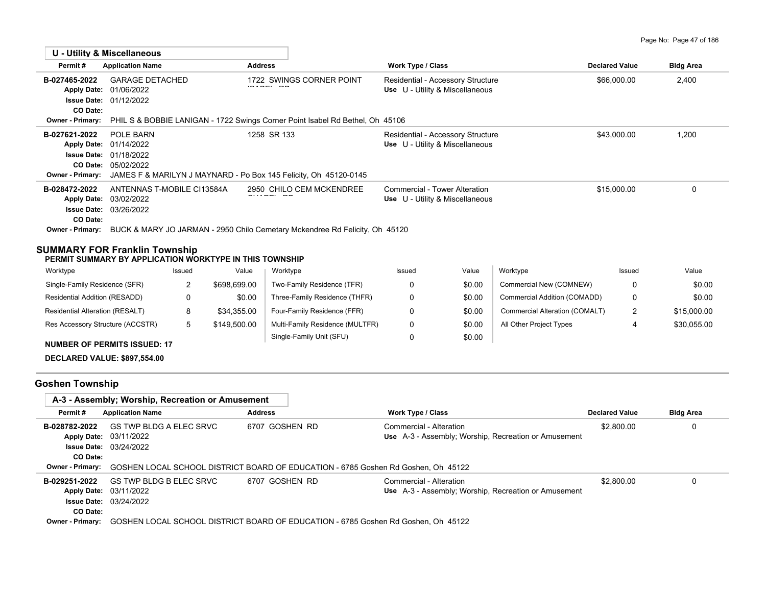### U - Utility & Miscellaneous

| Permit # | Application Name | Address | Work Type / Class | Declared Value | Bldg Area |
|---|---|---|---|---|---|
| B-027465-2022<br>Apply Date: 01/06/2022<br>Issue Date: 01/12/2022<br>CO Date: | GARAGE DETACHED | 1722 SWINGS CORNER POINT ISABEL RD | Residential - Accessory Structure<br>Use U - Utility & Miscellaneous | $66,000.00 | 2,400 |
| Owner - Primary: | PHIL S & BOBBIE LANIGAN - 1722 Swings Corner Point Isabel Rd Bethel, Oh 45106 | | | | |
| B-027621-2022<br>Apply Date: 01/14/2022<br>Issue Date: 01/18/2022<br>CO Date: 05/02/2022 | POLE BARN | 1258 SR 133 | Residential - Accessory Structure<br>Use U - Utility & Miscellaneous | $43,000.00 | 1,200 |
| Owner - Primary: | JAMES F & MARILYN J MAYNARD - Po Box 145 Felicity, Oh 45120-0145 | | | | |
| B-028472-2022<br>Apply Date: 03/02/2022<br>Issue Date: 03/26/2022<br>CO Date: | ANTENNAS T-MOBILE CI13584A | 2950 CHILO CEM MCKENDREE CHAPEL RD | Commercial - Tower Alteration<br>Use U - Utility & Miscellaneous | $15,000.00 | 0 |
| Owner - Primary: | BUCK & MARY JO JARMAN - 2950 Chilo Cemetary Mckendree Rd Felicity, Oh 45120 | | | | |

## SUMMARY FOR Franklin Township

**PERMIT SUMMARY BY APPLICATION WORKTYPE IN THIS TOWNSHIP**

| Worktype | Issued | Value | Worktype | Issued | Value | Worktype | Issued | Value |
|---|---|---|---|---|---|---|---|---|
| Single-Family Residence (SFR) | 2 | $698,699.00 | Two-Family Residence (TFR) | 0 | $0.00 | Commercial New (COMNEW) | 0 | $0.00 |
| Residential Addition (RESADD) | 0 | $0.00 | Three-Family Residence (THFR) | 0 | $0.00 | Commercial Addition (COMADD) | 0 | $0.00 |
| Residential Alteration (RESALT) | 8 | $34,355.00 | Four-Family Residence (FFR) | 0 | $0.00 | Commercial Alteration (COMALT) | 2 | $15,000.00 |
| Res Accessory Structure (ACCSTR) | 5 | $149,500.00 | Multi-Family Residence (MULTFR) | 0 | $0.00 | All Other Project Types | 4 | $30,055.00 |
| | | | Single-Family Unit (SFU) | 0 | $0.00 | | | |

**NUMBER OF PERMITS ISSUED: 17**

**DECLARED VALUE: $897,554.00**

## Goshen Township

### A-3 - Assembly; Worship, Recreation or Amusement

| Permit # | Application Name | Address | Work Type / Class | Declared Value | Bldg Area |
|---|---|---|---|---|---|
| B-028782-2022<br>Apply Date: 03/11/2022<br>Issue Date: 03/24/2022<br>CO Date: | GS TWP BLDG A ELEC SRVC | 6707 GOSHEN RD | Commercial - Alteration<br>Use A-3 - Assembly; Worship, Recreation or Amusement | $2,800.00 | 0 |
| Owner - Primary: | GOSHEN LOCAL SCHOOL DISTRICT BOARD OF EDUCATION - 6785 Goshen Rd Goshen, Oh 45122 | | | | |
| B-029251-2022<br>Apply Date: 03/11/2022<br>Issue Date: 03/24/2022<br>CO Date: | GS TWP BLDG B ELEC SRVC | 6707 GOSHEN RD | Commercial - Alteration<br>Use A-3 - Assembly; Worship, Recreation or Amusement | $2,800.00 | 0 |
| Owner - Primary: | GOSHEN LOCAL SCHOOL DISTRICT BOARD OF EDUCATION - 6785 Goshen Rd Goshen, Oh 45122 | | | | |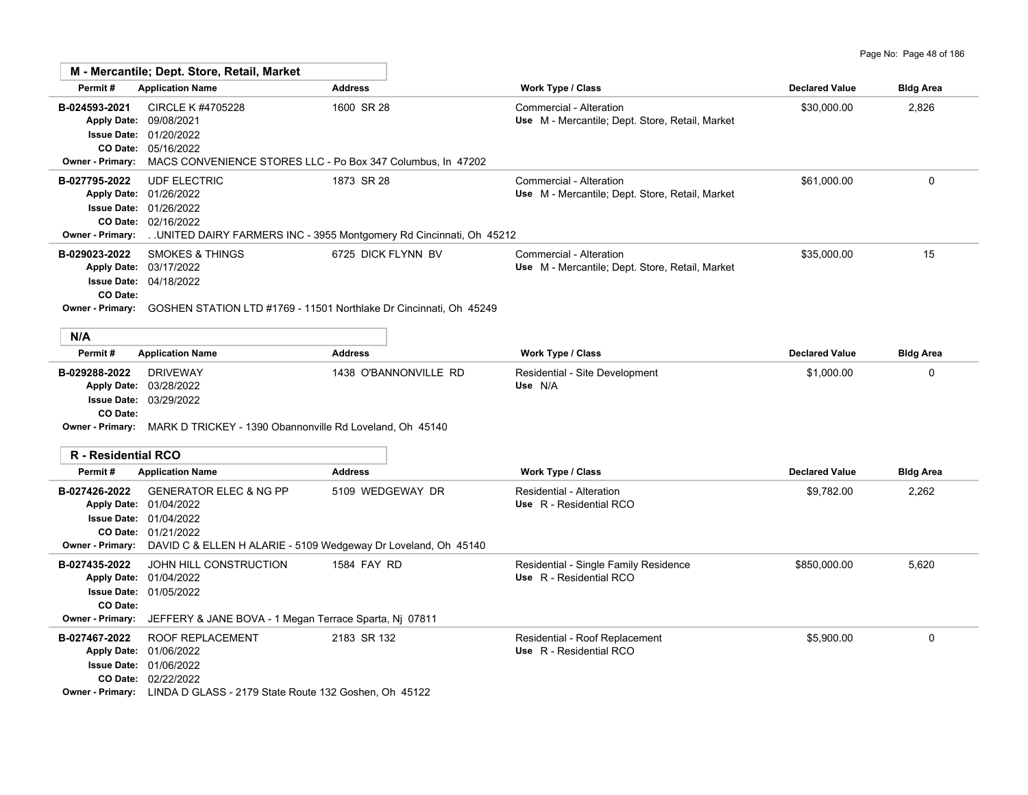## M - Mercantile; Dept. Store, Retail, Market

| Permit # | Application Name | Address | Work Type / Class | Declared Value | Bldg Area |
|---|---|---|---|---|---|
| B-024593-2021 | CIRCLE K #4705228 | 1600 SR 28 | Commercial - Alteration | $30,000.00 | 2,826 |
| Apply Date: 09/08/2021 | | | Use M - Mercantile; Dept. Store, Retail, Market | | |
| Issue Date: 01/20/2022 | | | | | |
| CO Date: 05/16/2022 | | | | | |
| Owner - Primary: | MACS CONVENIENCE STORES LLC - Po Box 347 Columbus, In 47202 | | | | |
| B-027795-2022 | UDF ELECTRIC | 1873 SR 28 | Commercial - Alteration | $61,000.00 | 0 |
| Apply Date: 01/26/2022 | | | Use M - Mercantile; Dept. Store, Retail, Market | | |
| Issue Date: 01/26/2022 | | | | | |
| CO Date: 02/16/2022 | | | | | |
| Owner - Primary: | . .UNITED DAIRY FARMERS INC - 3955 Montgomery Rd Cincinnati, Oh 45212 | | | | |
| B-029023-2022 | SMOKES & THINGS | 6725 DICK FLYNN BV | Commercial - Alteration | $35,000.00 | 15 |
| Apply Date: 03/17/2022 | | | Use M - Mercantile; Dept. Store, Retail, Market | | |
| Issue Date: 04/18/2022 | | | | | |
| CO Date: | | | | | |
| Owner - Primary: | GOSHEN STATION LTD #1769 - 11501 Northlake Dr Cincinnati, Oh 45249 | | | | |

## N/A

| Permit # | Application Name | Address | Work Type / Class | Declared Value | Bldg Area |
|---|---|---|---|---|---|
| B-029288-2022 | DRIVEWAY | 1438 O'BANNONVILLE RD | Residential - Site Development | $1,000.00 | 0 |
| Apply Date: 03/28/2022 | | | Use N/A | | |
| Issue Date: 03/29/2022 | | | | | |
| CO Date: | | | | | |
| Owner - Primary: | MARK D TRICKEY - 1390 Obannonville Rd Loveland, Oh 45140 | | | | |

## R - Residential RCO

| Permit # | Application Name | Address | Work Type / Class | Declared Value | Bldg Area |
|---|---|---|---|---|---|
| B-027426-2022 | GENERATOR ELEC & NG PP | 5109 WEDGEWAY DR | Residential - Alteration | $9,782.00 | 2,262 |
| Apply Date: 01/04/2022 | | | Use R - Residential RCO | | |
| Issue Date: 01/04/2022 | | | | | |
| CO Date: 01/21/2022 | | | | | |
| Owner - Primary: | DAVID C & ELLEN H ALARIE - 5109 Wedgeway Dr Loveland, Oh 45140 | | | | |
| B-027435-2022 | JOHN HILL CONSTRUCTION | 1584 FAY RD | Residential - Single Family Residence | $850,000.00 | 5,620 |
| Apply Date: 01/04/2022 | | | Use R - Residential RCO | | |
| Issue Date: 01/05/2022 | | | | | |
| CO Date: | | | | | |
| Owner - Primary: | JEFFERY & JANE BOVA - 1 Megan Terrace Sparta, Nj 07811 | | | | |
| B-027467-2022 | ROOF REPLACEMENT | 2183 SR 132 | Residential - Roof Replacement | $5,900.00 | 0 |
| Apply Date: 01/06/2022 | | | Use R - Residential RCO | | |
| Issue Date: 01/06/2022 | | | | | |
| CO Date: 02/22/2022 | | | | | |
| Owner - Primary: | LINDA D GLASS - 2179 State Route 132 Goshen, Oh 45122 | | | | |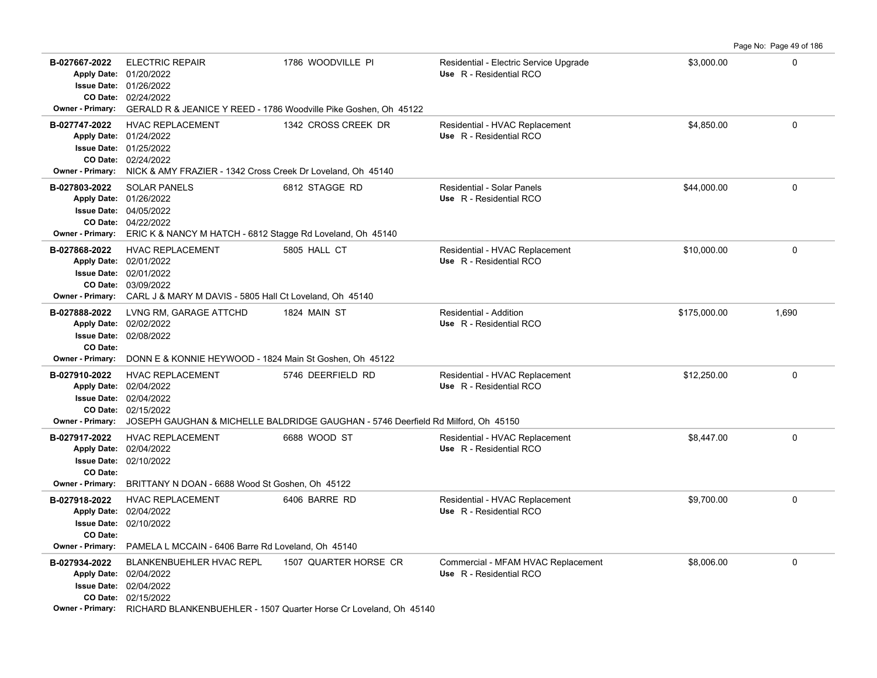| Permit | Description | Address | Type / Use | Value | Sq Ft |
|---|---|---|---|---|---|
| **B-027667-2022** | ELECTRIC REPAIR | 1786 WOODVILLE PI | Residential - Electric Service Upgrade | $3,000.00 | 0 |
| Apply Date: 01/20/2022 | | | Use R - Residential RCO | | |
| Issue Date: 01/26/2022 | | | | | |
| CO Date: 02/24/2022 | | | | | |
| Owner - Primary: GERALD R & JEANICE Y REED - 1786 Woodville Pike Goshen, Oh 45122 | | | | | |
| **B-027747-2022** | HVAC REPLACEMENT | 1342 CROSS CREEK DR | Residential - HVAC Replacement | $4,850.00 | 0 |
| Apply Date: 01/24/2022 | | | Use R - Residential RCO | | |
| Issue Date: 01/25/2022 | | | | | |
| CO Date: 02/24/2022 | | | | | |
| Owner - Primary: NICK & AMY FRAZIER - 1342 Cross Creek Dr Loveland, Oh 45140 | | | | | |
| **B-027803-2022** | SOLAR PANELS | 6812 STAGGE RD | Residential - Solar Panels | $44,000.00 | 0 |
| Apply Date: 01/26/2022 | | | Use R - Residential RCO | | |
| Issue Date: 04/05/2022 | | | | | |
| CO Date: 04/22/2022 | | | | | |
| Owner - Primary: ERIC K & NANCY M HATCH - 6812 Stagge Rd Loveland, Oh 45140 | | | | | |
| **B-027868-2022** | HVAC REPLACEMENT | 5805 HALL CT | Residential - HVAC Replacement | $10,000.00 | 0 |
| Apply Date: 02/01/2022 | | | Use R - Residential RCO | | |
| Issue Date: 02/01/2022 | | | | | |
| CO Date: 03/09/2022 | | | | | |
| Owner - Primary: CARL J & MARY M DAVIS - 5805 Hall Ct Loveland, Oh 45140 | | | | | |
| **B-027888-2022** | LVNG RM, GARAGE ATTCHD | 1824 MAIN ST | Residential - Addition | $175,000.00 | 1,690 |
| Apply Date: 02/02/2022 | | | Use R - Residential RCO | | |
| Issue Date: 02/08/2022 | | | | | |
| CO Date: | | | | | |
| Owner - Primary: DONN E & KONNIE HEYWOOD - 1824 Main St Goshen, Oh 45122 | | | | | |
| **B-027910-2022** | HVAC REPLACEMENT | 5746 DEERFIELD RD | Residential - HVAC Replacement | $12,250.00 | 0 |
| Apply Date: 02/04/2022 | | | Use R - Residential RCO | | |
| Issue Date: 02/04/2022 | | | | | |
| CO Date: 02/15/2022 | | | | | |
| Owner - Primary: JOSEPH GAUGHAN & MICHELLE BALDRIDGE GAUGHAN - 5746 Deerfield Rd Milford, Oh 45150 | | | | | |
| **B-027917-2022** | HVAC REPLACEMENT | 6688 WOOD ST | Residential - HVAC Replacement | $8,447.00 | 0 |
| Apply Date: 02/04/2022 | | | Use R - Residential RCO | | |
| Issue Date: 02/10/2022 | | | | | |
| CO Date: | | | | | |
| Owner - Primary: BRITTANY N DOAN - 6688 Wood St Goshen, Oh 45122 | | | | | |
| **B-027918-2022** | HVAC REPLACEMENT | 6406 BARRE RD | Residential - HVAC Replacement | $9,700.00 | 0 |
| Apply Date: 02/04/2022 | | | Use R - Residential RCO | | |
| Issue Date: 02/10/2022 | | | | | |
| CO Date: | | | | | |
| Owner - Primary: PAMELA L MCCAIN - 6406 Barre Rd Loveland, Oh 45140 | | | | | |
| **B-027934-2022** | BLANKENBUEHLER HVAC REPL | 1507 QUARTER HORSE CR | Commercial - MFAM HVAC Replacement | $8,006.00 | 0 |
| Apply Date: 02/04/2022 | | | Use R - Residential RCO | | |
| Issue Date: 02/04/2022 | | | | | |
| CO Date: 02/15/2022 | | | | | |
| Owner - Primary: RICHARD BLANKENBUEHLER - 1507 Quarter Horse Cr Loveland, Oh 45140 | | | | | |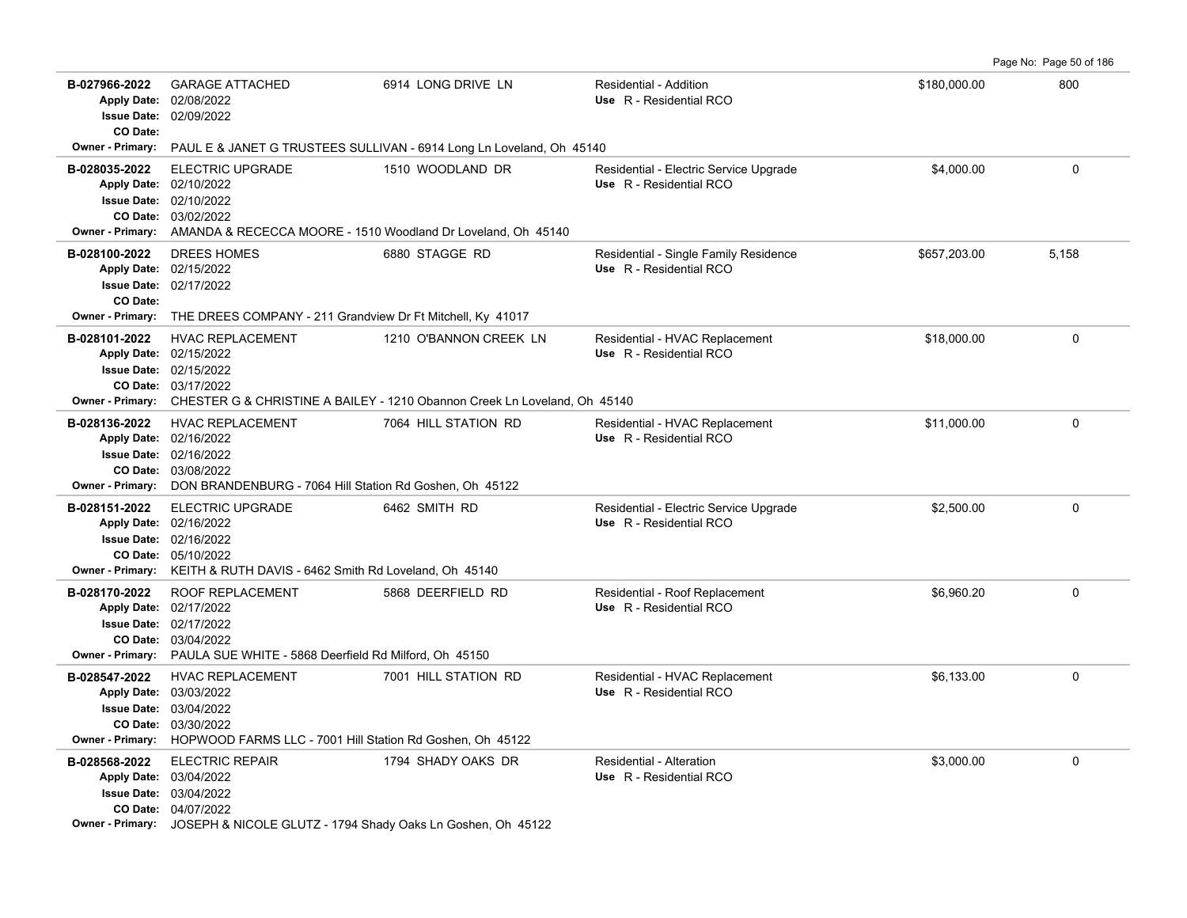| Permit # | Description | Address | Type / Use | Valuation | Sq Ft |
|---|---|---|---|---|---|
| **B-027966-2022**<br>Apply Date: 02/08/2022<br>Issue Date: 02/09/2022<br>CO Date: | GARAGE ATTACHED | 6914 LONG DRIVE LN | Residential - Addition<br>Use R - Residential RCO | $180,000.00 | 800 |
| Owner - Primary: PAUL E & JANET G TRUSTEES SULLIVAN - 6914 Long Ln Loveland, Oh 45140 | | | | | |
| **B-028035-2022**<br>Apply Date: 02/10/2022<br>Issue Date: 02/10/2022<br>CO Date: 03/02/2022 | ELECTRIC UPGRADE | 1510 WOODLAND DR | Residential - Electric Service Upgrade<br>Use R - Residential RCO | $4,000.00 | 0 |
| Owner - Primary: AMANDA & RECECCA MOORE - 1510 Woodland Dr Loveland, Oh 45140 | | | | | |
| **B-028100-2022**<br>Apply Date: 02/15/2022<br>Issue Date: 02/17/2022<br>CO Date: | DREES HOMES | 6880 STAGGE RD | Residential - Single Family Residence<br>Use R - Residential RCO | $657,203.00 | 5,158 |
| Owner - Primary: THE DREES COMPANY - 211 Grandview Dr Ft Mitchell, Ky 41017 | | | | | |
| **B-028101-2022**<br>Apply Date: 02/15/2022<br>Issue Date: 02/15/2022<br>CO Date: 03/17/2022 | HVAC REPLACEMENT | 1210 O'BANNON CREEK LN | Residential - HVAC Replacement<br>Use R - Residential RCO | $18,000.00 | 0 |
| Owner - Primary: CHESTER G & CHRISTINE A BAILEY - 1210 Obannon Creek Ln Loveland, Oh 45140 | | | | | |
| **B-028136-2022**<br>Apply Date: 02/16/2022<br>Issue Date: 02/16/2022<br>CO Date: 03/08/2022 | HVAC REPLACEMENT | 7064 HILL STATION RD | Residential - HVAC Replacement<br>Use R - Residential RCO | $11,000.00 | 0 |
| Owner - Primary: DON BRANDENBURG - 7064 Hill Station Rd Goshen, Oh 45122 | | | | | |
| **B-028151-2022**<br>Apply Date: 02/16/2022<br>Issue Date: 02/16/2022<br>CO Date: 05/10/2022 | ELECTRIC UPGRADE | 6462 SMITH RD | Residential - Electric Service Upgrade<br>Use R - Residential RCO | $2,500.00 | 0 |
| Owner - Primary: KEITH & RUTH DAVIS - 6462 Smith Rd Loveland, Oh 45140 | | | | | |
| **B-028170-2022**<br>Apply Date: 02/17/2022<br>Issue Date: 02/17/2022<br>CO Date: 03/04/2022 | ROOF REPLACEMENT | 5868 DEERFIELD RD | Residential - Roof Replacement<br>Use R - Residential RCO | $6,960.20 | 0 |
| Owner - Primary: PAULA SUE WHITE - 5868 Deerfield Rd Milford, Oh 45150 | | | | | |
| **B-028547-2022**<br>Apply Date: 03/03/2022<br>Issue Date: 03/04/2022<br>CO Date: 03/30/2022 | HVAC REPLACEMENT | 7001 HILL STATION RD | Residential - HVAC Replacement<br>Use R - Residential RCO | $6,133.00 | 0 |
| Owner - Primary: HOPWOOD FARMS LLC - 7001 Hill Station Rd Goshen, Oh 45122 | | | | | |
| **B-028568-2022**<br>Apply Date: 03/04/2022<br>Issue Date: 03/04/2022<br>CO Date: 04/07/2022 | ELECTRIC REPAIR | 1794 SHADY OAKS DR | Residential - Alteration<br>Use R - Residential RCO | $3,000.00 | 0 |
| Owner - Primary: JOSEPH & NICOLE GLUTZ - 1794 Shady Oaks Ln Goshen, Oh 45122 | | | | | |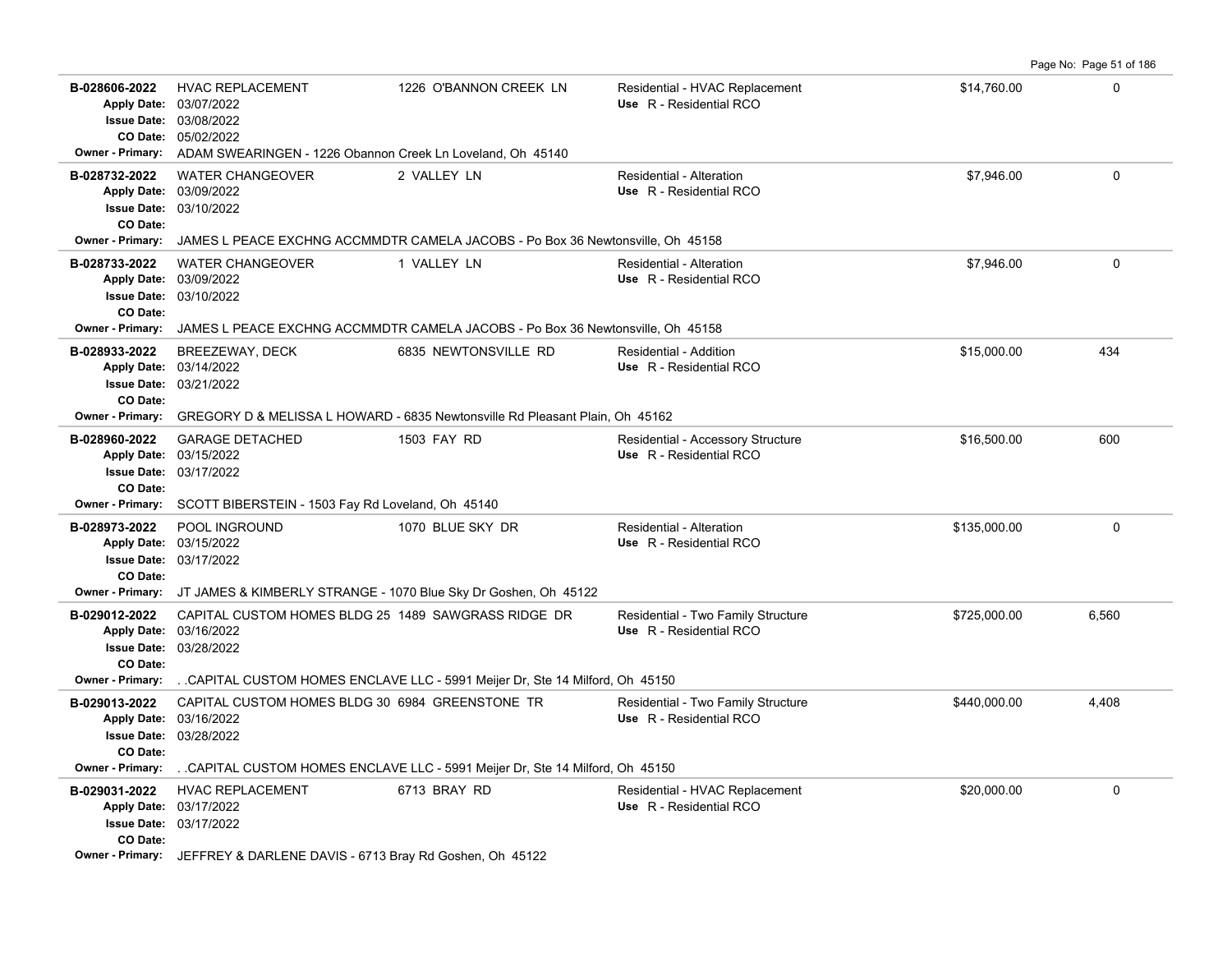| Permit | Description | Address | Type / Use | Valuation | Sq Ft |
|---|---|---|---|---|---|
| **B-028606-2022**<br>Apply Date: 03/07/2022<br>Issue Date: 03/08/2022<br>CO Date: 05/02/2022<br>Owner - Primary: ADAM SWEARINGEN - 1226 Obannon Creek Ln Loveland, Oh 45140 | HVAC REPLACEMENT | 1226 O'BANNON CREEK LN | Residential - HVAC Replacement<br>Use R - Residential RCO | $14,760.00 | 0 |
| **B-028732-2022**<br>Apply Date: 03/09/2022<br>Issue Date: 03/10/2022<br>CO Date:<br>Owner - Primary: JAMES L PEACE EXCHNG ACCMMDTR CAMELA JACOBS - Po Box 36 Newtonsville, Oh 45158 | WATER CHANGEOVER | 2 VALLEY LN | Residential - Alteration<br>Use R - Residential RCO | $7,946.00 | 0 |
| **B-028733-2022**<br>Apply Date: 03/09/2022<br>Issue Date: 03/10/2022<br>CO Date:<br>Owner - Primary: JAMES L PEACE EXCHNG ACCMMDTR CAMELA JACOBS - Po Box 36 Newtonsville, Oh 45158 | WATER CHANGEOVER | 1 VALLEY LN | Residential - Alteration<br>Use R - Residential RCO | $7,946.00 | 0 |
| **B-028933-2022**<br>Apply Date: 03/14/2022<br>Issue Date: 03/21/2022<br>CO Date:<br>Owner - Primary: GREGORY D & MELISSA L HOWARD - 6835 Newtonsville Rd Pleasant Plain, Oh 45162 | BREEZEWAY, DECK | 6835 NEWTONSVILLE RD | Residential - Addition<br>Use R - Residential RCO | $15,000.00 | 434 |
| **B-028960-2022**<br>Apply Date: 03/15/2022<br>Issue Date: 03/17/2022<br>CO Date:<br>Owner - Primary: SCOTT BIBERSTEIN - 1503 Fay Rd Loveland, Oh 45140 | GARAGE DETACHED | 1503 FAY RD | Residential - Accessory Structure<br>Use R - Residential RCO | $16,500.00 | 600 |
| **B-028973-2022**<br>Apply Date: 03/15/2022<br>Issue Date: 03/17/2022<br>CO Date:<br>Owner - Primary: JT JAMES & KIMBERLY STRANGE - 1070 Blue Sky Dr Goshen, Oh 45122 | POOL INGROUND | 1070 BLUE SKY DR | Residential - Alteration<br>Use R - Residential RCO | $135,000.00 | 0 |
| **B-029012-2022**<br>Apply Date: 03/16/2022<br>Issue Date: 03/28/2022<br>CO Date:<br>Owner - Primary: . .CAPITAL CUSTOM HOMES ENCLAVE LLC - 5991 Meijer Dr, Ste 14 Milford, Oh 45150 | CAPITAL CUSTOM HOMES BLDG 25 | 1489 SAWGRASS RIDGE DR | Residential - Two Family Structure<br>Use R - Residential RCO | $725,000.00 | 6,560 |
| **B-029013-2022**<br>Apply Date: 03/16/2022<br>Issue Date: 03/28/2022<br>CO Date:<br>Owner - Primary: . .CAPITAL CUSTOM HOMES ENCLAVE LLC - 5991 Meijer Dr, Ste 14 Milford, Oh 45150 | CAPITAL CUSTOM HOMES BLDG 30 | 6984 GREENSTONE TR | Residential - Two Family Structure<br>Use R - Residential RCO | $440,000.00 | 4,408 |
| **B-029031-2022**<br>Apply Date: 03/17/2022<br>Issue Date: 03/17/2022<br>CO Date:<br>Owner - Primary: JEFFREY & DARLENE DAVIS - 6713 Bray Rd Goshen, Oh 45122 | HVAC REPLACEMENT | 6713 BRAY RD | Residential - HVAC Replacement<br>Use R - Residential RCO | $20,000.00 | 0 |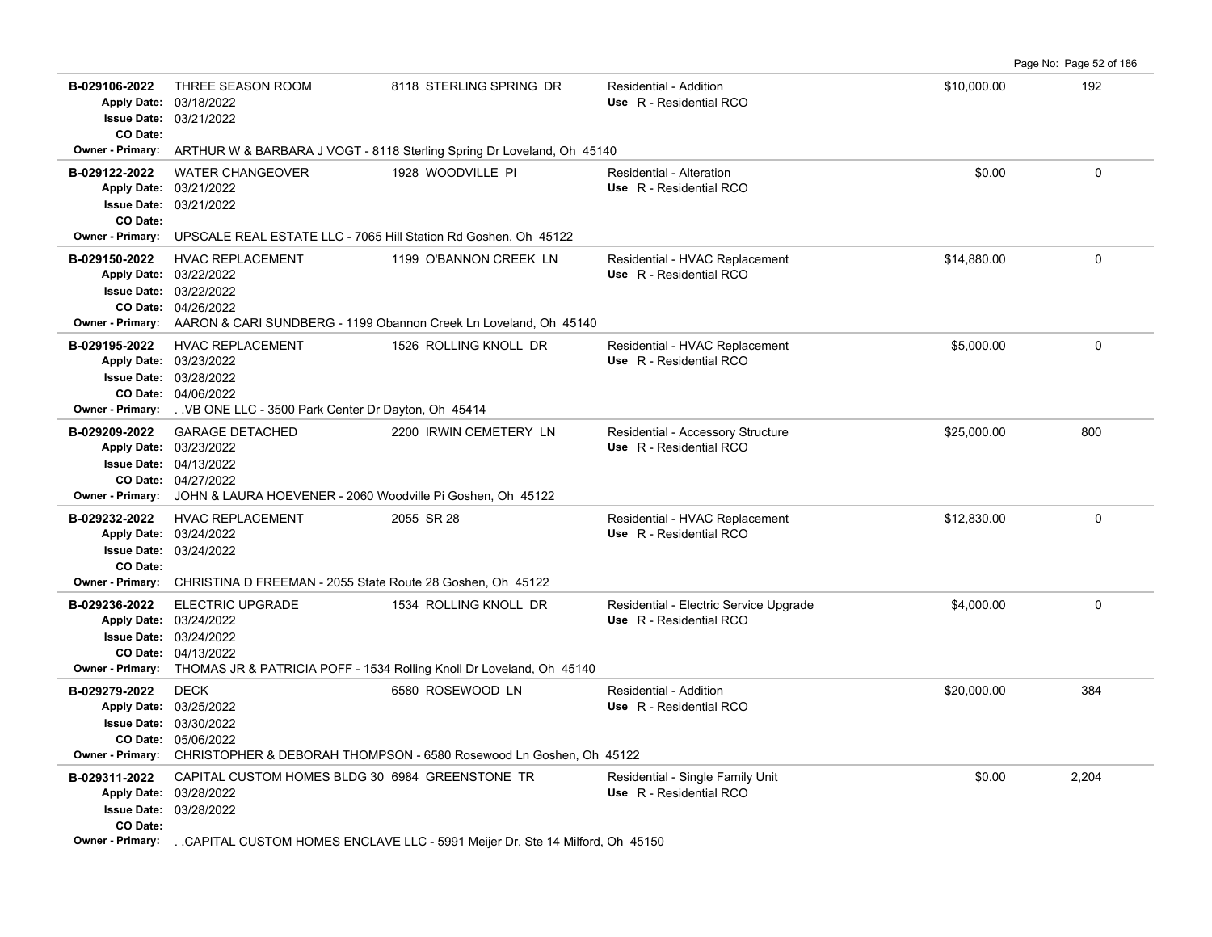**B-029106-2022** THREE SEASON ROOM — 8118 STERLING SPRING DR — Residential - Addition — Use R - Residential RCO — $10,000.00 — 192
Apply Date: 03/18/2022
Issue Date: 03/21/2022
CO Date:
Owner - Primary: ARTHUR W & BARBARA J VOGT - 8118 Sterling Spring Dr Loveland, Oh 45140

**B-029122-2022** WATER CHANGEOVER — 1928 WOODVILLE PI — Residential - Alteration — Use R - Residential RCO — $0.00 — 0
Apply Date: 03/21/2022
Issue Date: 03/21/2022
CO Date:
Owner - Primary: UPSCALE REAL ESTATE LLC - 7065 Hill Station Rd Goshen, Oh 45122

**B-029150-2022** HVAC REPLACEMENT — 1199 O'BANNON CREEK LN — Residential - HVAC Replacement — Use R - Residential RCO — $14,880.00 — 0
Apply Date: 03/22/2022
Issue Date: 03/22/2022
CO Date: 04/26/2022
Owner - Primary: AARON & CARI SUNDBERG - 1199 Obannon Creek Ln Loveland, Oh 45140

**B-029195-2022** HVAC REPLACEMENT — 1526 ROLLING KNOLL DR — Residential - HVAC Replacement — Use R - Residential RCO — $5,000.00 — 0
Apply Date: 03/23/2022
Issue Date: 03/28/2022
CO Date: 04/06/2022
Owner - Primary: . .VB ONE LLC - 3500 Park Center Dr Dayton, Oh 45414

**B-029209-2022** GARAGE DETACHED — 2200 IRWIN CEMETERY LN — Residential - Accessory Structure — Use R - Residential RCO — $25,000.00 — 800
Apply Date: 03/23/2022
Issue Date: 04/13/2022
CO Date: 04/27/2022
Owner - Primary: JOHN & LAURA HOEVENER - 2060 Woodville Pi Goshen, Oh 45122

**B-029232-2022** HVAC REPLACEMENT — 2055 SR 28 — Residential - HVAC Replacement — Use R - Residential RCO — $12,830.00 — 0
Apply Date: 03/24/2022
Issue Date: 03/24/2022
CO Date:
Owner - Primary: CHRISTINA D FREEMAN - 2055 State Route 28 Goshen, Oh 45122

**B-029236-2022** ELECTRIC UPGRADE — 1534 ROLLING KNOLL DR — Residential - Electric Service Upgrade — Use R - Residential RCO — $4,000.00 — 0
Apply Date: 03/24/2022
Issue Date: 03/24/2022
CO Date: 04/13/2022
Owner - Primary: THOMAS JR & PATRICIA POFF - 1534 Rolling Knoll Dr Loveland, Oh 45140

**B-029279-2022** DECK — 6580 ROSEWOOD LN — Residential - Addition — Use R - Residential RCO — $20,000.00 — 384
Apply Date: 03/25/2022
Issue Date: 03/30/2022
CO Date: 05/06/2022
Owner - Primary: CHRISTOPHER & DEBORAH THOMPSON - 6580 Rosewood Ln Goshen, Oh 45122

**B-029311-2022** CAPITAL CUSTOM HOMES BLDG 30 — 6984 GREENSTONE TR — Residential - Single Family Unit — Use R - Residential RCO — $0.00 — 2,204
Apply Date: 03/28/2022
Issue Date: 03/28/2022
CO Date:
Owner - Primary: . .CAPITAL CUSTOM HOMES ENCLAVE LLC - 5991 Meijer Dr, Ste 14 Milford, Oh 45150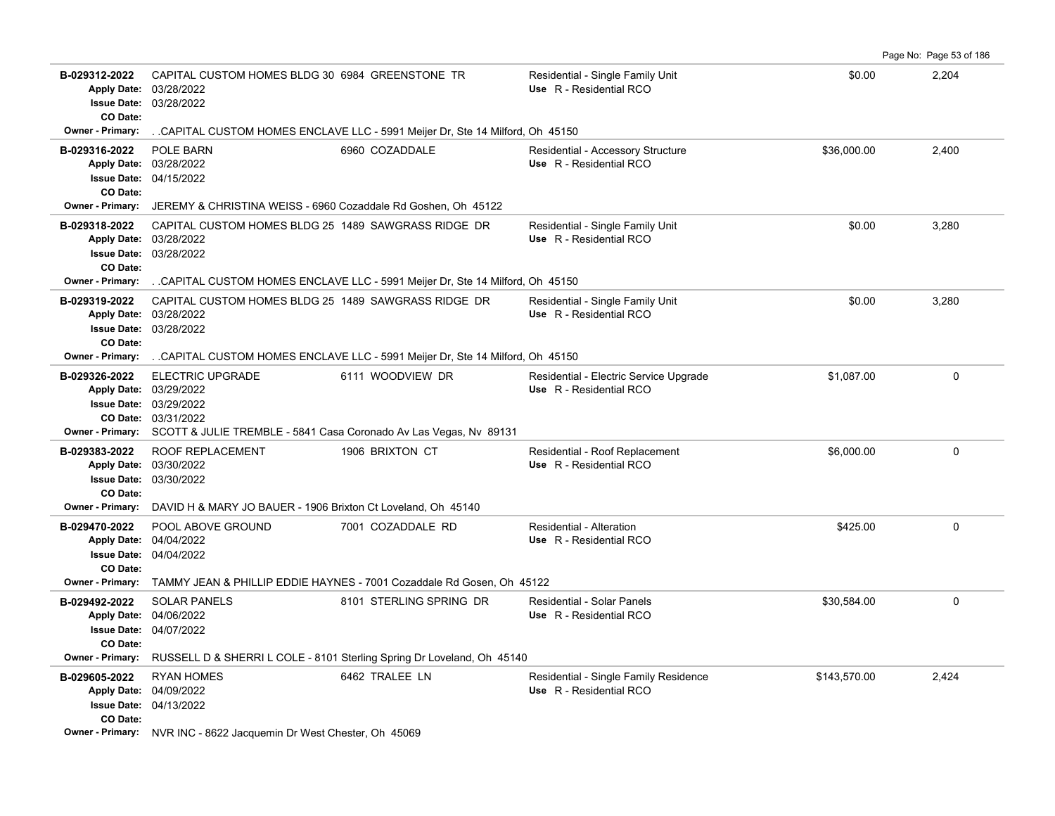| Permit | Description | Address | Type / Use | Valuation | Sq Ft |
|---|---|---|---|---|---|
| B-029312-2022<br>Apply Date: 03/28/2022<br>Issue Date: 03/28/2022<br>CO Date: | CAPITAL CUSTOM HOMES BLDG 30 | 6984 GREENSTONE TR | Residential - Single Family Unit<br>Use R - Residential RCO | $0.00 | 2,204 |
| Owner - Primary: | . .CAPITAL CUSTOM HOMES ENCLAVE LLC - 5991 Meijer Dr, Ste 14 Milford, Oh 45150 | | | | |
| B-029316-2022<br>Apply Date: 03/28/2022<br>Issue Date: 04/15/2022<br>CO Date: | POLE BARN | 6960 COZADDALE | Residential - Accessory Structure<br>Use R - Residential RCO | $36,000.00 | 2,400 |
| Owner - Primary: | JEREMY & CHRISTINA WEISS - 6960 Cozaddale Rd Goshen, Oh 45122 | | | | |
| B-029318-2022<br>Apply Date: 03/28/2022<br>Issue Date: 03/28/2022<br>CO Date: | CAPITAL CUSTOM HOMES BLDG 25 | 1489 SAWGRASS RIDGE DR | Residential - Single Family Unit<br>Use R - Residential RCO | $0.00 | 3,280 |
| Owner - Primary: | . .CAPITAL CUSTOM HOMES ENCLAVE LLC - 5991 Meijer Dr, Ste 14 Milford, Oh 45150 | | | | |
| B-029319-2022<br>Apply Date: 03/28/2022<br>Issue Date: 03/28/2022<br>CO Date: | CAPITAL CUSTOM HOMES BLDG 25 | 1489 SAWGRASS RIDGE DR | Residential - Single Family Unit<br>Use R - Residential RCO | $0.00 | 3,280 |
| Owner - Primary: | . .CAPITAL CUSTOM HOMES ENCLAVE LLC - 5991 Meijer Dr, Ste 14 Milford, Oh 45150 | | | | |
| B-029326-2022<br>Apply Date: 03/29/2022<br>Issue Date: 03/29/2022<br>CO Date: 03/31/2022 | ELECTRIC UPGRADE | 6111 WOODVIEW DR | Residential - Electric Service Upgrade<br>Use R - Residential RCO | $1,087.00 | 0 |
| Owner - Primary: | SCOTT & JULIE TREMBLE - 5841 Casa Coronado Av Las Vegas, Nv 89131 | | | | |
| B-029383-2022<br>Apply Date: 03/30/2022<br>Issue Date: 03/30/2022<br>CO Date: | ROOF REPLACEMENT | 1906 BRIXTON CT | Residential - Roof Replacement<br>Use R - Residential RCO | $6,000.00 | 0 |
| Owner - Primary: | DAVID H & MARY JO BAUER - 1906 Brixton Ct Loveland, Oh 45140 | | | | |
| B-029470-2022<br>Apply Date: 04/04/2022<br>Issue Date: 04/04/2022<br>CO Date: | POOL ABOVE GROUND | 7001 COZADDALE RD | Residential - Alteration<br>Use R - Residential RCO | $425.00 | 0 |
| Owner - Primary: | TAMMY JEAN & PHILLIP EDDIE HAYNES - 7001 Cozaddale Rd Gosen, Oh 45122 | | | | |
| B-029492-2022<br>Apply Date: 04/06/2022<br>Issue Date: 04/07/2022<br>CO Date: | SOLAR PANELS | 8101 STERLING SPRING DR | Residential - Solar Panels<br>Use R - Residential RCO | $30,584.00 | 0 |
| Owner - Primary: | RUSSELL D & SHERRI L COLE - 8101 Sterling Spring Dr Loveland, Oh 45140 | | | | |
| B-029605-2022<br>Apply Date: 04/09/2022<br>Issue Date: 04/13/2022<br>CO Date: | RYAN HOMES | 6462 TRALEE LN | Residential - Single Family Residence<br>Use R - Residential RCO | $143,570.00 | 2,424 |
| Owner - Primary: | NVR INC - 8622 Jacquemin Dr West Chester, Oh 45069 | | | | |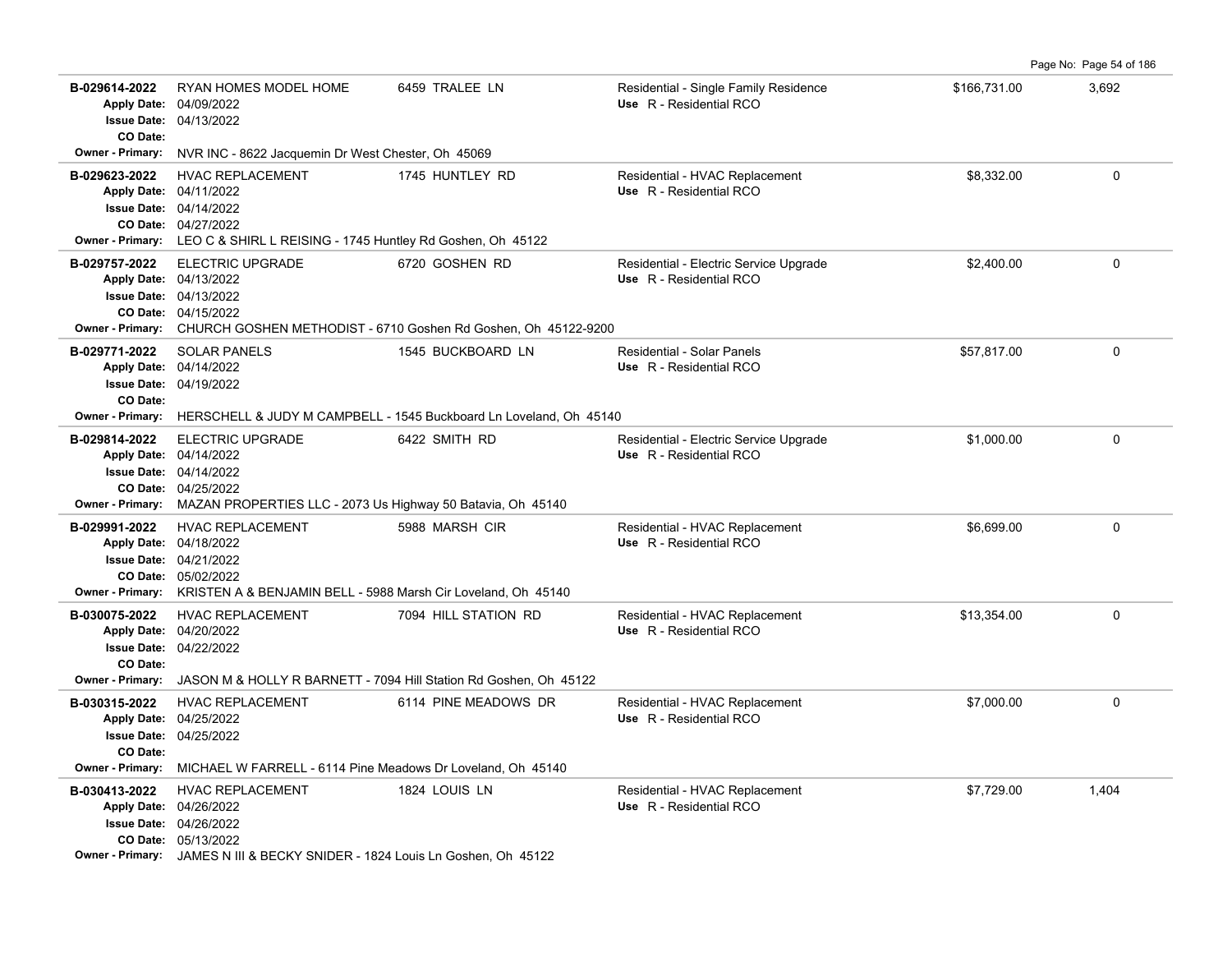| Permit # | Description | Address | Type / Use | Valuation | Sq Ft |
|---|---|---|---|---|---|
| **B-029614-2022** | RYAN HOMES MODEL HOME | 6459 TRALEE LN | Residential - Single Family Residence<br>Use R - Residential RCO | $166,731.00 | 3,692 |
| **Apply Date:** 04/09/2022<br>**Issue Date:** 04/13/2022<br>**CO Date:** | | | | | |
| **Owner - Primary:** NVR INC - 8622 Jacquemin Dr West Chester, Oh 45069 | | | | | |
| **B-029623-2022** | HVAC REPLACEMENT | 1745 HUNTLEY RD | Residential - HVAC Replacement<br>Use R - Residential RCO | $8,332.00 | 0 |
| **Apply Date:** 04/11/2022<br>**Issue Date:** 04/14/2022<br>**CO Date:** 04/27/2022 | | | | | |
| **Owner - Primary:** LEO C & SHIRL L REISING - 1745 Huntley Rd Goshen, Oh 45122 | | | | | |
| **B-029757-2022** | ELECTRIC UPGRADE | 6720 GOSHEN RD | Residential - Electric Service Upgrade<br>Use R - Residential RCO | $2,400.00 | 0 |
| **Apply Date:** 04/13/2022<br>**Issue Date:** 04/13/2022<br>**CO Date:** 04/15/2022 | | | | | |
| **Owner - Primary:** CHURCH GOSHEN METHODIST - 6710 Goshen Rd Goshen, Oh 45122-9200 | | | | | |
| **B-029771-2022** | SOLAR PANELS | 1545 BUCKBOARD LN | Residential - Solar Panels<br>Use R - Residential RCO | $57,817.00 | 0 |
| **Apply Date:** 04/14/2022<br>**Issue Date:** 04/19/2022<br>**CO Date:** | | | | | |
| **Owner - Primary:** HERSCHELL & JUDY M CAMPBELL - 1545 Buckboard Ln Loveland, Oh 45140 | | | | | |
| **B-029814-2022** | ELECTRIC UPGRADE | 6422 SMITH RD | Residential - Electric Service Upgrade<br>Use R - Residential RCO | $1,000.00 | 0 |
| **Apply Date:** 04/14/2022<br>**Issue Date:** 04/14/2022<br>**CO Date:** 04/25/2022 | | | | | |
| **Owner - Primary:** MAZAN PROPERTIES LLC - 2073 Us Highway 50 Batavia, Oh 45140 | | | | | |
| **B-029991-2022** | HVAC REPLACEMENT | 5988 MARSH CIR | Residential - HVAC Replacement<br>Use R - Residential RCO | $6,699.00 | 0 |
| **Apply Date:** 04/18/2022<br>**Issue Date:** 04/21/2022<br>**CO Date:** 05/02/2022 | | | | | |
| **Owner - Primary:** KRISTEN A & BENJAMIN BELL - 5988 Marsh Cir Loveland, Oh 45140 | | | | | |
| **B-030075-2022** | HVAC REPLACEMENT | 7094 HILL STATION RD | Residential - HVAC Replacement<br>Use R - Residential RCO | $13,354.00 | 0 |
| **Apply Date:** 04/20/2022<br>**Issue Date:** 04/22/2022<br>**CO Date:** | | | | | |
| **Owner - Primary:** JASON M & HOLLY R BARNETT - 7094 Hill Station Rd Goshen, Oh 45122 | | | | | |
| **B-030315-2022** | HVAC REPLACEMENT | 6114 PINE MEADOWS DR | Residential - HVAC Replacement<br>Use R - Residential RCO | $7,000.00 | 0 |
| **Apply Date:** 04/25/2022<br>**Issue Date:** 04/25/2022<br>**CO Date:** | | | | | |
| **Owner - Primary:** MICHAEL W FARRELL - 6114 Pine Meadows Dr Loveland, Oh 45140 | | | | | |
| **B-030413-2022** | HVAC REPLACEMENT | 1824 LOUIS LN | Residential - HVAC Replacement<br>Use R - Residential RCO | $7,729.00 | 1,404 |
| **Apply Date:** 04/26/2022<br>**Issue Date:** 04/26/2022<br>**CO Date:** 05/13/2022 | | | | | |
| **Owner - Primary:** JAMES N III & BECKY SNIDER - 1824 Louis Ln Goshen, Oh 45122 | | | | | |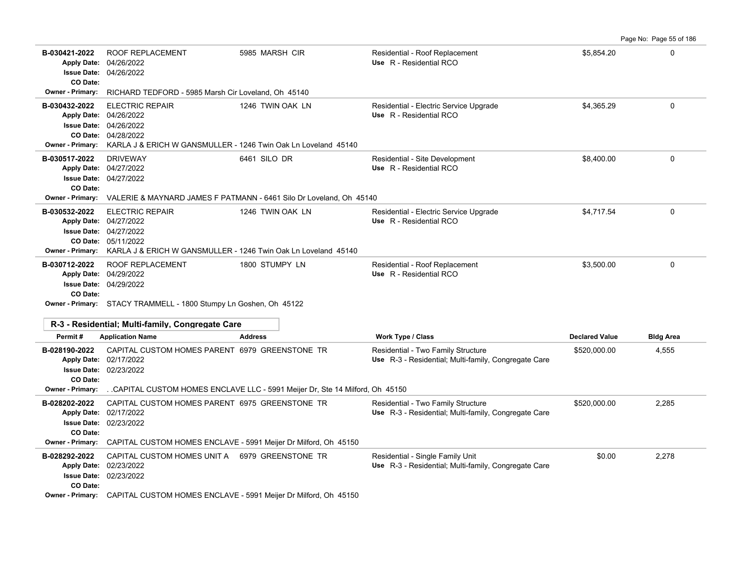| Permit # | Application Name | Address | Work Type / Class | Declared Value | Bldg Area |
|---|---|---|---|---|---|
| B-030421-2022 | ROOF REPLACEMENT | 5985 MARSH CIR | Residential - Roof Replacement | $5,854.20 | 0 |
| Apply Date: 04/26/2022 | | | Use R - Residential RCO | | |
| Issue Date: 04/26/2022 | | | | | |
| CO Date: | | | | | |
| Owner - Primary: RICHARD TEDFORD - 5985 Marsh Cir Loveland, Oh 45140 | | | | | |
| B-030432-2022 | ELECTRIC REPAIR | 1246 TWIN OAK LN | Residential - Electric Service Upgrade | $4,365.29 | 0 |
| Apply Date: 04/26/2022 | | | Use R - Residential RCO | | |
| Issue Date: 04/26/2022 | | | | | |
| CO Date: 04/28/2022 | | | | | |
| Owner - Primary: KARLA J & ERICH W GANSMULLER - 1246 Twin Oak Ln Loveland 45140 | | | | | |
| B-030517-2022 | DRIVEWAY | 6461 SILO DR | Residential - Site Development | $8,400.00 | 0 |
| Apply Date: 04/27/2022 | | | Use R - Residential RCO | | |
| Issue Date: 04/27/2022 | | | | | |
| CO Date: | | | | | |
| Owner - Primary: VALERIE & MAYNARD JAMES F PATMANN - 6461 Silo Dr Loveland, Oh 45140 | | | | | |
| B-030532-2022 | ELECTRIC REPAIR | 1246 TWIN OAK LN | Residential - Electric Service Upgrade | $4,717.54 | 0 |
| Apply Date: 04/27/2022 | | | Use R - Residential RCO | | |
| Issue Date: 04/27/2022 | | | | | |
| CO Date: 05/11/2022 | | | | | |
| Owner - Primary: KARLA J & ERICH W GANSMULLER - 1246 Twin Oak Ln Loveland 45140 | | | | | |
| B-030712-2022 | ROOF REPLACEMENT | 1800 STUMPY LN | Residential - Roof Replacement | $3,500.00 | 0 |
| Apply Date: 04/29/2022 | | | Use R - Residential RCO | | |
| Issue Date: 04/29/2022 | | | | | |
| CO Date: | | | | | |
| Owner - Primary: STACY TRAMMELL - 1800 Stumpy Ln Goshen, Oh 45122 | | | | | |

**R-3 - Residential; Multi-family, Congregate Care**

| Permit # | Application Name | Address | Work Type / Class | Declared Value | Bldg Area |
|---|---|---|---|---|---|
| B-028190-2022 | CAPITAL CUSTOM HOMES PARENT | 6979 GREENSTONE TR | Residential - Two Family Structure | $520,000.00 | 4,555 |
| Apply Date: 02/17/2022 | | | Use R-3 - Residential; Multi-family, Congregate Care | | |
| Issue Date: 02/23/2022 | | | | | |
| CO Date: | | | | | |
| Owner - Primary: . .CAPITAL CUSTOM HOMES ENCLAVE LLC - 5991 Meijer Dr, Ste 14 Milford, Oh 45150 | | | | | |
| B-028202-2022 | CAPITAL CUSTOM HOMES PARENT | 6975 GREENSTONE TR | Residential - Two Family Structure | $520,000.00 | 2,285 |
| Apply Date: 02/17/2022 | | | Use R-3 - Residential; Multi-family, Congregate Care | | |
| Issue Date: 02/23/2022 | | | | | |
| CO Date: | | | | | |
| Owner - Primary: CAPITAL CUSTOM HOMES ENCLAVE - 5991 Meijer Dr Milford, Oh 45150 | | | | | |
| B-028292-2022 | CAPITAL CUSTOM HOMES UNIT A | 6979 GREENSTONE TR | Residential - Single Family Unit | $0.00 | 2,278 |
| Apply Date: 02/23/2022 | | | Use R-3 - Residential; Multi-family, Congregate Care | | |
| Issue Date: 02/23/2022 | | | | | |
| CO Date: | | | | | |
| Owner - Primary: CAPITAL CUSTOM HOMES ENCLAVE - 5991 Meijer Dr Milford, Oh 45150 | | | | | |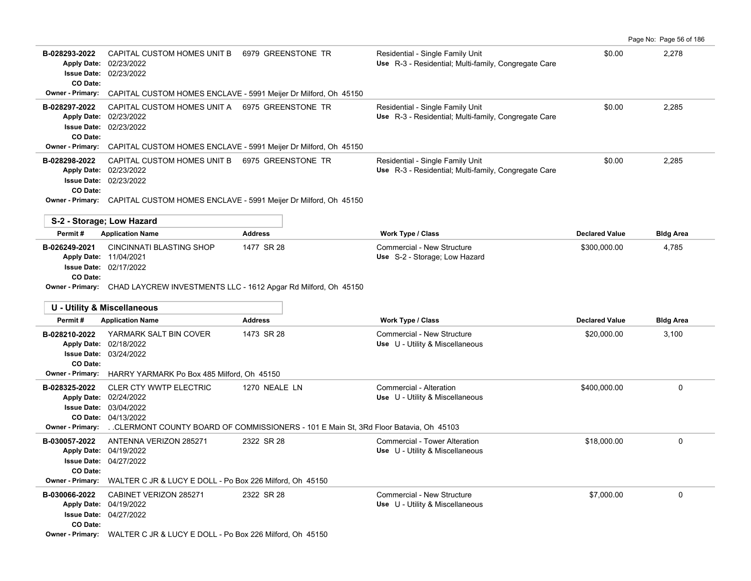| Permit # | Application Name | Address | Work Type / Class | Declared Value | Bldg Area |
|---|---|---|---|---|---|
| B-028293-2022 | CAPITAL CUSTOM HOMES UNIT B | 6979 GREENSTONE TR | Residential - Single Family Unit | $0.00 | 2,278 |
| Apply Date: 02/23/2022 | | | Use R-3 - Residential; Multi-family, Congregate Care | | |
| Issue Date: 02/23/2022 | | | | | |
| CO Date: | | | | | |
| Owner - Primary: CAPITAL CUSTOM HOMES ENCLAVE - 5991 Meijer Dr Milford, Oh 45150 | | | | | |
| B-028297-2022 | CAPITAL CUSTOM HOMES UNIT A | 6975 GREENSTONE TR | Residential - Single Family Unit | $0.00 | 2,285 |
| Apply Date: 02/23/2022 | | | Use R-3 - Residential; Multi-family, Congregate Care | | |
| Issue Date: 02/23/2022 | | | | | |
| CO Date: | | | | | |
| Owner - Primary: CAPITAL CUSTOM HOMES ENCLAVE - 5991 Meijer Dr Milford, Oh 45150 | | | | | |
| B-028298-2022 | CAPITAL CUSTOM HOMES UNIT B | 6975 GREENSTONE TR | Residential - Single Family Unit | $0.00 | 2,285 |
| Apply Date: 02/23/2022 | | | Use R-3 - Residential; Multi-family, Congregate Care | | |
| Issue Date: 02/23/2022 | | | | | |
| CO Date: | | | | | |
| Owner - Primary: CAPITAL CUSTOM HOMES ENCLAVE - 5991 Meijer Dr Milford, Oh 45150 | | | | | |

## S-2 - Storage; Low Hazard

| Permit # | Application Name | Address | Work Type / Class | Declared Value | Bldg Area |
|---|---|---|---|---|---|
| B-026249-2021 | CINCINNATI BLASTING SHOP | 1477 SR 28 | Commercial - New Structure | $300,000.00 | 4,785 |
| Apply Date: 11/04/2021 | | | Use S-2 - Storage; Low Hazard | | |
| Issue Date: 02/17/2022 | | | | | |
| CO Date: | | | | | |
| Owner - Primary: CHAD LAYCREW INVESTMENTS LLC - 1612 Apgar Rd Milford, Oh 45150 | | | | | |

## U - Utility & Miscellaneous

| Permit # | Application Name | Address | Work Type / Class | Declared Value | Bldg Area |
|---|---|---|---|---|---|
| B-028210-2022 | YARMARK SALT BIN COVER | 1473 SR 28 | Commercial - New Structure | $20,000.00 | 3,100 |
| Apply Date: 02/18/2022 | | | Use U - Utility & Miscellaneous | | |
| Issue Date: 03/24/2022 | | | | | |
| CO Date: | | | | | |
| Owner - Primary: HARRY YARMARK Po Box 485 Milford, Oh 45150 | | | | | |
| B-028325-2022 | CLER CTY WWTP ELECTRIC | 1270 NEALE LN | Commercial - Alteration | $400,000.00 | 0 |
| Apply Date: 02/24/2022 | | | Use U - Utility & Miscellaneous | | |
| Issue Date: 03/04/2022 | | | | | |
| CO Date: 04/13/2022 | | | | | |
| Owner - Primary: . .CLERMONT COUNTY BOARD OF COMMISSIONERS - 101 E Main St, 3Rd Floor Batavia, Oh 45103 | | | | | |
| B-030057-2022 | ANTENNA VERIZON 285271 | 2322 SR 28 | Commercial - Tower Alteration | $18,000.00 | 0 |
| Apply Date: 04/19/2022 | | | Use U - Utility & Miscellaneous | | |
| Issue Date: 04/27/2022 | | | | | |
| CO Date: | | | | | |
| Owner - Primary: WALTER C JR & LUCY E DOLL - Po Box 226 Milford, Oh 45150 | | | | | |
| B-030066-2022 | CABINET VERIZON 285271 | 2322 SR 28 | Commercial - New Structure | $7,000.00 | 0 |
| Apply Date: 04/19/2022 | | | Use U - Utility & Miscellaneous | | |
| Issue Date: 04/27/2022 | | | | | |
| CO Date: | | | | | |
| Owner - Primary: WALTER C JR & LUCY E DOLL - Po Box 226 Milford, Oh 45150 | | | | | |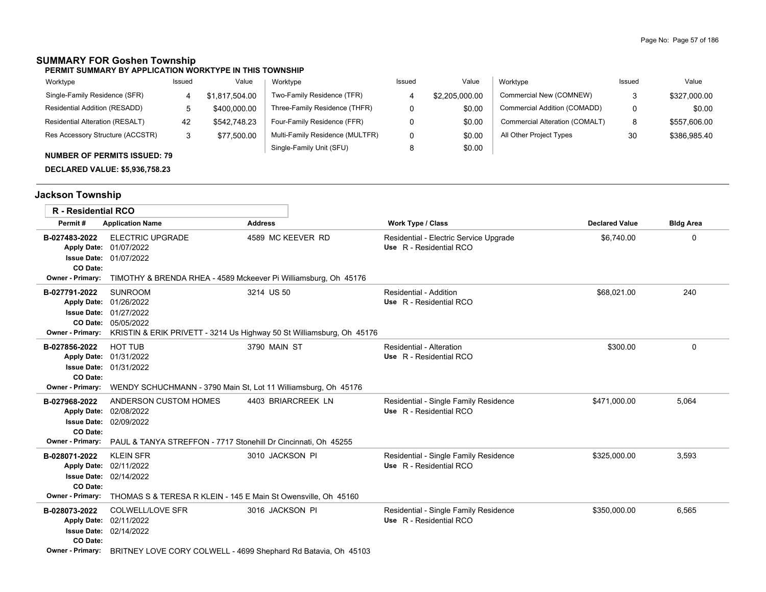## SUMMARY FOR Goshen Township

**PERMIT SUMMARY BY APPLICATION WORKTYPE IN THIS TOWNSHIP**

| Worktype | Issued | Value | Worktype | Issued | Value | Worktype | Issued | Value |
|---|---|---|---|---|---|---|---|---|
| Single-Family Residence (SFR) | 4 | $1,817,504.00 | Two-Family Residence (TFR) | 4 | $2,205,000.00 | Commercial New (COMNEW) | 3 | $327,000.00 |
| Residential Addition (RESADD) | 5 | $400,000.00 | Three-Family Residence (THFR) | 0 | $0.00 | Commercial Addition (COMADD) | 0 | $0.00 |
| Residential Alteration (RESALT) | 42 | $542,748.23 | Four-Family Residence (FFR) | 0 | $0.00 | Commercial Alteration (COMALT) | 8 | $557,606.00 |
| Res Accessory Structure (ACCSTR) | 3 | $77,500.00 | Multi-Family Residence (MULTFR) | 0 | $0.00 | All Other Project Types | 30 | $386,985.40 |
| | | | Single-Family Unit (SFU) | 8 | $0.00 | | | |

**NUMBER OF PERMITS ISSUED: 79**

**DECLARED VALUE: $5,936,758.23**

## Jackson Township

### R - Residential RCO

| Permit # | Application Name | Address | Work Type / Class | Declared Value | Bldg Area |
|---|---|---|---|---|---|
| B-027483-2022 | ELECTRIC UPGRADE | 4589 MC KEEVER RD | Residential - Electric Service Upgrade<br>Use R - Residential RCO | $6,740.00 | 0 |
| Apply Date: | 01/07/2022 | | | | |
| Issue Date: | 01/07/2022 | | | | |
| CO Date: | | | | | |
| Owner - Primary: | TIMOTHY & BRENDA RHEA - 4589 Mckeever Pi Williamsburg, Oh 45176 | | | | |
| B-027791-2022 | SUNROOM | 3214 US 50 | Residential - Addition<br>Use R - Residential RCO | $68,021.00 | 240 |
| Apply Date: | 01/26/2022 | | | | |
| Issue Date: | 01/27/2022 | | | | |
| CO Date: | 05/05/2022 | | | | |
| Owner - Primary: | KRISTIN & ERIK PRIVETT - 3214 Us Highway 50 St Williamsburg, Oh 45176 | | | | |
| B-027856-2022 | HOT TUB | 3790 MAIN ST | Residential - Alteration<br>Use R - Residential RCO | $300.00 | 0 |
| Apply Date: | 01/31/2022 | | | | |
| Issue Date: | 01/31/2022 | | | | |
| CO Date: | | | | | |
| Owner - Primary: | WENDY SCHUCHMANN - 3790 Main St, Lot 11 Williamsburg, Oh 45176 | | | | |
| B-027968-2022 | ANDERSON CUSTOM HOMES | 4403 BRIARCREEK LN | Residential - Single Family Residence<br>Use R - Residential RCO | $471,000.00 | 5,064 |
| Apply Date: | 02/08/2022 | | | | |
| Issue Date: | 02/09/2022 | | | | |
| CO Date: | | | | | |
| Owner - Primary: | PAUL & TANYA STREFFON - 7717 Stonehill Dr Cincinnati, Oh 45255 | | | | |
| B-028071-2022 | KLEIN SFR | 3010 JACKSON PI | Residential - Single Family Residence<br>Use R - Residential RCO | $325,000.00 | 3,593 |
| Apply Date: | 02/11/2022 | | | | |
| Issue Date: | 02/14/2022 | | | | |
| CO Date: | | | | | |
| Owner - Primary: | THOMAS S & TERESA R KLEIN - 145 E Main St Owensville, Oh 45160 | | | | |
| B-028073-2022 | COLWELL/LOVE SFR | 3016 JACKSON PI | Residential - Single Family Residence<br>Use R - Residential RCO | $350,000.00 | 6,565 |
| Apply Date: | 02/11/2022 | | | | |
| Issue Date: | 02/14/2022 | | | | |
| CO Date: | | | | | |
| Owner - Primary: | BRITNEY LOVE CORY COLWELL - 4699 Shephard Rd Batavia, Oh 45103 | | | | |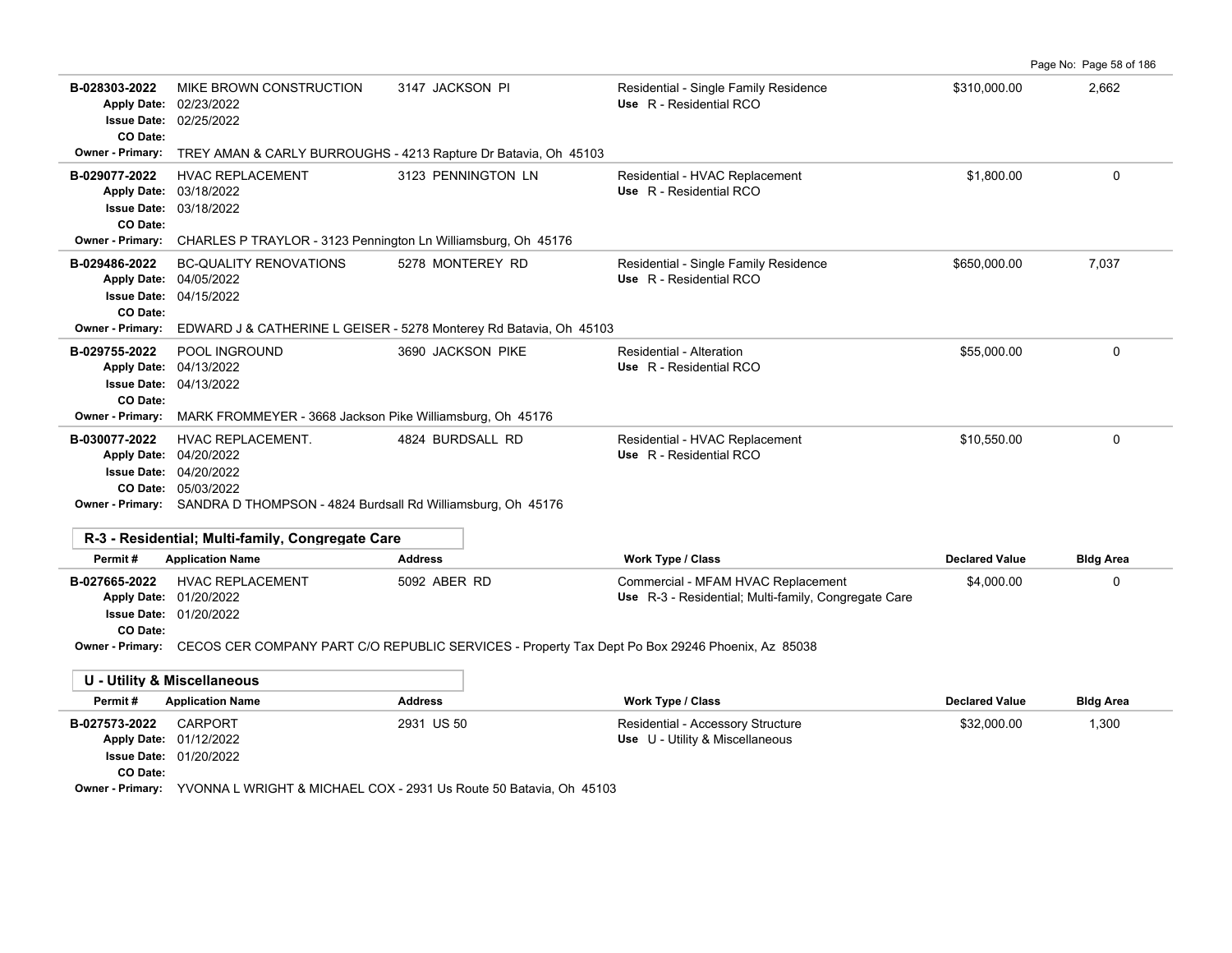| Permit # | Application Name | Address | Work Type / Class | Declared Value | Bldg Area |
|---|---|---|---|---|---|
| B-028303-2022 | MIKE BROWN CONSTRUCTION | 3147 JACKSON PI | Residential - Single Family Residence | $310,000.00 | 2,662 |
| | Apply Date: 02/23/2022<br>Issue Date: 02/25/2022<br>CO Date: | | Use R - Residential RCO | | |
| | Owner - Primary: TREY AMAN & CARLY BURROUGHS - 4213 Rapture Dr Batavia, Oh 45103 | | | | |
| B-029077-2022 | HVAC REPLACEMENT | 3123 PENNINGTON LN | Residential - HVAC Replacement | $1,800.00 | 0 |
| | Apply Date: 03/18/2022<br>Issue Date: 03/18/2022<br>CO Date: | | Use R - Residential RCO | | |
| | Owner - Primary: CHARLES P TRAYLOR - 3123 Pennington Ln Williamsburg, Oh 45176 | | | | |
| B-029486-2022 | BC-QUALITY RENOVATIONS | 5278 MONTEREY RD | Residential - Single Family Residence | $650,000.00 | 7,037 |
| | Apply Date: 04/05/2022<br>Issue Date: 04/15/2022<br>CO Date: | | Use R - Residential RCO | | |
| | Owner - Primary: EDWARD J & CATHERINE L GEISER - 5278 Monterey Rd Batavia, Oh 45103 | | | | |
| B-029755-2022 | POOL INGROUND | 3690 JACKSON PIKE | Residential - Alteration | $55,000.00 | 0 |
| | Apply Date: 04/13/2022<br>Issue Date: 04/13/2022<br>CO Date: | | Use R - Residential RCO | | |
| | Owner - Primary: MARK FROMMEYER - 3668 Jackson Pike Williamsburg, Oh 45176 | | | | |
| B-030077-2022 | HVAC REPLACEMENT. | 4824 BURDSALL RD | Residential - HVAC Replacement | $10,550.00 | 0 |
| | Apply Date: 04/20/2022<br>Issue Date: 04/20/2022<br>CO Date: 05/03/2022 | | Use R - Residential RCO | | |
| | Owner - Primary: SANDRA D THOMPSON - 4824 Burdsall Rd Williamsburg, Oh 45176 | | | | |

**R-3 - Residential; Multi-family, Congregate Care**

| Permit # | Application Name | Address | Work Type / Class | Declared Value | Bldg Area |
|---|---|---|---|---|---|
| B-027665-2022 | HVAC REPLACEMENT | 5092 ABER RD | Commercial - MFAM HVAC Replacement | $4,000.00 | 0 |
| | Apply Date: 01/20/2022<br>Issue Date: 01/20/2022<br>CO Date: | | Use R-3 - Residential; Multi-family, Congregate Care | | |
| | Owner - Primary: CECOS CER COMPANY PART C/O REPUBLIC SERVICES - Property Tax Dept Po Box 29246 Phoenix, Az 85038 | | | | |

**U - Utility & Miscellaneous**

| Permit # | Application Name | Address | Work Type / Class | Declared Value | Bldg Area |
|---|---|---|---|---|---|
| B-027573-2022 | CARPORT | 2931 US 50 | Residential - Accessory Structure | $32,000.00 | 1,300 |
| | Apply Date: 01/12/2022<br>Issue Date: 01/20/2022<br>CO Date: | | Use U - Utility & Miscellaneous | | |
| | Owner - Primary: YVONNA L WRIGHT & MICHAEL COX - 2931 Us Route 50 Batavia, Oh 45103 | | | | |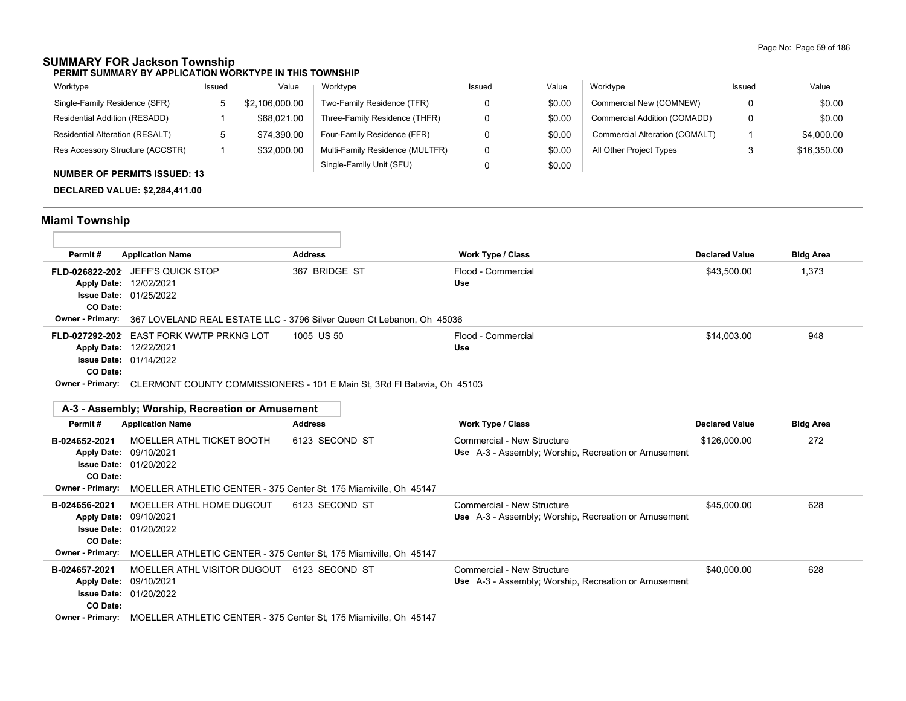## SUMMARY FOR Jackson Township

**PERMIT SUMMARY BY APPLICATION WORKTYPE IN THIS TOWNSHIP**

| Worktype | Issued | Value | Worktype | Issued | Value | Worktype | Issued | Value |
|---|---|---|---|---|---|---|---|---|
| Single-Family Residence (SFR) | 5 | $2,106,000.00 | Two-Family Residence (TFR) | 0 | $0.00 | Commercial New (COMNEW) | 0 | $0.00 |
| Residential Addition (RESADD) | 1 | $68,021.00 | Three-Family Residence (THFR) | 0 | $0.00 | Commercial Addition (COMADD) | 0 | $0.00 |
| Residential Alteration (RESALT) | 5 | $74,390.00 | Four-Family Residence (FFR) | 0 | $0.00 | Commercial Alteration (COMALT) | 1 | $4,000.00 |
| Res Accessory Structure (ACCSTR) | 1 | $32,000.00 | Multi-Family Residence (MULTFR) | 0 | $0.00 | All Other Project Types | 3 | $16,350.00 |
| | | | Single-Family Unit (SFU) | 0 | $0.00 | | | |

**NUMBER OF PERMITS ISSUED: 13**

**DECLARED VALUE: $2,284,411.00**

## Miami Township

| Permit # | Application Name | Address | Work Type / Class | Declared Value | Bldg Area |
|---|---|---|---|---|---|
| FLD-026822-202 | JEFF'S QUICK STOP | 367 BRIDGE ST | Flood - Commercial | $43,500.00 | 1,373 |
| Apply Date: | 12/02/2021 | | Use | | |
| Issue Date: | 01/25/2022 | | | | |
| CO Date: | | | | | |
| Owner - Primary: | 367 LOVELAND REAL ESTATE LLC - 3796 Silver Queen Ct Lebanon, Oh 45036 | | | | |
| FLD-027292-202 | EAST FORK WWTP PRKNG LOT | 1005 US 50 | Flood - Commercial | $14,003.00 | 948 |
| Apply Date: | 12/22/2021 | | Use | | |
| Issue Date: | 01/14/2022 | | | | |
| CO Date: | | | | | |
| Owner - Primary: | CLERMONT COUNTY COMMISSIONERS - 101 E Main St, 3Rd Fl Batavia, Oh 45103 | | | | |

### A-3 - Assembly; Worship, Recreation or Amusement

| Permit # | Application Name | Address | Work Type / Class | Declared Value | Bldg Area |
|---|---|---|---|---|---|
| B-024652-2021 | MOELLER ATHL TICKET BOOTH | 6123 SECOND ST | Commercial - New Structure | $126,000.00 | 272 |
| Apply Date: | 09/10/2021 | | Use A-3 - Assembly; Worship, Recreation or Amusement | | |
| Issue Date: | 01/20/2022 | | | | |
| CO Date: | | | | | |
| Owner - Primary: | MOELLER ATHLETIC CENTER - 375 Center St, 175 Miamiville, Oh 45147 | | | | |
| B-024656-2021 | MOELLER ATHL HOME DUGOUT | 6123 SECOND ST | Commercial - New Structure | $45,000.00 | 628 |
| Apply Date: | 09/10/2021 | | Use A-3 - Assembly; Worship, Recreation or Amusement | | |
| Issue Date: | 01/20/2022 | | | | |
| CO Date: | | | | | |
| Owner - Primary: | MOELLER ATHLETIC CENTER - 375 Center St, 175 Miamiville, Oh 45147 | | | | |
| B-024657-2021 | MOELLER ATHL VISITOR DUGOUT | 6123 SECOND ST | Commercial - New Structure | $40,000.00 | 628 |
| Apply Date: | 09/10/2021 | | Use A-3 - Assembly; Worship, Recreation or Amusement | | |
| Issue Date: | 01/20/2022 | | | | |
| CO Date: | | | | | |
| Owner - Primary: | MOELLER ATHLETIC CENTER - 375 Center St, 175 Miamiville, Oh 45147 | | | | |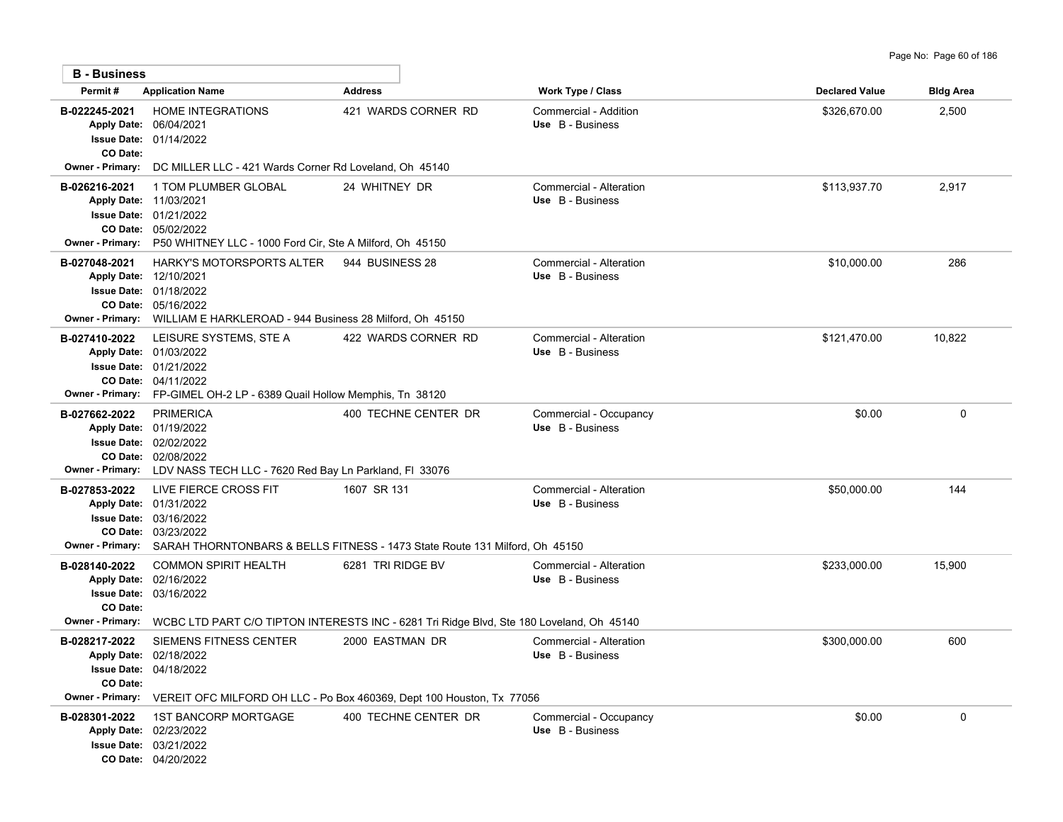## B - Business

| Permit # | Application Name | Address | Work Type / Class | Declared Value | Bldg Area |
|---|---|---|---|---|---|
| B-022245-2021 | HOME INTEGRATIONS | 421 WARDS CORNER RD | Commercial - Addition<br>Use B - Business | $326,670.00 | 2,500 |
| | Apply Date: 06/04/2021<br>Issue Date: 01/14/2022<br>CO Date:<br>Owner - Primary: DC MILLER LLC - 421 Wards Corner Rd Loveland, Oh 45140 | | | | |
| B-026216-2021 | 1 TOM PLUMBER GLOBAL | 24 WHITNEY DR | Commercial - Alteration<br>Use B - Business | $113,937.70 | 2,917 |
| | Apply Date: 11/03/2021<br>Issue Date: 01/21/2022<br>CO Date: 05/02/2022<br>Owner - Primary: P50 WHITNEY LLC - 1000 Ford Cir, Ste A Milford, Oh 45150 | | | | |
| B-027048-2021 | HARKY'S MOTORSPORTS ALTER | 944 BUSINESS 28 | Commercial - Alteration<br>Use B - Business | $10,000.00 | 286 |
| | Apply Date: 12/10/2021<br>Issue Date: 01/18/2022<br>CO Date: 05/16/2022<br>Owner - Primary: WILLIAM E HARKLEROAD - 944 Business 28 Milford, Oh 45150 | | | | |
| B-027410-2022 | LEISURE SYSTEMS, STE A | 422 WARDS CORNER RD | Commercial - Alteration<br>Use B - Business | $121,470.00 | 10,822 |
| | Apply Date: 01/03/2022<br>Issue Date: 01/21/2022<br>CO Date: 04/11/2022<br>Owner - Primary: FP-GIMEL OH-2 LP - 6389 Quail Hollow Memphis, Tn 38120 | | | | |
| B-027662-2022 | PRIMERICA | 400 TECHNE CENTER DR | Commercial - Occupancy<br>Use B - Business | $0.00 | 0 |
| | Apply Date: 01/19/2022<br>Issue Date: 02/02/2022<br>CO Date: 02/08/2022<br>Owner - Primary: LDV NASS TECH LLC - 7620 Red Bay Ln Parkland, Fl 33076 | | | | |
| B-027853-2022 | LIVE FIERCE CROSS FIT | 1607 SR 131 | Commercial - Alteration<br>Use B - Business | $50,000.00 | 144 |
| | Apply Date: 01/31/2022<br>Issue Date: 03/16/2022<br>CO Date: 03/23/2022<br>Owner - Primary: SARAH THORNTONBARS & BELLS FITNESS - 1473 State Route 131 Milford, Oh 45150 | | | | |
| B-028140-2022 | COMMON SPIRIT HEALTH | 6281 TRI RIDGE BV | Commercial - Alteration<br>Use B - Business | $233,000.00 | 15,900 |
| | Apply Date: 02/16/2022<br>Issue Date: 03/16/2022<br>CO Date:<br>Owner - Primary: WCBC LTD PART C/O TIPTON INTERESTS INC - 6281 Tri Ridge Blvd, Ste 180 Loveland, Oh 45140 | | | | |
| B-028217-2022 | SIEMENS FITNESS CENTER | 2000 EASTMAN DR | Commercial - Alteration<br>Use B - Business | $300,000.00 | 600 |
| | Apply Date: 02/18/2022<br>Issue Date: 04/18/2022<br>CO Date:<br>Owner - Primary: VEREIT OFC MILFORD OH LLC - Po Box 460369, Dept 100 Houston, Tx 77056 | | | | |
| B-028301-2022 | 1ST BANCORP MORTGAGE | 400 TECHNE CENTER DR | Commercial - Occupancy<br>Use B - Business | $0.00 | 0 |
| | Apply Date: 02/23/2022<br>Issue Date: 03/21/2022<br>CO Date: 04/20/2022 | | | | |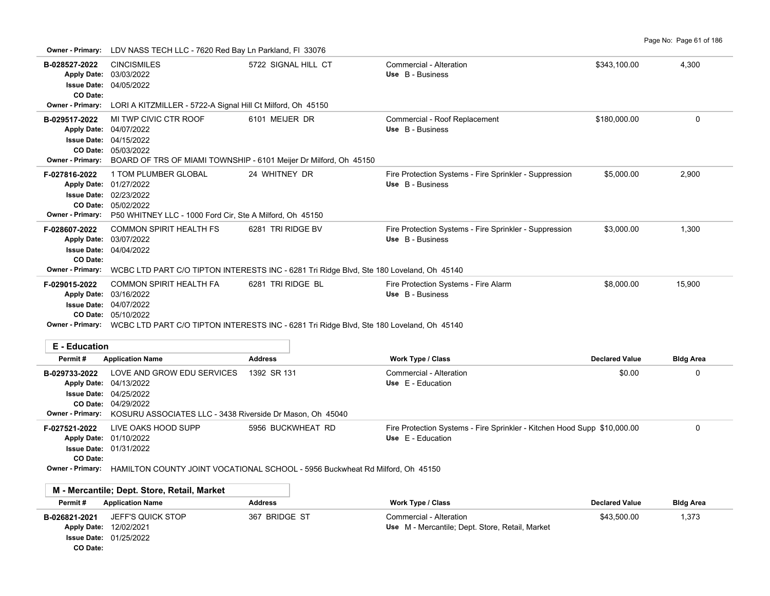**Owner - Primary:** LDV NASS TECH LLC - 7620 Red Bay Ln Parkland, Fl 33076

| Permit # | Application Name | Address | Work Type / Class | Declared Value | Bldg Area |
|---|---|---|---|---|---|
| B-028527-2022<br>Apply Date: 03/03/2022<br>Issue Date: 04/05/2022<br>CO Date: | CINCISMILES | 5722 SIGNAL HILL CT | Commercial - Alteration<br>Use B - Business | $343,100.00 | 4,300 |
| Owner - Primary: LORI A KITZMILLER - 5722-A Signal Hill Ct Milford, Oh 45150 | | | | | |
| B-029517-2022<br>Apply Date: 04/07/2022<br>Issue Date: 04/15/2022<br>CO Date: 05/03/2022 | MI TWP CIVIC CTR ROOF | 6101 MEIJER DR | Commercial - Roof Replacement<br>Use B - Business | $180,000.00 | 0 |
| Owner - Primary: BOARD OF TRS OF MIAMI TOWNSHIP - 6101 Meijer Dr Milford, Oh 45150 | | | | | |
| F-027816-2022<br>Apply Date: 01/27/2022<br>Issue Date: 02/23/2022<br>CO Date: 05/02/2022 | 1 TOM PLUMBER GLOBAL | 24 WHITNEY DR | Fire Protection Systems - Fire Sprinkler - Suppression<br>Use B - Business | $5,000.00 | 2,900 |
| Owner - Primary: P50 WHITNEY LLC - 1000 Ford Cir, Ste A Milford, Oh 45150 | | | | | |
| F-028607-2022<br>Apply Date: 03/07/2022<br>Issue Date: 04/04/2022<br>CO Date: | COMMON SPIRIT HEALTH FS | 6281 TRI RIDGE BV | Fire Protection Systems - Fire Sprinkler - Suppression<br>Use B - Business | $3,000.00 | 1,300 |
| Owner - Primary: WCBC LTD PART C/O TIPTON INTERESTS INC - 6281 Tri Ridge Blvd, Ste 180 Loveland, Oh 45140 | | | | | |
| F-029015-2022<br>Apply Date: 03/16/2022<br>Issue Date: 04/07/2022<br>CO Date: 05/10/2022 | COMMON SPIRIT HEALTH FA | 6281 TRI RIDGE BL | Fire Protection Systems - Fire Alarm<br>Use B - Business | $8,000.00 | 15,900 |
| Owner - Primary: WCBC LTD PART C/O TIPTON INTERESTS INC - 6281 Tri Ridge Blvd, Ste 180 Loveland, Oh 45140 | | | | | |

## E - Education

| Permit # | Application Name | Address | Work Type / Class | Declared Value | Bldg Area |
|---|---|---|---|---|---|
| B-029733-2022<br>Apply Date: 04/13/2022<br>Issue Date: 04/25/2022<br>CO Date: 04/29/2022 | LOVE AND GROW EDU SERVICES | 1392 SR 131 | Commercial - Alteration<br>Use E - Education | $0.00 | 0 |
| Owner - Primary: KOSURU ASSOCIATES LLC - 3438 Riverside Dr Mason, Oh 45040 | | | | | |
| F-027521-2022<br>Apply Date: 01/10/2022<br>Issue Date: 01/31/2022<br>CO Date: | LIVE OAKS HOOD SUPP | 5956 BUCKWHEAT RD | Fire Protection Systems - Fire Sprinkler - Kitchen Hood Supp<br>Use E - Education | $10,000.00 | 0 |
| Owner - Primary: HAMILTON COUNTY JOINT VOCATIONAL SCHOOL - 5956 Buckwheat Rd Milford, Oh 45150 | | | | | |

## M - Mercantile; Dept. Store, Retail, Market

| Permit # | Application Name | Address | Work Type / Class | Declared Value | Bldg Area |
|---|---|---|---|---|---|
| B-026821-2021<br>Apply Date: 12/02/2021<br>Issue Date: 01/25/2022<br>CO Date: | JEFF'S QUICK STOP | 367 BRIDGE ST | Commercial - Alteration<br>Use M - Mercantile; Dept. Store, Retail, Market | $43,500.00 | 1,373 |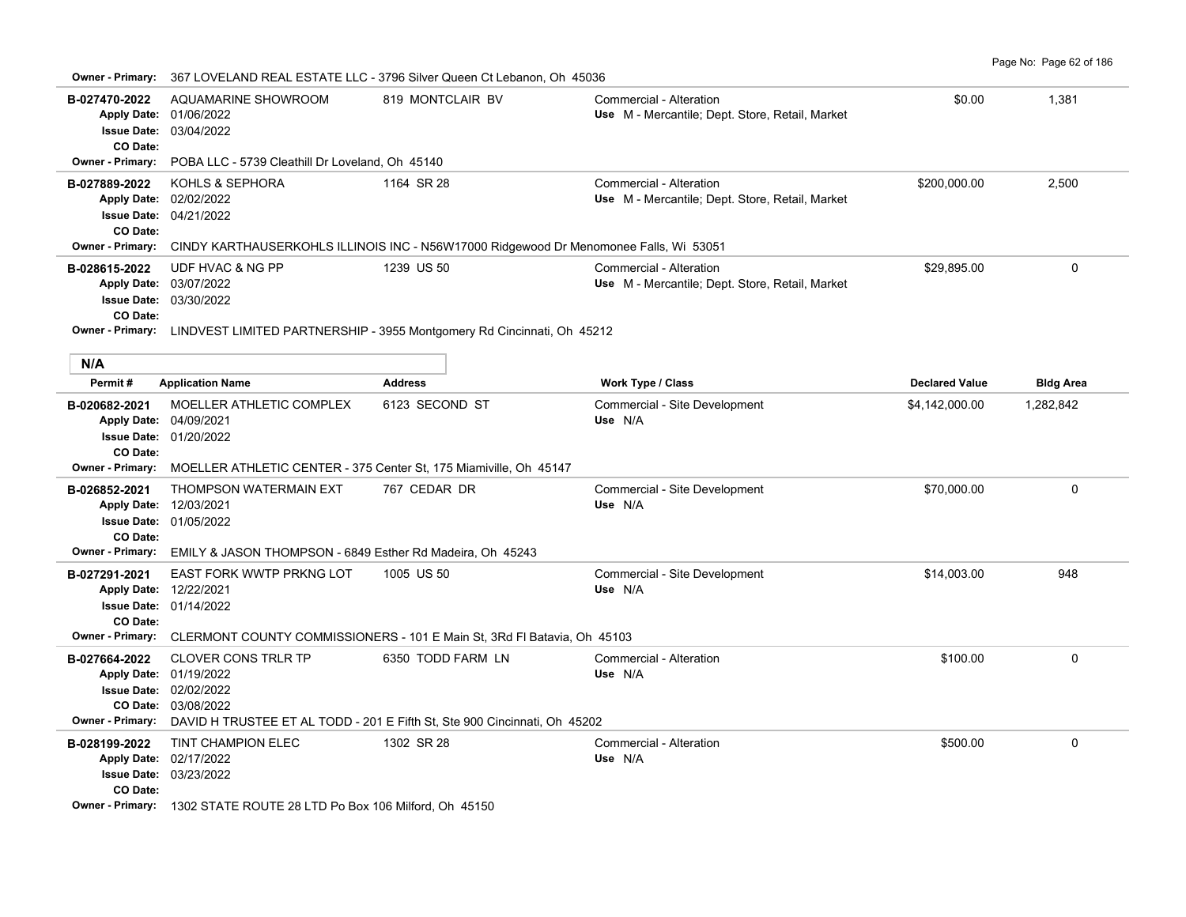**Owner - Primary:** 367 LOVELAND REAL ESTATE LLC - 3796 Silver Queen Ct Lebanon, Oh 45036

| Permit # | Application Name | Address | Work Type / Class | Declared Value | Bldg Area |
|---|---|---|---|---|---|
| B-027470-2022 | AQUAMARINE SHOWROOM | 819 MONTCLAIR BV | Commercial - Alteration | $0.00 | 1,381 |
| Apply Date: 01/06/2022 | | | Use M - Mercantile; Dept. Store, Retail, Market | | |
| Issue Date: 03/04/2022 | | | | | |
| CO Date: | | | | | |
| Owner - Primary: POBA LLC - 5739 Cleathill Dr Loveland, Oh 45140 | | | | | |
| B-027889-2022 | KOHLS & SEPHORA | 1164 SR 28 | Commercial - Alteration | $200,000.00 | 2,500 |
| Apply Date: 02/02/2022 | | | Use M - Mercantile; Dept. Store, Retail, Market | | |
| Issue Date: 04/21/2022 | | | | | |
| CO Date: | | | | | |
| Owner - Primary: CINDY KARTHAUSERKOHLS ILLINOIS INC - N56W17000 Ridgewood Dr Menomonee Falls, Wi 53051 | | | | | |
| B-028615-2022 | UDF HVAC & NG PP | 1239 US 50 | Commercial - Alteration | $29,895.00 | 0 |
| Apply Date: 03/07/2022 | | | Use M - Mercantile; Dept. Store, Retail, Market | | |
| Issue Date: 03/30/2022 | | | | | |
| CO Date: | | | | | |
| Owner - Primary: LINDVEST LIMITED PARTNERSHIP - 3955 Montgomery Rd Cincinnati, Oh 45212 | | | | | |

## N/A

| Permit # | Application Name | Address | Work Type / Class | Declared Value | Bldg Area |
|---|---|---|---|---|---|
| B-020682-2021 | MOELLER ATHLETIC COMPLEX | 6123 SECOND ST | Commercial - Site Development | $4,142,000.00 | 1,282,842 |
| Apply Date: 04/09/2021 | | | Use N/A | | |
| Issue Date: 01/20/2022 | | | | | |
| CO Date: | | | | | |
| Owner - Primary: MOELLER ATHLETIC CENTER - 375 Center St, 175 Miamiville, Oh 45147 | | | | | |
| B-026852-2021 | THOMPSON WATERMAIN EXT | 767 CEDAR DR | Commercial - Site Development | $70,000.00 | 0 |
| Apply Date: 12/03/2021 | | | Use N/A | | |
| Issue Date: 01/05/2022 | | | | | |
| CO Date: | | | | | |
| Owner - Primary: EMILY & JASON THOMPSON - 6849 Esther Rd Madeira, Oh 45243 | | | | | |
| B-027291-2021 | EAST FORK WWTP PRKNG LOT | 1005 US 50 | Commercial - Site Development | $14,003.00 | 948 |
| Apply Date: 12/22/2021 | | | Use N/A | | |
| Issue Date: 01/14/2022 | | | | | |
| CO Date: | | | | | |
| Owner - Primary: CLERMONT COUNTY COMMISSIONERS - 101 E Main St, 3Rd Fl Batavia, Oh 45103 | | | | | |
| B-027664-2022 | CLOVER CONS TRLR TP | 6350 TODD FARM LN | Commercial - Alteration | $100.00 | 0 |
| Apply Date: 01/19/2022 | | | Use N/A | | |
| Issue Date: 02/02/2022 | | | | | |
| CO Date: 03/08/2022 | | | | | |
| Owner - Primary: DAVID H TRUSTEE ET AL TODD - 201 E Fifth St, Ste 900 Cincinnati, Oh 45202 | | | | | |
| B-028199-2022 | TINT CHAMPION ELEC | 1302 SR 28 | Commercial - Alteration | $500.00 | 0 |
| Apply Date: 02/17/2022 | | | Use N/A | | |
| Issue Date: 03/23/2022 | | | | | |
| CO Date: | | | | | |
| Owner - Primary: 1302 STATE ROUTE 28 LTD Po Box 106 Milford, Oh 45150 | | | | | |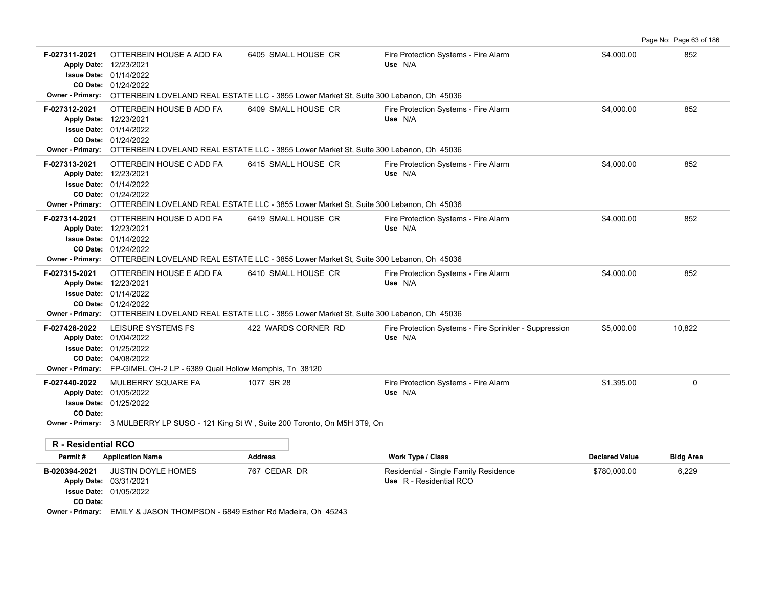| Permit # | Application Name | Address | Work Type / Class | Declared Value | Bldg Area |
|---|---|---|---|---|---|
| F-027311-2021 | OTTERBEIN HOUSE A ADD FA | 6405 SMALL HOUSE CR | Fire Protection Systems - Fire Alarm<br>Use N/A | $4,000.00 | 852 |
| Apply Date: 12/23/2021<br>Issue Date: 01/14/2022<br>CO Date: 01/24/2022<br>Owner - Primary: OTTERBEIN LOVELAND REAL ESTATE LLC - 3855 Lower Market St, Suite 300 Lebanon, Oh 45036 | | | | | |
| F-027312-2021 | OTTERBEIN HOUSE B ADD FA | 6409 SMALL HOUSE CR | Fire Protection Systems - Fire Alarm<br>Use N/A | $4,000.00 | 852 |
| Apply Date: 12/23/2021<br>Issue Date: 01/14/2022<br>CO Date: 01/24/2022<br>Owner - Primary: OTTERBEIN LOVELAND REAL ESTATE LLC - 3855 Lower Market St, Suite 300 Lebanon, Oh 45036 | | | | | |
| F-027313-2021 | OTTERBEIN HOUSE C ADD FA | 6415 SMALL HOUSE CR | Fire Protection Systems - Fire Alarm<br>Use N/A | $4,000.00 | 852 |
| Apply Date: 12/23/2021<br>Issue Date: 01/14/2022<br>CO Date: 01/24/2022<br>Owner - Primary: OTTERBEIN LOVELAND REAL ESTATE LLC - 3855 Lower Market St, Suite 300 Lebanon, Oh 45036 | | | | | |
| F-027314-2021 | OTTERBEIN HOUSE D ADD FA | 6419 SMALL HOUSE CR | Fire Protection Systems - Fire Alarm<br>Use N/A | $4,000.00 | 852 |
| Apply Date: 12/23/2021<br>Issue Date: 01/14/2022<br>CO Date: 01/24/2022<br>Owner - Primary: OTTERBEIN LOVELAND REAL ESTATE LLC - 3855 Lower Market St, Suite 300 Lebanon, Oh 45036 | | | | | |
| F-027315-2021 | OTTERBEIN HOUSE E ADD FA | 6410 SMALL HOUSE CR | Fire Protection Systems - Fire Alarm<br>Use N/A | $4,000.00 | 852 |
| Apply Date: 12/23/2021<br>Issue Date: 01/14/2022<br>CO Date: 01/24/2022<br>Owner - Primary: OTTERBEIN LOVELAND REAL ESTATE LLC - 3855 Lower Market St, Suite 300 Lebanon, Oh 45036 | | | | | |
| F-027428-2022 | LEISURE SYSTEMS FS | 422 WARDS CORNER RD | Fire Protection Systems - Fire Sprinkler - Suppression<br>Use N/A | $5,000.00 | 10,822 |
| Apply Date: 01/04/2022<br>Issue Date: 01/25/2022<br>CO Date: 04/08/2022<br>Owner - Primary: FP-GIMEL OH-2 LP - 6389 Quail Hollow Memphis, Tn 38120 | | | | | |
| F-027440-2022 | MULBERRY SQUARE FA | 1077 SR 28 | Fire Protection Systems - Fire Alarm<br>Use N/A | $1,395.00 | 0 |
| Apply Date: 01/05/2022<br>Issue Date: 01/25/2022<br>CO Date:<br>Owner - Primary: 3 MULBERRY LP SUSO - 121 King St W , Suite 200 Toronto, On M5H 3T9, On | | | | | |

## R - Residential RCO

| Permit # | Application Name | Address | Work Type / Class | Declared Value | Bldg Area |
|---|---|---|---|---|---|
| B-020394-2021 | JUSTIN DOYLE HOMES | 767 CEDAR DR | Residential - Single Family Residence<br>Use R - Residential RCO | $780,000.00 | 6,229 |
| Apply Date: 03/31/2021<br>Issue Date: 01/05/2022<br>CO Date:<br>Owner - Primary: EMILY & JASON THOMPSON - 6849 Esther Rd Madeira, Oh 45243 | | | | | |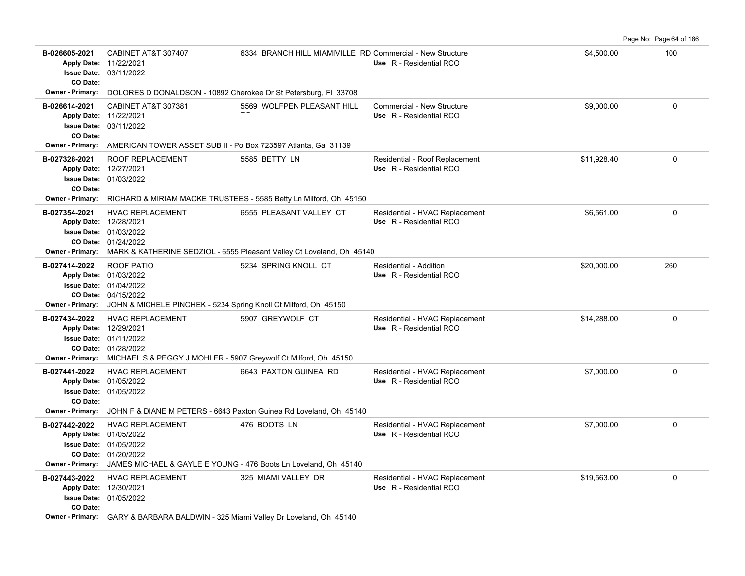| Permit | Description | Address | Type / Use | Valuation | Sq Ft |
|---|---|---|---|---|---|
| **B-026605-2021**<br>Apply Date: 11/22/2021<br>Issue Date: 03/11/2022<br>CO Date:<br>Owner - Primary: DOLORES D DONALDSON - 10892 Cherokee Dr St Petersburg, Fl 33708 | CABINET AT&T 307407 | 6334 BRANCH HILL MIAMIVILLE RD | Commercial - New Structure<br>Use R - Residential RCO | $4,500.00 | 100 |
| **B-026614-2021**<br>Apply Date: 11/22/2021<br>Issue Date: 03/11/2022<br>CO Date:<br>Owner - Primary: AMERICAN TOWER ASSET SUB II - Po Box 723597 Atlanta, Ga 31139 | CABINET AT&T 307381 | 5569 WOLFPEN PLEASANT HILL RD | Commercial - New Structure<br>Use R - Residential RCO | $9,000.00 | 0 |
| **B-027328-2021**<br>Apply Date: 12/27/2021<br>Issue Date: 01/03/2022<br>CO Date:<br>Owner - Primary: RICHARD & MIRIAM MACKE TRUSTEES - 5585 Betty Ln Milford, Oh 45150 | ROOF REPLACEMENT | 5585 BETTY LN | Residential - Roof Replacement<br>Use R - Residential RCO | $11,928.40 | 0 |
| **B-027354-2021**<br>Apply Date: 12/28/2021<br>Issue Date: 01/03/2022<br>CO Date: 01/24/2022<br>Owner - Primary: MARK & KATHERINE SEDZIOL - 6555 Pleasant Valley Ct Loveland, Oh 45140 | HVAC REPLACEMENT | 6555 PLEASANT VALLEY CT | Residential - HVAC Replacement<br>Use R - Residential RCO | $6,561.00 | 0 |
| **B-027414-2022**<br>Apply Date: 01/03/2022<br>Issue Date: 01/04/2022<br>CO Date: 04/15/2022<br>Owner - Primary: JOHN & MICHELE PINCHEK - 5234 Spring Knoll Ct Milford, Oh 45150 | ROOF PATIO | 5234 SPRING KNOLL CT | Residential - Addition<br>Use R - Residential RCO | $20,000.00 | 260 |
| **B-027434-2022**<br>Apply Date: 12/29/2021<br>Issue Date: 01/11/2022<br>CO Date: 01/28/2022<br>Owner - Primary: MICHAEL S & PEGGY J MOHLER - 5907 Greywolf Ct Milford, Oh 45150 | HVAC REPLACEMENT | 5907 GREYWOLF CT | Residential - HVAC Replacement<br>Use R - Residential RCO | $14,288.00 | 0 |
| **B-027441-2022**<br>Apply Date: 01/05/2022<br>Issue Date: 01/05/2022<br>CO Date:<br>Owner - Primary: JOHN F & DIANE M PETERS - 6643 Paxton Guinea Rd Loveland, Oh 45140 | HVAC REPLACEMENT | 6643 PAXTON GUINEA RD | Residential - HVAC Replacement<br>Use R - Residential RCO | $7,000.00 | 0 |
| **B-027442-2022**<br>Apply Date: 01/05/2022<br>Issue Date: 01/05/2022<br>CO Date: 01/20/2022<br>Owner - Primary: JAMES MICHAEL & GAYLE E YOUNG - 476 Boots Ln Loveland, Oh 45140 | HVAC REPLACEMENT | 476 BOOTS LN | Residential - HVAC Replacement<br>Use R - Residential RCO | $7,000.00 | 0 |
| **B-027443-2022**<br>Apply Date: 12/30/2021<br>Issue Date: 01/05/2022<br>CO Date:<br>Owner - Primary: GARY & BARBARA BALDWIN - 325 Miami Valley Dr Loveland, Oh 45140 | HVAC REPLACEMENT | 325 MIAMI VALLEY DR | Residential - HVAC Replacement<br>Use R - Residential RCO | $19,563.00 | 0 |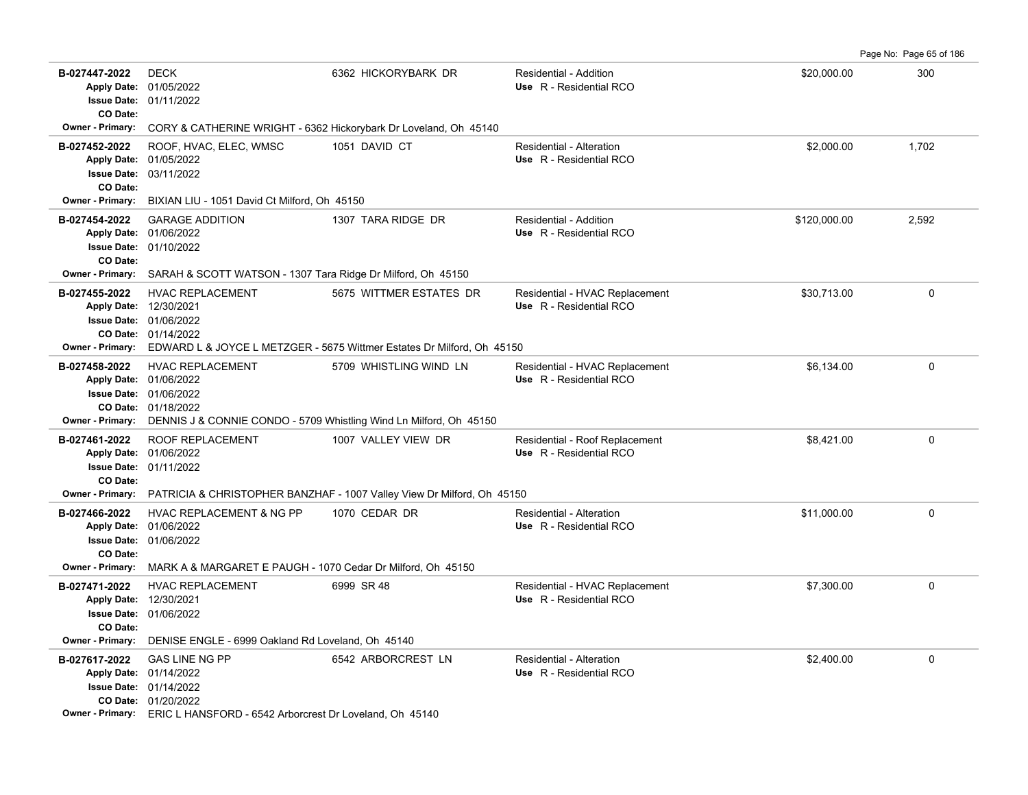| Permit # | Description | Address | Type | Valuation | Sq Ft |
|---|---|---|---|---|---|
| **B-027447-2022**<br>Apply Date: 01/05/2022<br>Issue Date: 01/11/2022<br>CO Date: | DECK | 6362 HICKORYBARK DR | Residential - Addition<br>Use R - Residential RCO | $20,000.00 | 300 |
| Owner - Primary: CORY & CATHERINE WRIGHT - 6362 Hickorybark Dr Loveland, Oh 45140 | | | | | |
| **B-027452-2022**<br>Apply Date: 01/05/2022<br>Issue Date: 03/11/2022<br>CO Date: | ROOF, HVAC, ELEC, WMSC | 1051 DAVID CT | Residential - Alteration<br>Use R - Residential RCO | $2,000.00 | 1,702 |
| Owner - Primary: BIXIAN LIU - 1051 David Ct Milford, Oh 45150 | | | | | |
| **B-027454-2022**<br>Apply Date: 01/06/2022<br>Issue Date: 01/10/2022<br>CO Date: | GARAGE ADDITION | 1307 TARA RIDGE DR | Residential - Addition<br>Use R - Residential RCO | $120,000.00 | 2,592 |
| Owner - Primary: SARAH & SCOTT WATSON - 1307 Tara Ridge Dr Milford, Oh 45150 | | | | | |
| **B-027455-2022**<br>Apply Date: 12/30/2021<br>Issue Date: 01/06/2022<br>CO Date: 01/14/2022 | HVAC REPLACEMENT | 5675 WITTMER ESTATES DR | Residential - HVAC Replacement<br>Use R - Residential RCO | $30,713.00 | 0 |
| Owner - Primary: EDWARD L & JOYCE L METZGER - 5675 Wittmer Estates Dr Milford, Oh 45150 | | | | | |
| **B-027458-2022**<br>Apply Date: 01/06/2022<br>Issue Date: 01/06/2022<br>CO Date: 01/18/2022 | HVAC REPLACEMENT | 5709 WHISTLING WIND LN | Residential - HVAC Replacement<br>Use R - Residential RCO | $6,134.00 | 0 |
| Owner - Primary: DENNIS J & CONNIE CONDO - 5709 Whistling Wind Ln Milford, Oh 45150 | | | | | |
| **B-027461-2022**<br>Apply Date: 01/06/2022<br>Issue Date: 01/11/2022<br>CO Date: | ROOF REPLACEMENT | 1007 VALLEY VIEW DR | Residential - Roof Replacement<br>Use R - Residential RCO | $8,421.00 | 0 |
| Owner - Primary: PATRICIA & CHRISTOPHER BANZHAF - 1007 Valley View Dr Milford, Oh 45150 | | | | | |
| **B-027466-2022**<br>Apply Date: 01/06/2022<br>Issue Date: 01/06/2022<br>CO Date: | HVAC REPLACEMENT & NG PP | 1070 CEDAR DR | Residential - Alteration<br>Use R - Residential RCO | $11,000.00 | 0 |
| Owner - Primary: MARK A & MARGARET E PAUGH - 1070 Cedar Dr Milford, Oh 45150 | | | | | |
| **B-027471-2022**<br>Apply Date: 12/30/2021<br>Issue Date: 01/06/2022<br>CO Date: | HVAC REPLACEMENT | 6999 SR 48 | Residential - HVAC Replacement<br>Use R - Residential RCO | $7,300.00 | 0 |
| Owner - Primary: DENISE ENGLE - 6999 Oakland Rd Loveland, Oh 45140 | | | | | |
| **B-027617-2022**<br>Apply Date: 01/14/2022<br>Issue Date: 01/14/2022<br>CO Date: 01/20/2022 | GAS LINE NG PP | 6542 ARBORCREST LN | Residential - Alteration<br>Use R - Residential RCO | $2,400.00 | 0 |
| Owner - Primary: ERIC L HANSFORD - 6542 Arborcrest Dr Loveland, Oh 45140 | | | | | |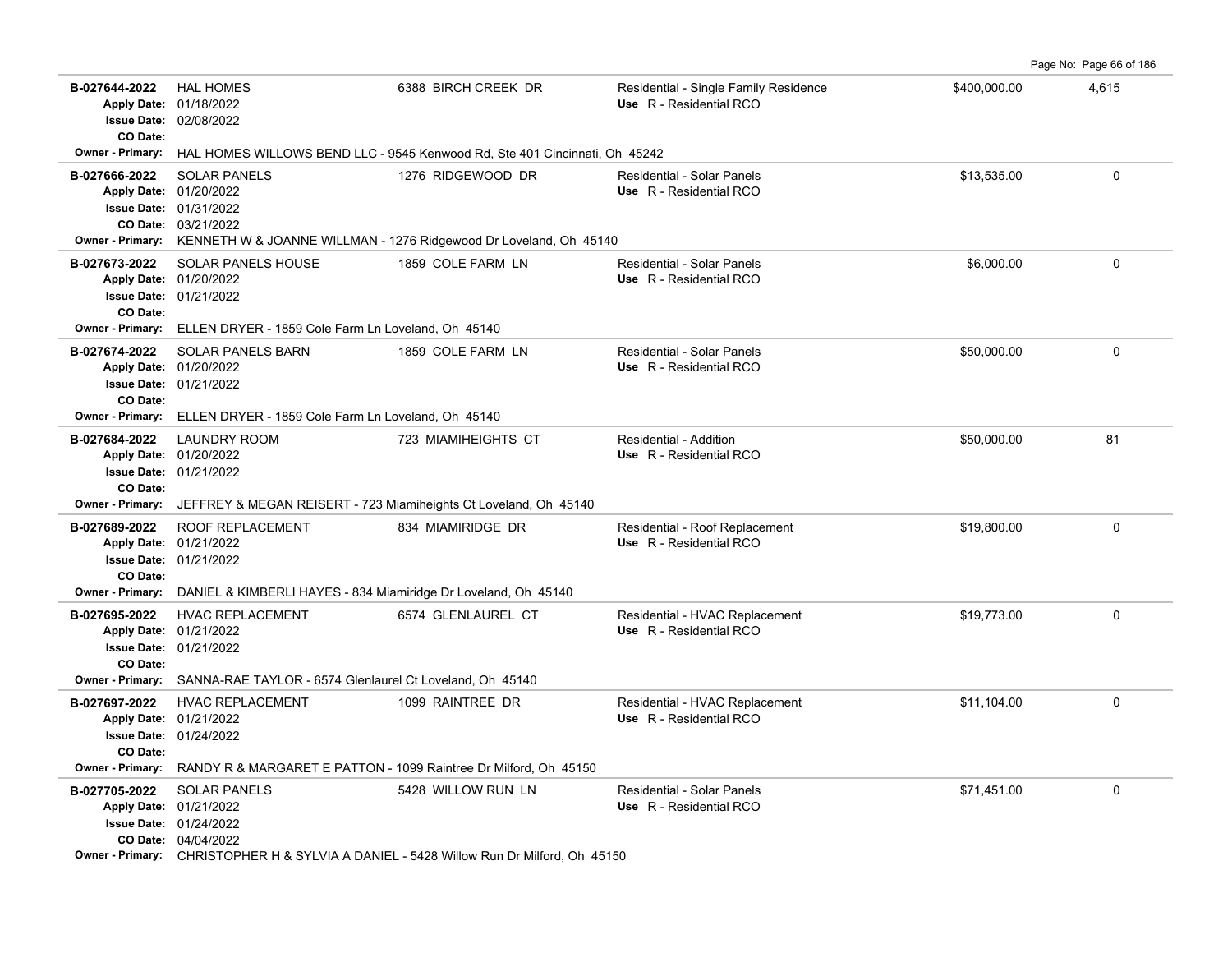| Permit # | Description | Address | Type / Use | Valuation | Sq Ft |
|---|---|---|---|---|---|
| **B-027644-2022**<br>Apply Date: 01/18/2022<br>Issue Date: 02/08/2022<br>CO Date: | HAL HOMES | 6388 BIRCH CREEK DR | Residential - Single Family Residence<br>Use R - Residential RCO | $400,000.00 | 4,615 |
| Owner - Primary: HAL HOMES WILLOWS BEND LLC - 9545 Kenwood Rd, Ste 401 Cincinnati, Oh 45242 | | | | | |
| **B-027666-2022**<br>Apply Date: 01/20/2022<br>Issue Date: 01/31/2022<br>CO Date: 03/21/2022 | SOLAR PANELS | 1276 RIDGEWOOD DR | Residential - Solar Panels<br>Use R - Residential RCO | $13,535.00 | 0 |
| Owner - Primary: KENNETH W & JOANNE WILLMAN - 1276 Ridgewood Dr Loveland, Oh 45140 | | | | | |
| **B-027673-2022**<br>Apply Date: 01/20/2022<br>Issue Date: 01/21/2022<br>CO Date: | SOLAR PANELS HOUSE | 1859 COLE FARM LN | Residential - Solar Panels<br>Use R - Residential RCO | $6,000.00 | 0 |
| Owner - Primary: ELLEN DRYER - 1859 Cole Farm Ln Loveland, Oh 45140 | | | | | |
| **B-027674-2022**<br>Apply Date: 01/20/2022<br>Issue Date: 01/21/2022<br>CO Date: | SOLAR PANELS BARN | 1859 COLE FARM LN | Residential - Solar Panels<br>Use R - Residential RCO | $50,000.00 | 0 |
| Owner - Primary: ELLEN DRYER - 1859 Cole Farm Ln Loveland, Oh 45140 | | | | | |
| **B-027684-2022**<br>Apply Date: 01/20/2022<br>Issue Date: 01/21/2022<br>CO Date: | LAUNDRY ROOM | 723 MIAMIHEIGHTS CT | Residential - Addition<br>Use R - Residential RCO | $50,000.00 | 81 |
| Owner - Primary: JEFFREY & MEGAN REISERT - 723 Miamiheights Ct Loveland, Oh 45140 | | | | | |
| **B-027689-2022**<br>Apply Date: 01/21/2022<br>Issue Date: 01/21/2022<br>CO Date: | ROOF REPLACEMENT | 834 MIAMIRIDGE DR | Residential - Roof Replacement<br>Use R - Residential RCO | $19,800.00 | 0 |
| Owner - Primary: DANIEL & KIMBERLI HAYES - 834 Miamiridge Dr Loveland, Oh 45140 | | | | | |
| **B-027695-2022**<br>Apply Date: 01/21/2022<br>Issue Date: 01/21/2022<br>CO Date: | HVAC REPLACEMENT | 6574 GLENLAUREL CT | Residential - HVAC Replacement<br>Use R - Residential RCO | $19,773.00 | 0 |
| Owner - Primary: SANNA-RAE TAYLOR - 6574 Glenlaurel Ct Loveland, Oh 45140 | | | | | |
| **B-027697-2022**<br>Apply Date: 01/21/2022<br>Issue Date: 01/24/2022<br>CO Date: | HVAC REPLACEMENT | 1099 RAINTREE DR | Residential - HVAC Replacement<br>Use R - Residential RCO | $11,104.00 | 0 |
| Owner - Primary: RANDY R & MARGARET E PATTON - 1099 Raintree Dr Milford, Oh 45150 | | | | | |
| **B-027705-2022**<br>Apply Date: 01/21/2022<br>Issue Date: 01/24/2022<br>CO Date: 04/04/2022 | SOLAR PANELS | 5428 WILLOW RUN LN | Residential - Solar Panels<br>Use R - Residential RCO | $71,451.00 | 0 |
| Owner - Primary: CHRISTOPHER H & SYLVIA A DANIEL - 5428 Willow Run Dr Milford, Oh 45150 | | | | | |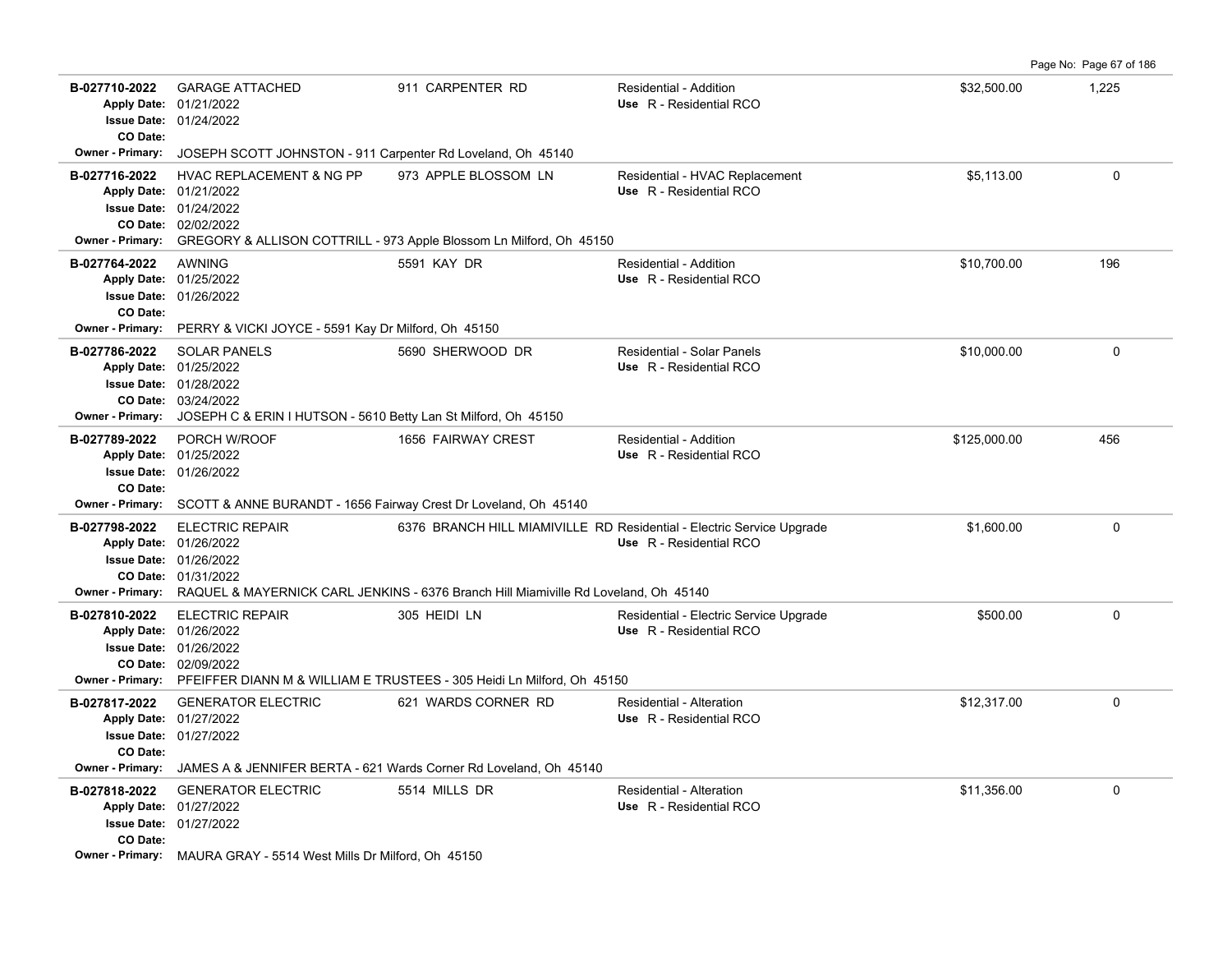| Permit | Description | Address | Type / Use | Value | Sq Ft |
|---|---|---|---|---|---|
| **B-027710-2022**<br>Apply Date: 01/21/2022<br>Issue Date: 01/24/2022<br>CO Date: | GARAGE ATTACHED | 911 CARPENTER RD | Residential - Addition<br>Use R - Residential RCO | $32,500.00 | 1,225 |
| Owner - Primary: JOSEPH SCOTT JOHNSTON - 911 Carpenter Rd Loveland, Oh 45140 | | | | | |
| **B-027716-2022**<br>Apply Date: 01/21/2022<br>Issue Date: 01/24/2022<br>CO Date: 02/02/2022 | HVAC REPLACEMENT & NG PP | 973 APPLE BLOSSOM LN | Residential - HVAC Replacement<br>Use R - Residential RCO | $5,113.00 | 0 |
| Owner - Primary: GREGORY & ALLISON COTTRILL - 973 Apple Blossom Ln Milford, Oh 45150 | | | | | |
| **B-027764-2022**<br>Apply Date: 01/25/2022<br>Issue Date: 01/26/2022<br>CO Date: | AWNING | 5591 KAY DR | Residential - Addition<br>Use R - Residential RCO | $10,700.00 | 196 |
| Owner - Primary: PERRY & VICKI JOYCE - 5591 Kay Dr Milford, Oh 45150 | | | | | |
| **B-027786-2022**<br>Apply Date: 01/25/2022<br>Issue Date: 01/28/2022<br>CO Date: 03/24/2022 | SOLAR PANELS | 5690 SHERWOOD DR | Residential - Solar Panels<br>Use R - Residential RCO | $10,000.00 | 0 |
| Owner - Primary: JOSEPH C & ERIN I HUTSON - 5610 Betty Lan St Milford, Oh 45150 | | | | | |
| **B-027789-2022**<br>Apply Date: 01/25/2022<br>Issue Date: 01/26/2022<br>CO Date: | PORCH W/ROOF | 1656 FAIRWAY CREST | Residential - Addition<br>Use R - Residential RCO | $125,000.00 | 456 |
| Owner - Primary: SCOTT & ANNE BURANDT - 1656 Fairway Crest Dr Loveland, Oh 45140 | | | | | |
| **B-027798-2022**<br>Apply Date: 01/26/2022<br>Issue Date: 01/26/2022<br>CO Date: 01/31/2022 | ELECTRIC REPAIR | 6376 BRANCH HILL MIAMIVILLE RD | Residential - Electric Service Upgrade<br>Use R - Residential RCO | $1,600.00 | 0 |
| Owner - Primary: RAQUEL & MAYERNICK CARL JENKINS - 6376 Branch Hill Miamiville Rd Loveland, Oh 45140 | | | | | |
| **B-027810-2022**<br>Apply Date: 01/26/2022<br>Issue Date: 01/26/2022<br>CO Date: 02/09/2022 | ELECTRIC REPAIR | 305 HEIDI LN | Residential - Electric Service Upgrade<br>Use R - Residential RCO | $500.00 | 0 |
| Owner - Primary: PFEIFFER DIANN M & WILLIAM E TRUSTEES - 305 Heidi Ln Milford, Oh 45150 | | | | | |
| **B-027817-2022**<br>Apply Date: 01/27/2022<br>Issue Date: 01/27/2022<br>CO Date: | GENERATOR ELECTRIC | 621 WARDS CORNER RD | Residential - Alteration<br>Use R - Residential RCO | $12,317.00 | 0 |
| Owner - Primary: JAMES A & JENNIFER BERTA - 621 Wards Corner Rd Loveland, Oh 45140 | | | | | |
| **B-027818-2022**<br>Apply Date: 01/27/2022<br>Issue Date: 01/27/2022<br>CO Date: | GENERATOR ELECTRIC | 5514 MILLS DR | Residential - Alteration<br>Use R - Residential RCO | $11,356.00 | 0 |
| Owner - Primary: MAURA GRAY - 5514 West Mills Dr Milford, Oh 45150 | | | | | |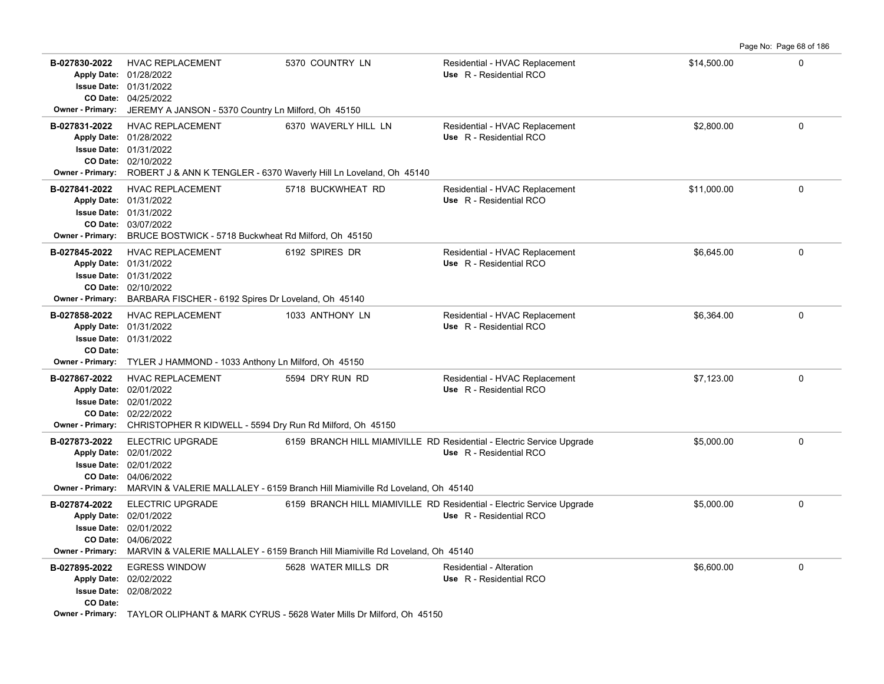| Permit | Description | Address | Type / Use | Valuation | |
|---|---|---|---|---|---|
| **B-027830-2022** | HVAC REPLACEMENT | 5370 COUNTRY LN | Residential - HVAC Replacement | $14,500.00 | 0 |
| Apply Date: | 01/28/2022 | | Use R - Residential RCO | | |
| Issue Date: | 01/31/2022 | | | | |
| CO Date: | 04/25/2022 | | | | |
| Owner - Primary: | JEREMY A JANSON - 5370 Country Ln Milford, Oh 45150 | | | | |
| **B-027831-2022** | HVAC REPLACEMENT | 6370 WAVERLY HILL LN | Residential - HVAC Replacement | $2,800.00 | 0 |
| Apply Date: | 01/28/2022 | | Use R - Residential RCO | | |
| Issue Date: | 01/31/2022 | | | | |
| CO Date: | 02/10/2022 | | | | |
| Owner - Primary: | ROBERT J & ANN K TENGLER - 6370 Waverly Hill Ln Loveland, Oh 45140 | | | | |
| **B-027841-2022** | HVAC REPLACEMENT | 5718 BUCKWHEAT RD | Residential - HVAC Replacement | $11,000.00 | 0 |
| Apply Date: | 01/31/2022 | | Use R - Residential RCO | | |
| Issue Date: | 01/31/2022 | | | | |
| CO Date: | 03/07/2022 | | | | |
| Owner - Primary: | BRUCE BOSTWICK - 5718 Buckwheat Rd Milford, Oh 45150 | | | | |
| **B-027845-2022** | HVAC REPLACEMENT | 6192 SPIRES DR | Residential - HVAC Replacement | $6,645.00 | 0 |
| Apply Date: | 01/31/2022 | | Use R - Residential RCO | | |
| Issue Date: | 01/31/2022 | | | | |
| CO Date: | 02/10/2022 | | | | |
| Owner - Primary: | BARBARA FISCHER - 6192 Spires Dr Loveland, Oh 45140 | | | | |
| **B-027858-2022** | HVAC REPLACEMENT | 1033 ANTHONY LN | Residential - HVAC Replacement | $6,364.00 | 0 |
| Apply Date: | 01/31/2022 | | Use R - Residential RCO | | |
| Issue Date: | 01/31/2022 | | | | |
| CO Date: | | | | | |
| Owner - Primary: | TYLER J HAMMOND - 1033 Anthony Ln Milford, Oh 45150 | | | | |
| **B-027867-2022** | HVAC REPLACEMENT | 5594 DRY RUN RD | Residential - HVAC Replacement | $7,123.00 | 0 |
| Apply Date: | 02/01/2022 | | Use R - Residential RCO | | |
| Issue Date: | 02/01/2022 | | | | |
| CO Date: | 02/22/2022 | | | | |
| Owner - Primary: | CHRISTOPHER R KIDWELL - 5594 Dry Run Rd Milford, Oh 45150 | | | | |
| **B-027873-2022** | ELECTRIC UPGRADE | 6159 BRANCH HILL MIAMIVILLE RD | Residential - Electric Service Upgrade | $5,000.00 | 0 |
| Apply Date: | 02/01/2022 | | Use R - Residential RCO | | |
| Issue Date: | 02/01/2022 | | | | |
| CO Date: | 04/06/2022 | | | | |
| Owner - Primary: | MARVIN & VALERIE MALLALEY - 6159 Branch Hill Miamiville Rd Loveland, Oh 45140 | | | | |
| **B-027874-2022** | ELECTRIC UPGRADE | 6159 BRANCH HILL MIAMIVILLE RD | Residential - Electric Service Upgrade | $5,000.00 | 0 |
| Apply Date: | 02/01/2022 | | Use R - Residential RCO | | |
| Issue Date: | 02/01/2022 | | | | |
| CO Date: | 04/06/2022 | | | | |
| Owner - Primary: | MARVIN & VALERIE MALLALEY - 6159 Branch Hill Miamiville Rd Loveland, Oh 45140 | | | | |
| **B-027895-2022** | EGRESS WINDOW | 5628 WATER MILLS DR | Residential - Alteration | $6,600.00 | 0 |
| Apply Date: | 02/02/2022 | | Use R - Residential RCO | | |
| Issue Date: | 02/08/2022 | | | | |
| CO Date: | | | | | |
| Owner - Primary: | TAYLOR OLIPHANT & MARK CYRUS - 5628 Water Mills Dr Milford, Oh 45150 | | | | |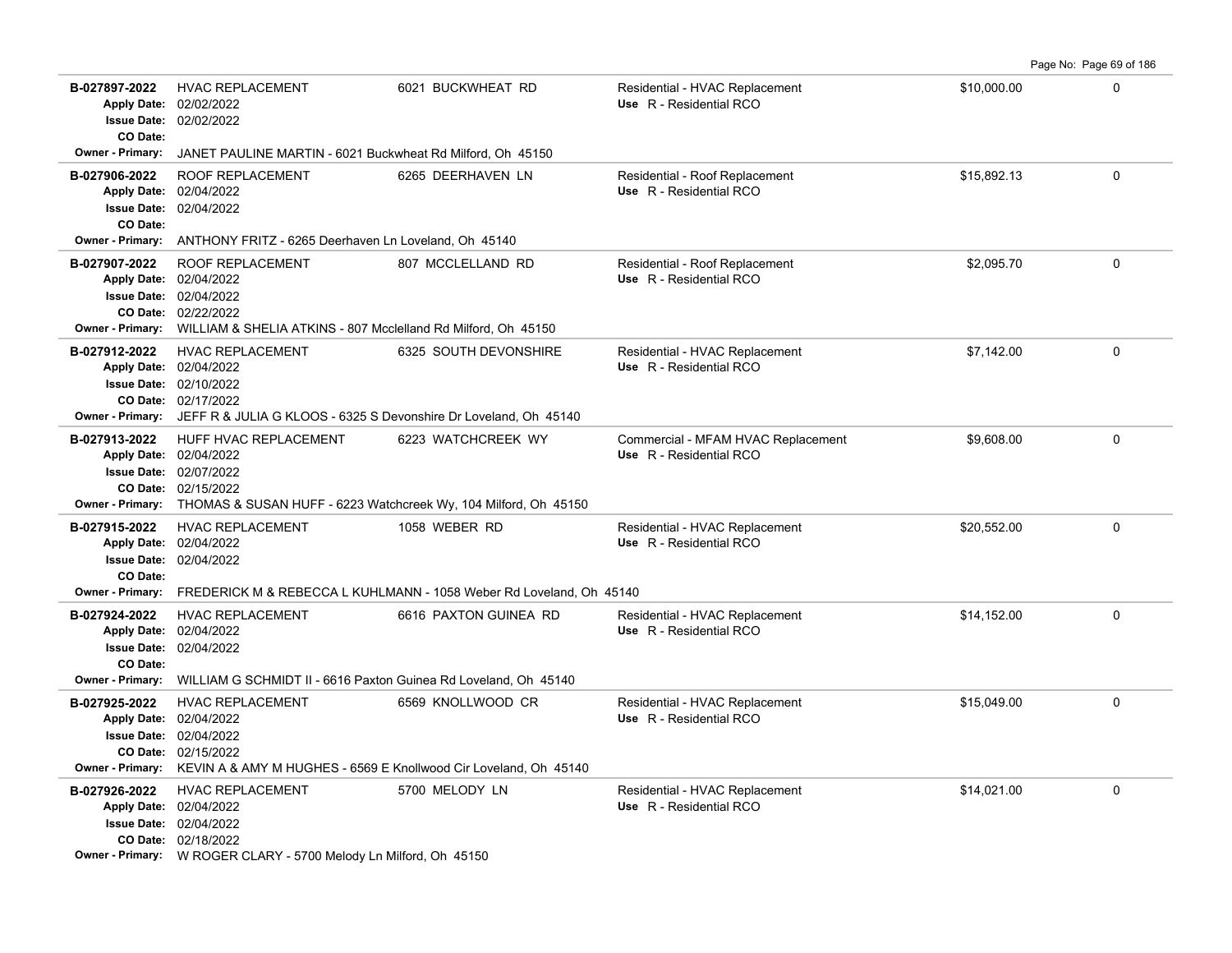| Permit # | Description | Address | Type / Use | Valuation | |
|---|---|---|---|---|---|
| **B-027897-2022**<br>Apply Date: 02/02/2022<br>Issue Date: 02/02/2022<br>CO Date: | HVAC REPLACEMENT | 6021 BUCKWHEAT RD | Residential - HVAC Replacement<br>Use R - Residential RCO | $10,000.00 | 0 |
| Owner - Primary: JANET PAULINE MARTIN - 6021 Buckwheat Rd Milford, Oh 45150 | | | | | |
| **B-027906-2022**<br>Apply Date: 02/04/2022<br>Issue Date: 02/04/2022<br>CO Date: | ROOF REPLACEMENT | 6265 DEERHAVEN LN | Residential - Roof Replacement<br>Use R - Residential RCO | $15,892.13 | 0 |
| Owner - Primary: ANTHONY FRITZ - 6265 Deerhaven Ln Loveland, Oh 45140 | | | | | |
| **B-027907-2022**<br>Apply Date: 02/04/2022<br>Issue Date: 02/04/2022<br>CO Date: 02/22/2022 | ROOF REPLACEMENT | 807 MCCLELLAND RD | Residential - Roof Replacement<br>Use R - Residential RCO | $2,095.70 | 0 |
| Owner - Primary: WILLIAM & SHELIA ATKINS - 807 Mcclelland Rd Milford, Oh 45150 | | | | | |
| **B-027912-2022**<br>Apply Date: 02/04/2022<br>Issue Date: 02/10/2022<br>CO Date: 02/17/2022 | HVAC REPLACEMENT | 6325 SOUTH DEVONSHIRE | Residential - HVAC Replacement<br>Use R - Residential RCO | $7,142.00 | 0 |
| Owner - Primary: JEFF R & JULIA G KLOOS - 6325 S Devonshire Dr Loveland, Oh 45140 | | | | | |
| **B-027913-2022**<br>Apply Date: 02/04/2022<br>Issue Date: 02/07/2022<br>CO Date: 02/15/2022 | HUFF HVAC REPLACEMENT | 6223 WATCHCREEK WY | Commercial - MFAM HVAC Replacement<br>Use R - Residential RCO | $9,608.00 | 0 |
| Owner - Primary: THOMAS & SUSAN HUFF - 6223 Watchcreek Wy, 104 Milford, Oh 45150 | | | | | |
| **B-027915-2022**<br>Apply Date: 02/04/2022<br>Issue Date: 02/04/2022<br>CO Date: | HVAC REPLACEMENT | 1058 WEBER RD | Residential - HVAC Replacement<br>Use R - Residential RCO | $20,552.00 | 0 |
| Owner - Primary: FREDERICK M & REBECCA L KUHLMANN - 1058 Weber Rd Loveland, Oh 45140 | | | | | |
| **B-027924-2022**<br>Apply Date: 02/04/2022<br>Issue Date: 02/04/2022<br>CO Date: | HVAC REPLACEMENT | 6616 PAXTON GUINEA RD | Residential - HVAC Replacement<br>Use R - Residential RCO | $14,152.00 | 0 |
| Owner - Primary: WILLIAM G SCHMIDT II - 6616 Paxton Guinea Rd Loveland, Oh 45140 | | | | | |
| **B-027925-2022**<br>Apply Date: 02/04/2022<br>Issue Date: 02/04/2022<br>CO Date: 02/15/2022 | HVAC REPLACEMENT | 6569 KNOLLWOOD CR | Residential - HVAC Replacement<br>Use R - Residential RCO | $15,049.00 | 0 |
| Owner - Primary: KEVIN A & AMY M HUGHES - 6569 E Knollwood Cir Loveland, Oh 45140 | | | | | |
| **B-027926-2022**<br>Apply Date: 02/04/2022<br>Issue Date: 02/04/2022<br>CO Date: 02/18/2022 | HVAC REPLACEMENT | 5700 MELODY LN | Residential - HVAC Replacement<br>Use R - Residential RCO | $14,021.00 | 0 |
| Owner - Primary: W ROGER CLARY - 5700 Melody Ln Milford, Oh 45150 | | | | | |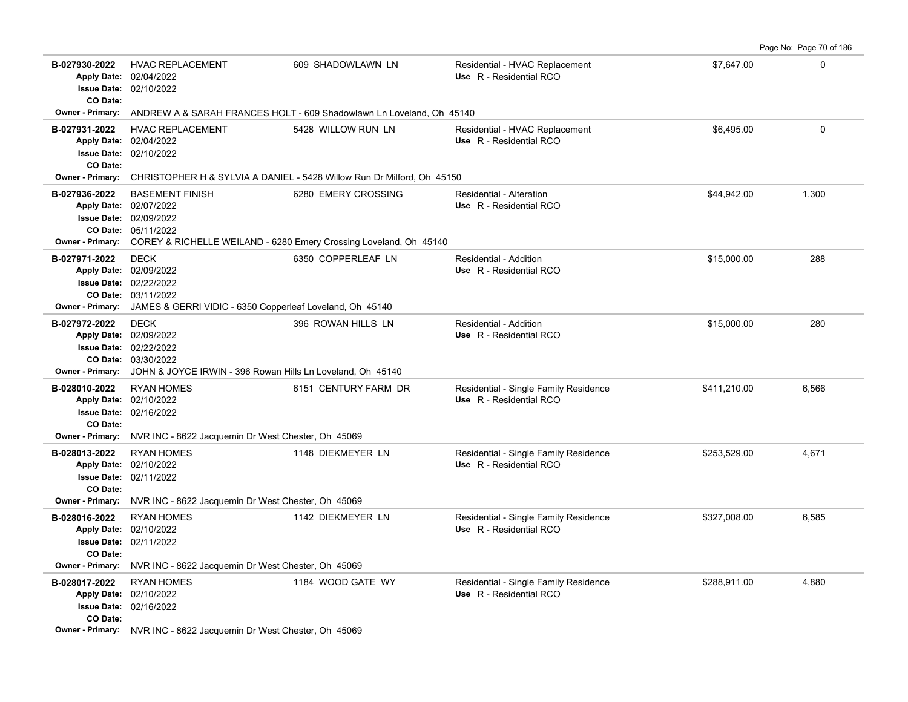| Permit # | Description | Address | Type / Use | Valuation | Sq Ft |
|---|---|---|---|---|---|
| B-027930-2022 | HVAC REPLACEMENT | 609 SHADOWLAWN LN | Residential - HVAC Replacement | $7,647.00 | 0 |
| Apply Date: 02/04/2022 | | | Use R - Residential RCO | | |
| Issue Date: 02/10/2022 | | | | | |
| CO Date: | | | | | |
| Owner - Primary: ANDREW A & SARAH FRANCES HOLT - 609 Shadowlawn Ln Loveland, Oh 45140 | | | | | |
| B-027931-2022 | HVAC REPLACEMENT | 5428 WILLOW RUN LN | Residential - HVAC Replacement | $6,495.00 | 0 |
| Apply Date: 02/04/2022 | | | Use R - Residential RCO | | |
| Issue Date: 02/10/2022 | | | | | |
| CO Date: | | | | | |
| Owner - Primary: CHRISTOPHER H & SYLVIA A DANIEL - 5428 Willow Run Dr Milford, Oh 45150 | | | | | |
| B-027936-2022 | BASEMENT FINISH | 6280 EMERY CROSSING | Residential - Alteration | $44,942.00 | 1,300 |
| Apply Date: 02/07/2022 | | | Use R - Residential RCO | | |
| Issue Date: 02/09/2022 | | | | | |
| CO Date: 05/11/2022 | | | | | |
| Owner - Primary: COREY & RICHELLE WEILAND - 6280 Emery Crossing Loveland, Oh 45140 | | | | | |
| B-027971-2022 | DECK | 6350 COPPERLEAF LN | Residential - Addition | $15,000.00 | 288 |
| Apply Date: 02/09/2022 | | | Use R - Residential RCO | | |
| Issue Date: 02/22/2022 | | | | | |
| CO Date: 03/11/2022 | | | | | |
| Owner - Primary: JAMES & GERRI VIDIC - 6350 Copperleaf Loveland, Oh 45140 | | | | | |
| B-027972-2022 | DECK | 396 ROWAN HILLS LN | Residential - Addition | $15,000.00 | 280 |
| Apply Date: 02/09/2022 | | | Use R - Residential RCO | | |
| Issue Date: 02/22/2022 | | | | | |
| CO Date: 03/30/2022 | | | | | |
| Owner - Primary: JOHN & JOYCE IRWIN - 396 Rowan Hills Ln Loveland, Oh 45140 | | | | | |
| B-028010-2022 | RYAN HOMES | 6151 CENTURY FARM DR | Residential - Single Family Residence | $411,210.00 | 6,566 |
| Apply Date: 02/10/2022 | | | Use R - Residential RCO | | |
| Issue Date: 02/16/2022 | | | | | |
| CO Date: | | | | | |
| Owner - Primary: NVR INC - 8622 Jacquemin Dr West Chester, Oh 45069 | | | | | |
| B-028013-2022 | RYAN HOMES | 1148 DIEKMEYER LN | Residential - Single Family Residence | $253,529.00 | 4,671 |
| Apply Date: 02/10/2022 | | | Use R - Residential RCO | | |
| Issue Date: 02/11/2022 | | | | | |
| CO Date: | | | | | |
| Owner - Primary: NVR INC - 8622 Jacquemin Dr West Chester, Oh 45069 | | | | | |
| B-028016-2022 | RYAN HOMES | 1142 DIEKMEYER LN | Residential - Single Family Residence | $327,008.00 | 6,585 |
| Apply Date: 02/10/2022 | | | Use R - Residential RCO | | |
| Issue Date: 02/11/2022 | | | | | |
| CO Date: | | | | | |
| Owner - Primary: NVR INC - 8622 Jacquemin Dr West Chester, Oh 45069 | | | | | |
| B-028017-2022 | RYAN HOMES | 1184 WOOD GATE WY | Residential - Single Family Residence | $288,911.00 | 4,880 |
| Apply Date: 02/10/2022 | | | Use R - Residential RCO | | |
| Issue Date: 02/16/2022 | | | | | |
| CO Date: | | | | | |
| Owner - Primary: NVR INC - 8622 Jacquemin Dr West Chester, Oh 45069 | | | | | |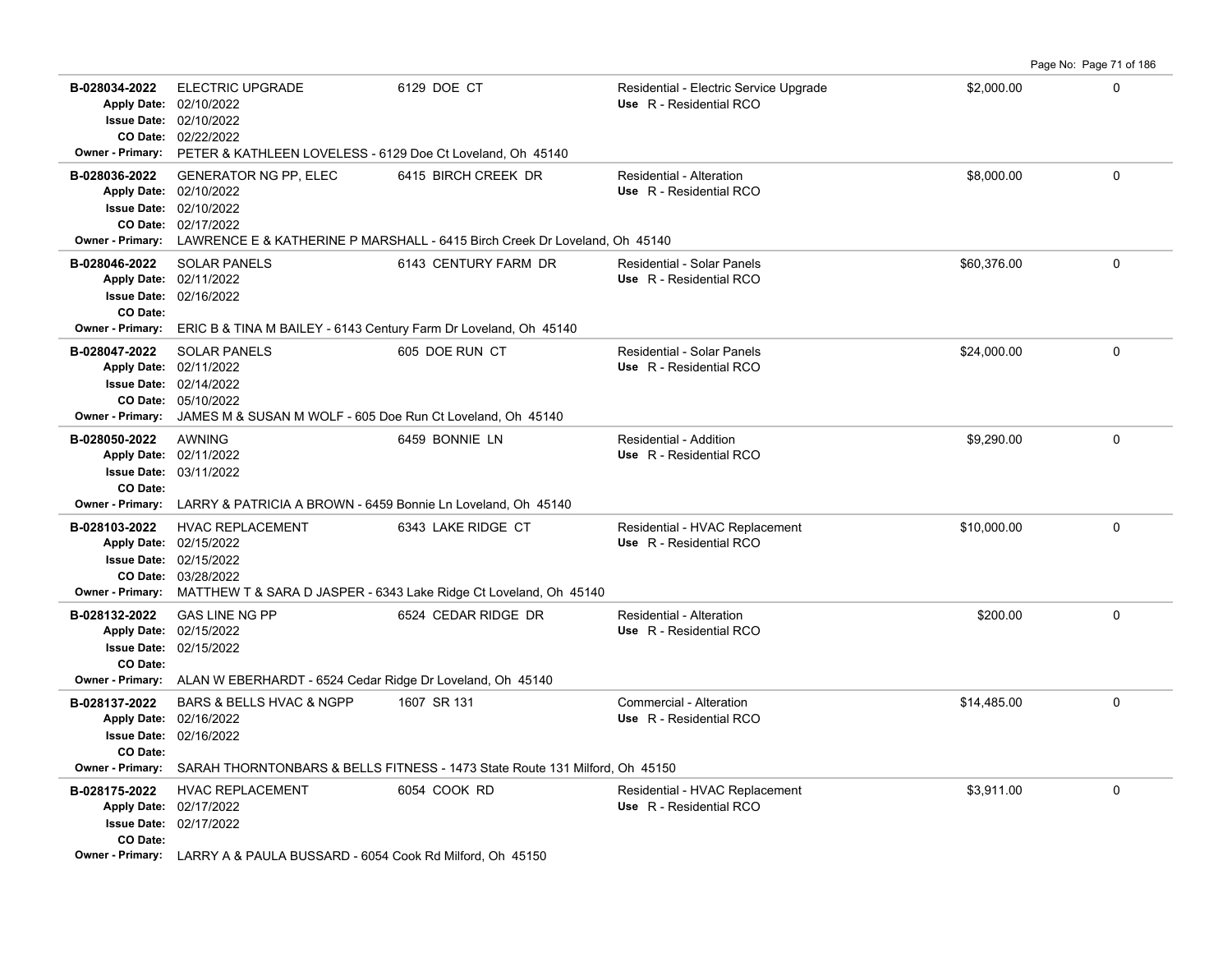| Permit | Description | Address | Type / Use | Valuation | |
|---|---|---|---|---|---|
| **B-028034-2022**<br>Apply Date: 02/10/2022<br>Issue Date: 02/10/2022<br>CO Date: 02/22/2022<br>Owner - Primary: PETER & KATHLEEN LOVELESS - 6129 Doe Ct Loveland, Oh 45140 | ELECTRIC UPGRADE | 6129 DOE CT | Residential - Electric Service Upgrade<br>Use R - Residential RCO | $2,000.00 | 0 |
| **B-028036-2022**<br>Apply Date: 02/10/2022<br>Issue Date: 02/10/2022<br>CO Date: 02/17/2022<br>Owner - Primary: LAWRENCE E & KATHERINE P MARSHALL - 6415 Birch Creek Dr Loveland, Oh 45140 | GENERATOR NG PP, ELEC | 6415 BIRCH CREEK DR | Residential - Alteration<br>Use R - Residential RCO | $8,000.00 | 0 |
| **B-028046-2022**<br>Apply Date: 02/11/2022<br>Issue Date: 02/16/2022<br>CO Date:<br>Owner - Primary: ERIC B & TINA M BAILEY - 6143 Century Farm Dr Loveland, Oh 45140 | SOLAR PANELS | 6143 CENTURY FARM DR | Residential - Solar Panels<br>Use R - Residential RCO | $60,376.00 | 0 |
| **B-028047-2022**<br>Apply Date: 02/11/2022<br>Issue Date: 02/14/2022<br>CO Date: 05/10/2022<br>Owner - Primary: JAMES M & SUSAN M WOLF - 605 Doe Run Ct Loveland, Oh 45140 | SOLAR PANELS | 605 DOE RUN CT | Residential - Solar Panels<br>Use R - Residential RCO | $24,000.00 | 0 |
| **B-028050-2022**<br>Apply Date: 02/11/2022<br>Issue Date: 03/11/2022<br>CO Date:<br>Owner - Primary: LARRY & PATRICIA A BROWN - 6459 Bonnie Ln Loveland, Oh 45140 | AWNING | 6459 BONNIE LN | Residential - Addition<br>Use R - Residential RCO | $9,290.00 | 0 |
| **B-028103-2022**<br>Apply Date: 02/15/2022<br>Issue Date: 02/15/2022<br>CO Date: 03/28/2022<br>Owner - Primary: MATTHEW T & SARA D JASPER - 6343 Lake Ridge Ct Loveland, Oh 45140 | HVAC REPLACEMENT | 6343 LAKE RIDGE CT | Residential - HVAC Replacement<br>Use R - Residential RCO | $10,000.00 | 0 |
| **B-028132-2022**<br>Apply Date: 02/15/2022<br>Issue Date: 02/15/2022<br>CO Date:<br>Owner - Primary: ALAN W EBERHARDT - 6524 Cedar Ridge Dr Loveland, Oh 45140 | GAS LINE NG PP | 6524 CEDAR RIDGE DR | Residential - Alteration<br>Use R - Residential RCO | $200.00 | 0 |
| **B-028137-2022**<br>Apply Date: 02/16/2022<br>Issue Date: 02/16/2022<br>CO Date:<br>Owner - Primary: SARAH THORNTONBARS & BELLS FITNESS - 1473 State Route 131 Milford, Oh 45150 | BARS & BELLS HVAC & NGPP | 1607 SR 131 | Commercial - Alteration<br>Use R - Residential RCO | $14,485.00 | 0 |
| **B-028175-2022**<br>Apply Date: 02/17/2022<br>Issue Date: 02/17/2022<br>CO Date:<br>Owner - Primary: LARRY A & PAULA BUSSARD - 6054 Cook Rd Milford, Oh 45150 | HVAC REPLACEMENT | 6054 COOK RD | Residential - HVAC Replacement<br>Use R - Residential RCO | $3,911.00 | 0 |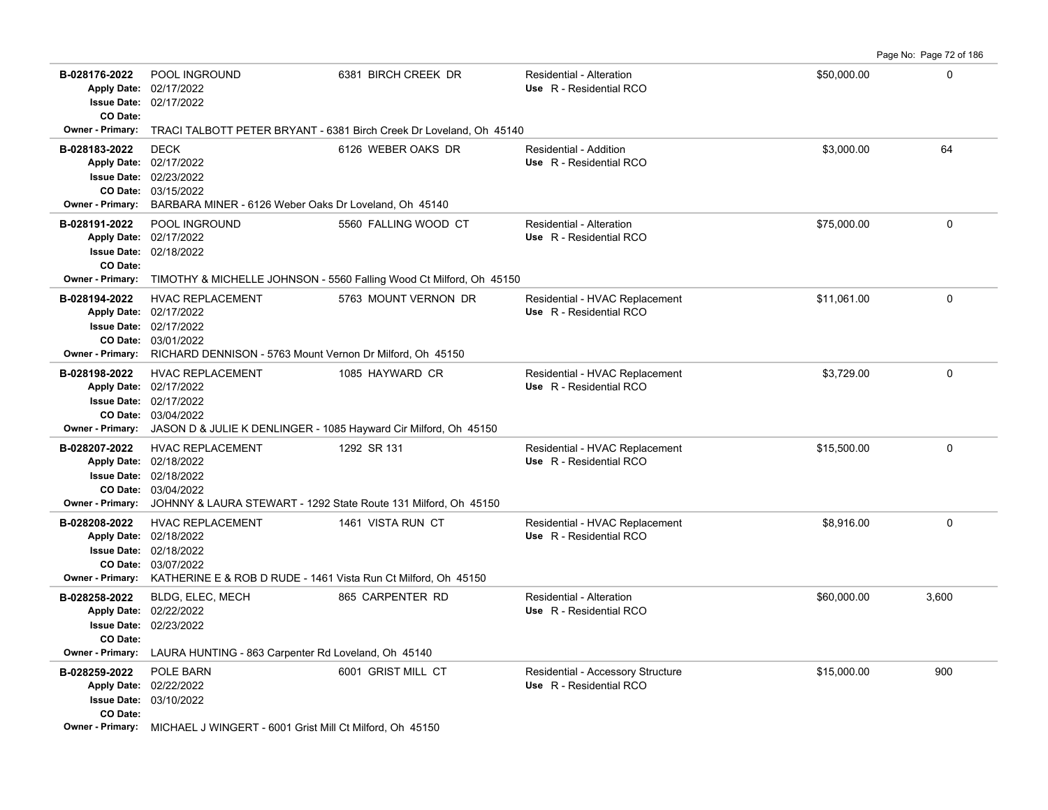| Permit | Description | Address | Type / Use | Valuation | Sq Ft |
|---|---|---|---|---|---|
| **B-028176-2022**<br>Apply Date: 02/17/2022<br>Issue Date: 02/17/2022<br>CO Date: | POOL INGROUND | 6381 BIRCH CREEK DR | Residential - Alteration<br>Use R - Residential RCO | $50,000.00 | 0 |
| Owner - Primary: TRACI TALBOTT PETER BRYANT - 6381 Birch Creek Dr Loveland, Oh 45140 | | | | | |
| **B-028183-2022**<br>Apply Date: 02/17/2022<br>Issue Date: 02/23/2022<br>CO Date: 03/15/2022 | DECK | 6126 WEBER OAKS DR | Residential - Addition<br>Use R - Residential RCO | $3,000.00 | 64 |
| Owner - Primary: BARBARA MINER - 6126 Weber Oaks Dr Loveland, Oh 45140 | | | | | |
| **B-028191-2022**<br>Apply Date: 02/17/2022<br>Issue Date: 02/18/2022<br>CO Date: | POOL INGROUND | 5560 FALLING WOOD CT | Residential - Alteration<br>Use R - Residential RCO | $75,000.00 | 0 |
| Owner - Primary: TIMOTHY & MICHELLE JOHNSON - 5560 Falling Wood Ct Milford, Oh 45150 | | | | | |
| **B-028194-2022**<br>Apply Date: 02/17/2022<br>Issue Date: 02/17/2022<br>CO Date: 03/01/2022 | HVAC REPLACEMENT | 5763 MOUNT VERNON DR | Residential - HVAC Replacement<br>Use R - Residential RCO | $11,061.00 | 0 |
| Owner - Primary: RICHARD DENNISON - 5763 Mount Vernon Dr Milford, Oh 45150 | | | | | |
| **B-028198-2022**<br>Apply Date: 02/17/2022<br>Issue Date: 02/17/2022<br>CO Date: 03/04/2022 | HVAC REPLACEMENT | 1085 HAYWARD CR | Residential - HVAC Replacement<br>Use R - Residential RCO | $3,729.00 | 0 |
| Owner - Primary: JASON D & JULIE K DENLINGER - 1085 Hayward Cir Milford, Oh 45150 | | | | | |
| **B-028207-2022**<br>Apply Date: 02/18/2022<br>Issue Date: 02/18/2022<br>CO Date: 03/04/2022 | HVAC REPLACEMENT | 1292 SR 131 | Residential - HVAC Replacement<br>Use R - Residential RCO | $15,500.00 | 0 |
| Owner - Primary: JOHNNY & LAURA STEWART - 1292 State Route 131 Milford, Oh 45150 | | | | | |
| **B-028208-2022**<br>Apply Date: 02/18/2022<br>Issue Date: 02/18/2022<br>CO Date: 03/07/2022 | HVAC REPLACEMENT | 1461 VISTA RUN CT | Residential - HVAC Replacement<br>Use R - Residential RCO | $8,916.00 | 0 |
| Owner - Primary: KATHERINE E & ROB D RUDE - 1461 Vista Run Ct Milford, Oh 45150 | | | | | |
| **B-028258-2022**<br>Apply Date: 02/22/2022<br>Issue Date: 02/23/2022<br>CO Date: | BLDG, ELEC, MECH | 865 CARPENTER RD | Residential - Alteration<br>Use R - Residential RCO | $60,000.00 | 3,600 |
| Owner - Primary: LAURA HUNTING - 863 Carpenter Rd Loveland, Oh 45140 | | | | | |
| **B-028259-2022**<br>Apply Date: 02/22/2022<br>Issue Date: 03/10/2022<br>CO Date: | POLE BARN | 6001 GRIST MILL CT | Residential - Accessory Structure<br>Use R - Residential RCO | $15,000.00 | 900 |
| Owner - Primary: MICHAEL J WINGERT - 6001 Grist Mill Ct Milford, Oh 45150 | | | | | |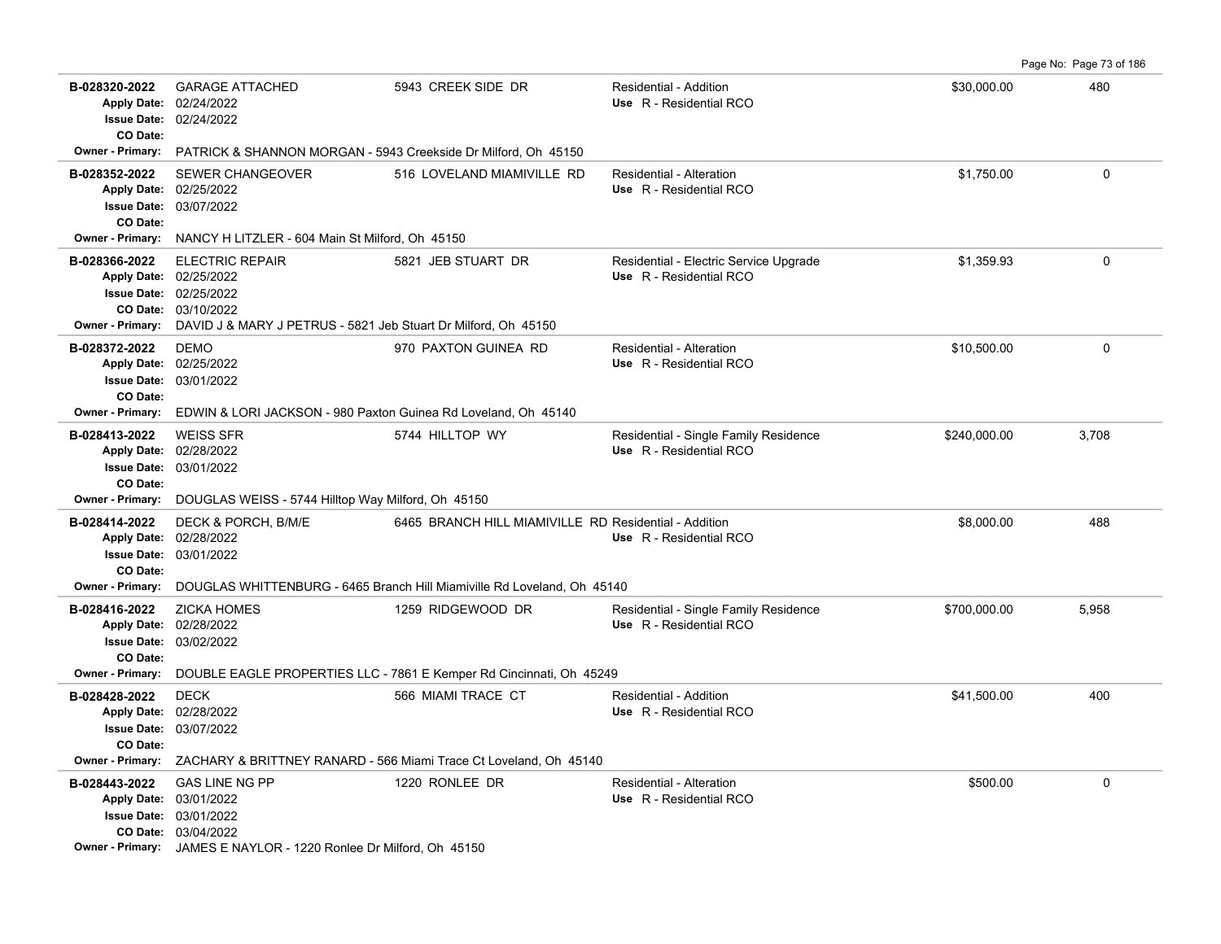| Permit # | Description | Address | Type / Use | Valuation | Sq Ft |
|---|---|---|---|---|---|
| **B-028320-2022**<br>Apply Date: 02/24/2022<br>Issue Date: 02/24/2022<br>CO Date: | GARAGE ATTACHED | 5943 CREEK SIDE DR | Residential - Addition<br>Use R - Residential RCO | $30,000.00 | 480 |
| Owner - Primary: PATRICK & SHANNON MORGAN - 5943 Creekside Dr Milford, Oh 45150 | | | | | |
| **B-028352-2022**<br>Apply Date: 02/25/2022<br>Issue Date: 03/07/2022<br>CO Date: | SEWER CHANGEOVER | 516 LOVELAND MIAMIVILLE RD | Residential - Alteration<br>Use R - Residential RCO | $1,750.00 | 0 |
| Owner - Primary: NANCY H LITZLER - 604 Main St Milford, Oh 45150 | | | | | |
| **B-028366-2022**<br>Apply Date: 02/25/2022<br>Issue Date: 02/25/2022<br>CO Date: 03/10/2022 | ELECTRIC REPAIR | 5821 JEB STUART DR | Residential - Electric Service Upgrade<br>Use R - Residential RCO | $1,359.93 | 0 |
| Owner - Primary: DAVID J & MARY J PETRUS - 5821 Jeb Stuart Dr Milford, Oh 45150 | | | | | |
| **B-028372-2022**<br>Apply Date: 02/25/2022<br>Issue Date: 03/01/2022<br>CO Date: | DEMO | 970 PAXTON GUINEA RD | Residential - Alteration<br>Use R - Residential RCO | $10,500.00 | 0 |
| Owner - Primary: EDWIN & LORI JACKSON - 980 Paxton Guinea Rd Loveland, Oh 45140 | | | | | |
| **B-028413-2022**<br>Apply Date: 02/28/2022<br>Issue Date: 03/01/2022<br>CO Date: | WEISS SFR | 5744 HILLTOP WY | Residential - Single Family Residence<br>Use R - Residential RCO | $240,000.00 | 3,708 |
| Owner - Primary: DOUGLAS WEISS - 5744 Hilltop Way Milford, Oh 45150 | | | | | |
| **B-028414-2022**<br>Apply Date: 02/28/2022<br>Issue Date: 03/01/2022<br>CO Date: | DECK & PORCH, B/M/E | 6465 BRANCH HILL MIAMIVILLE RD | Residential - Addition<br>Use R - Residential RCO | $8,000.00 | 488 |
| Owner - Primary: DOUGLAS WHITTENBURG - 6465 Branch Hill Miamiville Rd Loveland, Oh 45140 | | | | | |
| **B-028416-2022**<br>Apply Date: 02/28/2022<br>Issue Date: 03/02/2022<br>CO Date: | ZICKA HOMES | 1259 RIDGEWOOD DR | Residential - Single Family Residence<br>Use R - Residential RCO | $700,000.00 | 5,958 |
| Owner - Primary: DOUBLE EAGLE PROPERTIES LLC - 7861 E Kemper Rd Cincinnati, Oh 45249 | | | | | |
| **B-028428-2022**<br>Apply Date: 02/28/2022<br>Issue Date: 03/07/2022<br>CO Date: | DECK | 566 MIAMI TRACE CT | Residential - Addition<br>Use R - Residential RCO | $41,500.00 | 400 |
| Owner - Primary: ZACHARY & BRITTNEY RANARD - 566 Miami Trace Ct Loveland, Oh 45140 | | | | | |
| **B-028443-2022**<br>Apply Date: 03/01/2022<br>Issue Date: 03/01/2022<br>CO Date: 03/04/2022 | GAS LINE NG PP | 1220 RONLEE DR | Residential - Alteration<br>Use R - Residential RCO | $500.00 | 0 |
| Owner - Primary: JAMES E NAYLOR - 1220 Ronlee Dr Milford, Oh 45150 | | | | | |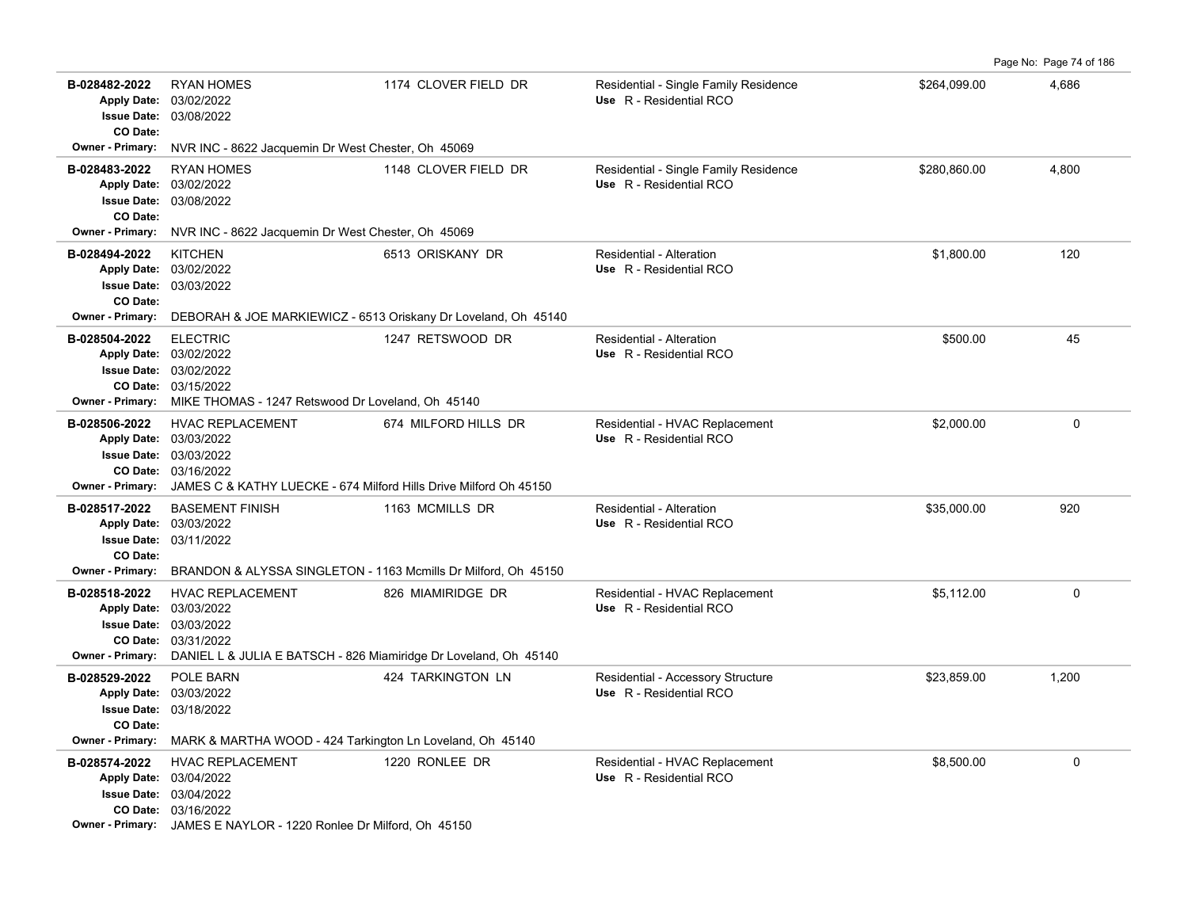| Permit | Description | Address | Type / Use | Valuation | Sq Ft |
|---|---|---|---|---|---|
| **B-028482-2022**<br>Apply Date: 03/02/2022<br>Issue Date: 03/08/2022<br>CO Date:<br>Owner - Primary: NVR INC - 8622 Jacquemin Dr West Chester, Oh 45069 | RYAN HOMES | 1174 CLOVER FIELD DR | Residential - Single Family Residence<br>Use R - Residential RCO | $264,099.00 | 4,686 |
| **B-028483-2022**<br>Apply Date: 03/02/2022<br>Issue Date: 03/08/2022<br>CO Date:<br>Owner - Primary: NVR INC - 8622 Jacquemin Dr West Chester, Oh 45069 | RYAN HOMES | 1148 CLOVER FIELD DR | Residential - Single Family Residence<br>Use R - Residential RCO | $280,860.00 | 4,800 |
| **B-028494-2022**<br>Apply Date: 03/02/2022<br>Issue Date: 03/03/2022<br>CO Date:<br>Owner - Primary: DEBORAH & JOE MARKIEWICZ - 6513 Oriskany Dr Loveland, Oh 45140 | KITCHEN | 6513 ORISKANY DR | Residential - Alteration<br>Use R - Residential RCO | $1,800.00 | 120 |
| **B-028504-2022**<br>Apply Date: 03/02/2022<br>Issue Date: 03/02/2022<br>CO Date: 03/15/2022<br>Owner - Primary: MIKE THOMAS - 1247 Retswood Dr Loveland, Oh 45140 | ELECTRIC | 1247 RETSWOOD DR | Residential - Alteration<br>Use R - Residential RCO | $500.00 | 45 |
| **B-028506-2022**<br>Apply Date: 03/03/2022<br>Issue Date: 03/03/2022<br>CO Date: 03/16/2022<br>Owner - Primary: JAMES C & KATHY LUECKE - 674 Milford Hills Drive Milford Oh 45150 | HVAC REPLACEMENT | 674 MILFORD HILLS DR | Residential - HVAC Replacement<br>Use R - Residential RCO | $2,000.00 | 0 |
| **B-028517-2022**<br>Apply Date: 03/03/2022<br>Issue Date: 03/11/2022<br>CO Date:<br>Owner - Primary: BRANDON & ALYSSA SINGLETON - 1163 Mcmills Dr Milford, Oh 45150 | BASEMENT FINISH | 1163 MCMILLS DR | Residential - Alteration<br>Use R - Residential RCO | $35,000.00 | 920 |
| **B-028518-2022**<br>Apply Date: 03/03/2022<br>Issue Date: 03/03/2022<br>CO Date: 03/31/2022<br>Owner - Primary: DANIEL L & JULIA E BATSCH - 826 Miamiridge Dr Loveland, Oh 45140 | HVAC REPLACEMENT | 826 MIAMIRIDGE DR | Residential - HVAC Replacement<br>Use R - Residential RCO | $5,112.00 | 0 |
| **B-028529-2022**<br>Apply Date: 03/03/2022<br>Issue Date: 03/18/2022<br>CO Date:<br>Owner - Primary: MARK & MARTHA WOOD - 424 Tarkington Ln Loveland, Oh 45140 | POLE BARN | 424 TARKINGTON LN | Residential - Accessory Structure<br>Use R - Residential RCO | $23,859.00 | 1,200 |
| **B-028574-2022**<br>Apply Date: 03/04/2022<br>Issue Date: 03/04/2022<br>CO Date: 03/16/2022<br>Owner - Primary: JAMES E NAYLOR - 1220 Ronlee Dr Milford, Oh 45150 | HVAC REPLACEMENT | 1220 RONLEE DR | Residential - HVAC Replacement<br>Use R - Residential RCO | $8,500.00 | 0 |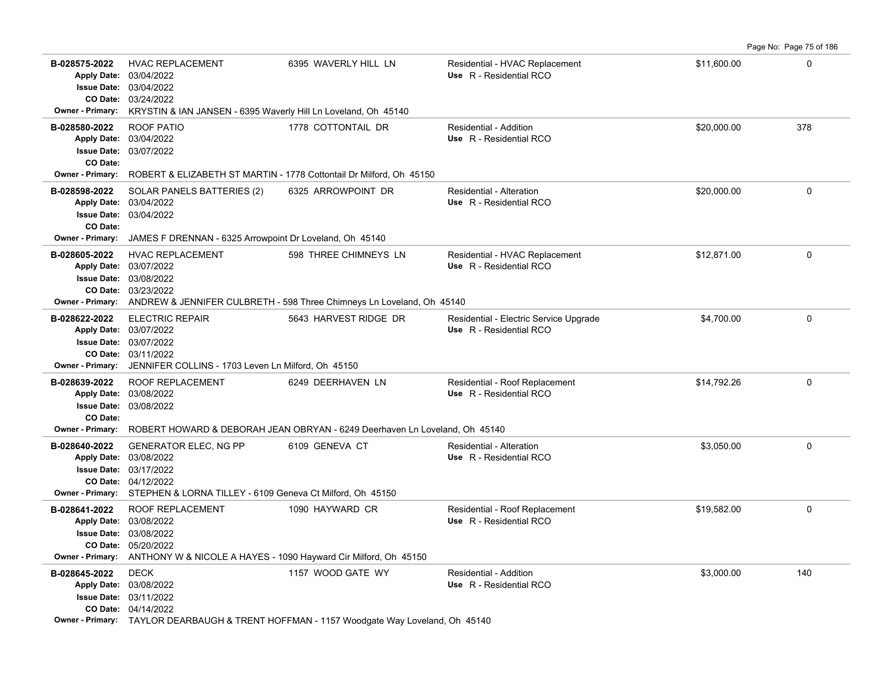| Permit # | Description | Address | Type / Use | Valuation | Sq Ft |
|---|---|---|---|---|---|
| B-028575-2022<br>Apply Date: 03/04/2022<br>Issue Date: 03/04/2022<br>CO Date: 03/24/2022 | HVAC REPLACEMENT | 6395 WAVERLY HILL LN | Residential - HVAC Replacement<br>Use R - Residential RCO | $11,600.00 | 0 |
| Owner - Primary: KRYSTIN & IAN JANSEN - 6395 Waverly Hill Ln Loveland, Oh 45140 | | | | | |
| B-028580-2022<br>Apply Date: 03/04/2022<br>Issue Date: 03/07/2022<br>CO Date: | ROOF PATIO | 1778 COTTONTAIL DR | Residential - Addition<br>Use R - Residential RCO | $20,000.00 | 378 |
| Owner - Primary: ROBERT & ELIZABETH ST MARTIN - 1778 Cottontail Dr Milford, Oh 45150 | | | | | |
| B-028598-2022<br>Apply Date: 03/04/2022<br>Issue Date: 03/04/2022<br>CO Date: | SOLAR PANELS BATTERIES (2) | 6325 ARROWPOINT DR | Residential - Alteration<br>Use R - Residential RCO | $20,000.00 | 0 |
| Owner - Primary: JAMES F DRENNAN - 6325 Arrowpoint Dr Loveland, Oh 45140 | | | | | |
| B-028605-2022<br>Apply Date: 03/07/2022<br>Issue Date: 03/08/2022<br>CO Date: 03/23/2022 | HVAC REPLACEMENT | 598 THREE CHIMNEYS LN | Residential - HVAC Replacement<br>Use R - Residential RCO | $12,871.00 | 0 |
| Owner - Primary: ANDREW & JENNIFER CULBRETH - 598 Three Chimneys Ln Loveland, Oh 45140 | | | | | |
| B-028622-2022<br>Apply Date: 03/07/2022<br>Issue Date: 03/07/2022<br>CO Date: 03/11/2022 | ELECTRIC REPAIR | 5643 HARVEST RIDGE DR | Residential - Electric Service Upgrade<br>Use R - Residential RCO | $4,700.00 | 0 |
| Owner - Primary: JENNIFER COLLINS - 1703 Leven Ln Milford, Oh 45150 | | | | | |
| B-028639-2022<br>Apply Date: 03/08/2022<br>Issue Date: 03/08/2022<br>CO Date: | ROOF REPLACEMENT | 6249 DEERHAVEN LN | Residential - Roof Replacement<br>Use R - Residential RCO | $14,792.26 | 0 |
| Owner - Primary: ROBERT HOWARD & DEBORAH JEAN OBRYAN - 6249 Deerhaven Ln Loveland, Oh 45140 | | | | | |
| B-028640-2022<br>Apply Date: 03/08/2022<br>Issue Date: 03/17/2022<br>CO Date: 04/12/2022 | GENERATOR ELEC, NG PP | 6109 GENEVA CT | Residential - Alteration<br>Use R - Residential RCO | $3,050.00 | 0 |
| Owner - Primary: STEPHEN & LORNA TILLEY - 6109 Geneva Ct Milford, Oh 45150 | | | | | |
| B-028641-2022<br>Apply Date: 03/08/2022<br>Issue Date: 03/08/2022<br>CO Date: 05/20/2022 | ROOF REPLACEMENT | 1090 HAYWARD CR | Residential - Roof Replacement<br>Use R - Residential RCO | $19,582.00 | 0 |
| Owner - Primary: ANTHONY W & NICOLE A HAYES - 1090 Hayward Cir Milford, Oh 45150 | | | | | |
| B-028645-2022<br>Apply Date: 03/08/2022<br>Issue Date: 03/11/2022<br>CO Date: 04/14/2022 | DECK | 1157 WOOD GATE WY | Residential - Addition<br>Use R - Residential RCO | $3,000.00 | 140 |
| Owner - Primary: TAYLOR DEARBAUGH & TRENT HOFFMAN - 1157 Woodgate Way Loveland, Oh 45140 | | | | | |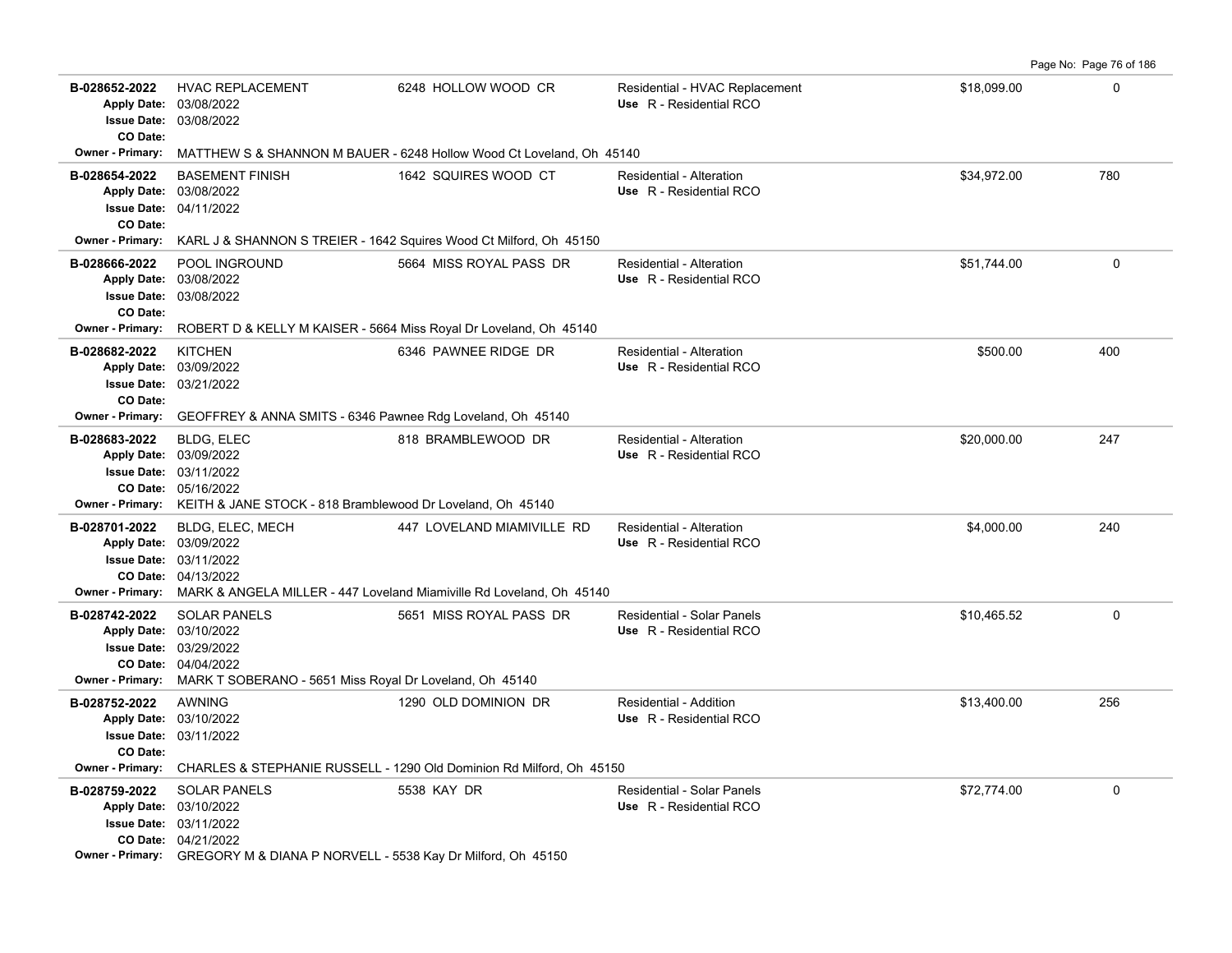| Permit | Description | Address | Type / Use | Valuation | Sq Ft |
|---|---|---|---|---|---|
| **B-028652-2022**<br>Apply Date: 03/08/2022<br>Issue Date: 03/08/2022<br>CO Date: | HVAC REPLACEMENT | 6248 HOLLOW WOOD CR | Residential - HVAC Replacement<br>Use R - Residential RCO | $18,099.00 | 0 |
| Owner - Primary: | MATTHEW S & SHANNON M BAUER - 6248 Hollow Wood Ct Loveland, Oh 45140 | | | | |
| **B-028654-2022**<br>Apply Date: 03/08/2022<br>Issue Date: 04/11/2022<br>CO Date: | BASEMENT FINISH | 1642 SQUIRES WOOD CT | Residential - Alteration<br>Use R - Residential RCO | $34,972.00 | 780 |
| Owner - Primary: | KARL J & SHANNON S TREIER - 1642 Squires Wood Ct Milford, Oh 45150 | | | | |
| **B-028666-2022**<br>Apply Date: 03/08/2022<br>Issue Date: 03/08/2022<br>CO Date: | POOL INGROUND | 5664 MISS ROYAL PASS DR | Residential - Alteration<br>Use R - Residential RCO | $51,744.00 | 0 |
| Owner - Primary: | ROBERT D & KELLY M KAISER - 5664 Miss Royal Dr Loveland, Oh 45140 | | | | |
| **B-028682-2022**<br>Apply Date: 03/09/2022<br>Issue Date: 03/21/2022<br>CO Date: | KITCHEN | 6346 PAWNEE RIDGE DR | Residential - Alteration<br>Use R - Residential RCO | $500.00 | 400 |
| Owner - Primary: | GEOFFREY & ANNA SMITS - 6346 Pawnee Rdg Loveland, Oh 45140 | | | | |
| **B-028683-2022**<br>Apply Date: 03/09/2022<br>Issue Date: 03/11/2022<br>CO Date: 05/16/2022 | BLDG, ELEC | 818 BRAMBLEWOOD DR | Residential - Alteration<br>Use R - Residential RCO | $20,000.00 | 247 |
| Owner - Primary: | KEITH & JANE STOCK - 818 Bramblewood Dr Loveland, Oh 45140 | | | | |
| **B-028701-2022**<br>Apply Date: 03/09/2022<br>Issue Date: 03/11/2022<br>CO Date: 04/13/2022 | BLDG, ELEC, MECH | 447 LOVELAND MIAMIVILLE RD | Residential - Alteration<br>Use R - Residential RCO | $4,000.00 | 240 |
| Owner - Primary: | MARK & ANGELA MILLER - 447 Loveland Miamiville Rd Loveland, Oh 45140 | | | | |
| **B-028742-2022**<br>Apply Date: 03/10/2022<br>Issue Date: 03/29/2022<br>CO Date: 04/04/2022 | SOLAR PANELS | 5651 MISS ROYAL PASS DR | Residential - Solar Panels<br>Use R - Residential RCO | $10,465.52 | 0 |
| Owner - Primary: | MARK T SOBERANO - 5651 Miss Royal Dr Loveland, Oh 45140 | | | | |
| **B-028752-2022**<br>Apply Date: 03/10/2022<br>Issue Date: 03/11/2022<br>CO Date: | AWNING | 1290 OLD DOMINION DR | Residential - Addition<br>Use R - Residential RCO | $13,400.00 | 256 |
| Owner - Primary: | CHARLES & STEPHANIE RUSSELL - 1290 Old Dominion Rd Milford, Oh 45150 | | | | |
| **B-028759-2022**<br>Apply Date: 03/10/2022<br>Issue Date: 03/11/2022<br>CO Date: 04/21/2022 | SOLAR PANELS | 5538 KAY DR | Residential - Solar Panels<br>Use R - Residential RCO | $72,774.00 | 0 |
| Owner - Primary: | GREGORY M & DIANA P NORVELL - 5538 Kay Dr Milford, Oh 45150 | | | | |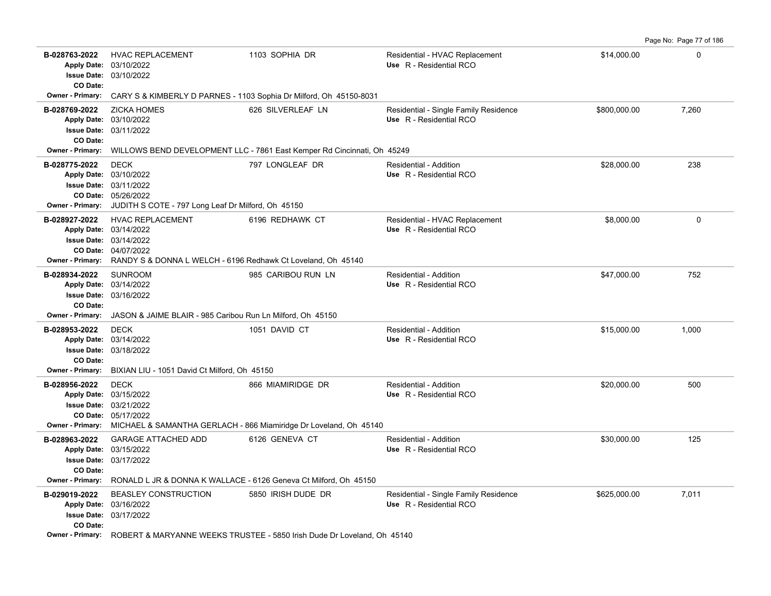| Permit # | Description | Address | Type / Use | Valuation | Sq Ft |
|---|---|---|---|---|---|
| **B-028763-2022**<br>Apply Date: 03/10/2022<br>Issue Date: 03/10/2022<br>CO Date: | HVAC REPLACEMENT | 1103 SOPHIA DR | Residential - HVAC Replacement<br>Use R - Residential RCO | $14,000.00 | 0 |
| Owner - Primary: | CARY S & KIMBERLY D PARNES - 1103 Sophia Dr Milford, Oh 45150-8031 | | | | |
| **B-028769-2022**<br>Apply Date: 03/10/2022<br>Issue Date: 03/11/2022<br>CO Date: | ZICKA HOMES | 626 SILVERLEAF LN | Residential - Single Family Residence<br>Use R - Residential RCO | $800,000.00 | 7,260 |
| Owner - Primary: | WILLOWS BEND DEVELOPMENT LLC - 7861 East Kemper Rd Cincinnati, Oh 45249 | | | | |
| **B-028775-2022**<br>Apply Date: 03/10/2022<br>Issue Date: 03/11/2022<br>CO Date: 05/26/2022 | DECK | 797 LONGLEAF DR | Residential - Addition<br>Use R - Residential RCO | $28,000.00 | 238 |
| Owner - Primary: | JUDITH S COTE - 797 Long Leaf Dr Milford, Oh 45150 | | | | |
| **B-028927-2022**<br>Apply Date: 03/14/2022<br>Issue Date: 03/14/2022<br>CO Date: 04/07/2022 | HVAC REPLACEMENT | 6196 REDHAWK CT | Residential - HVAC Replacement<br>Use R - Residential RCO | $8,000.00 | 0 |
| Owner - Primary: | RANDY S & DONNA L WELCH - 6196 Redhawk Ct Loveland, Oh 45140 | | | | |
| **B-028934-2022**<br>Apply Date: 03/14/2022<br>Issue Date: 03/16/2022<br>CO Date: | SUNROOM | 985 CARIBOU RUN LN | Residential - Addition<br>Use R - Residential RCO | $47,000.00 | 752 |
| Owner - Primary: | JASON & JAIME BLAIR - 985 Caribou Run Ln Milford, Oh 45150 | | | | |
| **B-028953-2022**<br>Apply Date: 03/14/2022<br>Issue Date: 03/18/2022<br>CO Date: | DECK | 1051 DAVID CT | Residential - Addition<br>Use R - Residential RCO | $15,000.00 | 1,000 |
| Owner - Primary: | BIXIAN LIU - 1051 David Ct Milford, Oh 45150 | | | | |
| **B-028956-2022**<br>Apply Date: 03/15/2022<br>Issue Date: 03/21/2022<br>CO Date: 05/17/2022 | DECK | 866 MIAMIRIDGE DR | Residential - Addition<br>Use R - Residential RCO | $20,000.00 | 500 |
| Owner - Primary: | MICHAEL & SAMANTHA GERLACH - 866 Miamiridge Dr Loveland, Oh 45140 | | | | |
| **B-028963-2022**<br>Apply Date: 03/15/2022<br>Issue Date: 03/17/2022<br>CO Date: | GARAGE ATTACHED ADD | 6126 GENEVA CT | Residential - Addition<br>Use R - Residential RCO | $30,000.00 | 125 |
| Owner - Primary: | RONALD L JR & DONNA K WALLACE - 6126 Geneva Ct Milford, Oh 45150 | | | | |
| **B-029019-2022**<br>Apply Date: 03/16/2022<br>Issue Date: 03/17/2022<br>CO Date: | BEASLEY CONSTRUCTION | 5850 IRISH DUDE DR | Residential - Single Family Residence<br>Use R - Residential RCO | $625,000.00 | 7,011 |
| Owner - Primary: | ROBERT & MARYANNE WEEKS TRUSTEE - 5850 Irish Dude Dr Loveland, Oh 45140 | | | | |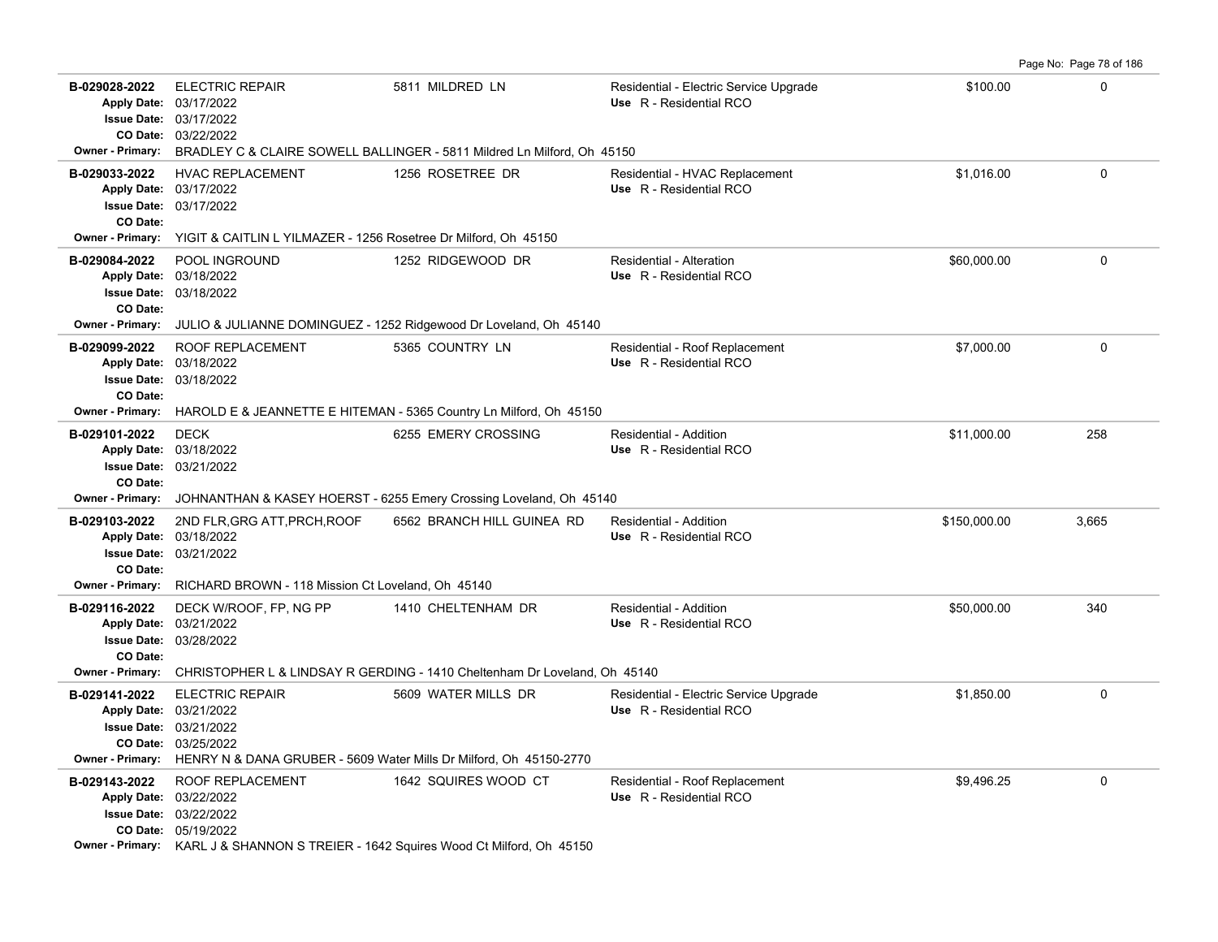| Permit # | Description | Address | Type / Use | Valuation | Sq Ft |
|---|---|---|---|---|---|
| B-029028-2022<br>Apply Date: 03/17/2022<br>Issue Date: 03/17/2022<br>CO Date: 03/22/2022 | ELECTRIC REPAIR | 5811 MILDRED LN | Residential - Electric Service Upgrade<br>Use R - Residential RCO | $100.00 | 0 |
| Owner - Primary: BRADLEY C & CLAIRE SOWELL BALLINGER - 5811 Mildred Ln Milford, Oh 45150 | | | | | |
| B-029033-2022<br>Apply Date: 03/17/2022<br>Issue Date: 03/17/2022<br>CO Date: | HVAC REPLACEMENT | 1256 ROSETREE DR | Residential - HVAC Replacement<br>Use R - Residential RCO | $1,016.00 | 0 |
| Owner - Primary: YIGIT & CAITLIN L YILMAZER - 1256 Rosetree Dr Milford, Oh 45150 | | | | | |
| B-029084-2022<br>Apply Date: 03/18/2022<br>Issue Date: 03/18/2022<br>CO Date: | POOL INGROUND | 1252 RIDGEWOOD DR | Residential - Alteration<br>Use R - Residential RCO | $60,000.00 | 0 |
| Owner - Primary: JULIO & JULIANNE DOMINGUEZ - 1252 Ridgewood Dr Loveland, Oh 45140 | | | | | |
| B-029099-2022<br>Apply Date: 03/18/2022<br>Issue Date: 03/18/2022<br>CO Date: | ROOF REPLACEMENT | 5365 COUNTRY LN | Residential - Roof Replacement<br>Use R - Residential RCO | $7,000.00 | 0 |
| Owner - Primary: HAROLD E & JEANNETTE E HITEMAN - 5365 Country Ln Milford, Oh 45150 | | | | | |
| B-029101-2022<br>Apply Date: 03/18/2022<br>Issue Date: 03/21/2022<br>CO Date: | DECK | 6255 EMERY CROSSING | Residential - Addition<br>Use R - Residential RCO | $11,000.00 | 258 |
| Owner - Primary: JOHNANTHAN & KASEY HOERST - 6255 Emery Crossing Loveland, Oh 45140 | | | | | |
| B-029103-2022<br>Apply Date: 03/18/2022<br>Issue Date: 03/21/2022<br>CO Date: | 2ND FLR,GRG ATT,PRCH,ROOF | 6562 BRANCH HILL GUINEA RD | Residential - Addition<br>Use R - Residential RCO | $150,000.00 | 3,665 |
| Owner - Primary: RICHARD BROWN - 118 Mission Ct Loveland, Oh 45140 | | | | | |
| B-029116-2022<br>Apply Date: 03/21/2022<br>Issue Date: 03/28/2022<br>CO Date: | DECK W/ROOF, FP, NG PP | 1410 CHELTENHAM DR | Residential - Addition<br>Use R - Residential RCO | $50,000.00 | 340 |
| Owner - Primary: CHRISTOPHER L & LINDSAY R GERDING - 1410 Cheltenham Dr Loveland, Oh 45140 | | | | | |
| B-029141-2022<br>Apply Date: 03/21/2022<br>Issue Date: 03/21/2022<br>CO Date: 03/25/2022 | ELECTRIC REPAIR | 5609 WATER MILLS DR | Residential - Electric Service Upgrade<br>Use R - Residential RCO | $1,850.00 | 0 |
| Owner - Primary: HENRY N & DANA GRUBER - 5609 Water Mills Dr Milford, Oh 45150-2770 | | | | | |
| B-029143-2022<br>Apply Date: 03/22/2022<br>Issue Date: 03/22/2022<br>CO Date: 05/19/2022 | ROOF REPLACEMENT | 1642 SQUIRES WOOD CT | Residential - Roof Replacement<br>Use R - Residential RCO | $9,496.25 | 0 |
| Owner - Primary: KARL J & SHANNON S TREIER - 1642 Squires Wood Ct Milford, Oh 45150 | | | | | |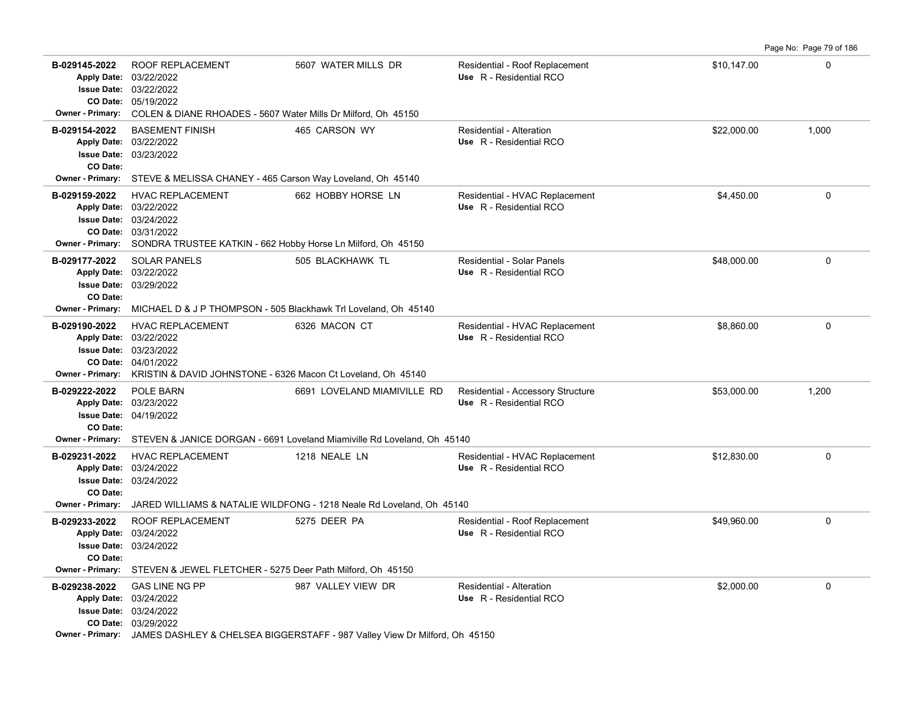| Permit # | Description | Address | Type / Use | Valuation | Sq Ft |
|---|---|---|---|---|---|
| **B-029145-2022** | ROOF REPLACEMENT | 5607 WATER MILLS DR | Residential - Roof Replacement | $10,147.00 | 0 |
| Apply Date: 03/22/2022 | | | Use R - Residential RCO | | |
| Issue Date: 03/22/2022 | | | | | |
| CO Date: 05/19/2022 | | | | | |
| Owner - Primary: COLEN & DIANE RHOADES - 5607 Water Mills Dr Milford, Oh 45150 | | | | | |
| **B-029154-2022** | BASEMENT FINISH | 465 CARSON WY | Residential - Alteration | $22,000.00 | 1,000 |
| Apply Date: 03/22/2022 | | | Use R - Residential RCO | | |
| Issue Date: 03/23/2022 | | | | | |
| CO Date: | | | | | |
| Owner - Primary: STEVE & MELISSA CHANEY - 465 Carson Way Loveland, Oh 45140 | | | | | |
| **B-029159-2022** | HVAC REPLACEMENT | 662 HOBBY HORSE LN | Residential - HVAC Replacement | $4,450.00 | 0 |
| Apply Date: 03/22/2022 | | | Use R - Residential RCO | | |
| Issue Date: 03/24/2022 | | | | | |
| CO Date: 03/31/2022 | | | | | |
| Owner - Primary: SONDRA TRUSTEE KATKIN - 662 Hobby Horse Ln Milford, Oh 45150 | | | | | |
| **B-029177-2022** | SOLAR PANELS | 505 BLACKHAWK TL | Residential - Solar Panels | $48,000.00 | 0 |
| Apply Date: 03/22/2022 | | | Use R - Residential RCO | | |
| Issue Date: 03/29/2022 | | | | | |
| CO Date: | | | | | |
| Owner - Primary: MICHAEL D & J P THOMPSON - 505 Blackhawk Trl Loveland, Oh 45140 | | | | | |
| **B-029190-2022** | HVAC REPLACEMENT | 6326 MACON CT | Residential - HVAC Replacement | $8,860.00 | 0 |
| Apply Date: 03/22/2022 | | | Use R - Residential RCO | | |
| Issue Date: 03/23/2022 | | | | | |
| CO Date: 04/01/2022 | | | | | |
| Owner - Primary: KRISTIN & DAVID JOHNSTONE - 6326 Macon Ct Loveland, Oh 45140 | | | | | |
| **B-029222-2022** | POLE BARN | 6691 LOVELAND MIAMIVILLE RD | Residential - Accessory Structure | $53,000.00 | 1,200 |
| Apply Date: 03/23/2022 | | | Use R - Residential RCO | | |
| Issue Date: 04/19/2022 | | | | | |
| CO Date: | | | | | |
| Owner - Primary: STEVEN & JANICE DORGAN - 6691 Loveland Miamiville Rd Loveland, Oh 45140 | | | | | |
| **B-029231-2022** | HVAC REPLACEMENT | 1218 NEALE LN | Residential - HVAC Replacement | $12,830.00 | 0 |
| Apply Date: 03/24/2022 | | | Use R - Residential RCO | | |
| Issue Date: 03/24/2022 | | | | | |
| CO Date: | | | | | |
| Owner - Primary: JARED WILLIAMS & NATALIE WILDFONG - 1218 Neale Rd Loveland, Oh 45140 | | | | | |
| **B-029233-2022** | ROOF REPLACEMENT | 5275 DEER PA | Residential - Roof Replacement | $49,960.00 | 0 |
| Apply Date: 03/24/2022 | | | Use R - Residential RCO | | |
| Issue Date: 03/24/2022 | | | | | |
| CO Date: | | | | | |
| Owner - Primary: STEVEN & JEWEL FLETCHER - 5275 Deer Path Milford, Oh 45150 | | | | | |
| **B-029238-2022** | GAS LINE NG PP | 987 VALLEY VIEW DR | Residential - Alteration | $2,000.00 | 0 |
| Apply Date: 03/24/2022 | | | Use R - Residential RCO | | |
| Issue Date: 03/24/2022 | | | | | |
| CO Date: 03/29/2022 | | | | | |
| Owner - Primary: JAMES DASHLEY & CHELSEA BIGGERSTAFF - 987 Valley View Dr Milford, Oh 45150 | | | | | |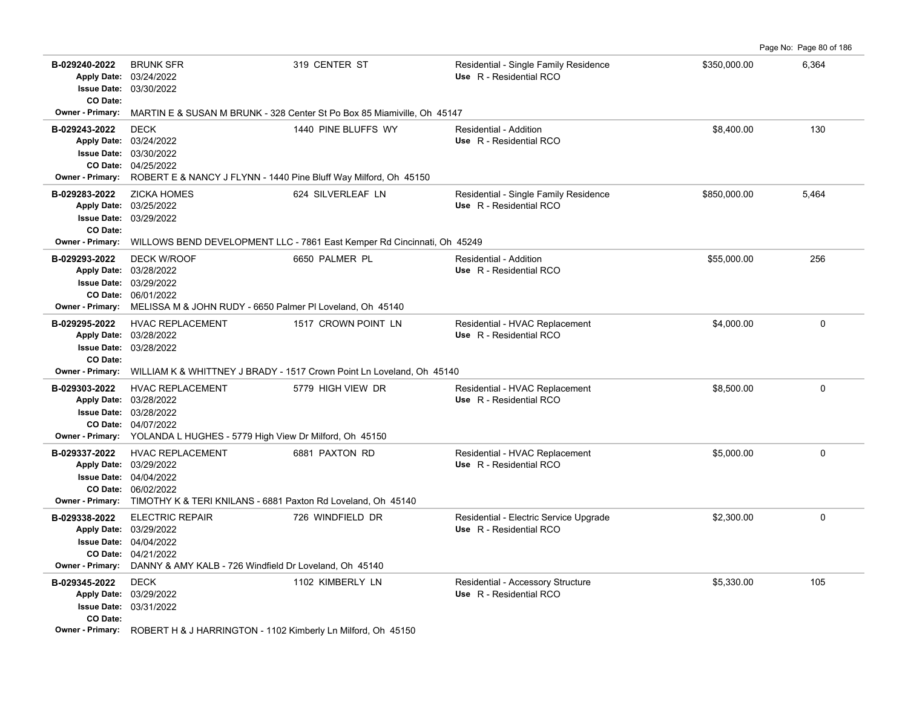| Permit | Description | Address | Type / Use | Valuation | Sq Ft |
|---|---|---|---|---|---|
| B-029240-2022<br>Apply Date: 03/24/2022<br>Issue Date: 03/30/2022<br>CO Date: | BRUNK SFR | 319 CENTER ST | Residential - Single Family Residence<br>Use R - Residential RCO | $350,000.00 | 6,364 |
| Owner - Primary: MARTIN E & SUSAN M BRUNK - 328 Center St Po Box 85 Miamiville, Oh 45147 | | | | | |
| B-029243-2022<br>Apply Date: 03/24/2022<br>Issue Date: 03/30/2022<br>CO Date: 04/25/2022 | DECK | 1440 PINE BLUFFS WY | Residential - Addition<br>Use R - Residential RCO | $8,400.00 | 130 |
| Owner - Primary: ROBERT E & NANCY J FLYNN - 1440 Pine Bluff Way Milford, Oh 45150 | | | | | |
| B-029283-2022<br>Apply Date: 03/25/2022<br>Issue Date: 03/29/2022<br>CO Date: | ZICKA HOMES | 624 SILVERLEAF LN | Residential - Single Family Residence<br>Use R - Residential RCO | $850,000.00 | 5,464 |
| Owner - Primary: WILLOWS BEND DEVELOPMENT LLC - 7861 East Kemper Rd Cincinnati, Oh 45249 | | | | | |
| B-029293-2022<br>Apply Date: 03/28/2022<br>Issue Date: 03/29/2022<br>CO Date: 06/01/2022 | DECK W/ROOF | 6650 PALMER PL | Residential - Addition<br>Use R - Residential RCO | $55,000.00 | 256 |
| Owner - Primary: MELISSA M & JOHN RUDY - 6650 Palmer Pl Loveland, Oh 45140 | | | | | |
| B-029295-2022<br>Apply Date: 03/28/2022<br>Issue Date: 03/28/2022<br>CO Date: | HVAC REPLACEMENT | 1517 CROWN POINT LN | Residential - HVAC Replacement<br>Use R - Residential RCO | $4,000.00 | 0 |
| Owner - Primary: WILLIAM K & WHITTNEY J BRADY - 1517 Crown Point Ln Loveland, Oh 45140 | | | | | |
| B-029303-2022<br>Apply Date: 03/28/2022<br>Issue Date: 03/28/2022<br>CO Date: 04/07/2022 | HVAC REPLACEMENT | 5779 HIGH VIEW DR | Residential - HVAC Replacement<br>Use R - Residential RCO | $8,500.00 | 0 |
| Owner - Primary: YOLANDA L HUGHES - 5779 High View Dr Milford, Oh 45150 | | | | | |
| B-029337-2022<br>Apply Date: 03/29/2022<br>Issue Date: 04/04/2022<br>CO Date: 06/02/2022 | HVAC REPLACEMENT | 6881 PAXTON RD | Residential - HVAC Replacement<br>Use R - Residential RCO | $5,000.00 | 0 |
| Owner - Primary: TIMOTHY K & TERI KNILANS - 6881 Paxton Rd Loveland, Oh 45140 | | | | | |
| B-029338-2022<br>Apply Date: 03/29/2022<br>Issue Date: 04/04/2022<br>CO Date: 04/21/2022 | ELECTRIC REPAIR | 726 WINDFIELD DR | Residential - Electric Service Upgrade<br>Use R - Residential RCO | $2,300.00 | 0 |
| Owner - Primary: DANNY & AMY KALB - 726 Windfield Dr Loveland, Oh 45140 | | | | | |
| B-029345-2022<br>Apply Date: 03/29/2022<br>Issue Date: 03/31/2022<br>CO Date: | DECK | 1102 KIMBERLY LN | Residential - Accessory Structure<br>Use R - Residential RCO | $5,330.00 | 105 |
| Owner - Primary: ROBERT H & J HARRINGTON - 1102 Kimberly Ln Milford, Oh 45150 | | | | | |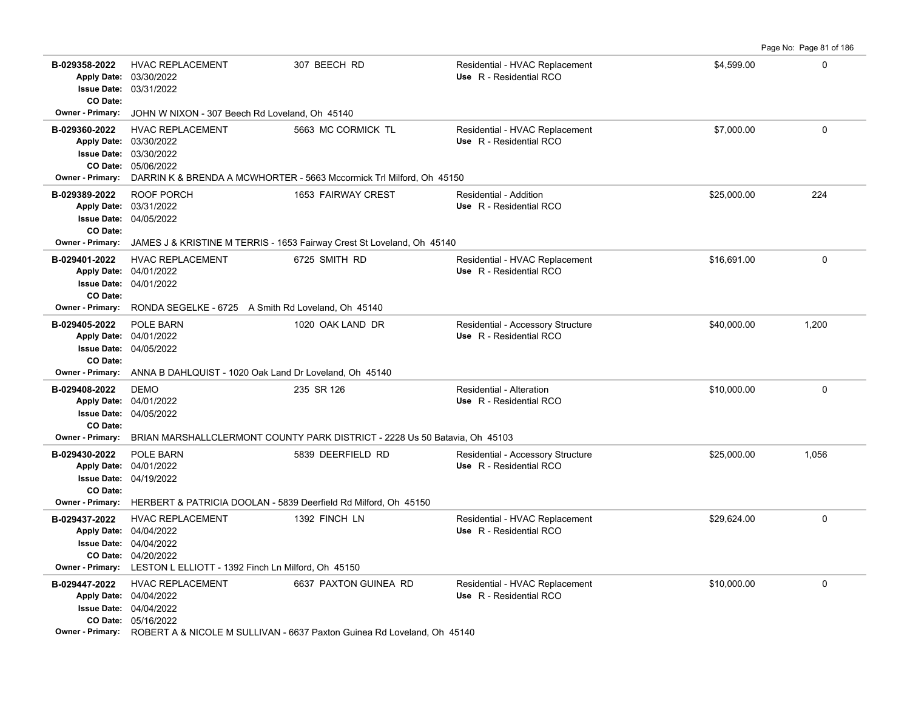| Permit # | Description | Address | Type / Use | Valuation | Sq Ft |
|---|---|---|---|---|---|
| B-029358-2022<br>Apply Date: 03/30/2022<br>Issue Date: 03/31/2022<br>CO Date: | HVAC REPLACEMENT | 307 BEECH RD | Residential - HVAC Replacement<br>Use R - Residential RCO | $4,599.00 | 0 |
| Owner - Primary: JOHN W NIXON - 307 Beech Rd Loveland, Oh 45140 | | | | | |
| B-029360-2022<br>Apply Date: 03/30/2022<br>Issue Date: 03/30/2022<br>CO Date: 05/06/2022 | HVAC REPLACEMENT | 5663 MC CORMICK TL | Residential - HVAC Replacement<br>Use R - Residential RCO | $7,000.00 | 0 |
| Owner - Primary: DARRIN K & BRENDA A MCWHORTER - 5663 Mccormick Trl Milford, Oh 45150 | | | | | |
| B-029389-2022<br>Apply Date: 03/31/2022<br>Issue Date: 04/05/2022<br>CO Date: | ROOF PORCH | 1653 FAIRWAY CREST | Residential - Addition<br>Use R - Residential RCO | $25,000.00 | 224 |
| Owner - Primary: JAMES J & KRISTINE M TERRIS - 1653 Fairway Crest St Loveland, Oh 45140 | | | | | |
| B-029401-2022<br>Apply Date: 04/01/2022<br>Issue Date: 04/01/2022<br>CO Date: | HVAC REPLACEMENT | 6725 SMITH RD | Residential - HVAC Replacement<br>Use R - Residential RCO | $16,691.00 | 0 |
| Owner - Primary: RONDA SEGELKE - 6725 A Smith Rd Loveland, Oh 45140 | | | | | |
| B-029405-2022<br>Apply Date: 04/01/2022<br>Issue Date: 04/05/2022<br>CO Date: | POLE BARN | 1020 OAK LAND DR | Residential - Accessory Structure<br>Use R - Residential RCO | $40,000.00 | 1,200 |
| Owner - Primary: ANNA B DAHLQUIST - 1020 Oak Land Dr Loveland, Oh 45140 | | | | | |
| B-029408-2022<br>Apply Date: 04/01/2022<br>Issue Date: 04/05/2022<br>CO Date: | DEMO | 235 SR 126 | Residential - Alteration<br>Use R - Residential RCO | $10,000.00 | 0 |
| Owner - Primary: BRIAN MARSHALLCLERMONT COUNTY PARK DISTRICT - 2228 Us 50 Batavia, Oh 45103 | | | | | |
| B-029430-2022<br>Apply Date: 04/01/2022<br>Issue Date: 04/19/2022<br>CO Date: | POLE BARN | 5839 DEERFIELD RD | Residential - Accessory Structure<br>Use R - Residential RCO | $25,000.00 | 1,056 |
| Owner - Primary: HERBERT & PATRICIA DOOLAN - 5839 Deerfield Rd Milford, Oh 45150 | | | | | |
| B-029437-2022<br>Apply Date: 04/04/2022<br>Issue Date: 04/04/2022<br>CO Date: 04/20/2022 | HVAC REPLACEMENT | 1392 FINCH LN | Residential - HVAC Replacement<br>Use R - Residential RCO | $29,624.00 | 0 |
| Owner - Primary: LESTON L ELLIOTT - 1392 Finch Ln Milford, Oh 45150 | | | | | |
| B-029447-2022<br>Apply Date: 04/04/2022<br>Issue Date: 04/04/2022<br>CO Date: 05/16/2022 | HVAC REPLACEMENT | 6637 PAXTON GUINEA RD | Residential - HVAC Replacement<br>Use R - Residential RCO | $10,000.00 | 0 |
| Owner - Primary: ROBERT A & NICOLE M SULLIVAN - 6637 Paxton Guinea Rd Loveland, Oh 45140 | | | | | |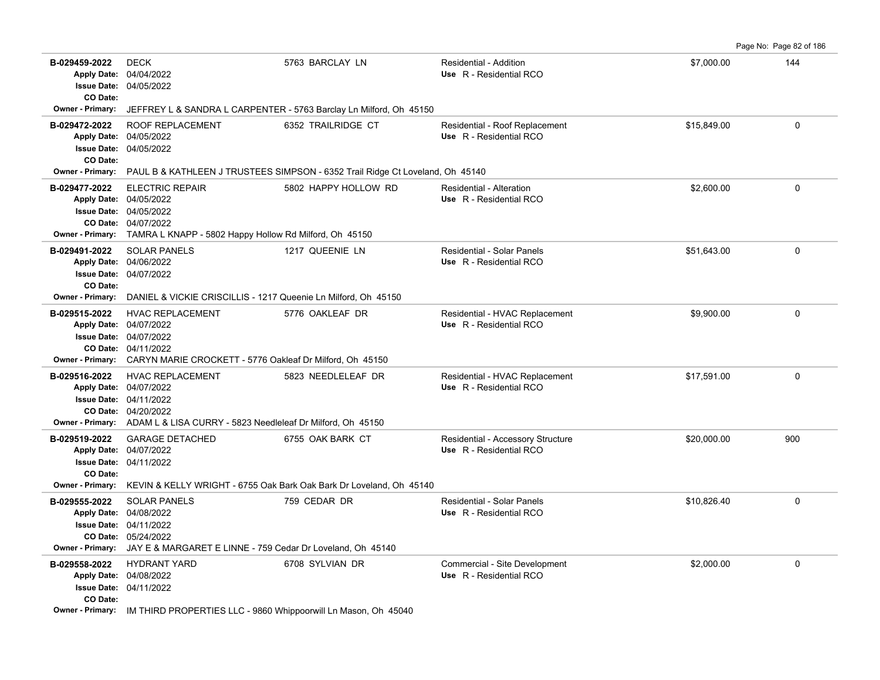| Permit # | Description | Address | Type / Use | Valuation | Sq Ft |
|---|---|---|---|---|---|
| **B-029459-2022** | DECK | 5763 BARCLAY LN | Residential - Addition | $7,000.00 | 144 |
| Apply Date: 04/04/2022 | | | Use R - Residential RCO | | |
| Issue Date: 04/05/2022 | | | | | |
| CO Date: | | | | | |
| Owner - Primary: JEFFREY L & SANDRA L CARPENTER - 5763 Barclay Ln Milford, Oh 45150 | | | | | |
| **B-029472-2022** | ROOF REPLACEMENT | 6352 TRAILRIDGE CT | Residential - Roof Replacement | $15,849.00 | 0 |
| Apply Date: 04/05/2022 | | | Use R - Residential RCO | | |
| Issue Date: 04/05/2022 | | | | | |
| CO Date: | | | | | |
| Owner - Primary: PAUL B & KATHLEEN J TRUSTEES SIMPSON - 6352 Trail Ridge Ct Loveland, Oh 45140 | | | | | |
| **B-029477-2022** | ELECTRIC REPAIR | 5802 HAPPY HOLLOW RD | Residential - Alteration | $2,600.00 | 0 |
| Apply Date: 04/05/2022 | | | Use R - Residential RCO | | |
| Issue Date: 04/05/2022 | | | | | |
| CO Date: 04/07/2022 | | | | | |
| Owner - Primary: TAMRA L KNAPP - 5802 Happy Hollow Rd Milford, Oh 45150 | | | | | |
| **B-029491-2022** | SOLAR PANELS | 1217 QUEENIE LN | Residential - Solar Panels | $51,643.00 | 0 |
| Apply Date: 04/06/2022 | | | Use R - Residential RCO | | |
| Issue Date: 04/07/2022 | | | | | |
| CO Date: | | | | | |
| Owner - Primary: DANIEL & VICKIE CRISCILLIS - 1217 Queenie Ln Milford, Oh 45150 | | | | | |
| **B-029515-2022** | HVAC REPLACEMENT | 5776 OAKLEAF DR | Residential - HVAC Replacement | $9,900.00 | 0 |
| Apply Date: 04/07/2022 | | | Use R - Residential RCO | | |
| Issue Date: 04/07/2022 | | | | | |
| CO Date: 04/11/2022 | | | | | |
| Owner - Primary: CARYN MARIE CROCKETT - 5776 Oakleaf Dr Milford, Oh 45150 | | | | | |
| **B-029516-2022** | HVAC REPLACEMENT | 5823 NEEDLELEAF DR | Residential - HVAC Replacement | $17,591.00 | 0 |
| Apply Date: 04/07/2022 | | | Use R - Residential RCO | | |
| Issue Date: 04/11/2022 | | | | | |
| CO Date: 04/20/2022 | | | | | |
| Owner - Primary: ADAM L & LISA CURRY - 5823 Needleleaf Dr Milford, Oh 45150 | | | | | |
| **B-029519-2022** | GARAGE DETACHED | 6755 OAK BARK CT | Residential - Accessory Structure | $20,000.00 | 900 |
| Apply Date: 04/07/2022 | | | Use R - Residential RCO | | |
| Issue Date: 04/11/2022 | | | | | |
| CO Date: | | | | | |
| Owner - Primary: KEVIN & KELLY WRIGHT - 6755 Oak Bark Oak Bark Dr Loveland, Oh 45140 | | | | | |
| **B-029555-2022** | SOLAR PANELS | 759 CEDAR DR | Residential - Solar Panels | $10,826.40 | 0 |
| Apply Date: 04/08/2022 | | | Use R - Residential RCO | | |
| Issue Date: 04/11/2022 | | | | | |
| CO Date: 05/24/2022 | | | | | |
| Owner - Primary: JAY E & MARGARET E LINNE - 759 Cedar Dr Loveland, Oh 45140 | | | | | |
| **B-029558-2022** | HYDRANT YARD | 6708 SYLVIAN DR | Commercial - Site Development | $2,000.00 | 0 |
| Apply Date: 04/08/2022 | | | Use R - Residential RCO | | |
| Issue Date: 04/11/2022 | | | | | |
| CO Date: | | | | | |
| Owner - Primary: IM THIRD PROPERTIES LLC - 9860 Whippoorwill Ln Mason, Oh 45040 | | | | | |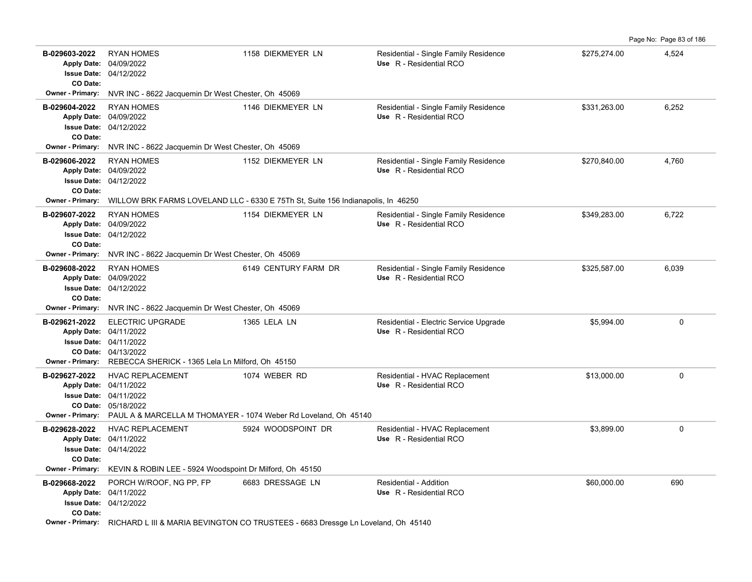| Permit | Description | Address | Type / Use | Valuation | Sq Ft |
|---|---|---|---|---|---|
| B-029603-2022<br>Apply Date: 04/09/2022<br>Issue Date: 04/12/2022<br>CO Date: | RYAN HOMES | 1158 DIEKMEYER LN | Residential - Single Family Residence<br>Use R - Residential RCO | $275,274.00 | 4,524 |
| Owner - Primary: NVR INC - 8622 Jacquemin Dr West Chester, Oh 45069 | | | | | |
| B-029604-2022<br>Apply Date: 04/09/2022<br>Issue Date: 04/12/2022<br>CO Date: | RYAN HOMES | 1146 DIEKMEYER LN | Residential - Single Family Residence<br>Use R - Residential RCO | $331,263.00 | 6,252 |
| Owner - Primary: NVR INC - 8622 Jacquemin Dr West Chester, Oh 45069 | | | | | |
| B-029606-2022<br>Apply Date: 04/09/2022<br>Issue Date: 04/12/2022<br>CO Date: | RYAN HOMES | 1152 DIEKMEYER LN | Residential - Single Family Residence<br>Use R - Residential RCO | $270,840.00 | 4,760 |
| Owner - Primary: WILLOW BRK FARMS LOVELAND LLC - 6330 E 75Th St, Suite 156 Indianapolis, In 46250 | | | | | |
| B-029607-2022<br>Apply Date: 04/09/2022<br>Issue Date: 04/12/2022<br>CO Date: | RYAN HOMES | 1154 DIEKMEYER LN | Residential - Single Family Residence<br>Use R - Residential RCO | $349,283.00 | 6,722 |
| Owner - Primary: NVR INC - 8622 Jacquemin Dr West Chester, Oh 45069 | | | | | |
| B-029608-2022<br>Apply Date: 04/09/2022<br>Issue Date: 04/12/2022<br>CO Date: | RYAN HOMES | 6149 CENTURY FARM DR | Residential - Single Family Residence<br>Use R - Residential RCO | $325,587.00 | 6,039 |
| Owner - Primary: NVR INC - 8622 Jacquemin Dr West Chester, Oh 45069 | | | | | |
| B-029621-2022<br>Apply Date: 04/11/2022<br>Issue Date: 04/11/2022<br>CO Date: 04/13/2022 | ELECTRIC UPGRADE | 1365 LELA LN | Residential - Electric Service Upgrade<br>Use R - Residential RCO | $5,994.00 | 0 |
| Owner - Primary: REBECCA SHERICK - 1365 Lela Ln Milford, Oh 45150 | | | | | |
| B-029627-2022<br>Apply Date: 04/11/2022<br>Issue Date: 04/11/2022<br>CO Date: 05/18/2022 | HVAC REPLACEMENT | 1074 WEBER RD | Residential - HVAC Replacement<br>Use R - Residential RCO | $13,000.00 | 0 |
| Owner - Primary: PAUL A & MARCELLA M THOMAYER - 1074 Weber Rd Loveland, Oh 45140 | | | | | |
| B-029628-2022<br>Apply Date: 04/11/2022<br>Issue Date: 04/14/2022<br>CO Date: | HVAC REPLACEMENT | 5924 WOODSPOINT DR | Residential - HVAC Replacement<br>Use R - Residential RCO | $3,899.00 | 0 |
| Owner - Primary: KEVIN & ROBIN LEE - 5924 Woodspoint Dr Milford, Oh 45150 | | | | | |
| B-029668-2022<br>Apply Date: 04/11/2022<br>Issue Date: 04/12/2022<br>CO Date: | PORCH W/ROOF, NG PP, FP | 6683 DRESSAGE LN | Residential - Addition<br>Use R - Residential RCO | $60,000.00 | 690 |
| Owner - Primary: RICHARD L III & MARIA BEVINGTON CO TRUSTEES - 6683 Dressge Ln Loveland, Oh 45140 | | | | | |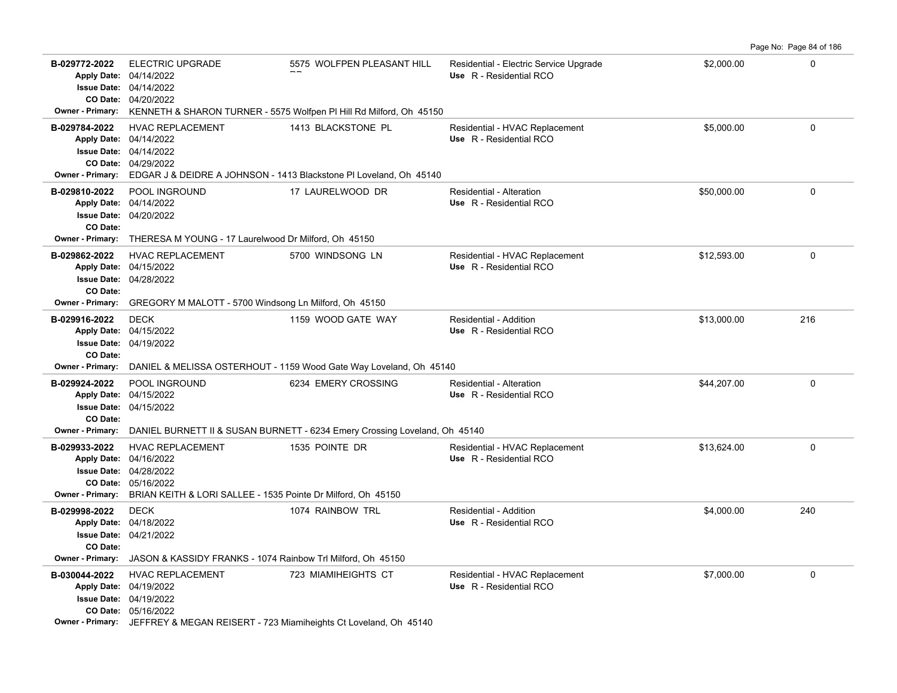| Permit No. | Description | Address | Type / Use | Valuation | Sq Ft |
|---|---|---|---|---|---|
| **B-029772-2022**<br>Apply Date: 04/14/2022<br>Issue Date: 04/14/2022<br>CO Date: 04/20/2022<br>Owner - Primary: KENNETH & SHARON TURNER - 5575 Wolfpen Pl Hill Rd Milford, Oh 45150 | ELECTRIC UPGRADE | 5575 WOLFPEN PLEASANT HILL RD | Residential - Electric Service Upgrade<br>Use R - Residential RCO | $2,000.00 | 0 |
| **B-029784-2022**<br>Apply Date: 04/14/2022<br>Issue Date: 04/14/2022<br>CO Date: 04/29/2022<br>Owner - Primary: EDGAR J & DEIDRE A JOHNSON - 1413 Blackstone Pl Loveland, Oh 45140 | HVAC REPLACEMENT | 1413 BLACKSTONE PL | Residential - HVAC Replacement<br>Use R - Residential RCO | $5,000.00 | 0 |
| **B-029810-2022**<br>Apply Date: 04/14/2022<br>Issue Date: 04/20/2022<br>CO Date:<br>Owner - Primary: THERESA M YOUNG - 17 Laurelwood Dr Milford, Oh 45150 | POOL INGROUND | 17 LAURELWOOD DR | Residential - Alteration<br>Use R - Residential RCO | $50,000.00 | 0 |
| **B-029862-2022**<br>Apply Date: 04/15/2022<br>Issue Date: 04/28/2022<br>CO Date:<br>Owner - Primary: GREGORY M MALOTT - 5700 Windsong Ln Milford, Oh 45150 | HVAC REPLACEMENT | 5700 WINDSONG LN | Residential - HVAC Replacement<br>Use R - Residential RCO | $12,593.00 | 0 |
| **B-029916-2022**<br>Apply Date: 04/15/2022<br>Issue Date: 04/19/2022<br>CO Date:<br>Owner - Primary: DANIEL & MELISSA OSTERHOUT - 1159 Wood Gate Way Loveland, Oh 45140 | DECK | 1159 WOOD GATE WAY | Residential - Addition<br>Use R - Residential RCO | $13,000.00 | 216 |
| **B-029924-2022**<br>Apply Date: 04/15/2022<br>Issue Date: 04/15/2022<br>CO Date:<br>Owner - Primary: DANIEL BURNETT II & SUSAN BURNETT - 6234 Emery Crossing Loveland, Oh 45140 | POOL INGROUND | 6234 EMERY CROSSING | Residential - Alteration<br>Use R - Residential RCO | $44,207.00 | 0 |
| **B-029933-2022**<br>Apply Date: 04/16/2022<br>Issue Date: 04/28/2022<br>CO Date: 05/16/2022<br>Owner - Primary: BRIAN KEITH & LORI SALLEE - 1535 Pointe Dr Milford, Oh 45150 | HVAC REPLACEMENT | 1535 POINTE DR | Residential - HVAC Replacement<br>Use R - Residential RCO | $13,624.00 | 0 |
| **B-029998-2022**<br>Apply Date: 04/18/2022<br>Issue Date: 04/21/2022<br>CO Date:<br>Owner - Primary: JASON & KASSIDY FRANKS - 1074 Rainbow Trl Milford, Oh 45150 | DECK | 1074 RAINBOW TRL | Residential - Addition<br>Use R - Residential RCO | $4,000.00 | 240 |
| **B-030044-2022**<br>Apply Date: 04/19/2022<br>Issue Date: 04/19/2022<br>CO Date: 05/16/2022<br>Owner - Primary: JEFFREY & MEGAN REISERT - 723 Miamiheights Ct Loveland, Oh 45140 | HVAC REPLACEMENT | 723 MIAMIHEIGHTS CT | Residential - HVAC Replacement<br>Use R - Residential RCO | $7,000.00 | 0 |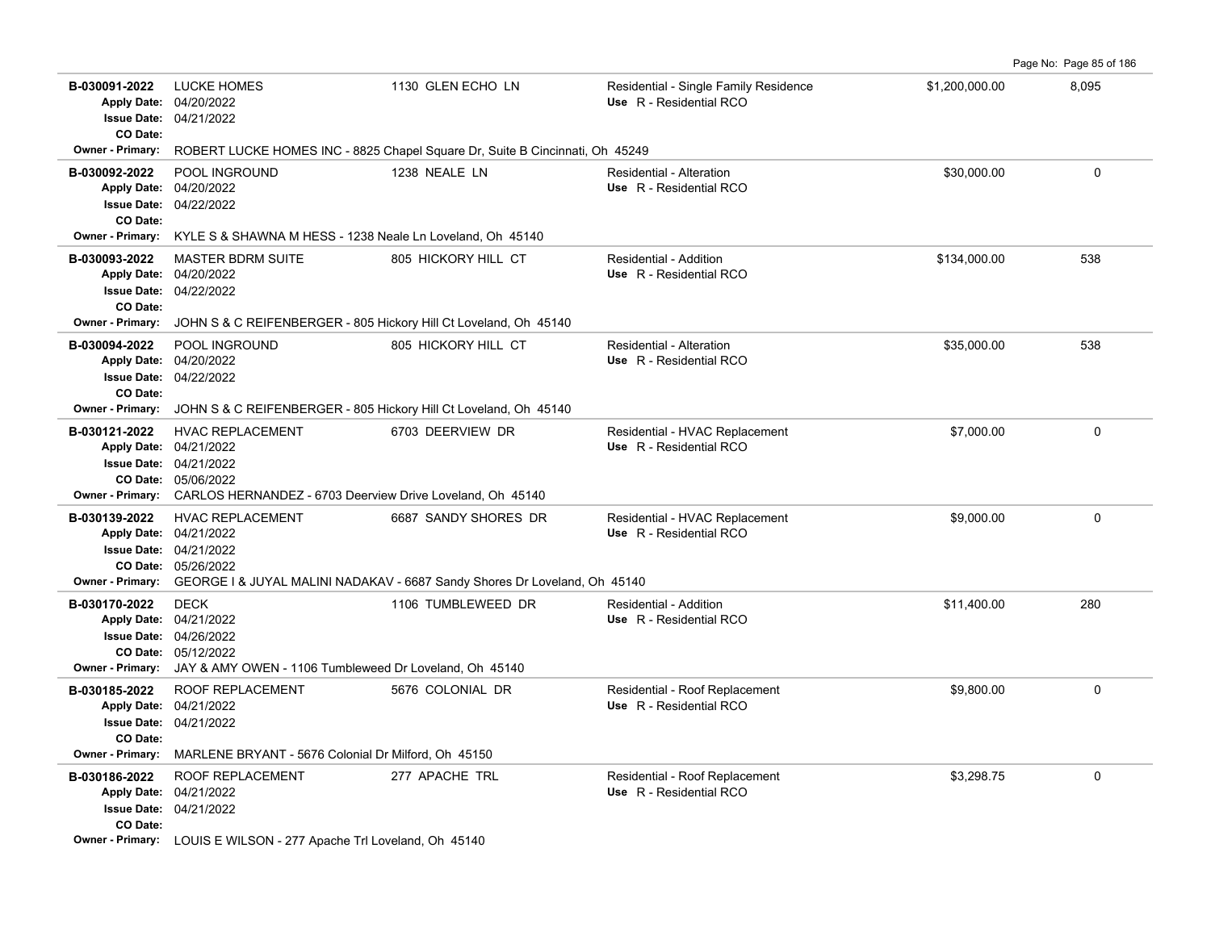| Permit | Description | Address | Type / Use | Valuation | Sq Ft |
|---|---|---|---|---|---|
| B-030091-2022<br>Apply Date: 04/20/2022<br>Issue Date: 04/21/2022<br>CO Date: | LUCKE HOMES | 1130 GLEN ECHO LN | Residential - Single Family Residence<br>Use R - Residential RCO | $1,200,000.00 | 8,095 |
| Owner - Primary: ROBERT LUCKE HOMES INC - 8825 Chapel Square Dr, Suite B Cincinnati, Oh 45249 | | | | | |
| B-030092-2022<br>Apply Date: 04/20/2022<br>Issue Date: 04/22/2022<br>CO Date: | POOL INGROUND | 1238 NEALE LN | Residential - Alteration<br>Use R - Residential RCO | $30,000.00 | 0 |
| Owner - Primary: KYLE S & SHAWNA M HESS - 1238 Neale Ln Loveland, Oh 45140 | | | | | |
| B-030093-2022<br>Apply Date: 04/20/2022<br>Issue Date: 04/22/2022<br>CO Date: | MASTER BDRM SUITE | 805 HICKORY HILL CT | Residential - Addition<br>Use R - Residential RCO | $134,000.00 | 538 |
| Owner - Primary: JOHN S & C REIFENBERGER - 805 Hickory Hill Ct Loveland, Oh 45140 | | | | | |
| B-030094-2022<br>Apply Date: 04/20/2022<br>Issue Date: 04/22/2022<br>CO Date: | POOL INGROUND | 805 HICKORY HILL CT | Residential - Alteration<br>Use R - Residential RCO | $35,000.00 | 538 |
| Owner - Primary: JOHN S & C REIFENBERGER - 805 Hickory Hill Ct Loveland, Oh 45140 | | | | | |
| B-030121-2022<br>Apply Date: 04/21/2022<br>Issue Date: 04/21/2022<br>CO Date: 05/06/2022 | HVAC REPLACEMENT | 6703 DEERVIEW DR | Residential - HVAC Replacement<br>Use R - Residential RCO | $7,000.00 | 0 |
| Owner - Primary: CARLOS HERNANDEZ - 6703 Deerview Drive Loveland, Oh 45140 | | | | | |
| B-030139-2022<br>Apply Date: 04/21/2022<br>Issue Date: 04/21/2022<br>CO Date: 05/26/2022 | HVAC REPLACEMENT | 6687 SANDY SHORES DR | Residential - HVAC Replacement<br>Use R - Residential RCO | $9,000.00 | 0 |
| Owner - Primary: GEORGE I & JUYAL MALINI NADAKAV - 6687 Sandy Shores Dr Loveland, Oh 45140 | | | | | |
| B-030170-2022<br>Apply Date: 04/21/2022<br>Issue Date: 04/26/2022<br>CO Date: 05/12/2022 | DECK | 1106 TUMBLEWEED DR | Residential - Addition<br>Use R - Residential RCO | $11,400.00 | 280 |
| Owner - Primary: JAY & AMY OWEN - 1106 Tumbleweed Dr Loveland, Oh 45140 | | | | | |
| B-030185-2022<br>Apply Date: 04/21/2022<br>Issue Date: 04/21/2022<br>CO Date: | ROOF REPLACEMENT | 5676 COLONIAL DR | Residential - Roof Replacement<br>Use R - Residential RCO | $9,800.00 | 0 |
| Owner - Primary: MARLENE BRYANT - 5676 Colonial Dr Milford, Oh 45150 | | | | | |
| B-030186-2022<br>Apply Date: 04/21/2022<br>Issue Date: 04/21/2022<br>CO Date: | ROOF REPLACEMENT | 277 APACHE TRL | Residential - Roof Replacement<br>Use R - Residential RCO | $3,298.75 | 0 |
| Owner - Primary: LOUIS E WILSON - 277 Apache Trl Loveland, Oh 45140 | | | | | |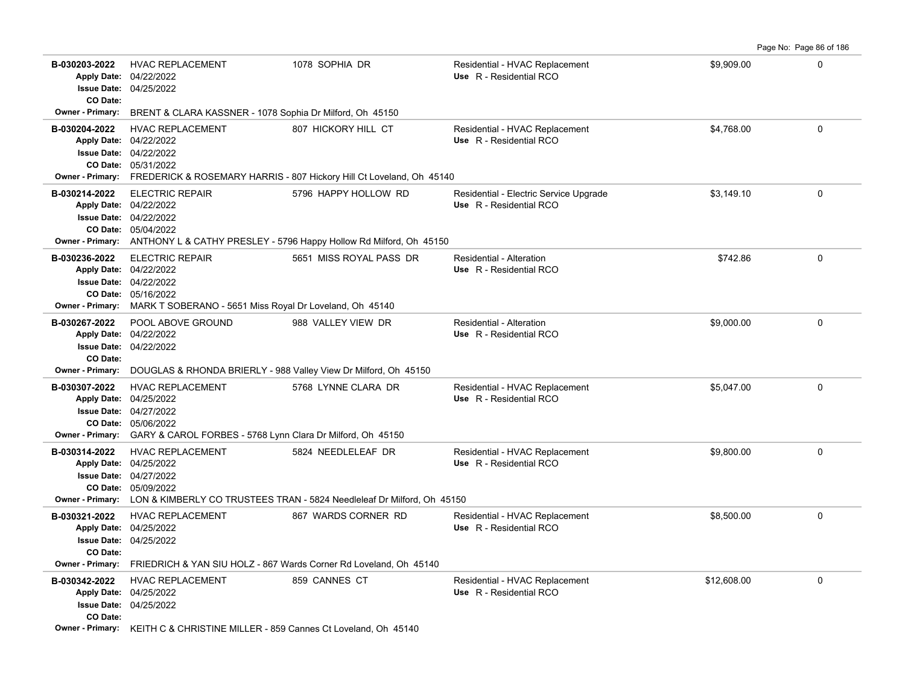| Permit No. | Description | Address | Type / Use | Valuation | |
|---|---|---|---|---|---|
| **B-030203-2022**<br>Apply Date: 04/22/2022<br>Issue Date: 04/25/2022<br>CO Date:<br>Owner - Primary: BRENT & CLARA KASSNER - 1078 Sophia Dr Milford, Oh 45150 | HVAC REPLACEMENT | 1078 SOPHIA DR | Residential - HVAC Replacement<br>Use R - Residential RCO | $9,909.00 | 0 |
| **B-030204-2022**<br>Apply Date: 04/22/2022<br>Issue Date: 04/22/2022<br>CO Date: 05/31/2022<br>Owner - Primary: FREDERICK & ROSEMARY HARRIS - 807 Hickory Hill Ct Loveland, Oh 45140 | HVAC REPLACEMENT | 807 HICKORY HILL CT | Residential - HVAC Replacement<br>Use R - Residential RCO | $4,768.00 | 0 |
| **B-030214-2022**<br>Apply Date: 04/22/2022<br>Issue Date: 04/22/2022<br>CO Date: 05/04/2022<br>Owner - Primary: ANTHONY L & CATHY PRESLEY - 5796 Happy Hollow Rd Milford, Oh 45150 | ELECTRIC REPAIR | 5796 HAPPY HOLLOW RD | Residential - Electric Service Upgrade<br>Use R - Residential RCO | $3,149.10 | 0 |
| **B-030236-2022**<br>Apply Date: 04/22/2022<br>Issue Date: 04/22/2022<br>CO Date: 05/16/2022<br>Owner - Primary: MARK T SOBERANO - 5651 Miss Royal Dr Loveland, Oh 45140 | ELECTRIC REPAIR | 5651 MISS ROYAL PASS DR | Residential - Alteration<br>Use R - Residential RCO | $742.86 | 0 |
| **B-030267-2022**<br>Apply Date: 04/22/2022<br>Issue Date: 04/22/2022<br>CO Date:<br>Owner - Primary: DOUGLAS & RHONDA BRIERLY - 988 Valley View Dr Milford, Oh 45150 | POOL ABOVE GROUND | 988 VALLEY VIEW DR | Residential - Alteration<br>Use R - Residential RCO | $9,000.00 | 0 |
| **B-030307-2022**<br>Apply Date: 04/25/2022<br>Issue Date: 04/27/2022<br>CO Date: 05/06/2022<br>Owner - Primary: GARY & CAROL FORBES - 5768 Lynn Clara Dr Milford, Oh 45150 | HVAC REPLACEMENT | 5768 LYNNE CLARA DR | Residential - HVAC Replacement<br>Use R - Residential RCO | $5,047.00 | 0 |
| **B-030314-2022**<br>Apply Date: 04/25/2022<br>Issue Date: 04/27/2022<br>CO Date: 05/09/2022<br>Owner - Primary: LON & KIMBERLY CO TRUSTEES TRAN - 5824 Needleleaf Dr Milford, Oh 45150 | HVAC REPLACEMENT | 5824 NEEDLELEAF DR | Residential - HVAC Replacement<br>Use R - Residential RCO | $9,800.00 | 0 |
| **B-030321-2022**<br>Apply Date: 04/25/2022<br>Issue Date: 04/25/2022<br>CO Date:<br>Owner - Primary: FRIEDRICH & YAN SIU HOLZ - 867 Wards Corner Rd Loveland, Oh 45140 | HVAC REPLACEMENT | 867 WARDS CORNER RD | Residential - HVAC Replacement<br>Use R - Residential RCO | $8,500.00 | 0 |
| **B-030342-2022**<br>Apply Date: 04/25/2022<br>Issue Date: 04/25/2022<br>CO Date:<br>Owner - Primary: KEITH C & CHRISTINE MILLER - 859 Cannes Ct Loveland, Oh 45140 | HVAC REPLACEMENT | 859 CANNES CT | Residential - HVAC Replacement<br>Use R - Residential RCO | $12,608.00 | 0 |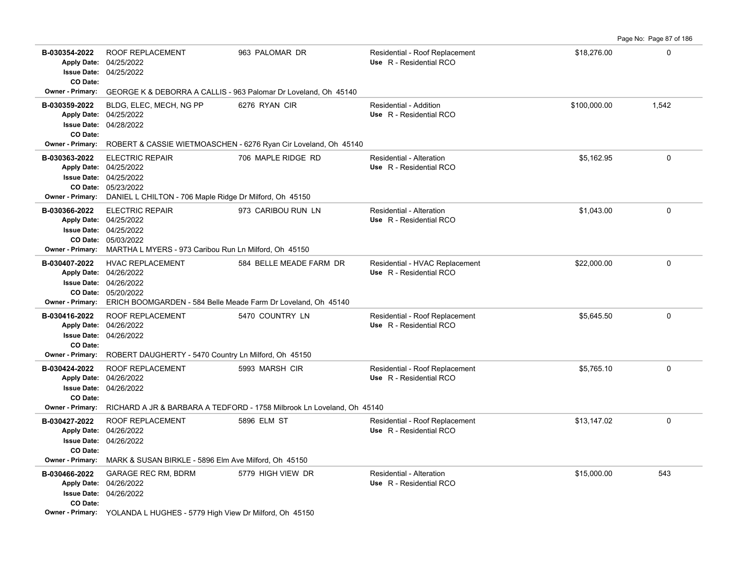| Permit # | Description | Address | Type / Use | Valuation | Sq Ft |
|---|---|---|---|---|---|
| **B-030354-2022**<br>Apply Date: 04/25/2022<br>Issue Date: 04/25/2022<br>CO Date:<br>Owner - Primary: GEORGE K & DEBORRA A CALLIS - 963 Palomar Dr Loveland, Oh 45140 | ROOF REPLACEMENT | 963 PALOMAR DR | Residential - Roof Replacement<br>Use R - Residential RCO | $18,276.00 | 0 |
| **B-030359-2022**<br>Apply Date: 04/25/2022<br>Issue Date: 04/28/2022<br>CO Date:<br>Owner - Primary: ROBERT & CASSIE WIETMOASCHEN - 6276 Ryan Cir Loveland, Oh 45140 | BLDG, ELEC, MECH, NG PP | 6276 RYAN CIR | Residential - Addition<br>Use R - Residential RCO | $100,000.00 | 1,542 |
| **B-030363-2022**<br>Apply Date: 04/25/2022<br>Issue Date: 04/25/2022<br>CO Date: 05/23/2022<br>Owner - Primary: DANIEL L CHILTON - 706 Maple Ridge Dr Milford, Oh 45150 | ELECTRIC REPAIR | 706 MAPLE RIDGE RD | Residential - Alteration<br>Use R - Residential RCO | $5,162.95 | 0 |
| **B-030366-2022**<br>Apply Date: 04/25/2022<br>Issue Date: 04/25/2022<br>CO Date: 05/03/2022<br>Owner - Primary: MARTHA L MYERS - 973 Caribou Run Ln Milford, Oh 45150 | ELECTRIC REPAIR | 973 CARIBOU RUN LN | Residential - Alteration<br>Use R - Residential RCO | $1,043.00 | 0 |
| **B-030407-2022**<br>Apply Date: 04/26/2022<br>Issue Date: 04/26/2022<br>CO Date: 05/20/2022<br>Owner - Primary: ERICH BOOMGARDEN - 584 Belle Meade Farm Dr Loveland, Oh 45140 | HVAC REPLACEMENT | 584 BELLE MEADE FARM DR | Residential - HVAC Replacement<br>Use R - Residential RCO | $22,000.00 | 0 |
| **B-030416-2022**<br>Apply Date: 04/26/2022<br>Issue Date: 04/26/2022<br>CO Date:<br>Owner - Primary: ROBERT DAUGHERTY - 5470 Country Ln Milford, Oh 45150 | ROOF REPLACEMENT | 5470 COUNTRY LN | Residential - Roof Replacement<br>Use R - Residential RCO | $5,645.50 | 0 |
| **B-030424-2022**<br>Apply Date: 04/26/2022<br>Issue Date: 04/26/2022<br>CO Date:<br>Owner - Primary: RICHARD A JR & BARBARA A TEDFORD - 1758 Milbrook Ln Loveland, Oh 45140 | ROOF REPLACEMENT | 5993 MARSH CIR | Residential - Roof Replacement<br>Use R - Residential RCO | $5,765.10 | 0 |
| **B-030427-2022**<br>Apply Date: 04/26/2022<br>Issue Date: 04/26/2022<br>CO Date:<br>Owner - Primary: MARK & SUSAN BIRKLE - 5896 Elm Ave Milford, Oh 45150 | ROOF REPLACEMENT | 5896 ELM ST | Residential - Roof Replacement<br>Use R - Residential RCO | $13,147.02 | 0 |
| **B-030466-2022**<br>Apply Date: 04/26/2022<br>Issue Date: 04/26/2022<br>CO Date:<br>Owner - Primary: YOLANDA L HUGHES - 5779 High View Dr Milford, Oh 45150 | GARAGE REC RM, BDRM | 5779 HIGH VIEW DR | Residential - Alteration<br>Use R - Residential RCO | $15,000.00 | 543 |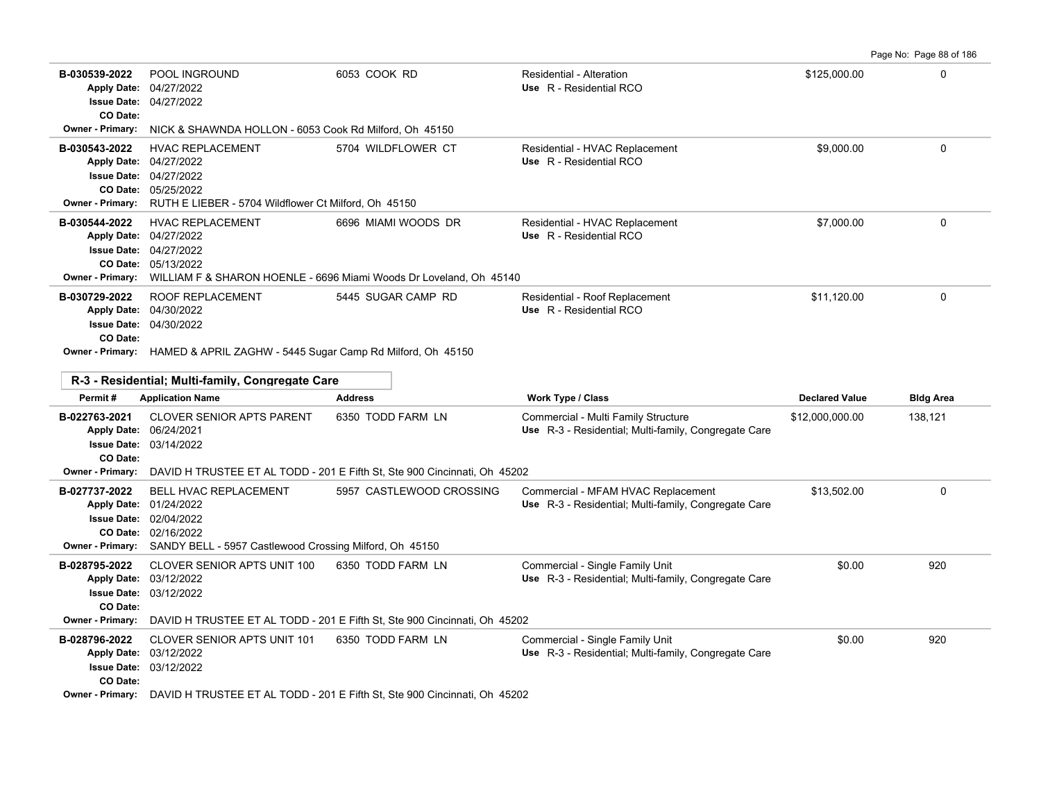| Permit # | Application Name | Address | Work Type / Class | Declared Value | Bldg Area |
|---|---|---|---|---|---|
| B-030539-2022 | POOL INGROUND | 6053 COOK RD | Residential - Alteration | $125,000.00 | 0 |
| Apply Date: 04/27/2022 | | | Use R - Residential RCO | | |
| Issue Date: 04/27/2022 | | | | | |
| CO Date: | | | | | |
| Owner - Primary: NICK & SHAWNDA HOLLON - 6053 Cook Rd Milford, Oh 45150 | | | | | |
| B-030543-2022 | HVAC REPLACEMENT | 5704 WILDFLOWER CT | Residential - HVAC Replacement | $9,000.00 | 0 |
| Apply Date: 04/27/2022 | | | Use R - Residential RCO | | |
| Issue Date: 04/27/2022 | | | | | |
| CO Date: 05/25/2022 | | | | | |
| Owner - Primary: RUTH E LIEBER - 5704 Wildflower Ct Milford, Oh 45150 | | | | | |
| B-030544-2022 | HVAC REPLACEMENT | 6696 MIAMI WOODS DR | Residential - HVAC Replacement | $7,000.00 | 0 |
| Apply Date: 04/27/2022 | | | Use R - Residential RCO | | |
| Issue Date: 04/27/2022 | | | | | |
| CO Date: 05/13/2022 | | | | | |
| Owner - Primary: WILLIAM F & SHARON HOENLE - 6696 Miami Woods Dr Loveland, Oh 45140 | | | | | |
| B-030729-2022 | ROOF REPLACEMENT | 5445 SUGAR CAMP RD | Residential - Roof Replacement | $11,120.00 | 0 |
| Apply Date: 04/30/2022 | | | Use R - Residential RCO | | |
| Issue Date: 04/30/2022 | | | | | |
| CO Date: | | | | | |
| Owner - Primary: HAMED & APRIL ZAGHW - 5445 Sugar Camp Rd Milford, Oh 45150 | | | | | |

## R-3 - Residential; Multi-family, Congregate Care

| Permit # | Application Name | Address | Work Type / Class | Declared Value | Bldg Area |
|---|---|---|---|---|---|
| B-022763-2021 | CLOVER SENIOR APTS PARENT | 6350 TODD FARM LN | Commercial - Multi Family Structure | $12,000,000.00 | 138,121 |
| Apply Date: 06/24/2021 | | | Use R-3 - Residential; Multi-family, Congregate Care | | |
| Issue Date: 03/14/2022 | | | | | |
| CO Date: | | | | | |
| Owner - Primary: DAVID H TRUSTEE ET AL TODD - 201 E Fifth St, Ste 900 Cincinnati, Oh 45202 | | | | | |
| B-027737-2022 | BELL HVAC REPLACEMENT | 5957 CASTLEWOOD CROSSING | Commercial - MFAM HVAC Replacement | $13,502.00 | 0 |
| Apply Date: 01/24/2022 | | | Use R-3 - Residential; Multi-family, Congregate Care | | |
| Issue Date: 02/04/2022 | | | | | |
| CO Date: 02/16/2022 | | | | | |
| Owner - Primary: SANDY BELL - 5957 Castlewood Crossing Milford, Oh 45150 | | | | | |
| B-028795-2022 | CLOVER SENIOR APTS UNIT 100 | 6350 TODD FARM LN | Commercial - Single Family Unit | $0.00 | 920 |
| Apply Date: 03/12/2022 | | | Use R-3 - Residential; Multi-family, Congregate Care | | |
| Issue Date: 03/12/2022 | | | | | |
| CO Date: | | | | | |
| Owner - Primary: DAVID H TRUSTEE ET AL TODD - 201 E Fifth St, Ste 900 Cincinnati, Oh 45202 | | | | | |
| B-028796-2022 | CLOVER SENIOR APTS UNIT 101 | 6350 TODD FARM LN | Commercial - Single Family Unit | $0.00 | 920 |
| Apply Date: 03/12/2022 | | | Use R-3 - Residential; Multi-family, Congregate Care | | |
| Issue Date: 03/12/2022 | | | | | |
| CO Date: | | | | | |
| Owner - Primary: DAVID H TRUSTEE ET AL TODD - 201 E Fifth St, Ste 900 Cincinnati, Oh 45202 | | | | | |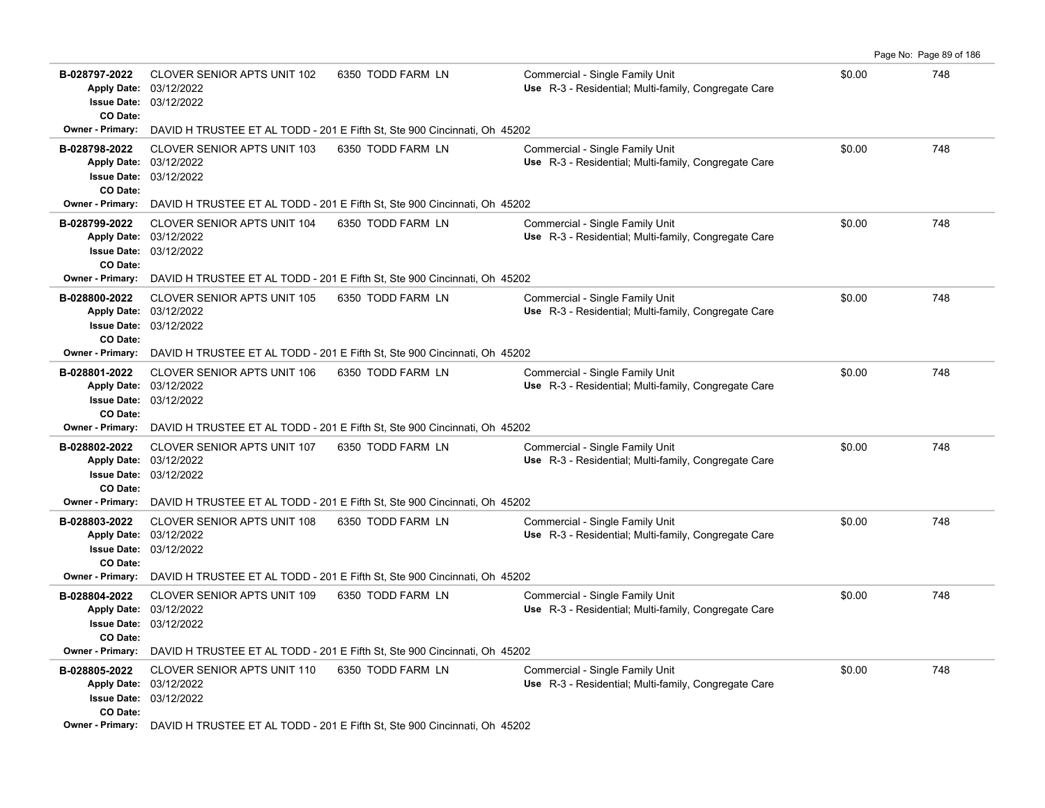| Permit | Description | Address | Type / Use | Value | Sq Ft |
|---|---|---|---|---|---|
| **B-028797-2022**<br>**Apply Date:** 03/12/2022<br>**Issue Date:** 03/12/2022<br>**CO Date:** | CLOVER SENIOR APTS UNIT 102 | 6350 TODD FARM LN | Commercial - Single Family Unit<br>**Use** R-3 - Residential; Multi-family, Congregate Care | $0.00 | 748 |
| **Owner - Primary:** | DAVID H TRUSTEE ET AL TODD - 201 E Fifth St, Ste 900 Cincinnati, Oh 45202 | | | | |
| **B-028798-2022**<br>**Apply Date:** 03/12/2022<br>**Issue Date:** 03/12/2022<br>**CO Date:** | CLOVER SENIOR APTS UNIT 103 | 6350 TODD FARM LN | Commercial - Single Family Unit<br>**Use** R-3 - Residential; Multi-family, Congregate Care | $0.00 | 748 |
| **Owner - Primary:** | DAVID H TRUSTEE ET AL TODD - 201 E Fifth St, Ste 900 Cincinnati, Oh 45202 | | | | |
| **B-028799-2022**<br>**Apply Date:** 03/12/2022<br>**Issue Date:** 03/12/2022<br>**CO Date:** | CLOVER SENIOR APTS UNIT 104 | 6350 TODD FARM LN | Commercial - Single Family Unit<br>**Use** R-3 - Residential; Multi-family, Congregate Care | $0.00 | 748 |
| **Owner - Primary:** | DAVID H TRUSTEE ET AL TODD - 201 E Fifth St, Ste 900 Cincinnati, Oh 45202 | | | | |
| **B-028800-2022**<br>**Apply Date:** 03/12/2022<br>**Issue Date:** 03/12/2022<br>**CO Date:** | CLOVER SENIOR APTS UNIT 105 | 6350 TODD FARM LN | Commercial - Single Family Unit<br>**Use** R-3 - Residential; Multi-family, Congregate Care | $0.00 | 748 |
| **Owner - Primary:** | DAVID H TRUSTEE ET AL TODD - 201 E Fifth St, Ste 900 Cincinnati, Oh 45202 | | | | |
| **B-028801-2022**<br>**Apply Date:** 03/12/2022<br>**Issue Date:** 03/12/2022<br>**CO Date:** | CLOVER SENIOR APTS UNIT 106 | 6350 TODD FARM LN | Commercial - Single Family Unit<br>**Use** R-3 - Residential; Multi-family, Congregate Care | $0.00 | 748 |
| **Owner - Primary:** | DAVID H TRUSTEE ET AL TODD - 201 E Fifth St, Ste 900 Cincinnati, Oh 45202 | | | | |
| **B-028802-2022**<br>**Apply Date:** 03/12/2022<br>**Issue Date:** 03/12/2022<br>**CO Date:** | CLOVER SENIOR APTS UNIT 107 | 6350 TODD FARM LN | Commercial - Single Family Unit<br>**Use** R-3 - Residential; Multi-family, Congregate Care | $0.00 | 748 |
| **Owner - Primary:** | DAVID H TRUSTEE ET AL TODD - 201 E Fifth St, Ste 900 Cincinnati, Oh 45202 | | | | |
| **B-028803-2022**<br>**Apply Date:** 03/12/2022<br>**Issue Date:** 03/12/2022<br>**CO Date:** | CLOVER SENIOR APTS UNIT 108 | 6350 TODD FARM LN | Commercial - Single Family Unit<br>**Use** R-3 - Residential; Multi-family, Congregate Care | $0.00 | 748 |
| **Owner - Primary:** | DAVID H TRUSTEE ET AL TODD - 201 E Fifth St, Ste 900 Cincinnati, Oh 45202 | | | | |
| **B-028804-2022**<br>**Apply Date:** 03/12/2022<br>**Issue Date:** 03/12/2022<br>**CO Date:** | CLOVER SENIOR APTS UNIT 109 | 6350 TODD FARM LN | Commercial - Single Family Unit<br>**Use** R-3 - Residential; Multi-family, Congregate Care | $0.00 | 748 |
| **Owner - Primary:** | DAVID H TRUSTEE ET AL TODD - 201 E Fifth St, Ste 900 Cincinnati, Oh 45202 | | | | |
| **B-028805-2022**<br>**Apply Date:** 03/12/2022<br>**Issue Date:** 03/12/2022<br>**CO Date:** | CLOVER SENIOR APTS UNIT 110 | 6350 TODD FARM LN | Commercial - Single Family Unit<br>**Use** R-3 - Residential; Multi-family, Congregate Care | $0.00 | 748 |
| **Owner - Primary:** | DAVID H TRUSTEE ET AL TODD - 201 E Fifth St, Ste 900 Cincinnati, Oh 45202 | | | | |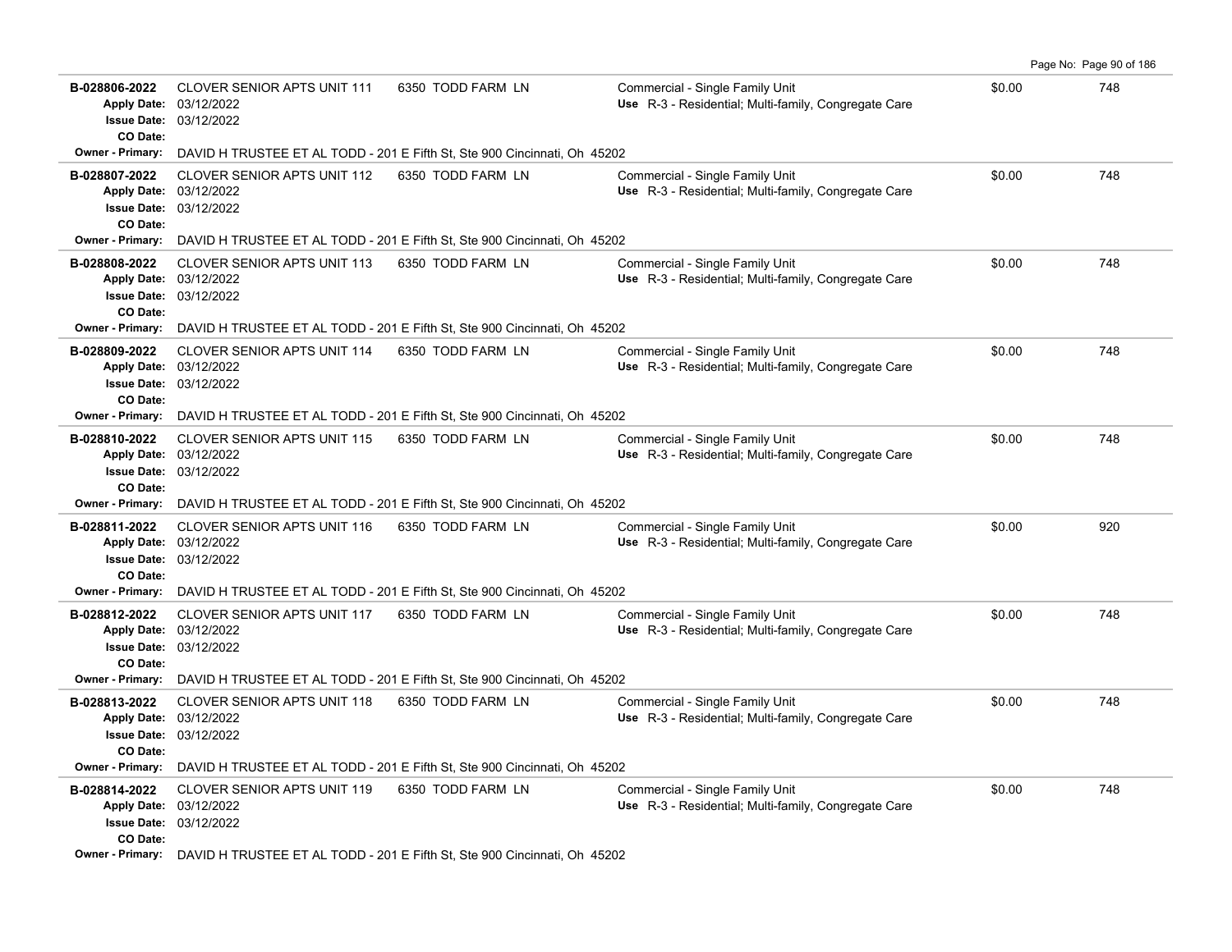| Permit | Description | Address | Type / Use | Valuation | Sq Ft |
|---|---|---|---|---|---|
| **B-028806-2022** | CLOVER SENIOR APTS UNIT 111 | 6350 TODD FARM LN | Commercial - Single Family Unit | $0.00 | 748 |
| **Apply Date:** 03/12/2022 | | | **Use** R-3 - Residential; Multi-family, Congregate Care | | |
| **Issue Date:** 03/12/2022 | | | | | |
| **CO Date:** | | | | | |
| **Owner - Primary:** DAVID H TRUSTEE ET AL TODD - 201 E Fifth St, Ste 900 Cincinnati, Oh 45202 | | | | | |
| **B-028807-2022** | CLOVER SENIOR APTS UNIT 112 | 6350 TODD FARM LN | Commercial - Single Family Unit | $0.00 | 748 |
| **Apply Date:** 03/12/2022 | | | **Use** R-3 - Residential; Multi-family, Congregate Care | | |
| **Issue Date:** 03/12/2022 | | | | | |
| **CO Date:** | | | | | |
| **Owner - Primary:** DAVID H TRUSTEE ET AL TODD - 201 E Fifth St, Ste 900 Cincinnati, Oh 45202 | | | | | |
| **B-028808-2022** | CLOVER SENIOR APTS UNIT 113 | 6350 TODD FARM LN | Commercial - Single Family Unit | $0.00 | 748 |
| **Apply Date:** 03/12/2022 | | | **Use** R-3 - Residential; Multi-family, Congregate Care | | |
| **Issue Date:** 03/12/2022 | | | | | |
| **CO Date:** | | | | | |
| **Owner - Primary:** DAVID H TRUSTEE ET AL TODD - 201 E Fifth St, Ste 900 Cincinnati, Oh 45202 | | | | | |
| **B-028809-2022** | CLOVER SENIOR APTS UNIT 114 | 6350 TODD FARM LN | Commercial - Single Family Unit | $0.00 | 748 |
| **Apply Date:** 03/12/2022 | | | **Use** R-3 - Residential; Multi-family, Congregate Care | | |
| **Issue Date:** 03/12/2022 | | | | | |
| **CO Date:** | | | | | |
| **Owner - Primary:** DAVID H TRUSTEE ET AL TODD - 201 E Fifth St, Ste 900 Cincinnati, Oh 45202 | | | | | |
| **B-028810-2022** | CLOVER SENIOR APTS UNIT 115 | 6350 TODD FARM LN | Commercial - Single Family Unit | $0.00 | 748 |
| **Apply Date:** 03/12/2022 | | | **Use** R-3 - Residential; Multi-family, Congregate Care | | |
| **Issue Date:** 03/12/2022 | | | | | |
| **CO Date:** | | | | | |
| **Owner - Primary:** DAVID H TRUSTEE ET AL TODD - 201 E Fifth St, Ste 900 Cincinnati, Oh 45202 | | | | | |
| **B-028811-2022** | CLOVER SENIOR APTS UNIT 116 | 6350 TODD FARM LN | Commercial - Single Family Unit | $0.00 | 920 |
| **Apply Date:** 03/12/2022 | | | **Use** R-3 - Residential; Multi-family, Congregate Care | | |
| **Issue Date:** 03/12/2022 | | | | | |
| **CO Date:** | | | | | |
| **Owner - Primary:** DAVID H TRUSTEE ET AL TODD - 201 E Fifth St, Ste 900 Cincinnati, Oh 45202 | | | | | |
| **B-028812-2022** | CLOVER SENIOR APTS UNIT 117 | 6350 TODD FARM LN | Commercial - Single Family Unit | $0.00 | 748 |
| **Apply Date:** 03/12/2022 | | | **Use** R-3 - Residential; Multi-family, Congregate Care | | |
| **Issue Date:** 03/12/2022 | | | | | |
| **CO Date:** | | | | | |
| **Owner - Primary:** DAVID H TRUSTEE ET AL TODD - 201 E Fifth St, Ste 900 Cincinnati, Oh 45202 | | | | | |
| **B-028813-2022** | CLOVER SENIOR APTS UNIT 118 | 6350 TODD FARM LN | Commercial - Single Family Unit | $0.00 | 748 |
| **Apply Date:** 03/12/2022 | | | **Use** R-3 - Residential; Multi-family, Congregate Care | | |
| **Issue Date:** 03/12/2022 | | | | | |
| **CO Date:** | | | | | |
| **Owner - Primary:** DAVID H TRUSTEE ET AL TODD - 201 E Fifth St, Ste 900 Cincinnati, Oh 45202 | | | | | |
| **B-028814-2022** | CLOVER SENIOR APTS UNIT 119 | 6350 TODD FARM LN | Commercial - Single Family Unit | $0.00 | 748 |
| **Apply Date:** 03/12/2022 | | | **Use** R-3 - Residential; Multi-family, Congregate Care | | |
| **Issue Date:** 03/12/2022 | | | | | |
| **CO Date:** | | | | | |
| **Owner - Primary:** DAVID H TRUSTEE ET AL TODD - 201 E Fifth St, Ste 900 Cincinnati, Oh 45202 | | | | | |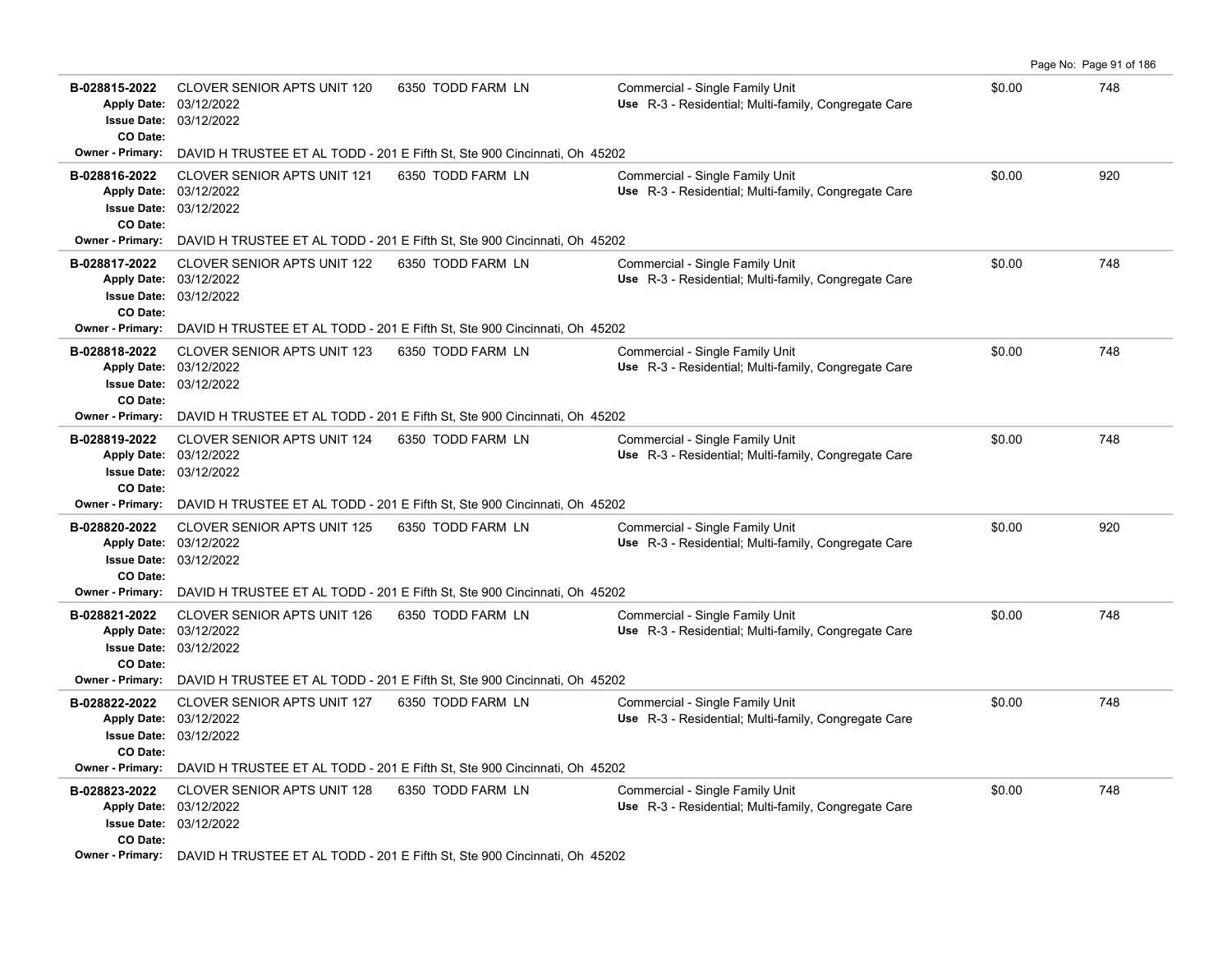| Permit # | Description | Address | Type / Use | Valuation | Sq Ft |
|---|---|---|---|---|---|
| **B-028815-2022** | CLOVER SENIOR APTS UNIT 120 | 6350 TODD FARM LN | Commercial - Single Family Unit | $0.00 | 748 |
| **Apply Date:** | 03/12/2022 | | **Use** R-3 - Residential; Multi-family, Congregate Care | | |
| **Issue Date:** | 03/12/2022 | | | | |
| **CO Date:** | | | | | |
| **Owner - Primary:** | DAVID H TRUSTEE ET AL TODD - 201 E Fifth St, Ste 900 Cincinnati, Oh 45202 | | | | |
| **B-028816-2022** | CLOVER SENIOR APTS UNIT 121 | 6350 TODD FARM LN | Commercial - Single Family Unit | $0.00 | 920 |
| **Apply Date:** | 03/12/2022 | | **Use** R-3 - Residential; Multi-family, Congregate Care | | |
| **Issue Date:** | 03/12/2022 | | | | |
| **CO Date:** | | | | | |
| **Owner - Primary:** | DAVID H TRUSTEE ET AL TODD - 201 E Fifth St, Ste 900 Cincinnati, Oh 45202 | | | | |
| **B-028817-2022** | CLOVER SENIOR APTS UNIT 122 | 6350 TODD FARM LN | Commercial - Single Family Unit | $0.00 | 748 |
| **Apply Date:** | 03/12/2022 | | **Use** R-3 - Residential; Multi-family, Congregate Care | | |
| **Issue Date:** | 03/12/2022 | | | | |
| **CO Date:** | | | | | |
| **Owner - Primary:** | DAVID H TRUSTEE ET AL TODD - 201 E Fifth St, Ste 900 Cincinnati, Oh 45202 | | | | |
| **B-028818-2022** | CLOVER SENIOR APTS UNIT 123 | 6350 TODD FARM LN | Commercial - Single Family Unit | $0.00 | 748 |
| **Apply Date:** | 03/12/2022 | | **Use** R-3 - Residential; Multi-family, Congregate Care | | |
| **Issue Date:** | 03/12/2022 | | | | |
| **CO Date:** | | | | | |
| **Owner - Primary:** | DAVID H TRUSTEE ET AL TODD - 201 E Fifth St, Ste 900 Cincinnati, Oh 45202 | | | | |
| **B-028819-2022** | CLOVER SENIOR APTS UNIT 124 | 6350 TODD FARM LN | Commercial - Single Family Unit | $0.00 | 748 |
| **Apply Date:** | 03/12/2022 | | **Use** R-3 - Residential; Multi-family, Congregate Care | | |
| **Issue Date:** | 03/12/2022 | | | | |
| **CO Date:** | | | | | |
| **Owner - Primary:** | DAVID H TRUSTEE ET AL TODD - 201 E Fifth St, Ste 900 Cincinnati, Oh 45202 | | | | |
| **B-028820-2022** | CLOVER SENIOR APTS UNIT 125 | 6350 TODD FARM LN | Commercial - Single Family Unit | $0.00 | 920 |
| **Apply Date:** | 03/12/2022 | | **Use** R-3 - Residential; Multi-family, Congregate Care | | |
| **Issue Date:** | 03/12/2022 | | | | |
| **CO Date:** | | | | | |
| **Owner - Primary:** | DAVID H TRUSTEE ET AL TODD - 201 E Fifth St, Ste 900 Cincinnati, Oh 45202 | | | | |
| **B-028821-2022** | CLOVER SENIOR APTS UNIT 126 | 6350 TODD FARM LN | Commercial - Single Family Unit | $0.00 | 748 |
| **Apply Date:** | 03/12/2022 | | **Use** R-3 - Residential; Multi-family, Congregate Care | | |
| **Issue Date:** | 03/12/2022 | | | | |
| **CO Date:** | | | | | |
| **Owner - Primary:** | DAVID H TRUSTEE ET AL TODD - 201 E Fifth St, Ste 900 Cincinnati, Oh 45202 | | | | |
| **B-028822-2022** | CLOVER SENIOR APTS UNIT 127 | 6350 TODD FARM LN | Commercial - Single Family Unit | $0.00 | 748 |
| **Apply Date:** | 03/12/2022 | | **Use** R-3 - Residential; Multi-family, Congregate Care | | |
| **Issue Date:** | 03/12/2022 | | | | |
| **CO Date:** | | | | | |
| **Owner - Primary:** | DAVID H TRUSTEE ET AL TODD - 201 E Fifth St, Ste 900 Cincinnati, Oh 45202 | | | | |
| **B-028823-2022** | CLOVER SENIOR APTS UNIT 128 | 6350 TODD FARM LN | Commercial - Single Family Unit | $0.00 | 748 |
| **Apply Date:** | 03/12/2022 | | **Use** R-3 - Residential; Multi-family, Congregate Care | | |
| **Issue Date:** | 03/12/2022 | | | | |
| **CO Date:** | | | | | |
| **Owner - Primary:** | DAVID H TRUSTEE ET AL TODD - 201 E Fifth St, Ste 900 Cincinnati, Oh 45202 | | | | |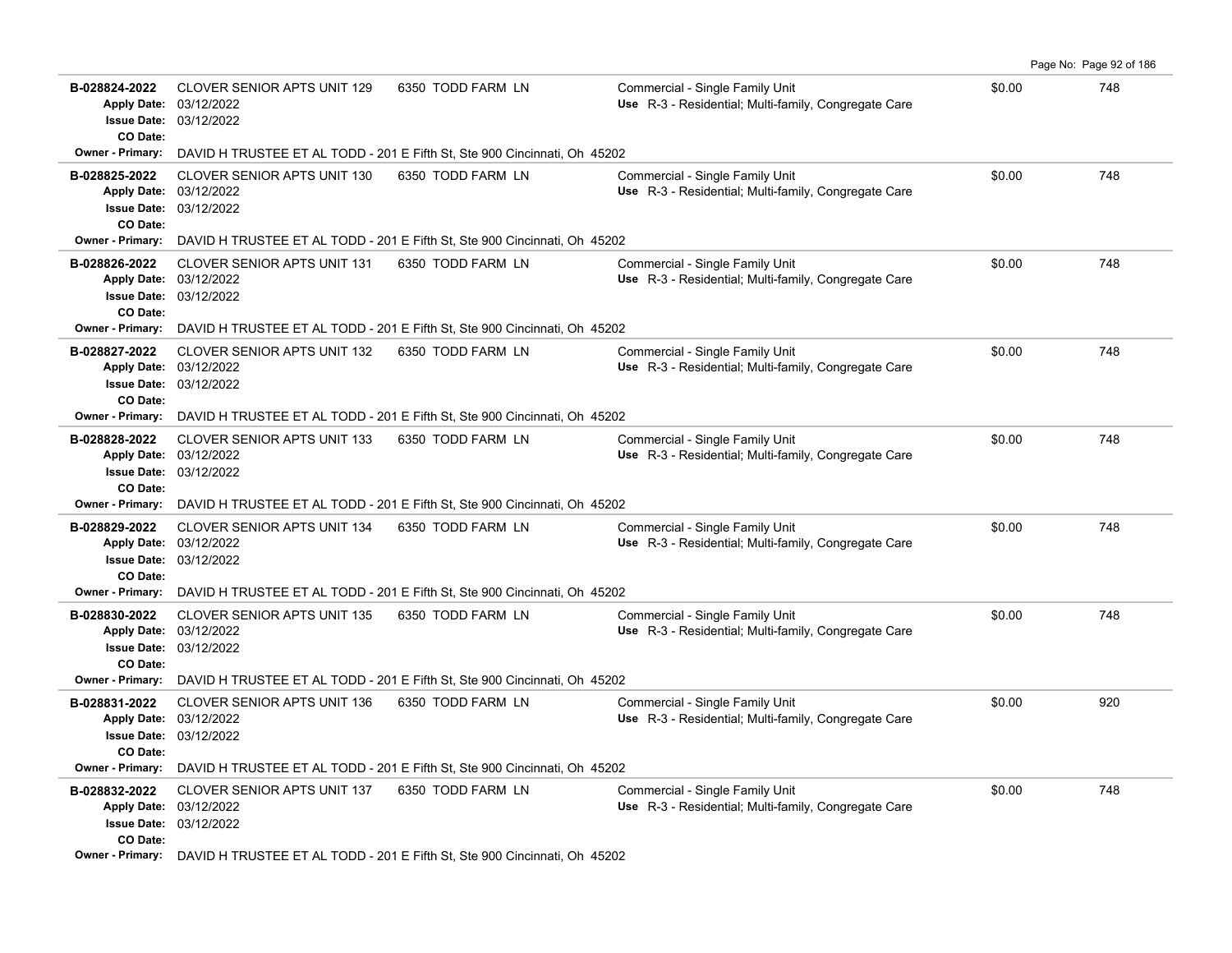| Permit | Description | Address | Type / Use | Valuation | Sq Ft |
|---|---|---|---|---|---|
| **B-028824-2022**<br>**Apply Date:** 03/12/2022<br>**Issue Date:** 03/12/2022<br>**CO Date:** | CLOVER SENIOR APTS UNIT 129 | 6350 TODD FARM LN | Commercial - Single Family Unit<br>**Use** R-3 - Residential; Multi-family, Congregate Care | $0.00 | 748 |
| **Owner - Primary:** | DAVID H TRUSTEE ET AL TODD - 201 E Fifth St, Ste 900 Cincinnati, Oh 45202 | | | | |
| **B-028825-2022**<br>**Apply Date:** 03/12/2022<br>**Issue Date:** 03/12/2022<br>**CO Date:** | CLOVER SENIOR APTS UNIT 130 | 6350 TODD FARM LN | Commercial - Single Family Unit<br>**Use** R-3 - Residential; Multi-family, Congregate Care | $0.00 | 748 |
| **Owner - Primary:** | DAVID H TRUSTEE ET AL TODD - 201 E Fifth St, Ste 900 Cincinnati, Oh 45202 | | | | |
| **B-028826-2022**<br>**Apply Date:** 03/12/2022<br>**Issue Date:** 03/12/2022<br>**CO Date:** | CLOVER SENIOR APTS UNIT 131 | 6350 TODD FARM LN | Commercial - Single Family Unit<br>**Use** R-3 - Residential; Multi-family, Congregate Care | $0.00 | 748 |
| **Owner - Primary:** | DAVID H TRUSTEE ET AL TODD - 201 E Fifth St, Ste 900 Cincinnati, Oh 45202 | | | | |
| **B-028827-2022**<br>**Apply Date:** 03/12/2022<br>**Issue Date:** 03/12/2022<br>**CO Date:** | CLOVER SENIOR APTS UNIT 132 | 6350 TODD FARM LN | Commercial - Single Family Unit<br>**Use** R-3 - Residential; Multi-family, Congregate Care | $0.00 | 748 |
| **Owner - Primary:** | DAVID H TRUSTEE ET AL TODD - 201 E Fifth St, Ste 900 Cincinnati, Oh 45202 | | | | |
| **B-028828-2022**<br>**Apply Date:** 03/12/2022<br>**Issue Date:** 03/12/2022<br>**CO Date:** | CLOVER SENIOR APTS UNIT 133 | 6350 TODD FARM LN | Commercial - Single Family Unit<br>**Use** R-3 - Residential; Multi-family, Congregate Care | $0.00 | 748 |
| **Owner - Primary:** | DAVID H TRUSTEE ET AL TODD - 201 E Fifth St, Ste 900 Cincinnati, Oh 45202 | | | | |
| **B-028829-2022**<br>**Apply Date:** 03/12/2022<br>**Issue Date:** 03/12/2022<br>**CO Date:** | CLOVER SENIOR APTS UNIT 134 | 6350 TODD FARM LN | Commercial - Single Family Unit<br>**Use** R-3 - Residential; Multi-family, Congregate Care | $0.00 | 748 |
| **Owner - Primary:** | DAVID H TRUSTEE ET AL TODD - 201 E Fifth St, Ste 900 Cincinnati, Oh 45202 | | | | |
| **B-028830-2022**<br>**Apply Date:** 03/12/2022<br>**Issue Date:** 03/12/2022<br>**CO Date:** | CLOVER SENIOR APTS UNIT 135 | 6350 TODD FARM LN | Commercial - Single Family Unit<br>**Use** R-3 - Residential; Multi-family, Congregate Care | $0.00 | 748 |
| **Owner - Primary:** | DAVID H TRUSTEE ET AL TODD - 201 E Fifth St, Ste 900 Cincinnati, Oh 45202 | | | | |
| **B-028831-2022**<br>**Apply Date:** 03/12/2022<br>**Issue Date:** 03/12/2022<br>**CO Date:** | CLOVER SENIOR APTS UNIT 136 | 6350 TODD FARM LN | Commercial - Single Family Unit<br>**Use** R-3 - Residential; Multi-family, Congregate Care | $0.00 | 920 |
| **Owner - Primary:** | DAVID H TRUSTEE ET AL TODD - 201 E Fifth St, Ste 900 Cincinnati, Oh 45202 | | | | |
| **B-028832-2022**<br>**Apply Date:** 03/12/2022<br>**Issue Date:** 03/12/2022<br>**CO Date:** | CLOVER SENIOR APTS UNIT 137 | 6350 TODD FARM LN | Commercial - Single Family Unit<br>**Use** R-3 - Residential; Multi-family, Congregate Care | $0.00 | 748 |
| **Owner - Primary:** | DAVID H TRUSTEE ET AL TODD - 201 E Fifth St, Ste 900 Cincinnati, Oh 45202 | | | | |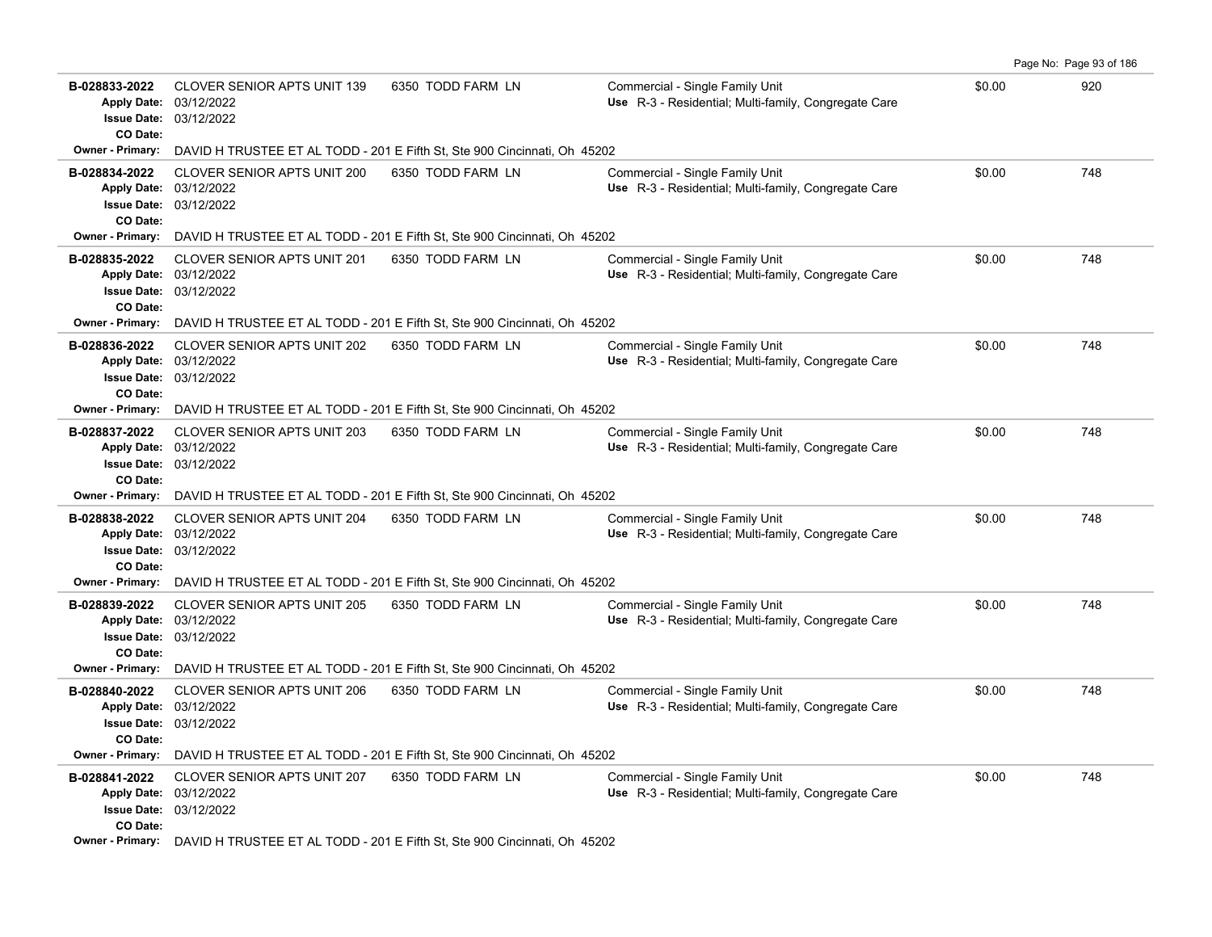| Permit | Description | Address | Type / Use | Valuation | Sq Ft |
|---|---|---|---|---|---|
| B-028833-2022<br>Apply Date: 03/12/2022<br>Issue Date: 03/12/2022<br>CO Date: | CLOVER SENIOR APTS UNIT 139 | 6350 TODD FARM LN | Commercial - Single Family Unit<br>Use R-3 - Residential; Multi-family, Congregate Care | $0.00 | 920 |
| Owner - Primary: | DAVID H TRUSTEE ET AL TODD - 201 E Fifth St, Ste 900 Cincinnati, Oh 45202 | | | | |
| B-028834-2022<br>Apply Date: 03/12/2022<br>Issue Date: 03/12/2022<br>CO Date: | CLOVER SENIOR APTS UNIT 200 | 6350 TODD FARM LN | Commercial - Single Family Unit<br>Use R-3 - Residential; Multi-family, Congregate Care | $0.00 | 748 |
| Owner - Primary: | DAVID H TRUSTEE ET AL TODD - 201 E Fifth St, Ste 900 Cincinnati, Oh 45202 | | | | |
| B-028835-2022<br>Apply Date: 03/12/2022<br>Issue Date: 03/12/2022<br>CO Date: | CLOVER SENIOR APTS UNIT 201 | 6350 TODD FARM LN | Commercial - Single Family Unit<br>Use R-3 - Residential; Multi-family, Congregate Care | $0.00 | 748 |
| Owner - Primary: | DAVID H TRUSTEE ET AL TODD - 201 E Fifth St, Ste 900 Cincinnati, Oh 45202 | | | | |
| B-028836-2022<br>Apply Date: 03/12/2022<br>Issue Date: 03/12/2022<br>CO Date: | CLOVER SENIOR APTS UNIT 202 | 6350 TODD FARM LN | Commercial - Single Family Unit<br>Use R-3 - Residential; Multi-family, Congregate Care | $0.00 | 748 |
| Owner - Primary: | DAVID H TRUSTEE ET AL TODD - 201 E Fifth St, Ste 900 Cincinnati, Oh 45202 | | | | |
| B-028837-2022<br>Apply Date: 03/12/2022<br>Issue Date: 03/12/2022<br>CO Date: | CLOVER SENIOR APTS UNIT 203 | 6350 TODD FARM LN | Commercial - Single Family Unit<br>Use R-3 - Residential; Multi-family, Congregate Care | $0.00 | 748 |
| Owner - Primary: | DAVID H TRUSTEE ET AL TODD - 201 E Fifth St, Ste 900 Cincinnati, Oh 45202 | | | | |
| B-028838-2022<br>Apply Date: 03/12/2022<br>Issue Date: 03/12/2022<br>CO Date: | CLOVER SENIOR APTS UNIT 204 | 6350 TODD FARM LN | Commercial - Single Family Unit<br>Use R-3 - Residential; Multi-family, Congregate Care | $0.00 | 748 |
| Owner - Primary: | DAVID H TRUSTEE ET AL TODD - 201 E Fifth St, Ste 900 Cincinnati, Oh 45202 | | | | |
| B-028839-2022<br>Apply Date: 03/12/2022<br>Issue Date: 03/12/2022<br>CO Date: | CLOVER SENIOR APTS UNIT 205 | 6350 TODD FARM LN | Commercial - Single Family Unit<br>Use R-3 - Residential; Multi-family, Congregate Care | $0.00 | 748 |
| Owner - Primary: | DAVID H TRUSTEE ET AL TODD - 201 E Fifth St, Ste 900 Cincinnati, Oh 45202 | | | | |
| B-028840-2022<br>Apply Date: 03/12/2022<br>Issue Date: 03/12/2022<br>CO Date: | CLOVER SENIOR APTS UNIT 206 | 6350 TODD FARM LN | Commercial - Single Family Unit<br>Use R-3 - Residential; Multi-family, Congregate Care | $0.00 | 748 |
| Owner - Primary: | DAVID H TRUSTEE ET AL TODD - 201 E Fifth St, Ste 900 Cincinnati, Oh 45202 | | | | |
| B-028841-2022<br>Apply Date: 03/12/2022<br>Issue Date: 03/12/2022<br>CO Date: | CLOVER SENIOR APTS UNIT 207 | 6350 TODD FARM LN | Commercial - Single Family Unit<br>Use R-3 - Residential; Multi-family, Congregate Care | $0.00 | 748 |
| Owner - Primary: | DAVID H TRUSTEE ET AL TODD - 201 E Fifth St, Ste 900 Cincinnati, Oh 45202 | | | | |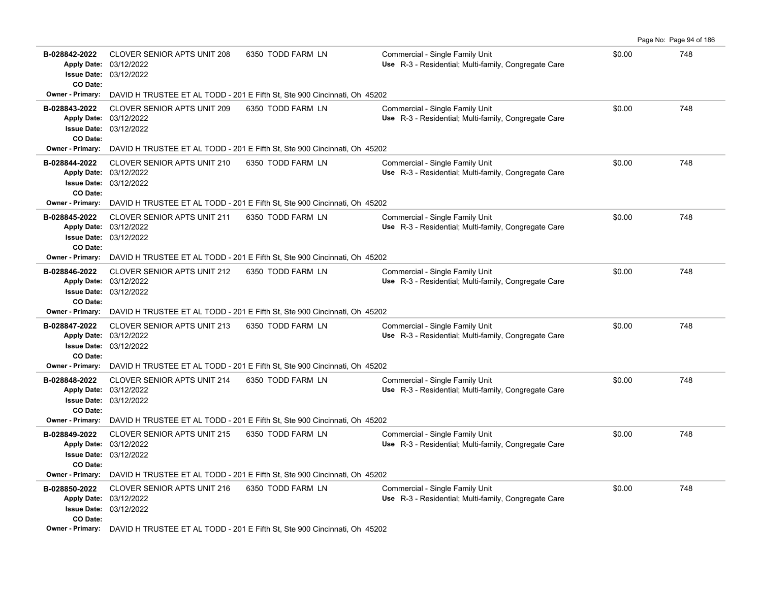| Permit | Description | Address | Type / Use | Valuation | Sq Ft |
|---|---|---|---|---|---|
| **B-028842-2022**<br>**Apply Date:** 03/12/2022<br>**Issue Date:** 03/12/2022<br>**CO Date:** | CLOVER SENIOR APTS UNIT 208 | 6350 TODD FARM LN | Commercial - Single Family Unit<br>**Use** R-3 - Residential; Multi-family, Congregate Care | $0.00 | 748 |
| **Owner - Primary:** | DAVID H TRUSTEE ET AL TODD - 201 E Fifth St, Ste 900 Cincinnati, Oh 45202 | | | | |
| **B-028843-2022**<br>**Apply Date:** 03/12/2022<br>**Issue Date:** 03/12/2022<br>**CO Date:** | CLOVER SENIOR APTS UNIT 209 | 6350 TODD FARM LN | Commercial - Single Family Unit<br>**Use** R-3 - Residential; Multi-family, Congregate Care | $0.00 | 748 |
| **Owner - Primary:** | DAVID H TRUSTEE ET AL TODD - 201 E Fifth St, Ste 900 Cincinnati, Oh 45202 | | | | |
| **B-028844-2022**<br>**Apply Date:** 03/12/2022<br>**Issue Date:** 03/12/2022<br>**CO Date:** | CLOVER SENIOR APTS UNIT 210 | 6350 TODD FARM LN | Commercial - Single Family Unit<br>**Use** R-3 - Residential; Multi-family, Congregate Care | $0.00 | 748 |
| **Owner - Primary:** | DAVID H TRUSTEE ET AL TODD - 201 E Fifth St, Ste 900 Cincinnati, Oh 45202 | | | | |
| **B-028845-2022**<br>**Apply Date:** 03/12/2022<br>**Issue Date:** 03/12/2022<br>**CO Date:** | CLOVER SENIOR APTS UNIT 211 | 6350 TODD FARM LN | Commercial - Single Family Unit<br>**Use** R-3 - Residential; Multi-family, Congregate Care | $0.00 | 748 |
| **Owner - Primary:** | DAVID H TRUSTEE ET AL TODD - 201 E Fifth St, Ste 900 Cincinnati, Oh 45202 | | | | |
| **B-028846-2022**<br>**Apply Date:** 03/12/2022<br>**Issue Date:** 03/12/2022<br>**CO Date:** | CLOVER SENIOR APTS UNIT 212 | 6350 TODD FARM LN | Commercial - Single Family Unit<br>**Use** R-3 - Residential; Multi-family, Congregate Care | $0.00 | 748 |
| **Owner - Primary:** | DAVID H TRUSTEE ET AL TODD - 201 E Fifth St, Ste 900 Cincinnati, Oh 45202 | | | | |
| **B-028847-2022**<br>**Apply Date:** 03/12/2022<br>**Issue Date:** 03/12/2022<br>**CO Date:** | CLOVER SENIOR APTS UNIT 213 | 6350 TODD FARM LN | Commercial - Single Family Unit<br>**Use** R-3 - Residential; Multi-family, Congregate Care | $0.00 | 748 |
| **Owner - Primary:** | DAVID H TRUSTEE ET AL TODD - 201 E Fifth St, Ste 900 Cincinnati, Oh 45202 | | | | |
| **B-028848-2022**<br>**Apply Date:** 03/12/2022<br>**Issue Date:** 03/12/2022<br>**CO Date:** | CLOVER SENIOR APTS UNIT 214 | 6350 TODD FARM LN | Commercial - Single Family Unit<br>**Use** R-3 - Residential; Multi-family, Congregate Care | $0.00 | 748 |
| **Owner - Primary:** | DAVID H TRUSTEE ET AL TODD - 201 E Fifth St, Ste 900 Cincinnati, Oh 45202 | | | | |
| **B-028849-2022**<br>**Apply Date:** 03/12/2022<br>**Issue Date:** 03/12/2022<br>**CO Date:** | CLOVER SENIOR APTS UNIT 215 | 6350 TODD FARM LN | Commercial - Single Family Unit<br>**Use** R-3 - Residential; Multi-family, Congregate Care | $0.00 | 748 |
| **Owner - Primary:** | DAVID H TRUSTEE ET AL TODD - 201 E Fifth St, Ste 900 Cincinnati, Oh 45202 | | | | |
| **B-028850-2022**<br>**Apply Date:** 03/12/2022<br>**Issue Date:** 03/12/2022<br>**CO Date:** | CLOVER SENIOR APTS UNIT 216 | 6350 TODD FARM LN | Commercial - Single Family Unit<br>**Use** R-3 - Residential; Multi-family, Congregate Care | $0.00 | 748 |
| **Owner - Primary:** | DAVID H TRUSTEE ET AL TODD - 201 E Fifth St, Ste 900 Cincinnati, Oh 45202 | | | | |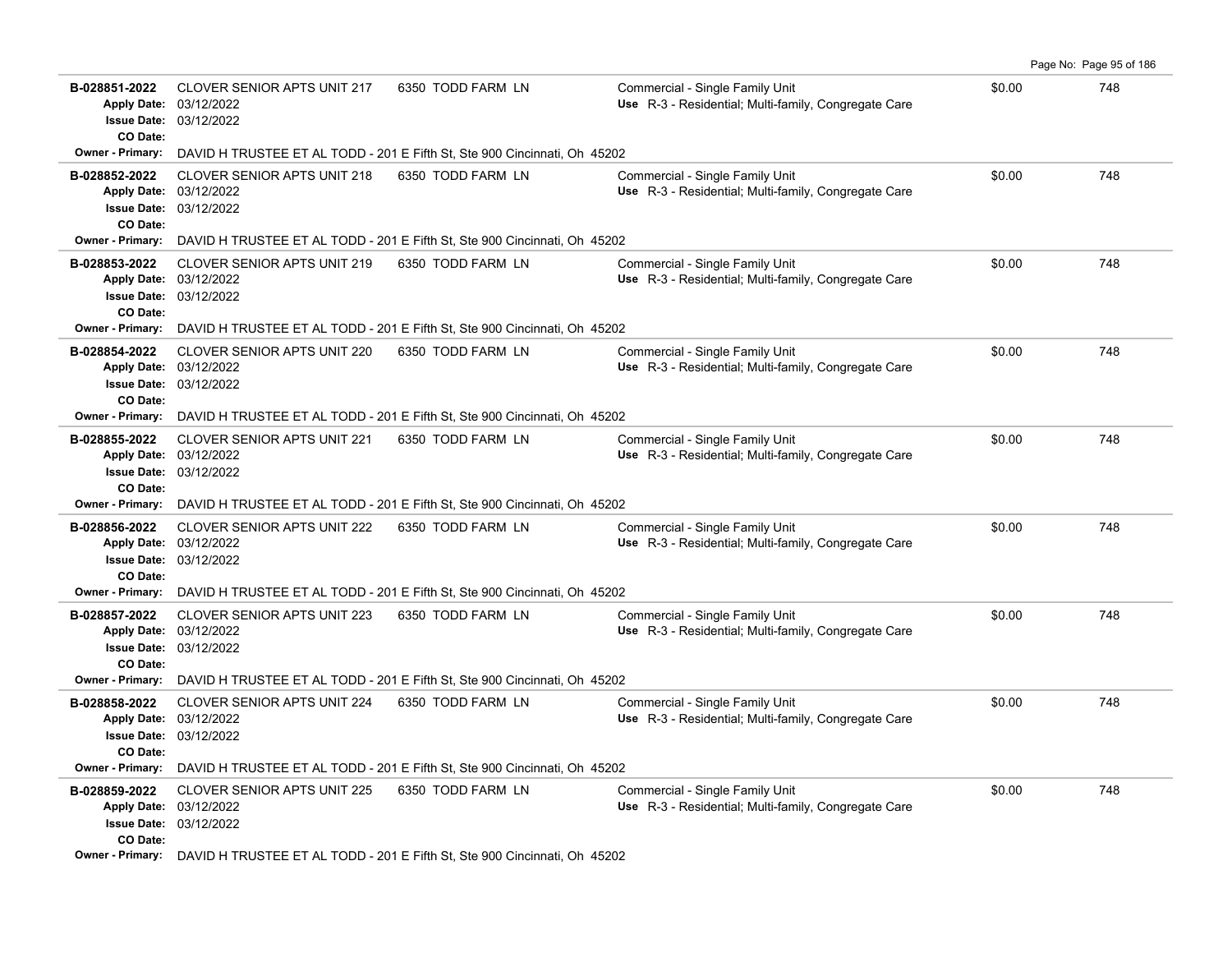| Permit | Description | Address | Type / Use | Value | Sq Ft |
|---|---|---|---|---|---|
| B-028851-2022 | CLOVER SENIOR APTS UNIT 217 | 6350 TODD FARM LN | Commercial - Single Family Unit<br>Use R-3 - Residential; Multi-family, Congregate Care | $0.00 | 748 |
| Apply Date: 03/12/2022 | | | | | |
| Issue Date: 03/12/2022 | | | | | |
| CO Date: | | | | | |
| Owner - Primary: | DAVID H TRUSTEE ET AL TODD - 201 E Fifth St, Ste 900 Cincinnati, Oh 45202 | | | | |
| B-028852-2022 | CLOVER SENIOR APTS UNIT 218 | 6350 TODD FARM LN | Commercial - Single Family Unit<br>Use R-3 - Residential; Multi-family, Congregate Care | $0.00 | 748 |
| Apply Date: 03/12/2022 | | | | | |
| Issue Date: 03/12/2022 | | | | | |
| CO Date: | | | | | |
| Owner - Primary: | DAVID H TRUSTEE ET AL TODD - 201 E Fifth St, Ste 900 Cincinnati, Oh 45202 | | | | |
| B-028853-2022 | CLOVER SENIOR APTS UNIT 219 | 6350 TODD FARM LN | Commercial - Single Family Unit<br>Use R-3 - Residential; Multi-family, Congregate Care | $0.00 | 748 |
| Apply Date: 03/12/2022 | | | | | |
| Issue Date: 03/12/2022 | | | | | |
| CO Date: | | | | | |
| Owner - Primary: | DAVID H TRUSTEE ET AL TODD - 201 E Fifth St, Ste 900 Cincinnati, Oh 45202 | | | | |
| B-028854-2022 | CLOVER SENIOR APTS UNIT 220 | 6350 TODD FARM LN | Commercial - Single Family Unit<br>Use R-3 - Residential; Multi-family, Congregate Care | $0.00 | 748 |
| Apply Date: 03/12/2022 | | | | | |
| Issue Date: 03/12/2022 | | | | | |
| CO Date: | | | | | |
| Owner - Primary: | DAVID H TRUSTEE ET AL TODD - 201 E Fifth St, Ste 900 Cincinnati, Oh 45202 | | | | |
| B-028855-2022 | CLOVER SENIOR APTS UNIT 221 | 6350 TODD FARM LN | Commercial - Single Family Unit<br>Use R-3 - Residential; Multi-family, Congregate Care | $0.00 | 748 |
| Apply Date: 03/12/2022 | | | | | |
| Issue Date: 03/12/2022 | | | | | |
| CO Date: | | | | | |
| Owner - Primary: | DAVID H TRUSTEE ET AL TODD - 201 E Fifth St, Ste 900 Cincinnati, Oh 45202 | | | | |
| B-028856-2022 | CLOVER SENIOR APTS UNIT 222 | 6350 TODD FARM LN | Commercial - Single Family Unit<br>Use R-3 - Residential; Multi-family, Congregate Care | $0.00 | 748 |
| Apply Date: 03/12/2022 | | | | | |
| Issue Date: 03/12/2022 | | | | | |
| CO Date: | | | | | |
| Owner - Primary: | DAVID H TRUSTEE ET AL TODD - 201 E Fifth St, Ste 900 Cincinnati, Oh 45202 | | | | |
| B-028857-2022 | CLOVER SENIOR APTS UNIT 223 | 6350 TODD FARM LN | Commercial - Single Family Unit<br>Use R-3 - Residential; Multi-family, Congregate Care | $0.00 | 748 |
| Apply Date: 03/12/2022 | | | | | |
| Issue Date: 03/12/2022 | | | | | |
| CO Date: | | | | | |
| Owner - Primary: | DAVID H TRUSTEE ET AL TODD - 201 E Fifth St, Ste 900 Cincinnati, Oh 45202 | | | | |
| B-028858-2022 | CLOVER SENIOR APTS UNIT 224 | 6350 TODD FARM LN | Commercial - Single Family Unit<br>Use R-3 - Residential; Multi-family, Congregate Care | $0.00 | 748 |
| Apply Date: 03/12/2022 | | | | | |
| Issue Date: 03/12/2022 | | | | | |
| CO Date: | | | | | |
| Owner - Primary: | DAVID H TRUSTEE ET AL TODD - 201 E Fifth St, Ste 900 Cincinnati, Oh 45202 | | | | |
| B-028859-2022 | CLOVER SENIOR APTS UNIT 225 | 6350 TODD FARM LN | Commercial - Single Family Unit<br>Use R-3 - Residential; Multi-family, Congregate Care | $0.00 | 748 |
| Apply Date: 03/12/2022 | | | | | |
| Issue Date: 03/12/2022 | | | | | |
| CO Date: | | | | | |
| Owner - Primary: | DAVID H TRUSTEE ET AL TODD - 201 E Fifth St, Ste 900 Cincinnati, Oh 45202 | | | | |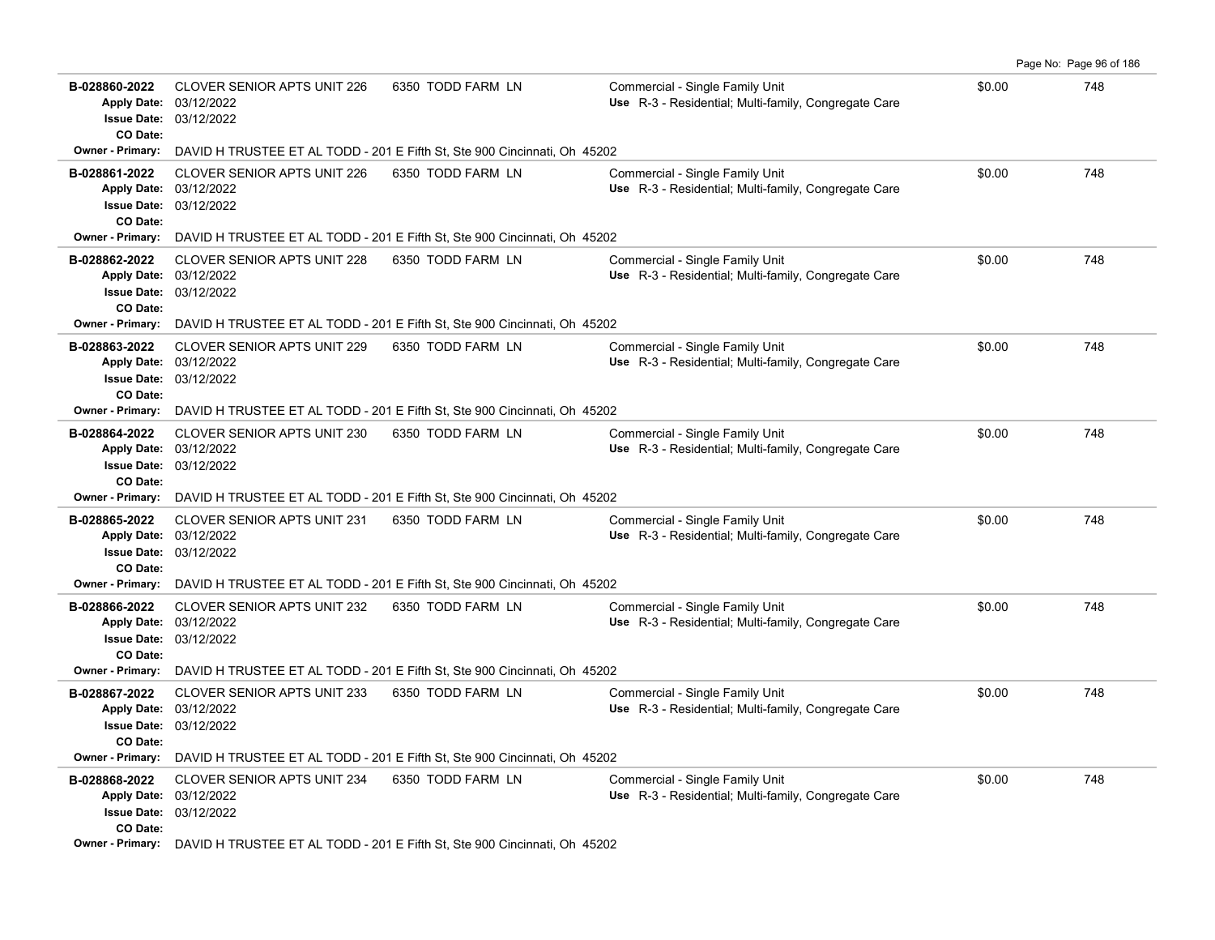| Permit | Description | Address | Type / Use | Valuation | Sq Ft |
|---|---|---|---|---|---|
| B-028860-2022 | CLOVER SENIOR APTS UNIT 226 | 6350 TODD FARM LN | Commercial - Single Family Unit | $0.00 | 748 |
| Apply Date: 03/12/2022 | | | Use R-3 - Residential; Multi-family, Congregate Care | | |
| Issue Date: 03/12/2022 | | | | | |
| CO Date: | | | | | |
| Owner - Primary: | DAVID H TRUSTEE ET AL TODD - 201 E Fifth St, Ste 900 Cincinnati, Oh 45202 | | | | |
| B-028861-2022 | CLOVER SENIOR APTS UNIT 226 | 6350 TODD FARM LN | Commercial - Single Family Unit | $0.00 | 748 |
| Apply Date: 03/12/2022 | | | Use R-3 - Residential; Multi-family, Congregate Care | | |
| Issue Date: 03/12/2022 | | | | | |
| CO Date: | | | | | |
| Owner - Primary: | DAVID H TRUSTEE ET AL TODD - 201 E Fifth St, Ste 900 Cincinnati, Oh 45202 | | | | |
| B-028862-2022 | CLOVER SENIOR APTS UNIT 228 | 6350 TODD FARM LN | Commercial - Single Family Unit | $0.00 | 748 |
| Apply Date: 03/12/2022 | | | Use R-3 - Residential; Multi-family, Congregate Care | | |
| Issue Date: 03/12/2022 | | | | | |
| CO Date: | | | | | |
| Owner - Primary: | DAVID H TRUSTEE ET AL TODD - 201 E Fifth St, Ste 900 Cincinnati, Oh 45202 | | | | |
| B-028863-2022 | CLOVER SENIOR APTS UNIT 229 | 6350 TODD FARM LN | Commercial - Single Family Unit | $0.00 | 748 |
| Apply Date: 03/12/2022 | | | Use R-3 - Residential; Multi-family, Congregate Care | | |
| Issue Date: 03/12/2022 | | | | | |
| CO Date: | | | | | |
| Owner - Primary: | DAVID H TRUSTEE ET AL TODD - 201 E Fifth St, Ste 900 Cincinnati, Oh 45202 | | | | |
| B-028864-2022 | CLOVER SENIOR APTS UNIT 230 | 6350 TODD FARM LN | Commercial - Single Family Unit | $0.00 | 748 |
| Apply Date: 03/12/2022 | | | Use R-3 - Residential; Multi-family, Congregate Care | | |
| Issue Date: 03/12/2022 | | | | | |
| CO Date: | | | | | |
| Owner - Primary: | DAVID H TRUSTEE ET AL TODD - 201 E Fifth St, Ste 900 Cincinnati, Oh 45202 | | | | |
| B-028865-2022 | CLOVER SENIOR APTS UNIT 231 | 6350 TODD FARM LN | Commercial - Single Family Unit | $0.00 | 748 |
| Apply Date: 03/12/2022 | | | Use R-3 - Residential; Multi-family, Congregate Care | | |
| Issue Date: 03/12/2022 | | | | | |
| CO Date: | | | | | |
| Owner - Primary: | DAVID H TRUSTEE ET AL TODD - 201 E Fifth St, Ste 900 Cincinnati, Oh 45202 | | | | |
| B-028866-2022 | CLOVER SENIOR APTS UNIT 232 | 6350 TODD FARM LN | Commercial - Single Family Unit | $0.00 | 748 |
| Apply Date: 03/12/2022 | | | Use R-3 - Residential; Multi-family, Congregate Care | | |
| Issue Date: 03/12/2022 | | | | | |
| CO Date: | | | | | |
| Owner - Primary: | DAVID H TRUSTEE ET AL TODD - 201 E Fifth St, Ste 900 Cincinnati, Oh 45202 | | | | |
| B-028867-2022 | CLOVER SENIOR APTS UNIT 233 | 6350 TODD FARM LN | Commercial - Single Family Unit | $0.00 | 748 |
| Apply Date: 03/12/2022 | | | Use R-3 - Residential; Multi-family, Congregate Care | | |
| Issue Date: 03/12/2022 | | | | | |
| CO Date: | | | | | |
| Owner - Primary: | DAVID H TRUSTEE ET AL TODD - 201 E Fifth St, Ste 900 Cincinnati, Oh 45202 | | | | |
| B-028868-2022 | CLOVER SENIOR APTS UNIT 234 | 6350 TODD FARM LN | Commercial - Single Family Unit | $0.00 | 748 |
| Apply Date: 03/12/2022 | | | Use R-3 - Residential; Multi-family, Congregate Care | | |
| Issue Date: 03/12/2022 | | | | | |
| CO Date: | | | | | |
| Owner - Primary: | DAVID H TRUSTEE ET AL TODD - 201 E Fifth St, Ste 900 Cincinnati, Oh 45202 | | | | |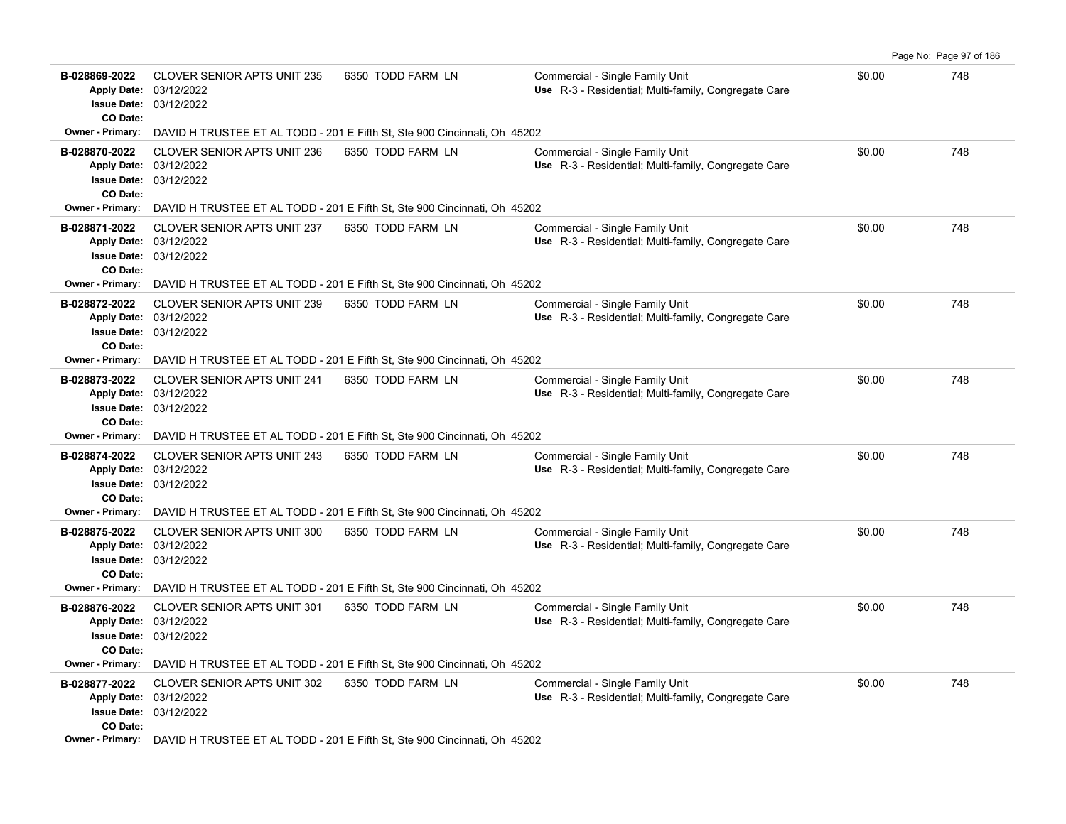| Permit | Description | Address | Type / Use | Valuation | Sq Ft |
|---|---|---|---|---|---|
| B-028869-2022 | CLOVER SENIOR APTS UNIT 235 | 6350 TODD FARM LN | Commercial - Single Family Unit | $0.00 | 748 |
| Apply Date: 03/12/2022 | | | Use R-3 - Residential; Multi-family, Congregate Care | | |
| Issue Date: 03/12/2022 | | | | | |
| CO Date: | | | | | |
| Owner - Primary: | DAVID H TRUSTEE ET AL TODD - 201 E Fifth St, Ste 900 Cincinnati, Oh 45202 | | | | |
| B-028870-2022 | CLOVER SENIOR APTS UNIT 236 | 6350 TODD FARM LN | Commercial - Single Family Unit | $0.00 | 748 |
| Apply Date: 03/12/2022 | | | Use R-3 - Residential; Multi-family, Congregate Care | | |
| Issue Date: 03/12/2022 | | | | | |
| CO Date: | | | | | |
| Owner - Primary: | DAVID H TRUSTEE ET AL TODD - 201 E Fifth St, Ste 900 Cincinnati, Oh 45202 | | | | |
| B-028871-2022 | CLOVER SENIOR APTS UNIT 237 | 6350 TODD FARM LN | Commercial - Single Family Unit | $0.00 | 748 |
| Apply Date: 03/12/2022 | | | Use R-3 - Residential; Multi-family, Congregate Care | | |
| Issue Date: 03/12/2022 | | | | | |
| CO Date: | | | | | |
| Owner - Primary: | DAVID H TRUSTEE ET AL TODD - 201 E Fifth St, Ste 900 Cincinnati, Oh 45202 | | | | |
| B-028872-2022 | CLOVER SENIOR APTS UNIT 239 | 6350 TODD FARM LN | Commercial - Single Family Unit | $0.00 | 748 |
| Apply Date: 03/12/2022 | | | Use R-3 - Residential; Multi-family, Congregate Care | | |
| Issue Date: 03/12/2022 | | | | | |
| CO Date: | | | | | |
| Owner - Primary: | DAVID H TRUSTEE ET AL TODD - 201 E Fifth St, Ste 900 Cincinnati, Oh 45202 | | | | |
| B-028873-2022 | CLOVER SENIOR APTS UNIT 241 | 6350 TODD FARM LN | Commercial - Single Family Unit | $0.00 | 748 |
| Apply Date: 03/12/2022 | | | Use R-3 - Residential; Multi-family, Congregate Care | | |
| Issue Date: 03/12/2022 | | | | | |
| CO Date: | | | | | |
| Owner - Primary: | DAVID H TRUSTEE ET AL TODD - 201 E Fifth St, Ste 900 Cincinnati, Oh 45202 | | | | |
| B-028874-2022 | CLOVER SENIOR APTS UNIT 243 | 6350 TODD FARM LN | Commercial - Single Family Unit | $0.00 | 748 |
| Apply Date: 03/12/2022 | | | Use R-3 - Residential; Multi-family, Congregate Care | | |
| Issue Date: 03/12/2022 | | | | | |
| CO Date: | | | | | |
| Owner - Primary: | DAVID H TRUSTEE ET AL TODD - 201 E Fifth St, Ste 900 Cincinnati, Oh 45202 | | | | |
| B-028875-2022 | CLOVER SENIOR APTS UNIT 300 | 6350 TODD FARM LN | Commercial - Single Family Unit | $0.00 | 748 |
| Apply Date: 03/12/2022 | | | Use R-3 - Residential; Multi-family, Congregate Care | | |
| Issue Date: 03/12/2022 | | | | | |
| CO Date: | | | | | |
| Owner - Primary: | DAVID H TRUSTEE ET AL TODD - 201 E Fifth St, Ste 900 Cincinnati, Oh 45202 | | | | |
| B-028876-2022 | CLOVER SENIOR APTS UNIT 301 | 6350 TODD FARM LN | Commercial - Single Family Unit | $0.00 | 748 |
| Apply Date: 03/12/2022 | | | Use R-3 - Residential; Multi-family, Congregate Care | | |
| Issue Date: 03/12/2022 | | | | | |
| CO Date: | | | | | |
| Owner - Primary: | DAVID H TRUSTEE ET AL TODD - 201 E Fifth St, Ste 900 Cincinnati, Oh 45202 | | | | |
| B-028877-2022 | CLOVER SENIOR APTS UNIT 302 | 6350 TODD FARM LN | Commercial - Single Family Unit | $0.00 | 748 |
| Apply Date: 03/12/2022 | | | Use R-3 - Residential; Multi-family, Congregate Care | | |
| Issue Date: 03/12/2022 | | | | | |
| CO Date: | | | | | |
| Owner - Primary: | DAVID H TRUSTEE ET AL TODD - 201 E Fifth St, Ste 900 Cincinnati, Oh 45202 | | | | |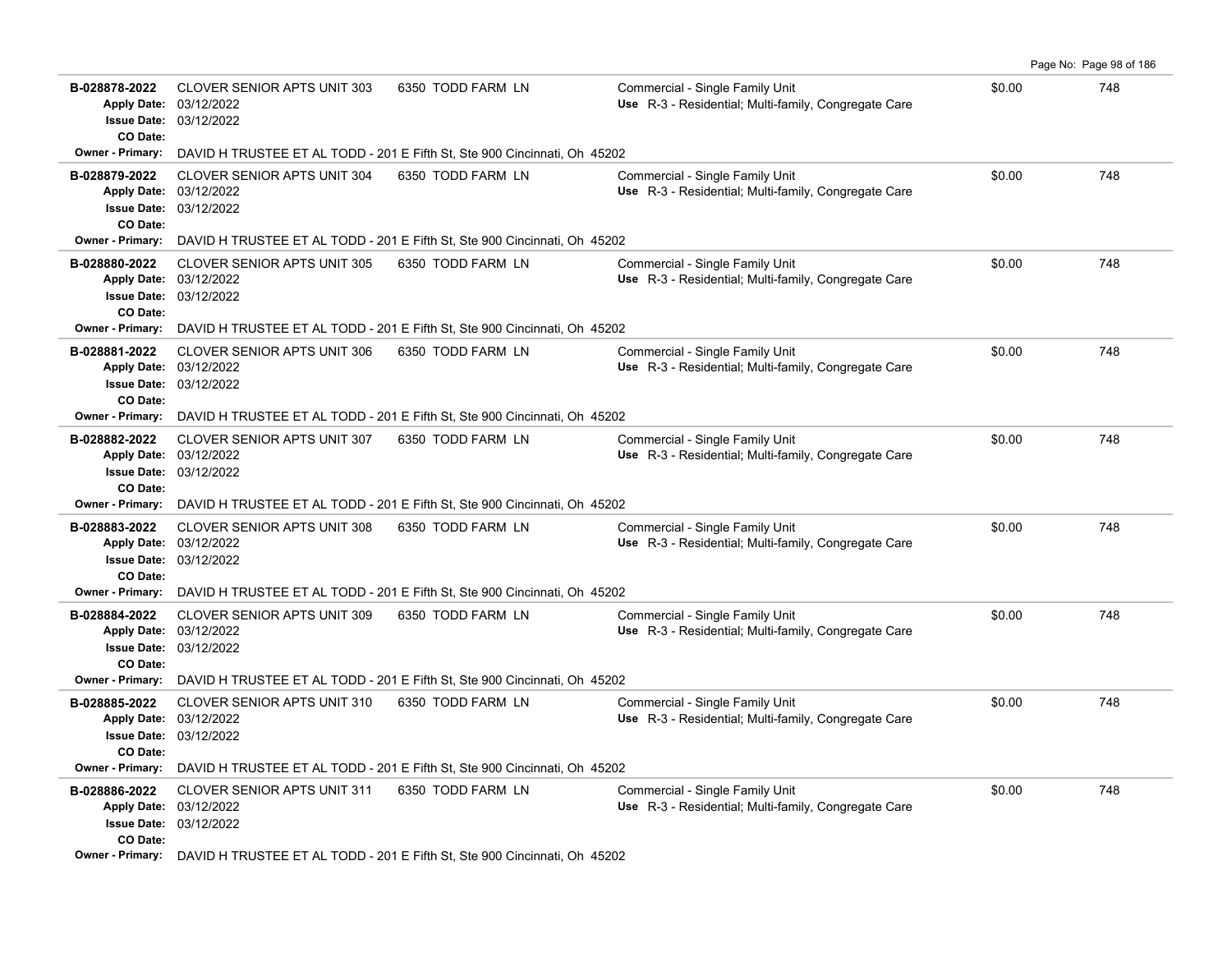| Permit | Description | Address | Type / Use | Valuation | Sq Ft |
|---|---|---|---|---|---|
| B-028878-2022 | CLOVER SENIOR APTS UNIT 303 | 6350 TODD FARM LN | Commercial - Single Family Unit | $0.00 | 748 |
| **Apply Date:** | 03/12/2022 | | **Use** R-3 - Residential; Multi-family, Congregate Care | | |
| **Issue Date:** | 03/12/2022 | | | | |
| **CO Date:** | | | | | |
| **Owner - Primary:** | DAVID H TRUSTEE ET AL TODD - 201 E Fifth St, Ste 900 Cincinnati, Oh 45202 | | | | |
| B-028879-2022 | CLOVER SENIOR APTS UNIT 304 | 6350 TODD FARM LN | Commercial - Single Family Unit | $0.00 | 748 |
| **Apply Date:** | 03/12/2022 | | **Use** R-3 - Residential; Multi-family, Congregate Care | | |
| **Issue Date:** | 03/12/2022 | | | | |
| **CO Date:** | | | | | |
| **Owner - Primary:** | DAVID H TRUSTEE ET AL TODD - 201 E Fifth St, Ste 900 Cincinnati, Oh 45202 | | | | |
| B-028880-2022 | CLOVER SENIOR APTS UNIT 305 | 6350 TODD FARM LN | Commercial - Single Family Unit | $0.00 | 748 |
| **Apply Date:** | 03/12/2022 | | **Use** R-3 - Residential; Multi-family, Congregate Care | | |
| **Issue Date:** | 03/12/2022 | | | | |
| **CO Date:** | | | | | |
| **Owner - Primary:** | DAVID H TRUSTEE ET AL TODD - 201 E Fifth St, Ste 900 Cincinnati, Oh 45202 | | | | |
| B-028881-2022 | CLOVER SENIOR APTS UNIT 306 | 6350 TODD FARM LN | Commercial - Single Family Unit | $0.00 | 748 |
| **Apply Date:** | 03/12/2022 | | **Use** R-3 - Residential; Multi-family, Congregate Care | | |
| **Issue Date:** | 03/12/2022 | | | | |
| **CO Date:** | | | | | |
| **Owner - Primary:** | DAVID H TRUSTEE ET AL TODD - 201 E Fifth St, Ste 900 Cincinnati, Oh 45202 | | | | |
| B-028882-2022 | CLOVER SENIOR APTS UNIT 307 | 6350 TODD FARM LN | Commercial - Single Family Unit | $0.00 | 748 |
| **Apply Date:** | 03/12/2022 | | **Use** R-3 - Residential; Multi-family, Congregate Care | | |
| **Issue Date:** | 03/12/2022 | | | | |
| **CO Date:** | | | | | |
| **Owner - Primary:** | DAVID H TRUSTEE ET AL TODD - 201 E Fifth St, Ste 900 Cincinnati, Oh 45202 | | | | |
| B-028883-2022 | CLOVER SENIOR APTS UNIT 308 | 6350 TODD FARM LN | Commercial - Single Family Unit | $0.00 | 748 |
| **Apply Date:** | 03/12/2022 | | **Use** R-3 - Residential; Multi-family, Congregate Care | | |
| **Issue Date:** | 03/12/2022 | | | | |
| **CO Date:** | | | | | |
| **Owner - Primary:** | DAVID H TRUSTEE ET AL TODD - 201 E Fifth St, Ste 900 Cincinnati, Oh 45202 | | | | |
| B-028884-2022 | CLOVER SENIOR APTS UNIT 309 | 6350 TODD FARM LN | Commercial - Single Family Unit | $0.00 | 748 |
| **Apply Date:** | 03/12/2022 | | **Use** R-3 - Residential; Multi-family, Congregate Care | | |
| **Issue Date:** | 03/12/2022 | | | | |
| **CO Date:** | | | | | |
| **Owner - Primary:** | DAVID H TRUSTEE ET AL TODD - 201 E Fifth St, Ste 900 Cincinnati, Oh 45202 | | | | |
| B-028885-2022 | CLOVER SENIOR APTS UNIT 310 | 6350 TODD FARM LN | Commercial - Single Family Unit | $0.00 | 748 |
| **Apply Date:** | 03/12/2022 | | **Use** R-3 - Residential; Multi-family, Congregate Care | | |
| **Issue Date:** | 03/12/2022 | | | | |
| **CO Date:** | | | | | |
| **Owner - Primary:** | DAVID H TRUSTEE ET AL TODD - 201 E Fifth St, Ste 900 Cincinnati, Oh 45202 | | | | |
| B-028886-2022 | CLOVER SENIOR APTS UNIT 311 | 6350 TODD FARM LN | Commercial - Single Family Unit | $0.00 | 748 |
| **Apply Date:** | 03/12/2022 | | **Use** R-3 - Residential; Multi-family, Congregate Care | | |
| **Issue Date:** | 03/12/2022 | | | | |
| **CO Date:** | | | | | |
| **Owner - Primary:** | DAVID H TRUSTEE ET AL TODD - 201 E Fifth St, Ste 900 Cincinnati, Oh 45202 | | | | |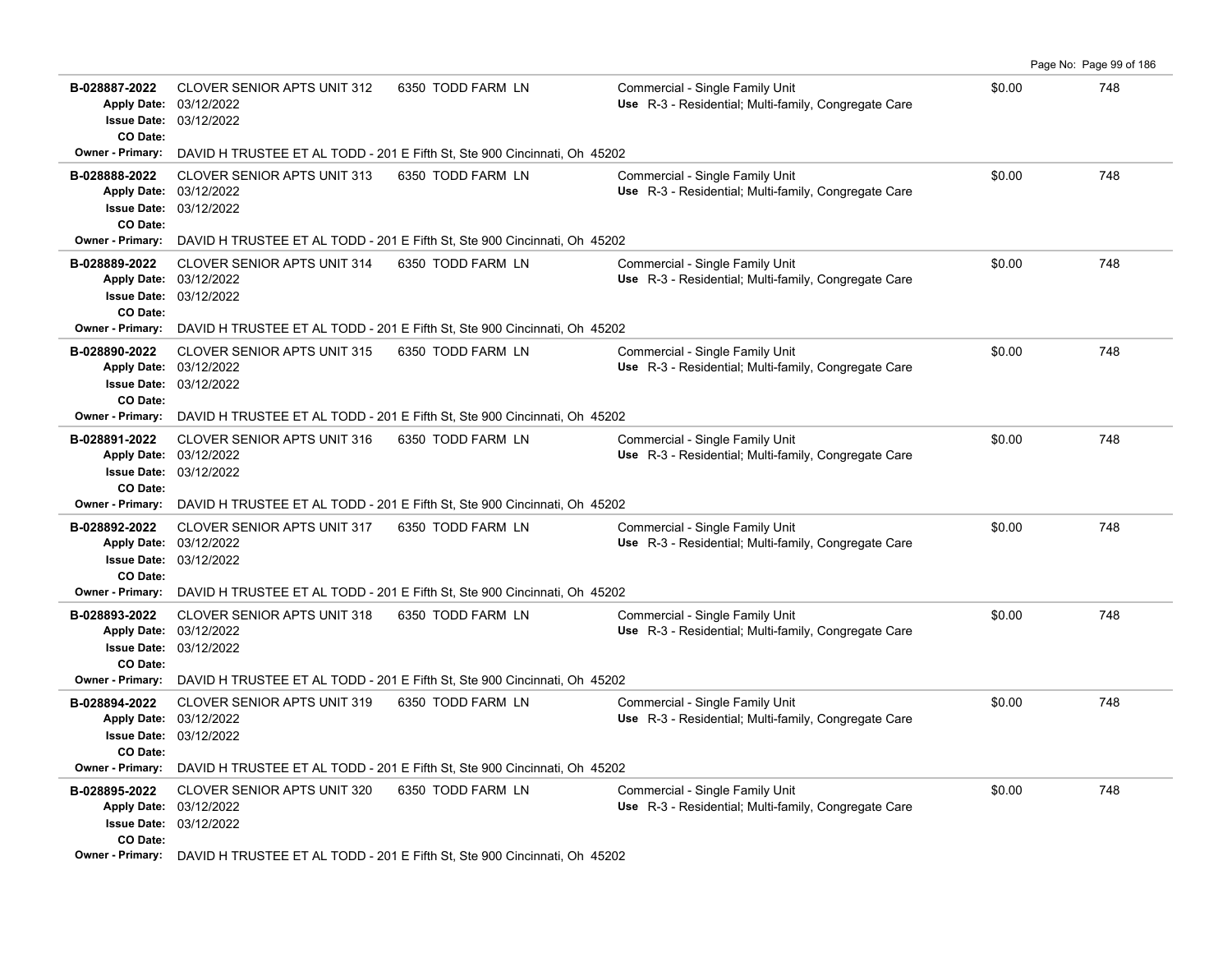| Permit | Description | Address | Type / Use | Valuation | Sq Ft |
|---|---|---|---|---|---|
| **B-028887-2022**<br>**Apply Date:** 03/12/2022<br>**Issue Date:** 03/12/2022<br>**CO Date:** | CLOVER SENIOR APTS UNIT 312 | 6350 TODD FARM LN | Commercial - Single Family Unit<br>**Use** R-3 - Residential; Multi-family, Congregate Care | $0.00 | 748 |
| **Owner - Primary:** | DAVID H TRUSTEE ET AL TODD - 201 E Fifth St, Ste 900 Cincinnati, Oh 45202 | | | | |
| **B-028888-2022**<br>**Apply Date:** 03/12/2022<br>**Issue Date:** 03/12/2022<br>**CO Date:** | CLOVER SENIOR APTS UNIT 313 | 6350 TODD FARM LN | Commercial - Single Family Unit<br>**Use** R-3 - Residential; Multi-family, Congregate Care | $0.00 | 748 |
| **Owner - Primary:** | DAVID H TRUSTEE ET AL TODD - 201 E Fifth St, Ste 900 Cincinnati, Oh 45202 | | | | |
| **B-028889-2022**<br>**Apply Date:** 03/12/2022<br>**Issue Date:** 03/12/2022<br>**CO Date:** | CLOVER SENIOR APTS UNIT 314 | 6350 TODD FARM LN | Commercial - Single Family Unit<br>**Use** R-3 - Residential; Multi-family, Congregate Care | $0.00 | 748 |
| **Owner - Primary:** | DAVID H TRUSTEE ET AL TODD - 201 E Fifth St, Ste 900 Cincinnati, Oh 45202 | | | | |
| **B-028890-2022**<br>**Apply Date:** 03/12/2022<br>**Issue Date:** 03/12/2022<br>**CO Date:** | CLOVER SENIOR APTS UNIT 315 | 6350 TODD FARM LN | Commercial - Single Family Unit<br>**Use** R-3 - Residential; Multi-family, Congregate Care | $0.00 | 748 |
| **Owner - Primary:** | DAVID H TRUSTEE ET AL TODD - 201 E Fifth St, Ste 900 Cincinnati, Oh 45202 | | | | |
| **B-028891-2022**<br>**Apply Date:** 03/12/2022<br>**Issue Date:** 03/12/2022<br>**CO Date:** | CLOVER SENIOR APTS UNIT 316 | 6350 TODD FARM LN | Commercial - Single Family Unit<br>**Use** R-3 - Residential; Multi-family, Congregate Care | $0.00 | 748 |
| **Owner - Primary:** | DAVID H TRUSTEE ET AL TODD - 201 E Fifth St, Ste 900 Cincinnati, Oh 45202 | | | | |
| **B-028892-2022**<br>**Apply Date:** 03/12/2022<br>**Issue Date:** 03/12/2022<br>**CO Date:** | CLOVER SENIOR APTS UNIT 317 | 6350 TODD FARM LN | Commercial - Single Family Unit<br>**Use** R-3 - Residential; Multi-family, Congregate Care | $0.00 | 748 |
| **Owner - Primary:** | DAVID H TRUSTEE ET AL TODD - 201 E Fifth St, Ste 900 Cincinnati, Oh 45202 | | | | |
| **B-028893-2022**<br>**Apply Date:** 03/12/2022<br>**Issue Date:** 03/12/2022<br>**CO Date:** | CLOVER SENIOR APTS UNIT 318 | 6350 TODD FARM LN | Commercial - Single Family Unit<br>**Use** R-3 - Residential; Multi-family, Congregate Care | $0.00 | 748 |
| **Owner - Primary:** | DAVID H TRUSTEE ET AL TODD - 201 E Fifth St, Ste 900 Cincinnati, Oh 45202 | | | | |
| **B-028894-2022**<br>**Apply Date:** 03/12/2022<br>**Issue Date:** 03/12/2022<br>**CO Date:** | CLOVER SENIOR APTS UNIT 319 | 6350 TODD FARM LN | Commercial - Single Family Unit<br>**Use** R-3 - Residential; Multi-family, Congregate Care | $0.00 | 748 |
| **Owner - Primary:** | DAVID H TRUSTEE ET AL TODD - 201 E Fifth St, Ste 900 Cincinnati, Oh 45202 | | | | |
| **B-028895-2022**<br>**Apply Date:** 03/12/2022<br>**Issue Date:** 03/12/2022<br>**CO Date:** | CLOVER SENIOR APTS UNIT 320 | 6350 TODD FARM LN | Commercial - Single Family Unit<br>**Use** R-3 - Residential; Multi-family, Congregate Care | $0.00 | 748 |
| **Owner - Primary:** | DAVID H TRUSTEE ET AL TODD - 201 E Fifth St, Ste 900 Cincinnati, Oh 45202 | | | | |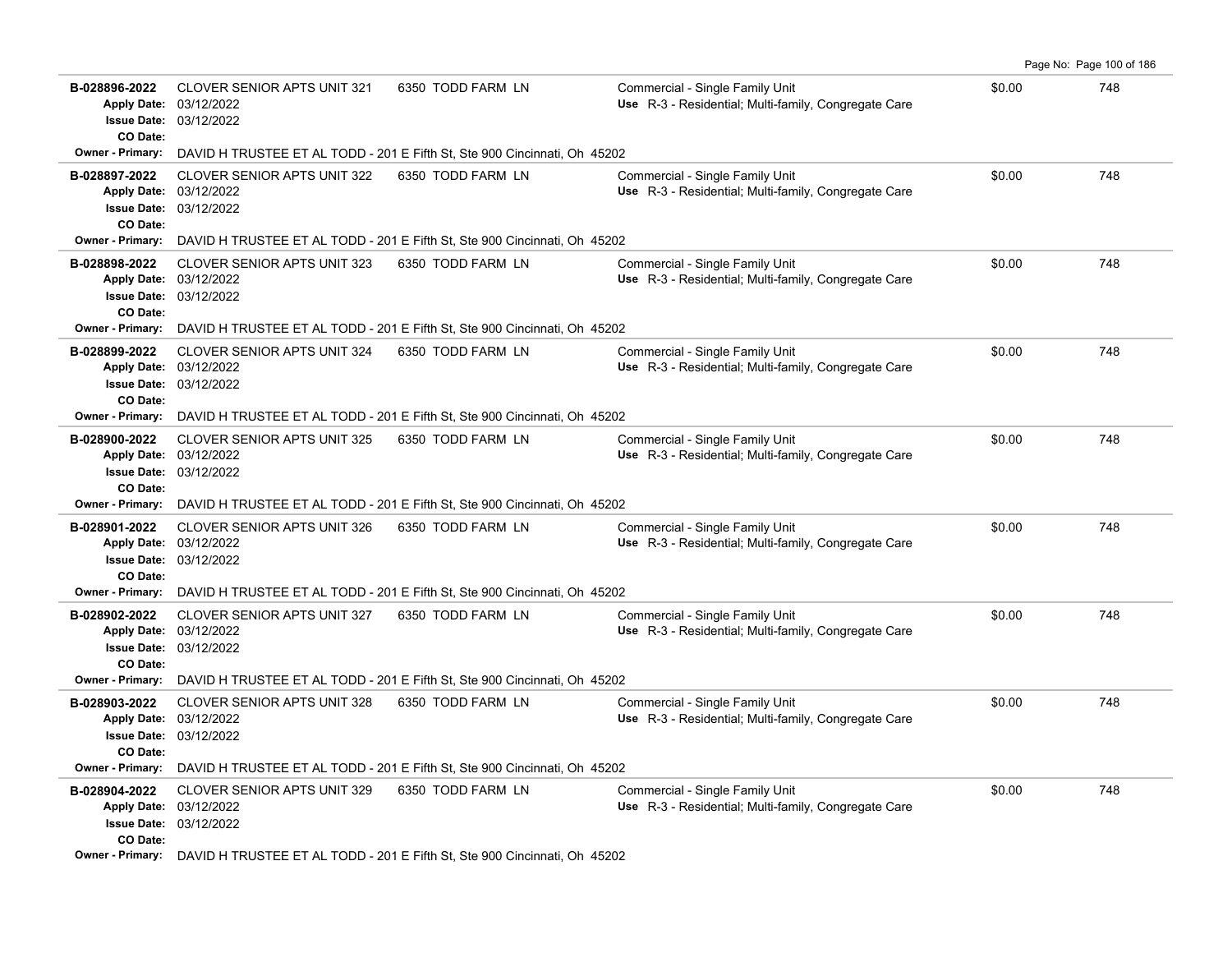**B-028896-2022** CLOVER SENIOR APTS UNIT 321 6350 TODD FARM LN Commercial - Single Family Unit $0.00 748
**Apply Date:** 03/12/2022 **Use** R-3 - Residential; Multi-family, Congregate Care
**Issue Date:** 03/12/2022
**CO Date:**
**Owner - Primary:** DAVID H TRUSTEE ET AL TODD - 201 E Fifth St, Ste 900 Cincinnati, Oh 45202

**B-028897-2022** CLOVER SENIOR APTS UNIT 322 6350 TODD FARM LN Commercial - Single Family Unit $0.00 748
**Apply Date:** 03/12/2022 **Use** R-3 - Residential; Multi-family, Congregate Care
**Issue Date:** 03/12/2022
**CO Date:**
**Owner - Primary:** DAVID H TRUSTEE ET AL TODD - 201 E Fifth St, Ste 900 Cincinnati, Oh 45202

**B-028898-2022** CLOVER SENIOR APTS UNIT 323 6350 TODD FARM LN Commercial - Single Family Unit $0.00 748
**Apply Date:** 03/12/2022 **Use** R-3 - Residential; Multi-family, Congregate Care
**Issue Date:** 03/12/2022
**CO Date:**
**Owner - Primary:** DAVID H TRUSTEE ET AL TODD - 201 E Fifth St, Ste 900 Cincinnati, Oh 45202

**B-028899-2022** CLOVER SENIOR APTS UNIT 324 6350 TODD FARM LN Commercial - Single Family Unit $0.00 748
**Apply Date:** 03/12/2022 **Use** R-3 - Residential; Multi-family, Congregate Care
**Issue Date:** 03/12/2022
**CO Date:**
**Owner - Primary:** DAVID H TRUSTEE ET AL TODD - 201 E Fifth St, Ste 900 Cincinnati, Oh 45202

**B-028900-2022** CLOVER SENIOR APTS UNIT 325 6350 TODD FARM LN Commercial - Single Family Unit $0.00 748
**Apply Date:** 03/12/2022 **Use** R-3 - Residential; Multi-family, Congregate Care
**Issue Date:** 03/12/2022
**CO Date:**
**Owner - Primary:** DAVID H TRUSTEE ET AL TODD - 201 E Fifth St, Ste 900 Cincinnati, Oh 45202

**B-028901-2022** CLOVER SENIOR APTS UNIT 326 6350 TODD FARM LN Commercial - Single Family Unit $0.00 748
**Apply Date:** 03/12/2022 **Use** R-3 - Residential; Multi-family, Congregate Care
**Issue Date:** 03/12/2022
**CO Date:**
**Owner - Primary:** DAVID H TRUSTEE ET AL TODD - 201 E Fifth St, Ste 900 Cincinnati, Oh 45202

**B-028902-2022** CLOVER SENIOR APTS UNIT 327 6350 TODD FARM LN Commercial - Single Family Unit $0.00 748
**Apply Date:** 03/12/2022 **Use** R-3 - Residential; Multi-family, Congregate Care
**Issue Date:** 03/12/2022
**CO Date:**
**Owner - Primary:** DAVID H TRUSTEE ET AL TODD - 201 E Fifth St, Ste 900 Cincinnati, Oh 45202

**B-028903-2022** CLOVER SENIOR APTS UNIT 328 6350 TODD FARM LN Commercial - Single Family Unit $0.00 748
**Apply Date:** 03/12/2022 **Use** R-3 - Residential; Multi-family, Congregate Care
**Issue Date:** 03/12/2022
**CO Date:**
**Owner - Primary:** DAVID H TRUSTEE ET AL TODD - 201 E Fifth St, Ste 900 Cincinnati, Oh 45202

**B-028904-2022** CLOVER SENIOR APTS UNIT 329 6350 TODD FARM LN Commercial - Single Family Unit $0.00 748
**Apply Date:** 03/12/2022 **Use** R-3 - Residential; Multi-family, Congregate Care
**Issue Date:** 03/12/2022
**CO Date:**
**Owner - Primary:** DAVID H TRUSTEE ET AL TODD - 201 E Fifth St, Ste 900 Cincinnati, Oh 45202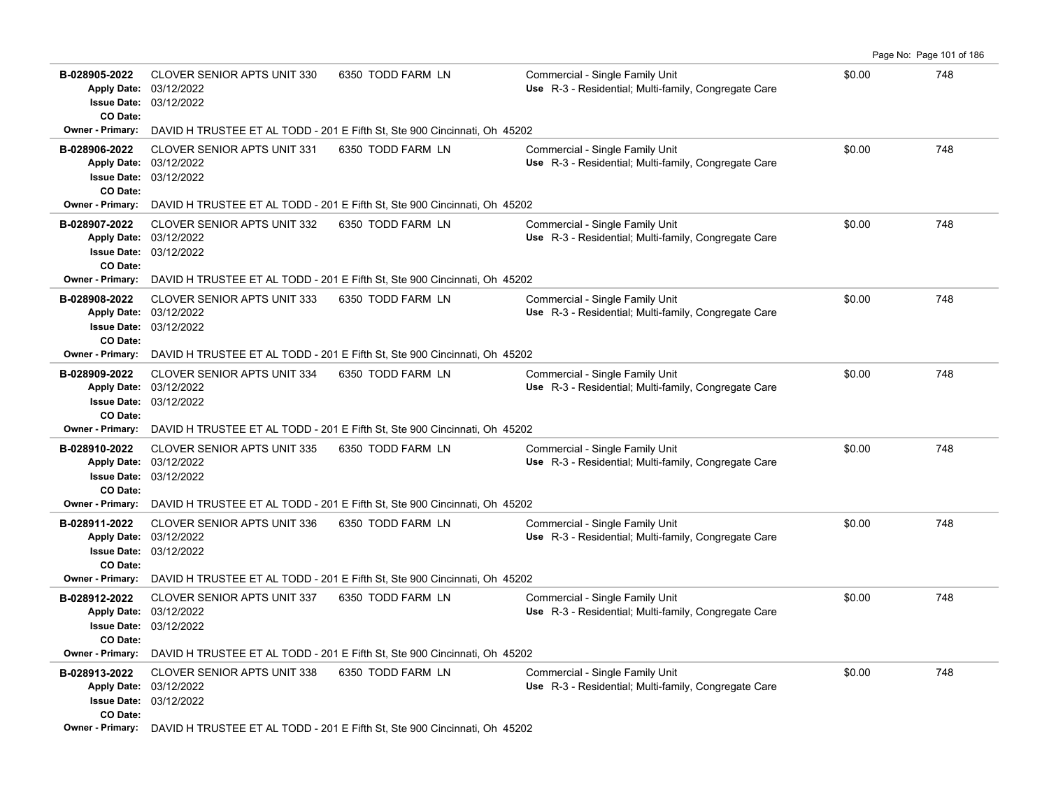| Permit | Description | Address | Type / Use | Valuation | Sq Ft |
|---|---|---|---|---|---|
| B-028905-2022<br>Apply Date: 03/12/2022<br>Issue Date: 03/12/2022<br>CO Date: | CLOVER SENIOR APTS UNIT 330 | 6350 TODD FARM LN | Commercial - Single Family Unit<br>Use R-3 - Residential; Multi-family, Congregate Care | $0.00 | 748 |
| Owner - Primary: DAVID H TRUSTEE ET AL TODD - 201 E Fifth St, Ste 900 Cincinnati, Oh 45202 | | | | | |
| B-028906-2022<br>Apply Date: 03/12/2022<br>Issue Date: 03/12/2022<br>CO Date: | CLOVER SENIOR APTS UNIT 331 | 6350 TODD FARM LN | Commercial - Single Family Unit<br>Use R-3 - Residential; Multi-family, Congregate Care | $0.00 | 748 |
| Owner - Primary: DAVID H TRUSTEE ET AL TODD - 201 E Fifth St, Ste 900 Cincinnati, Oh 45202 | | | | | |
| B-028907-2022<br>Apply Date: 03/12/2022<br>Issue Date: 03/12/2022<br>CO Date: | CLOVER SENIOR APTS UNIT 332 | 6350 TODD FARM LN | Commercial - Single Family Unit<br>Use R-3 - Residential; Multi-family, Congregate Care | $0.00 | 748 |
| Owner - Primary: DAVID H TRUSTEE ET AL TODD - 201 E Fifth St, Ste 900 Cincinnati, Oh 45202 | | | | | |
| B-028908-2022<br>Apply Date: 03/12/2022<br>Issue Date: 03/12/2022<br>CO Date: | CLOVER SENIOR APTS UNIT 333 | 6350 TODD FARM LN | Commercial - Single Family Unit<br>Use R-3 - Residential; Multi-family, Congregate Care | $0.00 | 748 |
| Owner - Primary: DAVID H TRUSTEE ET AL TODD - 201 E Fifth St, Ste 900 Cincinnati, Oh 45202 | | | | | |
| B-028909-2022<br>Apply Date: 03/12/2022<br>Issue Date: 03/12/2022<br>CO Date: | CLOVER SENIOR APTS UNIT 334 | 6350 TODD FARM LN | Commercial - Single Family Unit<br>Use R-3 - Residential; Multi-family, Congregate Care | $0.00 | 748 |
| Owner - Primary: DAVID H TRUSTEE ET AL TODD - 201 E Fifth St, Ste 900 Cincinnati, Oh 45202 | | | | | |
| B-028910-2022<br>Apply Date: 03/12/2022<br>Issue Date: 03/12/2022<br>CO Date: | CLOVER SENIOR APTS UNIT 335 | 6350 TODD FARM LN | Commercial - Single Family Unit<br>Use R-3 - Residential; Multi-family, Congregate Care | $0.00 | 748 |
| Owner - Primary: DAVID H TRUSTEE ET AL TODD - 201 E Fifth St, Ste 900 Cincinnati, Oh 45202 | | | | | |
| B-028911-2022<br>Apply Date: 03/12/2022<br>Issue Date: 03/12/2022<br>CO Date: | CLOVER SENIOR APTS UNIT 336 | 6350 TODD FARM LN | Commercial - Single Family Unit<br>Use R-3 - Residential; Multi-family, Congregate Care | $0.00 | 748 |
| Owner - Primary: DAVID H TRUSTEE ET AL TODD - 201 E Fifth St, Ste 900 Cincinnati, Oh 45202 | | | | | |
| B-028912-2022<br>Apply Date: 03/12/2022<br>Issue Date: 03/12/2022<br>CO Date: | CLOVER SENIOR APTS UNIT 337 | 6350 TODD FARM LN | Commercial - Single Family Unit<br>Use R-3 - Residential; Multi-family, Congregate Care | $0.00 | 748 |
| Owner - Primary: DAVID H TRUSTEE ET AL TODD - 201 E Fifth St, Ste 900 Cincinnati, Oh 45202 | | | | | |
| B-028913-2022<br>Apply Date: 03/12/2022<br>Issue Date: 03/12/2022<br>CO Date: | CLOVER SENIOR APTS UNIT 338 | 6350 TODD FARM LN | Commercial - Single Family Unit<br>Use R-3 - Residential; Multi-family, Congregate Care | $0.00 | 748 |
| Owner - Primary: DAVID H TRUSTEE ET AL TODD - 201 E Fifth St, Ste 900 Cincinnati, Oh 45202 | | | | | |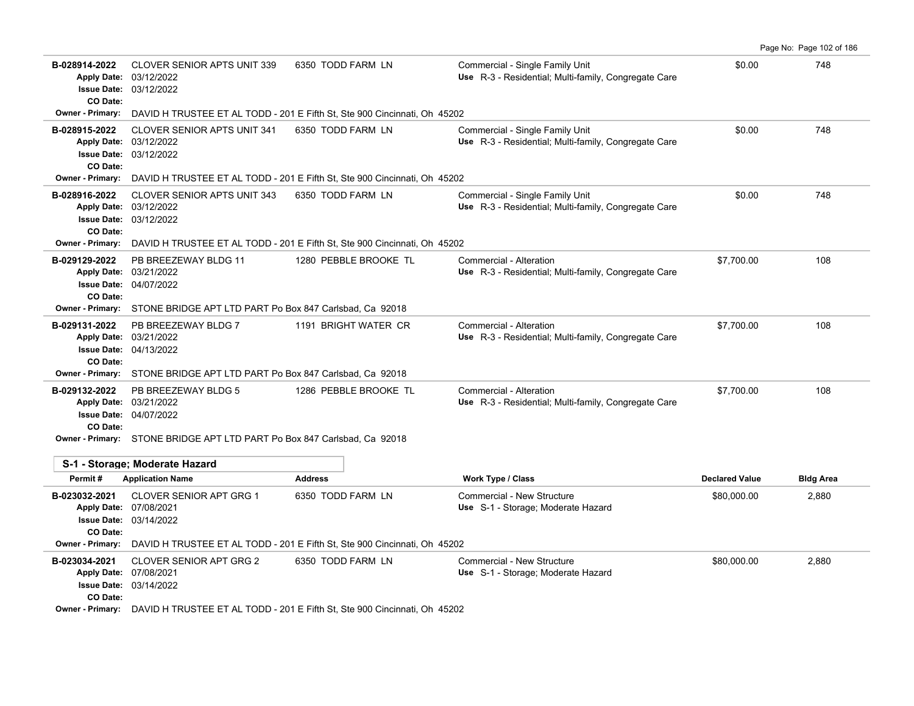| Permit # | Application Name | Address | Work Type / Class | Declared Value | Bldg Area |
|---|---|---|---|---|---|
| B-028914-2022 | CLOVER SENIOR APTS UNIT 339 | 6350 TODD FARM LN | Commercial - Single Family Unit | $0.00 | 748 |
| Apply Date: 03/12/2022 | | | Use R-3 - Residential; Multi-family, Congregate Care | | |
| Issue Date: 03/12/2022 | | | | | |
| CO Date: | | | | | |
| Owner - Primary: DAVID H TRUSTEE ET AL TODD - 201 E Fifth St, Ste 900 Cincinnati, Oh 45202 | | | | | |
| B-028915-2022 | CLOVER SENIOR APTS UNIT 341 | 6350 TODD FARM LN | Commercial - Single Family Unit | $0.00 | 748 |
| Apply Date: 03/12/2022 | | | Use R-3 - Residential; Multi-family, Congregate Care | | |
| Issue Date: 03/12/2022 | | | | | |
| CO Date: | | | | | |
| Owner - Primary: DAVID H TRUSTEE ET AL TODD - 201 E Fifth St, Ste 900 Cincinnati, Oh 45202 | | | | | |
| B-028916-2022 | CLOVER SENIOR APTS UNIT 343 | 6350 TODD FARM LN | Commercial - Single Family Unit | $0.00 | 748 |
| Apply Date: 03/12/2022 | | | Use R-3 - Residential; Multi-family, Congregate Care | | |
| Issue Date: 03/12/2022 | | | | | |
| CO Date: | | | | | |
| Owner - Primary: DAVID H TRUSTEE ET AL TODD - 201 E Fifth St, Ste 900 Cincinnati, Oh 45202 | | | | | |
| B-029129-2022 | PB BREEZEWAY BLDG 11 | 1280 PEBBLE BROOKE TL | Commercial - Alteration | $7,700.00 | 108 |
| Apply Date: 03/21/2022 | | | Use R-3 - Residential; Multi-family, Congregate Care | | |
| Issue Date: 04/07/2022 | | | | | |
| CO Date: | | | | | |
| Owner - Primary: STONE BRIDGE APT LTD PART Po Box 847 Carlsbad, Ca 92018 | | | | | |
| B-029131-2022 | PB BREEZEWAY BLDG 7 | 1191 BRIGHT WATER CR | Commercial - Alteration | $7,700.00 | 108 |
| Apply Date: 03/21/2022 | | | Use R-3 - Residential; Multi-family, Congregate Care | | |
| Issue Date: 04/13/2022 | | | | | |
| CO Date: | | | | | |
| Owner - Primary: STONE BRIDGE APT LTD PART Po Box 847 Carlsbad, Ca 92018 | | | | | |
| B-029132-2022 | PB BREEZEWAY BLDG 5 | 1286 PEBBLE BROOKE TL | Commercial - Alteration | $7,700.00 | 108 |
| Apply Date: 03/21/2022 | | | Use R-3 - Residential; Multi-family, Congregate Care | | |
| Issue Date: 04/07/2022 | | | | | |
| CO Date: | | | | | |
| Owner - Primary: STONE BRIDGE APT LTD PART Po Box 847 Carlsbad, Ca 92018 | | | | | |

## S-1 - Storage; Moderate Hazard

| Permit # | Application Name | Address | Work Type / Class | Declared Value | Bldg Area |
|---|---|---|---|---|---|
| B-023032-2021 | CLOVER SENIOR APT GRG 1 | 6350 TODD FARM LN | Commercial - New Structure | $80,000.00 | 2,880 |
| Apply Date: 07/08/2021 | | | Use S-1 - Storage; Moderate Hazard | | |
| Issue Date: 03/14/2022 | | | | | |
| CO Date: | | | | | |
| Owner - Primary: DAVID H TRUSTEE ET AL TODD - 201 E Fifth St, Ste 900 Cincinnati, Oh 45202 | | | | | |
| B-023034-2021 | CLOVER SENIOR APT GRG 2 | 6350 TODD FARM LN | Commercial - New Structure | $80,000.00 | 2,880 |
| Apply Date: 07/08/2021 | | | Use S-1 - Storage; Moderate Hazard | | |
| Issue Date: 03/14/2022 | | | | | |
| CO Date: | | | | | |
| Owner - Primary: DAVID H TRUSTEE ET AL TODD - 201 E Fifth St, Ste 900 Cincinnati, Oh 45202 | | | | | |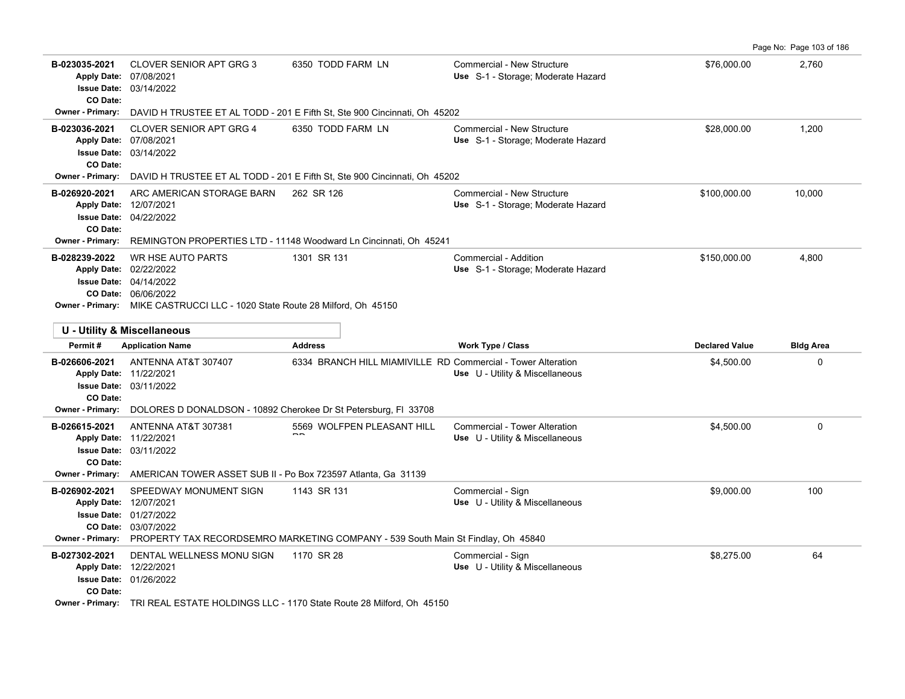| Permit # | Application Name | Address | Work Type / Class | Declared Value | Bldg Area |
|---|---|---|---|---|---|
| B-023035-2021 | CLOVER SENIOR APT GRG 3 | 6350 TODD FARM LN | Commercial - New Structure | $76,000.00 | 2,760 |
| Apply Date: 07/08/2021 | | | Use S-1 - Storage; Moderate Hazard | | |
| Issue Date: 03/14/2022 | | | | | |
| CO Date: | | | | | |
| Owner - Primary: DAVID H TRUSTEE ET AL TODD - 201 E Fifth St, Ste 900 Cincinnati, Oh 45202 | | | | | |
| B-023036-2021 | CLOVER SENIOR APT GRG 4 | 6350 TODD FARM LN | Commercial - New Structure | $28,000.00 | 1,200 |
| Apply Date: 07/08/2021 | | | Use S-1 - Storage; Moderate Hazard | | |
| Issue Date: 03/14/2022 | | | | | |
| CO Date: | | | | | |
| Owner - Primary: DAVID H TRUSTEE ET AL TODD - 201 E Fifth St, Ste 900 Cincinnati, Oh 45202 | | | | | |
| B-026920-2021 | ARC AMERICAN STORAGE BARN | 262 SR 126 | Commercial - New Structure | $100,000.00 | 10,000 |
| Apply Date: 12/07/2021 | | | Use S-1 - Storage; Moderate Hazard | | |
| Issue Date: 04/22/2022 | | | | | |
| CO Date: | | | | | |
| Owner - Primary: REMINGTON PROPERTIES LTD - 11148 Woodward Ln Cincinnati, Oh 45241 | | | | | |
| B-028239-2022 | WR HSE AUTO PARTS | 1301 SR 131 | Commercial - Addition | $150,000.00 | 4,800 |
| Apply Date: 02/22/2022 | | | Use S-1 - Storage; Moderate Hazard | | |
| Issue Date: 04/14/2022 | | | | | |
| CO Date: 06/06/2022 | | | | | |
| Owner - Primary: MIKE CASTRUCCI LLC - 1020 State Route 28 Milford, Oh 45150 | | | | | |

## U - Utility & Miscellaneous

| Permit # | Application Name | Address | Work Type / Class | Declared Value | Bldg Area |
|---|---|---|---|---|---|
| B-026606-2021 | ANTENNA AT&T 307407 | 6334 BRANCH HILL MIAMIVILLE RD | Commercial - Tower Alteration | $4,500.00 | 0 |
| Apply Date: 11/22/2021 | | | Use U - Utility & Miscellaneous | | |
| Issue Date: 03/11/2022 | | | | | |
| CO Date: | | | | | |
| Owner - Primary: DOLORES D DONALDSON - 10892 Cherokee Dr St Petersburg, Fl 33708 | | | | | |
| B-026615-2021 | ANTENNA AT&T 307381 | 5569 WOLFPEN PLEASANT HILL RD | Commercial - Tower Alteration | $4,500.00 | 0 |
| Apply Date: 11/22/2021 | | | Use U - Utility & Miscellaneous | | |
| Issue Date: 03/11/2022 | | | | | |
| CO Date: | | | | | |
| Owner - Primary: AMERICAN TOWER ASSET SUB II - Po Box 723597 Atlanta, Ga 31139 | | | | | |
| B-026902-2021 | SPEEDWAY MONUMENT SIGN | 1143 SR 131 | Commercial - Sign | $9,000.00 | 100 |
| Apply Date: 12/07/2021 | | | Use U - Utility & Miscellaneous | | |
| Issue Date: 01/27/2022 | | | | | |
| CO Date: 03/07/2022 | | | | | |
| Owner - Primary: PROPERTY TAX RECORDSEMRO MARKETING COMPANY - 539 South Main St Findlay, Oh 45840 | | | | | |
| B-027302-2021 | DENTAL WELLNESS MONU SIGN | 1170 SR 28 | Commercial - Sign | $8,275.00 | 64 |
| Apply Date: 12/22/2021 | | | Use U - Utility & Miscellaneous | | |
| Issue Date: 01/26/2022 | | | | | |
| CO Date: | | | | | |
| Owner - Primary: TRI REAL ESTATE HOLDINGS LLC - 1170 State Route 28 Milford, Oh 45150 | | | | | |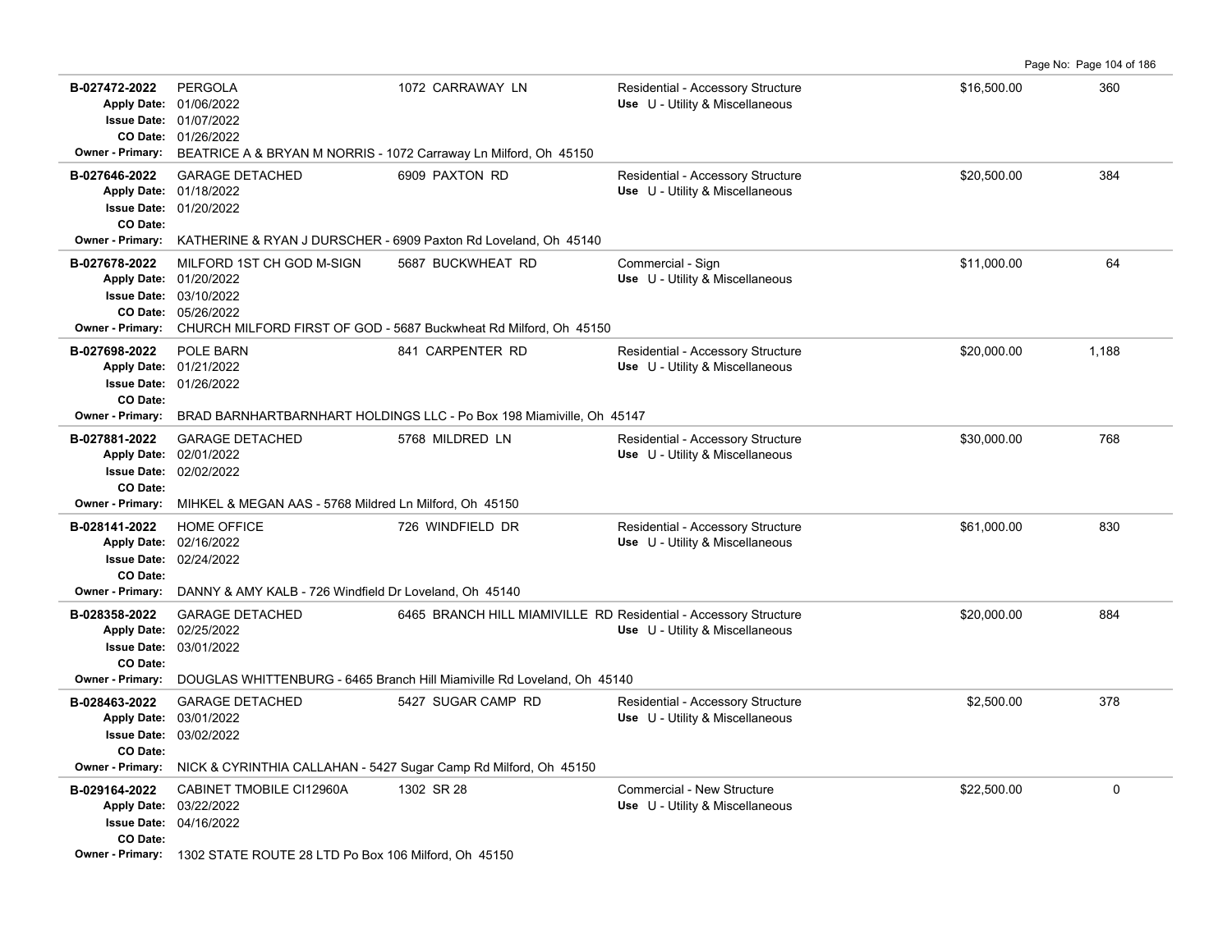| Permit | Description | Address | Type / Use | Valuation | Sq Ft |
|---|---|---|---|---|---|
| B-027472-2022 | PERGOLA | 1072 CARRAWAY LN | Residential - Accessory Structure | $16,500.00 | 360 |
| Apply Date: 01/06/2022 | | | Use U - Utility & Miscellaneous | | |
| Issue Date: 01/07/2022 | | | | | |
| CO Date: 01/26/2022 | | | | | |
| Owner - Primary: BEATRICE A & BRYAN M NORRIS - 1072 Carraway Ln Milford, Oh 45150 | | | | | |
| B-027646-2022 | GARAGE DETACHED | 6909 PAXTON RD | Residential - Accessory Structure | $20,500.00 | 384 |
| Apply Date: 01/18/2022 | | | Use U - Utility & Miscellaneous | | |
| Issue Date: 01/20/2022 | | | | | |
| CO Date: | | | | | |
| Owner - Primary: KATHERINE & RYAN J DURSCHER - 6909 Paxton Rd Loveland, Oh 45140 | | | | | |
| B-027678-2022 | MILFORD 1ST CH GOD M-SIGN | 5687 BUCKWHEAT RD | Commercial - Sign | $11,000.00 | 64 |
| Apply Date: 01/20/2022 | | | Use U - Utility & Miscellaneous | | |
| Issue Date: 03/10/2022 | | | | | |
| CO Date: 05/26/2022 | | | | | |
| Owner - Primary: CHURCH MILFORD FIRST OF GOD - 5687 Buckwheat Rd Milford, Oh 45150 | | | | | |
| B-027698-2022 | POLE BARN | 841 CARPENTER RD | Residential - Accessory Structure | $20,000.00 | 1,188 |
| Apply Date: 01/21/2022 | | | Use U - Utility & Miscellaneous | | |
| Issue Date: 01/26/2022 | | | | | |
| CO Date: | | | | | |
| Owner - Primary: BRAD BARNHARTBARNHART HOLDINGS LLC - Po Box 198 Miamiville, Oh 45147 | | | | | |
| B-027881-2022 | GARAGE DETACHED | 5768 MILDRED LN | Residential - Accessory Structure | $30,000.00 | 768 |
| Apply Date: 02/01/2022 | | | Use U - Utility & Miscellaneous | | |
| Issue Date: 02/02/2022 | | | | | |
| CO Date: | | | | | |
| Owner - Primary: MIHKEL & MEGAN AAS - 5768 Mildred Ln Milford, Oh 45150 | | | | | |
| B-028141-2022 | HOME OFFICE | 726 WINDFIELD DR | Residential - Accessory Structure | $61,000.00 | 830 |
| Apply Date: 02/16/2022 | | | Use U - Utility & Miscellaneous | | |
| Issue Date: 02/24/2022 | | | | | |
| CO Date: | | | | | |
| Owner - Primary: DANNY & AMY KALB - 726 Windfield Dr Loveland, Oh 45140 | | | | | |
| B-028358-2022 | GARAGE DETACHED | 6465 BRANCH HILL MIAMIVILLE RD | Residential - Accessory Structure | $20,000.00 | 884 |
| Apply Date: 02/25/2022 | | | Use U - Utility & Miscellaneous | | |
| Issue Date: 03/01/2022 | | | | | |
| CO Date: | | | | | |
| Owner - Primary: DOUGLAS WHITTENBURG - 6465 Branch Hill Miamiville Rd Loveland, Oh 45140 | | | | | |
| B-028463-2022 | GARAGE DETACHED | 5427 SUGAR CAMP RD | Residential - Accessory Structure | $2,500.00 | 378 |
| Apply Date: 03/01/2022 | | | Use U - Utility & Miscellaneous | | |
| Issue Date: 03/02/2022 | | | | | |
| CO Date: | | | | | |
| Owner - Primary: NICK & CYRINTHIA CALLAHAN - 5427 Sugar Camp Rd Milford, Oh 45150 | | | | | |
| B-029164-2022 | CABINET TMOBILE CI12960A | 1302 SR 28 | Commercial - New Structure | $22,500.00 | 0 |
| Apply Date: 03/22/2022 | | | Use U - Utility & Miscellaneous | | |
| Issue Date: 04/16/2022 | | | | | |
| CO Date: | | | | | |
| Owner - Primary: 1302 STATE ROUTE 28 LTD Po Box 106 Milford, Oh 45150 | | | | | |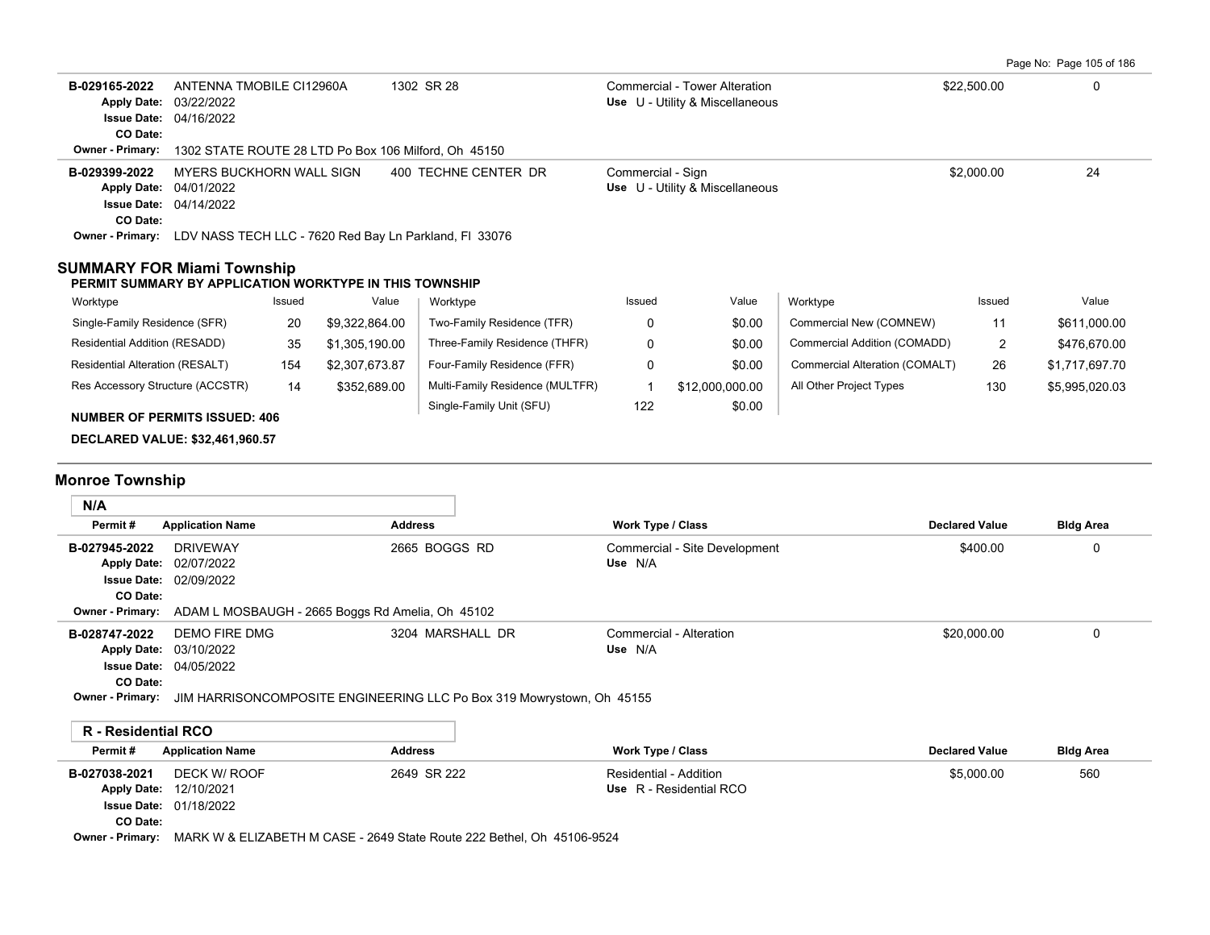| Permit # | Application Name | Address | Work Type / Class | Declared Value | Bldg Area |
|---|---|---|---|---|---|
| B-029165-2022 | ANTENNA TMOBILE CI12960A | 1302 SR 28 | Commercial - Tower Alteration | $22,500.00 | 0 |
| Apply Date: 03/22/2022 | | | Use U - Utility & Miscellaneous | | |
| Issue Date: 04/16/2022 | | | | | |
| CO Date: | | | | | |
| Owner - Primary: 1302 STATE ROUTE 28 LTD Po Box 106 Milford, Oh 45150 | | | | | |
| B-029399-2022 | MYERS BUCKHORN WALL SIGN | 400 TECHNE CENTER DR | Commercial - Sign | $2,000.00 | 24 |
| Apply Date: 04/01/2022 | | | Use U - Utility & Miscellaneous | | |
| Issue Date: 04/14/2022 | | | | | |
| CO Date: | | | | | |
| Owner - Primary: LDV NASS TECH LLC - 7620 Red Bay Ln Parkland, Fl 33076 | | | | | |

## SUMMARY FOR Miami Township

**PERMIT SUMMARY BY APPLICATION WORKTYPE IN THIS TOWNSHIP**

| Worktype | Issued | Value | Worktype | Issued | Value | Worktype | Issued | Value |
|---|---|---|---|---|---|---|---|---|
| Single-Family Residence (SFR) | 20 | $9,322,864.00 | Two-Family Residence (TFR) | 0 | $0.00 | Commercial New (COMNEW) | 11 | $611,000.00 |
| Residential Addition (RESADD) | 35 | $1,305,190.00 | Three-Family Residence (THFR) | 0 | $0.00 | Commercial Addition (COMADD) | 2 | $476,670.00 |
| Residential Alteration (RESALT) | 154 | $2,307,673.87 | Four-Family Residence (FFR) | 0 | $0.00 | Commercial Alteration (COMALT) | 26 | $1,717,697.70 |
| Res Accessory Structure (ACCSTR) | 14 | $352,689.00 | Multi-Family Residence (MULTFR) | 1 | $12,000,000.00 | All Other Project Types | 130 | $5,995,020.03 |
| | | | Single-Family Unit (SFU) | 122 | $0.00 | | | |

**NUMBER OF PERMITS ISSUED: 406**

**DECLARED VALUE: $32,461,960.57**

## Monroe Township

### N/A

| Permit # | Application Name | Address | Work Type / Class | Declared Value | Bldg Area |
|---|---|---|---|---|---|
| B-027945-2022 | DRIVEWAY | 2665 BOGGS RD | Commercial - Site Development | $400.00 | 0 |
| Apply Date: 02/07/2022 | | | Use N/A | | |
| Issue Date: 02/09/2022 | | | | | |
| CO Date: | | | | | |
| Owner - Primary: ADAM L MOSBAUGH - 2665 Boggs Rd Amelia, Oh 45102 | | | | | |
| B-028747-2022 | DEMO FIRE DMG | 3204 MARSHALL DR | Commercial - Alteration | $20,000.00 | 0 |
| Apply Date: 03/10/2022 | | | Use N/A | | |
| Issue Date: 04/05/2022 | | | | | |
| CO Date: | | | | | |
| Owner - Primary: JIM HARRISONCOMPOSITE ENGINEERING LLC Po Box 319 Mowrystown, Oh 45155 | | | | | |

### R - Residential RCO

| Permit # | Application Name | Address | Work Type / Class | Declared Value | Bldg Area |
|---|---|---|---|---|---|
| B-027038-2021 | DECK W/ ROOF | 2649 SR 222 | Residential - Addition | $5,000.00 | 560 |
| Apply Date: 12/10/2021 | | | Use R - Residential RCO | | |
| Issue Date: 01/18/2022 | | | | | |
| CO Date: | | | | | |
| Owner - Primary: MARK W & ELIZABETH M CASE - 2649 State Route 222 Bethel, Oh 45106-9524 | | | | | |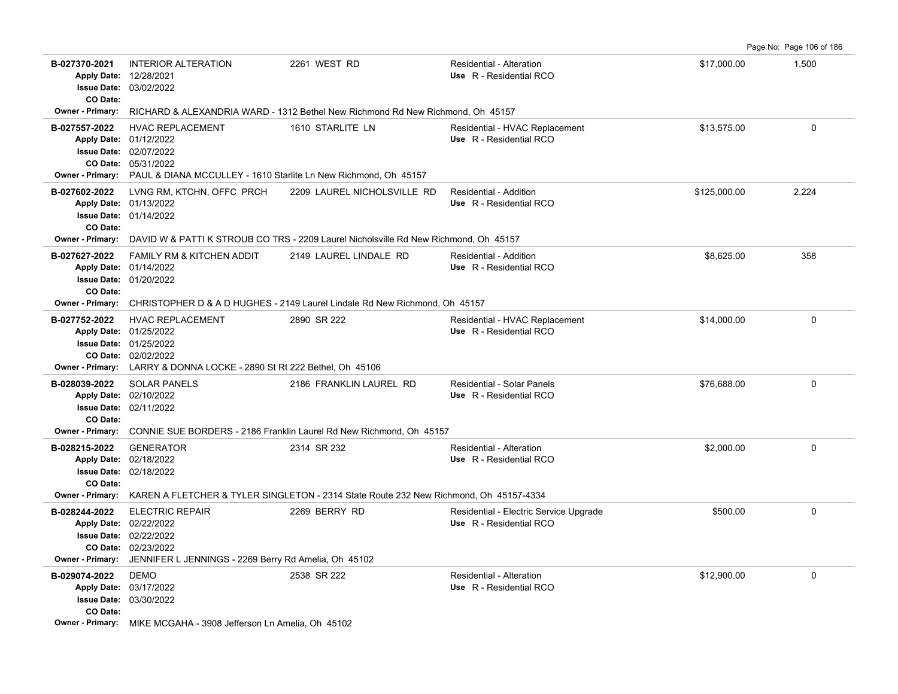| Permit # | Description | Address | Type / Use | Valuation | Sq Ft |
|---|---|---|---|---|---|
| **B-027370-2021** | INTERIOR ALTERATION | 2261 WEST RD | Residential - Alteration | $17,000.00 | 1,500 |
| Apply Date: 12/28/2021 | | | Use R - Residential RCO | | |
| Issue Date: 03/02/2022 | | | | | |
| CO Date: | | | | | |
| Owner - Primary: RICHARD & ALEXANDRIA WARD - 1312 Bethel New Richmond Rd New Richmond, Oh 45157 | | | | | |
| **B-027557-2022** | HVAC REPLACEMENT | 1610 STARLITE LN | Residential - HVAC Replacement | $13,575.00 | 0 |
| Apply Date: 01/12/2022 | | | Use R - Residential RCO | | |
| Issue Date: 02/07/2022 | | | | | |
| CO Date: 05/31/2022 | | | | | |
| Owner - Primary: PAUL & DIANA MCCULLEY - 1610 Starlite Ln New Richmond, Oh 45157 | | | | | |
| **B-027602-2022** | LVNG RM, KTCHN, OFFC PRCH | 2209 LAUREL NICHOLSVILLE RD | Residential - Addition | $125,000.00 | 2,224 |
| Apply Date: 01/13/2022 | | | Use R - Residential RCO | | |
| Issue Date: 01/14/2022 | | | | | |
| CO Date: | | | | | |
| Owner - Primary: DAVID W & PATTI K STROUB CO TRS - 2209 Laurel Nicholsville Rd New Richmond, Oh 45157 | | | | | |
| **B-027627-2022** | FAMILY RM & KITCHEN ADDIT | 2149 LAUREL LINDALE RD | Residential - Addition | $8,625.00 | 358 |
| Apply Date: 01/14/2022 | | | Use R - Residential RCO | | |
| Issue Date: 01/20/2022 | | | | | |
| CO Date: | | | | | |
| Owner - Primary: CHRISTOPHER D & A D HUGHES - 2149 Laurel Lindale Rd New Richmond, Oh 45157 | | | | | |
| **B-027752-2022** | HVAC REPLACEMENT | 2890 SR 222 | Residential - HVAC Replacement | $14,000.00 | 0 |
| Apply Date: 01/25/2022 | | | Use R - Residential RCO | | |
| Issue Date: 01/25/2022 | | | | | |
| CO Date: 02/02/2022 | | | | | |
| Owner - Primary: LARRY & DONNA LOCKE - 2890 St Rt 222 Bethel, Oh 45106 | | | | | |
| **B-028039-2022** | SOLAR PANELS | 2186 FRANKLIN LAUREL RD | Residential - Solar Panels | $76,688.00 | 0 |
| Apply Date: 02/10/2022 | | | Use R - Residential RCO | | |
| Issue Date: 02/11/2022 | | | | | |
| CO Date: | | | | | |
| Owner - Primary: CONNIE SUE BORDERS - 2186 Franklin Laurel Rd New Richmond, Oh 45157 | | | | | |
| **B-028215-2022** | GENERATOR | 2314 SR 232 | Residential - Alteration | $2,000.00 | 0 |
| Apply Date: 02/18/2022 | | | Use R - Residential RCO | | |
| Issue Date: 02/18/2022 | | | | | |
| CO Date: | | | | | |
| Owner - Primary: KAREN A FLETCHER & TYLER SINGLETON - 2314 State Route 232 New Richmond, Oh 45157-4334 | | | | | |
| **B-028244-2022** | ELECTRIC REPAIR | 2269 BERRY RD | Residential - Electric Service Upgrade | $500.00 | 0 |
| Apply Date: 02/22/2022 | | | Use R - Residential RCO | | |
| Issue Date: 02/22/2022 | | | | | |
| CO Date: 02/23/2022 | | | | | |
| Owner - Primary: JENNIFER L JENNINGS - 2269 Berry Rd Amelia, Oh 45102 | | | | | |
| **B-029074-2022** | DEMO | 2538 SR 222 | Residential - Alteration | $12,900.00 | 0 |
| Apply Date: 03/17/2022 | | | Use R - Residential RCO | | |
| Issue Date: 03/30/2022 | | | | | |
| CO Date: | | | | | |
| Owner - Primary: MIKE MCGAHA - 3908 Jefferson Ln Amelia, Oh 45102 | | | | | |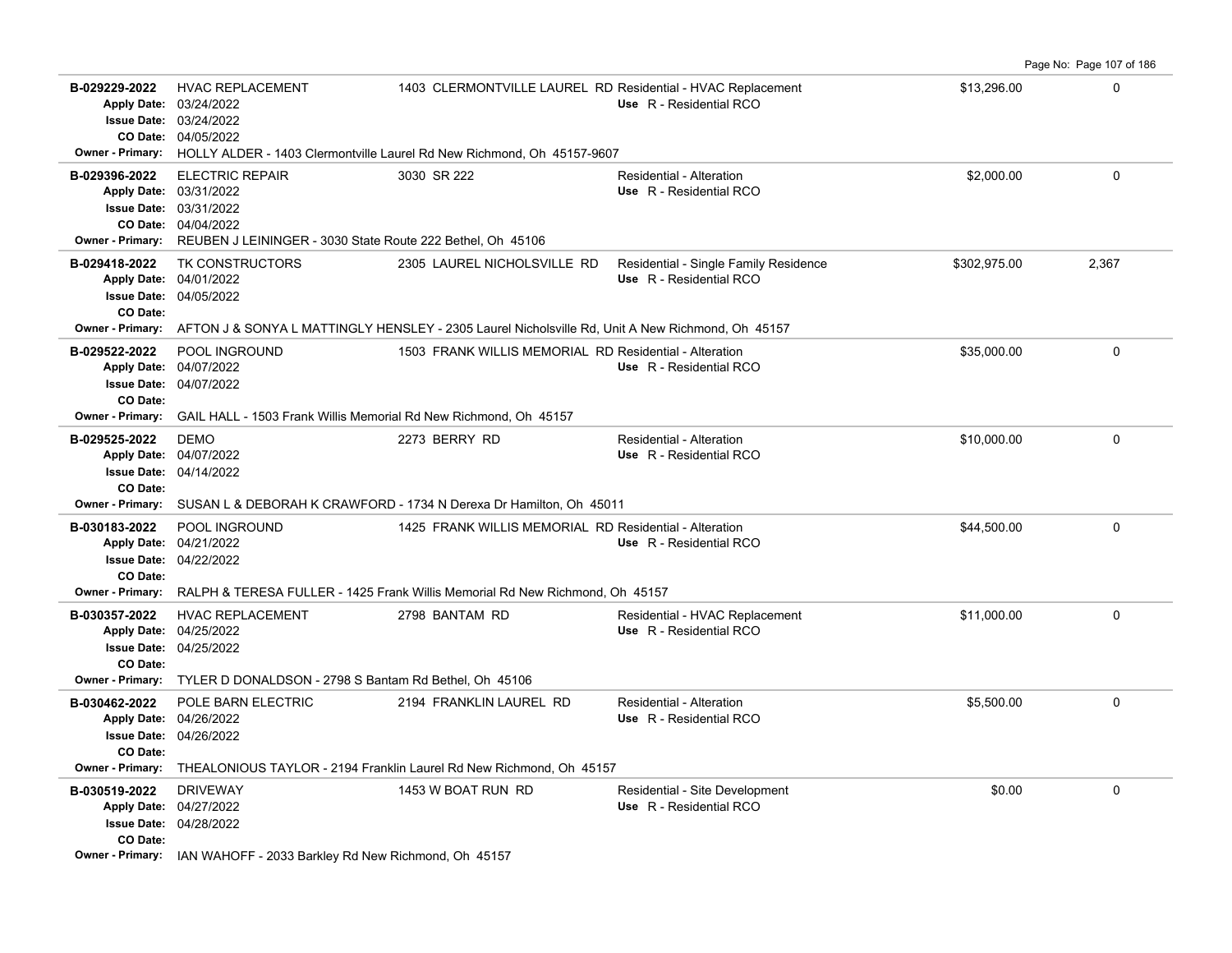| Permit | Description | Address | Type / Use | Valuation | Sq Ft |
|---|---|---|---|---|---|
| **B-029229-2022**<br>Apply Date: 03/24/2022<br>Issue Date: 03/24/2022<br>CO Date: 04/05/2022 | HVAC REPLACEMENT | 1403 CLERMONTVILLE LAUREL RD | Residential - HVAC Replacement<br>Use R - Residential RCO | $13,296.00 | 0 |
| Owner - Primary: HOLLY ALDER - 1403 Clermontville Laurel Rd New Richmond, Oh 45157-9607 | | | | | |
| **B-029396-2022**<br>Apply Date: 03/31/2022<br>Issue Date: 03/31/2022<br>CO Date: 04/04/2022 | ELECTRIC REPAIR | 3030 SR 222 | Residential - Alteration<br>Use R - Residential RCO | $2,000.00 | 0 |
| Owner - Primary: REUBEN J LEININGER - 3030 State Route 222 Bethel, Oh 45106 | | | | | |
| **B-029418-2022**<br>Apply Date: 04/01/2022<br>Issue Date: 04/05/2022<br>CO Date: | TK CONSTRUCTORS | 2305 LAUREL NICHOLSVILLE RD | Residential - Single Family Residence<br>Use R - Residential RCO | $302,975.00 | 2,367 |
| Owner - Primary: AFTON J & SONYA L MATTINGLY HENSLEY - 2305 Laurel Nicholsville Rd, Unit A New Richmond, Oh 45157 | | | | | |
| **B-029522-2022**<br>Apply Date: 04/07/2022<br>Issue Date: 04/07/2022<br>CO Date: | POOL INGROUND | 1503 FRANK WILLIS MEMORIAL RD | Residential - Alteration<br>Use R - Residential RCO | $35,000.00 | 0 |
| Owner - Primary: GAIL HALL - 1503 Frank Willis Memorial Rd New Richmond, Oh 45157 | | | | | |
| **B-029525-2022**<br>Apply Date: 04/07/2022<br>Issue Date: 04/14/2022<br>CO Date: | DEMO | 2273 BERRY RD | Residential - Alteration<br>Use R - Residential RCO | $10,000.00 | 0 |
| Owner - Primary: SUSAN L & DEBORAH K CRAWFORD - 1734 N Derexa Dr Hamilton, Oh 45011 | | | | | |
| **B-030183-2022**<br>Apply Date: 04/21/2022<br>Issue Date: 04/22/2022<br>CO Date: | POOL INGROUND | 1425 FRANK WILLIS MEMORIAL RD | Residential - Alteration<br>Use R - Residential RCO | $44,500.00 | 0 |
| Owner - Primary: RALPH & TERESA FULLER - 1425 Frank Willis Memorial Rd New Richmond, Oh 45157 | | | | | |
| **B-030357-2022**<br>Apply Date: 04/25/2022<br>Issue Date: 04/25/2022<br>CO Date: | HVAC REPLACEMENT | 2798 BANTAM RD | Residential - HVAC Replacement<br>Use R - Residential RCO | $11,000.00 | 0 |
| Owner - Primary: TYLER D DONALDSON - 2798 S Bantam Rd Bethel, Oh 45106 | | | | | |
| **B-030462-2022**<br>Apply Date: 04/26/2022<br>Issue Date: 04/26/2022<br>CO Date: | POLE BARN ELECTRIC | 2194 FRANKLIN LAUREL RD | Residential - Alteration<br>Use R - Residential RCO | $5,500.00 | 0 |
| Owner - Primary: THEALONIOUS TAYLOR - 2194 Franklin Laurel Rd New Richmond, Oh 45157 | | | | | |
| **B-030519-2022**<br>Apply Date: 04/27/2022<br>Issue Date: 04/28/2022<br>CO Date: | DRIVEWAY | 1453 W BOAT RUN RD | Residential - Site Development<br>Use R - Residential RCO | $0.00 | 0 |
| Owner - Primary: IAN WAHOFF - 2033 Barkley Rd New Richmond, Oh 45157 | | | | | |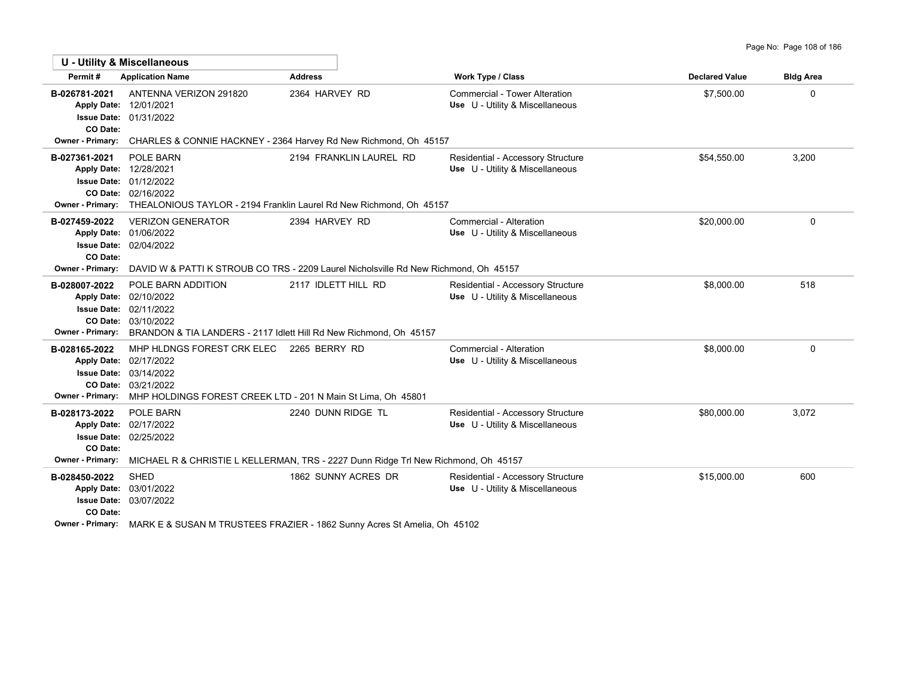## U - Utility & Miscellaneous

| Permit # | Application Name | Address | Work Type / Class | Declared Value | Bldg Area |
|---|---|---|---|---|---|
| B-026781-2021<br>Apply Date: 12/01/2021<br>Issue Date: 01/31/2022<br>CO Date: | ANTENNA VERIZON 291820 | 2364 HARVEY RD | Commercial - Tower Alteration<br>Use U - Utility & Miscellaneous | $7,500.00 | 0 |
| Owner - Primary: | CHARLES & CONNIE HACKNEY - 2364 Harvey Rd New Richmond, Oh 45157 | | | | |
| B-027361-2021<br>Apply Date: 12/28/2021<br>Issue Date: 01/12/2022<br>CO Date: 02/16/2022 | POLE BARN | 2194 FRANKLIN LAUREL RD | Residential - Accessory Structure<br>Use U - Utility & Miscellaneous | $54,550.00 | 3,200 |
| Owner - Primary: | THEALONIOUS TAYLOR - 2194 Franklin Laurel Rd New Richmond, Oh 45157 | | | | |
| B-027459-2022<br>Apply Date: 01/06/2022<br>Issue Date: 02/04/2022<br>CO Date: | VERIZON GENERATOR | 2394 HARVEY RD | Commercial - Alteration<br>Use U - Utility & Miscellaneous | $20,000.00 | 0 |
| Owner - Primary: | DAVID W & PATTI K STROUB CO TRS - 2209 Laurel Nicholsville Rd New Richmond, Oh 45157 | | | | |
| B-028007-2022<br>Apply Date: 02/10/2022<br>Issue Date: 02/11/2022<br>CO Date: 03/10/2022 | POLE BARN ADDITION | 2117 IDLETT HILL RD | Residential - Accessory Structure<br>Use U - Utility & Miscellaneous | $8,000.00 | 518 |
| Owner - Primary: | BRANDON & TIA LANDERS - 2117 Idlett Hill Rd New Richmond, Oh 45157 | | | | |
| B-028165-2022<br>Apply Date: 02/17/2022<br>Issue Date: 03/14/2022<br>CO Date: 03/21/2022 | MHP HLDNGS FOREST CRK ELEC | 2265 BERRY RD | Commercial - Alteration<br>Use U - Utility & Miscellaneous | $8,000.00 | 0 |
| Owner - Primary: | MHP HOLDINGS FOREST CREEK LTD - 201 N Main St Lima, Oh 45801 | | | | |
| B-028173-2022<br>Apply Date: 02/17/2022<br>Issue Date: 02/25/2022<br>CO Date: | POLE BARN | 2240 DUNN RIDGE TL | Residential - Accessory Structure<br>Use U - Utility & Miscellaneous | $80,000.00 | 3,072 |
| Owner - Primary: | MICHAEL R & CHRISTIE L KELLERMAN, TRS - 2227 Dunn Ridge Trl New Richmond, Oh 45157 | | | | |
| B-028450-2022<br>Apply Date: 03/01/2022<br>Issue Date: 03/07/2022<br>CO Date: | SHED | 1862 SUNNY ACRES DR | Residential - Accessory Structure<br>Use U - Utility & Miscellaneous | $15,000.00 | 600 |
| Owner - Primary: | MARK E & SUSAN M TRUSTEES FRAZIER - 1862 Sunny Acres St Amelia, Oh 45102 | | | | |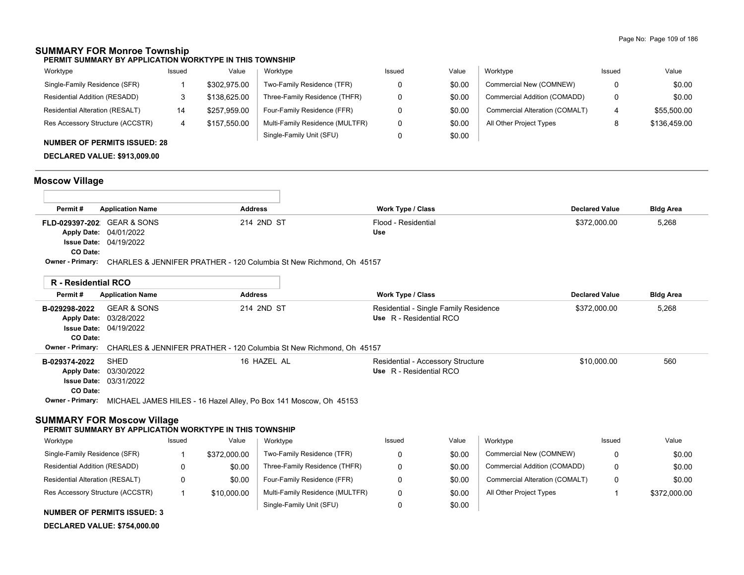## SUMMARY FOR Monroe Township

**PERMIT SUMMARY BY APPLICATION WORKTYPE IN THIS TOWNSHIP**

| Worktype | Issued | Value | Worktype | Issued | Value | Worktype | Issued | Value |
|---|---|---|---|---|---|---|---|---|
| Single-Family Residence (SFR) | 1 | $302,975.00 | Two-Family Residence (TFR) | 0 | $0.00 | Commercial New (COMNEW) | 0 | $0.00 |
| Residential Addition (RESADD) | 3 | $138,625.00 | Three-Family Residence (THFR) | 0 | $0.00 | Commercial Addition (COMADD) | 0 | $0.00 |
| Residential Alteration (RESALT) | 14 | $257,959.00 | Four-Family Residence (FFR) | 0 | $0.00 | Commercial Alteration (COMALT) | 4 | $55,500.00 |
| Res Accessory Structure (ACCSTR) | 4 | $157,550.00 | Multi-Family Residence (MULTFR) | 0 | $0.00 | All Other Project Types | 8 | $136,459.00 |
| | | | Single-Family Unit (SFU) | 0 | $0.00 | | | |

**NUMBER OF PERMITS ISSUED: 28**

**DECLARED VALUE: $913,009.00**

## Moscow Village

| Permit # | Application Name | Address | Work Type / Class | Declared Value | Bldg Area |
|---|---|---|---|---|---|
| FLD-029397-202 | GEAR & SONS | 214 2ND ST | Flood - Residential | $372,000.00 | 5,268 |
| Apply Date: | 04/01/2022 | | Use | | |
| Issue Date: | 04/19/2022 | | | | |
| CO Date: | | | | | |
| Owner - Primary: | CHARLES & JENNIFER PRATHER - 120 Columbia St New Richmond, Oh 45157 | | | | |

### R - Residential RCO

| Permit # | Application Name | Address | Work Type / Class | Declared Value | Bldg Area |
|---|---|---|---|---|---|
| B-029298-2022 | GEAR & SONS | 214 2ND ST | Residential - Single Family Residence | $372,000.00 | 5,268 |
| Apply Date: | 03/28/2022 | | Use R - Residential RCO | | |
| Issue Date: | 04/19/2022 | | | | |
| CO Date: | | | | | |
| Owner - Primary: | CHARLES & JENNIFER PRATHER - 120 Columbia St New Richmond, Oh 45157 | | | | |
| B-029374-2022 | SHED | 16 HAZEL AL | Residential - Accessory Structure | $10,000.00 | 560 |
| Apply Date: | 03/30/2022 | | Use R - Residential RCO | | |
| Issue Date: | 03/31/2022 | | | | |
| CO Date: | | | | | |
| Owner - Primary: | MICHAEL JAMES HILES - 16 Hazel Alley, Po Box 141 Moscow, Oh 45153 | | | | |

## SUMMARY FOR Moscow Village

**PERMIT SUMMARY BY APPLICATION WORKTYPE IN THIS TOWNSHIP**

| Worktype | Issued | Value | Worktype | Issued | Value | Worktype | Issued | Value |
|---|---|---|---|---|---|---|---|---|
| Single-Family Residence (SFR) | 1 | $372,000.00 | Two-Family Residence (TFR) | 0 | $0.00 | Commercial New (COMNEW) | 0 | $0.00 |
| Residential Addition (RESADD) | 0 | $0.00 | Three-Family Residence (THFR) | 0 | $0.00 | Commercial Addition (COMADD) | 0 | $0.00 |
| Residential Alteration (RESALT) | 0 | $0.00 | Four-Family Residence (FFR) | 0 | $0.00 | Commercial Alteration (COMALT) | 0 | $0.00 |
| Res Accessory Structure (ACCSTR) | 1 | $10,000.00 | Multi-Family Residence (MULTFR) | 0 | $0.00 | All Other Project Types | 1 | $372,000.00 |
| | | | Single-Family Unit (SFU) | 0 | $0.00 | | | |

**NUMBER OF PERMITS ISSUED: 3**

**DECLARED VALUE: $754,000.00**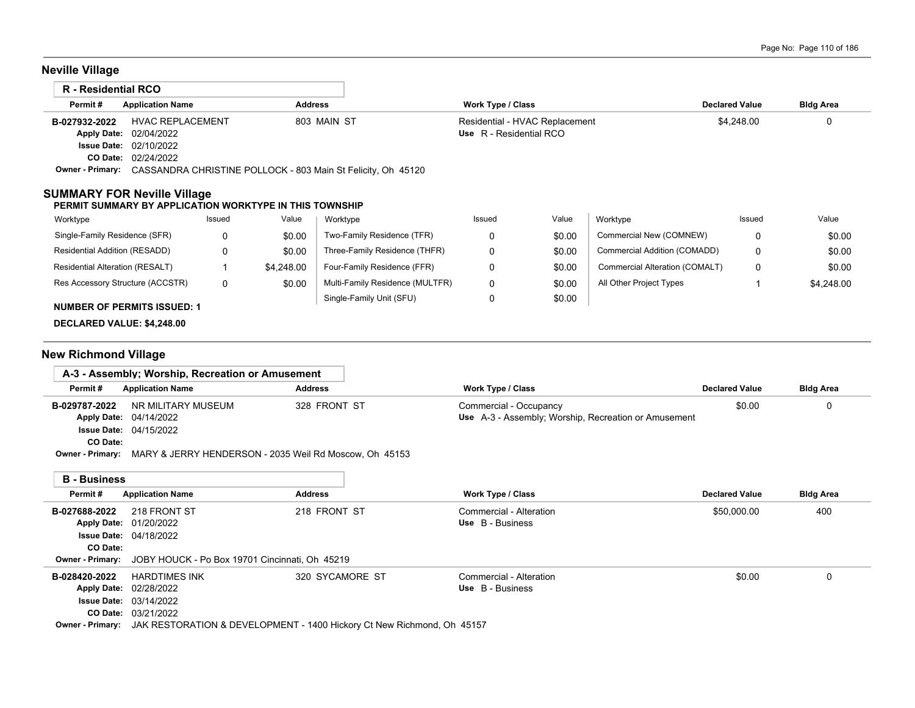## Neville Village

### R - Residential RCO

| Permit # | Application Name | Address | Work Type / Class | Declared Value | Bldg Area |
|---|---|---|---|---|---|
| B-027932-2022 | HVAC REPLACEMENT | 803 MAIN ST | Residential - HVAC Replacement<br>Use R - Residential RCO | $4,248.00 | 0 |

Apply Date: 02/04/2022
Issue Date: 02/10/2022
CO Date: 02/24/2022
Owner - Primary: CASSANDRA CHRISTINE POLLOCK - 803 Main St Felicity, Oh 45120

### SUMMARY FOR Neville Village

**PERMIT SUMMARY BY APPLICATION WORKTYPE IN THIS TOWNSHIP**

| Worktype | Issued | Value | Worktype | Issued | Value | Worktype | Issued | Value |
|---|---|---|---|---|---|---|---|---|
| Single-Family Residence (SFR) | 0 | $0.00 | Two-Family Residence (TFR) | 0 | $0.00 | Commercial New (COMNEW) | 0 | $0.00 |
| Residential Addition (RESADD) | 0 | $0.00 | Three-Family Residence (THFR) | 0 | $0.00 | Commercial Addition (COMADD) | 0 | $0.00 |
| Residential Alteration (RESALT) | 1 | $4,248.00 | Four-Family Residence (FFR) | 0 | $0.00 | Commercial Alteration (COMALT) | 0 | $0.00 |
| Res Accessory Structure (ACCSTR) | 0 | $0.00 | Multi-Family Residence (MULTFR) | 0 | $0.00 | All Other Project Types | 1 | $4,248.00 |
| | | | Single-Family Unit (SFU) | 0 | $0.00 | | | |

**NUMBER OF PERMITS ISSUED: 1**

**DECLARED VALUE: $4,248.00**

## New Richmond Village

### A-3 - Assembly; Worship, Recreation or Amusement

| Permit # | Application Name | Address | Work Type / Class | Declared Value | Bldg Area |
|---|---|---|---|---|---|
| B-029787-2022 | NR MILITARY MUSEUM | 328 FRONT ST | Commercial - Occupancy<br>Use A-3 - Assembly; Worship, Recreation or Amusement | $0.00 | 0 |

Apply Date: 04/14/2022
Issue Date: 04/15/2022
CO Date:
Owner - Primary: MARY & JERRY HENDERSON - 2035 Weil Rd Moscow, Oh 45153

### B - Business

| Permit # | Application Name | Address | Work Type / Class | Declared Value | Bldg Area |
|---|---|---|---|---|---|
| B-027688-2022 | 218 FRONT ST | 218 FRONT ST | Commercial - Alteration<br>Use B - Business | $50,000.00 | 400 |

Apply Date: 01/20/2022
Issue Date: 04/18/2022
CO Date:
Owner - Primary: JOBY HOUCK - Po Box 19701 Cincinnati, Oh 45219

| Permit # | Application Name | Address | Work Type / Class | Declared Value | Bldg Area |
|---|---|---|---|---|---|
| B-028420-2022 | HARDTIMES INK | 320 SYCAMORE ST | Commercial - Alteration<br>Use B - Business | $0.00 | 0 |

Apply Date: 02/28/2022
Issue Date: 03/14/2022
CO Date: 03/21/2022
Owner - Primary: JAK RESTORATION & DEVELOPMENT - 1400 Hickory Ct New Richmond, Oh 45157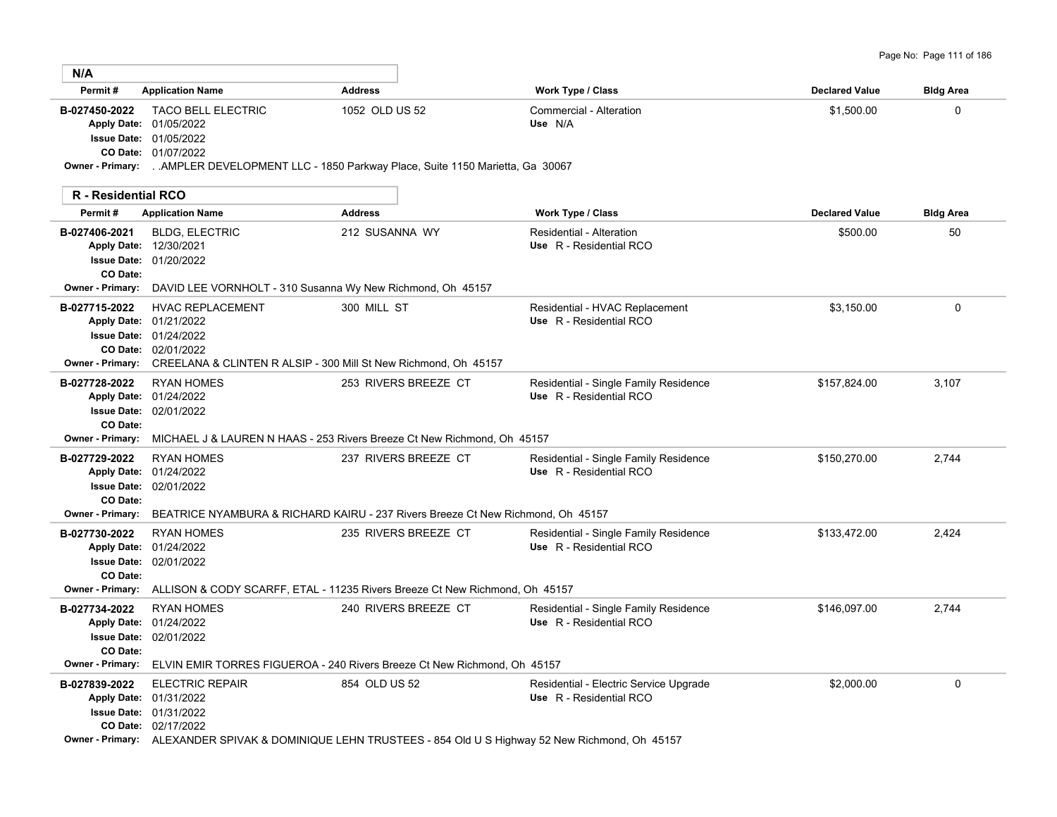## N/A

| Permit # | Application Name | Address | Work Type / Class | Declared Value | Bldg Area |
|---|---|---|---|---|---|
| B-027450-2022 | TACO BELL ELECTRIC | 1052 OLD US 52 | Commercial - Alteration | $1,500.00 | 0 |
| Apply Date: 01/05/2022 | | | Use N/A | | |
| Issue Date: 01/05/2022 | | | | | |
| CO Date: 01/07/2022 | | | | | |
| Owner - Primary: . .AMPLER DEVELOPMENT LLC - 1850 Parkway Place, Suite 1150 Marietta, Ga 30067 | | | | | |

## R - Residential RCO

| Permit # | Application Name | Address | Work Type / Class | Declared Value | Bldg Area |
|---|---|---|---|---|---|
| B-027406-2021 | BLDG, ELECTRIC | 212 SUSANNA WY | Residential - Alteration | $500.00 | 50 |
| Apply Date: 12/30/2021 | | | Use R - Residential RCO | | |
| Issue Date: 01/20/2022 | | | | | |
| CO Date: | | | | | |
| Owner - Primary: DAVID LEE VORNHOLT - 310 Susanna Wy New Richmond, Oh 45157 | | | | | |
| B-027715-2022 | HVAC REPLACEMENT | 300 MILL ST | Residential - HVAC Replacement | $3,150.00 | 0 |
| Apply Date: 01/21/2022 | | | Use R - Residential RCO | | |
| Issue Date: 01/24/2022 | | | | | |
| CO Date: 02/01/2022 | | | | | |
| Owner - Primary: CREELANA & CLINTEN R ALSIP - 300 Mill St New Richmond, Oh 45157 | | | | | |
| B-027728-2022 | RYAN HOMES | 253 RIVERS BREEZE CT | Residential - Single Family Residence | $157,824.00 | 3,107 |
| Apply Date: 01/24/2022 | | | Use R - Residential RCO | | |
| Issue Date: 02/01/2022 | | | | | |
| CO Date: | | | | | |
| Owner - Primary: MICHAEL J & LAUREN N HAAS - 253 Rivers Breeze Ct New Richmond, Oh 45157 | | | | | |
| B-027729-2022 | RYAN HOMES | 237 RIVERS BREEZE CT | Residential - Single Family Residence | $150,270.00 | 2,744 |
| Apply Date: 01/24/2022 | | | Use R - Residential RCO | | |
| Issue Date: 02/01/2022 | | | | | |
| CO Date: | | | | | |
| Owner - Primary: BEATRICE NYAMBURA & RICHARD KAIRU - 237 Rivers Breeze Ct New Richmond, Oh 45157 | | | | | |
| B-027730-2022 | RYAN HOMES | 235 RIVERS BREEZE CT | Residential - Single Family Residence | $133,472.00 | 2,424 |
| Apply Date: 01/24/2022 | | | Use R - Residential RCO | | |
| Issue Date: 02/01/2022 | | | | | |
| CO Date: | | | | | |
| Owner - Primary: ALLISON & CODY SCARFF, ETAL - 11235 Rivers Breeze Ct New Richmond, Oh 45157 | | | | | |
| B-027734-2022 | RYAN HOMES | 240 RIVERS BREEZE CT | Residential - Single Family Residence | $146,097.00 | 2,744 |
| Apply Date: 01/24/2022 | | | Use R - Residential RCO | | |
| Issue Date: 02/01/2022 | | | | | |
| CO Date: | | | | | |
| Owner - Primary: ELVIN EMIR TORRES FIGUEROA - 240 Rivers Breeze Ct New Richmond, Oh 45157 | | | | | |
| B-027839-2022 | ELECTRIC REPAIR | 854 OLD US 52 | Residential - Electric Service Upgrade | $2,000.00 | 0 |
| Apply Date: 01/31/2022 | | | Use R - Residential RCO | | |
| Issue Date: 01/31/2022 | | | | | |
| CO Date: 02/17/2022 | | | | | |
| Owner - Primary: ALEXANDER SPIVAK & DOMINIQUE LEHN TRUSTEES - 854 Old U S Highway 52 New Richmond, Oh 45157 | | | | | |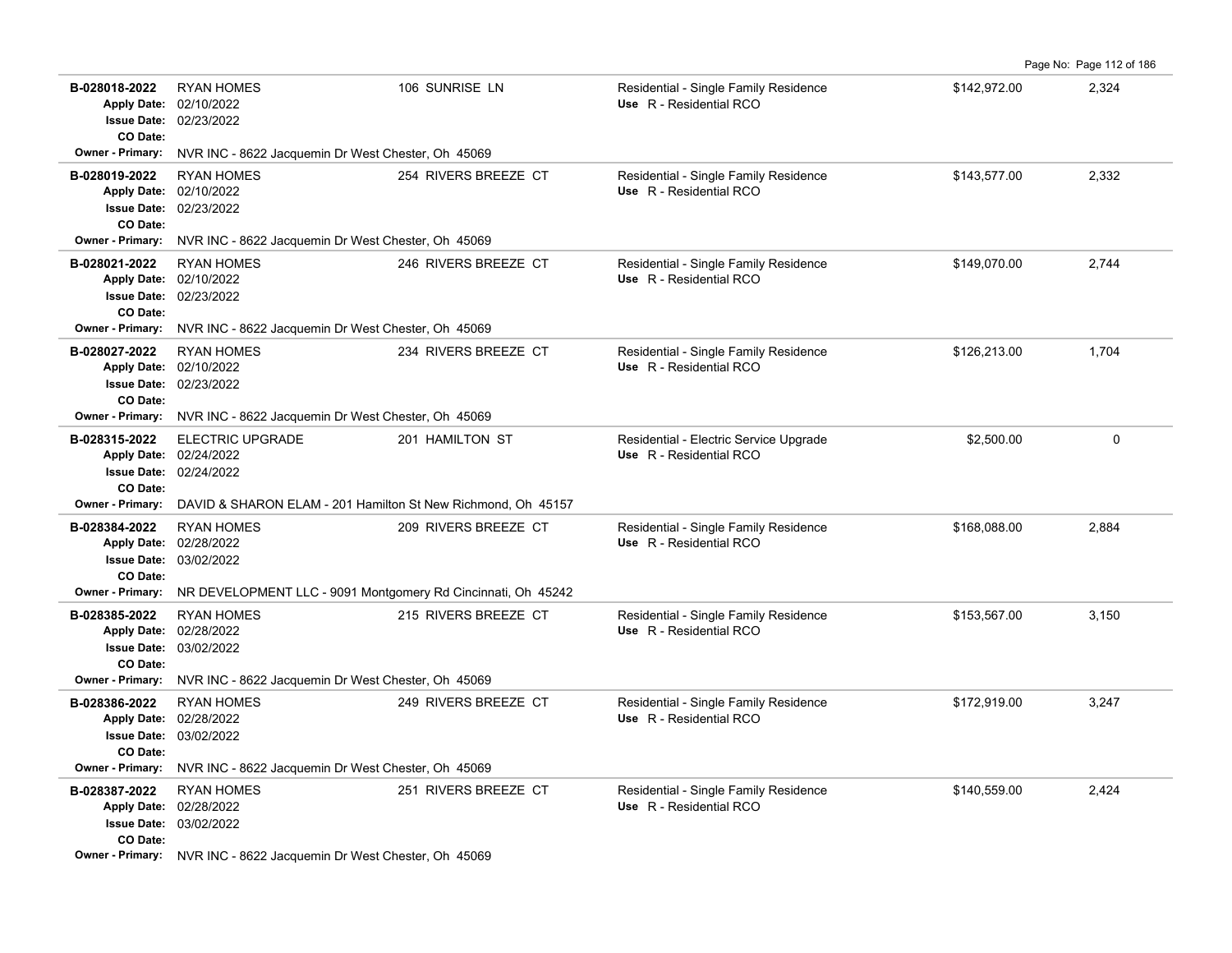| Permit # | Description | Address | Type / Use | Valuation | Sq Ft |
| --- | --- | --- | --- | --- | --- |
| B-028018-2022<br>Apply Date: 02/10/2022<br>Issue Date: 02/23/2022<br>CO Date: | RYAN HOMES | 106 SUNRISE LN | Residential - Single Family Residence<br>Use R - Residential RCO | $142,972.00 | 2,324 |
| Owner - Primary: NVR INC - 8622 Jacquemin Dr West Chester, Oh 45069 | | | | | |
| B-028019-2022<br>Apply Date: 02/10/2022<br>Issue Date: 02/23/2022<br>CO Date: | RYAN HOMES | 254 RIVERS BREEZE CT | Residential - Single Family Residence<br>Use R - Residential RCO | $143,577.00 | 2,332 |
| Owner - Primary: NVR INC - 8622 Jacquemin Dr West Chester, Oh 45069 | | | | | |
| B-028021-2022<br>Apply Date: 02/10/2022<br>Issue Date: 02/23/2022<br>CO Date: | RYAN HOMES | 246 RIVERS BREEZE CT | Residential - Single Family Residence<br>Use R - Residential RCO | $149,070.00 | 2,744 |
| Owner - Primary: NVR INC - 8622 Jacquemin Dr West Chester, Oh 45069 | | | | | |
| B-028027-2022<br>Apply Date: 02/10/2022<br>Issue Date: 02/23/2022<br>CO Date: | RYAN HOMES | 234 RIVERS BREEZE CT | Residential - Single Family Residence<br>Use R - Residential RCO | $126,213.00 | 1,704 |
| Owner - Primary: NVR INC - 8622 Jacquemin Dr West Chester, Oh 45069 | | | | | |
| B-028315-2022<br>Apply Date: 02/24/2022<br>Issue Date: 02/24/2022<br>CO Date: | ELECTRIC UPGRADE | 201 HAMILTON ST | Residential - Electric Service Upgrade<br>Use R - Residential RCO | $2,500.00 | 0 |
| Owner - Primary: DAVID & SHARON ELAM - 201 Hamilton St New Richmond, Oh 45157 | | | | | |
| B-028384-2022<br>Apply Date: 02/28/2022<br>Issue Date: 03/02/2022<br>CO Date: | RYAN HOMES | 209 RIVERS BREEZE CT | Residential - Single Family Residence<br>Use R - Residential RCO | $168,088.00 | 2,884 |
| Owner - Primary: NR DEVELOPMENT LLC - 9091 Montgomery Rd Cincinnati, Oh 45242 | | | | | |
| B-028385-2022<br>Apply Date: 02/28/2022<br>Issue Date: 03/02/2022<br>CO Date: | RYAN HOMES | 215 RIVERS BREEZE CT | Residential - Single Family Residence<br>Use R - Residential RCO | $153,567.00 | 3,150 |
| Owner - Primary: NVR INC - 8622 Jacquemin Dr West Chester, Oh 45069 | | | | | |
| B-028386-2022<br>Apply Date: 02/28/2022<br>Issue Date: 03/02/2022<br>CO Date: | RYAN HOMES | 249 RIVERS BREEZE CT | Residential - Single Family Residence<br>Use R - Residential RCO | $172,919.00 | 3,247 |
| Owner - Primary: NVR INC - 8622 Jacquemin Dr West Chester, Oh 45069 | | | | | |
| B-028387-2022<br>Apply Date: 02/28/2022<br>Issue Date: 03/02/2022<br>CO Date: | RYAN HOMES | 251 RIVERS BREEZE CT | Residential - Single Family Residence<br>Use R - Residential RCO | $140,559.00 | 2,424 |
| Owner - Primary: NVR INC - 8622 Jacquemin Dr West Chester, Oh 45069 | | | | | |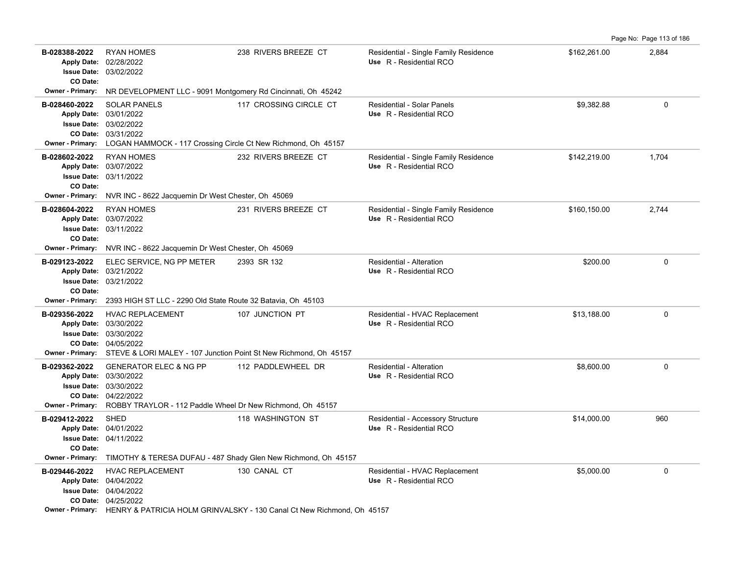| Permit | Description | Address | Type / Use | Value | Sq Ft |
|---|---|---|---|---|---|
| **B-028388-2022**<br>Apply Date: 02/28/2022<br>Issue Date: 03/02/2022<br>CO Date:<br>Owner - Primary: NR DEVELOPMENT LLC - 9091 Montgomery Rd Cincinnati, Oh 45242 | RYAN HOMES | 238 RIVERS BREEZE CT | Residential - Single Family Residence<br>Use R - Residential RCO | $162,261.00 | 2,884 |
| **B-028460-2022**<br>Apply Date: 03/01/2022<br>Issue Date: 03/02/2022<br>CO Date: 03/31/2022<br>Owner - Primary: LOGAN HAMMOCK - 117 Crossing Circle Ct New Richmond, Oh 45157 | SOLAR PANELS | 117 CROSSING CIRCLE CT | Residential - Solar Panels<br>Use R - Residential RCO | $9,382.88 | 0 |
| **B-028602-2022**<br>Apply Date: 03/07/2022<br>Issue Date: 03/11/2022<br>CO Date:<br>Owner - Primary: NVR INC - 8622 Jacquemin Dr West Chester, Oh 45069 | RYAN HOMES | 232 RIVERS BREEZE CT | Residential - Single Family Residence<br>Use R - Residential RCO | $142,219.00 | 1,704 |
| **B-028604-2022**<br>Apply Date: 03/07/2022<br>Issue Date: 03/11/2022<br>CO Date:<br>Owner - Primary: NVR INC - 8622 Jacquemin Dr West Chester, Oh 45069 | RYAN HOMES | 231 RIVERS BREEZE CT | Residential - Single Family Residence<br>Use R - Residential RCO | $160,150.00 | 2,744 |
| **B-029123-2022**<br>Apply Date: 03/21/2022<br>Issue Date: 03/21/2022<br>CO Date:<br>Owner - Primary: 2393 HIGH ST LLC - 2290 Old State Route 32 Batavia, Oh 45103 | ELEC SERVICE, NG PP METER | 2393 SR 132 | Residential - Alteration<br>Use R - Residential RCO | $200.00 | 0 |
| **B-029356-2022**<br>Apply Date: 03/30/2022<br>Issue Date: 03/30/2022<br>CO Date: 04/05/2022<br>Owner - Primary: STEVE & LORI MALEY - 107 Junction Point St New Richmond, Oh 45157 | HVAC REPLACEMENT | 107 JUNCTION PT | Residential - HVAC Replacement<br>Use R - Residential RCO | $13,188.00 | 0 |
| **B-029362-2022**<br>Apply Date: 03/30/2022<br>Issue Date: 03/30/2022<br>CO Date: 04/22/2022<br>Owner - Primary: ROBBY TRAYLOR - 112 Paddle Wheel Dr New Richmond, Oh 45157 | GENERATOR ELEC & NG PP | 112 PADDLEWHEEL DR | Residential - Alteration<br>Use R - Residential RCO | $8,600.00 | 0 |
| **B-029412-2022**<br>Apply Date: 04/01/2022<br>Issue Date: 04/11/2022<br>CO Date:<br>Owner - Primary: TIMOTHY & TERESA DUFAU - 487 Shady Glen New Richmond, Oh 45157 | SHED | 118 WASHINGTON ST | Residential - Accessory Structure<br>Use R - Residential RCO | $14,000.00 | 960 |
| **B-029446-2022**<br>Apply Date: 04/04/2022<br>Issue Date: 04/04/2022<br>CO Date: 04/25/2022<br>Owner - Primary: HENRY & PATRICIA HOLM GRINVALSKY - 130 Canal Ct New Richmond, Oh 45157 | HVAC REPLACEMENT | 130 CANAL CT | Residential - HVAC Replacement<br>Use R - Residential RCO | $5,000.00 | 0 |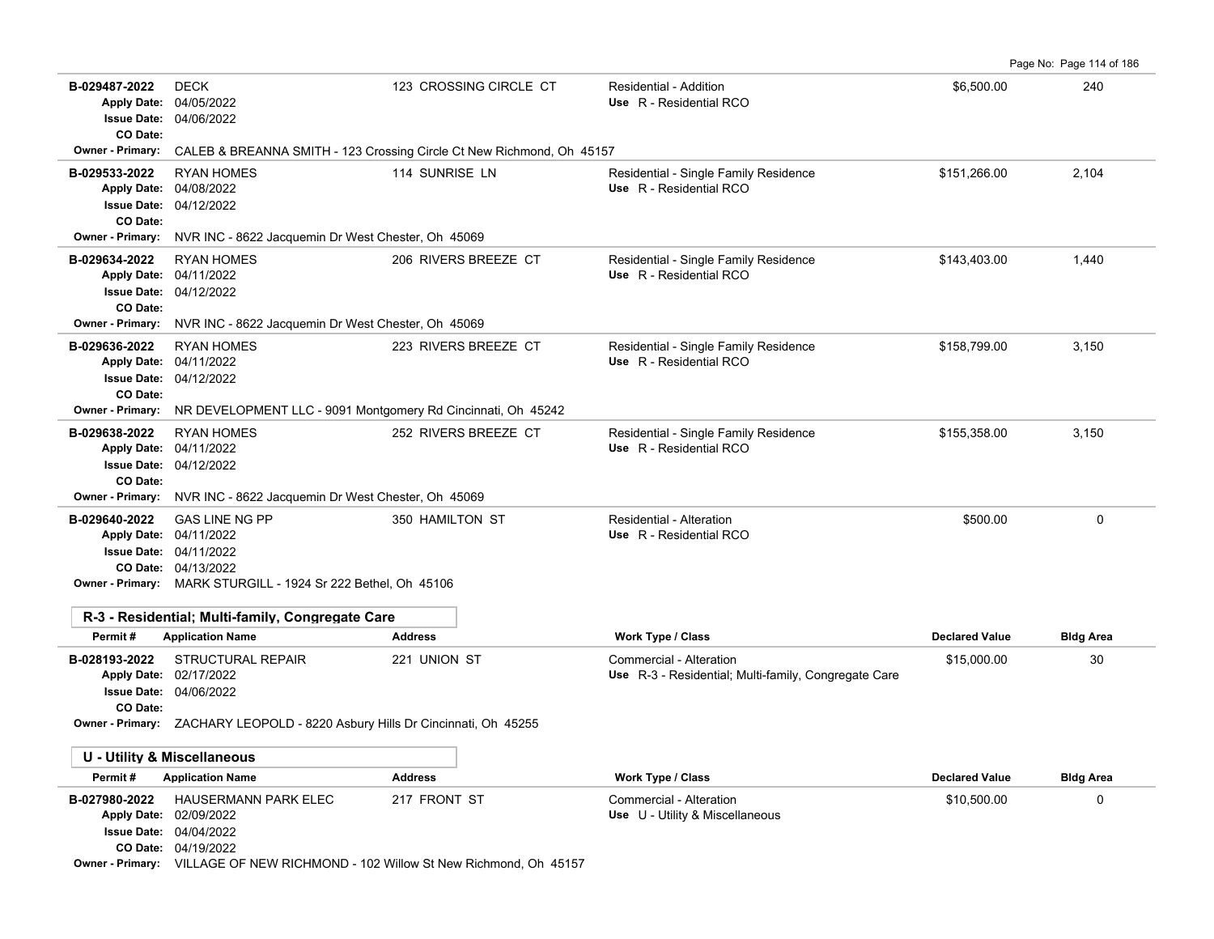| Permit # | Application Name | Address | Work Type / Class | Declared Value | Bldg Area |
|---|---|---|---|---|---|
| B-029487-2022 | DECK | 123 CROSSING CIRCLE CT | Residential - Addition | $6,500.00 | 240 |
| Apply Date: | 04/05/2022 | | Use R - Residential RCO | | |
| Issue Date: | 04/06/2022 | | | | |
| CO Date: | | | | | |
| Owner - Primary: | CALEB & BREANNA SMITH - 123 Crossing Circle Ct New Richmond, Oh 45157 | | | | |
| B-029533-2022 | RYAN HOMES | 114 SUNRISE LN | Residential - Single Family Residence | $151,266.00 | 2,104 |
| Apply Date: | 04/08/2022 | | Use R - Residential RCO | | |
| Issue Date: | 04/12/2022 | | | | |
| CO Date: | | | | | |
| Owner - Primary: | NVR INC - 8622 Jacquemin Dr West Chester, Oh 45069 | | | | |
| B-029634-2022 | RYAN HOMES | 206 RIVERS BREEZE CT | Residential - Single Family Residence | $143,403.00 | 1,440 |
| Apply Date: | 04/11/2022 | | Use R - Residential RCO | | |
| Issue Date: | 04/12/2022 | | | | |
| CO Date: | | | | | |
| Owner - Primary: | NVR INC - 8622 Jacquemin Dr West Chester, Oh 45069 | | | | |
| B-029636-2022 | RYAN HOMES | 223 RIVERS BREEZE CT | Residential - Single Family Residence | $158,799.00 | 3,150 |
| Apply Date: | 04/11/2022 | | Use R - Residential RCO | | |
| Issue Date: | 04/12/2022 | | | | |
| CO Date: | | | | | |
| Owner - Primary: | NR DEVELOPMENT LLC - 9091 Montgomery Rd Cincinnati, Oh 45242 | | | | |
| B-029638-2022 | RYAN HOMES | 252 RIVERS BREEZE CT | Residential - Single Family Residence | $155,358.00 | 3,150 |
| Apply Date: | 04/11/2022 | | Use R - Residential RCO | | |
| Issue Date: | 04/12/2022 | | | | |
| CO Date: | | | | | |
| Owner - Primary: | NVR INC - 8622 Jacquemin Dr West Chester, Oh 45069 | | | | |
| B-029640-2022 | GAS LINE NG PP | 350 HAMILTON ST | Residential - Alteration | $500.00 | 0 |
| Apply Date: | 04/11/2022 | | Use R - Residential RCO | | |
| Issue Date: | 04/11/2022 | | | | |
| CO Date: | 04/13/2022 | | | | |
| Owner - Primary: | MARK STURGILL - 1924 Sr 222 Bethel, Oh 45106 | | | | |

## R-3 - Residential; Multi-family, Congregate Care

| Permit # | Application Name | Address | Work Type / Class | Declared Value | Bldg Area |
|---|---|---|---|---|---|
| B-028193-2022 | STRUCTURAL REPAIR | 221 UNION ST | Commercial - Alteration | $15,000.00 | 30 |
| Apply Date: | 02/17/2022 | | Use R-3 - Residential; Multi-family, Congregate Care | | |
| Issue Date: | 04/06/2022 | | | | |
| CO Date: | | | | | |
| Owner - Primary: | ZACHARY LEOPOLD - 8220 Asbury Hills Dr Cincinnati, Oh 45255 | | | | |

## U - Utility & Miscellaneous

| Permit # | Application Name | Address | Work Type / Class | Declared Value | Bldg Area |
|---|---|---|---|---|---|
| B-027980-2022 | HAUSERMANN PARK ELEC | 217 FRONT ST | Commercial - Alteration | $10,500.00 | 0 |
| Apply Date: | 02/09/2022 | | Use U - Utility & Miscellaneous | | |
| Issue Date: | 04/04/2022 | | | | |
| CO Date: | 04/19/2022 | | | | |
| Owner - Primary: | VILLAGE OF NEW RICHMOND - 102 Willow St New Richmond, Oh 45157 | | | | |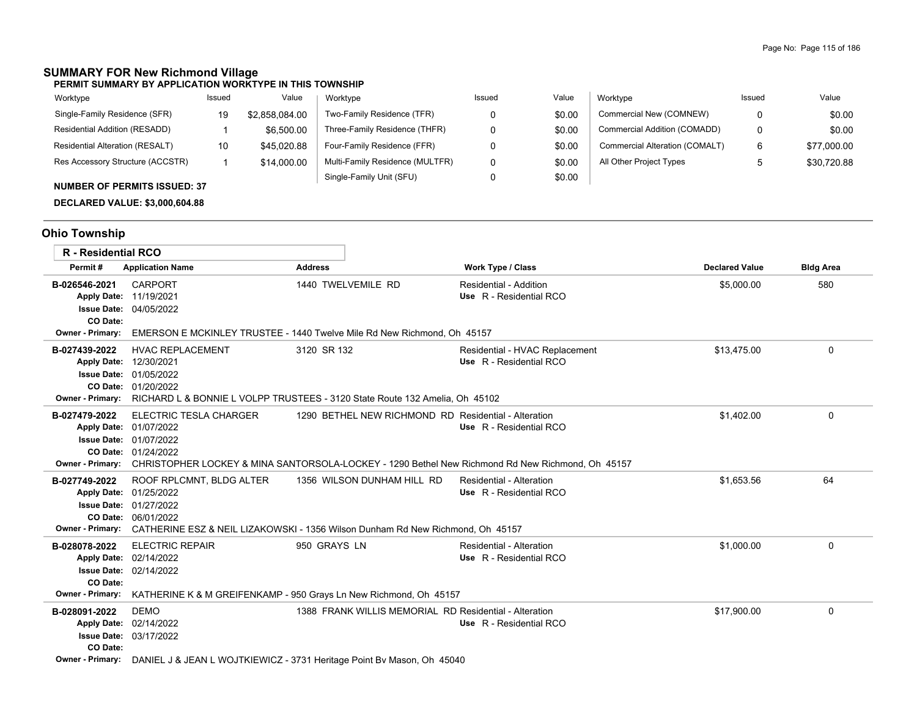## SUMMARY FOR New Richmond Village

**PERMIT SUMMARY BY APPLICATION WORKTYPE IN THIS TOWNSHIP**

| Worktype | Issued | Value | Worktype | Issued | Value | Worktype | Issued | Value |
|---|---|---|---|---|---|---|---|---|
| Single-Family Residence (SFR) | 19 | $2,858,084.00 | Two-Family Residence (TFR) | 0 | $0.00 | Commercial New (COMNEW) | 0 | $0.00 |
| Residential Addition (RESADD) | 1 | $6,500.00 | Three-Family Residence (THFR) | 0 | $0.00 | Commercial Addition (COMADD) | 0 | $0.00 |
| Residential Alteration (RESALT) | 10 | $45,020.88 | Four-Family Residence (FFR) | 0 | $0.00 | Commercial Alteration (COMALT) | 6 | $77,000.00 |
| Res Accessory Structure (ACCSTR) | 1 | $14,000.00 | Multi-Family Residence (MULTFR) | 0 | $0.00 | All Other Project Types | 5 | $30,720.88 |
| | | | Single-Family Unit (SFU) | 0 | $0.00 | | | |

**NUMBER OF PERMITS ISSUED: 37**

**DECLARED VALUE: $3,000,604.88**

## Ohio Township

### R - Residential RCO

| Permit # | Application Name | Address | Work Type / Class | Declared Value | Bldg Area |
|---|---|---|---|---|---|
| **B-026546-2021** | CARPORT | 1440 TWELVEMILE RD | Residential - Addition<br>Use R - Residential RCO | $5,000.00 | 580 |
| Apply Date: 11/19/2021<br>Issue Date: 04/05/2022<br>CO Date: | | | | | |
| Owner - Primary: EMERSON E MCKINLEY TRUSTEE - 1440 Twelve Mile Rd New Richmond, Oh 45157 | | | | | |
| **B-027439-2022** | HVAC REPLACEMENT | 3120 SR 132 | Residential - HVAC Replacement<br>Use R - Residential RCO | $13,475.00 | 0 |
| Apply Date: 12/30/2021<br>Issue Date: 01/05/2022<br>CO Date: 01/20/2022 | | | | | |
| Owner - Primary: RICHARD L & BONNIE L VOLPP TRUSTEES - 3120 State Route 132 Amelia, Oh 45102 | | | | | |
| **B-027479-2022** | ELECTRIC TESLA CHARGER | 1290 BETHEL NEW RICHMOND RD | Residential - Alteration<br>Use R - Residential RCO | $1,402.00 | 0 |
| Apply Date: 01/07/2022<br>Issue Date: 01/07/2022<br>CO Date: 01/24/2022 | | | | | |
| Owner - Primary: CHRISTOPHER LOCKEY & MINA SANTORSOLA-LOCKEY - 1290 Bethel New Richmond Rd New Richmond, Oh 45157 | | | | | |
| **B-027749-2022** | ROOF RPLCMNT, BLDG ALTER | 1356 WILSON DUNHAM HILL RD | Residential - Alteration<br>Use R - Residential RCO | $1,653.56 | 64 |
| Apply Date: 01/25/2022<br>Issue Date: 01/27/2022<br>CO Date: 06/01/2022 | | | | | |
| Owner - Primary: CATHERINE ESZ & NEIL LIZAKOWSKI - 1356 Wilson Dunham Rd New Richmond, Oh 45157 | | | | | |
| **B-028078-2022** | ELECTRIC REPAIR | 950 GRAYS LN | Residential - Alteration<br>Use R - Residential RCO | $1,000.00 | 0 |
| Apply Date: 02/14/2022<br>Issue Date: 02/14/2022<br>CO Date: | | | | | |
| Owner - Primary: KATHERINE K & M GREIFENKAMP - 950 Grays Ln New Richmond, Oh 45157 | | | | | |
| **B-028091-2022** | DEMO | 1388 FRANK WILLIS MEMORIAL RD | Residential - Alteration<br>Use R - Residential RCO | $17,900.00 | 0 |
| Apply Date: 02/14/2022<br>Issue Date: 03/17/2022<br>CO Date: | | | | | |
| Owner - Primary: DANIEL J & JEAN L WOJTKIEWICZ - 3731 Heritage Point Bv Mason, Oh 45040 | | | | | |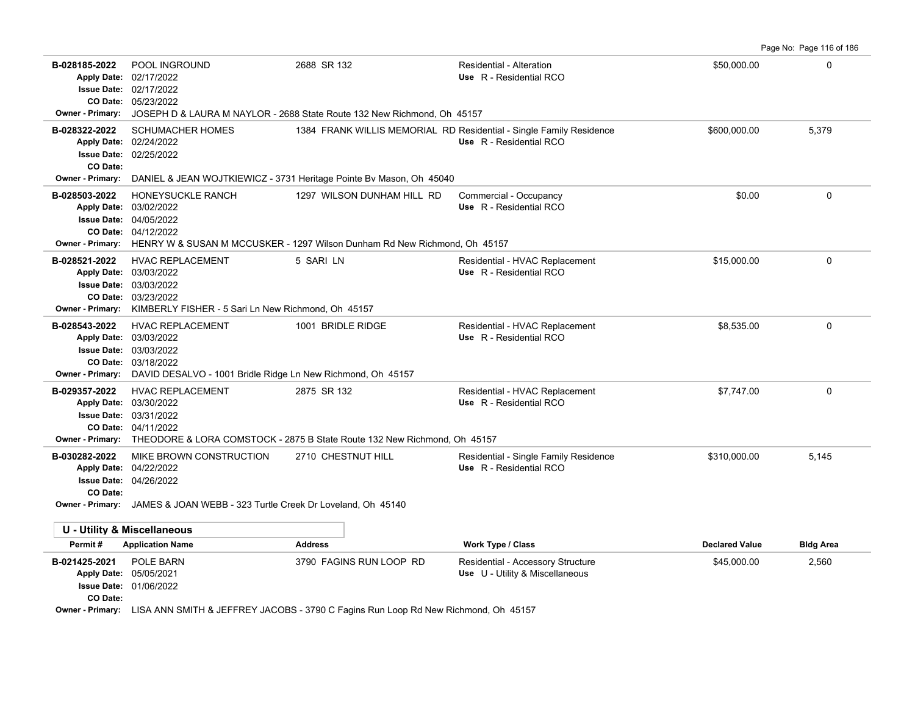| Permit # | Application Name | Address | Work Type / Class | Declared Value | Bldg Area |
|---|---|---|---|---|---|
| B-028185-2022 | POOL INGROUND | 2688 SR 132 | Residential - Alteration | $50,000.00 | 0 |
| Apply Date: 02/17/2022 | | | Use R - Residential RCO | | |
| Issue Date: 02/17/2022 | | | | | |
| CO Date: 05/23/2022 | | | | | |
| Owner - Primary: JOSEPH D & LAURA M NAYLOR - 2688 State Route 132 New Richmond, Oh 45157 | | | | | |
| B-028322-2022 | SCHUMACHER HOMES | 1384 FRANK WILLIS MEMORIAL RD | Residential - Single Family Residence | $600,000.00 | 5,379 |
| Apply Date: 02/24/2022 | | | Use R - Residential RCO | | |
| Issue Date: 02/25/2022 | | | | | |
| CO Date: | | | | | |
| Owner - Primary: DANIEL & JEAN WOJTKIEWICZ - 3731 Heritage Pointe Bv Mason, Oh 45040 | | | | | |
| B-028503-2022 | HONEYSUCKLE RANCH | 1297 WILSON DUNHAM HILL RD | Commercial - Occupancy | $0.00 | 0 |
| Apply Date: 03/02/2022 | | | Use R - Residential RCO | | |
| Issue Date: 04/05/2022 | | | | | |
| CO Date: 04/12/2022 | | | | | |
| Owner - Primary: HENRY W & SUSAN M MCCUSKER - 1297 Wilson Dunham Rd New Richmond, Oh 45157 | | | | | |
| B-028521-2022 | HVAC REPLACEMENT | 5 SARI LN | Residential - HVAC Replacement | $15,000.00 | 0 |
| Apply Date: 03/03/2022 | | | Use R - Residential RCO | | |
| Issue Date: 03/03/2022 | | | | | |
| CO Date: 03/23/2022 | | | | | |
| Owner - Primary: KIMBERLY FISHER - 5 Sari Ln New Richmond, Oh 45157 | | | | | |
| B-028543-2022 | HVAC REPLACEMENT | 1001 BRIDLE RIDGE | Residential - HVAC Replacement | $8,535.00 | 0 |
| Apply Date: 03/03/2022 | | | Use R - Residential RCO | | |
| Issue Date: 03/03/2022 | | | | | |
| CO Date: 03/18/2022 | | | | | |
| Owner - Primary: DAVID DESALVO - 1001 Bridle Ridge Ln New Richmond, Oh 45157 | | | | | |
| B-029357-2022 | HVAC REPLACEMENT | 2875 SR 132 | Residential - HVAC Replacement | $7,747.00 | 0 |
| Apply Date: 03/30/2022 | | | Use R - Residential RCO | | |
| Issue Date: 03/31/2022 | | | | | |
| CO Date: 04/11/2022 | | | | | |
| Owner - Primary: THEODORE & LORA COMSTOCK - 2875 B State Route 132 New Richmond, Oh 45157 | | | | | |
| B-030282-2022 | MIKE BROWN CONSTRUCTION | 2710 CHESTNUT HILL | Residential - Single Family Residence | $310,000.00 | 5,145 |
| Apply Date: 04/22/2022 | | | Use R - Residential RCO | | |
| Issue Date: 04/26/2022 | | | | | |
| CO Date: | | | | | |
| Owner - Primary: JAMES & JOAN WEBB - 323 Turtle Creek Dr Loveland, Oh 45140 | | | | | |

## U - Utility & Miscellaneous

| Permit # | Application Name | Address | Work Type / Class | Declared Value | Bldg Area |
|---|---|---|---|---|---|
| B-021425-2021 | POLE BARN | 3790 FAGINS RUN LOOP RD | Residential - Accessory Structure | $45,000.00 | 2,560 |
| Apply Date: 05/05/2021 | | | Use U - Utility & Miscellaneous | | |
| Issue Date: 01/06/2022 | | | | | |
| CO Date: | | | | | |
| Owner - Primary: LISA ANN SMITH & JEFFREY JACOBS - 3790 C Fagins Run Loop Rd New Richmond, Oh 45157 | | | | | |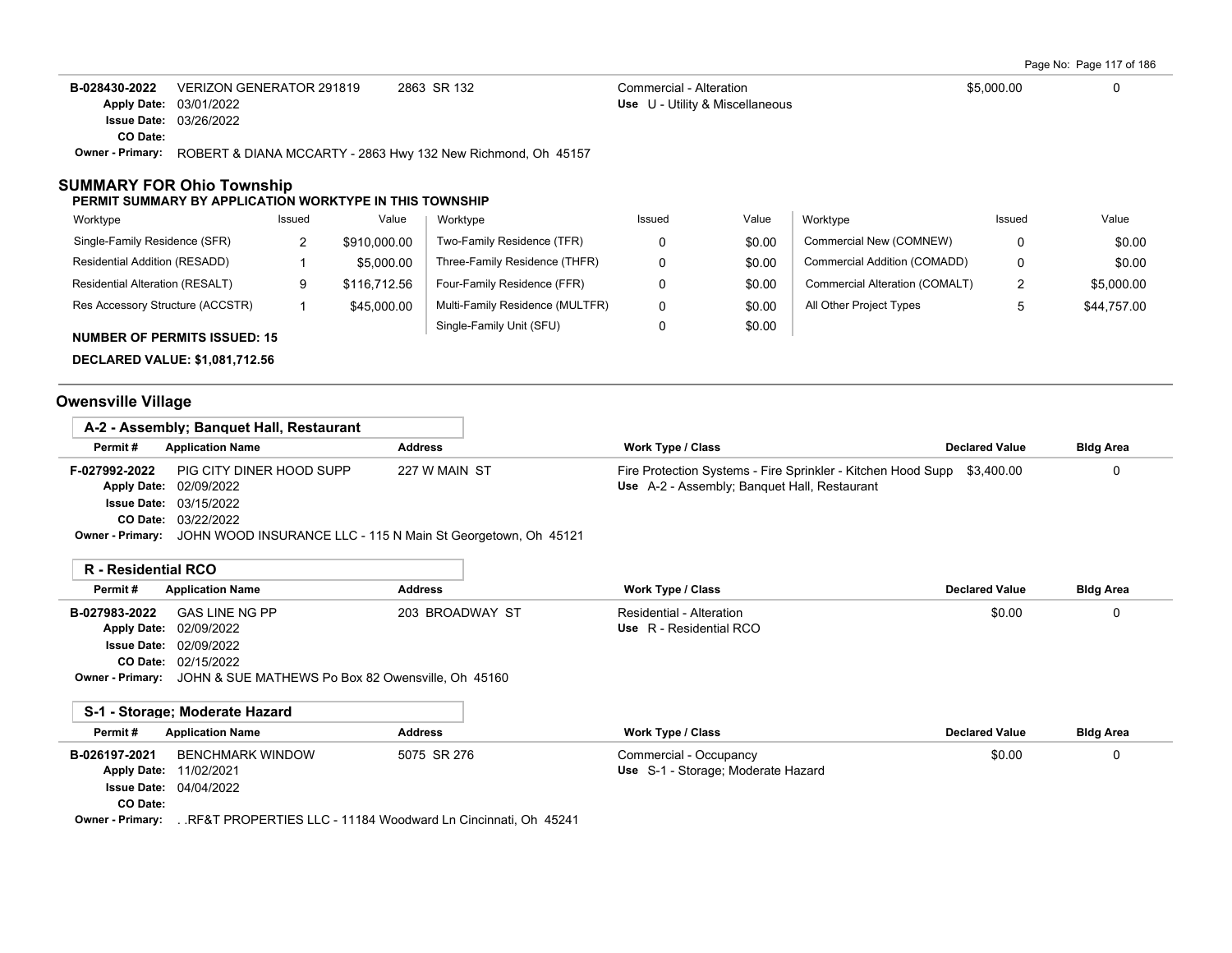| Permit # | Application Name | Address | Work Type / Class | Declared Value | Bldg Area |
|---|---|---|---|---|---|
| B-028430-2022 | VERIZON GENERATOR 291819 | 2863 SR 132 | Commercial - Alteration<br>Use U - Utility & Miscellaneous | $5,000.00 | 0 |

Apply Date: 03/01/2022
Issue Date: 03/26/2022
CO Date:
Owner - Primary: ROBERT & DIANA MCCARTY - 2863 Hwy 132 New Richmond, Oh 45157

## SUMMARY FOR Ohio Township

**PERMIT SUMMARY BY APPLICATION WORKTYPE IN THIS TOWNSHIP**

| Worktype | Issued | Value | Worktype | Issued | Value | Worktype | Issued | Value |
|---|---|---|---|---|---|---|---|---|
| Single-Family Residence (SFR) | 2 | $910,000.00 | Two-Family Residence (TFR) | 0 | $0.00 | Commercial New (COMNEW) | 0 | $0.00 |
| Residential Addition (RESADD) | 1 | $5,000.00 | Three-Family Residence (THFR) | 0 | $0.00 | Commercial Addition (COMADD) | 0 | $0.00 |
| Residential Alteration (RESALT) | 9 | $116,712.56 | Four-Family Residence (FFR) | 0 | $0.00 | Commercial Alteration (COMALT) | 2 | $5,000.00 |
| Res Accessory Structure (ACCSTR) | 1 | $45,000.00 | Multi-Family Residence (MULTFR) | 0 | $0.00 | All Other Project Types | 5 | $44,757.00 |
| | | | Single-Family Unit (SFU) | 0 | $0.00 | | | |

**NUMBER OF PERMITS ISSUED: 15**

**DECLARED VALUE: $1,081,712.56**

## Owensville Village

### A-2 - Assembly; Banquet Hall, Restaurant

| Permit # | Application Name | Address | Work Type / Class | Declared Value | Bldg Area |
|---|---|---|---|---|---|
| F-027992-2022 | PIG CITY DINER HOOD SUPP | 227 W MAIN ST | Fire Protection Systems - Fire Sprinkler - Kitchen Hood Supp<br>Use A-2 - Assembly; Banquet Hall, Restaurant | $3,400.00 | 0 |

Apply Date: 02/09/2022
Issue Date: 03/15/2022
CO Date: 03/22/2022
Owner - Primary: JOHN WOOD INSURANCE LLC - 115 N Main St Georgetown, Oh 45121

### R - Residential RCO

| Permit # | Application Name | Address | Work Type / Class | Declared Value | Bldg Area |
|---|---|---|---|---|---|
| B-027983-2022 | GAS LINE NG PP | 203 BROADWAY ST | Residential - Alteration<br>Use R - Residential RCO | $0.00 | 0 |

Apply Date: 02/09/2022
Issue Date: 02/09/2022
CO Date: 02/15/2022
Owner - Primary: JOHN & SUE MATHEWS Po Box 82 Owensville, Oh 45160

### S-1 - Storage; Moderate Hazard

| Permit # | Application Name | Address | Work Type / Class | Declared Value | Bldg Area |
|---|---|---|---|---|---|
| B-026197-2021 | BENCHMARK WINDOW | 5075 SR 276 | Commercial - Occupancy<br>Use S-1 - Storage; Moderate Hazard | $0.00 | 0 |

Apply Date: 11/02/2021
Issue Date: 04/04/2022
CO Date:
Owner - Primary: . .RF&T PROPERTIES LLC - 11184 Woodward Ln Cincinnati, Oh 45241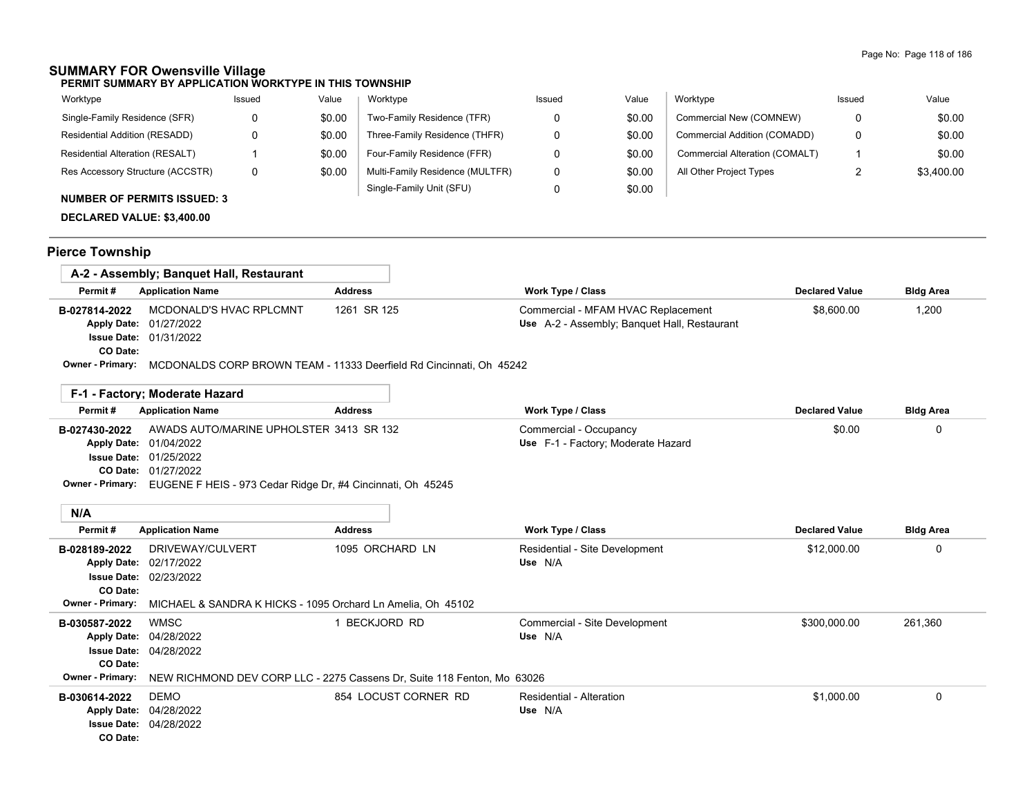## SUMMARY FOR Owensville Village

**PERMIT SUMMARY BY APPLICATION WORKTYPE IN THIS TOWNSHIP**

| Worktype | Issued | Value | Worktype | Issued | Value | Worktype | Issued | Value |
|---|---|---|---|---|---|---|---|---|
| Single-Family Residence (SFR) | 0 | $0.00 | Two-Family Residence (TFR) | 0 | $0.00 | Commercial New (COMNEW) | 0 | $0.00 |
| Residential Addition (RESADD) | 0 | $0.00 | Three-Family Residence (THFR) | 0 | $0.00 | Commercial Addition (COMADD) | 0 | $0.00 |
| Residential Alteration (RESALT) | 1 | $0.00 | Four-Family Residence (FFR) | 0 | $0.00 | Commercial Alteration (COMALT) | 1 | $0.00 |
| Res Accessory Structure (ACCSTR) | 0 | $0.00 | Multi-Family Residence (MULTFR) | 0 | $0.00 | All Other Project Types | 2 | $3,400.00 |
| | | | Single-Family Unit (SFU) | 0 | $0.00 | | | |

**NUMBER OF PERMITS ISSUED: 3**

**DECLARED VALUE: $3,400.00**

## Pierce Township

### A-2 - Assembly; Banquet Hall, Restaurant

| Permit # | Application Name | Address | Work Type / Class | Declared Value | Bldg Area |
|---|---|---|---|---|---|
| B-027814-2022 | MCDONALD'S HVAC RPLCMNT | 1261 SR 125 | Commercial - MFAM HVAC Replacement | $8,600.00 | 1,200 |
| Apply Date: | 01/27/2022 | | Use A-2 - Assembly; Banquet Hall, Restaurant | | |
| Issue Date: | 01/31/2022 | | | | |
| CO Date: | | | | | |
| Owner - Primary: | MCDONALDS CORP BROWN TEAM - 11333 Deerfield Rd Cincinnati, Oh 45242 | | | | |

### F-1 - Factory; Moderate Hazard

| Permit # | Application Name | Address | Work Type / Class | Declared Value | Bldg Area |
|---|---|---|---|---|---|
| B-027430-2022 | AWADS AUTO/MARINE UPHOLSTER | 3413 SR 132 | Commercial - Occupancy | $0.00 | 0 |
| Apply Date: | 01/04/2022 | | Use F-1 - Factory; Moderate Hazard | | |
| Issue Date: | 01/25/2022 | | | | |
| CO Date: | 01/27/2022 | | | | |
| Owner - Primary: | EUGENE F HEIS - 973 Cedar Ridge Dr, #4 Cincinnati, Oh 45245 | | | | |

### N/A

| Permit # | Application Name | Address | Work Type / Class | Declared Value | Bldg Area |
|---|---|---|---|---|---|
| B-028189-2022 | DRIVEWAY/CULVERT | 1095 ORCHARD LN | Residential - Site Development | $12,000.00 | 0 |
| Apply Date: | 02/17/2022 | | Use N/A | | |
| Issue Date: | 02/23/2022 | | | | |
| CO Date: | | | | | |
| Owner - Primary: | MICHAEL & SANDRA K HICKS - 1095 Orchard Ln Amelia, Oh 45102 | | | | |
| B-030587-2022 | WMSC | 1 BECKJORD RD | Commercial - Site Development | $300,000.00 | 261,360 |
| Apply Date: | 04/28/2022 | | Use N/A | | |
| Issue Date: | 04/28/2022 | | | | |
| CO Date: | | | | | |
| Owner - Primary: | NEW RICHMOND DEV CORP LLC - 2275 Cassens Dr, Suite 118 Fenton, Mo 63026 | | | | |
| B-030614-2022 | DEMO | 854 LOCUST CORNER RD | Residential - Alteration | $1,000.00 | 0 |
| Apply Date: | 04/28/2022 | | Use N/A | | |
| Issue Date: | 04/28/2022 | | | | |
| CO Date: | | | | | |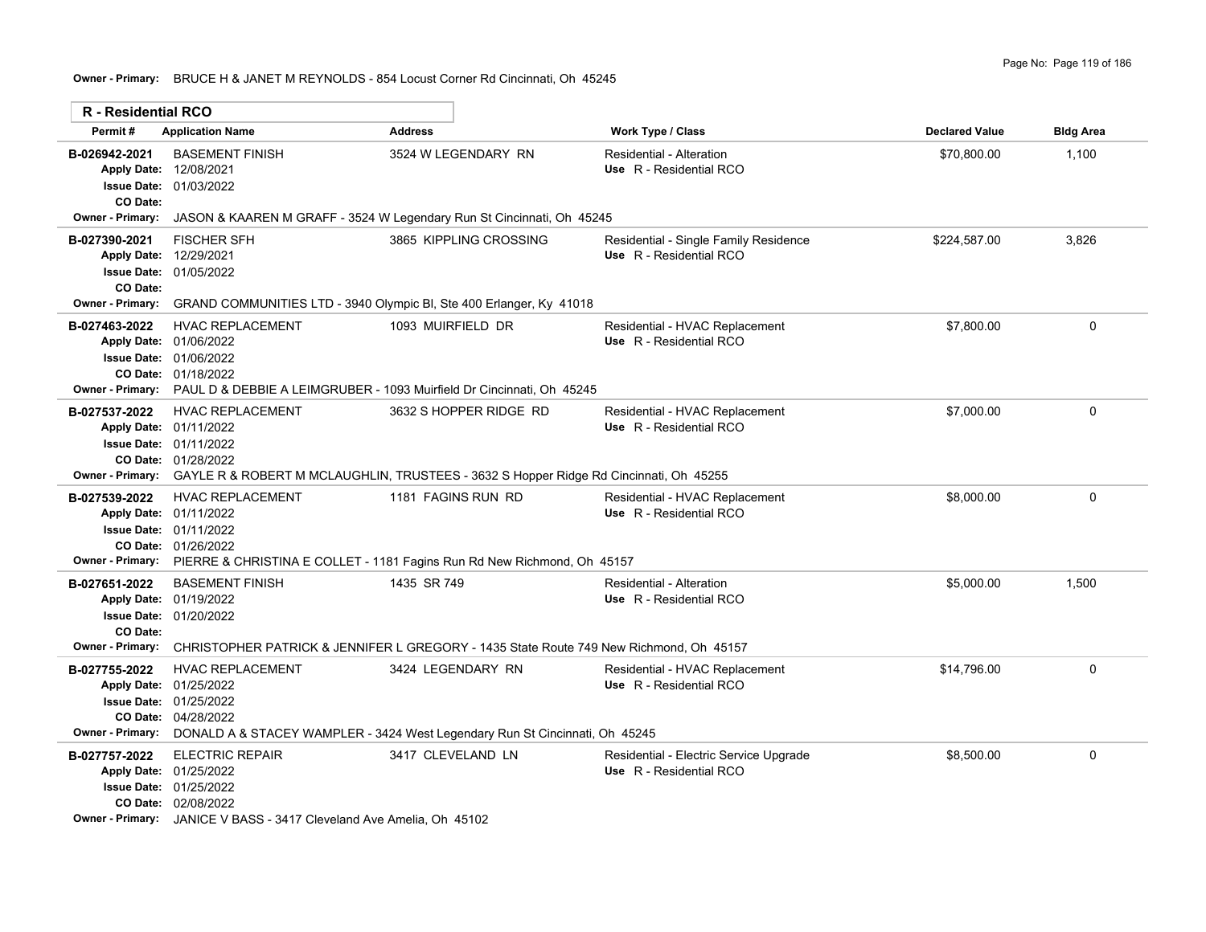**Owner - Primary:** BRUCE H & JANET M REYNOLDS - 854 Locust Corner Rd Cincinnati, Oh 45245

## R - Residential RCO

| Permit # | Application Name | Address | Work Type / Class | Declared Value | Bldg Area |
|---|---|---|---|---|---|
| B-026942-2021 | BASEMENT FINISH | 3524 W LEGENDARY RN | Residential - Alteration<br>Use R - Residential RCO | $70,800.00 | 1,100 |
| Apply Date: 12/08/2021<br>Issue Date: 01/03/2022<br>CO Date: | | | | | |
| Owner - Primary: JASON & KAAREN M GRAFF - 3524 W Legendary Run St Cincinnati, Oh 45245 | | | | | |
| B-027390-2021 | FISCHER SFH | 3865 KIPPLING CROSSING | Residential - Single Family Residence<br>Use R - Residential RCO | $224,587.00 | 3,826 |
| Apply Date: 12/29/2021<br>Issue Date: 01/05/2022<br>CO Date: | | | | | |
| Owner - Primary: GRAND COMMUNITIES LTD - 3940 Olympic Bl, Ste 400 Erlanger, Ky 41018 | | | | | |
| B-027463-2022 | HVAC REPLACEMENT | 1093 MUIRFIELD DR | Residential - HVAC Replacement<br>Use R - Residential RCO | $7,800.00 | 0 |
| Apply Date: 01/06/2022<br>Issue Date: 01/06/2022<br>CO Date: 01/18/2022 | | | | | |
| Owner - Primary: PAUL D & DEBBIE A LEIMGRUBER - 1093 Muirfield Dr Cincinnati, Oh 45245 | | | | | |
| B-027537-2022 | HVAC REPLACEMENT | 3632 S HOPPER RIDGE RD | Residential - HVAC Replacement<br>Use R - Residential RCO | $7,000.00 | 0 |
| Apply Date: 01/11/2022<br>Issue Date: 01/11/2022<br>CO Date: 01/28/2022 | | | | | |
| Owner - Primary: GAYLE R & ROBERT M MCLAUGHLIN, TRUSTEES - 3632 S Hopper Ridge Rd Cincinnati, Oh 45255 | | | | | |
| B-027539-2022 | HVAC REPLACEMENT | 1181 FAGINS RUN RD | Residential - HVAC Replacement<br>Use R - Residential RCO | $8,000.00 | 0 |
| Apply Date: 01/11/2022<br>Issue Date: 01/11/2022<br>CO Date: 01/26/2022 | | | | | |
| Owner - Primary: PIERRE & CHRISTINA E COLLET - 1181 Fagins Run Rd New Richmond, Oh 45157 | | | | | |
| B-027651-2022 | BASEMENT FINISH | 1435 SR 749 | Residential - Alteration<br>Use R - Residential RCO | $5,000.00 | 1,500 |
| Apply Date: 01/19/2022<br>Issue Date: 01/20/2022<br>CO Date: | | | | | |
| Owner - Primary: CHRISTOPHER PATRICK & JENNIFER L GREGORY - 1435 State Route 749 New Richmond, Oh 45157 | | | | | |
| B-027755-2022 | HVAC REPLACEMENT | 3424 LEGENDARY RN | Residential - HVAC Replacement<br>Use R - Residential RCO | $14,796.00 | 0 |
| Apply Date: 01/25/2022<br>Issue Date: 01/25/2022<br>CO Date: 04/28/2022 | | | | | |
| Owner - Primary: DONALD A & STACEY WAMPLER - 3424 West Legendary Run St Cincinnati, Oh 45245 | | | | | |
| B-027757-2022 | ELECTRIC REPAIR | 3417 CLEVELAND LN | Residential - Electric Service Upgrade<br>Use R - Residential RCO | $8,500.00 | 0 |
| Apply Date: 01/25/2022<br>Issue Date: 01/25/2022<br>CO Date: 02/08/2022 | | | | | |
| Owner - Primary: JANICE V BASS - 3417 Cleveland Ave Amelia, Oh 45102 | | | | | |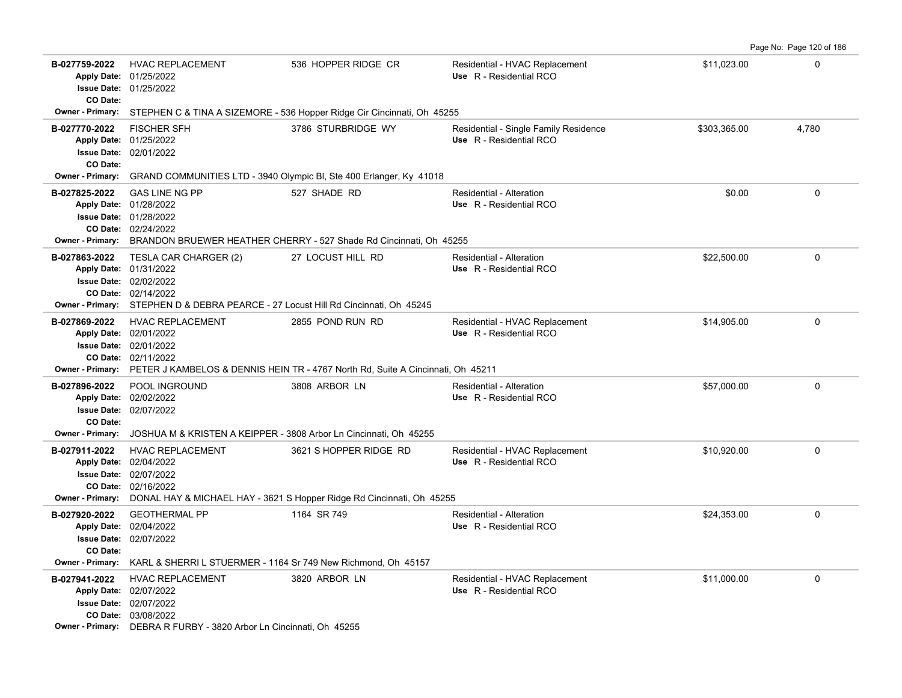| Permit # | Description | Address | Type / Use | Valuation | Sq Ft |
|---|---|---|---|---|---|
| B-027759-2022 | HVAC REPLACEMENT | 536 HOPPER RIDGE CR | Residential - HVAC Replacement | $11,023.00 | 0 |
| Apply Date: 01/25/2022 | | | Use R - Residential RCO | | |
| Issue Date: 01/25/2022 | | | | | |
| CO Date: | | | | | |
| Owner - Primary: STEPHEN C & TINA A SIZEMORE - 536 Hopper Ridge Cir Cincinnati, Oh 45255 | | | | | |
| B-027770-2022 | FISCHER SFH | 3786 STURBRIDGE WY | Residential - Single Family Residence | $303,365.00 | 4,780 |
| Apply Date: 01/25/2022 | | | Use R - Residential RCO | | |
| Issue Date: 02/01/2022 | | | | | |
| CO Date: | | | | | |
| Owner - Primary: GRAND COMMUNITIES LTD - 3940 Olympic Bl, Ste 400 Erlanger, Ky 41018 | | | | | |
| B-027825-2022 | GAS LINE NG PP | 527 SHADE RD | Residential - Alteration | $0.00 | 0 |
| Apply Date: 01/28/2022 | | | Use R - Residential RCO | | |
| Issue Date: 01/28/2022 | | | | | |
| CO Date: 02/24/2022 | | | | | |
| Owner - Primary: BRANDON BRUEWER HEATHER CHERRY - 527 Shade Rd Cincinnati, Oh 45255 | | | | | |
| B-027863-2022 | TESLA CAR CHARGER (2) | 27 LOCUST HILL RD | Residential - Alteration | $22,500.00 | 0 |
| Apply Date: 01/31/2022 | | | Use R - Residential RCO | | |
| Issue Date: 02/02/2022 | | | | | |
| CO Date: 02/14/2022 | | | | | |
| Owner - Primary: STEPHEN D & DEBRA PEARCE - 27 Locust Hill Rd Cincinnati, Oh 45245 | | | | | |
| B-027869-2022 | HVAC REPLACEMENT | 2855 POND RUN RD | Residential - HVAC Replacement | $14,905.00 | 0 |
| Apply Date: 02/01/2022 | | | Use R - Residential RCO | | |
| Issue Date: 02/01/2022 | | | | | |
| CO Date: 02/11/2022 | | | | | |
| Owner - Primary: PETER J KAMBELOS & DENNIS HEIN TR - 4767 North Rd, Suite A Cincinnati, Oh 45211 | | | | | |
| B-027896-2022 | POOL INGROUND | 3808 ARBOR LN | Residential - Alteration | $57,000.00 | 0 |
| Apply Date: 02/02/2022 | | | Use R - Residential RCO | | |
| Issue Date: 02/07/2022 | | | | | |
| CO Date: | | | | | |
| Owner - Primary: JOSHUA M & KRISTEN A KEIPPER - 3808 Arbor Ln Cincinnati, Oh 45255 | | | | | |
| B-027911-2022 | HVAC REPLACEMENT | 3621 S HOPPER RIDGE RD | Residential - HVAC Replacement | $10,920.00 | 0 |
| Apply Date: 02/04/2022 | | | Use R - Residential RCO | | |
| Issue Date: 02/07/2022 | | | | | |
| CO Date: 02/16/2022 | | | | | |
| Owner - Primary: DONAL HAY & MICHAEL HAY - 3621 S Hopper Ridge Rd Cincinnati, Oh 45255 | | | | | |
| B-027920-2022 | GEOTHERMAL PP | 1164 SR 749 | Residential - Alteration | $24,353.00 | 0 |
| Apply Date: 02/04/2022 | | | Use R - Residential RCO | | |
| Issue Date: 02/07/2022 | | | | | |
| CO Date: | | | | | |
| Owner - Primary: KARL & SHERRI L STUERMER - 1164 Sr 749 New Richmond, Oh 45157 | | | | | |
| B-027941-2022 | HVAC REPLACEMENT | 3820 ARBOR LN | Residential - HVAC Replacement | $11,000.00 | 0 |
| Apply Date: 02/07/2022 | | | Use R - Residential RCO | | |
| Issue Date: 02/07/2022 | | | | | |
| CO Date: 03/08/2022 | | | | | |
| Owner - Primary: DEBRA R FURBY - 3820 Arbor Ln Cincinnati, Oh 45255 | | | | | |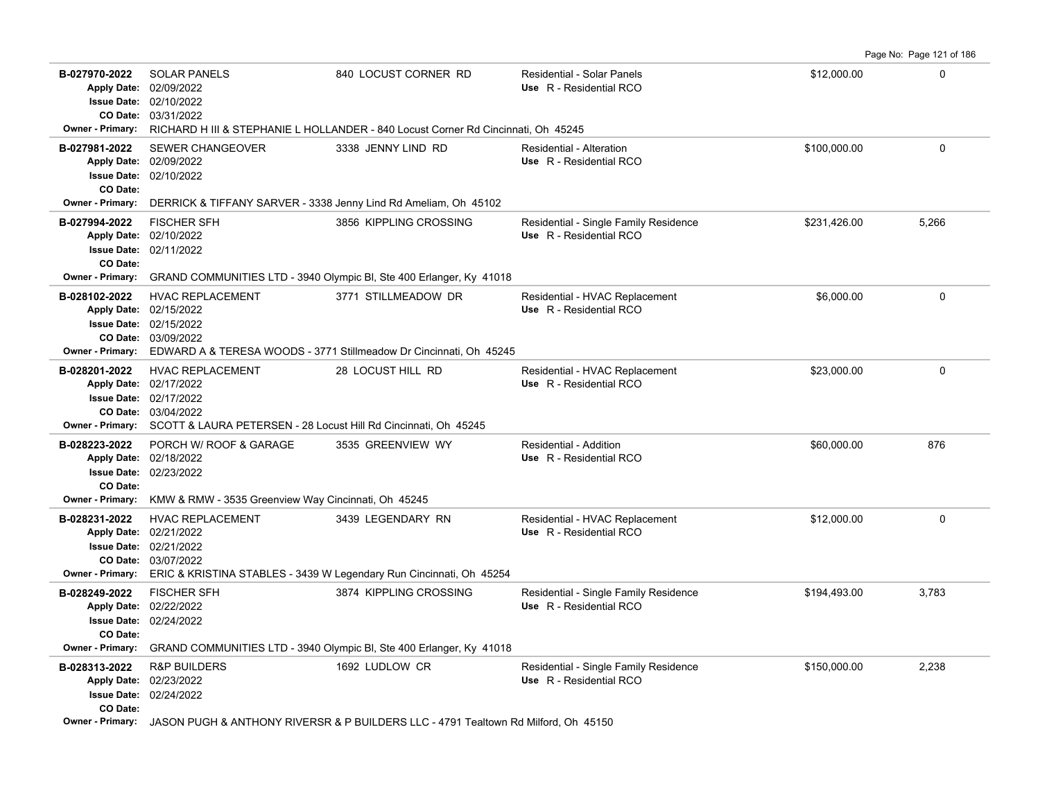| Permit | Description | Address | Type / Use | Valuation | Sq Ft |
|---|---|---|---|---|---|
| **B-027970-2022**<br>Apply Date: 02/09/2022<br>Issue Date: 02/10/2022<br>CO Date: 03/31/2022 | SOLAR PANELS | 840 LOCUST CORNER RD | Residential - Solar Panels<br>Use R - Residential RCO | $12,000.00 | 0 |
| Owner - Primary: | RICHARD H III & STEPHANIE L HOLLANDER - 840 Locust Corner Rd Cincinnati, Oh 45245 | | | | |
| **B-027981-2022**<br>Apply Date: 02/09/2022<br>Issue Date: 02/10/2022<br>CO Date: | SEWER CHANGEOVER | 3338 JENNY LIND RD | Residential - Alteration<br>Use R - Residential RCO | $100,000.00 | 0 |
| Owner - Primary: | DERRICK & TIFFANY SARVER - 3338 Jenny Lind Rd Ameliam, Oh 45102 | | | | |
| **B-027994-2022**<br>Apply Date: 02/10/2022<br>Issue Date: 02/11/2022<br>CO Date: | FISCHER SFH | 3856 KIPPLING CROSSING | Residential - Single Family Residence<br>Use R - Residential RCO | $231,426.00 | 5,266 |
| Owner - Primary: | GRAND COMMUNITIES LTD - 3940 Olympic Bl, Ste 400 Erlanger, Ky 41018 | | | | |
| **B-028102-2022**<br>Apply Date: 02/15/2022<br>Issue Date: 02/15/2022<br>CO Date: 03/09/2022 | HVAC REPLACEMENT | 3771 STILLMEADOW DR | Residential - HVAC Replacement<br>Use R - Residential RCO | $6,000.00 | 0 |
| Owner - Primary: | EDWARD A & TERESA WOODS - 3771 Stillmeadow Dr Cincinnati, Oh 45245 | | | | |
| **B-028201-2022**<br>Apply Date: 02/17/2022<br>Issue Date: 02/17/2022<br>CO Date: 03/04/2022 | HVAC REPLACEMENT | 28 LOCUST HILL RD | Residential - HVAC Replacement<br>Use R - Residential RCO | $23,000.00 | 0 |
| Owner - Primary: | SCOTT & LAURA PETERSEN - 28 Locust Hill Rd Cincinnati, Oh 45245 | | | | |
| **B-028223-2022**<br>Apply Date: 02/18/2022<br>Issue Date: 02/23/2022<br>CO Date: | PORCH W/ ROOF & GARAGE | 3535 GREENVIEW WY | Residential - Addition<br>Use R - Residential RCO | $60,000.00 | 876 |
| Owner - Primary: | KMW & RMW - 3535 Greenview Way Cincinnati, Oh 45245 | | | | |
| **B-028231-2022**<br>Apply Date: 02/21/2022<br>Issue Date: 02/21/2022<br>CO Date: 03/07/2022 | HVAC REPLACEMENT | 3439 LEGENDARY RN | Residential - HVAC Replacement<br>Use R - Residential RCO | $12,000.00 | 0 |
| Owner - Primary: | ERIC & KRISTINA STABLES - 3439 W Legendary Run Cincinnati, Oh 45254 | | | | |
| **B-028249-2022**<br>Apply Date: 02/22/2022<br>Issue Date: 02/24/2022<br>CO Date: | FISCHER SFH | 3874 KIPPLING CROSSING | Residential - Single Family Residence<br>Use R - Residential RCO | $194,493.00 | 3,783 |
| Owner - Primary: | GRAND COMMUNITIES LTD - 3940 Olympic Bl, Ste 400 Erlanger, Ky 41018 | | | | |
| **B-028313-2022**<br>Apply Date: 02/23/2022<br>Issue Date: 02/24/2022<br>CO Date: | R&P BUILDERS | 1692 LUDLOW CR | Residential - Single Family Residence<br>Use R - Residential RCO | $150,000.00 | 2,238 |
| Owner - Primary: | JASON PUGH & ANTHONY RIVERSR & P BUILDERS LLC - 4791 Tealtown Rd Milford, Oh 45150 | | | | |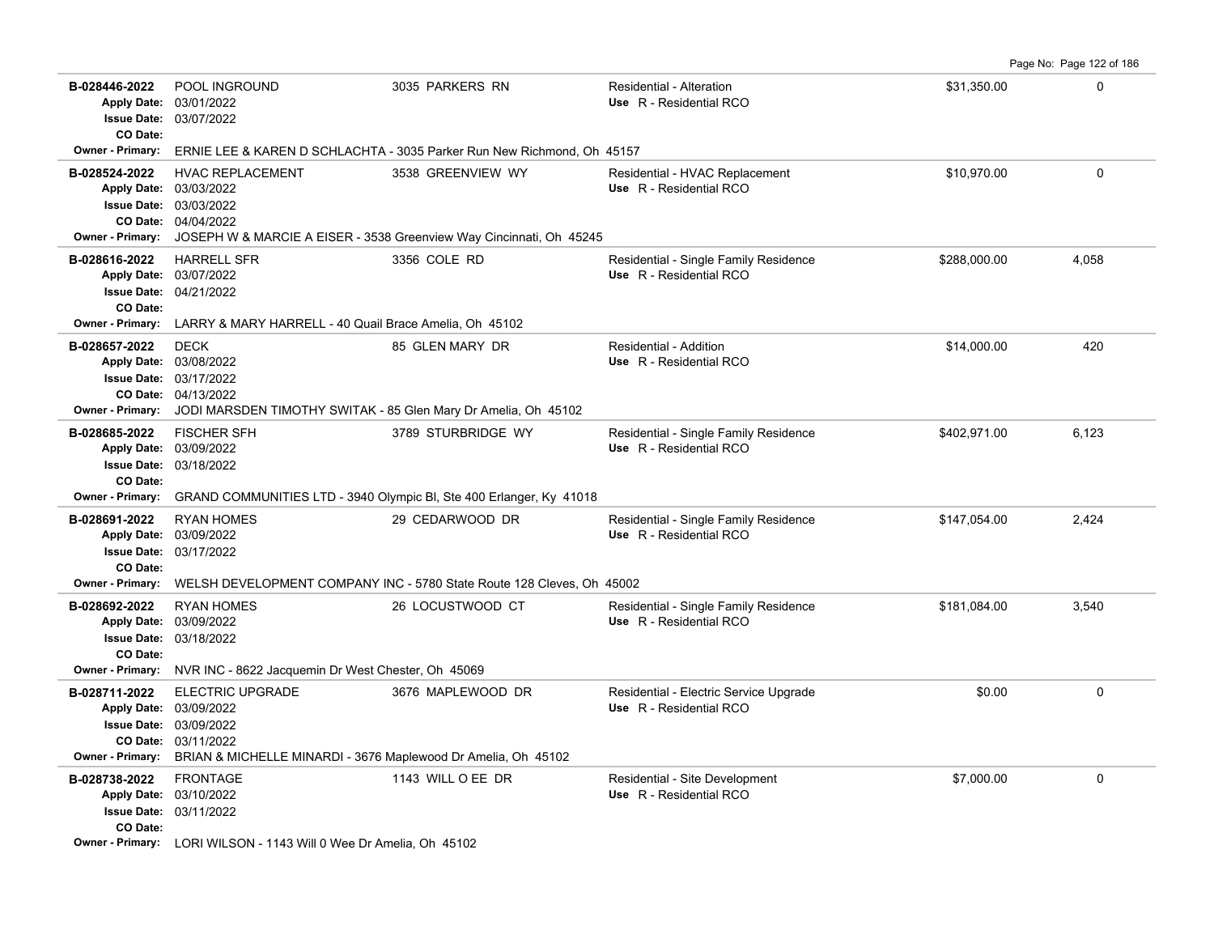| Permit | Description | Address | Type / Use | Valuation | Sq Ft |
|---|---|---|---|---|---|
| **B-028446-2022**<br>Apply Date: 03/01/2022<br>Issue Date: 03/07/2022<br>CO Date: | POOL INGROUND | 3035 PARKERS RN | Residential - Alteration<br>Use R - Residential RCO | $31,350.00 | 0 |
| Owner - Primary: ERNIE LEE & KAREN D SCHLACHTA - 3035 Parker Run New Richmond, Oh 45157 | | | | | |
| **B-028524-2022**<br>Apply Date: 03/03/2022<br>Issue Date: 03/03/2022<br>CO Date: 04/04/2022 | HVAC REPLACEMENT | 3538 GREENVIEW WY | Residential - HVAC Replacement<br>Use R - Residential RCO | $10,970.00 | 0 |
| Owner - Primary: JOSEPH W & MARCIE A EISER - 3538 Greenview Way Cincinnati, Oh 45245 | | | | | |
| **B-028616-2022**<br>Apply Date: 03/07/2022<br>Issue Date: 04/21/2022<br>CO Date: | HARRELL SFR | 3356 COLE RD | Residential - Single Family Residence<br>Use R - Residential RCO | $288,000.00 | 4,058 |
| Owner - Primary: LARRY & MARY HARRELL - 40 Quail Brace Amelia, Oh 45102 | | | | | |
| **B-028657-2022**<br>Apply Date: 03/08/2022<br>Issue Date: 03/17/2022<br>CO Date: 04/13/2022 | DECK | 85 GLEN MARY DR | Residential - Addition<br>Use R - Residential RCO | $14,000.00 | 420 |
| Owner - Primary: JODI MARSDEN TIMOTHY SWITAK - 85 Glen Mary Dr Amelia, Oh 45102 | | | | | |
| **B-028685-2022**<br>Apply Date: 03/09/2022<br>Issue Date: 03/18/2022<br>CO Date: | FISCHER SFH | 3789 STURBRIDGE WY | Residential - Single Family Residence<br>Use R - Residential RCO | $402,971.00 | 6,123 |
| Owner - Primary: GRAND COMMUNITIES LTD - 3940 Olympic Bl, Ste 400 Erlanger, Ky 41018 | | | | | |
| **B-028691-2022**<br>Apply Date: 03/09/2022<br>Issue Date: 03/17/2022<br>CO Date: | RYAN HOMES | 29 CEDARWOOD DR | Residential - Single Family Residence<br>Use R - Residential RCO | $147,054.00 | 2,424 |
| Owner - Primary: WELSH DEVELOPMENT COMPANY INC - 5780 State Route 128 Cleves, Oh 45002 | | | | | |
| **B-028692-2022**<br>Apply Date: 03/09/2022<br>Issue Date: 03/18/2022<br>CO Date: | RYAN HOMES | 26 LOCUSTWOOD CT | Residential - Single Family Residence<br>Use R - Residential RCO | $181,084.00 | 3,540 |
| Owner - Primary: NVR INC - 8622 Jacquemin Dr West Chester, Oh 45069 | | | | | |
| **B-028711-2022**<br>Apply Date: 03/09/2022<br>Issue Date: 03/09/2022<br>CO Date: 03/11/2022 | ELECTRIC UPGRADE | 3676 MAPLEWOOD DR | Residential - Electric Service Upgrade<br>Use R - Residential RCO | $0.00 | 0 |
| Owner - Primary: BRIAN & MICHELLE MINARDI - 3676 Maplewood Dr Amelia, Oh 45102 | | | | | |
| **B-028738-2022**<br>Apply Date: 03/10/2022<br>Issue Date: 03/11/2022<br>CO Date: | FRONTAGE | 1143 WILL O EE DR | Residential - Site Development<br>Use R - Residential RCO | $7,000.00 | 0 |
| Owner - Primary: LORI WILSON - 1143 Will 0 Wee Dr Amelia, Oh 45102 | | | | | |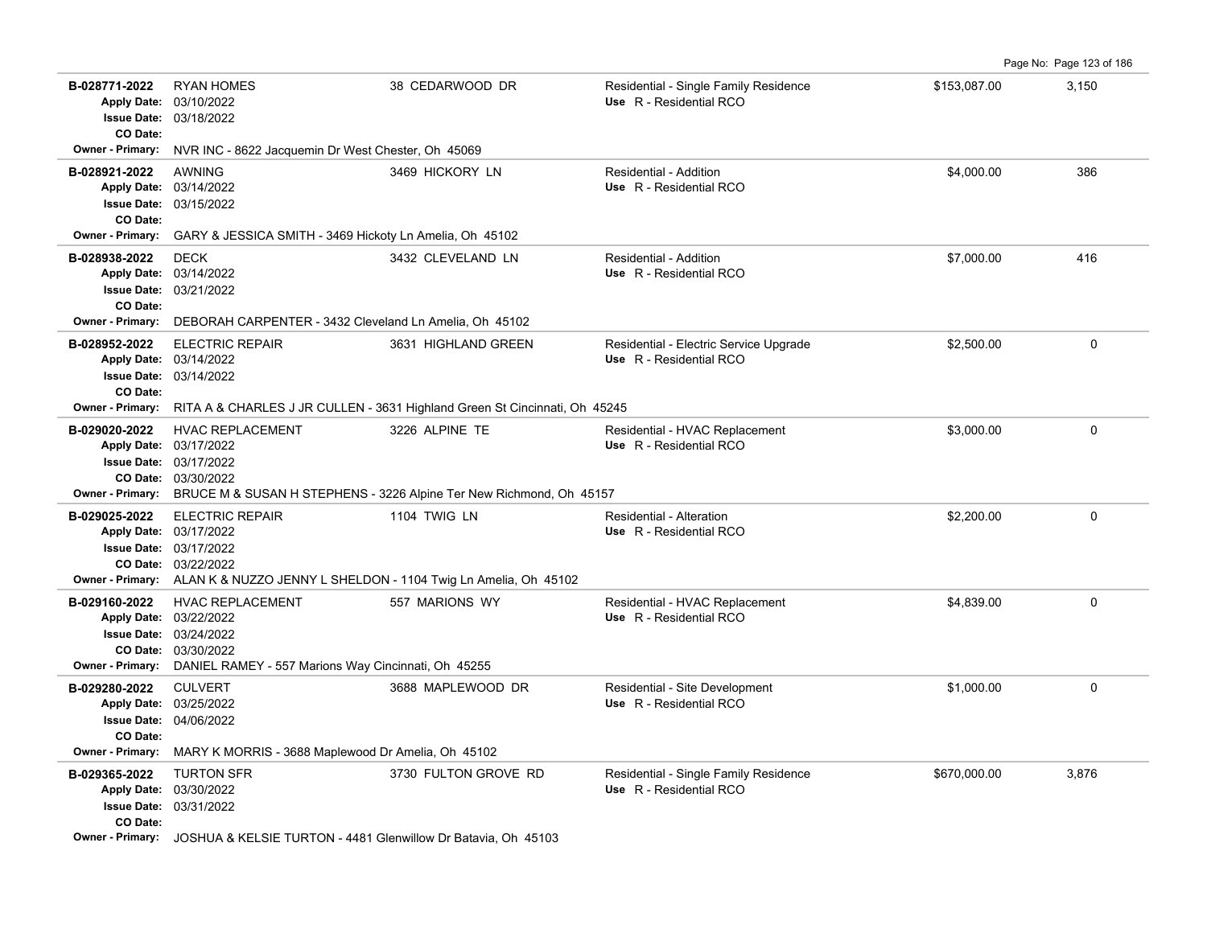| Permit # | Description | Address | Type / Use | Value | Sq Ft |
|---|---|---|---|---|---|
| **B-028771-2022**<br>Apply Date: 03/10/2022<br>Issue Date: 03/18/2022<br>CO Date:<br>Owner - Primary: NVR INC - 8622 Jacquemin Dr West Chester, Oh 45069 | RYAN HOMES | 38 CEDARWOOD DR | Residential - Single Family Residence<br>Use R - Residential RCO | $153,087.00 | 3,150 |
| **B-028921-2022**<br>Apply Date: 03/14/2022<br>Issue Date: 03/15/2022<br>CO Date:<br>Owner - Primary: GARY & JESSICA SMITH - 3469 Hickoty Ln Amelia, Oh 45102 | AWNING | 3469 HICKORY LN | Residential - Addition<br>Use R - Residential RCO | $4,000.00 | 386 |
| **B-028938-2022**<br>Apply Date: 03/14/2022<br>Issue Date: 03/21/2022<br>CO Date:<br>Owner - Primary: DEBORAH CARPENTER - 3432 Cleveland Ln Amelia, Oh 45102 | DECK | 3432 CLEVELAND LN | Residential - Addition<br>Use R - Residential RCO | $7,000.00 | 416 |
| **B-028952-2022**<br>Apply Date: 03/14/2022<br>Issue Date: 03/14/2022<br>CO Date:<br>Owner - Primary: RITA A & CHARLES J JR CULLEN - 3631 Highland Green St Cincinnati, Oh 45245 | ELECTRIC REPAIR | 3631 HIGHLAND GREEN | Residential - Electric Service Upgrade<br>Use R - Residential RCO | $2,500.00 | 0 |
| **B-029020-2022**<br>Apply Date: 03/17/2022<br>Issue Date: 03/17/2022<br>CO Date: 03/30/2022<br>Owner - Primary: BRUCE M & SUSAN H STEPHENS - 3226 Alpine Ter New Richmond, Oh 45157 | HVAC REPLACEMENT | 3226 ALPINE TE | Residential - HVAC Replacement<br>Use R - Residential RCO | $3,000.00 | 0 |
| **B-029025-2022**<br>Apply Date: 03/17/2022<br>Issue Date: 03/17/2022<br>CO Date: 03/22/2022<br>Owner - Primary: ALAN K & NUZZO JENNY L SHELDON - 1104 Twig Ln Amelia, Oh 45102 | ELECTRIC REPAIR | 1104 TWIG LN | Residential - Alteration<br>Use R - Residential RCO | $2,200.00 | 0 |
| **B-029160-2022**<br>Apply Date: 03/22/2022<br>Issue Date: 03/24/2022<br>CO Date: 03/30/2022<br>Owner - Primary: DANIEL RAMEY - 557 Marions Way Cincinnati, Oh 45255 | HVAC REPLACEMENT | 557 MARIONS WY | Residential - HVAC Replacement<br>Use R - Residential RCO | $4,839.00 | 0 |
| **B-029280-2022**<br>Apply Date: 03/25/2022<br>Issue Date: 04/06/2022<br>CO Date:<br>Owner - Primary: MARY K MORRIS - 3688 Maplewood Dr Amelia, Oh 45102 | CULVERT | 3688 MAPLEWOOD DR | Residential - Site Development<br>Use R - Residential RCO | $1,000.00 | 0 |
| **B-029365-2022**<br>Apply Date: 03/30/2022<br>Issue Date: 03/31/2022<br>CO Date:<br>Owner - Primary: JOSHUA & KELSIE TURTON - 4481 Glenwillow Dr Batavia, Oh 45103 | TURTON SFR | 3730 FULTON GROVE RD | Residential - Single Family Residence<br>Use R - Residential RCO | $670,000.00 | 3,876 |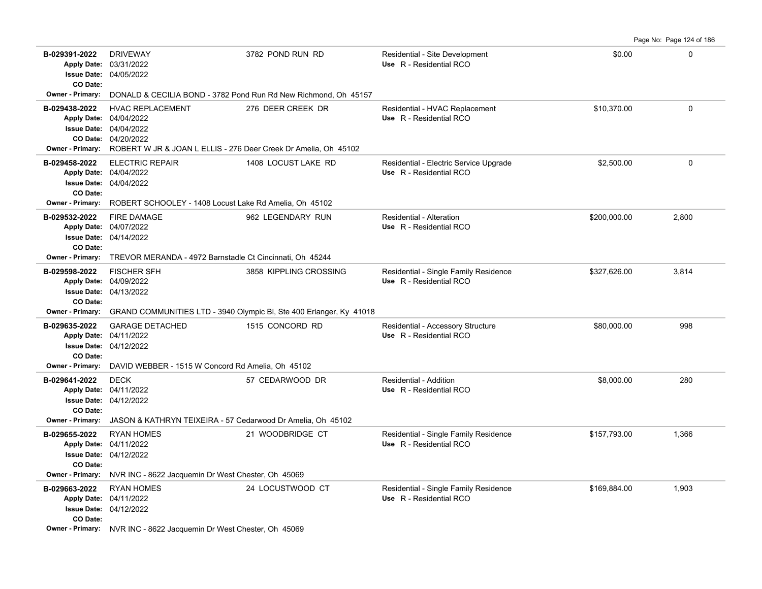| Permit # | Description | Address | Type / Use | Valuation | Sq Ft |
|---|---|---|---|---|---|
| B-029391-2022<br>Apply Date: 03/31/2022<br>Issue Date: 04/05/2022<br>CO Date: | DRIVEWAY | 3782 POND RUN RD | Residential - Site Development<br>Use R - Residential RCO | $0.00 | 0 |
| Owner - Primary: DONALD & CECILIA BOND - 3782 Pond Run Rd New Richmond, Oh 45157 | | | | | |
| B-029438-2022<br>Apply Date: 04/04/2022<br>Issue Date: 04/04/2022<br>CO Date: 04/20/2022 | HVAC REPLACEMENT | 276 DEER CREEK DR | Residential - HVAC Replacement<br>Use R - Residential RCO | $10,370.00 | 0 |
| Owner - Primary: ROBERT W JR & JOAN L ELLIS - 276 Deer Creek Dr Amelia, Oh 45102 | | | | | |
| B-029458-2022<br>Apply Date: 04/04/2022<br>Issue Date: 04/04/2022<br>CO Date: | ELECTRIC REPAIR | 1408 LOCUST LAKE RD | Residential - Electric Service Upgrade<br>Use R - Residential RCO | $2,500.00 | 0 |
| Owner - Primary: ROBERT SCHOOLEY - 1408 Locust Lake Rd Amelia, Oh 45102 | | | | | |
| B-029532-2022<br>Apply Date: 04/07/2022<br>Issue Date: 04/14/2022<br>CO Date: | FIRE DAMAGE | 962 LEGENDARY RUN | Residential - Alteration<br>Use R - Residential RCO | $200,000.00 | 2,800 |
| Owner - Primary: TREVOR MERANDA - 4972 Barnstadle Ct Cincinnati, Oh 45244 | | | | | |
| B-029598-2022<br>Apply Date: 04/09/2022<br>Issue Date: 04/13/2022<br>CO Date: | FISCHER SFH | 3858 KIPPLING CROSSING | Residential - Single Family Residence<br>Use R - Residential RCO | $327,626.00 | 3,814 |
| Owner - Primary: GRAND COMMUNITIES LTD - 3940 Olympic Bl, Ste 400 Erlanger, Ky 41018 | | | | | |
| B-029635-2022<br>Apply Date: 04/11/2022<br>Issue Date: 04/12/2022<br>CO Date: | GARAGE DETACHED | 1515 CONCORD RD | Residential - Accessory Structure<br>Use R - Residential RCO | $80,000.00 | 998 |
| Owner - Primary: DAVID WEBBER - 1515 W Concord Rd Amelia, Oh 45102 | | | | | |
| B-029641-2022<br>Apply Date: 04/11/2022<br>Issue Date: 04/12/2022<br>CO Date: | DECK | 57 CEDARWOOD DR | Residential - Addition<br>Use R - Residential RCO | $8,000.00 | 280 |
| Owner - Primary: JASON & KATHRYN TEIXEIRA - 57 Cedarwood Dr Amelia, Oh 45102 | | | | | |
| B-029655-2022<br>Apply Date: 04/11/2022<br>Issue Date: 04/12/2022<br>CO Date: | RYAN HOMES | 21 WOODBRIDGE CT | Residential - Single Family Residence<br>Use R - Residential RCO | $157,793.00 | 1,366 |
| Owner - Primary: NVR INC - 8622 Jacquemin Dr West Chester, Oh 45069 | | | | | |
| B-029663-2022<br>Apply Date: 04/11/2022<br>Issue Date: 04/12/2022<br>CO Date: | RYAN HOMES | 24 LOCUSTWOOD CT | Residential - Single Family Residence<br>Use R - Residential RCO | $169,884.00 | 1,903 |
| Owner - Primary: NVR INC - 8622 Jacquemin Dr West Chester, Oh 45069 | | | | | |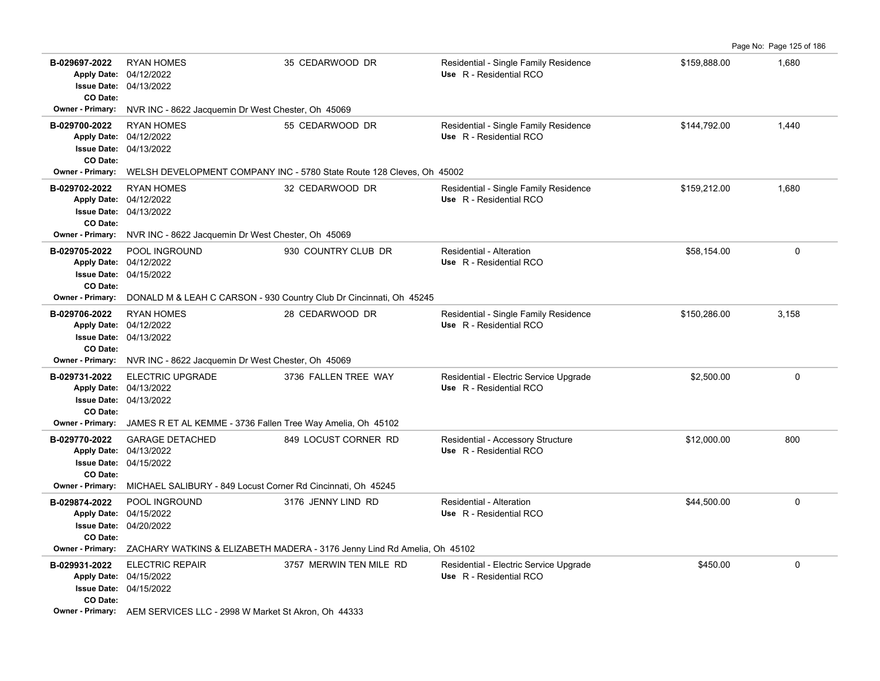| Permit # | Description | Address | Type / Use | Valuation | Sq Ft |
|---|---|---|---|---|---|
| B-029697-2022<br>Apply Date: 04/12/2022<br>Issue Date: 04/13/2022<br>CO Date: | RYAN HOMES | 35 CEDARWOOD DR | Residential - Single Family Residence<br>Use R - Residential RCO | $159,888.00 | 1,680 |
| Owner - Primary: NVR INC - 8622 Jacquemin Dr West Chester, Oh 45069 | | | | | |
| B-029700-2022<br>Apply Date: 04/12/2022<br>Issue Date: 04/13/2022<br>CO Date: | RYAN HOMES | 55 CEDARWOOD DR | Residential - Single Family Residence<br>Use R - Residential RCO | $144,792.00 | 1,440 |
| Owner - Primary: WELSH DEVELOPMENT COMPANY INC - 5780 State Route 128 Cleves, Oh 45002 | | | | | |
| B-029702-2022<br>Apply Date: 04/12/2022<br>Issue Date: 04/13/2022<br>CO Date: | RYAN HOMES | 32 CEDARWOOD DR | Residential - Single Family Residence<br>Use R - Residential RCO | $159,212.00 | 1,680 |
| Owner - Primary: NVR INC - 8622 Jacquemin Dr West Chester, Oh 45069 | | | | | |
| B-029705-2022<br>Apply Date: 04/12/2022<br>Issue Date: 04/15/2022<br>CO Date: | POOL INGROUND | 930 COUNTRY CLUB DR | Residential - Alteration<br>Use R - Residential RCO | $58,154.00 | 0 |
| Owner - Primary: DONALD M & LEAH C CARSON - 930 Country Club Dr Cincinnati, Oh 45245 | | | | | |
| B-029706-2022<br>Apply Date: 04/12/2022<br>Issue Date: 04/13/2022<br>CO Date: | RYAN HOMES | 28 CEDARWOOD DR | Residential - Single Family Residence<br>Use R - Residential RCO | $150,286.00 | 3,158 |
| Owner - Primary: NVR INC - 8622 Jacquemin Dr West Chester, Oh 45069 | | | | | |
| B-029731-2022<br>Apply Date: 04/13/2022<br>Issue Date: 04/13/2022<br>CO Date: | ELECTRIC UPGRADE | 3736 FALLEN TREE WAY | Residential - Electric Service Upgrade<br>Use R - Residential RCO | $2,500.00 | 0 |
| Owner - Primary: JAMES R ET AL KEMME - 3736 Fallen Tree Way Amelia, Oh 45102 | | | | | |
| B-029770-2022<br>Apply Date: 04/13/2022<br>Issue Date: 04/15/2022<br>CO Date: | GARAGE DETACHED | 849 LOCUST CORNER RD | Residential - Accessory Structure<br>Use R - Residential RCO | $12,000.00 | 800 |
| Owner - Primary: MICHAEL SALIBURY - 849 Locust Corner Rd Cincinnati, Oh 45245 | | | | | |
| B-029874-2022<br>Apply Date: 04/15/2022<br>Issue Date: 04/20/2022<br>CO Date: | POOL INGROUND | 3176 JENNY LIND RD | Residential - Alteration<br>Use R - Residential RCO | $44,500.00 | 0 |
| Owner - Primary: ZACHARY WATKINS & ELIZABETH MADERA - 3176 Jenny Lind Rd Amelia, Oh 45102 | | | | | |
| B-029931-2022<br>Apply Date: 04/15/2022<br>Issue Date: 04/15/2022<br>CO Date: | ELECTRIC REPAIR | 3757 MERWIN TEN MILE RD | Residential - Electric Service Upgrade<br>Use R - Residential RCO | $450.00 | 0 |
| Owner - Primary: AEM SERVICES LLC - 2998 W Market St Akron, Oh 44333 | | | | | |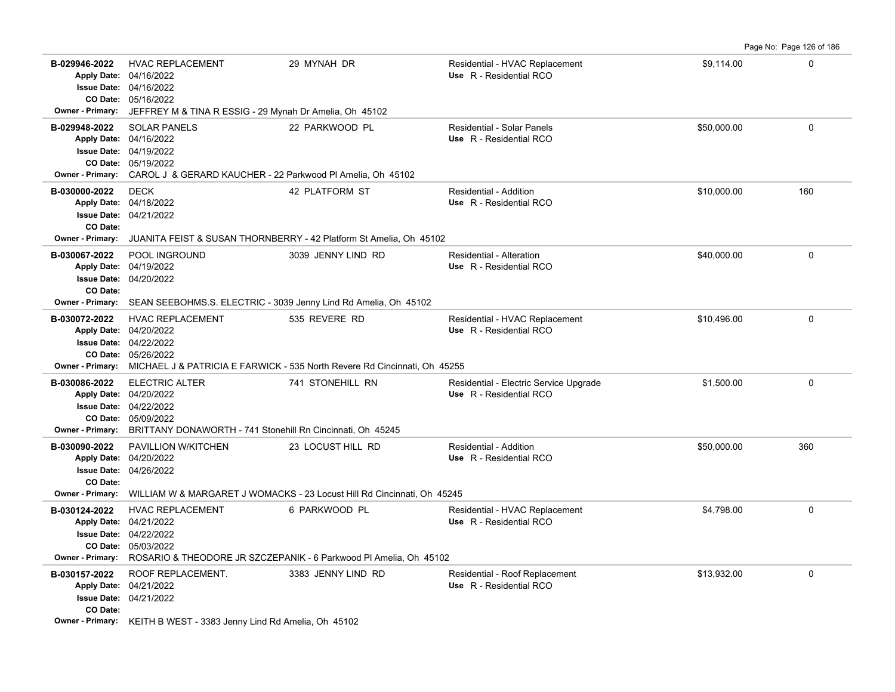| Permit | Description | Address | Type / Use | Valuation | Sq Ft |
|---|---|---|---|---|---|
| **B-029946-2022**<br>Apply Date: 04/16/2022<br>Issue Date: 04/16/2022<br>CO Date: 05/16/2022<br>Owner - Primary: JEFFREY M & TINA R ESSIG - 29 Mynah Dr Amelia, Oh 45102 | HVAC REPLACEMENT | 29 MYNAH DR | Residential - HVAC Replacement<br>Use R - Residential RCO | $9,114.00 | 0 |
| **B-029948-2022**<br>Apply Date: 04/16/2022<br>Issue Date: 04/19/2022<br>CO Date: 05/19/2022<br>Owner - Primary: CAROL J & GERARD KAUCHER - 22 Parkwood Pl Amelia, Oh 45102 | SOLAR PANELS | 22 PARKWOOD PL | Residential - Solar Panels<br>Use R - Residential RCO | $50,000.00 | 0 |
| **B-030000-2022**<br>Apply Date: 04/18/2022<br>Issue Date: 04/21/2022<br>CO Date:<br>Owner - Primary: JUANITA FEIST & SUSAN THORNBERRY - 42 Platform St Amelia, Oh 45102 | DECK | 42 PLATFORM ST | Residential - Addition<br>Use R - Residential RCO | $10,000.00 | 160 |
| **B-030067-2022**<br>Apply Date: 04/19/2022<br>Issue Date: 04/20/2022<br>CO Date:<br>Owner - Primary: SEAN SEEBOHMS.S. ELECTRIC - 3039 Jenny Lind Rd Amelia, Oh 45102 | POOL INGROUND | 3039 JENNY LIND RD | Residential - Alteration<br>Use R - Residential RCO | $40,000.00 | 0 |
| **B-030072-2022**<br>Apply Date: 04/20/2022<br>Issue Date: 04/22/2022<br>CO Date: 05/26/2022<br>Owner - Primary: MICHAEL J & PATRICIA E FARWICK - 535 North Revere Rd Cincinnati, Oh 45255 | HVAC REPLACEMENT | 535 REVERE RD | Residential - HVAC Replacement<br>Use R - Residential RCO | $10,496.00 | 0 |
| **B-030086-2022**<br>Apply Date: 04/20/2022<br>Issue Date: 04/22/2022<br>CO Date: 05/09/2022<br>Owner - Primary: BRITTANY DONAWORTH - 741 Stonehill Rn Cincinnati, Oh 45245 | ELECTRIC ALTER | 741 STONEHILL RN | Residential - Electric Service Upgrade<br>Use R - Residential RCO | $1,500.00 | 0 |
| **B-030090-2022**<br>Apply Date: 04/20/2022<br>Issue Date: 04/26/2022<br>CO Date:<br>Owner - Primary: WILLIAM W & MARGARET J WOMACKS - 23 Locust Hill Rd Cincinnati, Oh 45245 | PAVILLION W/KITCHEN | 23 LOCUST HILL RD | Residential - Addition<br>Use R - Residential RCO | $50,000.00 | 360 |
| **B-030124-2022**<br>Apply Date: 04/21/2022<br>Issue Date: 04/22/2022<br>CO Date: 05/03/2022<br>Owner - Primary: ROSARIO & THEODORE JR SZCZEPANIK - 6 Parkwood Pl Amelia, Oh 45102 | HVAC REPLACEMENT | 6 PARKWOOD PL | Residential - HVAC Replacement<br>Use R - Residential RCO | $4,798.00 | 0 |
| **B-030157-2022**<br>Apply Date: 04/21/2022<br>Issue Date: 04/21/2022<br>CO Date:<br>Owner - Primary: KEITH B WEST - 3383 Jenny Lind Rd Amelia, Oh 45102 | ROOF REPLACEMENT. | 3383 JENNY LIND RD | Residential - Roof Replacement<br>Use R - Residential RCO | $13,932.00 | 0 |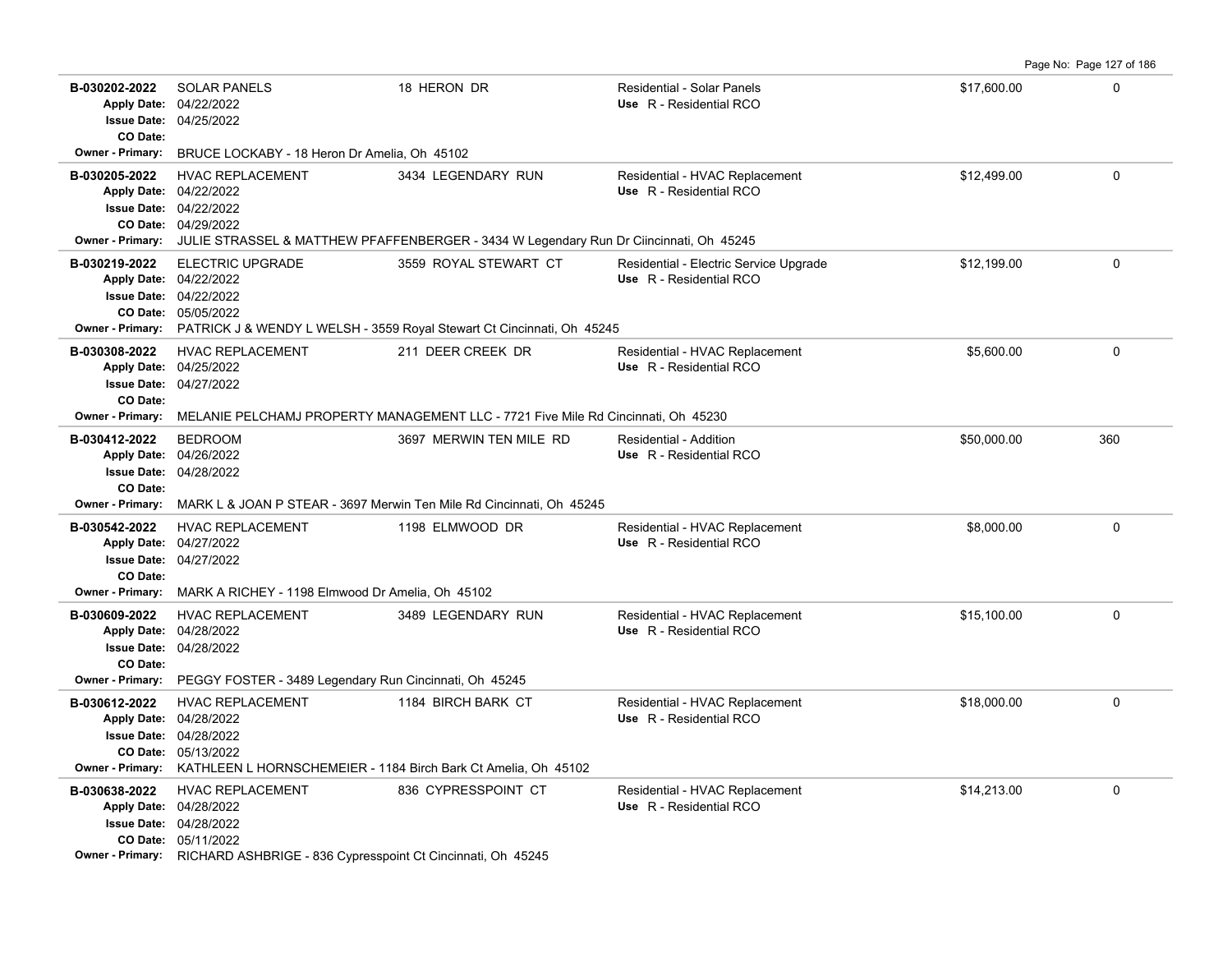| Permit # | Description | Address | Type / Use | Valuation | Sq Ft |
|---|---|---|---|---|---|
| **B-030202-2022**<br>Apply Date: 04/22/2022<br>Issue Date: 04/25/2022<br>CO Date: | SOLAR PANELS | 18 HERON DR | Residential - Solar Panels<br>Use R - Residential RCO | $17,600.00 | 0 |
| Owner - Primary: BRUCE LOCKABY - 18 Heron Dr Amelia, Oh 45102 | | | | | |
| **B-030205-2022**<br>Apply Date: 04/22/2022<br>Issue Date: 04/22/2022<br>CO Date: 04/29/2022 | HVAC REPLACEMENT | 3434 LEGENDARY RUN | Residential - HVAC Replacement<br>Use R - Residential RCO | $12,499.00 | 0 |
| Owner - Primary: JULIE STRASSEL & MATTHEW PFAFFENBERGER - 3434 W Legendary Run Dr Ciincinnati, Oh 45245 | | | | | |
| **B-030219-2022**<br>Apply Date: 04/22/2022<br>Issue Date: 04/22/2022<br>CO Date: 05/05/2022 | ELECTRIC UPGRADE | 3559 ROYAL STEWART CT | Residential - Electric Service Upgrade<br>Use R - Residential RCO | $12,199.00 | 0 |
| Owner - Primary: PATRICK J & WENDY L WELSH - 3559 Royal Stewart Ct Cincinnati, Oh 45245 | | | | | |
| **B-030308-2022**<br>Apply Date: 04/25/2022<br>Issue Date: 04/27/2022<br>CO Date: | HVAC REPLACEMENT | 211 DEER CREEK DR | Residential - HVAC Replacement<br>Use R - Residential RCO | $5,600.00 | 0 |
| Owner - Primary: MELANIE PELCHAMJ PROPERTY MANAGEMENT LLC - 7721 Five Mile Rd Cincinnati, Oh 45230 | | | | | |
| **B-030412-2022**<br>Apply Date: 04/26/2022<br>Issue Date: 04/28/2022<br>CO Date: | BEDROOM | 3697 MERWIN TEN MILE RD | Residential - Addition<br>Use R - Residential RCO | $50,000.00 | 360 |
| Owner - Primary: MARK L & JOAN P STEAR - 3697 Merwin Ten Mile Rd Cincinnati, Oh 45245 | | | | | |
| **B-030542-2022**<br>Apply Date: 04/27/2022<br>Issue Date: 04/27/2022<br>CO Date: | HVAC REPLACEMENT | 1198 ELMWOOD DR | Residential - HVAC Replacement<br>Use R - Residential RCO | $8,000.00 | 0 |
| Owner - Primary: MARK A RICHEY - 1198 Elmwood Dr Amelia, Oh 45102 | | | | | |
| **B-030609-2022**<br>Apply Date: 04/28/2022<br>Issue Date: 04/28/2022<br>CO Date: | HVAC REPLACEMENT | 3489 LEGENDARY RUN | Residential - HVAC Replacement<br>Use R - Residential RCO | $15,100.00 | 0 |
| Owner - Primary: PEGGY FOSTER - 3489 Legendary Run Cincinnati, Oh 45245 | | | | | |
| **B-030612-2022**<br>Apply Date: 04/28/2022<br>Issue Date: 04/28/2022<br>CO Date: 05/13/2022 | HVAC REPLACEMENT | 1184 BIRCH BARK CT | Residential - HVAC Replacement<br>Use R - Residential RCO | $18,000.00 | 0 |
| Owner - Primary: KATHLEEN L HORNSCHEMEIER - 1184 Birch Bark Ct Amelia, Oh 45102 | | | | | |
| **B-030638-2022**<br>Apply Date: 04/28/2022<br>Issue Date: 04/28/2022<br>CO Date: 05/11/2022 | HVAC REPLACEMENT | 836 CYPRESSPOINT CT | Residential - HVAC Replacement<br>Use R - Residential RCO | $14,213.00 | 0 |
| Owner - Primary: RICHARD ASHBRIGE - 836 Cypresspoint Ct Cincinnati, Oh 45245 | | | | | |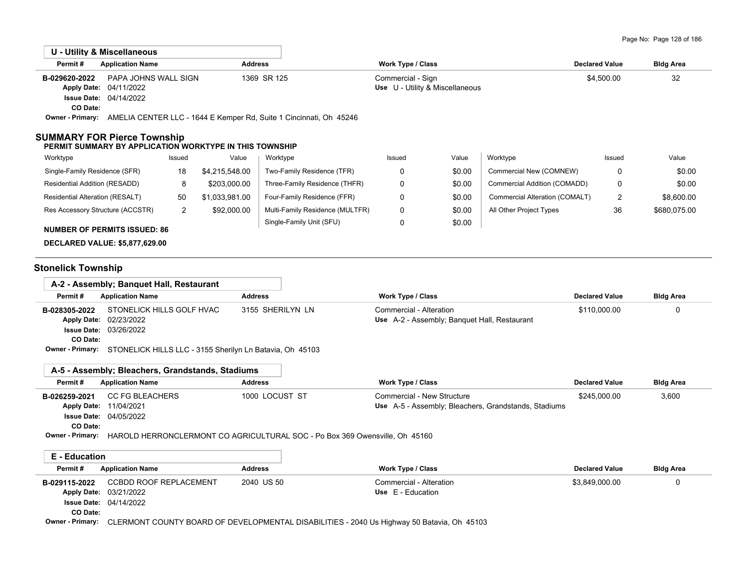### U - Utility & Miscellaneous

| Permit # | Application Name | Address | Work Type / Class | Declared Value | Bldg Area |
|---|---|---|---|---|---|
| B-029620-2022 | PAPA JOHNS WALL SIGN | 1369 SR 125 | Commercial - Sign | $4,500.00 | 32 |
| Apply Date: 04/11/2022 | | | Use U - Utility & Miscellaneous | | |
| Issue Date: 04/14/2022 | | | | | |
| CO Date: | | | | | |

**Owner - Primary:** AMELIA CENTER LLC - 1644 E Kemper Rd, Suite 1 Cincinnati, Oh 45246

## SUMMARY FOR Pierce Township

**PERMIT SUMMARY BY APPLICATION WORKTYPE IN THIS TOWNSHIP**

| Worktype | Issued | Value | Worktype | Issued | Value | Worktype | Issued | Value |
|---|---|---|---|---|---|---|---|---|
| Single-Family Residence (SFR) | 18 | $4,215,548.00 | Two-Family Residence (TFR) | 0 | $0.00 | Commercial New (COMNEW) | 0 | $0.00 |
| Residential Addition (RESADD) | 8 | $203,000.00 | Three-Family Residence (THFR) | 0 | $0.00 | Commercial Addition (COMADD) | 0 | $0.00 |
| Residential Alteration (RESALT) | 50 | $1,033,981.00 | Four-Family Residence (FFR) | 0 | $0.00 | Commercial Alteration (COMALT) | 2 | $8,600.00 |
| Res Accessory Structure (ACCSTR) | 2 | $92,000.00 | Multi-Family Residence (MULTFR) | 0 | $0.00 | All Other Project Types | 36 | $680,075.00 |
| | | | Single-Family Unit (SFU) | 0 | $0.00 | | | |

**NUMBER OF PERMITS ISSUED: 86**

**DECLARED VALUE: $5,877,629.00**

## Stonelick Township

### A-2 - Assembly; Banquet Hall, Restaurant

| Permit # | Application Name | Address | Work Type / Class | Declared Value | Bldg Area |
|---|---|---|---|---|---|
| B-028305-2022 | STONELICK HILLS GOLF HVAC | 3155 SHERILYN LN | Commercial - Alteration | $110,000.00 | 0 |
| Apply Date: 02/23/2022 | | | Use A-2 - Assembly; Banquet Hall, Restaurant | | |
| Issue Date: 03/26/2022 | | | | | |
| CO Date: | | | | | |

**Owner - Primary:** STONELICK HILLS LLC - 3155 Sherilyn Ln Batavia, Oh 45103

### A-5 - Assembly; Bleachers, Grandstands, Stadiums

| Permit # | Application Name | Address | Work Type / Class | Declared Value | Bldg Area |
|---|---|---|---|---|---|
| B-026259-2021 | CC FG BLEACHERS | 1000 LOCUST ST | Commercial - New Structure | $245,000.00 | 3,600 |
| Apply Date: 11/04/2021 | | | Use A-5 - Assembly; Bleachers, Grandstands, Stadiums | | |
| Issue Date: 04/05/2022 | | | | | |
| CO Date: | | | | | |

**Owner - Primary:** HAROLD HERRONCLERMONT CO AGRICULTURAL SOC - Po Box 369 Owensville, Oh 45160

### E - Education

| Permit # | Application Name | Address | Work Type / Class | Declared Value | Bldg Area |
|---|---|---|---|---|---|
| B-029115-2022 | CCBDD ROOF REPLACEMENT | 2040 US 50 | Commercial - Alteration | $3,849,000.00 | 0 |
| Apply Date: 03/21/2022 | | | Use E - Education | | |
| Issue Date: 04/14/2022 | | | | | |
| CO Date: | | | | | |

**Owner - Primary:** CLERMONT COUNTY BOARD OF DEVELOPMENTAL DISABILITIES - 2040 Us Highway 50 Batavia, Oh 45103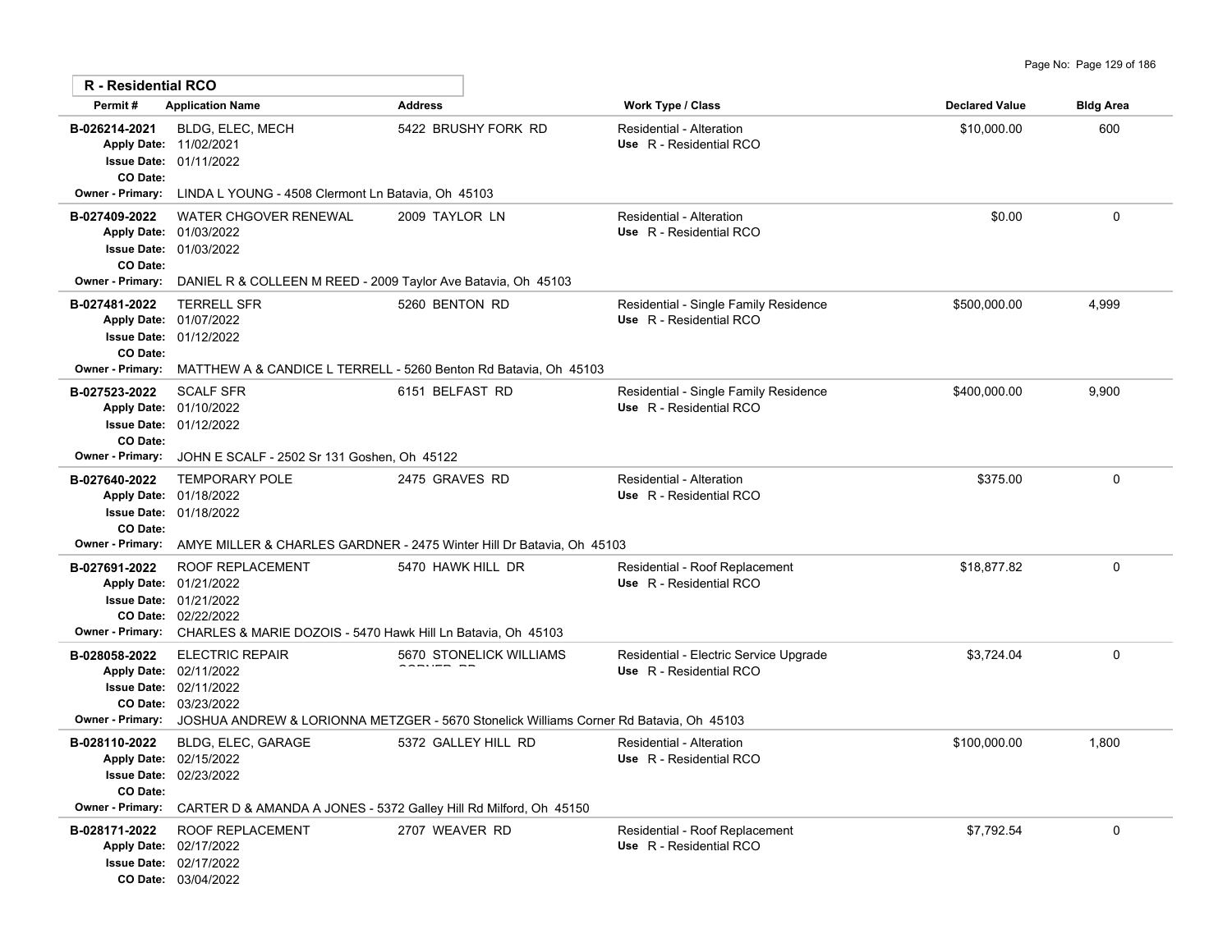## R - Residential RCO

| Permit # | Application Name | Address | Work Type / Class | Declared Value | Bldg Area |
|---|---|---|---|---|---|
| B-026214-2021<br>Apply Date: 11/02/2021<br>Issue Date: 01/11/2022<br>CO Date:<br>Owner - Primary: LINDA L YOUNG - 4508 Clermont Ln Batavia, Oh 45103 | BLDG, ELEC, MECH | 5422 BRUSHY FORK RD | Residential - Alteration<br>Use R - Residential RCO | $10,000.00 | 600 |
| B-027409-2022<br>Apply Date: 01/03/2022<br>Issue Date: 01/03/2022<br>CO Date:<br>Owner - Primary: DANIEL R & COLLEEN M REED - 2009 Taylor Ave Batavia, Oh 45103 | WATER CHGOVER RENEWAL | 2009 TAYLOR LN | Residential - Alteration<br>Use R - Residential RCO | $0.00 | 0 |
| B-027481-2022<br>Apply Date: 01/07/2022<br>Issue Date: 01/12/2022<br>CO Date:<br>Owner - Primary: MATTHEW A & CANDICE L TERRELL - 5260 Benton Rd Batavia, Oh 45103 | TERRELL SFR | 5260 BENTON RD | Residential - Single Family Residence<br>Use R - Residential RCO | $500,000.00 | 4,999 |
| B-027523-2022<br>Apply Date: 01/10/2022<br>Issue Date: 01/12/2022<br>CO Date:<br>Owner - Primary: JOHN E SCALF - 2502 Sr 131 Goshen, Oh 45122 | SCALF SFR | 6151 BELFAST RD | Residential - Single Family Residence<br>Use R - Residential RCO | $400,000.00 | 9,900 |
| B-027640-2022<br>Apply Date: 01/18/2022<br>Issue Date: 01/18/2022<br>CO Date:<br>Owner - Primary: AMYE MILLER & CHARLES GARDNER - 2475 Winter Hill Dr Batavia, Oh 45103 | TEMPORARY POLE | 2475 GRAVES RD | Residential - Alteration<br>Use R - Residential RCO | $375.00 | 0 |
| B-027691-2022<br>Apply Date: 01/21/2022<br>Issue Date: 01/21/2022<br>CO Date: 02/22/2022<br>Owner - Primary: CHARLES & MARIE DOZOIS - 5470 Hawk Hill Ln Batavia, Oh 45103 | ROOF REPLACEMENT | 5470 HAWK HILL DR | Residential - Roof Replacement<br>Use R - Residential RCO | $18,877.82 | 0 |
| B-028058-2022<br>Apply Date: 02/11/2022<br>Issue Date: 02/11/2022<br>CO Date: 03/23/2022<br>Owner - Primary: JOSHUA ANDREW & LORIONNA METZGER - 5670 Stonelick Williams Corner Rd Batavia, Oh 45103 | ELECTRIC REPAIR | 5670 STONELICK WILLIAMS CORNER RD | Residential - Electric Service Upgrade<br>Use R - Residential RCO | $3,724.04 | 0 |
| B-028110-2022<br>Apply Date: 02/15/2022<br>Issue Date: 02/23/2022<br>CO Date:<br>Owner - Primary: CARTER D & AMANDA A JONES - 5372 Galley Hill Rd Milford, Oh 45150 | BLDG, ELEC, GARAGE | 5372 GALLEY HILL RD | Residential - Alteration<br>Use R - Residential RCO | $100,000.00 | 1,800 |
| B-028171-2022<br>Apply Date: 02/17/2022<br>Issue Date: 02/17/2022<br>CO Date: 03/04/2022 | ROOF REPLACEMENT | 2707 WEAVER RD | Residential - Roof Replacement<br>Use R - Residential RCO | $7,792.54 | 0 |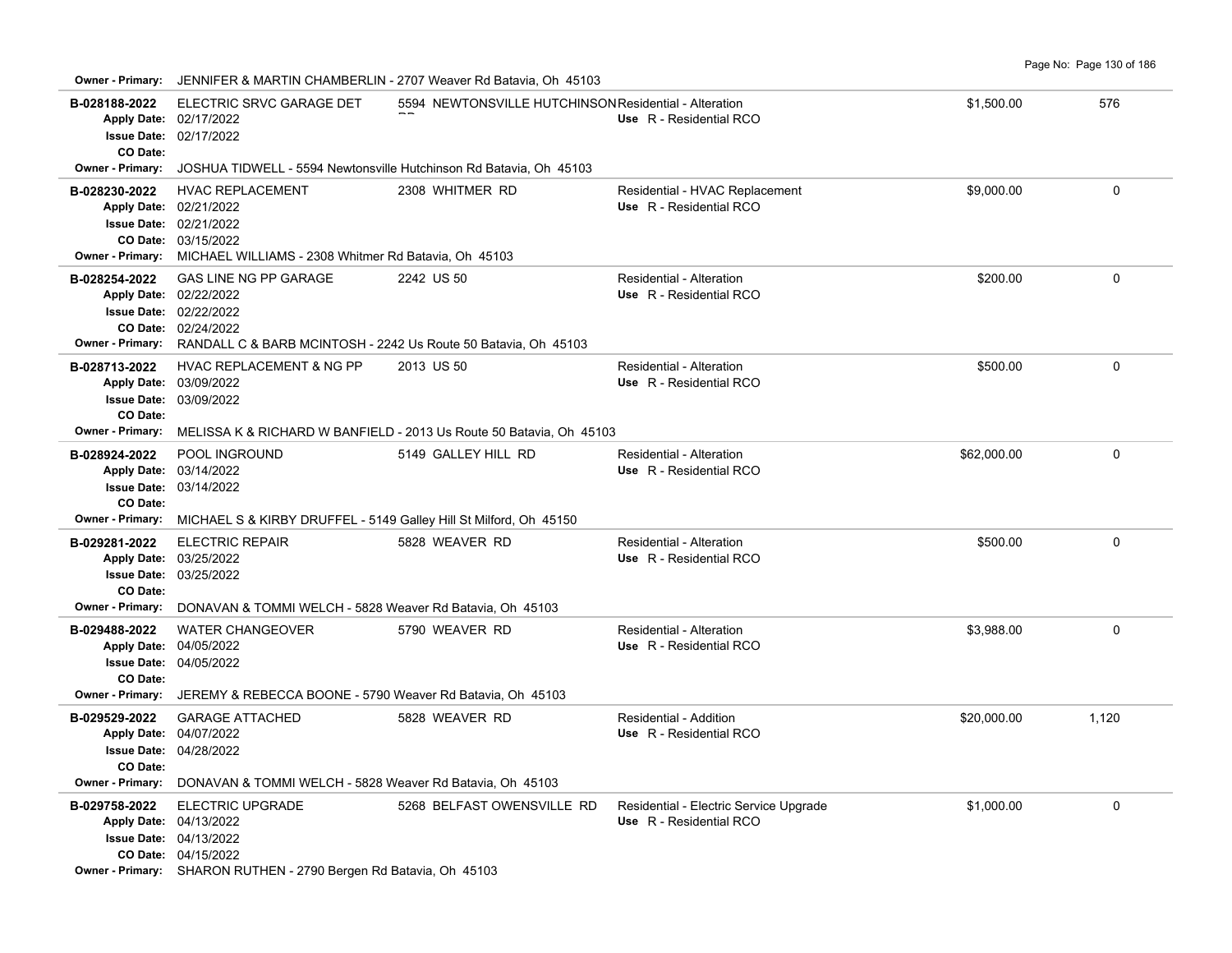**Owner - Primary:** JENNIFER & MARTIN CHAMBERLIN - 2707 Weaver Rd Batavia, Oh 45103

| Permit | Description | Address | Type / Use | Value | Sq Ft |
|---|---|---|---|---|---|
| **B-028188-2022** | ELECTRIC SRVC GARAGE DET | 5594 NEWTONSVILLE HUTCHINSON RD | Residential - Alteration<br>Use R - Residential RCO | $1,500.00 | 576 |
| **B-028230-2022** | HVAC REPLACEMENT | 2308 WHITMER RD | Residential - HVAC Replacement<br>Use R - Residential RCO | $9,000.00 | 0 |
| **B-028254-2022** | GAS LINE NG PP GARAGE | 2242 US 50 | Residential - Alteration<br>Use R - Residential RCO | $200.00 | 0 |
| **B-028713-2022** | HVAC REPLACEMENT & NG PP | 2013 US 50 | Residential - Alteration<br>Use R - Residential RCO | $500.00 | 0 |
| **B-028924-2022** | POOL INGROUND | 5149 GALLEY HILL RD | Residential - Alteration<br>Use R - Residential RCO | $62,000.00 | 0 |
| **B-029281-2022** | ELECTRIC REPAIR | 5828 WEAVER RD | Residential - Alteration<br>Use R - Residential RCO | $500.00 | 0 |
| **B-029488-2022** | WATER CHANGEOVER | 5790 WEAVER RD | Residential - Alteration<br>Use R - Residential RCO | $3,988.00 | 0 |
| **B-029529-2022** | GARAGE ATTACHED | 5828 WEAVER RD | Residential - Addition<br>Use R - Residential RCO | $20,000.00 | 1,120 |
| **B-029758-2022** | ELECTRIC UPGRADE | 5268 BELFAST OWENSVILLE RD | Residential - Electric Service Upgrade<br>Use R - Residential RCO | $1,000.00 | 0 |

**B-028188-2022**
Apply Date: 02/17/2022
Issue Date: 02/17/2022
CO Date:
Owner - Primary: JOSHUA TIDWELL - 5594 Newtonsville Hutchinson Rd Batavia, Oh 45103

**B-028230-2022**
Apply Date: 02/21/2022
Issue Date: 02/21/2022
CO Date: 03/15/2022
Owner - Primary: MICHAEL WILLIAMS - 2308 Whitmer Rd Batavia, Oh 45103

**B-028254-2022**
Apply Date: 02/22/2022
Issue Date: 02/22/2022
CO Date: 02/24/2022
Owner - Primary: RANDALL C & BARB MCINTOSH - 2242 Us Route 50 Batavia, Oh 45103

**B-028713-2022**
Apply Date: 03/09/2022
Issue Date: 03/09/2022
CO Date:
Owner - Primary: MELISSA K & RICHARD W BANFIELD - 2013 Us Route 50 Batavia, Oh 45103

**B-028924-2022**
Apply Date: 03/14/2022
Issue Date: 03/14/2022
CO Date:
Owner - Primary: MICHAEL S & KIRBY DRUFFEL - 5149 Galley Hill St Milford, Oh 45150

**B-029281-2022**
Apply Date: 03/25/2022
Issue Date: 03/25/2022
CO Date:
Owner - Primary: DONAVAN & TOMMI WELCH - 5828 Weaver Rd Batavia, Oh 45103

**B-029488-2022**
Apply Date: 04/05/2022
Issue Date: 04/05/2022
CO Date:
Owner - Primary: JEREMY & REBECCA BOONE - 5790 Weaver Rd Batavia, Oh 45103

**B-029529-2022**
Apply Date: 04/07/2022
Issue Date: 04/28/2022
CO Date:
Owner - Primary: DONAVAN & TOMMI WELCH - 5828 Weaver Rd Batavia, Oh 45103

**B-029758-2022**
Apply Date: 04/13/2022
Issue Date: 04/13/2022
CO Date: 04/15/2022
Owner - Primary: SHARON RUTHEN - 2790 Bergen Rd Batavia, Oh 45103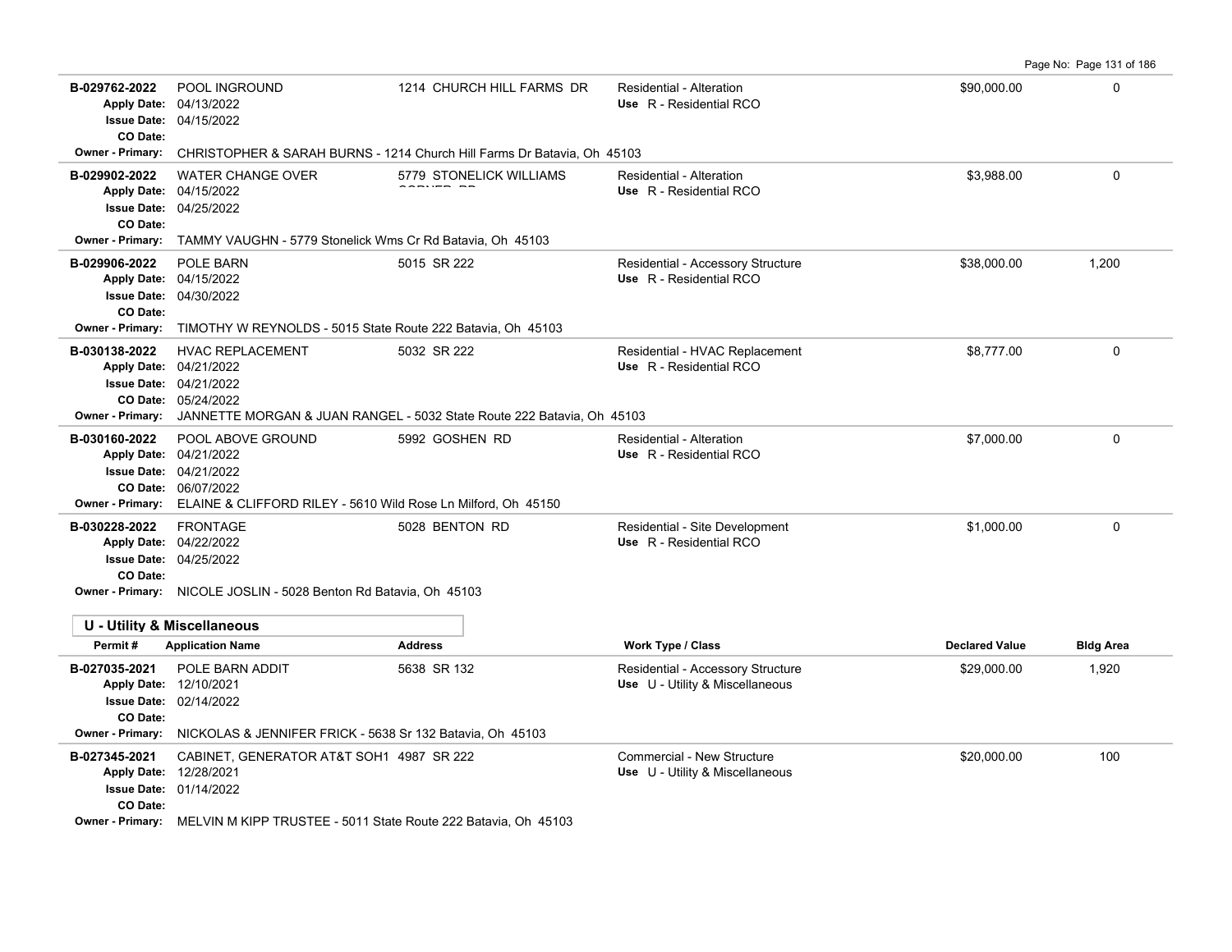| Permit # | Application Name | Address | Work Type / Class | Declared Value | Bldg Area |
|---|---|---|---|---|---|
| B-029762-2022 | POOL INGROUND | 1214 CHURCH HILL FARMS DR | Residential - Alteration | $90,000.00 | 0 |
| Apply Date: | 04/13/2022 | | Use R - Residential RCO | | |
| Issue Date: | 04/15/2022 | | | | |
| CO Date: | | | | | |
| Owner - Primary: | CHRISTOPHER & SARAH BURNS - 1214 Church Hill Farms Dr Batavia, Oh 45103 | | | | |
| B-029902-2022 | WATER CHANGE OVER | 5779 STONELICK WILLIAMS CORNER RD | Residential - Alteration | $3,988.00 | 0 |
| Apply Date: | 04/15/2022 | | Use R - Residential RCO | | |
| Issue Date: | 04/25/2022 | | | | |
| CO Date: | | | | | |
| Owner - Primary: | TAMMY VAUGHN - 5779 Stonelick Wms Cr Rd Batavia, Oh 45103 | | | | |
| B-029906-2022 | POLE BARN | 5015 SR 222 | Residential - Accessory Structure | $38,000.00 | 1,200 |
| Apply Date: | 04/15/2022 | | Use R - Residential RCO | | |
| Issue Date: | 04/30/2022 | | | | |
| CO Date: | | | | | |
| Owner - Primary: | TIMOTHY W REYNOLDS - 5015 State Route 222 Batavia, Oh 45103 | | | | |
| B-030138-2022 | HVAC REPLACEMENT | 5032 SR 222 | Residential - HVAC Replacement | $8,777.00 | 0 |
| Apply Date: | 04/21/2022 | | Use R - Residential RCO | | |
| Issue Date: | 04/21/2022 | | | | |
| CO Date: | 05/24/2022 | | | | |
| Owner - Primary: | JANNETTE MORGAN & JUAN RANGEL - 5032 State Route 222 Batavia, Oh 45103 | | | | |
| B-030160-2022 | POOL ABOVE GROUND | 5992 GOSHEN RD | Residential - Alteration | $7,000.00 | 0 |
| Apply Date: | 04/21/2022 | | Use R - Residential RCO | | |
| Issue Date: | 04/21/2022 | | | | |
| CO Date: | 06/07/2022 | | | | |
| Owner - Primary: | ELAINE & CLIFFORD RILEY - 5610 Wild Rose Ln Milford, Oh 45150 | | | | |
| B-030228-2022 | FRONTAGE | 5028 BENTON RD | Residential - Site Development | $1,000.00 | 0 |
| Apply Date: | 04/22/2022 | | Use R - Residential RCO | | |
| Issue Date: | 04/25/2022 | | | | |
| CO Date: | | | | | |
| Owner - Primary: | NICOLE JOSLIN - 5028 Benton Rd Batavia, Oh 45103 | | | | |

## U - Utility & Miscellaneous

| Permit # | Application Name | Address | Work Type / Class | Declared Value | Bldg Area |
|---|---|---|---|---|---|
| B-027035-2021 | POLE BARN ADDIT | 5638 SR 132 | Residential - Accessory Structure | $29,000.00 | 1,920 |
| Apply Date: | 12/10/2021 | | Use U - Utility & Miscellaneous | | |
| Issue Date: | 02/14/2022 | | | | |
| CO Date: | | | | | |
| Owner - Primary: | NICKOLAS & JENNIFER FRICK - 5638 Sr 132 Batavia, Oh 45103 | | | | |
| B-027345-2021 | CABINET, GENERATOR AT&T SOH1 | 4987 SR 222 | Commercial - New Structure | $20,000.00 | 100 |
| Apply Date: | 12/28/2021 | | Use U - Utility & Miscellaneous | | |
| Issue Date: | 01/14/2022 | | | | |
| CO Date: | | | | | |
| Owner - Primary: | MELVIN M KIPP TRUSTEE - 5011 State Route 222 Batavia, Oh 45103 | | | | |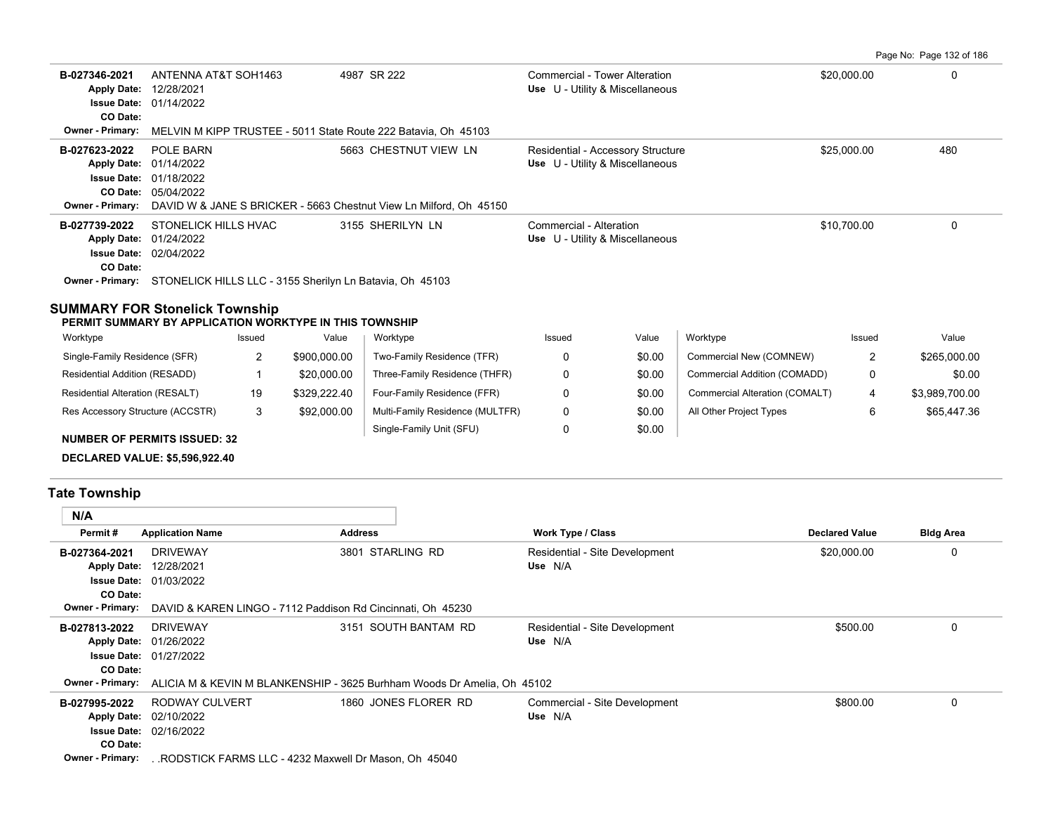| Permit # | Application Name | Address | Work Type / Class | Declared Value | Bldg Area |
|---|---|---|---|---|---|
| B-027346-2021 | ANTENNA AT&T SOH1463 | 4987 SR 222 | Commercial - Tower Alteration | $20,000.00 | 0 |
| Apply Date: 12/28/2021 | | | Use U - Utility & Miscellaneous | | |
| Issue Date: 01/14/2022 | | | | | |
| CO Date: | | | | | |
| Owner - Primary: MELVIN M KIPP TRUSTEE - 5011 State Route 222 Batavia, Oh 45103 | | | | | |
| B-027623-2022 | POLE BARN | 5663 CHESTNUT VIEW LN | Residential - Accessory Structure | $25,000.00 | 480 |
| Apply Date: 01/14/2022 | | | Use U - Utility & Miscellaneous | | |
| Issue Date: 01/18/2022 | | | | | |
| CO Date: 05/04/2022 | | | | | |
| Owner - Primary: DAVID W & JANE S BRICKER - 5663 Chestnut View Ln Milford, Oh 45150 | | | | | |
| B-027739-2022 | STONELICK HILLS HVAC | 3155 SHERILYN LN | Commercial - Alteration | $10,700.00 | 0 |
| Apply Date: 01/24/2022 | | | Use U - Utility & Miscellaneous | | |
| Issue Date: 02/04/2022 | | | | | |
| CO Date: | | | | | |
| Owner - Primary: STONELICK HILLS LLC - 3155 Sherilyn Ln Batavia, Oh 45103 | | | | | |

## SUMMARY FOR Stonelick Township

**PERMIT SUMMARY BY APPLICATION WORKTYPE IN THIS TOWNSHIP**

| Worktype | Issued | Value | Worktype | Issued | Value | Worktype | Issued | Value |
|---|---|---|---|---|---|---|---|---|
| Single-Family Residence (SFR) | 2 | $900,000.00 | Two-Family Residence (TFR) | 0 | $0.00 | Commercial New (COMNEW) | 2 | $265,000.00 |
| Residential Addition (RESADD) | 1 | $20,000.00 | Three-Family Residence (THFR) | 0 | $0.00 | Commercial Addition (COMADD) | 0 | $0.00 |
| Residential Alteration (RESALT) | 19 | $329,222.40 | Four-Family Residence (FFR) | 0 | $0.00 | Commercial Alteration (COMALT) | 4 | $3,989,700.00 |
| Res Accessory Structure (ACCSTR) | 3 | $92,000.00 | Multi-Family Residence (MULTFR) | 0 | $0.00 | All Other Project Types | 6 | $65,447.36 |
| | | | Single-Family Unit (SFU) | 0 | $0.00 | | | |

**NUMBER OF PERMITS ISSUED: 32**

**DECLARED VALUE: $5,596,922.40**

## Tate Township

**N/A**

| Permit # | Application Name | Address | Work Type / Class | Declared Value | Bldg Area |
|---|---|---|---|---|---|
| B-027364-2021 | DRIVEWAY | 3801 STARLING RD | Residential - Site Development | $20,000.00 | 0 |
| Apply Date: 12/28/2021 | | | Use N/A | | |
| Issue Date: 01/03/2022 | | | | | |
| CO Date: | | | | | |
| Owner - Primary: DAVID & KAREN LINGO - 7112 Paddison Rd Cincinnati, Oh 45230 | | | | | |
| B-027813-2022 | DRIVEWAY | 3151 SOUTH BANTAM RD | Residential - Site Development | $500.00 | 0 |
| Apply Date: 01/26/2022 | | | Use N/A | | |
| Issue Date: 01/27/2022 | | | | | |
| CO Date: | | | | | |
| Owner - Primary: ALICIA M & KEVIN M BLANKENSHIP - 3625 Burhham Woods Dr Amelia, Oh 45102 | | | | | |
| B-027995-2022 | RODWAY CULVERT | 1860 JONES FLORER RD | Commercial - Site Development | $800.00 | 0 |
| Apply Date: 02/10/2022 | | | Use N/A | | |
| Issue Date: 02/16/2022 | | | | | |
| CO Date: | | | | | |
| Owner - Primary: . .RODSTICK FARMS LLC - 4232 Maxwell Dr Mason, Oh 45040 | | | | | |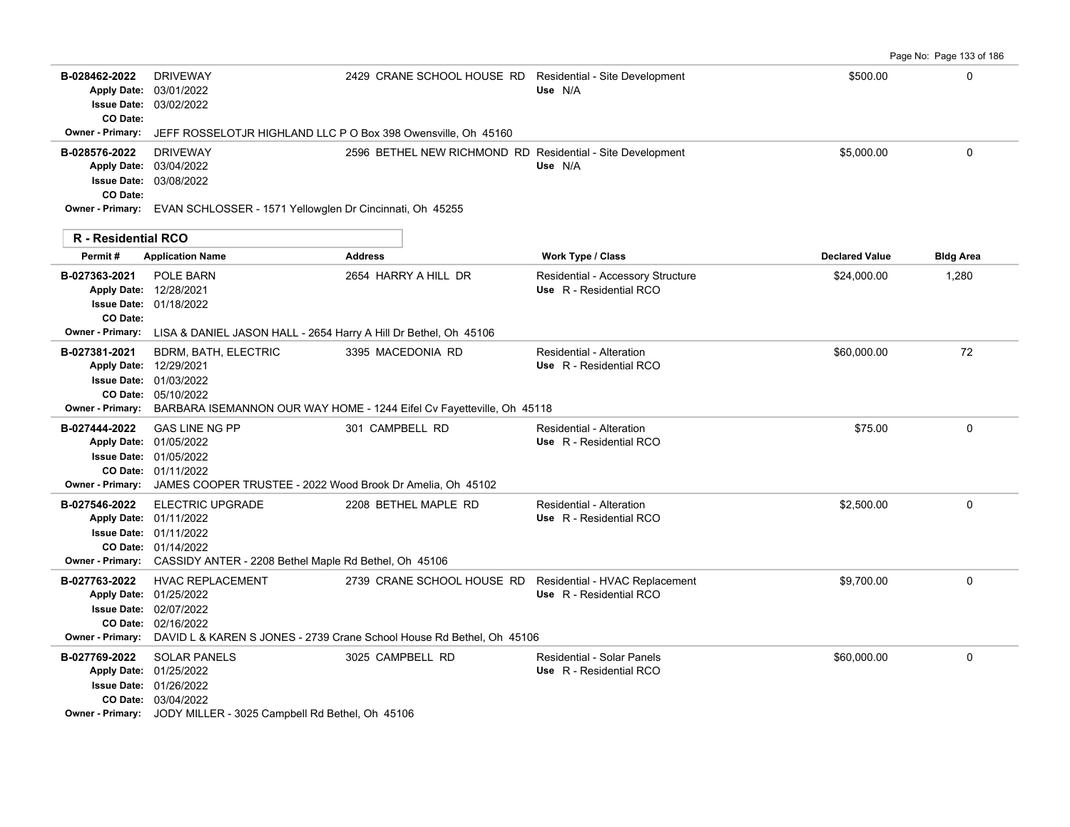| Permit # | Application Name | Address | Work Type / Class | Declared Value | Bldg Area |
|---|---|---|---|---|---|
| B-028462-2022 | DRIVEWAY | 2429 CRANE SCHOOL HOUSE RD | Residential - Site Development | $500.00 | 0 |
| Apply Date: | 03/01/2022 | | Use N/A | | |
| Issue Date: | 03/02/2022 | | | | |
| CO Date: | | | | | |
| Owner - Primary: | JEFF ROSSELOTJR HIGHLAND LLC P O Box 398 Owensville, Oh 45160 | | | | |
| B-028576-2022 | DRIVEWAY | 2596 BETHEL NEW RICHMOND RD | Residential - Site Development | $5,000.00 | 0 |
| Apply Date: | 03/04/2022 | | Use N/A | | |
| Issue Date: | 03/08/2022 | | | | |
| CO Date: | | | | | |
| Owner - Primary: | EVAN SCHLOSSER - 1571 Yellowglen Dr Cincinnati, Oh 45255 | | | | |

**R - Residential RCO**

| Permit # | Application Name | Address | Work Type / Class | Declared Value | Bldg Area |
|---|---|---|---|---|---|
| B-027363-2021 | POLE BARN | 2654 HARRY A HILL DR | Residential - Accessory Structure | $24,000.00 | 1,280 |
| Apply Date: | 12/28/2021 | | Use R - Residential RCO | | |
| Issue Date: | 01/18/2022 | | | | |
| CO Date: | | | | | |
| Owner - Primary: | LISA & DANIEL JASON HALL - 2654 Harry A Hill Dr Bethel, Oh 45106 | | | | |
| B-027381-2021 | BDRM, BATH, ELECTRIC | 3395 MACEDONIA RD | Residential - Alteration | $60,000.00 | 72 |
| Apply Date: | 12/29/2021 | | Use R - Residential RCO | | |
| Issue Date: | 01/03/2022 | | | | |
| CO Date: | 05/10/2022 | | | | |
| Owner - Primary: | BARBARA ISEMANNON OUR WAY HOME - 1244 Eifel Cv Fayetteville, Oh 45118 | | | | |
| B-027444-2022 | GAS LINE NG PP | 301 CAMPBELL RD | Residential - Alteration | $75.00 | 0 |
| Apply Date: | 01/05/2022 | | Use R - Residential RCO | | |
| Issue Date: | 01/05/2022 | | | | |
| CO Date: | 01/11/2022 | | | | |
| Owner - Primary: | JAMES COOPER TRUSTEE - 2022 Wood Brook Dr Amelia, Oh 45102 | | | | |
| B-027546-2022 | ELECTRIC UPGRADE | 2208 BETHEL MAPLE RD | Residential - Alteration | $2,500.00 | 0 |
| Apply Date: | 01/11/2022 | | Use R - Residential RCO | | |
| Issue Date: | 01/11/2022 | | | | |
| CO Date: | 01/14/2022 | | | | |
| Owner - Primary: | CASSIDY ANTER - 2208 Bethel Maple Rd Bethel, Oh 45106 | | | | |
| B-027763-2022 | HVAC REPLACEMENT | 2739 CRANE SCHOOL HOUSE RD | Residential - HVAC Replacement | $9,700.00 | 0 |
| Apply Date: | 01/25/2022 | | Use R - Residential RCO | | |
| Issue Date: | 02/07/2022 | | | | |
| CO Date: | 02/16/2022 | | | | |
| Owner - Primary: | DAVID L & KAREN S JONES - 2739 Crane School House Rd Bethel, Oh 45106 | | | | |
| B-027769-2022 | SOLAR PANELS | 3025 CAMPBELL RD | Residential - Solar Panels | $60,000.00 | 0 |
| Apply Date: | 01/25/2022 | | Use R - Residential RCO | | |
| Issue Date: | 01/26/2022 | | | | |
| CO Date: | 03/04/2022 | | | | |
| Owner - Primary: | JODY MILLER - 3025 Campbell Rd Bethel, Oh 45106 | | | | |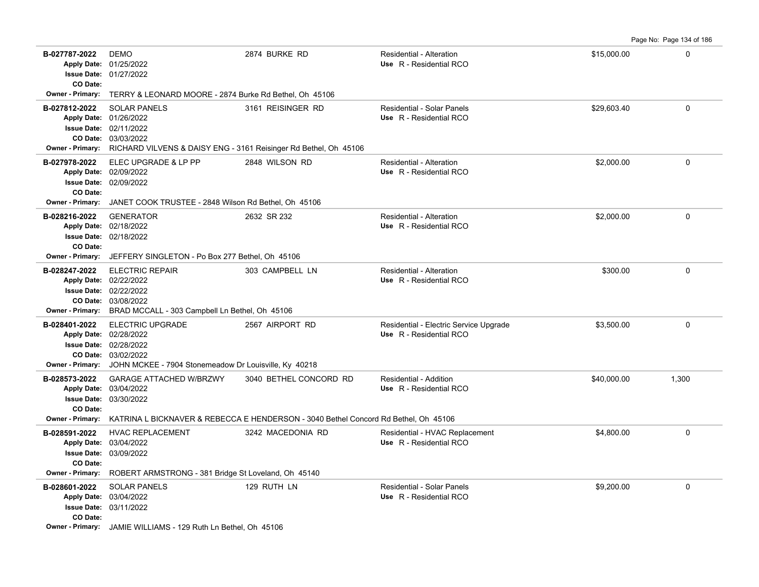| Permit | Description | Address | Type / Use | Valuation | Sq Ft |
|---|---|---|---|---|---|
| B-027787-2022<br>Apply Date: 01/25/2022<br>Issue Date: 01/27/2022<br>CO Date: | DEMO | 2874 BURKE RD | Residential - Alteration<br>Use R - Residential RCO | $15,000.00 | 0 |
| Owner - Primary: TERRY & LEONARD MOORE - 2874 Burke Rd Bethel, Oh 45106 | | | | | |
| B-027812-2022<br>Apply Date: 01/26/2022<br>Issue Date: 02/11/2022<br>CO Date: 03/03/2022 | SOLAR PANELS | 3161 REISINGER RD | Residential - Solar Panels<br>Use R - Residential RCO | $29,603.40 | 0 |
| Owner - Primary: RICHARD VILVENS & DAISY ENG - 3161 Reisinger Rd Bethel, Oh 45106 | | | | | |
| B-027978-2022<br>Apply Date: 02/09/2022<br>Issue Date: 02/09/2022<br>CO Date: | ELEC UPGRADE & LP PP | 2848 WILSON RD | Residential - Alteration<br>Use R - Residential RCO | $2,000.00 | 0 |
| Owner - Primary: JANET COOK TRUSTEE - 2848 Wilson Rd Bethel, Oh 45106 | | | | | |
| B-028216-2022<br>Apply Date: 02/18/2022<br>Issue Date: 02/18/2022<br>CO Date: | GENERATOR | 2632 SR 232 | Residential - Alteration<br>Use R - Residential RCO | $2,000.00 | 0 |
| Owner - Primary: JEFFERY SINGLETON - Po Box 277 Bethel, Oh 45106 | | | | | |
| B-028247-2022<br>Apply Date: 02/22/2022<br>Issue Date: 02/22/2022<br>CO Date: 03/08/2022 | ELECTRIC REPAIR | 303 CAMPBELL LN | Residential - Alteration<br>Use R - Residential RCO | $300.00 | 0 |
| Owner - Primary: BRAD MCCALL - 303 Campbell Ln Bethel, Oh 45106 | | | | | |
| B-028401-2022<br>Apply Date: 02/28/2022<br>Issue Date: 02/28/2022<br>CO Date: 03/02/2022 | ELECTRIC UPGRADE | 2567 AIRPORT RD | Residential - Electric Service Upgrade<br>Use R - Residential RCO | $3,500.00 | 0 |
| Owner - Primary: JOHN MCKEE - 7904 Stonemeadow Dr Louisville, Ky 40218 | | | | | |
| B-028573-2022<br>Apply Date: 03/04/2022<br>Issue Date: 03/30/2022<br>CO Date: | GARAGE ATTACHED W/BRZWY | 3040 BETHEL CONCORD RD | Residential - Addition<br>Use R - Residential RCO | $40,000.00 | 1,300 |
| Owner - Primary: KATRINA L BICKNAVER & REBECCA E HENDERSON - 3040 Bethel Concord Rd Bethel, Oh 45106 | | | | | |
| B-028591-2022<br>Apply Date: 03/04/2022<br>Issue Date: 03/09/2022<br>CO Date: | HVAC REPLACEMENT | 3242 MACEDONIA RD | Residential - HVAC Replacement<br>Use R - Residential RCO | $4,800.00 | 0 |
| Owner - Primary: ROBERT ARMSTRONG - 381 Bridge St Loveland, Oh 45140 | | | | | |
| B-028601-2022<br>Apply Date: 03/04/2022<br>Issue Date: 03/11/2022<br>CO Date: | SOLAR PANELS | 129 RUTH LN | Residential - Solar Panels<br>Use R - Residential RCO | $9,200.00 | 0 |
| Owner - Primary: JAMIE WILLIAMS - 129 Ruth Ln Bethel, Oh 45106 | | | | | |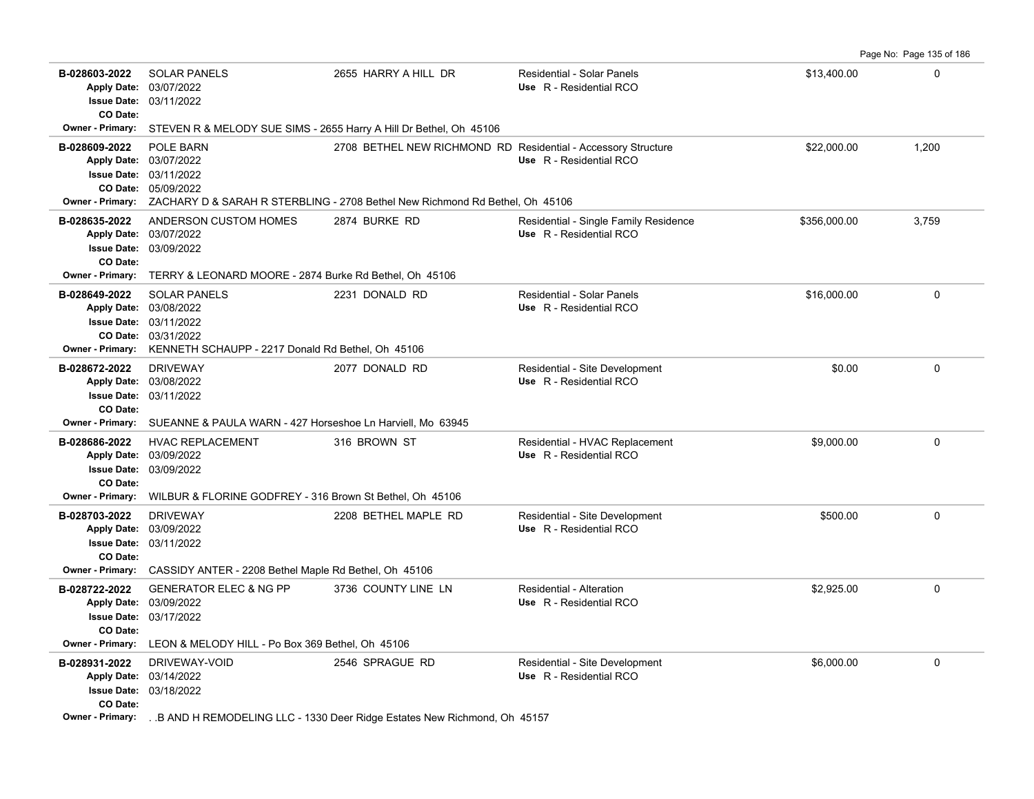| Permit # | Description | Address | Type / Use | Valuation | Sq Ft |
|---|---|---|---|---|---|
| **B-028603-2022**<br>Apply Date: 03/07/2022<br>Issue Date: 03/11/2022<br>CO Date:<br>Owner - Primary: STEVEN R & MELODY SUE SIMS - 2655 Harry A Hill Dr Bethel, Oh 45106 | SOLAR PANELS | 2655 HARRY A HILL DR | Residential - Solar Panels<br>Use R - Residential RCO | $13,400.00 | 0 |
| **B-028609-2022**<br>Apply Date: 03/07/2022<br>Issue Date: 03/11/2022<br>CO Date: 05/09/2022<br>Owner - Primary: ZACHARY D & SARAH R STERBLING - 2708 Bethel New Richmond Rd Bethel, Oh 45106 | POLE BARN | 2708 BETHEL NEW RICHMOND RD | Residential - Accessory Structure<br>Use R - Residential RCO | $22,000.00 | 1,200 |
| **B-028635-2022**<br>Apply Date: 03/07/2022<br>Issue Date: 03/09/2022<br>CO Date:<br>Owner - Primary: TERRY & LEONARD MOORE - 2874 Burke Rd Bethel, Oh 45106 | ANDERSON CUSTOM HOMES | 2874 BURKE RD | Residential - Single Family Residence<br>Use R - Residential RCO | $356,000.00 | 3,759 |
| **B-028649-2022**<br>Apply Date: 03/08/2022<br>Issue Date: 03/11/2022<br>CO Date: 03/31/2022<br>Owner - Primary: KENNETH SCHAUPP - 2217 Donald Rd Bethel, Oh 45106 | SOLAR PANELS | 2231 DONALD RD | Residential - Solar Panels<br>Use R - Residential RCO | $16,000.00 | 0 |
| **B-028672-2022**<br>Apply Date: 03/08/2022<br>Issue Date: 03/11/2022<br>CO Date:<br>Owner - Primary: SUEANNE & PAULA WARN - 427 Horseshoe Ln Harviell, Mo 63945 | DRIVEWAY | 2077 DONALD RD | Residential - Site Development<br>Use R - Residential RCO | $0.00 | 0 |
| **B-028686-2022**<br>Apply Date: 03/09/2022<br>Issue Date: 03/09/2022<br>CO Date:<br>Owner - Primary: WILBUR & FLORINE GODFREY - 316 Brown St Bethel, Oh 45106 | HVAC REPLACEMENT | 316 BROWN ST | Residential - HVAC Replacement<br>Use R - Residential RCO | $9,000.00 | 0 |
| **B-028703-2022**<br>Apply Date: 03/09/2022<br>Issue Date: 03/11/2022<br>CO Date:<br>Owner - Primary: CASSIDY ANTER - 2208 Bethel Maple Rd Bethel, Oh 45106 | DRIVEWAY | 2208 BETHEL MAPLE RD | Residential - Site Development<br>Use R - Residential RCO | $500.00 | 0 |
| **B-028722-2022**<br>Apply Date: 03/09/2022<br>Issue Date: 03/17/2022<br>CO Date:<br>Owner - Primary: LEON & MELODY HILL - Po Box 369 Bethel, Oh 45106 | GENERATOR ELEC & NG PP | 3736 COUNTY LINE LN | Residential - Alteration<br>Use R - Residential RCO | $2,925.00 | 0 |
| **B-028931-2022**<br>Apply Date: 03/14/2022<br>Issue Date: 03/18/2022<br>CO Date:<br>Owner - Primary: . .B AND H REMODELING LLC - 1330 Deer Ridge Estates New Richmond, Oh 45157 | DRIVEWAY-VOID | 2546 SPRAGUE RD | Residential - Site Development<br>Use R - Residential RCO | $6,000.00 | 0 |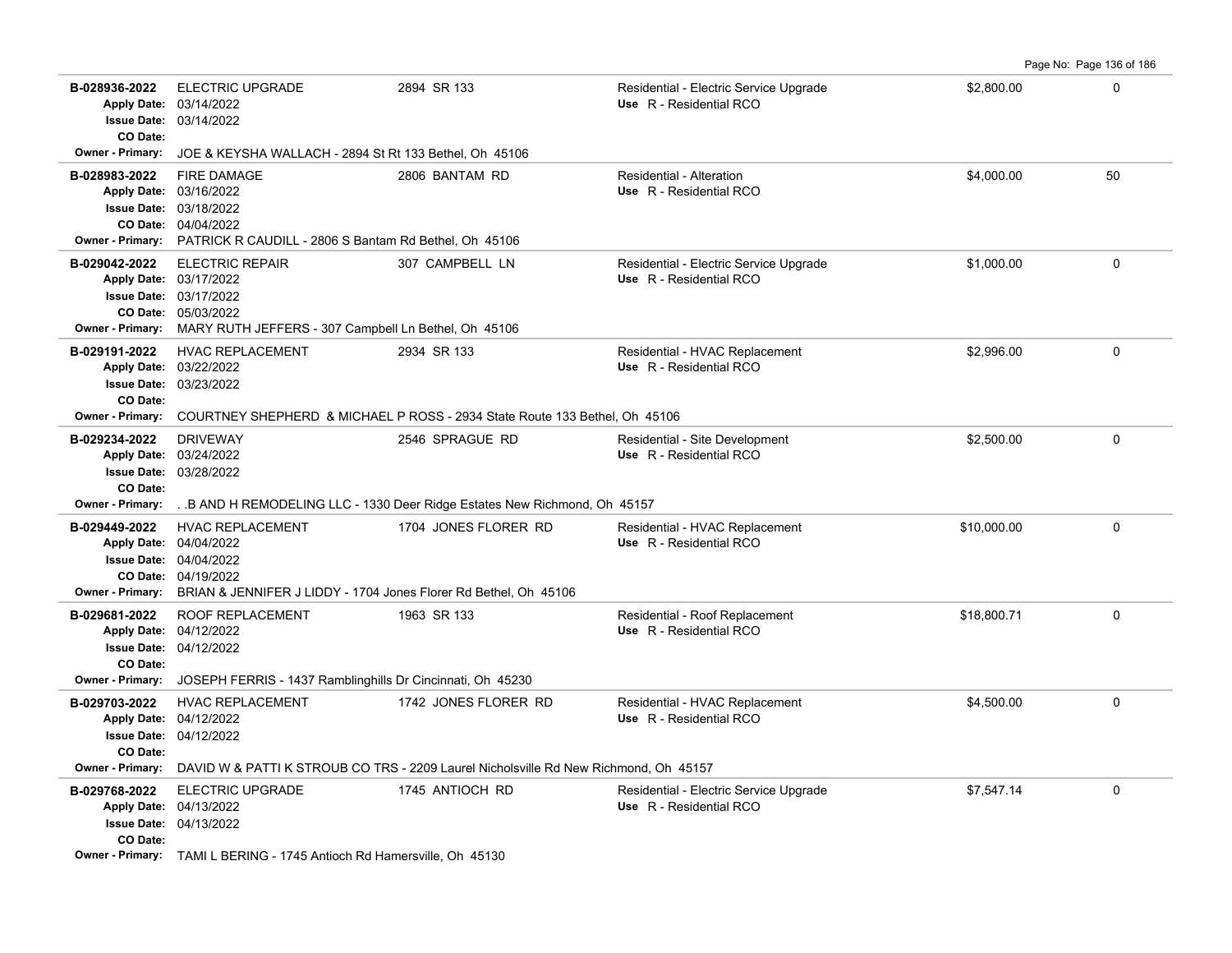| Permit # | Description | Address | Type / Use | Valuation | Sq Ft |
|---|---|---|---|---|---|
| **B-028936-2022**<br>Apply Date: 03/14/2022<br>Issue Date: 03/14/2022<br>CO Date:<br>Owner - Primary: JOE & KEYSHA WALLACH - 2894 St Rt 133 Bethel, Oh 45106 | ELECTRIC UPGRADE | 2894 SR 133 | Residential - Electric Service Upgrade<br>Use R - Residential RCO | $2,800.00 | 0 |
| **B-028983-2022**<br>Apply Date: 03/16/2022<br>Issue Date: 03/18/2022<br>CO Date: 04/04/2022<br>Owner - Primary: PATRICK R CAUDILL - 2806 S Bantam Rd Bethel, Oh 45106 | FIRE DAMAGE | 2806 BANTAM RD | Residential - Alteration<br>Use R - Residential RCO | $4,000.00 | 50 |
| **B-029042-2022**<br>Apply Date: 03/17/2022<br>Issue Date: 03/17/2022<br>CO Date: 05/03/2022<br>Owner - Primary: MARY RUTH JEFFERS - 307 Campbell Ln Bethel, Oh 45106 | ELECTRIC REPAIR | 307 CAMPBELL LN | Residential - Electric Service Upgrade<br>Use R - Residential RCO | $1,000.00 | 0 |
| **B-029191-2022**<br>Apply Date: 03/22/2022<br>Issue Date: 03/23/2022<br>CO Date:<br>Owner - Primary: COURTNEY SHEPHERD & MICHAEL P ROSS - 2934 State Route 133 Bethel, Oh 45106 | HVAC REPLACEMENT | 2934 SR 133 | Residential - HVAC Replacement<br>Use R - Residential RCO | $2,996.00 | 0 |
| **B-029234-2022**<br>Apply Date: 03/24/2022<br>Issue Date: 03/28/2022<br>CO Date:<br>Owner - Primary: . .B AND H REMODELING LLC - 1330 Deer Ridge Estates New Richmond, Oh 45157 | DRIVEWAY | 2546 SPRAGUE RD | Residential - Site Development<br>Use R - Residential RCO | $2,500.00 | 0 |
| **B-029449-2022**<br>Apply Date: 04/04/2022<br>Issue Date: 04/04/2022<br>CO Date: 04/19/2022<br>Owner - Primary: BRIAN & JENNIFER J LIDDY - 1704 Jones Florer Rd Bethel, Oh 45106 | HVAC REPLACEMENT | 1704 JONES FLORER RD | Residential - HVAC Replacement<br>Use R - Residential RCO | $10,000.00 | 0 |
| **B-029681-2022**<br>Apply Date: 04/12/2022<br>Issue Date: 04/12/2022<br>CO Date:<br>Owner - Primary: JOSEPH FERRIS - 1437 Ramblinghills Dr Cincinnati, Oh 45230 | ROOF REPLACEMENT | 1963 SR 133 | Residential - Roof Replacement<br>Use R - Residential RCO | $18,800.71 | 0 |
| **B-029703-2022**<br>Apply Date: 04/12/2022<br>Issue Date: 04/12/2022<br>CO Date:<br>Owner - Primary: DAVID W & PATTI K STROUB CO TRS - 2209 Laurel Nicholsville Rd New Richmond, Oh 45157 | HVAC REPLACEMENT | 1742 JONES FLORER RD | Residential - HVAC Replacement<br>Use R - Residential RCO | $4,500.00 | 0 |
| **B-029768-2022**<br>Apply Date: 04/13/2022<br>Issue Date: 04/13/2022<br>CO Date:<br>Owner - Primary: TAMI L BERING - 1745 Antioch Rd Hamersville, Oh 45130 | ELECTRIC UPGRADE | 1745 ANTIOCH RD | Residential - Electric Service Upgrade<br>Use R - Residential RCO | $7,547.14 | 0 |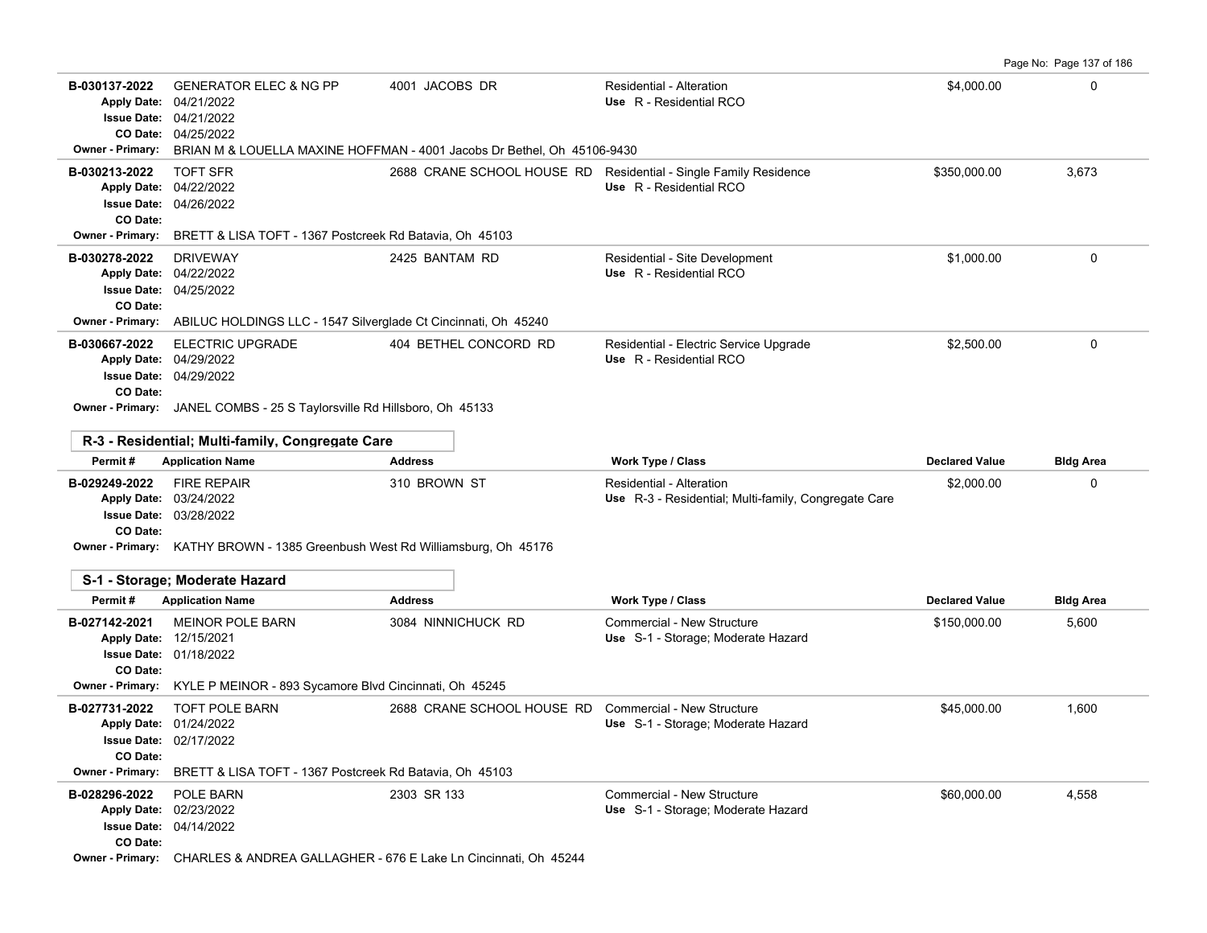| Permit # | Application Name | Address | Work Type / Class | Declared Value | Bldg Area |
|---|---|---|---|---|---|
| B-030137-2022 | GENERATOR ELEC & NG PP | 4001 JACOBS DR | Residential - Alteration | $4,000.00 | 0 |
| Apply Date: 04/21/2022 | | | Use R - Residential RCO | | |
| Issue Date: 04/21/2022 | | | | | |
| CO Date: 04/25/2022 | | | | | |
| Owner - Primary: BRIAN M & LOUELLA MAXINE HOFFMAN - 4001 Jacobs Dr Bethel, Oh 45106-9430 | | | | | |
| B-030213-2022 | TOFT SFR | 2688 CRANE SCHOOL HOUSE RD | Residential - Single Family Residence | $350,000.00 | 3,673 |
| Apply Date: 04/22/2022 | | | Use R - Residential RCO | | |
| Issue Date: 04/26/2022 | | | | | |
| CO Date: | | | | | |
| Owner - Primary: BRETT & LISA TOFT - 1367 Postcreek Rd Batavia, Oh 45103 | | | | | |
| B-030278-2022 | DRIVEWAY | 2425 BANTAM RD | Residential - Site Development | $1,000.00 | 0 |
| Apply Date: 04/22/2022 | | | Use R - Residential RCO | | |
| Issue Date: 04/25/2022 | | | | | |
| CO Date: | | | | | |
| Owner - Primary: ABILUC HOLDINGS LLC - 1547 Silverglade Ct Cincinnati, Oh 45240 | | | | | |
| B-030667-2022 | ELECTRIC UPGRADE | 404 BETHEL CONCORD RD | Residential - Electric Service Upgrade | $2,500.00 | 0 |
| Apply Date: 04/29/2022 | | | Use R - Residential RCO | | |
| Issue Date: 04/29/2022 | | | | | |
| CO Date: | | | | | |
| Owner - Primary: JANEL COMBS - 25 S Taylorsville Rd Hillsboro, Oh 45133 | | | | | |

## R-3 - Residential; Multi-family, Congregate Care

| Permit # | Application Name | Address | Work Type / Class | Declared Value | Bldg Area |
|---|---|---|---|---|---|
| B-029249-2022 | FIRE REPAIR | 310 BROWN ST | Residential - Alteration | $2,000.00 | 0 |
| Apply Date: 03/24/2022 | | | Use R-3 - Residential; Multi-family, Congregate Care | | |
| Issue Date: 03/28/2022 | | | | | |
| CO Date: | | | | | |
| Owner - Primary: KATHY BROWN - 1385 Greenbush West Rd Williamsburg, Oh 45176 | | | | | |

## S-1 - Storage; Moderate Hazard

| Permit # | Application Name | Address | Work Type / Class | Declared Value | Bldg Area |
|---|---|---|---|---|---|
| B-027142-2021 | MEINOR POLE BARN | 3084 NINNICHUCK RD | Commercial - New Structure | $150,000.00 | 5,600 |
| Apply Date: 12/15/2021 | | | Use S-1 - Storage; Moderate Hazard | | |
| Issue Date: 01/18/2022 | | | | | |
| CO Date: | | | | | |
| Owner - Primary: KYLE P MEINOR - 893 Sycamore Blvd Cincinnati, Oh 45245 | | | | | |
| B-027731-2022 | TOFT POLE BARN | 2688 CRANE SCHOOL HOUSE RD | Commercial - New Structure | $45,000.00 | 1,600 |
| Apply Date: 01/24/2022 | | | Use S-1 - Storage; Moderate Hazard | | |
| Issue Date: 02/17/2022 | | | | | |
| CO Date: | | | | | |
| Owner - Primary: BRETT & LISA TOFT - 1367 Postcreek Rd Batavia, Oh 45103 | | | | | |
| B-028296-2022 | POLE BARN | 2303 SR 133 | Commercial - New Structure | $60,000.00 | 4,558 |
| Apply Date: 02/23/2022 | | | Use S-1 - Storage; Moderate Hazard | | |
| Issue Date: 04/14/2022 | | | | | |
| CO Date: | | | | | |
| Owner - Primary: CHARLES & ANDREA GALLAGHER - 676 E Lake Ln Cincinnati, Oh 45244 | | | | | |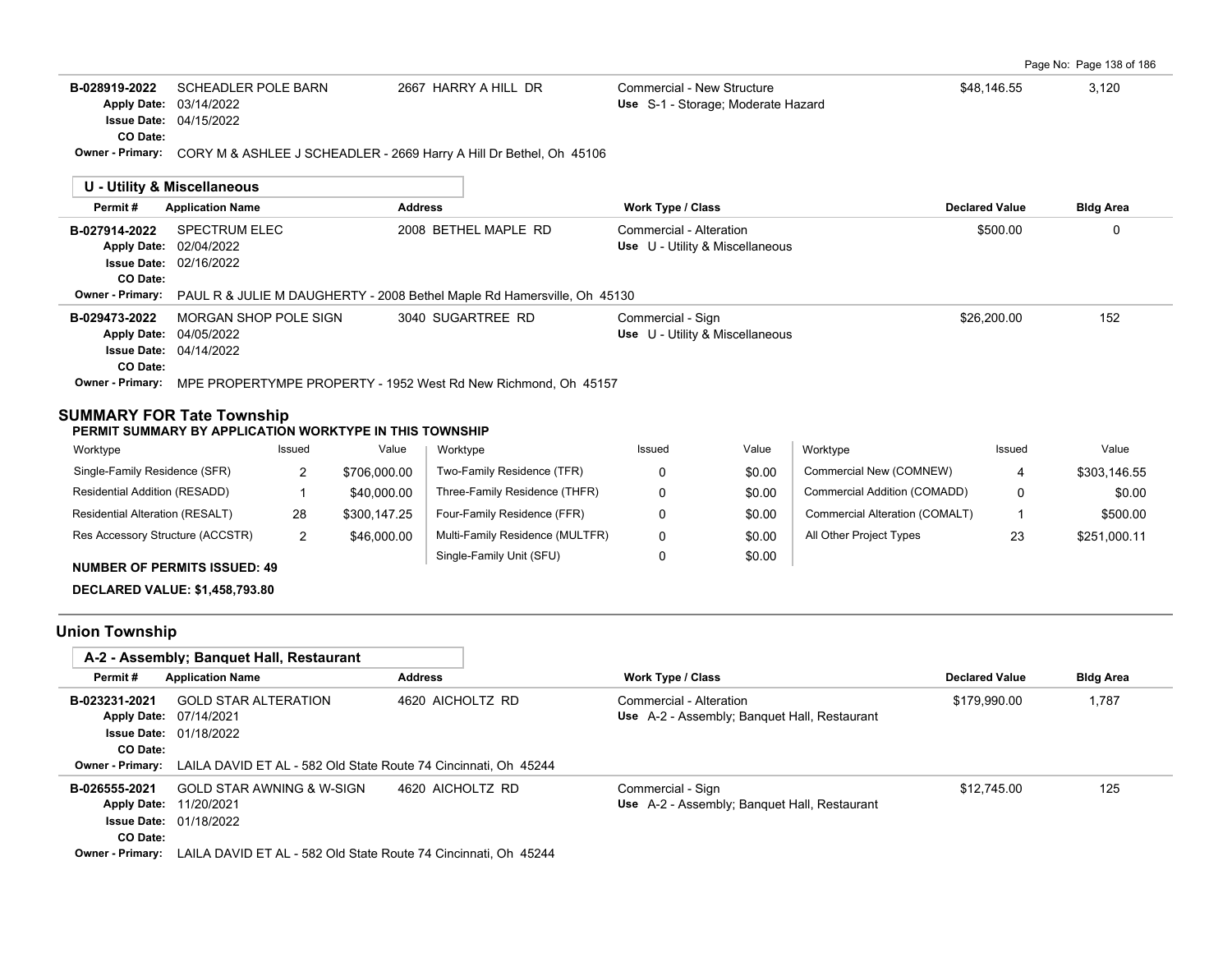| Permit # | Application Name | Address | Work Type / Class | Declared Value | Bldg Area |
|---|---|---|---|---|---|
| B-028919-2022 | SCHEADLER POLE BARN | 2667 HARRY A HILL DR | Commercial - New Structure | $48,146.55 | 3,120 |
| Apply Date: 03/14/2022 | | | Use S-1 - Storage; Moderate Hazard | | |
| Issue Date: 04/15/2022 | | | | | |
| CO Date: | | | | | |
| Owner - Primary: CORY M & ASHLEE J SCHEADLER - 2669 Harry A Hill Dr Bethel, Oh 45106 | | | | | |

**U - Utility & Miscellaneous**

| Permit # | Application Name | Address | Work Type / Class | Declared Value | Bldg Area |
|---|---|---|---|---|---|
| B-027914-2022 | SPECTRUM ELEC | 2008 BETHEL MAPLE RD | Commercial - Alteration | $500.00 | 0 |
| Apply Date: 02/04/2022 | | | Use U - Utility & Miscellaneous | | |
| Issue Date: 02/16/2022 | | | | | |
| CO Date: | | | | | |
| Owner - Primary: PAUL R & JULIE M DAUGHERTY - 2008 Bethel Maple Rd Hamersville, Oh 45130 | | | | | |
| B-029473-2022 | MORGAN SHOP POLE SIGN | 3040 SUGARTREE RD | Commercial - Sign | $26,200.00 | 152 |
| Apply Date: 04/05/2022 | | | Use U - Utility & Miscellaneous | | |
| Issue Date: 04/14/2022 | | | | | |
| CO Date: | | | | | |
| Owner - Primary: MPE PROPERTYMPE PROPERTY - 1952 West Rd New Richmond, Oh 45157 | | | | | |

## SUMMARY FOR Tate Township

**PERMIT SUMMARY BY APPLICATION WORKTYPE IN THIS TOWNSHIP**

| Worktype | Issued | Value | Worktype | Issued | Value | Worktype | Issued | Value |
|---|---|---|---|---|---|---|---|---|
| Single-Family Residence (SFR) | 2 | $706,000.00 | Two-Family Residence (TFR) | 0 | $0.00 | Commercial New (COMNEW) | 4 | $303,146.55 |
| Residential Addition (RESADD) | 1 | $40,000.00 | Three-Family Residence (THFR) | 0 | $0.00 | Commercial Addition (COMADD) | 0 | $0.00 |
| Residential Alteration (RESALT) | 28 | $300,147.25 | Four-Family Residence (FFR) | 0 | $0.00 | Commercial Alteration (COMALT) | 1 | $500.00 |
| Res Accessory Structure (ACCSTR) | 2 | $46,000.00 | Multi-Family Residence (MULTFR) | 0 | $0.00 | All Other Project Types | 23 | $251,000.11 |
| | | | Single-Family Unit (SFU) | 0 | $0.00 | | | |

**NUMBER OF PERMITS ISSUED: 49**

**DECLARED VALUE: $1,458,793.80**

## Union Township

**A-2 - Assembly; Banquet Hall, Restaurant**

| Permit # | Application Name | Address | Work Type / Class | Declared Value | Bldg Area |
|---|---|---|---|---|---|
| B-023231-2021 | GOLD STAR ALTERATION | 4620 AICHOLTZ RD | Commercial - Alteration | $179,990.00 | 1,787 |
| Apply Date: 07/14/2021 | | | Use A-2 - Assembly; Banquet Hall, Restaurant | | |
| Issue Date: 01/18/2022 | | | | | |
| CO Date: | | | | | |
| Owner - Primary: LAILA DAVID ET AL - 582 Old State Route 74 Cincinnati, Oh 45244 | | | | | |
| B-026555-2021 | GOLD STAR AWNING & W-SIGN | 4620 AICHOLTZ RD | Commercial - Sign | $12,745.00 | 125 |
| Apply Date: 11/20/2021 | | | Use A-2 - Assembly; Banquet Hall, Restaurant | | |
| Issue Date: 01/18/2022 | | | | | |
| CO Date: | | | | | |
| Owner - Primary: LAILA DAVID ET AL - 582 Old State Route 74 Cincinnati, Oh 45244 | | | | | |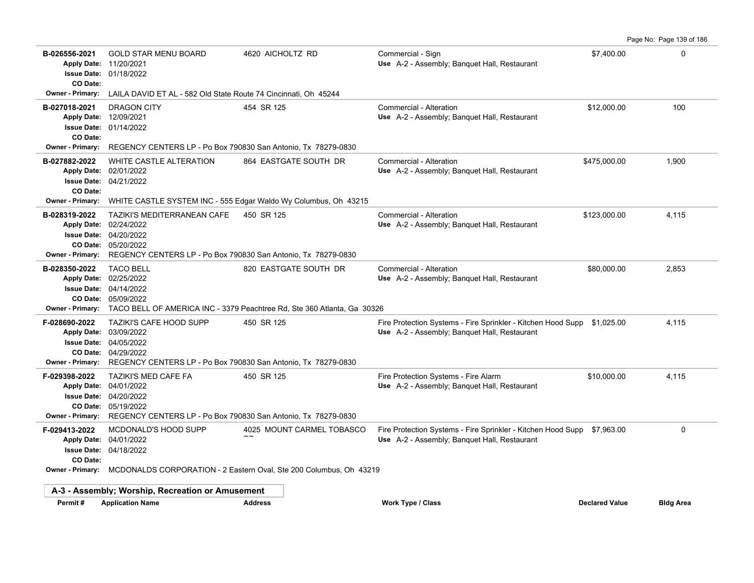| Permit # | Application Name | Address | Work Type / Class | Declared Value | Bldg Area |
|---|---|---|---|---|---|
| B-026556-2021<br>Apply Date: 11/20/2021<br>Issue Date: 01/18/2022<br>CO Date: | GOLD STAR MENU BOARD | 4620 AICHOLTZ RD | Commercial - Sign<br>Use A-2 - Assembly; Banquet Hall, Restaurant | $7,400.00 | 0 |
| Owner - Primary: | LAILA DAVID ET AL - 582 Old State Route 74 Cincinnati, Oh 45244 | | | | |
| B-027018-2021<br>Apply Date: 12/09/2021<br>Issue Date: 01/14/2022<br>CO Date: | DRAGON CITY | 454 SR 125 | Commercial - Alteration<br>Use A-2 - Assembly; Banquet Hall, Restaurant | $12,000.00 | 100 |
| Owner - Primary: | REGENCY CENTERS LP - Po Box 790830 San Antonio, Tx 78279-0830 | | | | |
| B-027882-2022<br>Apply Date: 02/01/2022<br>Issue Date: 04/21/2022<br>CO Date: | WHITE CASTLE ALTERATION | 864 EASTGATE SOUTH DR | Commercial - Alteration<br>Use A-2 - Assembly; Banquet Hall, Restaurant | $475,000.00 | 1,900 |
| Owner - Primary: | WHITE CASTLE SYSTEM INC - 555 Edgar Waldo Wy Columbus, Oh 43215 | | | | |
| B-028319-2022<br>Apply Date: 02/24/2022<br>Issue Date: 04/20/2022<br>CO Date: 05/20/2022 | TAZIKI'S MEDITERRANEAN CAFE | 450 SR 125 | Commercial - Alteration<br>Use A-2 - Assembly; Banquet Hall, Restaurant | $123,000.00 | 4,115 |
| Owner - Primary: | REGENCY CENTERS LP - Po Box 790830 San Antonio, Tx 78279-0830 | | | | |
| B-028350-2022<br>Apply Date: 02/25/2022<br>Issue Date: 04/14/2022<br>CO Date: 05/09/2022 | TACO BELL | 820 EASTGATE SOUTH DR | Commercial - Alteration<br>Use A-2 - Assembly; Banquet Hall, Restaurant | $80,000.00 | 2,853 |
| Owner - Primary: | TACO BELL OF AMERICA INC - 3379 Peachtree Rd, Ste 360 Atlanta, Ga 30326 | | | | |
| F-028690-2022<br>Apply Date: 03/09/2022<br>Issue Date: 04/05/2022<br>CO Date: 04/29/2022 | TAZIKI'S CAFE HOOD SUPP | 450 SR 125 | Fire Protection Systems - Fire Sprinkler - Kitchen Hood Supp<br>Use A-2 - Assembly; Banquet Hall, Restaurant | $1,025.00 | 4,115 |
| Owner - Primary: | REGENCY CENTERS LP - Po Box 790830 San Antonio, Tx 78279-0830 | | | | |
| F-029398-2022<br>Apply Date: 04/01/2022<br>Issue Date: 04/20/2022<br>CO Date: 05/19/2022 | TAZIKI'S MED CAFE FA | 450 SR 125 | Fire Protection Systems - Fire Alarm<br>Use A-2 - Assembly; Banquet Hall, Restaurant | $10,000.00 | 4,115 |
| Owner - Primary: | REGENCY CENTERS LP - Po Box 790830 San Antonio, Tx 78279-0830 | | | | |
| F-029413-2022<br>Apply Date: 04/01/2022<br>Issue Date: 04/18/2022<br>CO Date: | MCDONALD'S HOOD SUPP | 4025 MOUNT CARMEL TOBASCO RD | Fire Protection Systems - Fire Sprinkler - Kitchen Hood Supp<br>Use A-2 - Assembly; Banquet Hall, Restaurant | $7,963.00 | 0 |
| Owner - Primary: | MCDONALDS CORPORATION - 2 Eastern Oval, Ste 200 Columbus, Oh 43219 | | | | |

## A-3 - Assembly; Worship, Recreation or Amusement

| Permit # | Application Name | Address | Work Type / Class | Declared Value | Bldg Area |
|---|---|---|---|---|---|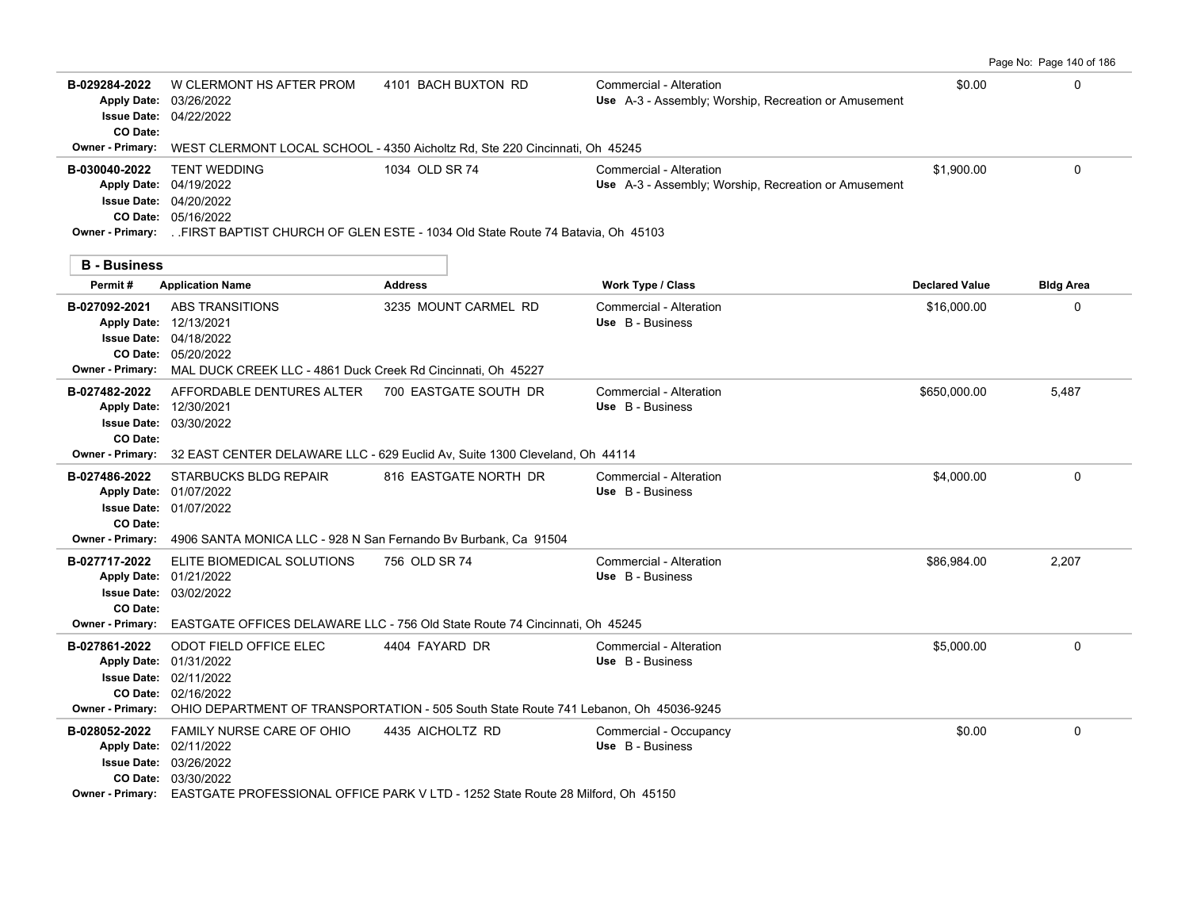| Permit # | Application Name | Address | Work Type / Class | Declared Value | Bldg Area |
|---|---|---|---|---|---|
| B-029284-2022 | W CLERMONT HS AFTER PROM | 4101 BACH BUXTON RD | Commercial - Alteration | $0.00 | 0 |
| Apply Date: 03/26/2022 | | | Use A-3 - Assembly; Worship, Recreation or Amusement | | |
| Issue Date: 04/22/2022 | | | | | |
| CO Date: | | | | | |
| Owner - Primary: WEST CLERMONT LOCAL SCHOOL - 4350 Aicholtz Rd, Ste 220 Cincinnati, Oh 45245 | | | | | |
| B-030040-2022 | TENT WEDDING | 1034 OLD SR 74 | Commercial - Alteration | $1,900.00 | 0 |
| Apply Date: 04/19/2022 | | | Use A-3 - Assembly; Worship, Recreation or Amusement | | |
| Issue Date: 04/20/2022 | | | | | |
| CO Date: 05/16/2022 | | | | | |
| Owner - Primary: . .FIRST BAPTIST CHURCH OF GLEN ESTE - 1034 Old State Route 74 Batavia, Oh 45103 | | | | | |

## B - Business

| Permit # | Application Name | Address | Work Type / Class | Declared Value | Bldg Area |
|---|---|---|---|---|---|
| B-027092-2021 | ABS TRANSITIONS | 3235 MOUNT CARMEL RD | Commercial - Alteration | $16,000.00 | 0 |
| Apply Date: 12/13/2021 | | | Use B - Business | | |
| Issue Date: 04/18/2022 | | | | | |
| CO Date: 05/20/2022 | | | | | |
| Owner - Primary: MAL DUCK CREEK LLC - 4861 Duck Creek Rd Cincinnati, Oh 45227 | | | | | |
| B-027482-2022 | AFFORDABLE DENTURES ALTER | 700 EASTGATE SOUTH DR | Commercial - Alteration | $650,000.00 | 5,487 |
| Apply Date: 12/30/2021 | | | Use B - Business | | |
| Issue Date: 03/30/2022 | | | | | |
| CO Date: | | | | | |
| Owner - Primary: 32 EAST CENTER DELAWARE LLC - 629 Euclid Av, Suite 1300 Cleveland, Oh 44114 | | | | | |
| B-027486-2022 | STARBUCKS BLDG REPAIR | 816 EASTGATE NORTH DR | Commercial - Alteration | $4,000.00 | 0 |
| Apply Date: 01/07/2022 | | | Use B - Business | | |
| Issue Date: 01/07/2022 | | | | | |
| CO Date: | | | | | |
| Owner - Primary: 4906 SANTA MONICA LLC - 928 N San Fernando Bv Burbank, Ca 91504 | | | | | |
| B-027717-2022 | ELITE BIOMEDICAL SOLUTIONS | 756 OLD SR 74 | Commercial - Alteration | $86,984.00 | 2,207 |
| Apply Date: 01/21/2022 | | | Use B - Business | | |
| Issue Date: 03/02/2022 | | | | | |
| CO Date: | | | | | |
| Owner - Primary: EASTGATE OFFICES DELAWARE LLC - 756 Old State Route 74 Cincinnati, Oh 45245 | | | | | |
| B-027861-2022 | ODOT FIELD OFFICE ELEC | 4404 FAYARD DR | Commercial - Alteration | $5,000.00 | 0 |
| Apply Date: 01/31/2022 | | | Use B - Business | | |
| Issue Date: 02/11/2022 | | | | | |
| CO Date: 02/16/2022 | | | | | |
| Owner - Primary: OHIO DEPARTMENT OF TRANSPORTATION - 505 South State Route 741 Lebanon, Oh 45036-9245 | | | | | |
| B-028052-2022 | FAMILY NURSE CARE OF OHIO | 4435 AICHOLTZ RD | Commercial - Occupancy | $0.00 | 0 |
| Apply Date: 02/11/2022 | | | Use B - Business | | |
| Issue Date: 03/26/2022 | | | | | |
| CO Date: 03/30/2022 | | | | | |
| Owner - Primary: EASTGATE PROFESSIONAL OFFICE PARK V LTD - 1252 State Route 28 Milford, Oh 45150 | | | | | |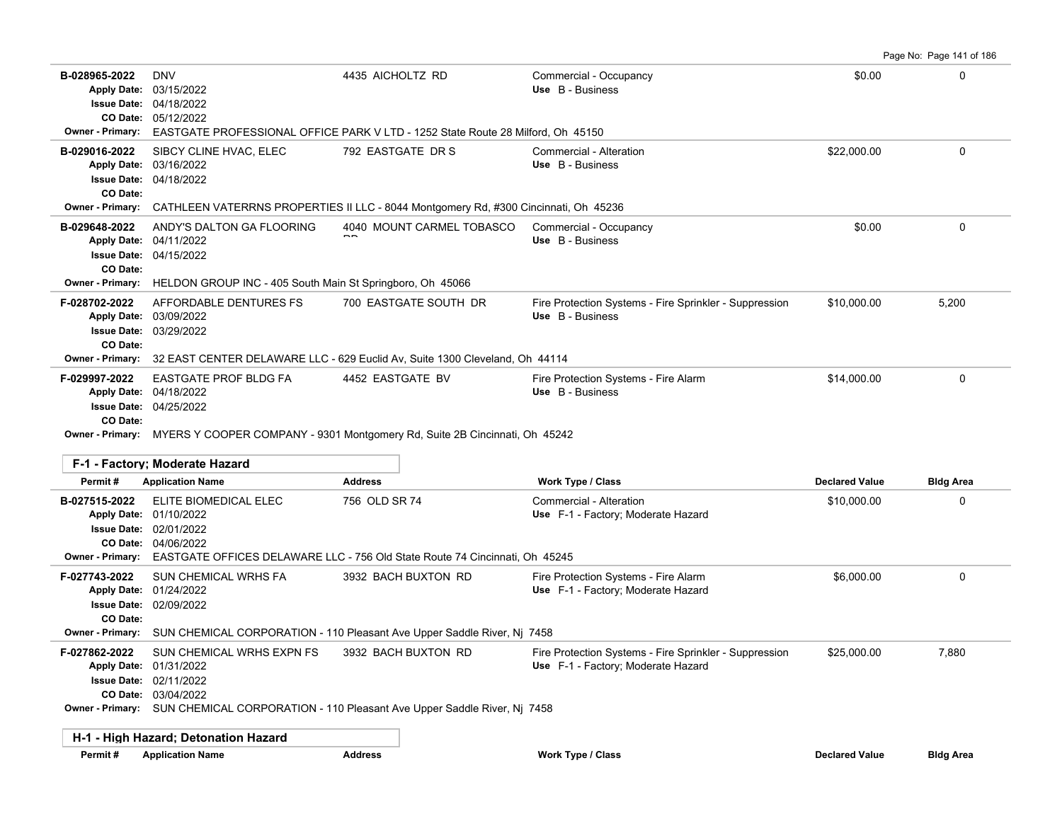| Permit # | Application Name | Address | Work Type / Class | Declared Value | Bldg Area |
|---|---|---|---|---|---|
| B-028965-2022 | DNV | 4435 AICHOLTZ RD | Commercial - Occupancy<br>Use B - Business | $0.00 | 0 |
| Apply Date: 03/15/2022<br>Issue Date: 04/18/2022<br>CO Date: 05/12/2022 | | | | | |
| Owner - Primary: | EASTGATE PROFESSIONAL OFFICE PARK V LTD - 1252 State Route 28 Milford, Oh 45150 | | | | |
| B-029016-2022 | SIBCY CLINE HVAC, ELEC | 792 EASTGATE DR S | Commercial - Alteration<br>Use B - Business | $22,000.00 | 0 |
| Apply Date: 03/16/2022<br>Issue Date: 04/18/2022<br>CO Date: | | | | | |
| Owner - Primary: | CATHLEEN VATERRNS PROPERTIES II LLC - 8044 Montgomery Rd, #300 Cincinnati, Oh 45236 | | | | |
| B-029648-2022 | ANDY'S DALTON GA FLOORING | 4040 MOUNT CARMEL TOBASCO RD | Commercial - Occupancy<br>Use B - Business | $0.00 | 0 |
| Apply Date: 04/11/2022<br>Issue Date: 04/15/2022<br>CO Date: | | | | | |
| Owner - Primary: | HELDON GROUP INC - 405 South Main St Springboro, Oh 45066 | | | | |
| F-028702-2022 | AFFORDABLE DENTURES FS | 700 EASTGATE SOUTH DR | Fire Protection Systems - Fire Sprinkler - Suppression<br>Use B - Business | $10,000.00 | 5,200 |
| Apply Date: 03/09/2022<br>Issue Date: 03/29/2022<br>CO Date: | | | | | |
| Owner - Primary: | 32 EAST CENTER DELAWARE LLC - 629 Euclid Av, Suite 1300 Cleveland, Oh 44114 | | | | |
| F-029997-2022 | EASTGATE PROF BLDG FA | 4452 EASTGATE BV | Fire Protection Systems - Fire Alarm<br>Use B - Business | $14,000.00 | 0 |
| Apply Date: 04/18/2022<br>Issue Date: 04/25/2022<br>CO Date: | | | | | |
| Owner - Primary: | MYERS Y COOPER COMPANY - 9301 Montgomery Rd, Suite 2B Cincinnati, Oh 45242 | | | | |

**F-1 - Factory; Moderate Hazard**

| Permit # | Application Name | Address | Work Type / Class | Declared Value | Bldg Area |
|---|---|---|---|---|---|
| B-027515-2022 | ELITE BIOMEDICAL ELEC | 756 OLD SR 74 | Commercial - Alteration<br>Use F-1 - Factory; Moderate Hazard | $10,000.00 | 0 |
| Apply Date: 01/10/2022<br>Issue Date: 02/01/2022<br>CO Date: 04/06/2022 | | | | | |
| Owner - Primary: | EASTGATE OFFICES DELAWARE LLC - 756 Old State Route 74 Cincinnati, Oh 45245 | | | | |
| F-027743-2022 | SUN CHEMICAL WRHS FA | 3932 BACH BUXTON RD | Fire Protection Systems - Fire Alarm<br>Use F-1 - Factory; Moderate Hazard | $6,000.00 | 0 |
| Apply Date: 01/24/2022<br>Issue Date: 02/09/2022<br>CO Date: | | | | | |
| Owner - Primary: | SUN CHEMICAL CORPORATION - 110 Pleasant Ave Upper Saddle River, Nj 7458 | | | | |
| F-027862-2022 | SUN CHEMICAL WRHS EXPN FS | 3932 BACH BUXTON RD | Fire Protection Systems - Fire Sprinkler - Suppression<br>Use F-1 - Factory; Moderate Hazard | $25,000.00 | 7,880 |
| Apply Date: 01/31/2022<br>Issue Date: 02/11/2022<br>CO Date: 03/04/2022 | | | | | |
| Owner - Primary: | SUN CHEMICAL CORPORATION - 110 Pleasant Ave Upper Saddle River, Nj 7458 | | | | |

**H-1 - High Hazard; Detonation Hazard**

| Permit # | Application Name | Address | Work Type / Class | Declared Value | Bldg Area |
|---|---|---|---|---|---|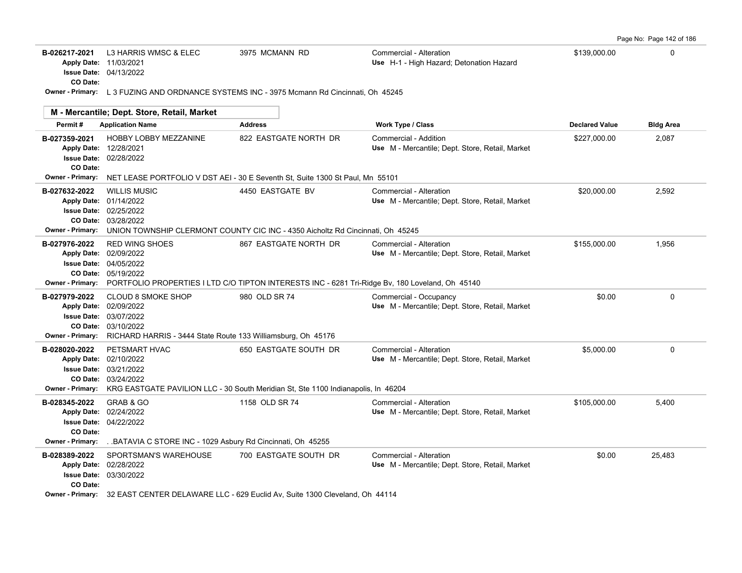| Permit # | Application Name | Address | Work Type / Class | Declared Value | Bldg Area |
|---|---|---|---|---|---|
| B-026217-2021<br>Apply Date: 11/03/2021<br>Issue Date: 04/13/2022<br>CO Date: | L3 HARRIS WMSC & ELEC | 3975 MCMANN RD | Commercial - Alteration<br>Use H-1 - High Hazard; Detonation Hazard | $139,000.00 | 0 |
| Owner - Primary: L 3 FUZING AND ORDNANCE SYSTEMS INC - 3975 Mcmann Rd Cincinnati, Oh 45245 | | | | | |

## M - Mercantile; Dept. Store, Retail, Market

| Permit # | Application Name | Address | Work Type / Class | Declared Value | Bldg Area |
|---|---|---|---|---|---|
| B-027359-2021<br>Apply Date: 12/28/2021<br>Issue Date: 02/28/2022<br>CO Date: | HOBBY LOBBY MEZZANINE | 822 EASTGATE NORTH DR | Commercial - Addition<br>Use M - Mercantile; Dept. Store, Retail, Market | $227,000.00 | 2,087 |
| Owner - Primary: NET LEASE PORTFOLIO V DST AEI - 30 E Seventh St, Suite 1300 St Paul, Mn 55101 | | | | | |
| B-027632-2022<br>Apply Date: 01/14/2022<br>Issue Date: 02/25/2022<br>CO Date: 03/28/2022 | WILLIS MUSIC | 4450 EASTGATE BV | Commercial - Alteration<br>Use M - Mercantile; Dept. Store, Retail, Market | $20,000.00 | 2,592 |
| Owner - Primary: UNION TOWNSHIP CLERMONT COUNTY CIC INC - 4350 Aicholtz Rd Cincinnati, Oh 45245 | | | | | |
| B-027976-2022<br>Apply Date: 02/09/2022<br>Issue Date: 04/05/2022<br>CO Date: 05/19/2022 | RED WING SHOES | 867 EASTGATE NORTH DR | Commercial - Alteration<br>Use M - Mercantile; Dept. Store, Retail, Market | $155,000.00 | 1,956 |
| Owner - Primary: PORTFOLIO PROPERTIES I LTD C/O TIPTON INTERESTS INC - 6281 Tri-Ridge Bv, 180 Loveland, Oh 45140 | | | | | |
| B-027979-2022<br>Apply Date: 02/09/2022<br>Issue Date: 03/07/2022<br>CO Date: 03/10/2022 | CLOUD 8 SMOKE SHOP | 980 OLD SR 74 | Commercial - Occupancy<br>Use M - Mercantile; Dept. Store, Retail, Market | $0.00 | 0 |
| Owner - Primary: RICHARD HARRIS - 3444 State Route 133 Williamsburg, Oh 45176 | | | | | |
| B-028020-2022<br>Apply Date: 02/10/2022<br>Issue Date: 03/21/2022<br>CO Date: 03/24/2022 | PETSMART HVAC | 650 EASTGATE SOUTH DR | Commercial - Alteration<br>Use M - Mercantile; Dept. Store, Retail, Market | $5,000.00 | 0 |
| Owner - Primary: KRG EASTGATE PAVILION LLC - 30 South Meridian St, Ste 1100 Indianapolis, In 46204 | | | | | |
| B-028345-2022<br>Apply Date: 02/24/2022<br>Issue Date: 04/22/2022<br>CO Date: | GRAB & GO | 1158 OLD SR 74 | Commercial - Alteration<br>Use M - Mercantile; Dept. Store, Retail, Market | $105,000.00 | 5,400 |
| Owner - Primary: . .BATAVIA C STORE INC - 1029 Asbury Rd Cincinnati, Oh 45255 | | | | | |
| B-028389-2022<br>Apply Date: 02/28/2022<br>Issue Date: 03/30/2022<br>CO Date: | SPORTSMAN'S WAREHOUSE | 700 EASTGATE SOUTH DR | Commercial - Alteration<br>Use M - Mercantile; Dept. Store, Retail, Market | $0.00 | 25,483 |
| Owner - Primary: 32 EAST CENTER DELAWARE LLC - 629 Euclid Av, Suite 1300 Cleveland, Oh 44114 | | | | | |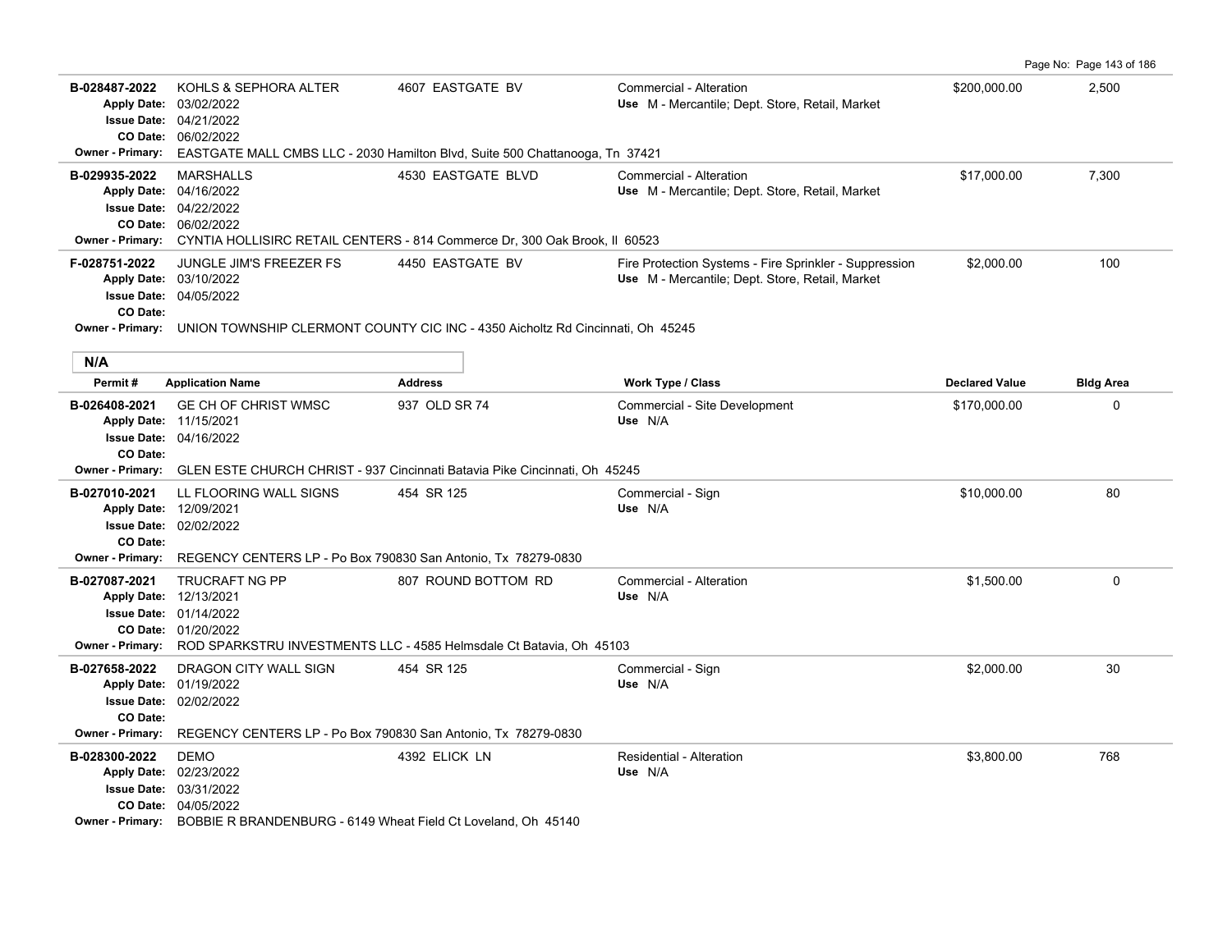| Permit # | Application Name | Address | Work Type / Class | Declared Value | Bldg Area |
|---|---|---|---|---|---|
| B-028487-2022<br>Apply Date: 03/02/2022<br>Issue Date: 04/21/2022<br>CO Date: 06/02/2022 | KOHLS & SEPHORA ALTER | 4607 EASTGATE BV | Commercial - Alteration<br>Use M - Mercantile; Dept. Store, Retail, Market | $200,000.00 | 2,500 |
| Owner - Primary: EASTGATE MALL CMBS LLC - 2030 Hamilton Blvd, Suite 500 Chattanooga, Tn 37421 | | | | | |
| B-029935-2022<br>Apply Date: 04/16/2022<br>Issue Date: 04/22/2022<br>CO Date: 06/02/2022 | MARSHALLS | 4530 EASTGATE BLVD | Commercial - Alteration<br>Use M - Mercantile; Dept. Store, Retail, Market | $17,000.00 | 7,300 |
| Owner - Primary: CYNTIA HOLLISIRC RETAIL CENTERS - 814 Commerce Dr, 300 Oak Brook, Il 60523 | | | | | |
| F-028751-2022<br>Apply Date: 03/10/2022<br>Issue Date: 04/05/2022<br>CO Date: | JUNGLE JIM'S FREEZER FS | 4450 EASTGATE BV | Fire Protection Systems - Fire Sprinkler - Suppression<br>Use M - Mercantile; Dept. Store, Retail, Market | $2,000.00 | 100 |
| Owner - Primary: UNION TOWNSHIP CLERMONT COUNTY CIC INC - 4350 Aicholtz Rd Cincinnati, Oh 45245 | | | | | |

**N/A**

| Permit # | Application Name | Address | Work Type / Class | Declared Value | Bldg Area |
|---|---|---|---|---|---|
| B-026408-2021<br>Apply Date: 11/15/2021<br>Issue Date: 04/16/2022<br>CO Date: | GE CH OF CHRIST WMSC | 937 OLD SR 74 | Commercial - Site Development<br>Use N/A | $170,000.00 | 0 |
| Owner - Primary: GLEN ESTE CHURCH CHRIST - 937 Cincinnati Batavia Pike Cincinnati, Oh 45245 | | | | | |
| B-027010-2021<br>Apply Date: 12/09/2021<br>Issue Date: 02/02/2022<br>CO Date: | LL FLOORING WALL SIGNS | 454 SR 125 | Commercial - Sign<br>Use N/A | $10,000.00 | 80 |
| Owner - Primary: REGENCY CENTERS LP - Po Box 790830 San Antonio, Tx 78279-0830 | | | | | |
| B-027087-2021<br>Apply Date: 12/13/2021<br>Issue Date: 01/14/2022<br>CO Date: 01/20/2022 | TRUCRAFT NG PP | 807 ROUND BOTTOM RD | Commercial - Alteration<br>Use N/A | $1,500.00 | 0 |
| Owner - Primary: ROD SPARKSTRU INVESTMENTS LLC - 4585 Helmsdale Ct Batavia, Oh 45103 | | | | | |
| B-027658-2022<br>Apply Date: 01/19/2022<br>Issue Date: 02/02/2022<br>CO Date: | DRAGON CITY WALL SIGN | 454 SR 125 | Commercial - Sign<br>Use N/A | $2,000.00 | 30 |
| Owner - Primary: REGENCY CENTERS LP - Po Box 790830 San Antonio, Tx 78279-0830 | | | | | |
| B-028300-2022<br>Apply Date: 02/23/2022<br>Issue Date: 03/31/2022<br>CO Date: 04/05/2022 | DEMO | 4392 ELICK LN | Residential - Alteration<br>Use N/A | $3,800.00 | 768 |
| Owner - Primary: BOBBIE R BRANDENBURG - 6149 Wheat Field Ct Loveland, Oh 45140 | | | | | |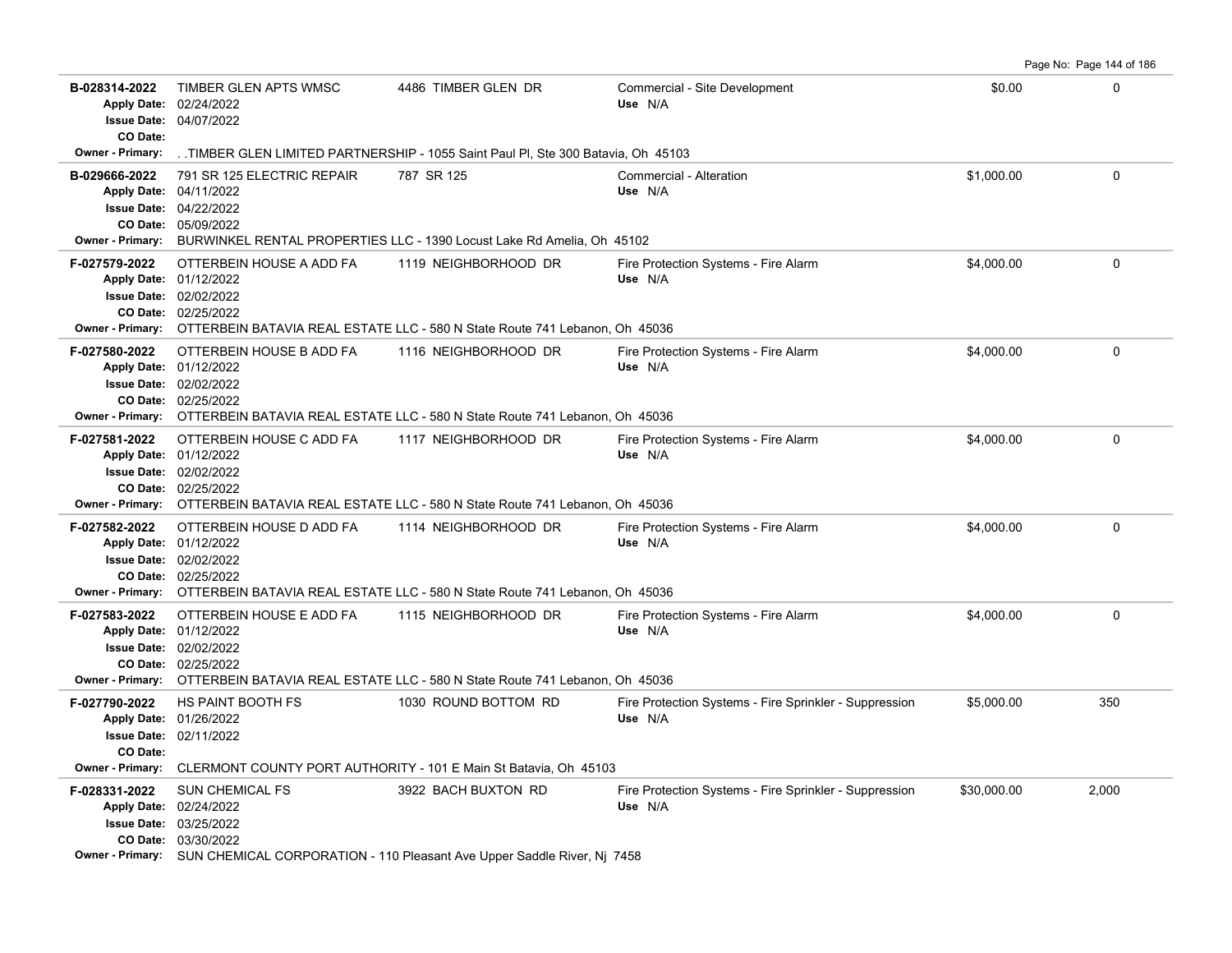| Permit | Description / Dates | Address | Type / Use | Value | Sq Ft |
|---|---|---|---|---|---|
| B-028314-2022 | TIMBER GLEN APTS WMSC<br>Apply Date: 02/24/2022<br>Issue Date: 04/07/2022<br>CO Date: | 4486 TIMBER GLEN DR | Commercial - Site Development<br>Use N/A | $0.00 | 0 |
| Owner - Primary: | . .TIMBER GLEN LIMITED PARTNERSHIP - 1055 Saint Paul Pl, Ste 300 Batavia, Oh 45103 | | | | |
| B-029666-2022 | 791 SR 125 ELECTRIC REPAIR<br>Apply Date: 04/11/2022<br>Issue Date: 04/22/2022<br>CO Date: 05/09/2022 | 787 SR 125 | Commercial - Alteration<br>Use N/A | $1,000.00 | 0 |
| Owner - Primary: | BURWINKEL RENTAL PROPERTIES LLC - 1390 Locust Lake Rd Amelia, Oh 45102 | | | | |
| F-027579-2022 | OTTERBEIN HOUSE A ADD FA<br>Apply Date: 01/12/2022<br>Issue Date: 02/02/2022<br>CO Date: 02/25/2022 | 1119 NEIGHBORHOOD DR | Fire Protection Systems - Fire Alarm<br>Use N/A | $4,000.00 | 0 |
| Owner - Primary: | OTTERBEIN BATAVIA REAL ESTATE LLC - 580 N State Route 741 Lebanon, Oh 45036 | | | | |
| F-027580-2022 | OTTERBEIN HOUSE B ADD FA<br>Apply Date: 01/12/2022<br>Issue Date: 02/02/2022<br>CO Date: 02/25/2022 | 1116 NEIGHBORHOOD DR | Fire Protection Systems - Fire Alarm<br>Use N/A | $4,000.00 | 0 |
| Owner - Primary: | OTTERBEIN BATAVIA REAL ESTATE LLC - 580 N State Route 741 Lebanon, Oh 45036 | | | | |
| F-027581-2022 | OTTERBEIN HOUSE C ADD FA<br>Apply Date: 01/12/2022<br>Issue Date: 02/02/2022<br>CO Date: 02/25/2022 | 1117 NEIGHBORHOOD DR | Fire Protection Systems - Fire Alarm<br>Use N/A | $4,000.00 | 0 |
| Owner - Primary: | OTTERBEIN BATAVIA REAL ESTATE LLC - 580 N State Route 741 Lebanon, Oh 45036 | | | | |
| F-027582-2022 | OTTERBEIN HOUSE D ADD FA<br>Apply Date: 01/12/2022<br>Issue Date: 02/02/2022<br>CO Date: 02/25/2022 | 1114 NEIGHBORHOOD DR | Fire Protection Systems - Fire Alarm<br>Use N/A | $4,000.00 | 0 |
| Owner - Primary: | OTTERBEIN BATAVIA REAL ESTATE LLC - 580 N State Route 741 Lebanon, Oh 45036 | | | | |
| F-027583-2022 | OTTERBEIN HOUSE E ADD FA<br>Apply Date: 01/12/2022<br>Issue Date: 02/02/2022<br>CO Date: 02/25/2022 | 1115 NEIGHBORHOOD DR | Fire Protection Systems - Fire Alarm<br>Use N/A | $4,000.00 | 0 |
| Owner - Primary: | OTTERBEIN BATAVIA REAL ESTATE LLC - 580 N State Route 741 Lebanon, Oh 45036 | | | | |
| F-027790-2022 | HS PAINT BOOTH FS<br>Apply Date: 01/26/2022<br>Issue Date: 02/11/2022<br>CO Date: | 1030 ROUND BOTTOM RD | Fire Protection Systems - Fire Sprinkler - Suppression<br>Use N/A | $5,000.00 | 350 |
| Owner - Primary: | CLERMONT COUNTY PORT AUTHORITY - 101 E Main St Batavia, Oh 45103 | | | | |
| F-028331-2022 | SUN CHEMICAL FS<br>Apply Date: 02/24/2022<br>Issue Date: 03/25/2022<br>CO Date: 03/30/2022 | 3922 BACH BUXTON RD | Fire Protection Systems - Fire Sprinkler - Suppression<br>Use N/A | $30,000.00 | 2,000 |
| Owner - Primary: | SUN CHEMICAL CORPORATION - 110 Pleasant Ave Upper Saddle River, Nj 7458 | | | | |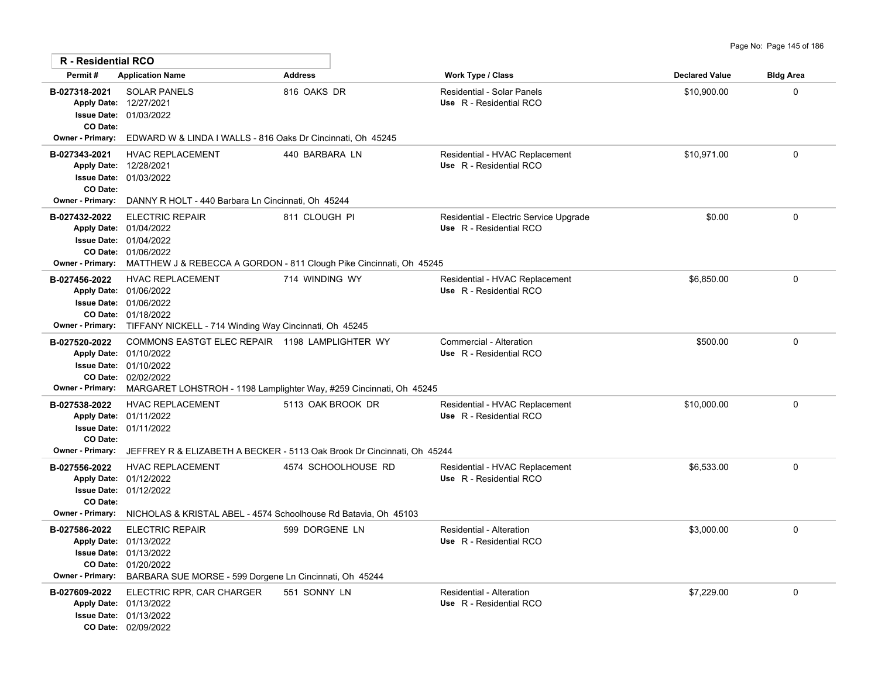## R - Residential RCO

| Permit # | Application Name | Address | Work Type / Class | Declared Value | Bldg Area |
|---|---|---|---|---|---|
| B-027318-2021 | SOLAR PANELS | 816 OAKS DR | Residential - Solar Panels | $10,900.00 | 0 |
| Apply Date: 12/27/2021 | | | Use R - Residential RCO | | |
| Issue Date: 01/03/2022 | | | | | |
| CO Date: | | | | | |
| Owner - Primary: EDWARD W & LINDA I WALLS - 816 Oaks Dr Cincinnati, Oh 45245 | | | | | |
| B-027343-2021 | HVAC REPLACEMENT | 440 BARBARA LN | Residential - HVAC Replacement | $10,971.00 | 0 |
| Apply Date: 12/28/2021 | | | Use R - Residential RCO | | |
| Issue Date: 01/03/2022 | | | | | |
| CO Date: | | | | | |
| Owner - Primary: DANNY R HOLT - 440 Barbara Ln Cincinnati, Oh 45244 | | | | | |
| B-027432-2022 | ELECTRIC REPAIR | 811 CLOUGH PI | Residential - Electric Service Upgrade | $0.00 | 0 |
| Apply Date: 01/04/2022 | | | Use R - Residential RCO | | |
| Issue Date: 01/04/2022 | | | | | |
| CO Date: 01/06/2022 | | | | | |
| Owner - Primary: MATTHEW J & REBECCA A GORDON - 811 Clough Pike Cincinnati, Oh 45245 | | | | | |
| B-027456-2022 | HVAC REPLACEMENT | 714 WINDING WY | Residential - HVAC Replacement | $6,850.00 | 0 |
| Apply Date: 01/06/2022 | | | Use R - Residential RCO | | |
| Issue Date: 01/06/2022 | | | | | |
| CO Date: 01/18/2022 | | | | | |
| Owner - Primary: TIFFANY NICKELL - 714 Winding Way Cincinnati, Oh 45245 | | | | | |
| B-027520-2022 | COMMONS EASTGT ELEC REPAIR | 1198 LAMPLIGHTER WY | Commercial - Alteration | $500.00 | 0 |
| Apply Date: 01/10/2022 | | | Use R - Residential RCO | | |
| Issue Date: 01/10/2022 | | | | | |
| CO Date: 02/02/2022 | | | | | |
| Owner - Primary: MARGARET LOHSTROH - 1198 Lamplighter Way, #259 Cincinnati, Oh 45245 | | | | | |
| B-027538-2022 | HVAC REPLACEMENT | 5113 OAK BROOK DR | Residential - HVAC Replacement | $10,000.00 | 0 |
| Apply Date: 01/11/2022 | | | Use R - Residential RCO | | |
| Issue Date: 01/11/2022 | | | | | |
| CO Date: | | | | | |
| Owner - Primary: JEFFREY R & ELIZABETH A BECKER - 5113 Oak Brook Dr Cincinnati, Oh 45244 | | | | | |
| B-027556-2022 | HVAC REPLACEMENT | 4574 SCHOOLHOUSE RD | Residential - HVAC Replacement | $6,533.00 | 0 |
| Apply Date: 01/12/2022 | | | Use R - Residential RCO | | |
| Issue Date: 01/12/2022 | | | | | |
| CO Date: | | | | | |
| Owner - Primary: NICHOLAS & KRISTAL ABEL - 4574 Schoolhouse Rd Batavia, Oh 45103 | | | | | |
| B-027586-2022 | ELECTRIC REPAIR | 599 DORGENE LN | Residential - Alteration | $3,000.00 | 0 |
| Apply Date: 01/13/2022 | | | Use R - Residential RCO | | |
| Issue Date: 01/13/2022 | | | | | |
| CO Date: 01/20/2022 | | | | | |
| Owner - Primary: BARBARA SUE MORSE - 599 Dorgene Ln Cincinnati, Oh 45244 | | | | | |
| B-027609-2022 | ELECTRIC RPR, CAR CHARGER | 551 SONNY LN | Residential - Alteration | $7,229.00 | 0 |
| Apply Date: 01/13/2022 | | | Use R - Residential RCO | | |
| Issue Date: 01/13/2022 | | | | | |
| CO Date: 02/09/2022 | | | | | |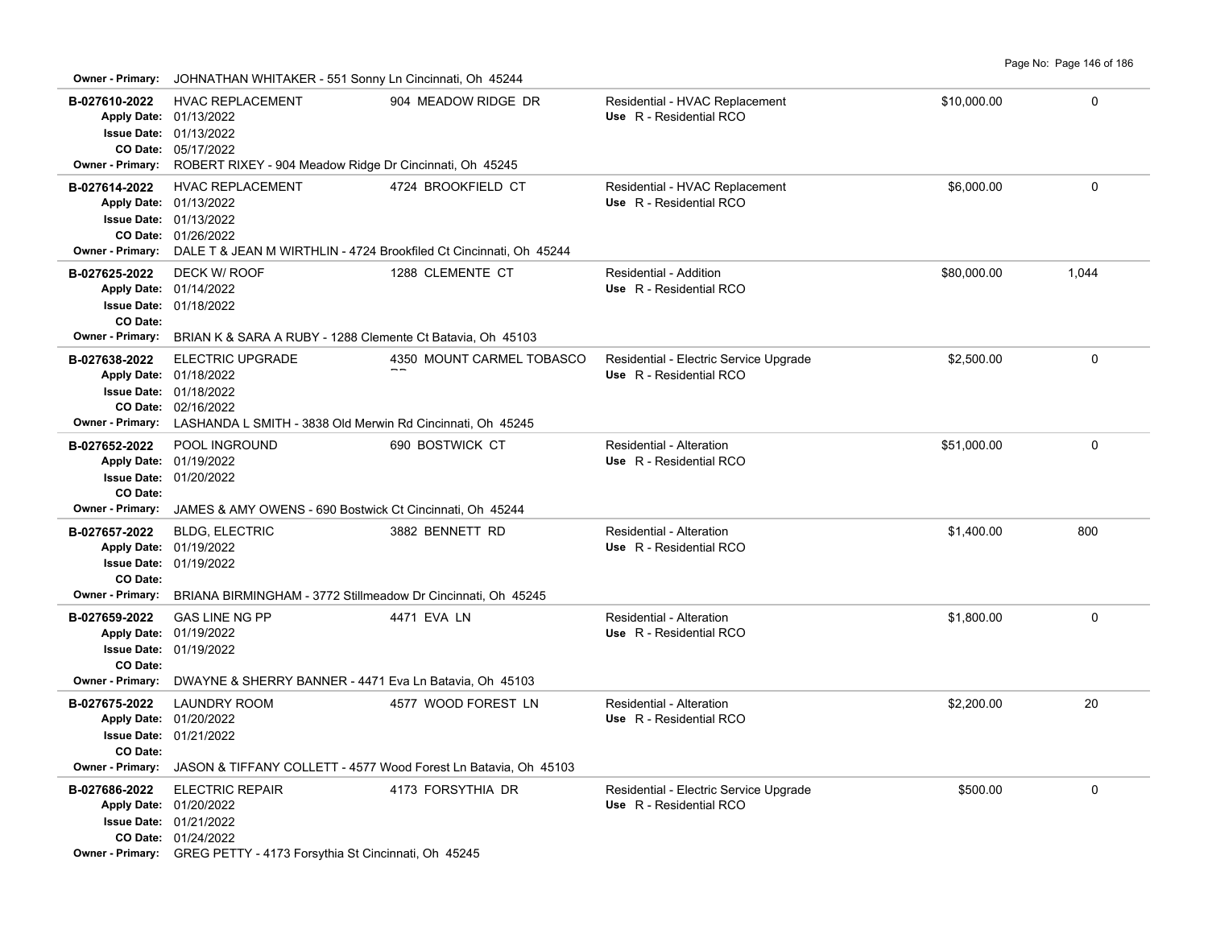**Owner - Primary:** JOHNATHAN WHITAKER - 551 Sonny Ln Cincinnati, Oh 45244

| Permit | Description | Address | Type / Use | Valuation | Sq Ft |
|---|---|---|---|---|---|
| **B-027610-2022** | HVAC REPLACEMENT | 904 MEADOW RIDGE DR | Residential - HVAC Replacement<br>Use R - Residential RCO | $10,000.00 | 0 |
| Apply Date: 01/13/2022<br>Issue Date: 01/13/2022<br>CO Date: 05/17/2022<br>Owner - Primary: ROBERT RIXEY - 904 Meadow Ridge Dr Cincinnati, Oh 45245 | | | | | |
| **B-027614-2022** | HVAC REPLACEMENT | 4724 BROOKFIELD CT | Residential - HVAC Replacement<br>Use R - Residential RCO | $6,000.00 | 0 |
| Apply Date: 01/13/2022<br>Issue Date: 01/13/2022<br>CO Date: 01/26/2022<br>Owner - Primary: DALE T & JEAN M WIRTHLIN - 4724 Brookfield Ct Cincinnati, Oh 45244 | | | | | |
| **B-027625-2022** | DECK W/ ROOF | 1288 CLEMENTE CT | Residential - Addition<br>Use R - Residential RCO | $80,000.00 | 1,044 |
| Apply Date: 01/14/2022<br>Issue Date: 01/18/2022<br>CO Date:<br>Owner - Primary: BRIAN K & SARA A RUBY - 1288 Clemente Ct Batavia, Oh 45103 | | | | | |
| **B-027638-2022** | ELECTRIC UPGRADE | 4350 MOUNT CARMEL TOBASCO RD | Residential - Electric Service Upgrade<br>Use R - Residential RCO | $2,500.00 | 0 |
| Apply Date: 01/18/2022<br>Issue Date: 01/18/2022<br>CO Date: 02/16/2022<br>Owner - Primary: LASHANDA L SMITH - 3838 Old Merwin Rd Cincinnati, Oh 45245 | | | | | |
| **B-027652-2022** | POOL INGROUND | 690 BOSTWICK CT | Residential - Alteration<br>Use R - Residential RCO | $51,000.00 | 0 |
| Apply Date: 01/19/2022<br>Issue Date: 01/20/2022<br>CO Date:<br>Owner - Primary: JAMES & AMY OWENS - 690 Bostwick Ct Cincinnati, Oh 45244 | | | | | |
| **B-027657-2022** | BLDG, ELECTRIC | 3882 BENNETT RD | Residential - Alteration<br>Use R - Residential RCO | $1,400.00 | 800 |
| Apply Date: 01/19/2022<br>Issue Date: 01/19/2022<br>CO Date:<br>Owner - Primary: BRIANA BIRMINGHAM - 3772 Stillmeadow Dr Cincinnati, Oh 45245 | | | | | |
| **B-027659-2022** | GAS LINE NG PP | 4471 EVA LN | Residential - Alteration<br>Use R - Residential RCO | $1,800.00 | 0 |
| Apply Date: 01/19/2022<br>Issue Date: 01/19/2022<br>CO Date:<br>Owner - Primary: DWAYNE & SHERRY BANNER - 4471 Eva Ln Batavia, Oh 45103 | | | | | |
| **B-027675-2022** | LAUNDRY ROOM | 4577 WOOD FOREST LN | Residential - Alteration<br>Use R - Residential RCO | $2,200.00 | 20 |
| Apply Date: 01/20/2022<br>Issue Date: 01/21/2022<br>CO Date:<br>Owner - Primary: JASON & TIFFANY COLLETT - 4577 Wood Forest Ln Batavia, Oh 45103 | | | | | |
| **B-027686-2022** | ELECTRIC REPAIR | 4173 FORSYTHIA DR | Residential - Electric Service Upgrade<br>Use R - Residential RCO | $500.00 | 0 |
| Apply Date: 01/20/2022<br>Issue Date: 01/21/2022<br>CO Date: 01/24/2022<br>Owner - Primary: GREG PETTY - 4173 Forsythia St Cincinnati, Oh 45245 | | | | | |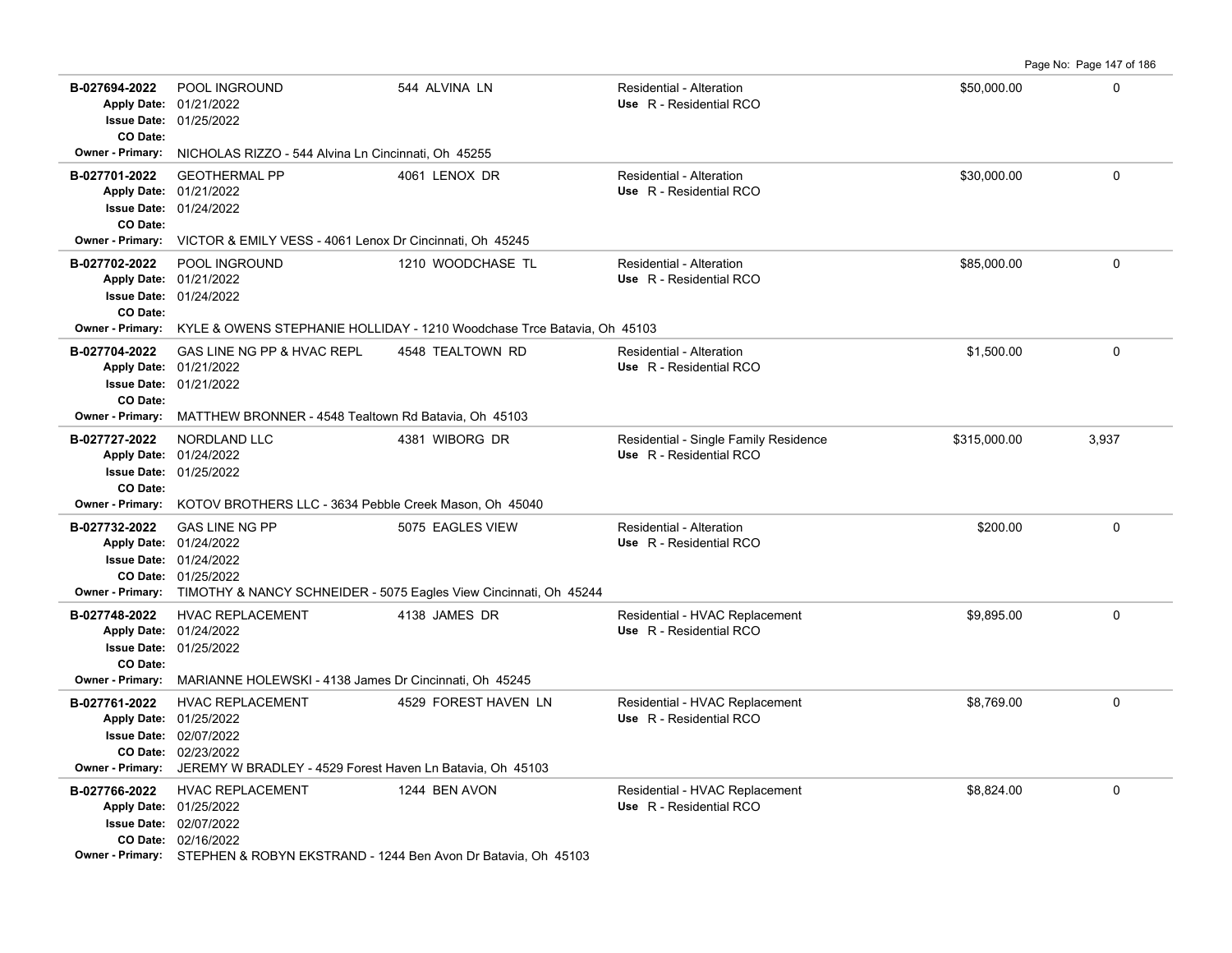| Permit | Description | Address | Type / Use | Valuation | Sq Ft |
|---|---|---|---|---|---|
| B-027694-2022<br>Apply Date: 01/21/2022<br>Issue Date: 01/25/2022<br>CO Date:<br>Owner - Primary: NICHOLAS RIZZO - 544 Alvina Ln Cincinnati, Oh 45255 | POOL INGROUND | 544 ALVINA LN | Residential - Alteration<br>Use R - Residential RCO | $50,000.00 | 0 |
| B-027701-2022<br>Apply Date: 01/21/2022<br>Issue Date: 01/24/2022<br>CO Date:<br>Owner - Primary: VICTOR & EMILY VESS - 4061 Lenox Dr Cincinnati, Oh 45245 | GEOTHERMAL PP | 4061 LENOX DR | Residential - Alteration<br>Use R - Residential RCO | $30,000.00 | 0 |
| B-027702-2022<br>Apply Date: 01/21/2022<br>Issue Date: 01/24/2022<br>CO Date:<br>Owner - Primary: KYLE & OWENS STEPHANIE HOLLIDAY - 1210 Woodchase Trce Batavia, Oh 45103 | POOL INGROUND | 1210 WOODCHASE TL | Residential - Alteration<br>Use R - Residential RCO | $85,000.00 | 0 |
| B-027704-2022<br>Apply Date: 01/21/2022<br>Issue Date: 01/21/2022<br>CO Date:<br>Owner - Primary: MATTHEW BRONNER - 4548 Tealtown Rd Batavia, Oh 45103 | GAS LINE NG PP & HVAC REPL | 4548 TEALTOWN RD | Residential - Alteration<br>Use R - Residential RCO | $1,500.00 | 0 |
| B-027727-2022<br>Apply Date: 01/24/2022<br>Issue Date: 01/25/2022<br>CO Date:<br>Owner - Primary: KOTOV BROTHERS LLC - 3634 Pebble Creek Mason, Oh 45040 | NORDLAND LLC | 4381 WIBORG DR | Residential - Single Family Residence<br>Use R - Residential RCO | $315,000.00 | 3,937 |
| B-027732-2022<br>Apply Date: 01/24/2022<br>Issue Date: 01/24/2022<br>CO Date: 01/25/2022<br>Owner - Primary: TIMOTHY & NANCY SCHNEIDER - 5075 Eagles View Cincinnati, Oh 45244 | GAS LINE NG PP | 5075 EAGLES VIEW | Residential - Alteration<br>Use R - Residential RCO | $200.00 | 0 |
| B-027748-2022<br>Apply Date: 01/24/2022<br>Issue Date: 01/25/2022<br>CO Date:<br>Owner - Primary: MARIANNE HOLEWSKI - 4138 James Dr Cincinnati, Oh 45245 | HVAC REPLACEMENT | 4138 JAMES DR | Residential - HVAC Replacement<br>Use R - Residential RCO | $9,895.00 | 0 |
| B-027761-2022<br>Apply Date: 01/25/2022<br>Issue Date: 02/07/2022<br>CO Date: 02/23/2022<br>Owner - Primary: JEREMY W BRADLEY - 4529 Forest Haven Ln Batavia, Oh 45103 | HVAC REPLACEMENT | 4529 FOREST HAVEN LN | Residential - HVAC Replacement<br>Use R - Residential RCO | $8,769.00 | 0 |
| B-027766-2022<br>Apply Date: 01/25/2022<br>Issue Date: 02/07/2022<br>CO Date: 02/16/2022<br>Owner - Primary: STEPHEN & ROBYN EKSTRAND - 1244 Ben Avon Dr Batavia, Oh 45103 | HVAC REPLACEMENT | 1244 BEN AVON | Residential - HVAC Replacement<br>Use R - Residential RCO | $8,824.00 | 0 |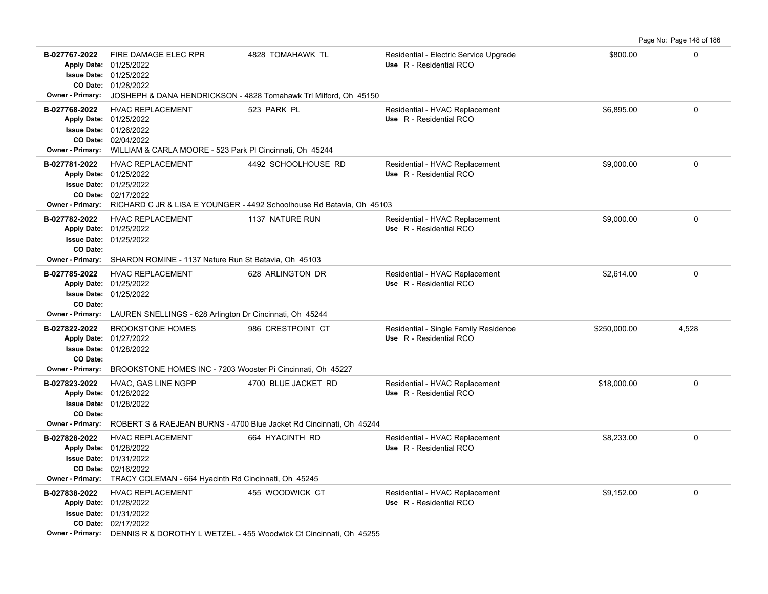| Permit | Description | Address | Type | Value | Sq Ft |
|---|---|---|---|---|---|
| B-027767-2022<br>Apply Date: 01/25/2022<br>Issue Date: 01/25/2022<br>CO Date: 01/28/2022<br>Owner - Primary: JOSHEPH & DANA HENDRICKSON - 4828 Tomahawk Trl Milford, Oh 45150 | FIRE DAMAGE ELEC RPR | 4828 TOMAHAWK TL | Residential - Electric Service Upgrade<br>Use R - Residential RCO | $800.00 | 0 |
| B-027768-2022<br>Apply Date: 01/25/2022<br>Issue Date: 01/26/2022<br>CO Date: 02/04/2022<br>Owner - Primary: WILLIAM & CARLA MOORE - 523 Park Pl Cincinnati, Oh 45244 | HVAC REPLACEMENT | 523 PARK PL | Residential - HVAC Replacement<br>Use R - Residential RCO | $6,895.00 | 0 |
| B-027781-2022<br>Apply Date: 01/25/2022<br>Issue Date: 01/25/2022<br>CO Date: 02/17/2022<br>Owner - Primary: RICHARD C JR & LISA E YOUNGER - 4492 Schoolhouse Rd Batavia, Oh 45103 | HVAC REPLACEMENT | 4492 SCHOOLHOUSE RD | Residential - HVAC Replacement<br>Use R - Residential RCO | $9,000.00 | 0 |
| B-027782-2022<br>Apply Date: 01/25/2022<br>Issue Date: 01/25/2022<br>CO Date:<br>Owner - Primary: SHARON ROMINE - 1137 Nature Run St Batavia, Oh 45103 | HVAC REPLACEMENT | 1137 NATURE RUN | Residential - HVAC Replacement<br>Use R - Residential RCO | $9,000.00 | 0 |
| B-027785-2022<br>Apply Date: 01/25/2022<br>Issue Date: 01/25/2022<br>CO Date:<br>Owner - Primary: LAUREN SNELLINGS - 628 Arlington Dr Cincinnati, Oh 45244 | HVAC REPLACEMENT | 628 ARLINGTON DR | Residential - HVAC Replacement<br>Use R - Residential RCO | $2,614.00 | 0 |
| B-027822-2022<br>Apply Date: 01/27/2022<br>Issue Date: 01/28/2022<br>CO Date:<br>Owner - Primary: BROOKSTONE HOMES INC - 7203 Wooster Pi Cincinnati, Oh 45227 | BROOKSTONE HOMES | 986 CRESTPOINT CT | Residential - Single Family Residence<br>Use R - Residential RCO | $250,000.00 | 4,528 |
| B-027823-2022<br>Apply Date: 01/28/2022<br>Issue Date: 01/28/2022<br>CO Date:<br>Owner - Primary: ROBERT S & RAEJEAN BURNS - 4700 Blue Jacket Rd Cincinnati, Oh 45244 | HVAC, GAS LINE NGPP | 4700 BLUE JACKET RD | Residential - HVAC Replacement<br>Use R - Residential RCO | $18,000.00 | 0 |
| B-027828-2022<br>Apply Date: 01/28/2022<br>Issue Date: 01/31/2022<br>CO Date: 02/16/2022<br>Owner - Primary: TRACY COLEMAN - 664 Hyacinth Rd Cincinnati, Oh 45245 | HVAC REPLACEMENT | 664 HYACINTH RD | Residential - HVAC Replacement<br>Use R - Residential RCO | $8,233.00 | 0 |
| B-027838-2022<br>Apply Date: 01/28/2022<br>Issue Date: 01/31/2022<br>CO Date: 02/17/2022<br>Owner - Primary: DENNIS R & DOROTHY L WETZEL - 455 Woodwick Ct Cincinnati, Oh 45255 | HVAC REPLACEMENT | 455 WOODWICK CT | Residential - HVAC Replacement<br>Use R - Residential RCO | $9,152.00 | 0 |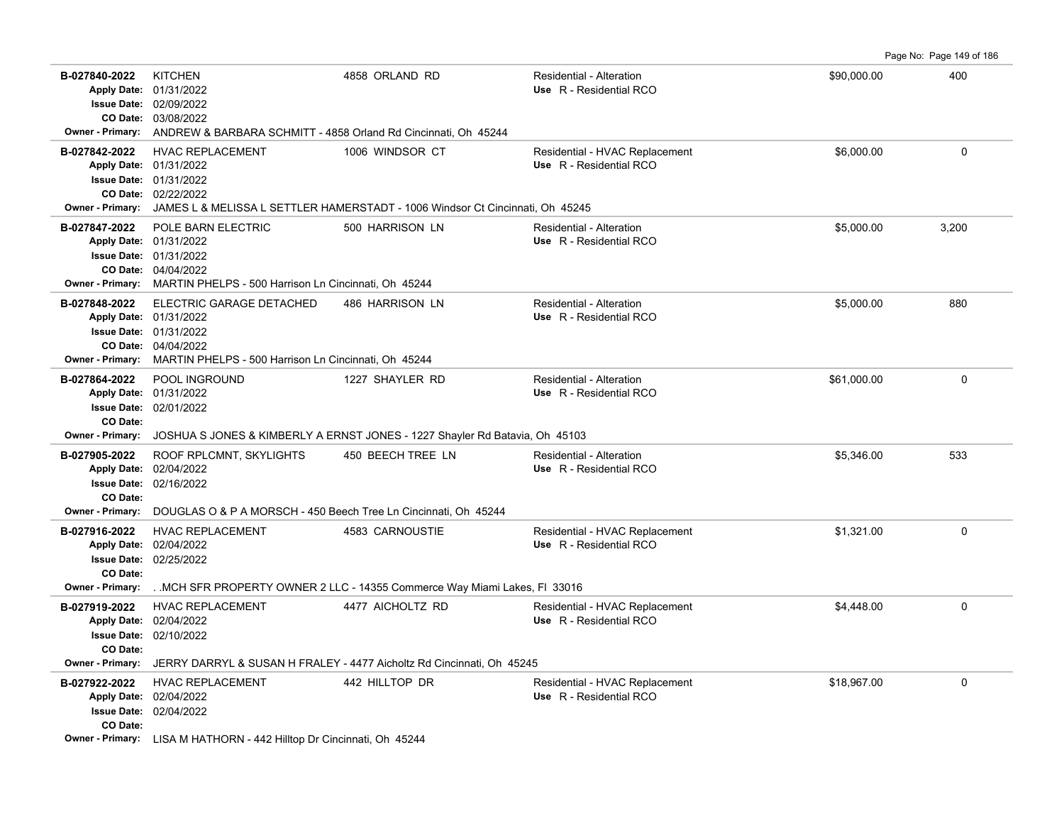| Permit # | Description | Address | Type / Use | Valuation | Sq Ft |
|---|---|---|---|---|---|
| B-027840-2022<br>Apply Date: 01/31/2022<br>Issue Date: 02/09/2022<br>CO Date: 03/08/2022<br>Owner - Primary: ANDREW & BARBARA SCHMITT - 4858 Orland Rd Cincinnati, Oh 45244 | KITCHEN | 4858 ORLAND RD | Residential - Alteration<br>Use R - Residential RCO | $90,000.00 | 400 |
| B-027842-2022<br>Apply Date: 01/31/2022<br>Issue Date: 01/31/2022<br>CO Date: 02/22/2022<br>Owner - Primary: JAMES L & MELISSA L SETTLER HAMERSTADT - 1006 Windsor Ct Cincinnati, Oh 45245 | HVAC REPLACEMENT | 1006 WINDSOR CT | Residential - HVAC Replacement<br>Use R - Residential RCO | $6,000.00 | 0 |
| B-027847-2022<br>Apply Date: 01/31/2022<br>Issue Date: 01/31/2022<br>CO Date: 04/04/2022<br>Owner - Primary: MARTIN PHELPS - 500 Harrison Ln Cincinnati, Oh 45244 | POLE BARN ELECTRIC | 500 HARRISON LN | Residential - Alteration<br>Use R - Residential RCO | $5,000.00 | 3,200 |
| B-027848-2022<br>Apply Date: 01/31/2022<br>Issue Date: 01/31/2022<br>CO Date: 04/04/2022<br>Owner - Primary: MARTIN PHELPS - 500 Harrison Ln Cincinnati, Oh 45244 | ELECTRIC GARAGE DETACHED | 486 HARRISON LN | Residential - Alteration<br>Use R - Residential RCO | $5,000.00 | 880 |
| B-027864-2022<br>Apply Date: 01/31/2022<br>Issue Date: 02/01/2022<br>CO Date:<br>Owner - Primary: JOSHUA S JONES & KIMBERLY A ERNST JONES - 1227 Shayler Rd Batavia, Oh 45103 | POOL INGROUND | 1227 SHAYLER RD | Residential - Alteration<br>Use R - Residential RCO | $61,000.00 | 0 |
| B-027905-2022<br>Apply Date: 02/04/2022<br>Issue Date: 02/16/2022<br>CO Date:<br>Owner - Primary: DOUGLAS O & P A MORSCH - 450 Beech Tree Ln Cincinnati, Oh 45244 | ROOF RPLCMNT, SKYLIGHTS | 450 BEECH TREE LN | Residential - Alteration<br>Use R - Residential RCO | $5,346.00 | 533 |
| B-027916-2022<br>Apply Date: 02/04/2022<br>Issue Date: 02/25/2022<br>CO Date:<br>Owner - Primary: . .MCH SFR PROPERTY OWNER 2 LLC - 14355 Commerce Way Miami Lakes, Fl 33016 | HVAC REPLACEMENT | 4583 CARNOUSTIE | Residential - HVAC Replacement<br>Use R - Residential RCO | $1,321.00 | 0 |
| B-027919-2022<br>Apply Date: 02/04/2022<br>Issue Date: 02/10/2022<br>CO Date:<br>Owner - Primary: JERRY DARRYL & SUSAN H FRALEY - 4477 Aicholtz Rd Cincinnati, Oh 45245 | HVAC REPLACEMENT | 4477 AICHOLTZ RD | Residential - HVAC Replacement<br>Use R - Residential RCO | $4,448.00 | 0 |
| B-027922-2022<br>Apply Date: 02/04/2022<br>Issue Date: 02/04/2022<br>CO Date:<br>Owner - Primary: LISA M HATHORN - 442 Hilltop Dr Cincinnati, Oh 45244 | HVAC REPLACEMENT | 442 HILLTOP DR | Residential - HVAC Replacement<br>Use R - Residential RCO | $18,967.00 | 0 |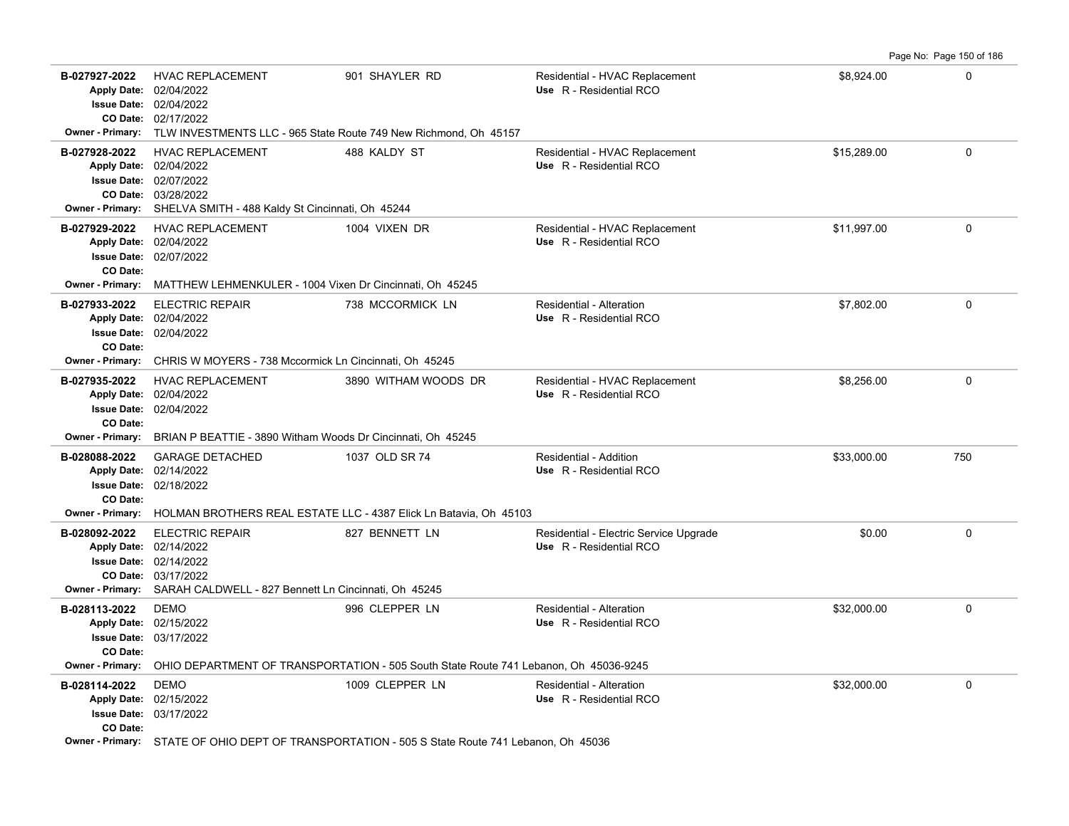| Permit # | Description | Address | Type / Use | Valuation | Sq Ft |
|---|---|---|---|---|---|
| B-027927-2022<br>Apply Date: 02/04/2022<br>Issue Date: 02/04/2022<br>CO Date: 02/17/2022<br>Owner - Primary: TLW INVESTMENTS LLC - 965 State Route 749 New Richmond, Oh 45157 | HVAC REPLACEMENT | 901 SHAYLER RD | Residential - HVAC Replacement<br>Use R - Residential RCO | $8,924.00 | 0 |
| B-027928-2022<br>Apply Date: 02/04/2022<br>Issue Date: 02/07/2022<br>CO Date: 03/28/2022<br>Owner - Primary: SHELVA SMITH - 488 Kaldy St Cincinnati, Oh 45244 | HVAC REPLACEMENT | 488 KALDY ST | Residential - HVAC Replacement<br>Use R - Residential RCO | $15,289.00 | 0 |
| B-027929-2022<br>Apply Date: 02/04/2022<br>Issue Date: 02/07/2022<br>CO Date:<br>Owner - Primary: MATTHEW LEHMENKULER - 1004 Vixen Dr Cincinnati, Oh 45245 | HVAC REPLACEMENT | 1004 VIXEN DR | Residential - HVAC Replacement<br>Use R - Residential RCO | $11,997.00 | 0 |
| B-027933-2022<br>Apply Date: 02/04/2022<br>Issue Date: 02/04/2022<br>CO Date:<br>Owner - Primary: CHRIS W MOYERS - 738 Mccormick Ln Cincinnati, Oh 45245 | ELECTRIC REPAIR | 738 MCCORMICK LN | Residential - Alteration<br>Use R - Residential RCO | $7,802.00 | 0 |
| B-027935-2022<br>Apply Date: 02/04/2022<br>Issue Date: 02/04/2022<br>CO Date:<br>Owner - Primary: BRIAN P BEATTIE - 3890 Witham Woods Dr Cincinnati, Oh 45245 | HVAC REPLACEMENT | 3890 WITHAM WOODS DR | Residential - HVAC Replacement<br>Use R - Residential RCO | $8,256.00 | 0 |
| B-028088-2022<br>Apply Date: 02/14/2022<br>Issue Date: 02/18/2022<br>CO Date:<br>Owner - Primary: HOLMAN BROTHERS REAL ESTATE LLC - 4387 Elick Ln Batavia, Oh 45103 | GARAGE DETACHED | 1037 OLD SR 74 | Residential - Addition<br>Use R - Residential RCO | $33,000.00 | 750 |
| B-028092-2022<br>Apply Date: 02/14/2022<br>Issue Date: 02/14/2022<br>CO Date: 03/17/2022<br>Owner - Primary: SARAH CALDWELL - 827 Bennett Ln Cincinnati, Oh 45245 | ELECTRIC REPAIR | 827 BENNETT LN | Residential - Electric Service Upgrade<br>Use R - Residential RCO | $0.00 | 0 |
| B-028113-2022<br>Apply Date: 02/15/2022<br>Issue Date: 03/17/2022<br>CO Date:<br>Owner - Primary: OHIO DEPARTMENT OF TRANSPORTATION - 505 South State Route 741 Lebanon, Oh 45036-9245 | DEMO | 996 CLEPPER LN | Residential - Alteration<br>Use R - Residential RCO | $32,000.00 | 0 |
| B-028114-2022<br>Apply Date: 02/15/2022<br>Issue Date: 03/17/2022<br>CO Date:<br>Owner - Primary: STATE OF OHIO DEPT OF TRANSPORTATION - 505 S State Route 741 Lebanon, Oh 45036 | DEMO | 1009 CLEPPER LN | Residential - Alteration<br>Use R - Residential RCO | $32,000.00 | 0 |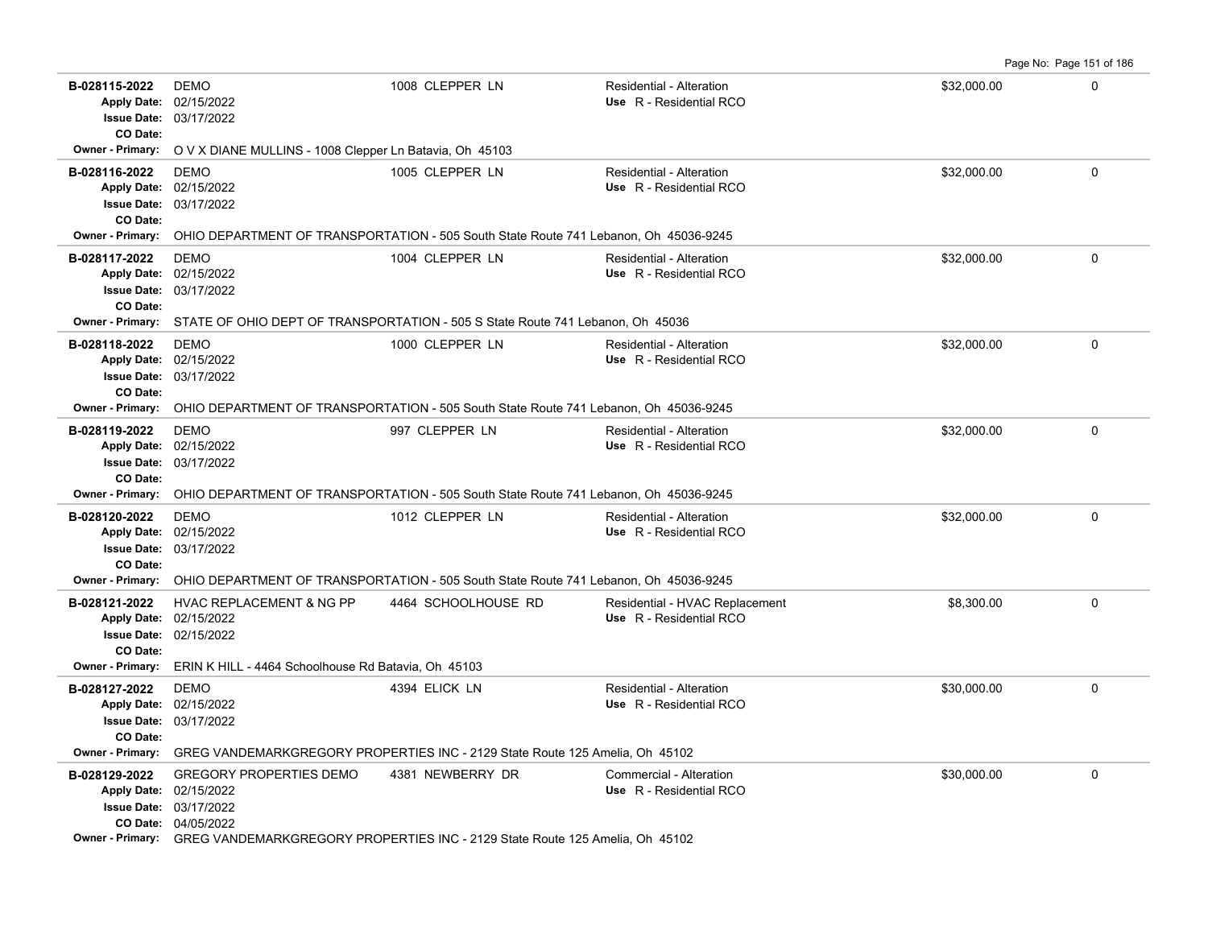| Permit # | Description | Address | Type / Use | Valuation | |
|---|---|---|---|---|---|
| **B-028115-2022**<br>Apply Date: 02/15/2022<br>Issue Date: 03/17/2022<br>CO Date: | DEMO | 1008 CLEPPER LN | Residential - Alteration<br>Use R - Residential RCO | $32,000.00 | 0 |
| Owner - Primary: O V X DIANE MULLINS - 1008 Clepper Ln Batavia, Oh 45103 | | | | | |
| **B-028116-2022**<br>Apply Date: 02/15/2022<br>Issue Date: 03/17/2022<br>CO Date: | DEMO | 1005 CLEPPER LN | Residential - Alteration<br>Use R - Residential RCO | $32,000.00 | 0 |
| Owner - Primary: OHIO DEPARTMENT OF TRANSPORTATION - 505 South State Route 741 Lebanon, Oh 45036-9245 | | | | | |
| **B-028117-2022**<br>Apply Date: 02/15/2022<br>Issue Date: 03/17/2022<br>CO Date: | DEMO | 1004 CLEPPER LN | Residential - Alteration<br>Use R - Residential RCO | $32,000.00 | 0 |
| Owner - Primary: STATE OF OHIO DEPT OF TRANSPORTATION - 505 S State Route 741 Lebanon, Oh 45036 | | | | | |
| **B-028118-2022**<br>Apply Date: 02/15/2022<br>Issue Date: 03/17/2022<br>CO Date: | DEMO | 1000 CLEPPER LN | Residential - Alteration<br>Use R - Residential RCO | $32,000.00 | 0 |
| Owner - Primary: OHIO DEPARTMENT OF TRANSPORTATION - 505 South State Route 741 Lebanon, Oh 45036-9245 | | | | | |
| **B-028119-2022**<br>Apply Date: 02/15/2022<br>Issue Date: 03/17/2022<br>CO Date: | DEMO | 997 CLEPPER LN | Residential - Alteration<br>Use R - Residential RCO | $32,000.00 | 0 |
| Owner - Primary: OHIO DEPARTMENT OF TRANSPORTATION - 505 South State Route 741 Lebanon, Oh 45036-9245 | | | | | |
| **B-028120-2022**<br>Apply Date: 02/15/2022<br>Issue Date: 03/17/2022<br>CO Date: | DEMO | 1012 CLEPPER LN | Residential - Alteration<br>Use R - Residential RCO | $32,000.00 | 0 |
| Owner - Primary: OHIO DEPARTMENT OF TRANSPORTATION - 505 South State Route 741 Lebanon, Oh 45036-9245 | | | | | |
| **B-028121-2022**<br>Apply Date: 02/15/2022<br>Issue Date: 02/15/2022<br>CO Date: | HVAC REPLACEMENT & NG PP | 4464 SCHOOLHOUSE RD | Residential - HVAC Replacement<br>Use R - Residential RCO | $8,300.00 | 0 |
| Owner - Primary: ERIN K HILL - 4464 Schoolhouse Rd Batavia, Oh 45103 | | | | | |
| **B-028127-2022**<br>Apply Date: 02/15/2022<br>Issue Date: 03/17/2022<br>CO Date: | DEMO | 4394 ELICK LN | Residential - Alteration<br>Use R - Residential RCO | $30,000.00 | 0 |
| Owner - Primary: GREG VANDEMARKGREGORY PROPERTIES INC - 2129 State Route 125 Amelia, Oh 45102 | | | | | |
| **B-028129-2022**<br>Apply Date: 02/15/2022<br>Issue Date: 03/17/2022<br>CO Date: 04/05/2022 | GREGORY PROPERTIES DEMO | 4381 NEWBERRY DR | Commercial - Alteration<br>Use R - Residential RCO | $30,000.00 | 0 |
| Owner - Primary: GREG VANDEMARKGREGORY PROPERTIES INC - 2129 State Route 125 Amelia, Oh 45102 | | | | | |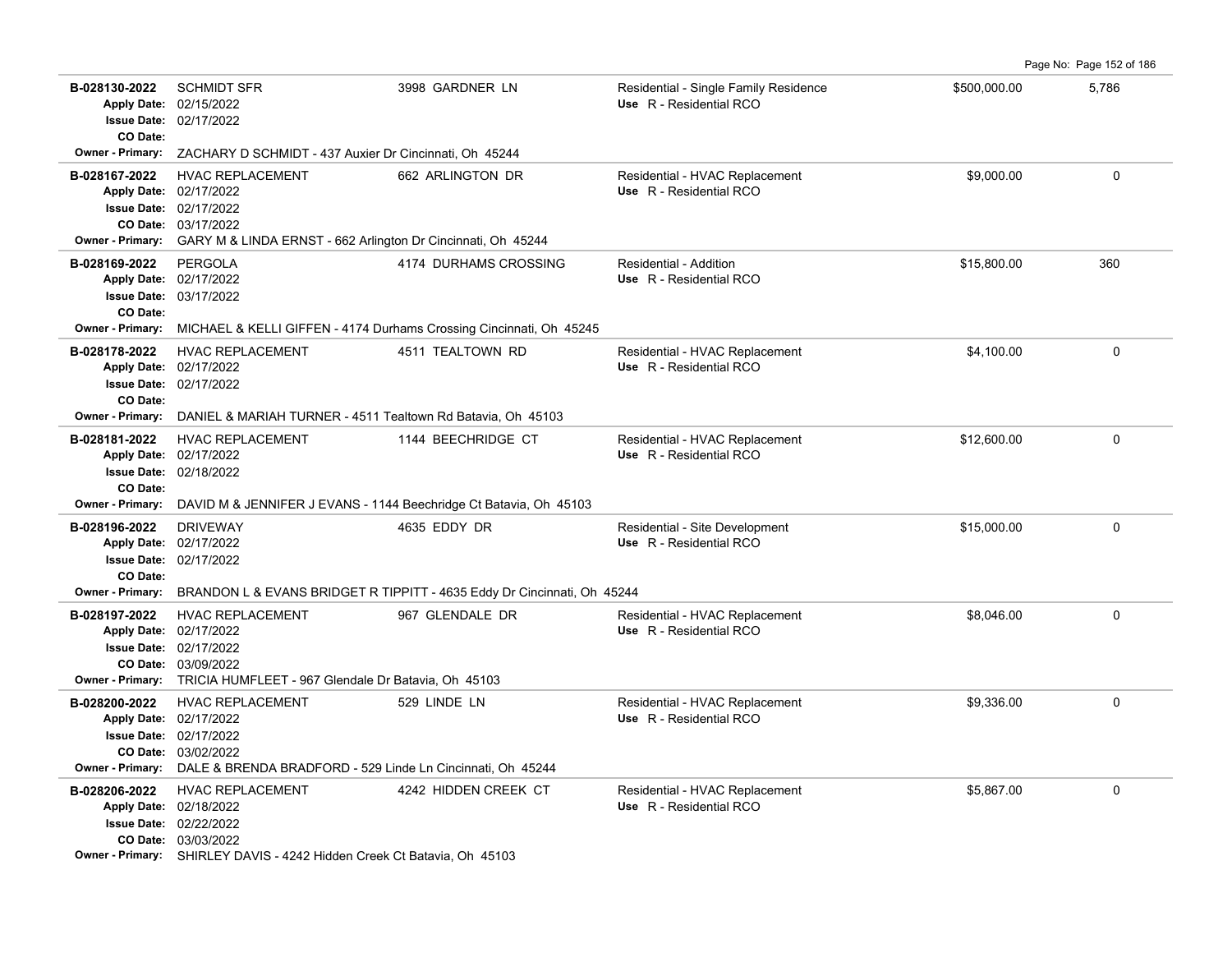| Permit # | Description | Address | Type / Use | Valuation | Sq Ft |
|---|---|---|---|---|---|
| B-028130-2022<br>Apply Date: 02/15/2022<br>Issue Date: 02/17/2022<br>CO Date:<br>Owner - Primary: ZACHARY D SCHMIDT - 437 Auxier Dr Cincinnati, Oh 45244 | SCHMIDT SFR | 3998 GARDNER LN | Residential - Single Family Residence<br>Use R - Residential RCO | $500,000.00 | 5,786 |
| B-028167-2022<br>Apply Date: 02/17/2022<br>Issue Date: 02/17/2022<br>CO Date: 03/17/2022<br>Owner - Primary: GARY M & LINDA ERNST - 662 Arlington Dr Cincinnati, Oh 45244 | HVAC REPLACEMENT | 662 ARLINGTON DR | Residential - HVAC Replacement<br>Use R - Residential RCO | $9,000.00 | 0 |
| B-028169-2022<br>Apply Date: 02/17/2022<br>Issue Date: 03/17/2022<br>CO Date:<br>Owner - Primary: MICHAEL & KELLI GIFFEN - 4174 Durhams Crossing Cincinnati, Oh 45245 | PERGOLA | 4174 DURHAMS CROSSING | Residential - Addition<br>Use R - Residential RCO | $15,800.00 | 360 |
| B-028178-2022<br>Apply Date: 02/17/2022<br>Issue Date: 02/17/2022<br>CO Date:<br>Owner - Primary: DANIEL & MARIAH TURNER - 4511 Tealtown Rd Batavia, Oh 45103 | HVAC REPLACEMENT | 4511 TEALTOWN RD | Residential - HVAC Replacement<br>Use R - Residential RCO | $4,100.00 | 0 |
| B-028181-2022<br>Apply Date: 02/17/2022<br>Issue Date: 02/18/2022<br>CO Date:<br>Owner - Primary: DAVID M & JENNIFER J EVANS - 1144 Beechridge Ct Batavia, Oh 45103 | HVAC REPLACEMENT | 1144 BEECHRIDGE CT | Residential - HVAC Replacement<br>Use R - Residential RCO | $12,600.00 | 0 |
| B-028196-2022<br>Apply Date: 02/17/2022<br>Issue Date: 02/17/2022<br>CO Date:<br>Owner - Primary: BRANDON L & EVANS BRIDGET R TIPPITT - 4635 Eddy Dr Cincinnati, Oh 45244 | DRIVEWAY | 4635 EDDY DR | Residential - Site Development<br>Use R - Residential RCO | $15,000.00 | 0 |
| B-028197-2022<br>Apply Date: 02/17/2022<br>Issue Date: 02/17/2022<br>CO Date: 03/09/2022<br>Owner - Primary: TRICIA HUMFLEET - 967 Glendale Dr Batavia, Oh 45103 | HVAC REPLACEMENT | 967 GLENDALE DR | Residential - HVAC Replacement<br>Use R - Residential RCO | $8,046.00 | 0 |
| B-028200-2022<br>Apply Date: 02/17/2022<br>Issue Date: 02/17/2022<br>CO Date: 03/02/2022<br>Owner - Primary: DALE & BRENDA BRADFORD - 529 Linde Ln Cincinnati, Oh 45244 | HVAC REPLACEMENT | 529 LINDE LN | Residential - HVAC Replacement<br>Use R - Residential RCO | $9,336.00 | 0 |
| B-028206-2022<br>Apply Date: 02/18/2022<br>Issue Date: 02/22/2022<br>CO Date: 03/03/2022<br>Owner - Primary: SHIRLEY DAVIS - 4242 Hidden Creek Ct Batavia, Oh 45103 | HVAC REPLACEMENT | 4242 HIDDEN CREEK CT | Residential - HVAC Replacement<br>Use R - Residential RCO | $5,867.00 | 0 |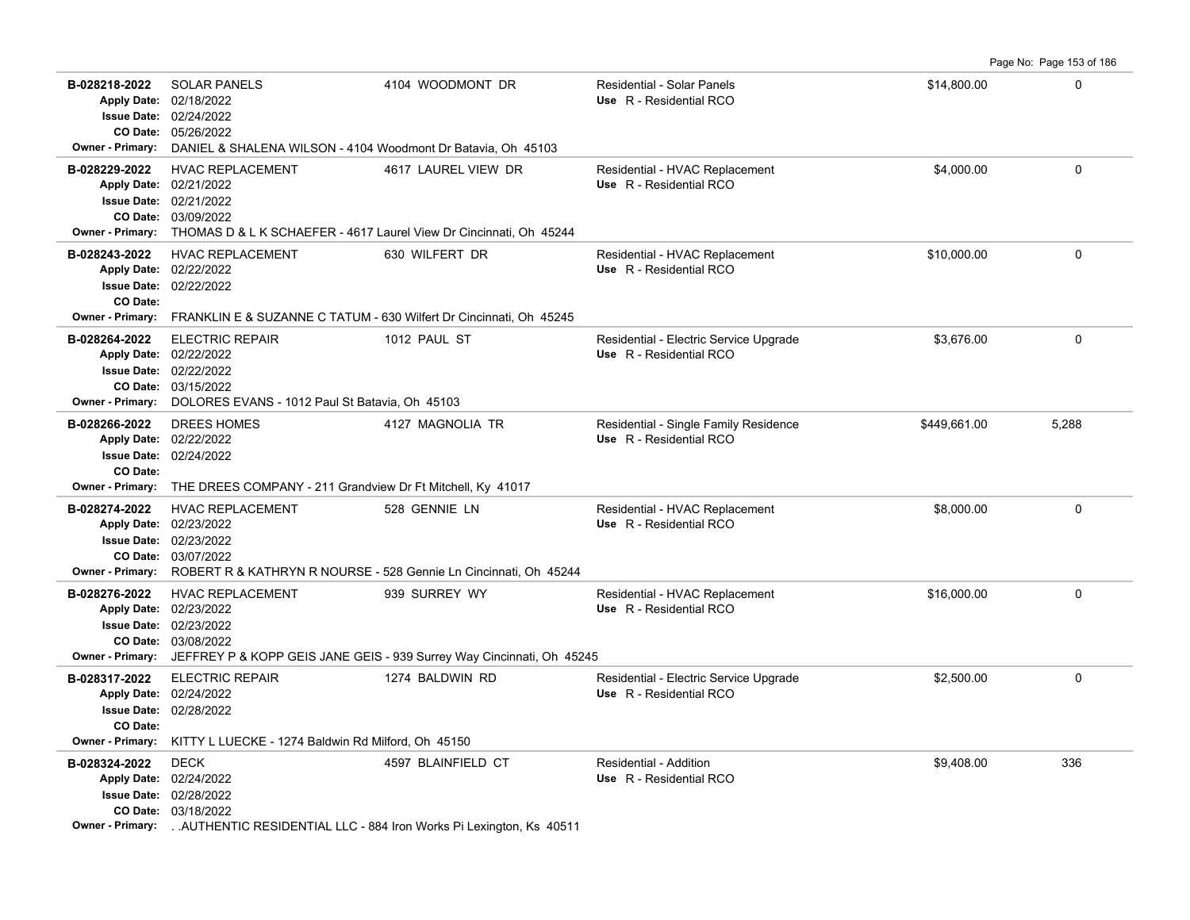| Permit | Description | Address | Type / Use | Valuation | Sq Ft |
|---|---|---|---|---|---|
| **B-028218-2022**<br>Apply Date: 02/18/2022<br>Issue Date: 02/24/2022<br>CO Date: 05/26/2022<br>Owner - Primary: DANIEL & SHALENA WILSON - 4104 Woodmont Dr Batavia, Oh 45103 | SOLAR PANELS | 4104 WOODMONT DR | Residential - Solar Panels<br>Use R - Residential RCO | $14,800.00 | 0 |
| **B-028229-2022**<br>Apply Date: 02/21/2022<br>Issue Date: 02/21/2022<br>CO Date: 03/09/2022<br>Owner - Primary: THOMAS D & L K SCHAEFER - 4617 Laurel View Dr Cincinnati, Oh 45244 | HVAC REPLACEMENT | 4617 LAUREL VIEW DR | Residential - HVAC Replacement<br>Use R - Residential RCO | $4,000.00 | 0 |
| **B-028243-2022**<br>Apply Date: 02/22/2022<br>Issue Date: 02/22/2022<br>CO Date:<br>Owner - Primary: FRANKLIN E & SUZANNE C TATUM - 630 Wilfert Dr Cincinnati, Oh 45245 | HVAC REPLACEMENT | 630 WILFERT DR | Residential - HVAC Replacement<br>Use R - Residential RCO | $10,000.00 | 0 |
| **B-028264-2022**<br>Apply Date: 02/22/2022<br>Issue Date: 02/22/2022<br>CO Date: 03/15/2022<br>Owner - Primary: DOLORES EVANS - 1012 Paul St Batavia, Oh 45103 | ELECTRIC REPAIR | 1012 PAUL ST | Residential - Electric Service Upgrade<br>Use R - Residential RCO | $3,676.00 | 0 |
| **B-028266-2022**<br>Apply Date: 02/22/2022<br>Issue Date: 02/24/2022<br>CO Date:<br>Owner - Primary: THE DREES COMPANY - 211 Grandview Dr Ft Mitchell, Ky 41017 | DREES HOMES | 4127 MAGNOLIA TR | Residential - Single Family Residence<br>Use R - Residential RCO | $449,661.00 | 5,288 |
| **B-028274-2022**<br>Apply Date: 02/23/2022<br>Issue Date: 02/23/2022<br>CO Date: 03/07/2022<br>Owner - Primary: ROBERT R & KATHRYN R NOURSE - 528 Gennie Ln Cincinnati, Oh 45244 | HVAC REPLACEMENT | 528 GENNIE LN | Residential - HVAC Replacement<br>Use R - Residential RCO | $8,000.00 | 0 |
| **B-028276-2022**<br>Apply Date: 02/23/2022<br>Issue Date: 02/23/2022<br>CO Date: 03/08/2022<br>Owner - Primary: JEFFREY P & KOPP GEIS JANE GEIS - 939 Surrey Way Cincinnati, Oh 45245 | HVAC REPLACEMENT | 939 SURREY WY | Residential - HVAC Replacement<br>Use R - Residential RCO | $16,000.00 | 0 |
| **B-028317-2022**<br>Apply Date: 02/24/2022<br>Issue Date: 02/28/2022<br>CO Date:<br>Owner - Primary: KITTY L LUECKE - 1274 Baldwin Rd Milford, Oh 45150 | ELECTRIC REPAIR | 1274 BALDWIN RD | Residential - Electric Service Upgrade<br>Use R - Residential RCO | $2,500.00 | 0 |
| **B-028324-2022**<br>Apply Date: 02/24/2022<br>Issue Date: 02/28/2022<br>CO Date: 03/18/2022<br>Owner - Primary: . .AUTHENTIC RESIDENTIAL LLC - 884 Iron Works Pi Lexington, Ks 40511 | DECK | 4597 BLAINFIELD CT | Residential - Addition<br>Use R - Residential RCO | $9,408.00 | 336 |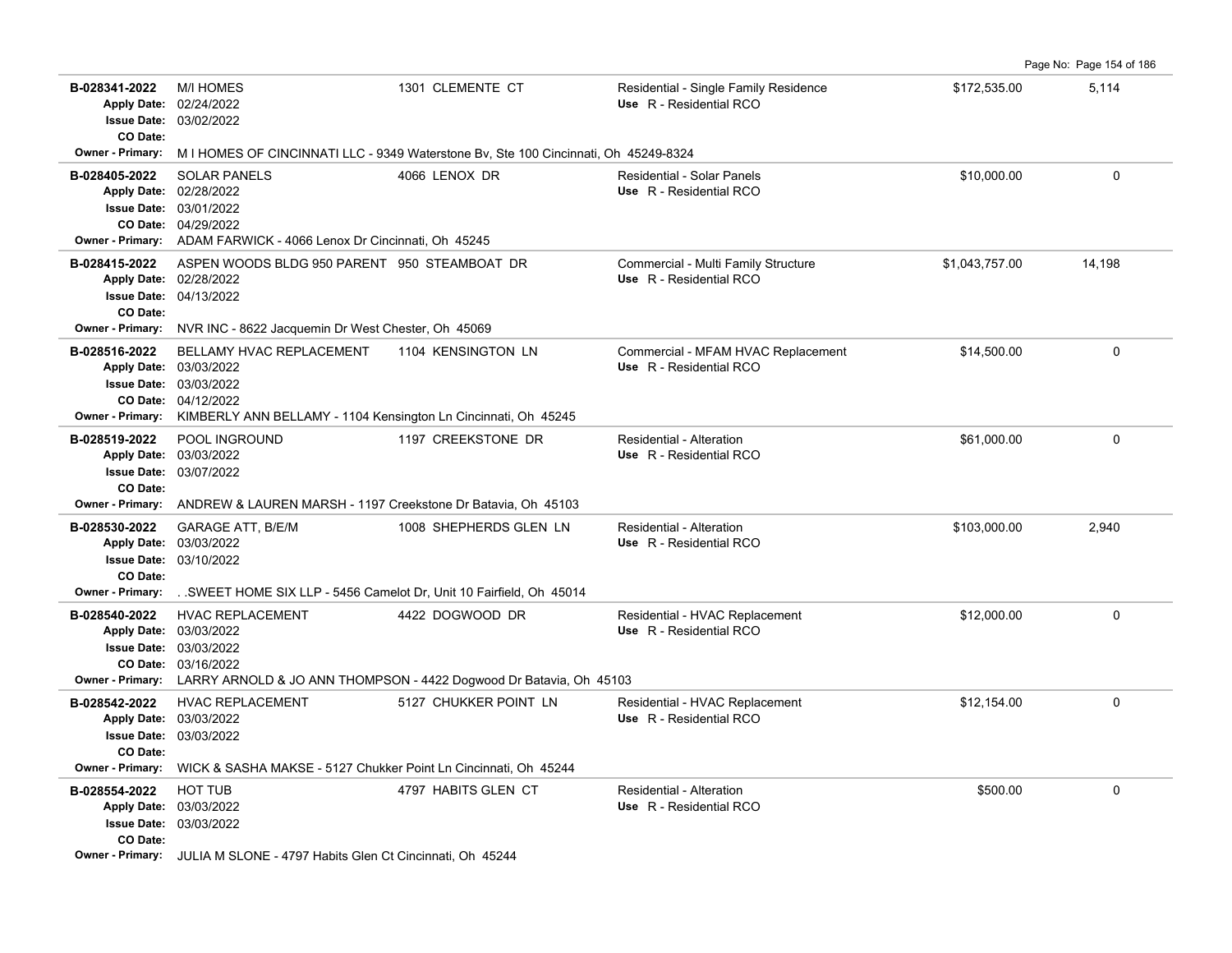| Permit | Description | Address | Type / Use | Valuation | Sq Ft |
|---|---|---|---|---|---|
| **B-028341-2022**<br>Apply Date: 02/24/2022<br>Issue Date: 03/02/2022<br>CO Date: | M/I HOMES | 1301 CLEMENTE CT | Residential - Single Family Residence<br>Use R - Residential RCO | $172,535.00 | 5,114 |
| Owner - Primary: M I HOMES OF CINCINNATI LLC - 9349 Waterstone Bv, Ste 100 Cincinnati, Oh 45249-8324 | | | | | |
| **B-028405-2022**<br>Apply Date: 02/28/2022<br>Issue Date: 03/01/2022<br>CO Date: 04/29/2022 | SOLAR PANELS | 4066 LENOX DR | Residential - Solar Panels<br>Use R - Residential RCO | $10,000.00 | 0 |
| Owner - Primary: ADAM FARWICK - 4066 Lenox Dr Cincinnati, Oh 45245 | | | | | |
| **B-028415-2022**<br>Apply Date: 02/28/2022<br>Issue Date: 04/13/2022<br>CO Date: | ASPEN WOODS BLDG 950 PARENT | 950 STEAMBOAT DR | Commercial - Multi Family Structure<br>Use R - Residential RCO | $1,043,757.00 | 14,198 |
| Owner - Primary: NVR INC - 8622 Jacquemin Dr West Chester, Oh 45069 | | | | | |
| **B-028516-2022**<br>Apply Date: 03/03/2022<br>Issue Date: 03/03/2022<br>CO Date: 04/12/2022 | BELLAMY HVAC REPLACEMENT | 1104 KENSINGTON LN | Commercial - MFAM HVAC Replacement<br>Use R - Residential RCO | $14,500.00 | 0 |
| Owner - Primary: KIMBERLY ANN BELLAMY - 1104 Kensington Ln Cincinnati, Oh 45245 | | | | | |
| **B-028519-2022**<br>Apply Date: 03/03/2022<br>Issue Date: 03/07/2022<br>CO Date: | POOL INGROUND | 1197 CREEKSTONE DR | Residential - Alteration<br>Use R - Residential RCO | $61,000.00 | 0 |
| Owner - Primary: ANDREW & LAUREN MARSH - 1197 Creekstone Dr Batavia, Oh 45103 | | | | | |
| **B-028530-2022**<br>Apply Date: 03/03/2022<br>Issue Date: 03/10/2022<br>CO Date: | GARAGE ATT, B/E/M | 1008 SHEPHERDS GLEN LN | Residential - Alteration<br>Use R - Residential RCO | $103,000.00 | 2,940 |
| Owner - Primary: . .SWEET HOME SIX LLP - 5456 Camelot Dr, Unit 10 Fairfield, Oh 45014 | | | | | |
| **B-028540-2022**<br>Apply Date: 03/03/2022<br>Issue Date: 03/03/2022<br>CO Date: 03/16/2022 | HVAC REPLACEMENT | 4422 DOGWOOD DR | Residential - HVAC Replacement<br>Use R - Residential RCO | $12,000.00 | 0 |
| Owner - Primary: LARRY ARNOLD & JO ANN THOMPSON - 4422 Dogwood Dr Batavia, Oh 45103 | | | | | |
| **B-028542-2022**<br>Apply Date: 03/03/2022<br>Issue Date: 03/03/2022<br>CO Date: | HVAC REPLACEMENT | 5127 CHUKKER POINT LN | Residential - HVAC Replacement<br>Use R - Residential RCO | $12,154.00 | 0 |
| Owner - Primary: WICK & SASHA MAKSE - 5127 Chukker Point Ln Cincinnati, Oh 45244 | | | | | |
| **B-028554-2022**<br>Apply Date: 03/03/2022<br>Issue Date: 03/03/2022<br>CO Date: | HOT TUB | 4797 HABITS GLEN CT | Residential - Alteration<br>Use R - Residential RCO | $500.00 | 0 |
| Owner - Primary: JULIA M SLONE - 4797 Habits Glen Ct Cincinnati, Oh 45244 | | | | | |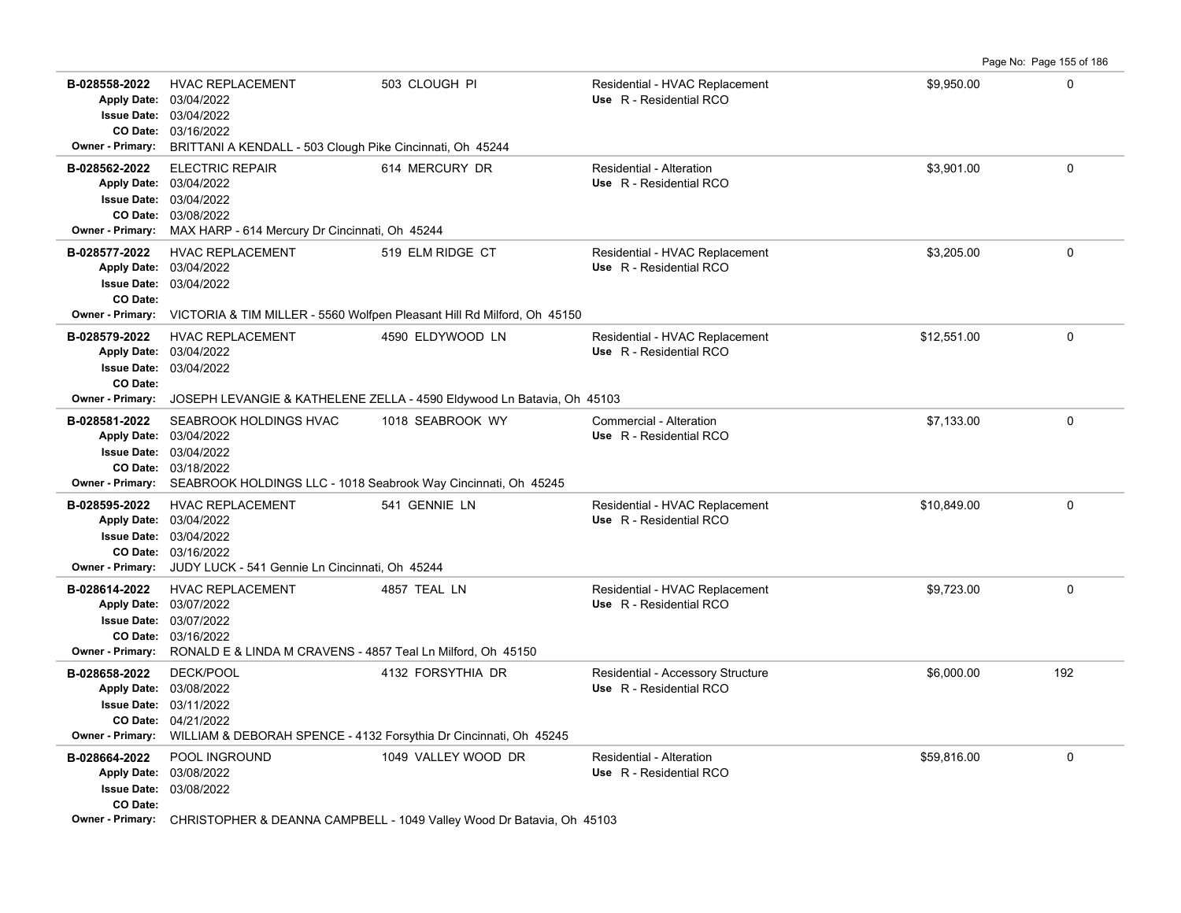| Permit # | Description | Address | Type / Use | Valuation | Sq Ft |
|---|---|---|---|---|---|
| B-028558-2022 | HVAC REPLACEMENT | 503 CLOUGH PI | Residential - HVAC Replacement<br>Use R - Residential RCO | $9,950.00 | 0 |
| Apply Date: 03/04/2022<br>Issue Date: 03/04/2022<br>CO Date: 03/16/2022 | | | | | |
| Owner - Primary: BRITTANI A KENDALL - 503 Clough Pike Cincinnati, Oh 45244 | | | | | |
| B-028562-2022 | ELECTRIC REPAIR | 614 MERCURY DR | Residential - Alteration<br>Use R - Residential RCO | $3,901.00 | 0 |
| Apply Date: 03/04/2022<br>Issue Date: 03/04/2022<br>CO Date: 03/08/2022 | | | | | |
| Owner - Primary: MAX HARP - 614 Mercury Dr Cincinnati, Oh 45244 | | | | | |
| B-028577-2022 | HVAC REPLACEMENT | 519 ELM RIDGE CT | Residential - HVAC Replacement<br>Use R - Residential RCO | $3,205.00 | 0 |
| Apply Date: 03/04/2022<br>Issue Date: 03/04/2022<br>CO Date: | | | | | |
| Owner - Primary: VICTORIA & TIM MILLER - 5560 Wolfpen Pleasant Hill Rd Milford, Oh 45150 | | | | | |
| B-028579-2022 | HVAC REPLACEMENT | 4590 ELDYWOOD LN | Residential - HVAC Replacement<br>Use R - Residential RCO | $12,551.00 | 0 |
| Apply Date: 03/04/2022<br>Issue Date: 03/04/2022<br>CO Date: | | | | | |
| Owner - Primary: JOSEPH LEVANGIE & KATHELENE ZELLA - 4590 Eldywood Ln Batavia, Oh 45103 | | | | | |
| B-028581-2022 | SEABROOK HOLDINGS HVAC | 1018 SEABROOK WY | Commercial - Alteration<br>Use R - Residential RCO | $7,133.00 | 0 |
| Apply Date: 03/04/2022<br>Issue Date: 03/04/2022<br>CO Date: 03/18/2022 | | | | | |
| Owner - Primary: SEABROOK HOLDINGS LLC - 1018 Seabrook Way Cincinnati, Oh 45245 | | | | | |
| B-028595-2022 | HVAC REPLACEMENT | 541 GENNIE LN | Residential - HVAC Replacement<br>Use R - Residential RCO | $10,849.00 | 0 |
| Apply Date: 03/04/2022<br>Issue Date: 03/04/2022<br>CO Date: 03/16/2022 | | | | | |
| Owner - Primary: JUDY LUCK - 541 Gennie Ln Cincinnati, Oh 45244 | | | | | |
| B-028614-2022 | HVAC REPLACEMENT | 4857 TEAL LN | Residential - HVAC Replacement<br>Use R - Residential RCO | $9,723.00 | 0 |
| Apply Date: 03/07/2022<br>Issue Date: 03/07/2022<br>CO Date: 03/16/2022 | | | | | |
| Owner - Primary: RONALD E & LINDA M CRAVENS - 4857 Teal Ln Milford, Oh 45150 | | | | | |
| B-028658-2022 | DECK/POOL | 4132 FORSYTHIA DR | Residential - Accessory Structure<br>Use R - Residential RCO | $6,000.00 | 192 |
| Apply Date: 03/08/2022<br>Issue Date: 03/11/2022<br>CO Date: 04/21/2022 | | | | | |
| Owner - Primary: WILLIAM & DEBORAH SPENCE - 4132 Forsythia Dr Cincinnati, Oh 45245 | | | | | |
| B-028664-2022 | POOL INGROUND | 1049 VALLEY WOOD DR | Residential - Alteration<br>Use R - Residential RCO | $59,816.00 | 0 |
| Apply Date: 03/08/2022<br>Issue Date: 03/08/2022<br>CO Date: | | | | | |
| Owner - Primary: CHRISTOPHER & DEANNA CAMPBELL - 1049 Valley Wood Dr Batavia, Oh 45103 | | | | | |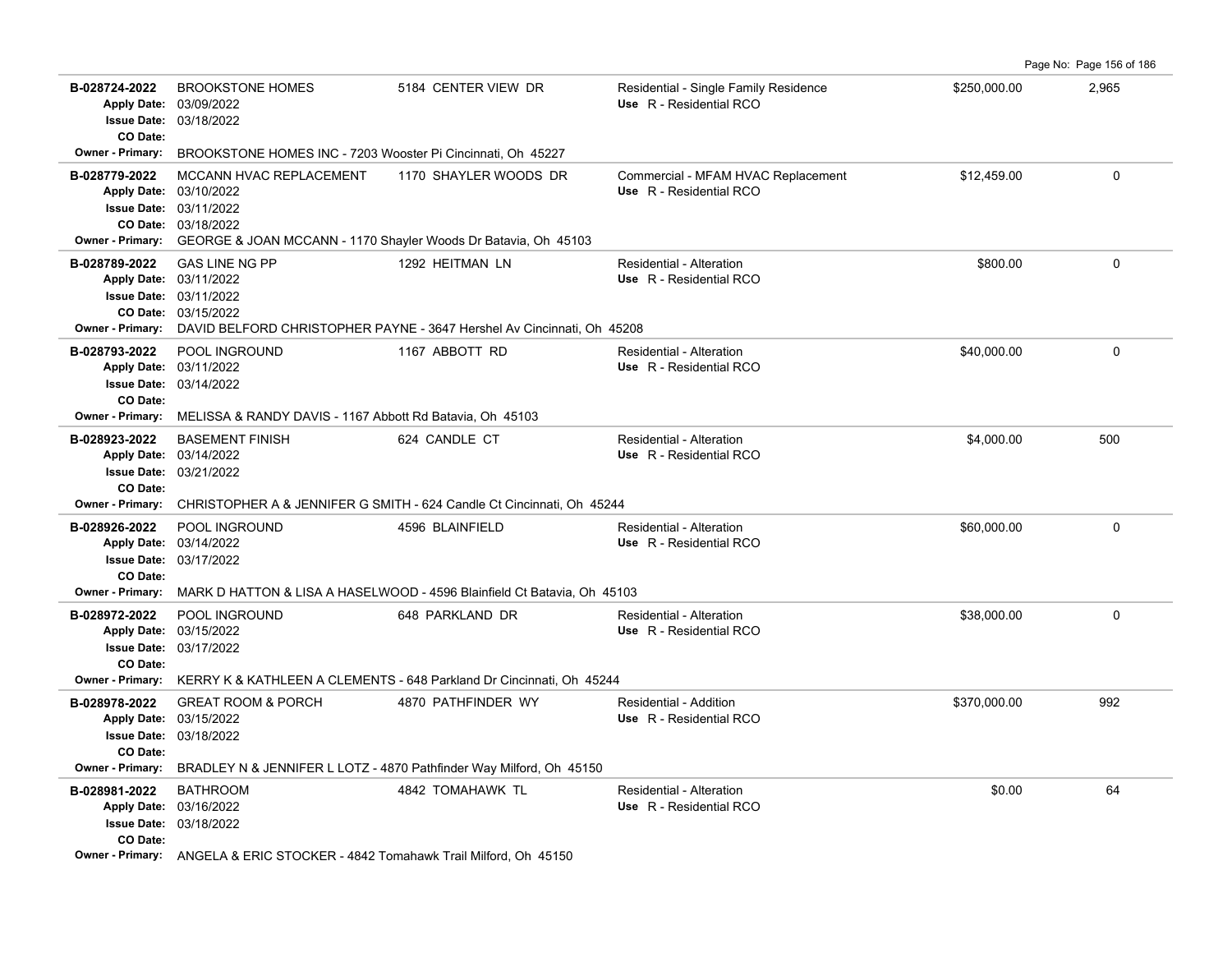| Permit # | Description / Dates | Address | Type / Use | Valuation | Sq Ft |
|---|---|---|---|---|---|
| B-028724-2022 | BROOKSTONE HOMES<br>Apply Date: 03/09/2022<br>Issue Date: 03/18/2022<br>CO Date: | 5184 CENTER VIEW DR | Residential - Single Family Residence<br>Use R - Residential RCO | $250,000.00 | 2,965 |
| Owner - Primary: | BROOKSTONE HOMES INC - 7203 Wooster Pi Cincinnati, Oh 45227 | | | | |
| B-028779-2022 | MCCANN HVAC REPLACEMENT<br>Apply Date: 03/10/2022<br>Issue Date: 03/11/2022<br>CO Date: 03/18/2022 | 1170 SHAYLER WOODS DR | Commercial - MFAM HVAC Replacement<br>Use R - Residential RCO | $12,459.00 | 0 |
| Owner - Primary: | GEORGE & JOAN MCCANN - 1170 Shayler Woods Dr Batavia, Oh 45103 | | | | |
| B-028789-2022 | GAS LINE NG PP<br>Apply Date: 03/11/2022<br>Issue Date: 03/11/2022<br>CO Date: 03/15/2022 | 1292 HEITMAN LN | Residential - Alteration<br>Use R - Residential RCO | $800.00 | 0 |
| Owner - Primary: | DAVID BELFORD CHRISTOPHER PAYNE - 3647 Hershel Av Cincinnati, Oh 45208 | | | | |
| B-028793-2022 | POOL INGROUND<br>Apply Date: 03/11/2022<br>Issue Date: 03/14/2022<br>CO Date: | 1167 ABBOTT RD | Residential - Alteration<br>Use R - Residential RCO | $40,000.00 | 0 |
| Owner - Primary: | MELISSA & RANDY DAVIS - 1167 Abbott Rd Batavia, Oh 45103 | | | | |
| B-028923-2022 | BASEMENT FINISH<br>Apply Date: 03/14/2022<br>Issue Date: 03/21/2022<br>CO Date: | 624 CANDLE CT | Residential - Alteration<br>Use R - Residential RCO | $4,000.00 | 500 |
| Owner - Primary: | CHRISTOPHER A & JENNIFER G SMITH - 624 Candle Ct Cincinnati, Oh 45244 | | | | |
| B-028926-2022 | POOL INGROUND<br>Apply Date: 03/14/2022<br>Issue Date: 03/17/2022<br>CO Date: | 4596 BLAINFIELD | Residential - Alteration<br>Use R - Residential RCO | $60,000.00 | 0 |
| Owner - Primary: | MARK D HATTON & LISA A HASELWOOD - 4596 Blainfield Ct Batavia, Oh 45103 | | | | |
| B-028972-2022 | POOL INGROUND<br>Apply Date: 03/15/2022<br>Issue Date: 03/17/2022<br>CO Date: | 648 PARKLAND DR | Residential - Alteration<br>Use R - Residential RCO | $38,000.00 | 0 |
| Owner - Primary: | KERRY K & KATHLEEN A CLEMENTS - 648 Parkland Dr Cincinnati, Oh 45244 | | | | |
| B-028978-2022 | GREAT ROOM & PORCH<br>Apply Date: 03/15/2022<br>Issue Date: 03/18/2022<br>CO Date: | 4870 PATHFINDER WY | Residential - Addition<br>Use R - Residential RCO | $370,000.00 | 992 |
| Owner - Primary: | BRADLEY N & JENNIFER L LOTZ - 4870 Pathfinder Way Milford, Oh 45150 | | | | |
| B-028981-2022 | BATHROOM<br>Apply Date: 03/16/2022<br>Issue Date: 03/18/2022<br>CO Date: | 4842 TOMAHAWK TL | Residential - Alteration<br>Use R - Residential RCO | $0.00 | 64 |
| Owner - Primary: | ANGELA & ERIC STOCKER - 4842 Tomahawk Trail Milford, Oh 45150 | | | | |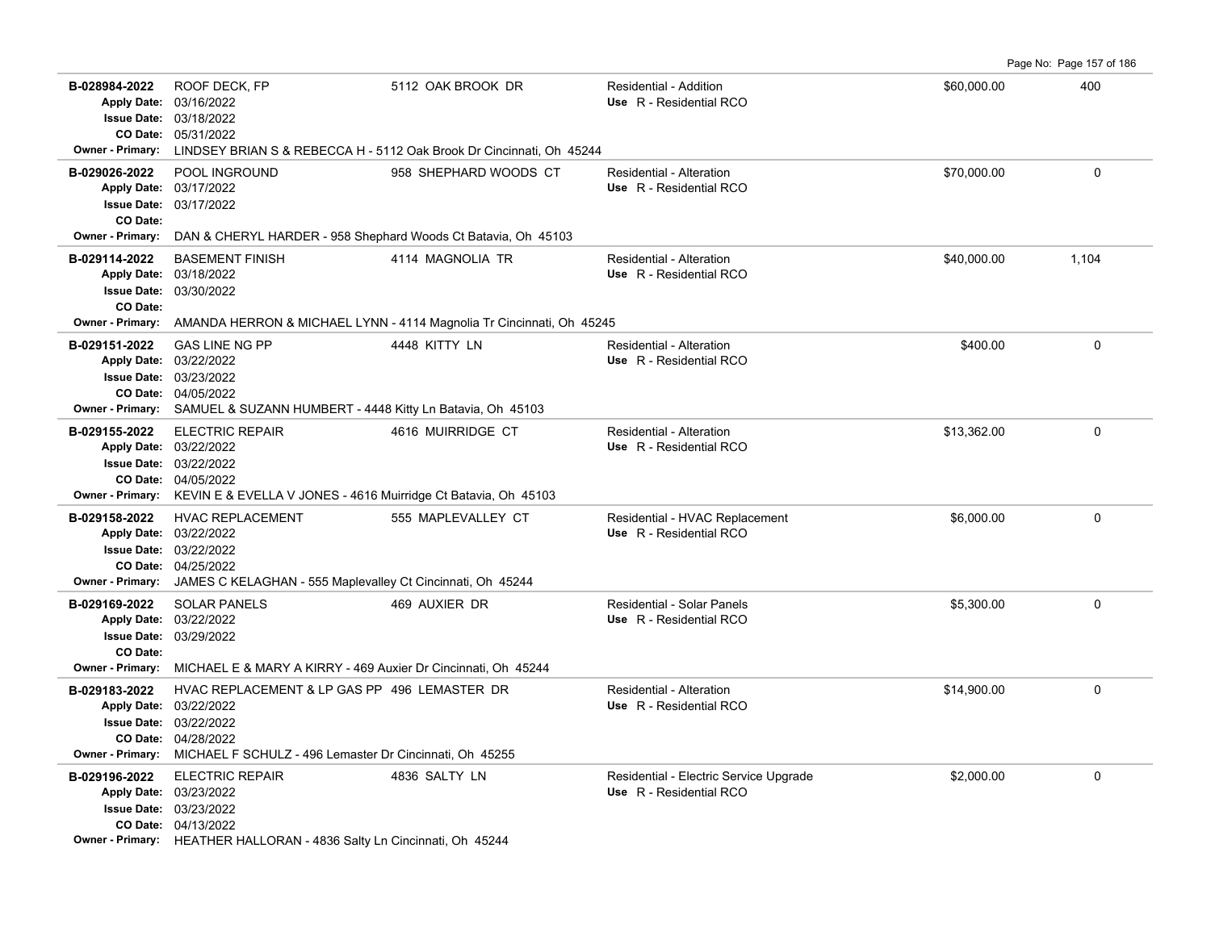| Permit # | Description | Address | Type / Use | Valuation | Sq Ft |
|---|---|---|---|---|---|
| **B-028984-2022**<br>Apply Date: 03/16/2022<br>Issue Date: 03/18/2022<br>CO Date: 05/31/2022<br>Owner - Primary: LINDSEY BRIAN S & REBECCA H - 5112 Oak Brook Dr Cincinnati, Oh 45244 | ROOF DECK, FP | 5112 OAK BROOK DR | Residential - Addition<br>Use R - Residential RCO | $60,000.00 | 400 |
| **B-029026-2022**<br>Apply Date: 03/17/2022<br>Issue Date: 03/17/2022<br>CO Date:<br>Owner - Primary: DAN & CHERYL HARDER - 958 Shephard Woods Ct Batavia, Oh 45103 | POOL INGROUND | 958 SHEPHARD WOODS CT | Residential - Alteration<br>Use R - Residential RCO | $70,000.00 | 0 |
| **B-029114-2022**<br>Apply Date: 03/18/2022<br>Issue Date: 03/30/2022<br>CO Date:<br>Owner - Primary: AMANDA HERRON & MICHAEL LYNN - 4114 Magnolia Tr Cincinnati, Oh 45245 | BASEMENT FINISH | 4114 MAGNOLIA TR | Residential - Alteration<br>Use R - Residential RCO | $40,000.00 | 1,104 |
| **B-029151-2022**<br>Apply Date: 03/22/2022<br>Issue Date: 03/23/2022<br>CO Date: 04/05/2022<br>Owner - Primary: SAMUEL & SUZANN HUMBERT - 4448 Kitty Ln Batavia, Oh 45103 | GAS LINE NG PP | 4448 KITTY LN | Residential - Alteration<br>Use R - Residential RCO | $400.00 | 0 |
| **B-029155-2022**<br>Apply Date: 03/22/2022<br>Issue Date: 03/22/2022<br>CO Date: 04/05/2022<br>Owner - Primary: KEVIN E & EVELLA V JONES - 4616 Muirridge Ct Batavia, Oh 45103 | ELECTRIC REPAIR | 4616 MUIRRIDGE CT | Residential - Alteration<br>Use R - Residential RCO | $13,362.00 | 0 |
| **B-029158-2022**<br>Apply Date: 03/22/2022<br>Issue Date: 03/22/2022<br>CO Date: 04/25/2022<br>Owner - Primary: JAMES C KELAGHAN - 555 Maplevalley Ct Cincinnati, Oh 45244 | HVAC REPLACEMENT | 555 MAPLEVALLEY CT | Residential - HVAC Replacement<br>Use R - Residential RCO | $6,000.00 | 0 |
| **B-029169-2022**<br>Apply Date: 03/22/2022<br>Issue Date: 03/29/2022<br>CO Date:<br>Owner - Primary: MICHAEL E & MARY A KIRRY - 469 Auxier Dr Cincinnati, Oh 45244 | SOLAR PANELS | 469 AUXIER DR | Residential - Solar Panels<br>Use R - Residential RCO | $5,300.00 | 0 |
| **B-029183-2022**<br>Apply Date: 03/22/2022<br>Issue Date: 03/22/2022<br>CO Date: 04/28/2022<br>Owner - Primary: MICHAEL F SCHULZ - 496 Lemaster Dr Cincinnati, Oh 45255 | HVAC REPLACEMENT & LP GAS PP | 496 LEMASTER DR | Residential - Alteration<br>Use R - Residential RCO | $14,900.00 | 0 |
| **B-029196-2022**<br>Apply Date: 03/23/2022<br>Issue Date: 03/23/2022<br>CO Date: 04/13/2022<br>Owner - Primary: HEATHER HALLORAN - 4836 Salty Ln Cincinnati, Oh 45244 | ELECTRIC REPAIR | 4836 SALTY LN | Residential - Electric Service Upgrade<br>Use R - Residential RCO | $2,000.00 | 0 |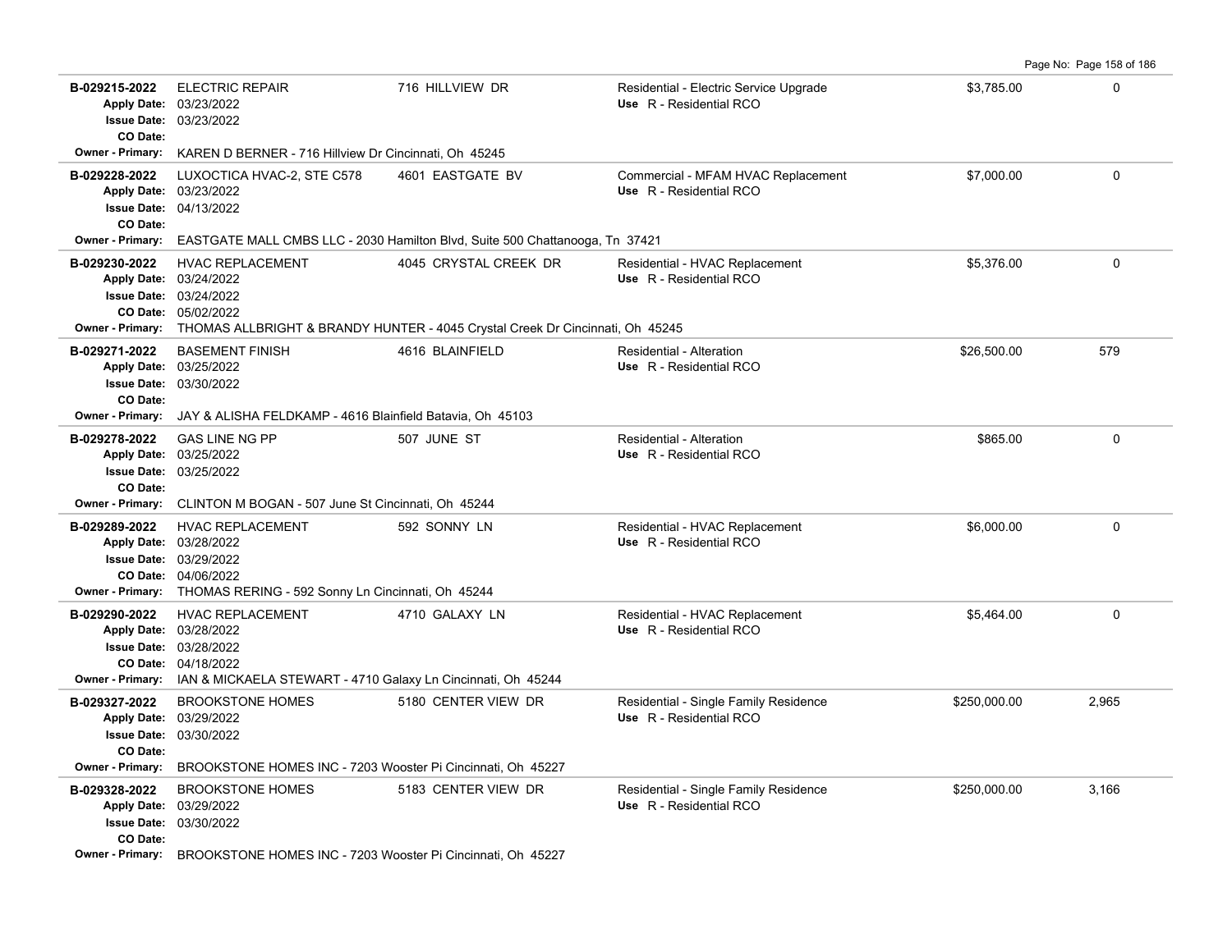| Permit # | Description | Address | Type / Use | Valuation | Sq Ft |
|---|---|---|---|---|---|
| **B-029215-2022**<br>Apply Date: 03/23/2022<br>Issue Date: 03/23/2022<br>CO Date:<br>Owner - Primary: KAREN D BERNER - 716 Hillview Dr Cincinnati, Oh 45245 | ELECTRIC REPAIR | 716 HILLVIEW DR | Residential - Electric Service Upgrade<br>Use R - Residential RCO | $3,785.00 | 0 |
| **B-029228-2022**<br>Apply Date: 03/23/2022<br>Issue Date: 04/13/2022<br>CO Date:<br>Owner - Primary: EASTGATE MALL CMBS LLC - 2030 Hamilton Blvd, Suite 500 Chattanooga, Tn 37421 | LUXOCTICA HVAC-2, STE C578 | 4601 EASTGATE BV | Commercial - MFAM HVAC Replacement<br>Use R - Residential RCO | $7,000.00 | 0 |
| **B-029230-2022**<br>Apply Date: 03/24/2022<br>Issue Date: 03/24/2022<br>CO Date: 05/02/2022<br>Owner - Primary: THOMAS ALLBRIGHT & BRANDY HUNTER - 4045 Crystal Creek Dr Cincinnati, Oh 45245 | HVAC REPLACEMENT | 4045 CRYSTAL CREEK DR | Residential - HVAC Replacement<br>Use R - Residential RCO | $5,376.00 | 0 |
| **B-029271-2022**<br>Apply Date: 03/25/2022<br>Issue Date: 03/30/2022<br>CO Date:<br>Owner - Primary: JAY & ALISHA FELDKAMP - 4616 Blainfield Batavia, Oh 45103 | BASEMENT FINISH | 4616 BLAINFIELD | Residential - Alteration<br>Use R - Residential RCO | $26,500.00 | 579 |
| **B-029278-2022**<br>Apply Date: 03/25/2022<br>Issue Date: 03/25/2022<br>CO Date:<br>Owner - Primary: CLINTON M BOGAN - 507 June St Cincinnati, Oh 45244 | GAS LINE NG PP | 507 JUNE ST | Residential - Alteration<br>Use R - Residential RCO | $865.00 | 0 |
| **B-029289-2022**<br>Apply Date: 03/28/2022<br>Issue Date: 03/29/2022<br>CO Date: 04/06/2022<br>Owner - Primary: THOMAS RERING - 592 Sonny Ln Cincinnati, Oh 45244 | HVAC REPLACEMENT | 592 SONNY LN | Residential - HVAC Replacement<br>Use R - Residential RCO | $6,000.00 | 0 |
| **B-029290-2022**<br>Apply Date: 03/28/2022<br>Issue Date: 03/28/2022<br>CO Date: 04/18/2022<br>Owner - Primary: IAN & MICKAELA STEWART - 4710 Galaxy Ln Cincinnati, Oh 45244 | HVAC REPLACEMENT | 4710 GALAXY LN | Residential - HVAC Replacement<br>Use R - Residential RCO | $5,464.00 | 0 |
| **B-029327-2022**<br>Apply Date: 03/29/2022<br>Issue Date: 03/30/2022<br>CO Date:<br>Owner - Primary: BROOKSTONE HOMES INC - 7203 Wooster Pi Cincinnati, Oh 45227 | BROOKSTONE HOMES | 5180 CENTER VIEW DR | Residential - Single Family Residence<br>Use R - Residential RCO | $250,000.00 | 2,965 |
| **B-029328-2022**<br>Apply Date: 03/29/2022<br>Issue Date: 03/30/2022<br>CO Date:<br>Owner - Primary: BROOKSTONE HOMES INC - 7203 Wooster Pi Cincinnati, Oh 45227 | BROOKSTONE HOMES | 5183 CENTER VIEW DR | Residential - Single Family Residence<br>Use R - Residential RCO | $250,000.00 | 3,166 |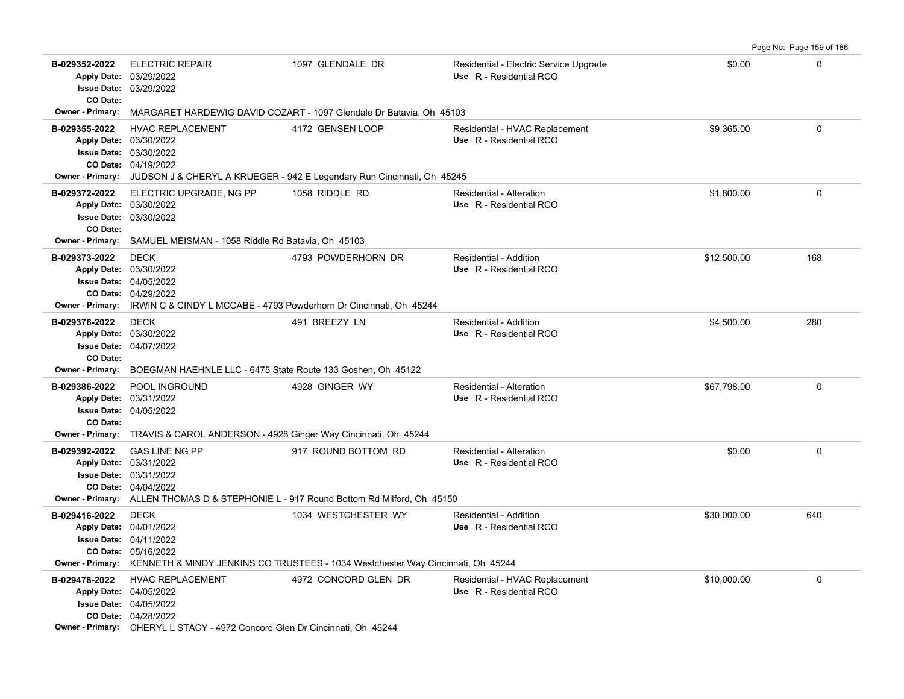| Permit | Description | Address | Type / Use | Valuation | Sq Ft |
|---|---|---|---|---|---|
| **B-029352-2022**<br>Apply Date: 03/29/2022<br>Issue Date: 03/29/2022<br>CO Date:<br>Owner - Primary: MARGARET HARDEWIG DAVID COZART - 1097 Glendale Dr Batavia, Oh 45103 | ELECTRIC REPAIR | 1097 GLENDALE DR | Residential - Electric Service Upgrade<br>Use R - Residential RCO | $0.00 | 0 |
| **B-029355-2022**<br>Apply Date: 03/30/2022<br>Issue Date: 03/30/2022<br>CO Date: 04/19/2022<br>Owner - Primary: JUDSON J & CHERYL A KRUEGER - 942 E Legendary Run Cincinnati, Oh 45245 | HVAC REPLACEMENT | 4172 GENSEN LOOP | Residential - HVAC Replacement<br>Use R - Residential RCO | $9,365.00 | 0 |
| **B-029372-2022**<br>Apply Date: 03/30/2022<br>Issue Date: 03/30/2022<br>CO Date:<br>Owner - Primary: SAMUEL MEISMAN - 1058 Riddle Rd Batavia, Oh 45103 | ELECTRIC UPGRADE, NG PP | 1058 RIDDLE RD | Residential - Alteration<br>Use R - Residential RCO | $1,800.00 | 0 |
| **B-029373-2022**<br>Apply Date: 03/30/2022<br>Issue Date: 04/05/2022<br>CO Date: 04/29/2022<br>Owner - Primary: IRWIN C & CINDY L MCCABE - 4793 Powderhorn Dr Cincinnati, Oh 45244 | DECK | 4793 POWDERHORN DR | Residential - Addition<br>Use R - Residential RCO | $12,500.00 | 168 |
| **B-029376-2022**<br>Apply Date: 03/30/2022<br>Issue Date: 04/07/2022<br>CO Date:<br>Owner - Primary: BOEGMAN HAEHNLE LLC - 6475 State Route 133 Goshen, Oh 45122 | DECK | 491 BREEZY LN | Residential - Addition<br>Use R - Residential RCO | $4,500.00 | 280 |
| **B-029386-2022**<br>Apply Date: 03/31/2022<br>Issue Date: 04/05/2022<br>CO Date:<br>Owner - Primary: TRAVIS & CAROL ANDERSON - 4928 Ginger Way Cincinnati, Oh 45244 | POOL INGROUND | 4928 GINGER WY | Residential - Alteration<br>Use R - Residential RCO | $67,798.00 | 0 |
| **B-029392-2022**<br>Apply Date: 03/31/2022<br>Issue Date: 03/31/2022<br>CO Date: 04/04/2022<br>Owner - Primary: ALLEN THOMAS D & STEPHONIE L - 917 Round Bottom Rd Milford, Oh 45150 | GAS LINE NG PP | 917 ROUND BOTTOM RD | Residential - Alteration<br>Use R - Residential RCO | $0.00 | 0 |
| **B-029416-2022**<br>Apply Date: 04/01/2022<br>Issue Date: 04/11/2022<br>CO Date: 05/16/2022<br>Owner - Primary: KENNETH & MINDY JENKINS CO TRUSTEES - 1034 Westchester Way Cincinnati, Oh 45244 | DECK | 1034 WESTCHESTER WY | Residential - Addition<br>Use R - Residential RCO | $30,000.00 | 640 |
| **B-029478-2022**<br>Apply Date: 04/05/2022<br>Issue Date: 04/05/2022<br>CO Date: 04/28/2022<br>Owner - Primary: CHERYL L STACY - 4972 Concord Glen Dr Cincinnati, Oh 45244 | HVAC REPLACEMENT | 4972 CONCORD GLEN DR | Residential - HVAC Replacement<br>Use R - Residential RCO | $10,000.00 | 0 |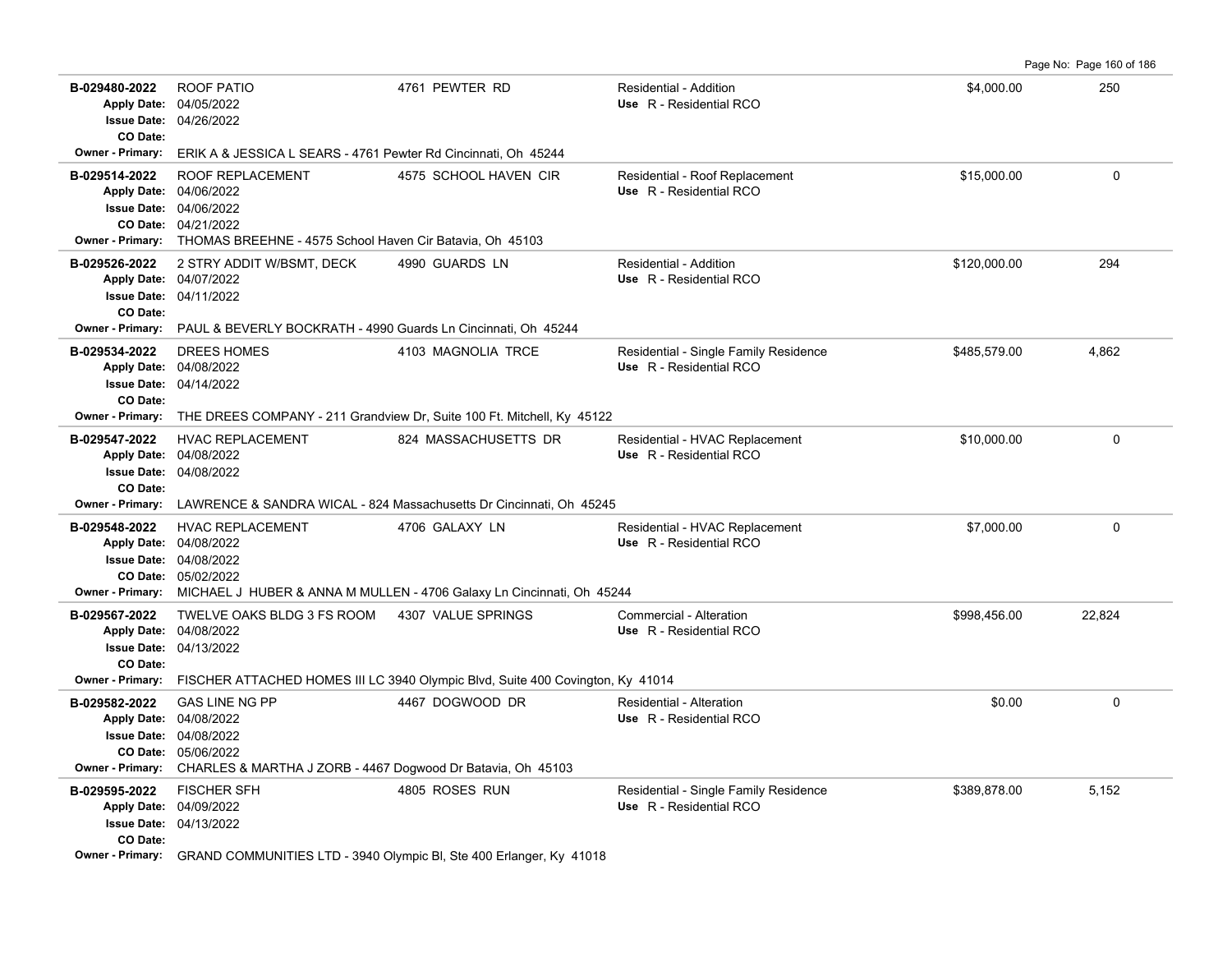| Permit # | Description | Address | Type / Use | Valuation | Sq Ft |
|---|---|---|---|---|---|
| **B-029480-2022**<br>Apply Date: 04/05/2022<br>Issue Date: 04/26/2022<br>CO Date:<br>Owner - Primary: ERIK A & JESSICA L SEARS - 4761 Pewter Rd Cincinnati, Oh 45244 | ROOF PATIO | 4761 PEWTER RD | Residential - Addition<br>Use R - Residential RCO | $4,000.00 | 250 |
| **B-029514-2022**<br>Apply Date: 04/06/2022<br>Issue Date: 04/06/2022<br>CO Date: 04/21/2022<br>Owner - Primary: THOMAS BREEHNE - 4575 School Haven Cir Batavia, Oh 45103 | ROOF REPLACEMENT | 4575 SCHOOL HAVEN CIR | Residential - Roof Replacement<br>Use R - Residential RCO | $15,000.00 | 0 |
| **B-029526-2022**<br>Apply Date: 04/07/2022<br>Issue Date: 04/11/2022<br>CO Date:<br>Owner - Primary: PAUL & BEVERLY BOCKRATH - 4990 Guards Ln Cincinnati, Oh 45244 | 2 STRY ADDIT W/BSMT, DECK | 4990 GUARDS LN | Residential - Addition<br>Use R - Residential RCO | $120,000.00 | 294 |
| **B-029534-2022**<br>Apply Date: 04/08/2022<br>Issue Date: 04/14/2022<br>CO Date:<br>Owner - Primary: THE DREES COMPANY - 211 Grandview Dr, Suite 100 Ft. Mitchell, Ky 45122 | DREES HOMES | 4103 MAGNOLIA TRCE | Residential - Single Family Residence<br>Use R - Residential RCO | $485,579.00 | 4,862 |
| **B-029547-2022**<br>Apply Date: 04/08/2022<br>Issue Date: 04/08/2022<br>CO Date:<br>Owner - Primary: LAWRENCE & SANDRA WICAL - 824 Massachusetts Dr Cincinnati, Oh 45245 | HVAC REPLACEMENT | 824 MASSACHUSETTS DR | Residential - HVAC Replacement<br>Use R - Residential RCO | $10,000.00 | 0 |
| **B-029548-2022**<br>Apply Date: 04/08/2022<br>Issue Date: 04/08/2022<br>CO Date: 05/02/2022<br>Owner - Primary: MICHAEL J HUBER & ANNA M MULLEN - 4706 Galaxy Ln Cincinnati, Oh 45244 | HVAC REPLACEMENT | 4706 GALAXY LN | Residential - HVAC Replacement<br>Use R - Residential RCO | $7,000.00 | 0 |
| **B-029567-2022**<br>Apply Date: 04/08/2022<br>Issue Date: 04/13/2022<br>CO Date:<br>Owner - Primary: FISCHER ATTACHED HOMES III LC 3940 Olympic Blvd, Suite 400 Covington, Ky 41014 | TWELVE OAKS BLDG 3 FS ROOM | 4307 VALUE SPRINGS | Commercial - Alteration<br>Use R - Residential RCO | $998,456.00 | 22,824 |
| **B-029582-2022**<br>Apply Date: 04/08/2022<br>Issue Date: 04/08/2022<br>CO Date: 05/06/2022<br>Owner - Primary: CHARLES & MARTHA J ZORB - 4467 Dogwood Dr Batavia, Oh 45103 | GAS LINE NG PP | 4467 DOGWOOD DR | Residential - Alteration<br>Use R - Residential RCO | $0.00 | 0 |
| **B-029595-2022**<br>Apply Date: 04/09/2022<br>Issue Date: 04/13/2022<br>CO Date:<br>Owner - Primary: GRAND COMMUNITIES LTD - 3940 Olympic Bl, Ste 400 Erlanger, Ky 41018 | FISCHER SFH | 4805 ROSES RUN | Residential - Single Family Residence<br>Use R - Residential RCO | $389,878.00 | 5,152 |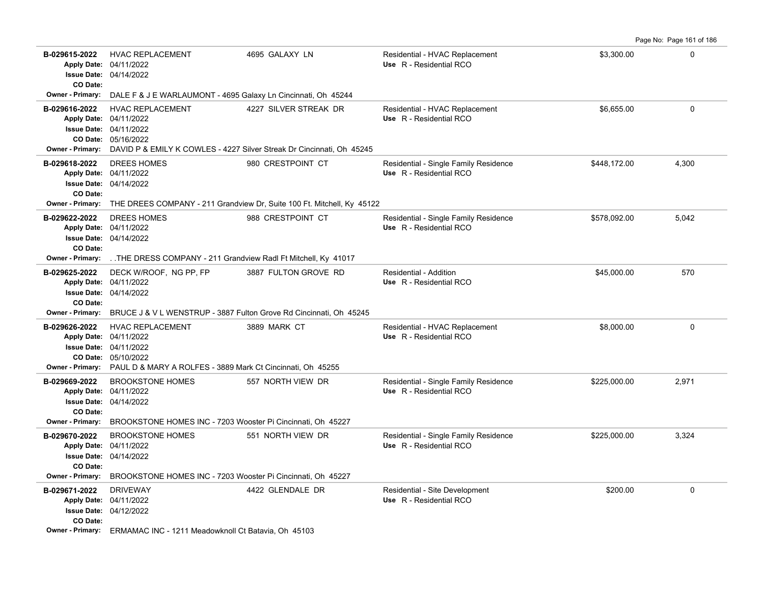| Permit | Description | Address | Type / Use | Value | Sq Ft |
|---|---|---|---|---|---|
| B-029615-2022 | HVAC REPLACEMENT | 4695 GALAXY LN | Residential - HVAC Replacement<br>Use R - Residential RCO | $3,300.00 | 0 |
| | Apply Date: 04/11/2022<br>Issue Date: 04/14/2022<br>CO Date: | | | | |
| | Owner - Primary: DALE F & J E WARLAUMONT - 4695 Galaxy Ln Cincinnati, Oh 45244 | | | | |
| B-029616-2022 | HVAC REPLACEMENT | 4227 SILVER STREAK DR | Residential - HVAC Replacement<br>Use R - Residential RCO | $6,655.00 | 0 |
| | Apply Date: 04/11/2022<br>Issue Date: 04/11/2022<br>CO Date: 05/16/2022 | | | | |
| | Owner - Primary: DAVID P & EMILY K COWLES - 4227 Silver Streak Dr Cincinnati, Oh 45245 | | | | |
| B-029618-2022 | DREES HOMES | 980 CRESTPOINT CT | Residential - Single Family Residence<br>Use R - Residential RCO | $448,172.00 | 4,300 |
| | Apply Date: 04/11/2022<br>Issue Date: 04/14/2022<br>CO Date: | | | | |
| | Owner - Primary: THE DREES COMPANY - 211 Grandview Dr, Suite 100 Ft. Mitchell, Ky 45122 | | | | |
| B-029622-2022 | DREES HOMES | 988 CRESTPOINT CT | Residential - Single Family Residence<br>Use R - Residential RCO | $578,092.00 | 5,042 |
| | Apply Date: 04/11/2022<br>Issue Date: 04/14/2022<br>CO Date: | | | | |
| | Owner - Primary: . .THE DRESS COMPANY - 211 Grandview Radl Ft Mitchell, Ky 41017 | | | | |
| B-029625-2022 | DECK W/ROOF, NG PP, FP | 3887 FULTON GROVE RD | Residential - Addition<br>Use R - Residential RCO | $45,000.00 | 570 |
| | Apply Date: 04/11/2022<br>Issue Date: 04/14/2022<br>CO Date: | | | | |
| | Owner - Primary: BRUCE J & V L WENSTRUP - 3887 Fulton Grove Rd Cincinnati, Oh 45245 | | | | |
| B-029626-2022 | HVAC REPLACEMENT | 3889 MARK CT | Residential - HVAC Replacement<br>Use R - Residential RCO | $8,000.00 | 0 |
| | Apply Date: 04/11/2022<br>Issue Date: 04/11/2022<br>CO Date: 05/10/2022 | | | | |
| | Owner - Primary: PAUL D & MARY A ROLFES - 3889 Mark Ct Cincinnati, Oh 45255 | | | | |
| B-029669-2022 | BROOKSTONE HOMES | 557 NORTH VIEW DR | Residential - Single Family Residence<br>Use R - Residential RCO | $225,000.00 | 2,971 |
| | Apply Date: 04/11/2022<br>Issue Date: 04/14/2022<br>CO Date: | | | | |
| | Owner - Primary: BROOKSTONE HOMES INC - 7203 Wooster Pi Cincinnati, Oh 45227 | | | | |
| B-029670-2022 | BROOKSTONE HOMES | 551 NORTH VIEW DR | Residential - Single Family Residence<br>Use R - Residential RCO | $225,000.00 | 3,324 |
| | Apply Date: 04/11/2022<br>Issue Date: 04/14/2022<br>CO Date: | | | | |
| | Owner - Primary: BROOKSTONE HOMES INC - 7203 Wooster Pi Cincinnati, Oh 45227 | | | | |
| B-029671-2022 | DRIVEWAY | 4422 GLENDALE DR | Residential - Site Development<br>Use R - Residential RCO | $200.00 | 0 |
| | Apply Date: 04/11/2022<br>Issue Date: 04/12/2022<br>CO Date: | | | | |
| | Owner - Primary: ERMAMAC INC - 1211 Meadowknoll Ct Batavia, Oh 45103 | | | | |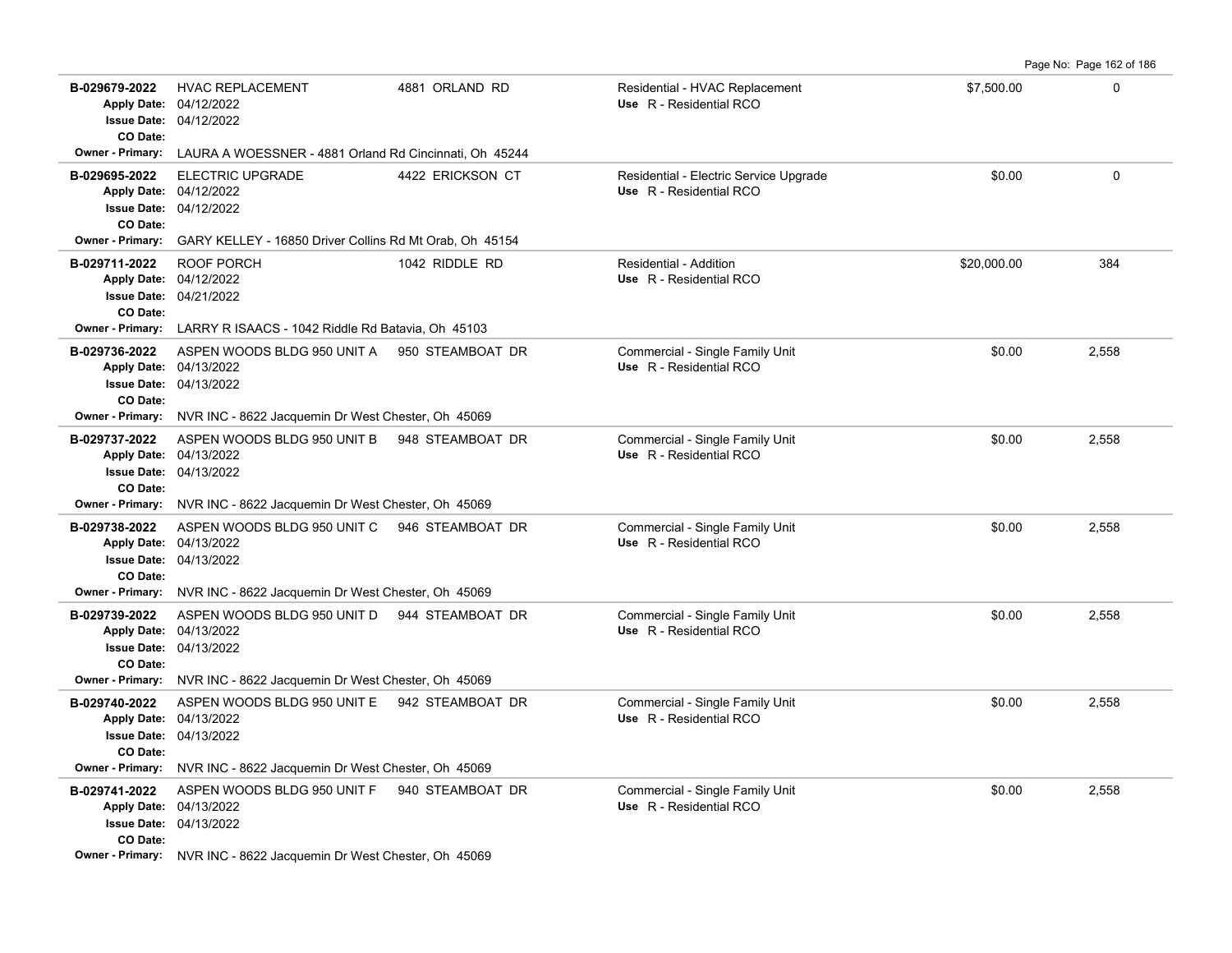| Permit | Description | Address | Type / Use | Valuation | Sq Ft |
|---|---|---|---|---|---|
| B-029679-2022 | HVAC REPLACEMENT | 4881 ORLAND RD | Residential - HVAC Replacement | $7,500.00 | 0 |
| Apply Date: 04/12/2022 | | | Use R - Residential RCO | | |
| Issue Date: 04/12/2022 | | | | | |
| CO Date: | | | | | |
| Owner - Primary: | LAURA A WOESSNER - 4881 Orland Rd Cincinnati, Oh 45244 | | | | |
| B-029695-2022 | ELECTRIC UPGRADE | 4422 ERICKSON CT | Residential - Electric Service Upgrade | $0.00 | 0 |
| Apply Date: 04/12/2022 | | | Use R - Residential RCO | | |
| Issue Date: 04/12/2022 | | | | | |
| CO Date: | | | | | |
| Owner - Primary: | GARY KELLEY - 16850 Driver Collins Rd Mt Orab, Oh 45154 | | | | |
| B-029711-2022 | ROOF PORCH | 1042 RIDDLE RD | Residential - Addition | $20,000.00 | 384 |
| Apply Date: 04/12/2022 | | | Use R - Residential RCO | | |
| Issue Date: 04/21/2022 | | | | | |
| CO Date: | | | | | |
| Owner - Primary: | LARRY R ISAACS - 1042 Riddle Rd Batavia, Oh 45103 | | | | |
| B-029736-2022 | ASPEN WOODS BLDG 950 UNIT A | 950 STEAMBOAT DR | Commercial - Single Family Unit | $0.00 | 2,558 |
| Apply Date: 04/13/2022 | | | Use R - Residential RCO | | |
| Issue Date: 04/13/2022 | | | | | |
| CO Date: | | | | | |
| Owner - Primary: | NVR INC - 8622 Jacquemin Dr West Chester, Oh 45069 | | | | |
| B-029737-2022 | ASPEN WOODS BLDG 950 UNIT B | 948 STEAMBOAT DR | Commercial - Single Family Unit | $0.00 | 2,558 |
| Apply Date: 04/13/2022 | | | Use R - Residential RCO | | |
| Issue Date: 04/13/2022 | | | | | |
| CO Date: | | | | | |
| Owner - Primary: | NVR INC - 8622 Jacquemin Dr West Chester, Oh 45069 | | | | |
| B-029738-2022 | ASPEN WOODS BLDG 950 UNIT C | 946 STEAMBOAT DR | Commercial - Single Family Unit | $0.00 | 2,558 |
| Apply Date: 04/13/2022 | | | Use R - Residential RCO | | |
| Issue Date: 04/13/2022 | | | | | |
| CO Date: | | | | | |
| Owner - Primary: | NVR INC - 8622 Jacquemin Dr West Chester, Oh 45069 | | | | |
| B-029739-2022 | ASPEN WOODS BLDG 950 UNIT D | 944 STEAMBOAT DR | Commercial - Single Family Unit | $0.00 | 2,558 |
| Apply Date: 04/13/2022 | | | Use R - Residential RCO | | |
| Issue Date: 04/13/2022 | | | | | |
| CO Date: | | | | | |
| Owner - Primary: | NVR INC - 8622 Jacquemin Dr West Chester, Oh 45069 | | | | |
| B-029740-2022 | ASPEN WOODS BLDG 950 UNIT E | 942 STEAMBOAT DR | Commercial - Single Family Unit | $0.00 | 2,558 |
| Apply Date: 04/13/2022 | | | Use R - Residential RCO | | |
| Issue Date: 04/13/2022 | | | | | |
| CO Date: | | | | | |
| Owner - Primary: | NVR INC - 8622 Jacquemin Dr West Chester, Oh 45069 | | | | |
| B-029741-2022 | ASPEN WOODS BLDG 950 UNIT F | 940 STEAMBOAT DR | Commercial - Single Family Unit | $0.00 | 2,558 |
| Apply Date: 04/13/2022 | | | Use R - Residential RCO | | |
| Issue Date: 04/13/2022 | | | | | |
| CO Date: | | | | | |
| Owner - Primary: | NVR INC - 8622 Jacquemin Dr West Chester, Oh 45069 | | | | |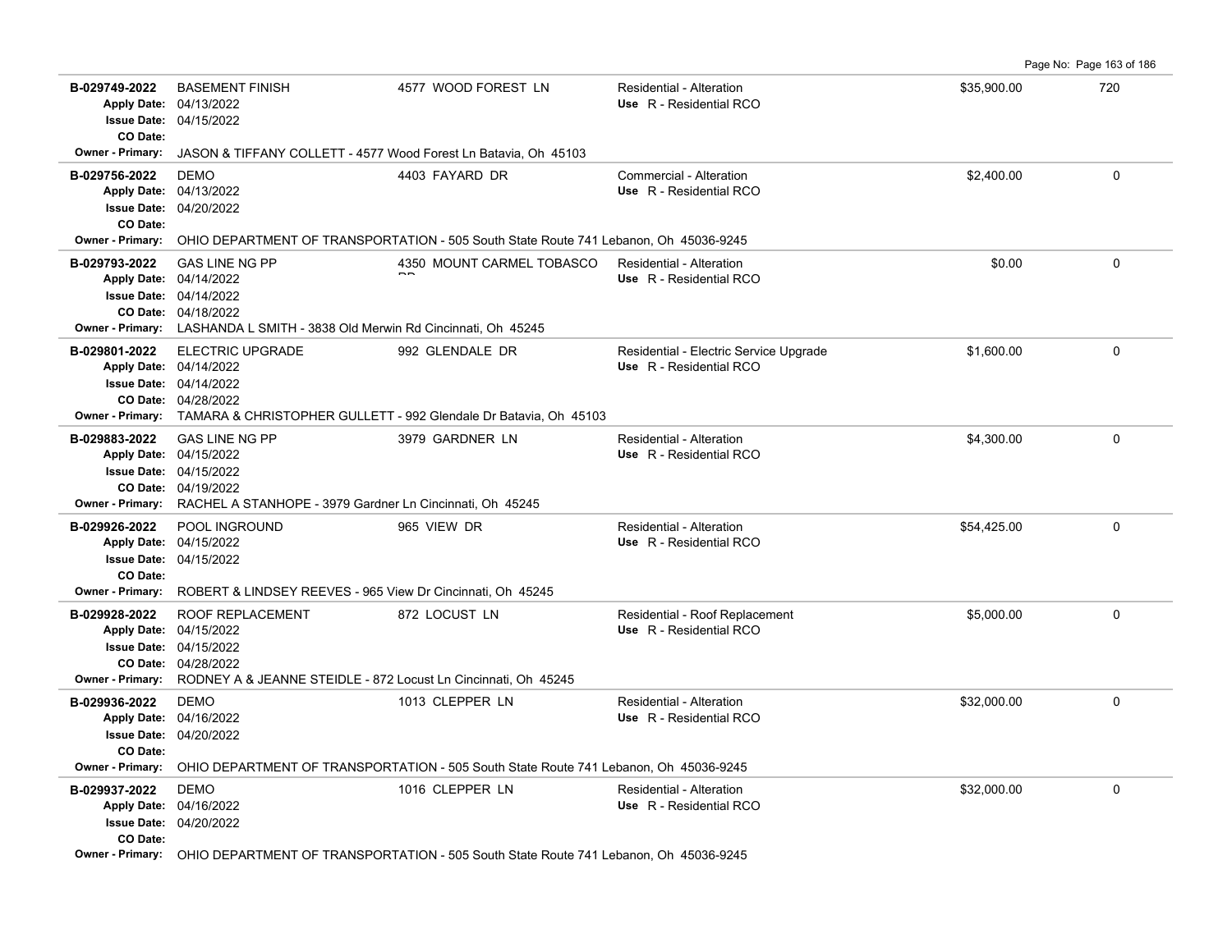| Permit | Description | Address | Type / Use | Valuation | Sq Ft |
|---|---|---|---|---|---|
| **B-029749-2022** | BASEMENT FINISH | 4577 WOOD FOREST LN | Residential - Alteration | $35,900.00 | 720 |
| Apply Date: 04/13/2022 | | | Use R - Residential RCO | | |
| Issue Date: 04/15/2022 | | | | | |
| CO Date: | | | | | |
| Owner - Primary: | JASON & TIFFANY COLLETT - 4577 Wood Forest Ln Batavia, Oh 45103 | | | | |
| **B-029756-2022** | DEMO | 4403 FAYARD DR | Commercial - Alteration | $2,400.00 | 0 |
| Apply Date: 04/13/2022 | | | Use R - Residential RCO | | |
| Issue Date: 04/20/2022 | | | | | |
| CO Date: | | | | | |
| Owner - Primary: | OHIO DEPARTMENT OF TRANSPORTATION - 505 South State Route 741 Lebanon, Oh 45036-9245 | | | | |
| **B-029793-2022** | GAS LINE NG PP | 4350 MOUNT CARMEL TOBASCO RD | Residential - Alteration | $0.00 | 0 |
| Apply Date: 04/14/2022 | | | Use R - Residential RCO | | |
| Issue Date: 04/14/2022 | | | | | |
| CO Date: 04/18/2022 | | | | | |
| Owner - Primary: | LASHANDA L SMITH - 3838 Old Merwin Rd Cincinnati, Oh 45245 | | | | |
| **B-029801-2022** | ELECTRIC UPGRADE | 992 GLENDALE DR | Residential - Electric Service Upgrade | $1,600.00 | 0 |
| Apply Date: 04/14/2022 | | | Use R - Residential RCO | | |
| Issue Date: 04/14/2022 | | | | | |
| CO Date: 04/28/2022 | | | | | |
| Owner - Primary: | TAMARA & CHRISTOPHER GULLETT - 992 Glendale Dr Batavia, Oh 45103 | | | | |
| **B-029883-2022** | GAS LINE NG PP | 3979 GARDNER LN | Residential - Alteration | $4,300.00 | 0 |
| Apply Date: 04/15/2022 | | | Use R - Residential RCO | | |
| Issue Date: 04/15/2022 | | | | | |
| CO Date: 04/19/2022 | | | | | |
| Owner - Primary: | RACHEL A STANHOPE - 3979 Gardner Ln Cincinnati, Oh 45245 | | | | |
| **B-029926-2022** | POOL INGROUND | 965 VIEW DR | Residential - Alteration | $54,425.00 | 0 |
| Apply Date: 04/15/2022 | | | Use R - Residential RCO | | |
| Issue Date: 04/15/2022 | | | | | |
| CO Date: | | | | | |
| Owner - Primary: | ROBERT & LINDSEY REEVES - 965 View Dr Cincinnati, Oh 45245 | | | | |
| **B-029928-2022** | ROOF REPLACEMENT | 872 LOCUST LN | Residential - Roof Replacement | $5,000.00 | 0 |
| Apply Date: 04/15/2022 | | | Use R - Residential RCO | | |
| Issue Date: 04/15/2022 | | | | | |
| CO Date: 04/28/2022 | | | | | |
| Owner - Primary: | RODNEY A & JEANNE STEIDLE - 872 Locust Ln Cincinnati, Oh 45245 | | | | |
| **B-029936-2022** | DEMO | 1013 CLEPPER LN | Residential - Alteration | $32,000.00 | 0 |
| Apply Date: 04/16/2022 | | | Use R - Residential RCO | | |
| Issue Date: 04/20/2022 | | | | | |
| CO Date: | | | | | |
| Owner - Primary: | OHIO DEPARTMENT OF TRANSPORTATION - 505 South State Route 741 Lebanon, Oh 45036-9245 | | | | |
| **B-029937-2022** | DEMO | 1016 CLEPPER LN | Residential - Alteration | $32,000.00 | 0 |
| Apply Date: 04/16/2022 | | | Use R - Residential RCO | | |
| Issue Date: 04/20/2022 | | | | | |
| CO Date: | | | | | |
| Owner - Primary: | OHIO DEPARTMENT OF TRANSPORTATION - 505 South State Route 741 Lebanon, Oh 45036-9245 | | | | |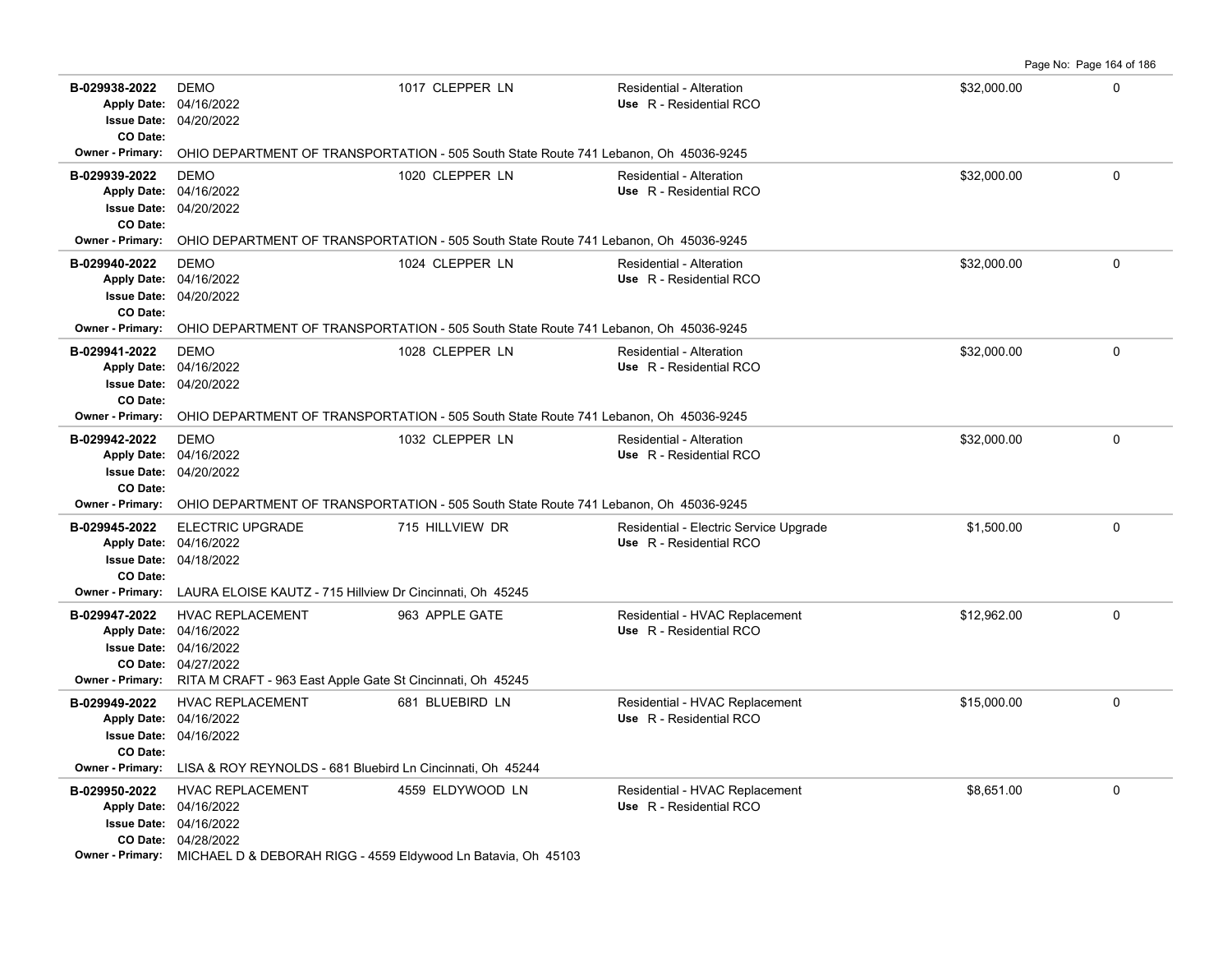| Permit | Type | Address | Description | Value | |
|---|---|---|---|---|---|
| **B-029938-2022** | DEMO | 1017 CLEPPER LN | Residential - Alteration | $32,000.00 | 0 |
| **Apply Date:** | 04/16/2022 | | **Use** R - Residential RCO | | |
| **Issue Date:** | 04/20/2022 | | | | |
| **CO Date:** | | | | | |
| **Owner - Primary:** | OHIO DEPARTMENT OF TRANSPORTATION - 505 South State Route 741 Lebanon, Oh 45036-9245 | | | | |
| **B-029939-2022** | DEMO | 1020 CLEPPER LN | Residential - Alteration | $32,000.00 | 0 |
| **Apply Date:** | 04/16/2022 | | **Use** R - Residential RCO | | |
| **Issue Date:** | 04/20/2022 | | | | |
| **CO Date:** | | | | | |
| **Owner - Primary:** | OHIO DEPARTMENT OF TRANSPORTATION - 505 South State Route 741 Lebanon, Oh 45036-9245 | | | | |
| **B-029940-2022** | DEMO | 1024 CLEPPER LN | Residential - Alteration | $32,000.00 | 0 |
| **Apply Date:** | 04/16/2022 | | **Use** R - Residential RCO | | |
| **Issue Date:** | 04/20/2022 | | | | |
| **CO Date:** | | | | | |
| **Owner - Primary:** | OHIO DEPARTMENT OF TRANSPORTATION - 505 South State Route 741 Lebanon, Oh 45036-9245 | | | | |
| **B-029941-2022** | DEMO | 1028 CLEPPER LN | Residential - Alteration | $32,000.00 | 0 |
| **Apply Date:** | 04/16/2022 | | **Use** R - Residential RCO | | |
| **Issue Date:** | 04/20/2022 | | | | |
| **CO Date:** | | | | | |
| **Owner - Primary:** | OHIO DEPARTMENT OF TRANSPORTATION - 505 South State Route 741 Lebanon, Oh 45036-9245 | | | | |
| **B-029942-2022** | DEMO | 1032 CLEPPER LN | Residential - Alteration | $32,000.00 | 0 |
| **Apply Date:** | 04/16/2022 | | **Use** R - Residential RCO | | |
| **Issue Date:** | 04/20/2022 | | | | |
| **CO Date:** | | | | | |
| **Owner - Primary:** | OHIO DEPARTMENT OF TRANSPORTATION - 505 South State Route 741 Lebanon, Oh 45036-9245 | | | | |
| **B-029945-2022** | ELECTRIC UPGRADE | 715 HILLVIEW DR | Residential - Electric Service Upgrade | $1,500.00 | 0 |
| **Apply Date:** | 04/16/2022 | | **Use** R - Residential RCO | | |
| **Issue Date:** | 04/18/2022 | | | | |
| **CO Date:** | | | | | |
| **Owner - Primary:** | LAURA ELOISE KAUTZ - 715 Hillview Dr Cincinnati, Oh 45245 | | | | |
| **B-029947-2022** | HVAC REPLACEMENT | 963 APPLE GATE | Residential - HVAC Replacement | $12,962.00 | 0 |
| **Apply Date:** | 04/16/2022 | | **Use** R - Residential RCO | | |
| **Issue Date:** | 04/16/2022 | | | | |
| **CO Date:** | 04/27/2022 | | | | |
| **Owner - Primary:** | RITA M CRAFT - 963 East Apple Gate St Cincinnati, Oh 45245 | | | | |
| **B-029949-2022** | HVAC REPLACEMENT | 681 BLUEBIRD LN | Residential - HVAC Replacement | $15,000.00 | 0 |
| **Apply Date:** | 04/16/2022 | | **Use** R - Residential RCO | | |
| **Issue Date:** | 04/16/2022 | | | | |
| **CO Date:** | | | | | |
| **Owner - Primary:** | LISA & ROY REYNOLDS - 681 Bluebird Ln Cincinnati, Oh 45244 | | | | |
| **B-029950-2022** | HVAC REPLACEMENT | 4559 ELDYWOOD LN | Residential - HVAC Replacement | $8,651.00 | 0 |
| **Apply Date:** | 04/16/2022 | | **Use** R - Residential RCO | | |
| **Issue Date:** | 04/16/2022 | | | | |
| **CO Date:** | 04/28/2022 | | | | |
| **Owner - Primary:** | MICHAEL D & DEBORAH RIGG - 4559 Eldywood Ln Batavia, Oh 45103 | | | | |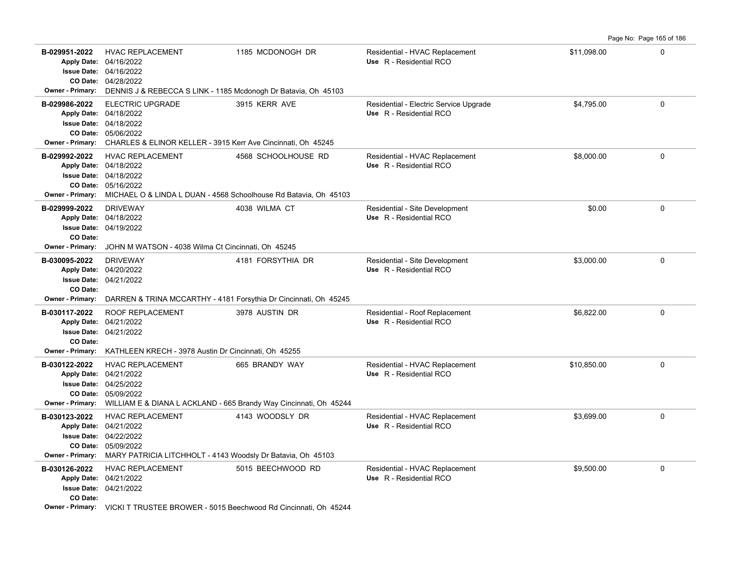| Permit | Description | Address | Type / Use | Valuation | |
|---|---|---|---|---|---|
| **B-029951-2022**<br>**Apply Date:** 04/16/2022<br>**Issue Date:** 04/16/2022<br>**CO Date:** 04/28/2022<br>**Owner - Primary:** DENNIS J & REBECCA S LINK - 1185 Mcdonogh Dr Batavia, Oh 45103 | HVAC REPLACEMENT | 1185 MCDONOGH DR | Residential - HVAC Replacement<br>Use R - Residential RCO | $11,098.00 | 0 |
| **B-029986-2022**<br>**Apply Date:** 04/18/2022<br>**Issue Date:** 04/18/2022<br>**CO Date:** 05/06/2022<br>**Owner - Primary:** CHARLES & ELINOR KELLER - 3915 Kerr Ave Cincinnati, Oh 45245 | ELECTRIC UPGRADE | 3915 KERR AVE | Residential - Electric Service Upgrade<br>Use R - Residential RCO | $4,795.00 | 0 |
| **B-029992-2022**<br>**Apply Date:** 04/18/2022<br>**Issue Date:** 04/18/2022<br>**CO Date:** 05/16/2022<br>**Owner - Primary:** MICHAEL O & LINDA L DUAN - 4568 Schoolhouse Rd Batavia, Oh 45103 | HVAC REPLACEMENT | 4568 SCHOOLHOUSE RD | Residential - HVAC Replacement<br>Use R - Residential RCO | $8,000.00 | 0 |
| **B-029999-2022**<br>**Apply Date:** 04/18/2022<br>**Issue Date:** 04/19/2022<br>**CO Date:**<br>**Owner - Primary:** JOHN M WATSON - 4038 Wilma Ct Cincinnati, Oh 45245 | DRIVEWAY | 4038 WILMA CT | Residential - Site Development<br>Use R - Residential RCO | $0.00 | 0 |
| **B-030095-2022**<br>**Apply Date:** 04/20/2022<br>**Issue Date:** 04/21/2022<br>**CO Date:**<br>**Owner - Primary:** DARREN & TRINA MCCARTHY - 4181 Forsythia Dr Cincinnati, Oh 45245 | DRIVEWAY | 4181 FORSYTHIA DR | Residential - Site Development<br>Use R - Residential RCO | $3,000.00 | 0 |
| **B-030117-2022**<br>**Apply Date:** 04/21/2022<br>**Issue Date:** 04/21/2022<br>**CO Date:**<br>**Owner - Primary:** KATHLEEN KRECH - 3978 Austin Dr Cincinnati, Oh 45255 | ROOF REPLACEMENT | 3978 AUSTIN DR | Residential - Roof Replacement<br>Use R - Residential RCO | $6,822.00 | 0 |
| **B-030122-2022**<br>**Apply Date:** 04/21/2022<br>**Issue Date:** 04/25/2022<br>**CO Date:** 05/09/2022<br>**Owner - Primary:** WILLIAM E & DIANA L ACKLAND - 665 Brandy Way Cincinnati, Oh 45244 | HVAC REPLACEMENT | 665 BRANDY WAY | Residential - HVAC Replacement<br>Use R - Residential RCO | $10,850.00 | 0 |
| **B-030123-2022**<br>**Apply Date:** 04/21/2022<br>**Issue Date:** 04/22/2022<br>**CO Date:** 05/09/2022<br>**Owner - Primary:** MARY PATRICIA LITCHHOLT - 4143 Woodsly Dr Batavia, Oh 45103 | HVAC REPLACEMENT | 4143 WOODSLY DR | Residential - HVAC Replacement<br>Use R - Residential RCO | $3,699.00 | 0 |
| **B-030126-2022**<br>**Apply Date:** 04/21/2022<br>**Issue Date:** 04/21/2022<br>**CO Date:**<br>**Owner - Primary:** VICKI T TRUSTEE BROWER - 5015 Beechwood Rd Cincinnati, Oh 45244 | HVAC REPLACEMENT | 5015 BEECHWOOD RD | Residential - HVAC Replacement<br>Use R - Residential RCO | $9,500.00 | 0 |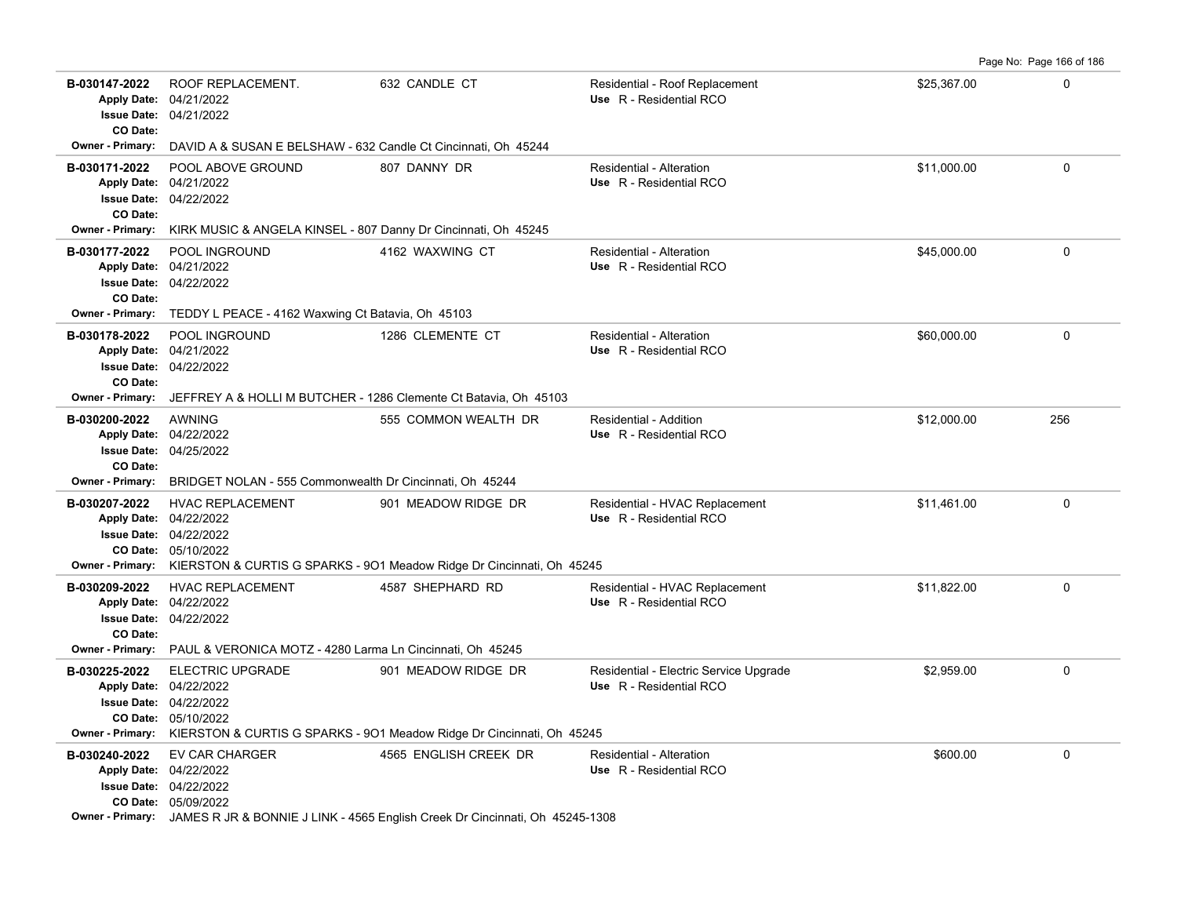| Permit | Description | Address | Type / Use | Valuation | Sq Ft |
|---|---|---|---|---|---|
| **B-030147-2022**<br>Apply Date: 04/21/2022<br>Issue Date: 04/21/2022<br>CO Date:<br>Owner - Primary: DAVID A & SUSAN E BELSHAW - 632 Candle Ct Cincinnati, Oh 45244 | ROOF REPLACEMENT. | 632 CANDLE CT | Residential - Roof Replacement<br>Use R - Residential RCO | $25,367.00 | 0 |
| **B-030171-2022**<br>Apply Date: 04/21/2022<br>Issue Date: 04/22/2022<br>CO Date:<br>Owner - Primary: KIRK MUSIC & ANGELA KINSEL - 807 Danny Dr Cincinnati, Oh 45245 | POOL ABOVE GROUND | 807 DANNY DR | Residential - Alteration<br>Use R - Residential RCO | $11,000.00 | 0 |
| **B-030177-2022**<br>Apply Date: 04/21/2022<br>Issue Date: 04/22/2022<br>CO Date:<br>Owner - Primary: TEDDY L PEACE - 4162 Waxwing Ct Batavia, Oh 45103 | POOL INGROUND | 4162 WAXWING CT | Residential - Alteration<br>Use R - Residential RCO | $45,000.00 | 0 |
| **B-030178-2022**<br>Apply Date: 04/21/2022<br>Issue Date: 04/22/2022<br>CO Date:<br>Owner - Primary: JEFFREY A & HOLLI M BUTCHER - 1286 Clemente Ct Batavia, Oh 45103 | POOL INGROUND | 1286 CLEMENTE CT | Residential - Alteration<br>Use R - Residential RCO | $60,000.00 | 0 |
| **B-030200-2022**<br>Apply Date: 04/22/2022<br>Issue Date: 04/25/2022<br>CO Date:<br>Owner - Primary: BRIDGET NOLAN - 555 Commonwealth Dr Cincinnati, Oh 45244 | AWNING | 555 COMMON WEALTH DR | Residential - Addition<br>Use R - Residential RCO | $12,000.00 | 256 |
| **B-030207-2022**<br>Apply Date: 04/22/2022<br>Issue Date: 04/22/2022<br>CO Date: 05/10/2022<br>Owner - Primary: KIERSTON & CURTIS G SPARKS - 9O1 Meadow Ridge Dr Cincinnati, Oh 45245 | HVAC REPLACEMENT | 901 MEADOW RIDGE DR | Residential - HVAC Replacement<br>Use R - Residential RCO | $11,461.00 | 0 |
| **B-030209-2022**<br>Apply Date: 04/22/2022<br>Issue Date: 04/22/2022<br>CO Date:<br>Owner - Primary: PAUL & VERONICA MOTZ - 4280 Larma Ln Cincinnati, Oh 45245 | HVAC REPLACEMENT | 4587 SHEPHARD RD | Residential - HVAC Replacement<br>Use R - Residential RCO | $11,822.00 | 0 |
| **B-030225-2022**<br>Apply Date: 04/22/2022<br>Issue Date: 04/22/2022<br>CO Date: 05/10/2022<br>Owner - Primary: KIERSTON & CURTIS G SPARKS - 9O1 Meadow Ridge Dr Cincinnati, Oh 45245 | ELECTRIC UPGRADE | 901 MEADOW RIDGE DR | Residential - Electric Service Upgrade<br>Use R - Residential RCO | $2,959.00 | 0 |
| **B-030240-2022**<br>Apply Date: 04/22/2022<br>Issue Date: 04/22/2022<br>CO Date: 05/09/2022<br>Owner - Primary: JAMES R JR & BONNIE J LINK - 4565 English Creek Dr Cincinnati, Oh 45245-1308 | EV CAR CHARGER | 4565 ENGLISH CREEK DR | Residential - Alteration<br>Use R - Residential RCO | $600.00 | 0 |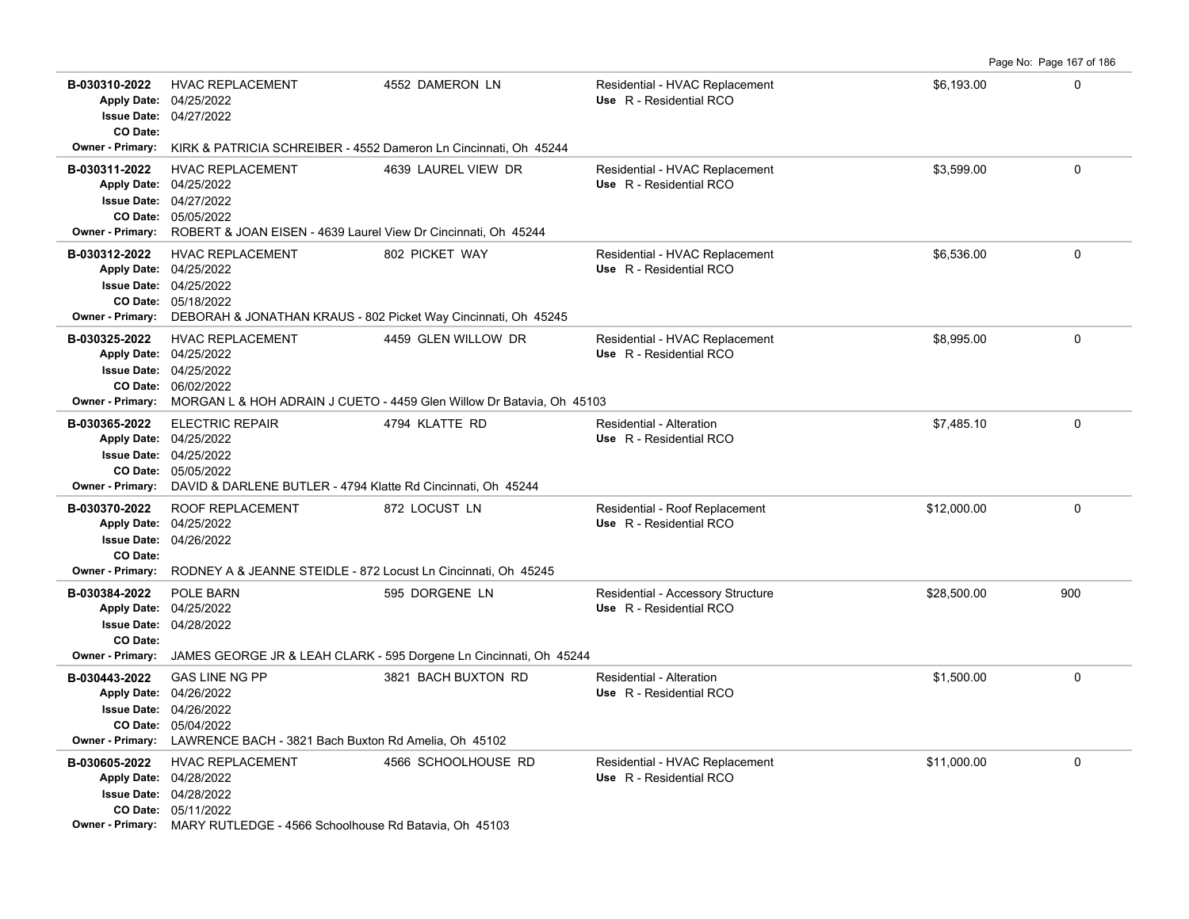| Permit # | Description | Address | Type / Use | Valuation | Sq Ft |
|---|---|---|---|---|---|
| **B-030310-2022**<br>Apply Date: 04/25/2022<br>Issue Date: 04/27/2022<br>CO Date:<br>Owner - Primary: KIRK & PATRICIA SCHREIBER - 4552 Dameron Ln Cincinnati, Oh 45244 | HVAC REPLACEMENT | 4552 DAMERON LN | Residential - HVAC Replacement<br>Use R - Residential RCO | $6,193.00 | 0 |
| **B-030311-2022**<br>Apply Date: 04/25/2022<br>Issue Date: 04/27/2022<br>CO Date: 05/05/2022<br>Owner - Primary: ROBERT & JOAN EISEN - 4639 Laurel View Dr Cincinnati, Oh 45244 | HVAC REPLACEMENT | 4639 LAUREL VIEW DR | Residential - HVAC Replacement<br>Use R - Residential RCO | $3,599.00 | 0 |
| **B-030312-2022**<br>Apply Date: 04/25/2022<br>Issue Date: 04/25/2022<br>CO Date: 05/18/2022<br>Owner - Primary: DEBORAH & JONATHAN KRAUS - 802 Picket Way Cincinnati, Oh 45245 | HVAC REPLACEMENT | 802 PICKET WAY | Residential - HVAC Replacement<br>Use R - Residential RCO | $6,536.00 | 0 |
| **B-030325-2022**<br>Apply Date: 04/25/2022<br>Issue Date: 04/25/2022<br>CO Date: 06/02/2022<br>Owner - Primary: MORGAN L & HOH ADRAIN J CUETO - 4459 Glen Willow Dr Batavia, Oh 45103 | HVAC REPLACEMENT | 4459 GLEN WILLOW DR | Residential - HVAC Replacement<br>Use R - Residential RCO | $8,995.00 | 0 |
| **B-030365-2022**<br>Apply Date: 04/25/2022<br>Issue Date: 04/25/2022<br>CO Date: 05/05/2022<br>Owner - Primary: DAVID & DARLENE BUTLER - 4794 Klatte Rd Cincinnati, Oh 45244 | ELECTRIC REPAIR | 4794 KLATTE RD | Residential - Alteration<br>Use R - Residential RCO | $7,485.10 | 0 |
| **B-030370-2022**<br>Apply Date: 04/25/2022<br>Issue Date: 04/26/2022<br>CO Date:<br>Owner - Primary: RODNEY A & JEANNE STEIDLE - 872 Locust Ln Cincinnati, Oh 45245 | ROOF REPLACEMENT | 872 LOCUST LN | Residential - Roof Replacement<br>Use R - Residential RCO | $12,000.00 | 0 |
| **B-030384-2022**<br>Apply Date: 04/25/2022<br>Issue Date: 04/28/2022<br>CO Date:<br>Owner - Primary: JAMES GEORGE JR & LEAH CLARK - 595 Dorgene Ln Cincinnati, Oh 45244 | POLE BARN | 595 DORGENE LN | Residential - Accessory Structure<br>Use R - Residential RCO | $28,500.00 | 900 |
| **B-030443-2022**<br>Apply Date: 04/26/2022<br>Issue Date: 04/26/2022<br>CO Date: 05/04/2022<br>Owner - Primary: LAWRENCE BACH - 3821 Bach Buxton Rd Amelia, Oh 45102 | GAS LINE NG PP | 3821 BACH BUXTON RD | Residential - Alteration<br>Use R - Residential RCO | $1,500.00 | 0 |
| **B-030605-2022**<br>Apply Date: 04/28/2022<br>Issue Date: 04/28/2022<br>CO Date: 05/11/2022<br>Owner - Primary: MARY RUTLEDGE - 4566 Schoolhouse Rd Batavia, Oh 45103 | HVAC REPLACEMENT | 4566 SCHOOLHOUSE RD | Residential - HVAC Replacement<br>Use R - Residential RCO | $11,000.00 | 0 |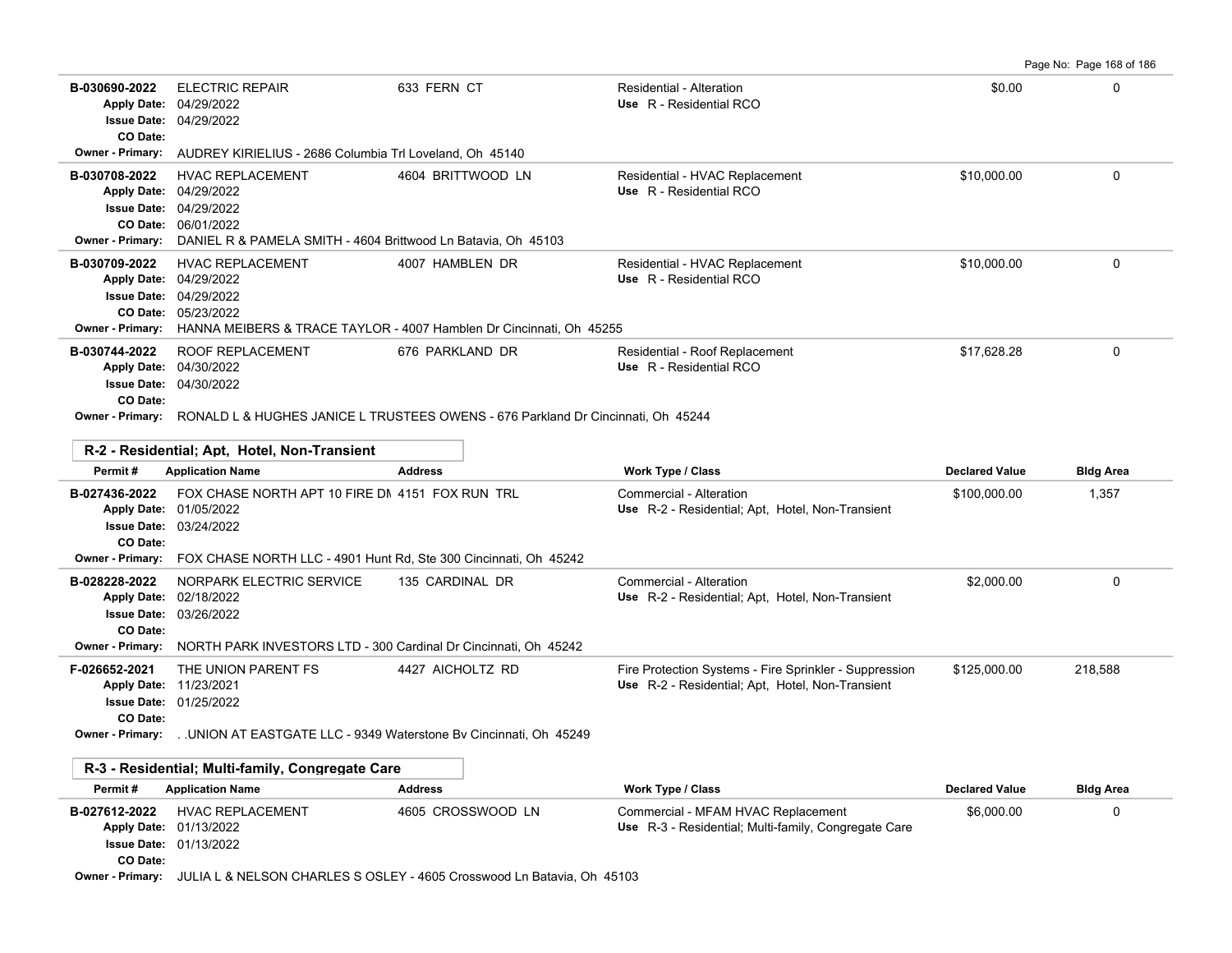| Permit # | Application Name | Address | Work Type / Class | Declared Value | Bldg Area |
|---|---|---|---|---|---|
| B-030690-2022 | ELECTRIC REPAIR | 633 FERN CT | Residential - Alteration | $0.00 | 0 |
| Apply Date: 04/29/2022 | | | Use R - Residential RCO | | |
| Issue Date: 04/29/2022 | | | | | |
| CO Date: | | | | | |
| Owner - Primary: AUDREY KIRIELIUS - 2686 Columbia Trl Loveland, Oh 45140 | | | | | |
| B-030708-2022 | HVAC REPLACEMENT | 4604 BRITTWOOD LN | Residential - HVAC Replacement | $10,000.00 | 0 |
| Apply Date: 04/29/2022 | | | Use R - Residential RCO | | |
| Issue Date: 04/29/2022 | | | | | |
| CO Date: 06/01/2022 | | | | | |
| Owner - Primary: DANIEL R & PAMELA SMITH - 4604 Brittwood Ln Batavia, Oh 45103 | | | | | |
| B-030709-2022 | HVAC REPLACEMENT | 4007 HAMBLEN DR | Residential - HVAC Replacement | $10,000.00 | 0 |
| Apply Date: 04/29/2022 | | | Use R - Residential RCO | | |
| Issue Date: 04/29/2022 | | | | | |
| CO Date: 05/23/2022 | | | | | |
| Owner - Primary: HANNA MEIBERS & TRACE TAYLOR - 4007 Hamblen Dr Cincinnati, Oh 45255 | | | | | |
| B-030744-2022 | ROOF REPLACEMENT | 676 PARKLAND DR | Residential - Roof Replacement | $17,628.28 | 0 |
| Apply Date: 04/30/2022 | | | Use R - Residential RCO | | |
| Issue Date: 04/30/2022 | | | | | |
| CO Date: | | | | | |
| Owner - Primary: RONALD L & HUGHES JANICE L TRUSTEES OWENS - 676 Parkland Dr Cincinnati, Oh 45244 | | | | | |

## R-2 - Residential; Apt, Hotel, Non-Transient

| Permit # | Application Name | Address | Work Type / Class | Declared Value | Bldg Area |
|---|---|---|---|---|---|
| B-027436-2022 | FOX CHASE NORTH APT 10 FIRE DM | 4151 FOX RUN TRL | Commercial - Alteration | $100,000.00 | 1,357 |
| Apply Date: 01/05/2022 | | | Use R-2 - Residential; Apt, Hotel, Non-Transient | | |
| Issue Date: 03/24/2022 | | | | | |
| CO Date: | | | | | |
| Owner - Primary: FOX CHASE NORTH LLC - 4901 Hunt Rd, Ste 300 Cincinnati, Oh 45242 | | | | | |
| B-028228-2022 | NORPARK ELECTRIC SERVICE | 135 CARDINAL DR | Commercial - Alteration | $2,000.00 | 0 |
| Apply Date: 02/18/2022 | | | Use R-2 - Residential; Apt, Hotel, Non-Transient | | |
| Issue Date: 03/26/2022 | | | | | |
| CO Date: | | | | | |
| Owner - Primary: NORTH PARK INVESTORS LTD - 300 Cardinal Dr Cincinnati, Oh 45242 | | | | | |
| F-026652-2021 | THE UNION PARENT FS | 4427 AICHOLTZ RD | Fire Protection Systems - Fire Sprinkler - Suppression | $125,000.00 | 218,588 |
| Apply Date: 11/23/2021 | | | Use R-2 - Residential; Apt, Hotel, Non-Transient | | |
| Issue Date: 01/25/2022 | | | | | |
| CO Date: | | | | | |
| Owner - Primary: . .UNION AT EASTGATE LLC - 9349 Waterstone Bv Cincinnati, Oh 45249 | | | | | |

## R-3 - Residential; Multi-family, Congregate Care

| Permit # | Application Name | Address | Work Type / Class | Declared Value | Bldg Area |
|---|---|---|---|---|---|
| B-027612-2022 | HVAC REPLACEMENT | 4605 CROSSWOOD LN | Commercial - MFAM HVAC Replacement | $6,000.00 | 0 |
| Apply Date: 01/13/2022 | | | Use R-3 - Residential; Multi-family, Congregate Care | | |
| Issue Date: 01/13/2022 | | | | | |
| CO Date: | | | | | |
| Owner - Primary: JULIA L & NELSON CHARLES S OSLEY - 4605 Crosswood Ln Batavia, Oh 45103 | | | | | |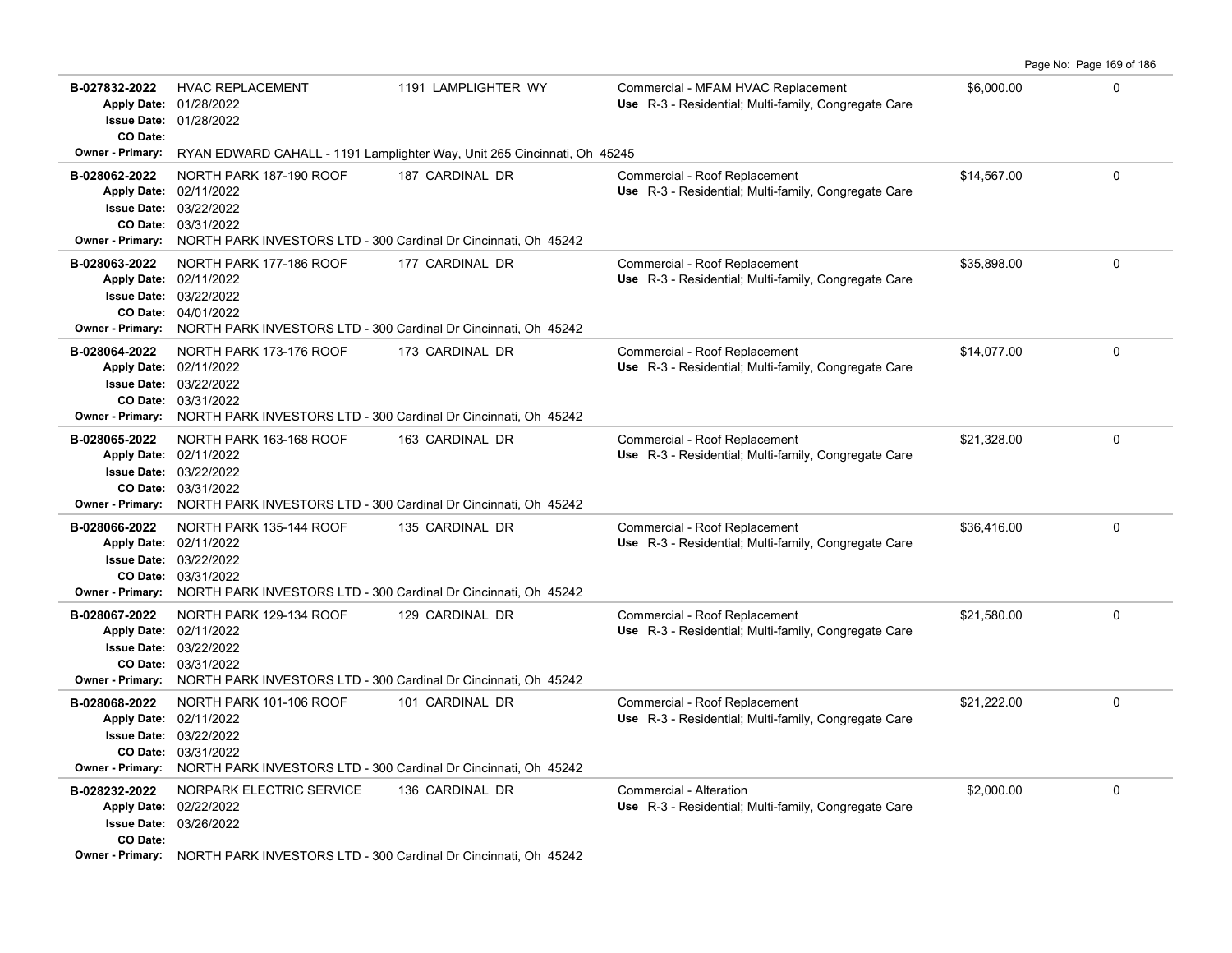| Permit | Description | Address | Type / Use | Value | |
|---|---|---|---|---|---|
| **B-027832-2022**<br>**Apply Date:** 01/28/2022<br>**Issue Date:** 01/28/2022<br>**CO Date:** | HVAC REPLACEMENT | 1191 LAMPLIGHTER WY | Commercial - MFAM HVAC Replacement<br>**Use** R-3 - Residential; Multi-family, Congregate Care | $6,000.00 | 0 |
| **Owner - Primary:** RYAN EDWARD CAHALL - 1191 Lamplighter Way, Unit 265 Cincinnati, Oh 45245 | | | | | |
| **B-028062-2022**<br>**Apply Date:** 02/11/2022<br>**Issue Date:** 03/22/2022<br>**CO Date:** 03/31/2022 | NORTH PARK 187-190 ROOF | 187 CARDINAL DR | Commercial - Roof Replacement<br>**Use** R-3 - Residential; Multi-family, Congregate Care | $14,567.00 | 0 |
| **Owner - Primary:** NORTH PARK INVESTORS LTD - 300 Cardinal Dr Cincinnati, Oh 45242 | | | | | |
| **B-028063-2022**<br>**Apply Date:** 02/11/2022<br>**Issue Date:** 03/22/2022<br>**CO Date:** 04/01/2022 | NORTH PARK 177-186 ROOF | 177 CARDINAL DR | Commercial - Roof Replacement<br>**Use** R-3 - Residential; Multi-family, Congregate Care | $35,898.00 | 0 |
| **Owner - Primary:** NORTH PARK INVESTORS LTD - 300 Cardinal Dr Cincinnati, Oh 45242 | | | | | |
| **B-028064-2022**<br>**Apply Date:** 02/11/2022<br>**Issue Date:** 03/22/2022<br>**CO Date:** 03/31/2022 | NORTH PARK 173-176 ROOF | 173 CARDINAL DR | Commercial - Roof Replacement<br>**Use** R-3 - Residential; Multi-family, Congregate Care | $14,077.00 | 0 |
| **Owner - Primary:** NORTH PARK INVESTORS LTD - 300 Cardinal Dr Cincinnati, Oh 45242 | | | | | |
| **B-028065-2022**<br>**Apply Date:** 02/11/2022<br>**Issue Date:** 03/22/2022<br>**CO Date:** 03/31/2022 | NORTH PARK 163-168 ROOF | 163 CARDINAL DR | Commercial - Roof Replacement<br>**Use** R-3 - Residential; Multi-family, Congregate Care | $21,328.00 | 0 |
| **Owner - Primary:** NORTH PARK INVESTORS LTD - 300 Cardinal Dr Cincinnati, Oh 45242 | | | | | |
| **B-028066-2022**<br>**Apply Date:** 02/11/2022<br>**Issue Date:** 03/22/2022<br>**CO Date:** 03/31/2022 | NORTH PARK 135-144 ROOF | 135 CARDINAL DR | Commercial - Roof Replacement<br>**Use** R-3 - Residential; Multi-family, Congregate Care | $36,416.00 | 0 |
| **Owner - Primary:** NORTH PARK INVESTORS LTD - 300 Cardinal Dr Cincinnati, Oh 45242 | | | | | |
| **B-028067-2022**<br>**Apply Date:** 02/11/2022<br>**Issue Date:** 03/22/2022<br>**CO Date:** 03/31/2022 | NORTH PARK 129-134 ROOF | 129 CARDINAL DR | Commercial - Roof Replacement<br>**Use** R-3 - Residential; Multi-family, Congregate Care | $21,580.00 | 0 |
| **Owner - Primary:** NORTH PARK INVESTORS LTD - 300 Cardinal Dr Cincinnati, Oh 45242 | | | | | |
| **B-028068-2022**<br>**Apply Date:** 02/11/2022<br>**Issue Date:** 03/22/2022<br>**CO Date:** 03/31/2022 | NORTH PARK 101-106 ROOF | 101 CARDINAL DR | Commercial - Roof Replacement<br>**Use** R-3 - Residential; Multi-family, Congregate Care | $21,222.00 | 0 |
| **Owner - Primary:** NORTH PARK INVESTORS LTD - 300 Cardinal Dr Cincinnati, Oh 45242 | | | | | |
| **B-028232-2022**<br>**Apply Date:** 02/22/2022<br>**Issue Date:** 03/26/2022<br>**CO Date:** | NORPARK ELECTRIC SERVICE | 136 CARDINAL DR | Commercial - Alteration<br>**Use** R-3 - Residential; Multi-family, Congregate Care | $2,000.00 | 0 |
| **Owner - Primary:** NORTH PARK INVESTORS LTD - 300 Cardinal Dr Cincinnati, Oh 45242 | | | | | |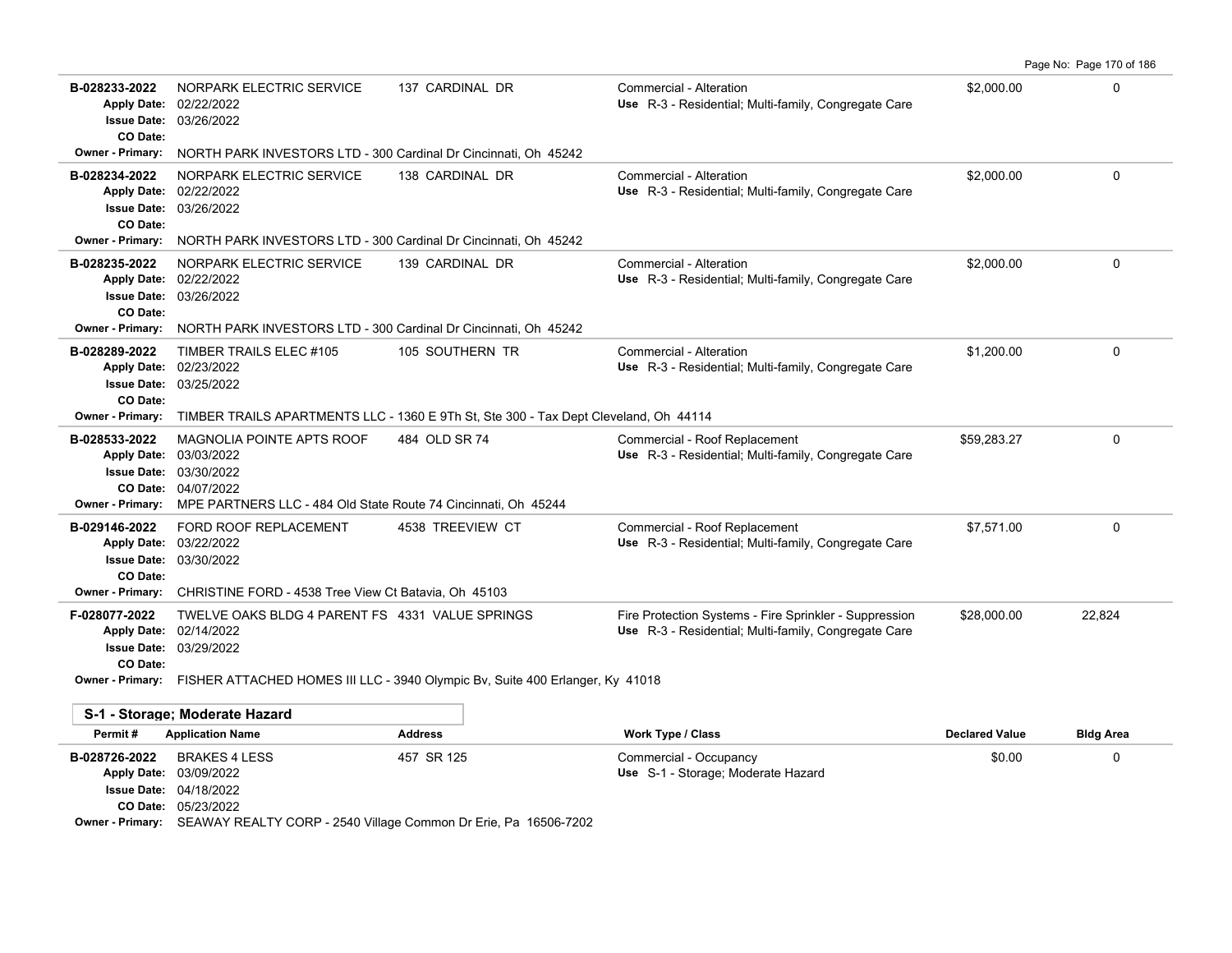| Permit # | Application Name | Address | Work Type / Class | Declared Value | Bldg Area |
|---|---|---|---|---|---|
| B-028233-2022 | NORPARK ELECTRIC SERVICE | 137 CARDINAL DR | Commercial - Alteration | $2,000.00 | 0 |
| Apply Date: 02/22/2022 | | | Use R-3 - Residential; Multi-family, Congregate Care | | |
| Issue Date: 03/26/2022 | | | | | |
| CO Date: | | | | | |
| Owner - Primary: NORTH PARK INVESTORS LTD - 300 Cardinal Dr Cincinnati, Oh 45242 | | | | | |
| B-028234-2022 | NORPARK ELECTRIC SERVICE | 138 CARDINAL DR | Commercial - Alteration | $2,000.00 | 0 |
| Apply Date: 02/22/2022 | | | Use R-3 - Residential; Multi-family, Congregate Care | | |
| Issue Date: 03/26/2022 | | | | | |
| CO Date: | | | | | |
| Owner - Primary: NORTH PARK INVESTORS LTD - 300 Cardinal Dr Cincinnati, Oh 45242 | | | | | |
| B-028235-2022 | NORPARK ELECTRIC SERVICE | 139 CARDINAL DR | Commercial - Alteration | $2,000.00 | 0 |
| Apply Date: 02/22/2022 | | | Use R-3 - Residential; Multi-family, Congregate Care | | |
| Issue Date: 03/26/2022 | | | | | |
| CO Date: | | | | | |
| Owner - Primary: NORTH PARK INVESTORS LTD - 300 Cardinal Dr Cincinnati, Oh 45242 | | | | | |
| B-028289-2022 | TIMBER TRAILS ELEC #105 | 105 SOUTHERN TR | Commercial - Alteration | $1,200.00 | 0 |
| Apply Date: 02/23/2022 | | | Use R-3 - Residential; Multi-family, Congregate Care | | |
| Issue Date: 03/25/2022 | | | | | |
| CO Date: | | | | | |
| Owner - Primary: TIMBER TRAILS APARTMENTS LLC - 1360 E 9Th St, Ste 300 - Tax Dept Cleveland, Oh 44114 | | | | | |
| B-028533-2022 | MAGNOLIA POINTE APTS ROOF | 484 OLD SR 74 | Commercial - Roof Replacement | $59,283.27 | 0 |
| Apply Date: 03/03/2022 | | | Use R-3 - Residential; Multi-family, Congregate Care | | |
| Issue Date: 03/30/2022 | | | | | |
| CO Date: 04/07/2022 | | | | | |
| Owner - Primary: MPE PARTNERS LLC - 484 Old State Route 74 Cincinnati, Oh 45244 | | | | | |
| B-029146-2022 | FORD ROOF REPLACEMENT | 4538 TREEVIEW CT | Commercial - Roof Replacement | $7,571.00 | 0 |
| Apply Date: 03/22/2022 | | | Use R-3 - Residential; Multi-family, Congregate Care | | |
| Issue Date: 03/30/2022 | | | | | |
| CO Date: | | | | | |
| Owner - Primary: CHRISTINE FORD - 4538 Tree View Ct Batavia, Oh 45103 | | | | | |
| F-028077-2022 | TWELVE OAKS BLDG 4 PARENT FS | 4331 VALUE SPRINGS | Fire Protection Systems - Fire Sprinkler - Suppression | $28,000.00 | 22,824 |
| Apply Date: 02/14/2022 | | | Use R-3 - Residential; Multi-family, Congregate Care | | |
| Issue Date: 03/29/2022 | | | | | |
| CO Date: | | | | | |
| Owner - Primary: FISHER ATTACHED HOMES III LLC - 3940 Olympic Bv, Suite 400 Erlanger, Ky 41018 | | | | | |

## S-1 - Storage; Moderate Hazard

| Permit # | Application Name | Address | Work Type / Class | Declared Value | Bldg Area |
|---|---|---|---|---|---|
| B-028726-2022 | BRAKES 4 LESS | 457 SR 125 | Commercial - Occupancy | $0.00 | 0 |
| Apply Date: 03/09/2022 | | | Use S-1 - Storage; Moderate Hazard | | |
| Issue Date: 04/18/2022 | | | | | |
| CO Date: 05/23/2022 | | | | | |
| Owner - Primary: SEAWAY REALTY CORP - 2540 Village Common Dr Erie, Pa 16506-7202 | | | | | |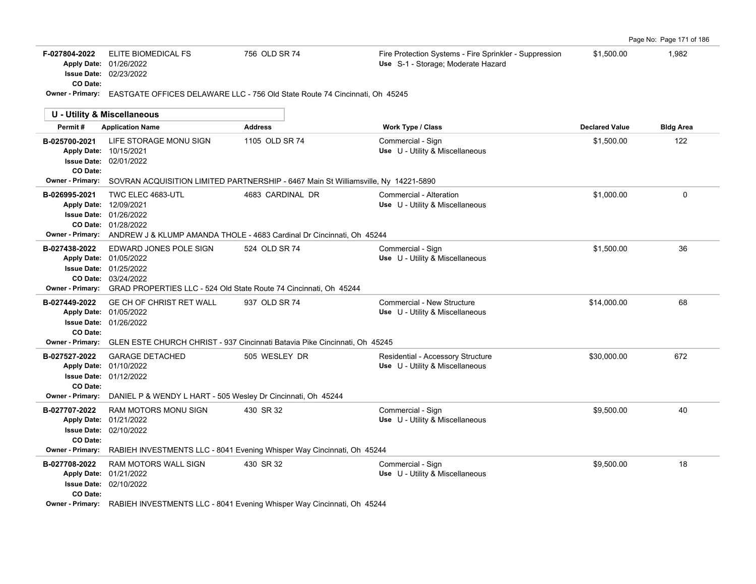| Permit # | Application Name | Address | Work Type / Class | Declared Value | Bldg Area |
|---|---|---|---|---|---|
| F-027804-2022 | ELITE BIOMEDICAL FS | 756 OLD SR 74 | Fire Protection Systems - Fire Sprinkler - Suppression | $1,500.00 | 1,982 |
| Apply Date: 01/26/2022 | | | Use S-1 - Storage; Moderate Hazard | | |
| Issue Date: 02/23/2022 | | | | | |
| CO Date: | | | | | |
| Owner - Primary: | EASTGATE OFFICES DELAWARE LLC - 756 Old State Route 74 Cincinnati, Oh 45245 | | | | |

## U - Utility & Miscellaneous

| Permit # | Application Name | Address | Work Type / Class | Declared Value | Bldg Area |
|---|---|---|---|---|---|
| B-025700-2021 | LIFE STORAGE MONU SIGN | 1105 OLD SR 74 | Commercial - Sign | $1,500.00 | 122 |
| Apply Date: 10/15/2021 | | | Use U - Utility & Miscellaneous | | |
| Issue Date: 02/01/2022 | | | | | |
| CO Date: | | | | | |
| Owner - Primary: | SOVRAN ACQUISITION LIMITED PARTNERSHIP - 6467 Main St Williamsville, Ny 14221-5890 | | | | |
| B-026995-2021 | TWC ELEC 4683-UTL | 4683 CARDINAL DR | Commercial - Alteration | $1,000.00 | 0 |
| Apply Date: 12/09/2021 | | | Use U - Utility & Miscellaneous | | |
| Issue Date: 01/26/2022 | | | | | |
| CO Date: 01/28/2022 | | | | | |
| Owner - Primary: | ANDREW J & KLUMP AMANDA THOLE - 4683 Cardinal Dr Cincinnati, Oh 45244 | | | | |
| B-027438-2022 | EDWARD JONES POLE SIGN | 524 OLD SR 74 | Commercial - Sign | $1,500.00 | 36 |
| Apply Date: 01/05/2022 | | | Use U - Utility & Miscellaneous | | |
| Issue Date: 01/25/2022 | | | | | |
| CO Date: 03/24/2022 | | | | | |
| Owner - Primary: | GRAD PROPERTIES LLC - 524 Old State Route 74 Cincinnati, Oh 45244 | | | | |
| B-027449-2022 | GE CH OF CHRIST RET WALL | 937 OLD SR 74 | Commercial - New Structure | $14,000.00 | 68 |
| Apply Date: 01/05/2022 | | | Use U - Utility & Miscellaneous | | |
| Issue Date: 01/26/2022 | | | | | |
| CO Date: | | | | | |
| Owner - Primary: | GLEN ESTE CHURCH CHRIST - 937 Cincinnati Batavia Pike Cincinnati, Oh 45245 | | | | |
| B-027527-2022 | GARAGE DETACHED | 505 WESLEY DR | Residential - Accessory Structure | $30,000.00 | 672 |
| Apply Date: 01/10/2022 | | | Use U - Utility & Miscellaneous | | |
| Issue Date: 01/12/2022 | | | | | |
| CO Date: | | | | | |
| Owner - Primary: | DANIEL P & WENDY L HART - 505 Wesley Dr Cincinnati, Oh 45244 | | | | |
| B-027707-2022 | RAM MOTORS MONU SIGN | 430 SR 32 | Commercial - Sign | $9,500.00 | 40 |
| Apply Date: 01/21/2022 | | | Use U - Utility & Miscellaneous | | |
| Issue Date: 02/10/2022 | | | | | |
| CO Date: | | | | | |
| Owner - Primary: | RABIEH INVESTMENTS LLC - 8041 Evening Whisper Way Cincinnati, Oh 45244 | | | | |
| B-027708-2022 | RAM MOTORS WALL SIGN | 430 SR 32 | Commercial - Sign | $9,500.00 | 18 |
| Apply Date: 01/21/2022 | | | Use U - Utility & Miscellaneous | | |
| Issue Date: 02/10/2022 | | | | | |
| CO Date: | | | | | |
| Owner - Primary: | RABIEH INVESTMENTS LLC - 8041 Evening Whisper Way Cincinnati, Oh 45244 | | | | |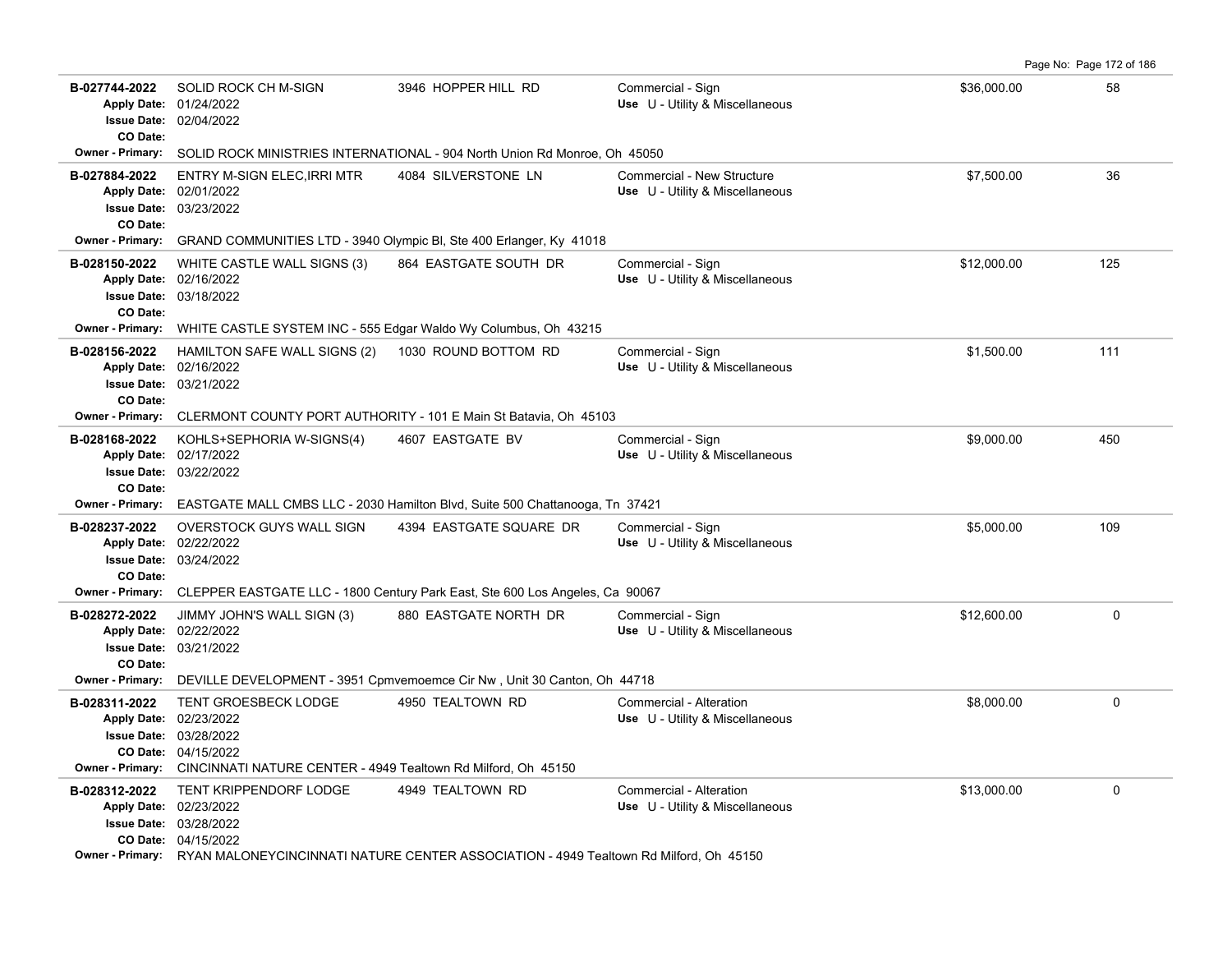| Permit # | Description | Address | Type / Use | Valuation | Sq Ft |
|---|---|---|---|---|---|
| **B-027744-2022** | SOLID ROCK CH M-SIGN | 3946 HOPPER HILL RD | Commercial - Sign | $36,000.00 | 58 |
| **Apply Date:** 01/24/2022 | | | **Use** U - Utility & Miscellaneous | | |
| **Issue Date:** 02/04/2022 | | | | | |
| **CO Date:** | | | | | |
| **Owner - Primary:** SOLID ROCK MINISTRIES INTERNATIONAL - 904 North Union Rd Monroe, Oh 45050 | | | | | |
| **B-027884-2022** | ENTRY M-SIGN ELEC,IRRI MTR | 4084 SILVERSTONE LN | Commercial - New Structure | $7,500.00 | 36 |
| **Apply Date:** 02/01/2022 | | | **Use** U - Utility & Miscellaneous | | |
| **Issue Date:** 03/23/2022 | | | | | |
| **CO Date:** | | | | | |
| **Owner - Primary:** GRAND COMMUNITIES LTD - 3940 Olympic Bl, Ste 400 Erlanger, Ky 41018 | | | | | |
| **B-028150-2022** | WHITE CASTLE WALL SIGNS (3) | 864 EASTGATE SOUTH DR | Commercial - Sign | $12,000.00 | 125 |
| **Apply Date:** 02/16/2022 | | | **Use** U - Utility & Miscellaneous | | |
| **Issue Date:** 03/18/2022 | | | | | |
| **CO Date:** | | | | | |
| **Owner - Primary:** WHITE CASTLE SYSTEM INC - 555 Edgar Waldo Wy Columbus, Oh 43215 | | | | | |
| **B-028156-2022** | HAMILTON SAFE WALL SIGNS (2) | 1030 ROUND BOTTOM RD | Commercial - Sign | $1,500.00 | 111 |
| **Apply Date:** 02/16/2022 | | | **Use** U - Utility & Miscellaneous | | |
| **Issue Date:** 03/21/2022 | | | | | |
| **CO Date:** | | | | | |
| **Owner - Primary:** CLERMONT COUNTY PORT AUTHORITY - 101 E Main St Batavia, Oh 45103 | | | | | |
| **B-028168-2022** | KOHLS+SEPHORIA W-SIGNS(4) | 4607 EASTGATE BV | Commercial - Sign | $9,000.00 | 450 |
| **Apply Date:** 02/17/2022 | | | **Use** U - Utility & Miscellaneous | | |
| **Issue Date:** 03/22/2022 | | | | | |
| **CO Date:** | | | | | |
| **Owner - Primary:** EASTGATE MALL CMBS LLC - 2030 Hamilton Blvd, Suite 500 Chattanooga, Tn 37421 | | | | | |
| **B-028237-2022** | OVERSTOCK GUYS WALL SIGN | 4394 EASTGATE SQUARE DR | Commercial - Sign | $5,000.00 | 109 |
| **Apply Date:** 02/22/2022 | | | **Use** U - Utility & Miscellaneous | | |
| **Issue Date:** 03/24/2022 | | | | | |
| **CO Date:** | | | | | |
| **Owner - Primary:** CLEPPER EASTGATE LLC - 1800 Century Park East, Ste 600 Los Angeles, Ca 90067 | | | | | |
| **B-028272-2022** | JIMMY JOHN'S WALL SIGN (3) | 880 EASTGATE NORTH DR | Commercial - Sign | $12,600.00 | 0 |
| **Apply Date:** 02/22/2022 | | | **Use** U - Utility & Miscellaneous | | |
| **Issue Date:** 03/21/2022 | | | | | |
| **CO Date:** | | | | | |
| **Owner - Primary:** DEVILLE DEVELOPMENT - 3951 Cpmvemoemce Cir Nw , Unit 30 Canton, Oh 44718 | | | | | |
| **B-028311-2022** | TENT GROESBECK LODGE | 4950 TEALTOWN RD | Commercial - Alteration | $8,000.00 | 0 |
| **Apply Date:** 02/23/2022 | | | **Use** U - Utility & Miscellaneous | | |
| **Issue Date:** 03/28/2022 | | | | | |
| **CO Date:** 04/15/2022 | | | | | |
| **Owner - Primary:** CINCINNATI NATURE CENTER - 4949 Tealtown Rd Milford, Oh 45150 | | | | | |
| **B-028312-2022** | TENT KRIPPENDORF LODGE | 4949 TEALTOWN RD | Commercial - Alteration | $13,000.00 | 0 |
| **Apply Date:** 02/23/2022 | | | **Use** U - Utility & Miscellaneous | | |
| **Issue Date:** 03/28/2022 | | | | | |
| **CO Date:** 04/15/2022 | | | | | |
| **Owner - Primary:** RYAN MALONEYCINCINNATI NATURE CENTER ASSOCIATION - 4949 Tealtown Rd Milford, Oh 45150 | | | | | |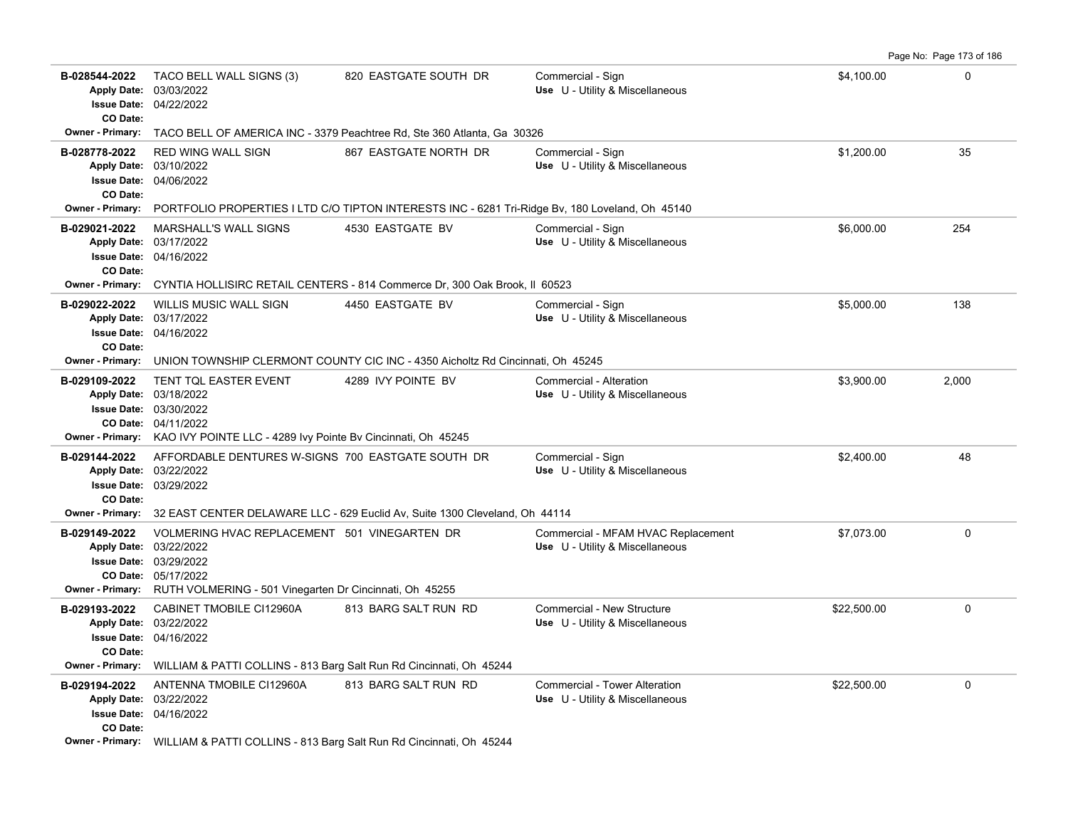| Permit # | Description | Address | Type / Use | Valuation | Sq Ft |
|---|---|---|---|---|---|
| B-028544-2022<br>Apply Date: 03/03/2022<br>Issue Date: 04/22/2022<br>CO Date: | TACO BELL WALL SIGNS (3) | 820 EASTGATE SOUTH DR | Commercial - Sign<br>Use U - Utility & Miscellaneous | $4,100.00 | 0 |
| Owner - Primary: | TACO BELL OF AMERICA INC - 3379 Peachtree Rd, Ste 360 Atlanta, Ga 30326 | | | | |
| B-028778-2022<br>Apply Date: 03/10/2022<br>Issue Date: 04/06/2022<br>CO Date: | RED WING WALL SIGN | 867 EASTGATE NORTH DR | Commercial - Sign<br>Use U - Utility & Miscellaneous | $1,200.00 | 35 |
| Owner - Primary: | PORTFOLIO PROPERTIES I LTD C/O TIPTON INTERESTS INC - 6281 Tri-Ridge Bv, 180 Loveland, Oh 45140 | | | | |
| B-029021-2022<br>Apply Date: 03/17/2022<br>Issue Date: 04/16/2022<br>CO Date: | MARSHALL'S WALL SIGNS | 4530 EASTGATE BV | Commercial - Sign<br>Use U - Utility & Miscellaneous | $6,000.00 | 254 |
| Owner - Primary: | CYNTIA HOLLISIRC RETAIL CENTERS - 814 Commerce Dr, 300 Oak Brook, Il 60523 | | | | |
| B-029022-2022<br>Apply Date: 03/17/2022<br>Issue Date: 04/16/2022<br>CO Date: | WILLIS MUSIC WALL SIGN | 4450 EASTGATE BV | Commercial - Sign<br>Use U - Utility & Miscellaneous | $5,000.00 | 138 |
| Owner - Primary: | UNION TOWNSHIP CLERMONT COUNTY CIC INC - 4350 Aicholtz Rd Cincinnati, Oh 45245 | | | | |
| B-029109-2022<br>Apply Date: 03/18/2022<br>Issue Date: 03/30/2022<br>CO Date: 04/11/2022 | TENT TQL EASTER EVENT | 4289 IVY POINTE BV | Commercial - Alteration<br>Use U - Utility & Miscellaneous | $3,900.00 | 2,000 |
| Owner - Primary: | KAO IVY POINTE LLC - 4289 Ivy Pointe Bv Cincinnati, Oh 45245 | | | | |
| B-029144-2022<br>Apply Date: 03/22/2022<br>Issue Date: 03/29/2022<br>CO Date: | AFFORDABLE DENTURES W-SIGNS | 700 EASTGATE SOUTH DR | Commercial - Sign<br>Use U - Utility & Miscellaneous | $2,400.00 | 48 |
| Owner - Primary: | 32 EAST CENTER DELAWARE LLC - 629 Euclid Av, Suite 1300 Cleveland, Oh 44114 | | | | |
| B-029149-2022<br>Apply Date: 03/22/2022<br>Issue Date: 03/29/2022<br>CO Date: 05/17/2022 | VOLMERING HVAC REPLACEMENT | 501 VINEGARTEN DR | Commercial - MFAM HVAC Replacement<br>Use U - Utility & Miscellaneous | $7,073.00 | 0 |
| Owner - Primary: | RUTH VOLMERING - 501 Vinegarten Dr Cincinnati, Oh 45255 | | | | |
| B-029193-2022<br>Apply Date: 03/22/2022<br>Issue Date: 04/16/2022<br>CO Date: | CABINET TMOBILE CI12960A | 813 BARG SALT RUN RD | Commercial - New Structure<br>Use U - Utility & Miscellaneous | $22,500.00 | 0 |
| Owner - Primary: | WILLIAM & PATTI COLLINS - 813 Barg Salt Run Rd Cincinnati, Oh 45244 | | | | |
| B-029194-2022<br>Apply Date: 03/22/2022<br>Issue Date: 04/16/2022<br>CO Date: | ANTENNA TMOBILE CI12960A | 813 BARG SALT RUN RD | Commercial - Tower Alteration<br>Use U - Utility & Miscellaneous | $22,500.00 | 0 |
| Owner - Primary: | WILLIAM & PATTI COLLINS - 813 Barg Salt Run Rd Cincinnati, Oh 45244 | | | | |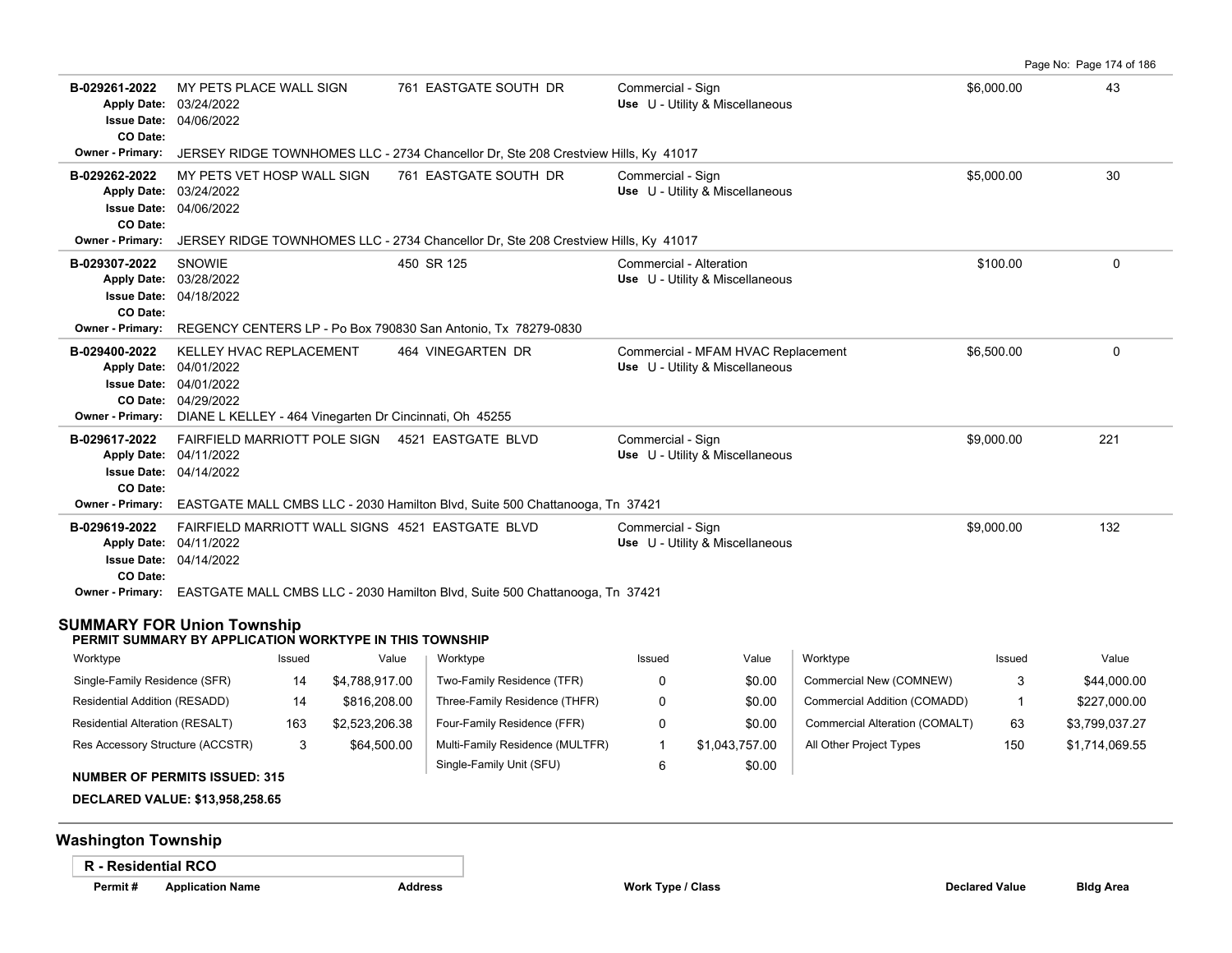| Permit # | Application Name | Address | Work Type / Class | Declared Value | Bldg Area |
|---|---|---|---|---|---|
| B-029261-2022<br>Apply Date: 03/24/2022<br>Issue Date: 04/06/2022<br>CO Date: | MY PETS PLACE WALL SIGN | 761 EASTGATE SOUTH DR | Commercial - Sign<br>Use U - Utility & Miscellaneous | $6,000.00 | 43 |
| Owner - Primary: | JERSEY RIDGE TOWNHOMES LLC - 2734 Chancellor Dr, Ste 208 Crestview Hills, Ky 41017 | | | | |
| B-029262-2022<br>Apply Date: 03/24/2022<br>Issue Date: 04/06/2022<br>CO Date: | MY PETS VET HOSP WALL SIGN | 761 EASTGATE SOUTH DR | Commercial - Sign<br>Use U - Utility & Miscellaneous | $5,000.00 | 30 |
| Owner - Primary: | JERSEY RIDGE TOWNHOMES LLC - 2734 Chancellor Dr, Ste 208 Crestview Hills, Ky 41017 | | | | |
| B-029307-2022<br>Apply Date: 03/28/2022<br>Issue Date: 04/18/2022<br>CO Date: | SNOWIE | 450 SR 125 | Commercial - Alteration<br>Use U - Utility & Miscellaneous | $100.00 | 0 |
| Owner - Primary: | REGENCY CENTERS LP - Po Box 790830 San Antonio, Tx 78279-0830 | | | | |
| B-029400-2022<br>Apply Date: 04/01/2022<br>Issue Date: 04/01/2022<br>CO Date: 04/29/2022 | KELLEY HVAC REPLACEMENT | 464 VINEGARTEN DR | Commercial - MFAM HVAC Replacement<br>Use U - Utility & Miscellaneous | $6,500.00 | 0 |
| Owner - Primary: | DIANE L KELLEY - 464 Vinegarten Dr Cincinnati, Oh 45255 | | | | |
| B-029617-2022<br>Apply Date: 04/11/2022<br>Issue Date: 04/14/2022<br>CO Date: | FAIRFIELD MARRIOTT POLE SIGN | 4521 EASTGATE BLVD | Commercial - Sign<br>Use U - Utility & Miscellaneous | $9,000.00 | 221 |
| Owner - Primary: | EASTGATE MALL CMBS LLC - 2030 Hamilton Blvd, Suite 500 Chattanooga, Tn 37421 | | | | |
| B-029619-2022<br>Apply Date: 04/11/2022<br>Issue Date: 04/14/2022<br>CO Date: | FAIRFIELD MARRIOTT WALL SIGNS | 4521 EASTGATE BLVD | Commercial - Sign<br>Use U - Utility & Miscellaneous | $9,000.00 | 132 |
| Owner - Primary: | EASTGATE MALL CMBS LLC - 2030 Hamilton Blvd, Suite 500 Chattanooga, Tn 37421 | | | | |

## SUMMARY FOR Union Township

**PERMIT SUMMARY BY APPLICATION WORKTYPE IN THIS TOWNSHIP**

| Worktype | Issued | Value | Worktype | Issued | Value | Worktype | Issued | Value |
|---|---|---|---|---|---|---|---|---|
| Single-Family Residence (SFR) | 14 | $4,788,917.00 | Two-Family Residence (TFR) | 0 | $0.00 | Commercial New (COMNEW) | 3 | $44,000.00 |
| Residential Addition (RESADD) | 14 | $816,208.00 | Three-Family Residence (THFR) | 0 | $0.00 | Commercial Addition (COMADD) | 1 | $227,000.00 |
| Residential Alteration (RESALT) | 163 | $2,523,206.38 | Four-Family Residence (FFR) | 0 | $0.00 | Commercial Alteration (COMALT) | 63 | $3,799,037.27 |
| Res Accessory Structure (ACCSTR) | 3 | $64,500.00 | Multi-Family Residence (MULTFR) | 1 | $1,043,757.00 | All Other Project Types | 150 | $1,714,069.55 |
| | | | Single-Family Unit (SFU) | 6 | $0.00 | | | |

**NUMBER OF PERMITS ISSUED: 315**

**DECLARED VALUE: $13,958,258.65**

## Washington Township

**R - Residential RCO**

| Permit # | Application Name | Address | Work Type / Class | Declared Value | Bldg Area |
|---|---|---|---|---|---|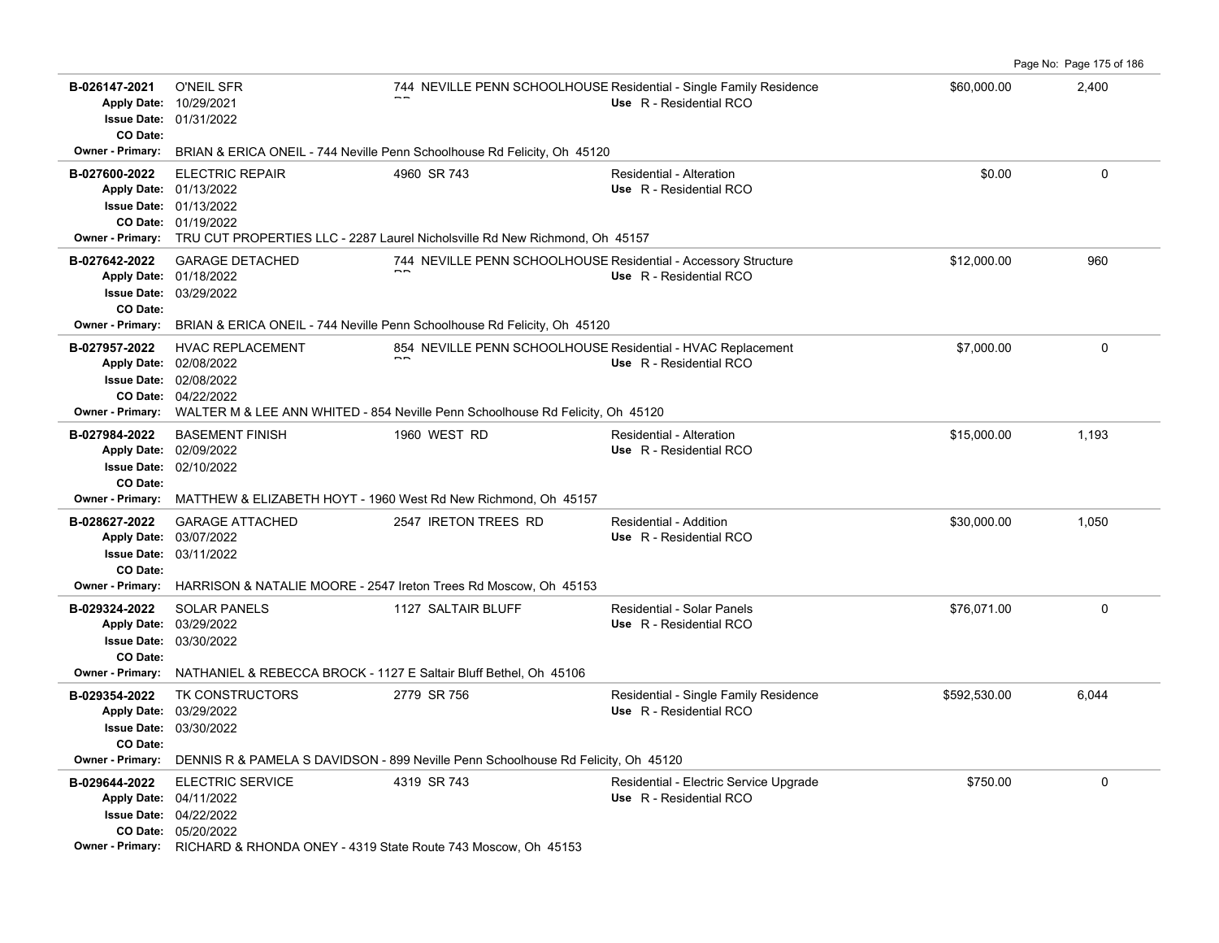| Permit | Description | Address | Type / Use | Valuation | Sq Ft |
|---|---|---|---|---|---|
| B-026147-2021<br>Apply Date: 10/29/2021<br>Issue Date: 01/31/2022<br>CO Date: | O'NEIL SFR | 744 NEVILLE PENN SCHOOLHOUSE RD | Residential - Single Family Residence<br>Use R - Residential RCO | $60,000.00 | 2,400 |
| Owner - Primary: BRIAN & ERICA ONEIL - 744 Neville Penn Schoolhouse Rd Felicity, Oh 45120 | | | | | |
| B-027600-2022<br>Apply Date: 01/13/2022<br>Issue Date: 01/13/2022<br>CO Date: 01/19/2022 | ELECTRIC REPAIR | 4960 SR 743 | Residential - Alteration<br>Use R - Residential RCO | $0.00 | 0 |
| Owner - Primary: TRU CUT PROPERTIES LLC - 2287 Laurel Nicholsville Rd New Richmond, Oh 45157 | | | | | |
| B-027642-2022<br>Apply Date: 01/18/2022<br>Issue Date: 03/29/2022<br>CO Date: | GARAGE DETACHED | 744 NEVILLE PENN SCHOOLHOUSE RD | Residential - Accessory Structure<br>Use R - Residential RCO | $12,000.00 | 960 |
| Owner - Primary: BRIAN & ERICA ONEIL - 744 Neville Penn Schoolhouse Rd Felicity, Oh 45120 | | | | | |
| B-027957-2022<br>Apply Date: 02/08/2022<br>Issue Date: 02/08/2022<br>CO Date: 04/22/2022 | HVAC REPLACEMENT | 854 NEVILLE PENN SCHOOLHOUSE RD | Residential - HVAC Replacement<br>Use R - Residential RCO | $7,000.00 | 0 |
| Owner - Primary: WALTER M & LEE ANN WHITED - 854 Neville Penn Schoolhouse Rd Felicity, Oh 45120 | | | | | |
| B-027984-2022<br>Apply Date: 02/09/2022<br>Issue Date: 02/10/2022<br>CO Date: | BASEMENT FINISH | 1960 WEST RD | Residential - Alteration<br>Use R - Residential RCO | $15,000.00 | 1,193 |
| Owner - Primary: MATTHEW & ELIZABETH HOYT - 1960 West Rd New Richmond, Oh 45157 | | | | | |
| B-028627-2022<br>Apply Date: 03/07/2022<br>Issue Date: 03/11/2022<br>CO Date: | GARAGE ATTACHED | 2547 IRETON TREES RD | Residential - Addition<br>Use R - Residential RCO | $30,000.00 | 1,050 |
| Owner - Primary: HARRISON & NATALIE MOORE - 2547 Ireton Trees Rd Moscow, Oh 45153 | | | | | |
| B-029324-2022<br>Apply Date: 03/29/2022<br>Issue Date: 03/30/2022<br>CO Date: | SOLAR PANELS | 1127 SALTAIR BLUFF | Residential - Solar Panels<br>Use R - Residential RCO | $76,071.00 | 0 |
| Owner - Primary: NATHANIEL & REBECCA BROCK - 1127 E Saltair Bluff Bethel, Oh 45106 | | | | | |
| B-029354-2022<br>Apply Date: 03/29/2022<br>Issue Date: 03/30/2022<br>CO Date: | TK CONSTRUCTORS | 2779 SR 756 | Residential - Single Family Residence<br>Use R - Residential RCO | $592,530.00 | 6,044 |
| Owner - Primary: DENNIS R & PAMELA S DAVIDSON - 899 Neville Penn Schoolhouse Rd Felicity, Oh 45120 | | | | | |
| B-029644-2022<br>Apply Date: 04/11/2022<br>Issue Date: 04/22/2022<br>CO Date: 05/20/2022 | ELECTRIC SERVICE | 4319 SR 743 | Residential - Electric Service Upgrade<br>Use R - Residential RCO | $750.00 | 0 |
| Owner - Primary: RICHARD & RHONDA ONEY - 4319 State Route 743 Moscow, Oh 45153 | | | | | |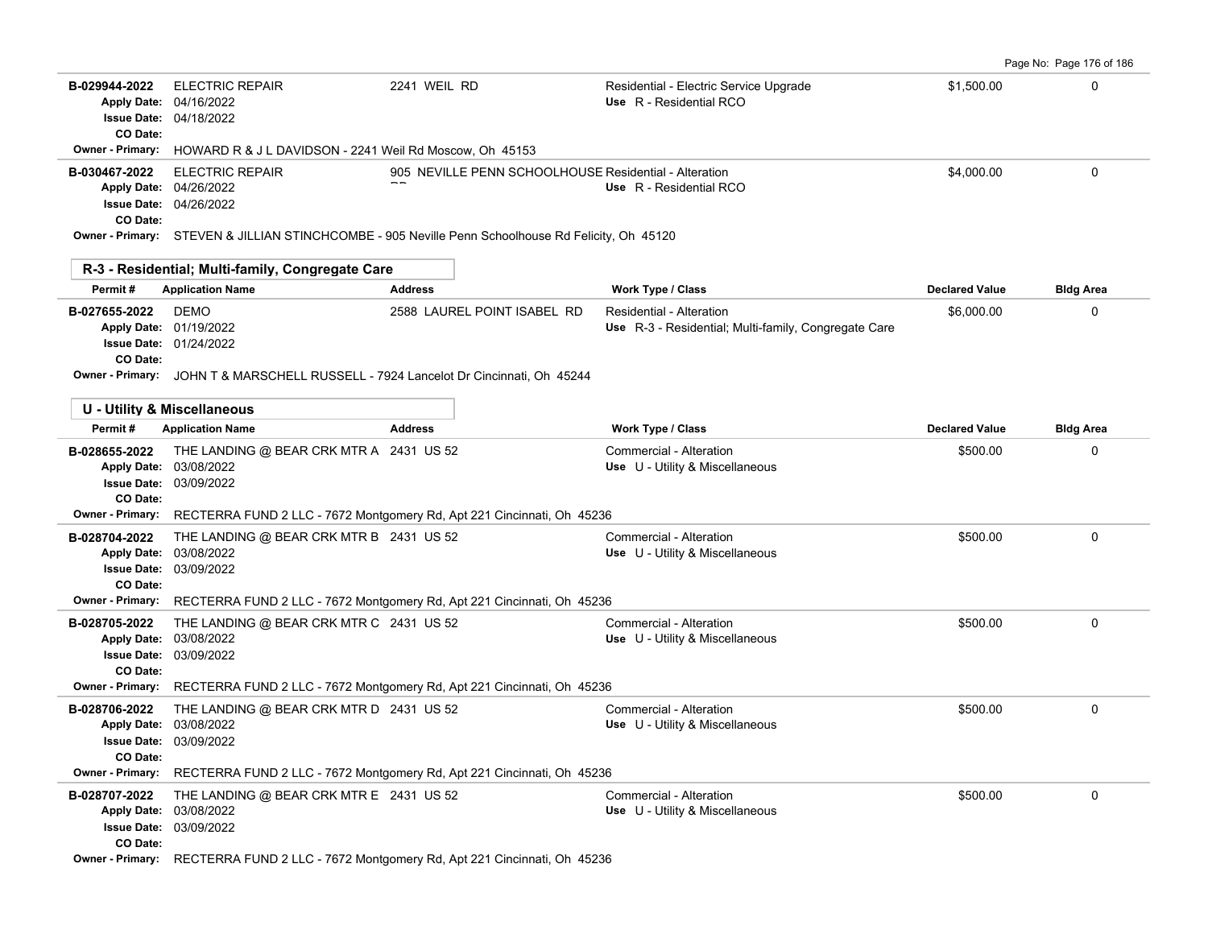| Permit # | Application Name | Address | Work Type / Class | Declared Value | Bldg Area |
|---|---|---|---|---|---|
| B-029944-2022<br>Apply Date: 04/16/2022<br>Issue Date: 04/18/2022<br>CO Date: | ELECTRIC REPAIR | 2241 WEIL RD | Residential - Electric Service Upgrade<br>Use R - Residential RCO | $1,500.00 | 0 |
| Owner - Primary: HOWARD R & J L DAVIDSON - 2241 Weil Rd Moscow, Oh 45153 | | | | | |
| B-030467-2022<br>Apply Date: 04/26/2022<br>Issue Date: 04/26/2022<br>CO Date: | ELECTRIC REPAIR | 905 NEVILLE PENN SCHOOLHOUSE RD | Residential - Alteration<br>Use R - Residential RCO | $4,000.00 | 0 |
| Owner - Primary: STEVEN & JILLIAN STINCHCOMBE - 905 Neville Penn Schoolhouse Rd Felicity, Oh 45120 | | | | | |

## R-3 - Residential; Multi-family, Congregate Care

| Permit # | Application Name | Address | Work Type / Class | Declared Value | Bldg Area |
|---|---|---|---|---|---|
| B-027655-2022<br>Apply Date: 01/19/2022<br>Issue Date: 01/24/2022<br>CO Date: | DEMO | 2588 LAUREL POINT ISABEL RD | Residential - Alteration<br>Use R-3 - Residential; Multi-family, Congregate Care | $6,000.00 | 0 |
| Owner - Primary: JOHN T & MARSCHELL RUSSELL - 7924 Lancelot Dr Cincinnati, Oh 45244 | | | | | |

## U - Utility & Miscellaneous

| Permit # | Application Name | Address | Work Type / Class | Declared Value | Bldg Area |
|---|---|---|---|---|---|
| B-028655-2022<br>Apply Date: 03/08/2022<br>Issue Date: 03/09/2022<br>CO Date: | THE LANDING @ BEAR CRK MTR A | 2431 US 52 | Commercial - Alteration<br>Use U - Utility & Miscellaneous | $500.00 | 0 |
| Owner - Primary: RECTERRA FUND 2 LLC - 7672 Montgomery Rd, Apt 221 Cincinnati, Oh 45236 | | | | | |
| B-028704-2022<br>Apply Date: 03/08/2022<br>Issue Date: 03/09/2022<br>CO Date: | THE LANDING @ BEAR CRK MTR B | 2431 US 52 | Commercial - Alteration<br>Use U - Utility & Miscellaneous | $500.00 | 0 |
| Owner - Primary: RECTERRA FUND 2 LLC - 7672 Montgomery Rd, Apt 221 Cincinnati, Oh 45236 | | | | | |
| B-028705-2022<br>Apply Date: 03/08/2022<br>Issue Date: 03/09/2022<br>CO Date: | THE LANDING @ BEAR CRK MTR C | 2431 US 52 | Commercial - Alteration<br>Use U - Utility & Miscellaneous | $500.00 | 0 |
| Owner - Primary: RECTERRA FUND 2 LLC - 7672 Montgomery Rd, Apt 221 Cincinnati, Oh 45236 | | | | | |
| B-028706-2022<br>Apply Date: 03/08/2022<br>Issue Date: 03/09/2022<br>CO Date: | THE LANDING @ BEAR CRK MTR D | 2431 US 52 | Commercial - Alteration<br>Use U - Utility & Miscellaneous | $500.00 | 0 |
| Owner - Primary: RECTERRA FUND 2 LLC - 7672 Montgomery Rd, Apt 221 Cincinnati, Oh 45236 | | | | | |
| B-028707-2022<br>Apply Date: 03/08/2022<br>Issue Date: 03/09/2022<br>CO Date: | THE LANDING @ BEAR CRK MTR E | 2431 US 52 | Commercial - Alteration<br>Use U - Utility & Miscellaneous | $500.00 | 0 |
| Owner - Primary: RECTERRA FUND 2 LLC - 7672 Montgomery Rd, Apt 221 Cincinnati, Oh 45236 | | | | | |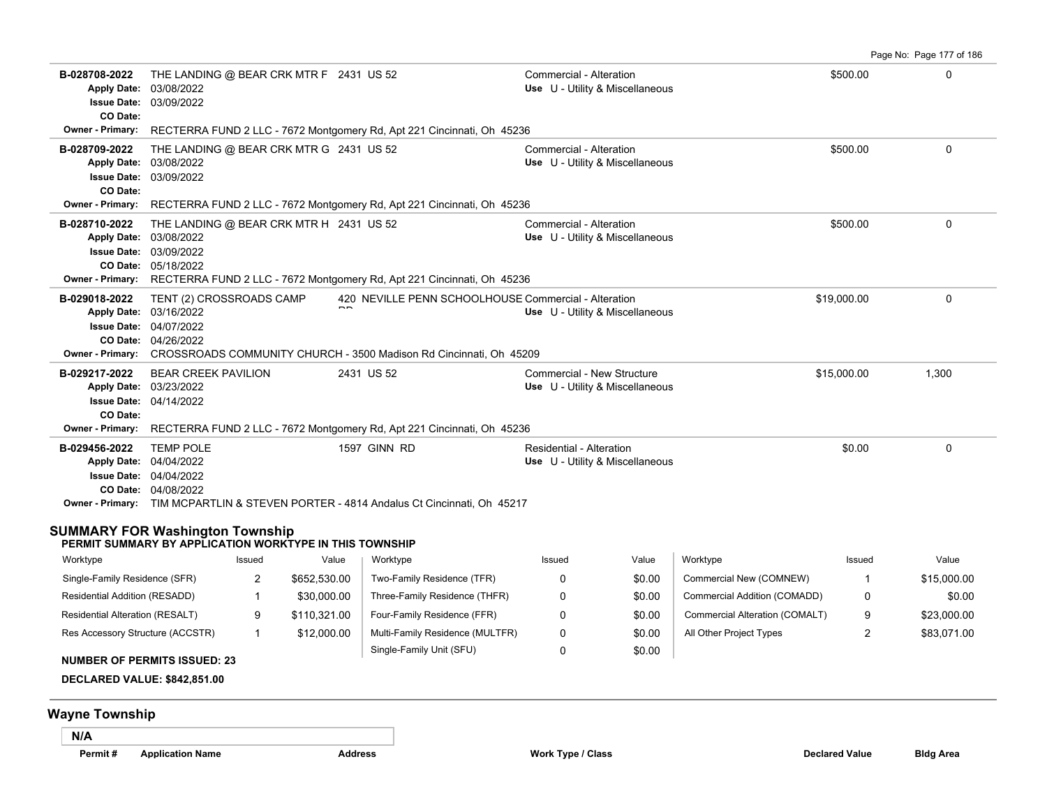| Permit # | Application Name | Address | Work Type / Class | Declared Value | Bldg Area |
|---|---|---|---|---|---|
| **B-028708-2022** | THE LANDING @ BEAR CRK MTR F | 2431 US 52 | Commercial - Alteration | $500.00 | 0 |
| **Apply Date:** 03/08/2022 | | | **Use** U - Utility & Miscellaneous | | |
| **Issue Date:** 03/09/2022 | | | | | |
| **CO Date:** | | | | | |
| **Owner - Primary:** RECTERRA FUND 2 LLC - 7672 Montgomery Rd, Apt 221 Cincinnati, Oh 45236 | | | | | |
| **B-028709-2022** | THE LANDING @ BEAR CRK MTR G | 2431 US 52 | Commercial - Alteration | $500.00 | 0 |
| **Apply Date:** 03/08/2022 | | | **Use** U - Utility & Miscellaneous | | |
| **Issue Date:** 03/09/2022 | | | | | |
| **CO Date:** | | | | | |
| **Owner - Primary:** RECTERRA FUND 2 LLC - 7672 Montgomery Rd, Apt 221 Cincinnati, Oh 45236 | | | | | |
| **B-028710-2022** | THE LANDING @ BEAR CRK MTR H | 2431 US 52 | Commercial - Alteration | $500.00 | 0 |
| **Apply Date:** 03/08/2022 | | | **Use** U - Utility & Miscellaneous | | |
| **Issue Date:** 03/09/2022 | | | | | |
| **CO Date:** 05/18/2022 | | | | | |
| **Owner - Primary:** RECTERRA FUND 2 LLC - 7672 Montgomery Rd, Apt 221 Cincinnati, Oh 45236 | | | | | |
| **B-029018-2022** | TENT (2) CROSSROADS CAMP | 420 NEVILLE PENN SCHOOLHOUSE RD | Commercial - Alteration | $19,000.00 | 0 |
| **Apply Date:** 03/16/2022 | | | **Use** U - Utility & Miscellaneous | | |
| **Issue Date:** 04/07/2022 | | | | | |
| **CO Date:** 04/26/2022 | | | | | |
| **Owner - Primary:** CROSSROADS COMMUNITY CHURCH - 3500 Madison Rd Cincinnati, Oh 45209 | | | | | |
| **B-029217-2022** | BEAR CREEK PAVILION | 2431 US 52 | Commercial - New Structure | $15,000.00 | 1,300 |
| **Apply Date:** 03/23/2022 | | | **Use** U - Utility & Miscellaneous | | |
| **Issue Date:** 04/14/2022 | | | | | |
| **CO Date:** | | | | | |
| **Owner - Primary:** RECTERRA FUND 2 LLC - 7672 Montgomery Rd, Apt 221 Cincinnati, Oh 45236 | | | | | |
| **B-029456-2022** | TEMP POLE | 1597 GINN RD | Residential - Alteration | $0.00 | 0 |
| **Apply Date:** 04/04/2022 | | | **Use** U - Utility & Miscellaneous | | |
| **Issue Date:** 04/04/2022 | | | | | |
| **CO Date:** 04/08/2022 | | | | | |
| **Owner - Primary:** TIM MCPARTLIN & STEVEN PORTER - 4814 Andalus Ct Cincinnati, Oh 45217 | | | | | |

## SUMMARY FOR Washington Township

**PERMIT SUMMARY BY APPLICATION WORKTYPE IN THIS TOWNSHIP**

| Worktype | Issued | Value | Worktype | Issued | Value | Worktype | Issued | Value |
|---|---|---|---|---|---|---|---|---|
| Single-Family Residence (SFR) | 2 | $652,530.00 | Two-Family Residence (TFR) | 0 | $0.00 | Commercial New (COMNEW) | 1 | $15,000.00 |
| Residential Addition (RESADD) | 1 | $30,000.00 | Three-Family Residence (THFR) | 0 | $0.00 | Commercial Addition (COMADD) | 0 | $0.00 |
| Residential Alteration (RESALT) | 9 | $110,321.00 | Four-Family Residence (FFR) | 0 | $0.00 | Commercial Alteration (COMALT) | 9 | $23,000.00 |
| Res Accessory Structure (ACCSTR) | 1 | $12,000.00 | Multi-Family Residence (MULTFR) | 0 | $0.00 | All Other Project Types | 2 | $83,071.00 |
| | | | Single-Family Unit (SFU) | 0 | $0.00 | | | |

**NUMBER OF PERMITS ISSUED: 23**

**DECLARED VALUE: $842,851.00**

## Wayne Township

**N/A**

| Permit # | Application Name | Address | Work Type / Class | Declared Value | Bldg Area |
|---|---|---|---|---|---|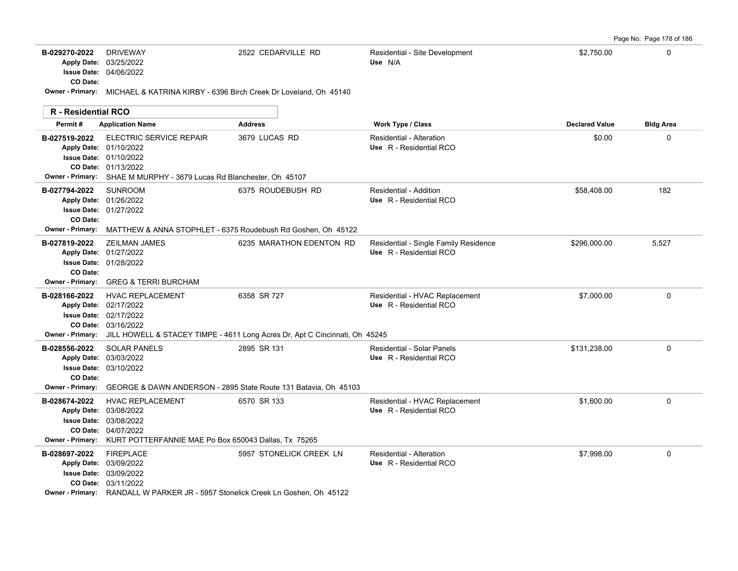| Permit # | Application Name | Address | Work Type / Class | Declared Value | Bldg Area |
|---|---|---|---|---|---|
| B-029270-2022 | DRIVEWAY | 2522 CEDARVILLE RD | Residential - Site Development | $2,750.00 | 0 |
| Apply Date: | 03/25/2022 | | Use N/A | | |
| Issue Date: | 04/06/2022 | | | | |
| CO Date: | | | | | |
| Owner - Primary: | MICHAEL & KATRINA KIRBY - 6396 Birch Creek Dr Loveland, Oh 45140 | | | | |

## R - Residential RCO

| Permit # | Application Name | Address | Work Type / Class | Declared Value | Bldg Area |
|---|---|---|---|---|---|
| B-027519-2022 | ELECTRIC SERVICE REPAIR | 3679 LUCAS RD | Residential - Alteration | $0.00 | 0 |
| Apply Date: | 01/10/2022 | | Use R - Residential RCO | | |
| Issue Date: | 01/10/2022 | | | | |
| CO Date: | 01/13/2022 | | | | |
| Owner - Primary: | SHAE M MURPHY - 3679 Lucas Rd Blanchester, Oh 45107 | | | | |
| B-027794-2022 | SUNROOM | 6375 ROUDEBUSH RD | Residential - Addition | $58,408.00 | 182 |
| Apply Date: | 01/26/2022 | | Use R - Residential RCO | | |
| Issue Date: | 01/27/2022 | | | | |
| CO Date: | | | | | |
| Owner - Primary: | MATTHEW & ANNA STOPHLET - 6375 Roudebush Rd Goshen, Oh 45122 | | | | |
| B-027819-2022 | ZEILMAN JAMES | 6235 MARATHON EDENTON RD | Residential - Single Family Residence | $296,000.00 | 5,527 |
| Apply Date: | 01/27/2022 | | Use R - Residential RCO | | |
| Issue Date: | 01/28/2022 | | | | |
| CO Date: | | | | | |
| Owner - Primary: | GREG & TERRI BURCHAM | | | | |
| B-028166-2022 | HVAC REPLACEMENT | 6358 SR 727 | Residential - HVAC Replacement | $7,000.00 | 0 |
| Apply Date: | 02/17/2022 | | Use R - Residential RCO | | |
| Issue Date: | 02/17/2022 | | | | |
| CO Date: | 03/16/2022 | | | | |
| Owner - Primary: | JILL HOWELL & STACEY TIMPE - 4611 Long Acres Dr, Apt C Cincinnati, Oh 45245 | | | | |
| B-028556-2022 | SOLAR PANELS | 2895 SR 131 | Residential - Solar Panels | $131,238.00 | 0 |
| Apply Date: | 03/03/2022 | | Use R - Residential RCO | | |
| Issue Date: | 03/10/2022 | | | | |
| CO Date: | | | | | |
| Owner - Primary: | GEORGE & DAWN ANDERSON - 2895 State Route 131 Batavia, Oh 45103 | | | | |
| B-028674-2022 | HVAC REPLACEMENT | 6570 SR 133 | Residential - HVAC Replacement | $1,600.00 | 0 |
| Apply Date: | 03/08/2022 | | Use R - Residential RCO | | |
| Issue Date: | 03/08/2022 | | | | |
| CO Date: | 04/07/2022 | | | | |
| Owner - Primary: | KURT POTTERFANNIE MAE Po Box 650043 Dallas, Tx 75265 | | | | |
| B-028697-2022 | FIREPLACE | 5957 STONELICK CREEK LN | Residential - Alteration | $7,998.00 | 0 |
| Apply Date: | 03/09/2022 | | Use R - Residential RCO | | |
| Issue Date: | 03/09/2022 | | | | |
| CO Date: | 03/11/2022 | | | | |
| Owner - Primary: | RANDALL W PARKER JR - 5957 Stonelick Creek Ln Goshen, Oh 45122 | | | | |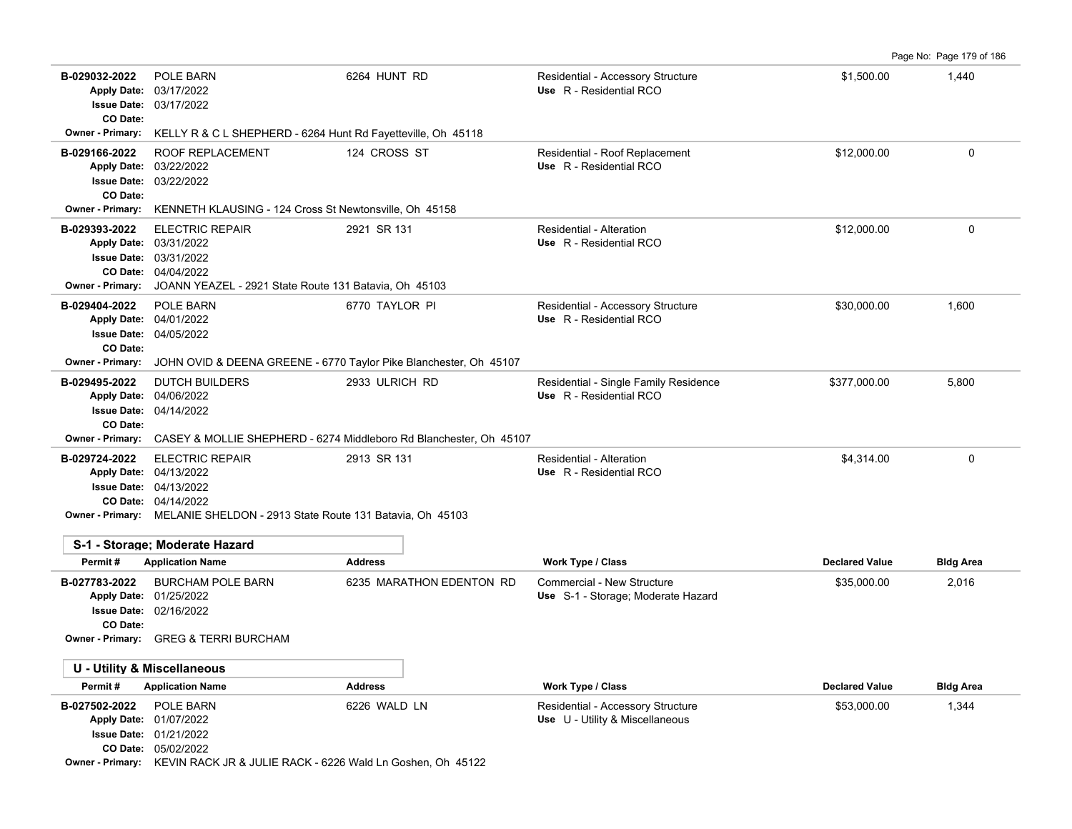| Permit # | Application Name | Address | Work Type / Class | Declared Value | Bldg Area |
|---|---|---|---|---|---|
| B-029032-2022 | POLE BARN | 6264 HUNT RD | Residential - Accessory Structure | $1,500.00 | 1,440 |
| Apply Date: | 03/17/2022 | | Use R - Residential RCO | | |
| Issue Date: | 03/17/2022 | | | | |
| CO Date: | | | | | |
| Owner - Primary: | KELLY R & C L SHEPHERD - 6264 Hunt Rd Fayetteville, Oh 45118 | | | | |
| B-029166-2022 | ROOF REPLACEMENT | 124 CROSS ST | Residential - Roof Replacement | $12,000.00 | 0 |
| Apply Date: | 03/22/2022 | | Use R - Residential RCO | | |
| Issue Date: | 03/22/2022 | | | | |
| CO Date: | | | | | |
| Owner - Primary: | KENNETH KLAUSING - 124 Cross St Newtonsville, Oh 45158 | | | | |
| B-029393-2022 | ELECTRIC REPAIR | 2921 SR 131 | Residential - Alteration | $12,000.00 | 0 |
| Apply Date: | 03/31/2022 | | Use R - Residential RCO | | |
| Issue Date: | 03/31/2022 | | | | |
| CO Date: | 04/04/2022 | | | | |
| Owner - Primary: | JOANN YEAZEL - 2921 State Route 131 Batavia, Oh 45103 | | | | |
| B-029404-2022 | POLE BARN | 6770 TAYLOR PI | Residential - Accessory Structure | $30,000.00 | 1,600 |
| Apply Date: | 04/01/2022 | | Use R - Residential RCO | | |
| Issue Date: | 04/05/2022 | | | | |
| CO Date: | | | | | |
| Owner - Primary: | JOHN OVID & DEENA GREENE - 6770 Taylor Pike Blanchester, Oh 45107 | | | | |
| B-029495-2022 | DUTCH BUILDERS | 2933 ULRICH RD | Residential - Single Family Residence | $377,000.00 | 5,800 |
| Apply Date: | 04/06/2022 | | Use R - Residential RCO | | |
| Issue Date: | 04/14/2022 | | | | |
| CO Date: | | | | | |
| Owner - Primary: | CASEY & MOLLIE SHEPHERD - 6274 Middleboro Rd Blanchester, Oh 45107 | | | | |
| B-029724-2022 | ELECTRIC REPAIR | 2913 SR 131 | Residential - Alteration | $4,314.00 | 0 |
| Apply Date: | 04/13/2022 | | Use R - Residential RCO | | |
| Issue Date: | 04/13/2022 | | | | |
| CO Date: | 04/14/2022 | | | | |
| Owner - Primary: | MELANIE SHELDON - 2913 State Route 131 Batavia, Oh 45103 | | | | |

## S-1 - Storage; Moderate Hazard

| Permit # | Application Name | Address | Work Type / Class | Declared Value | Bldg Area |
|---|---|---|---|---|---|
| B-027783-2022 | BURCHAM POLE BARN | 6235 MARATHON EDENTON RD | Commercial - New Structure | $35,000.00 | 2,016 |
| Apply Date: | 01/25/2022 | | Use S-1 - Storage; Moderate Hazard | | |
| Issue Date: | 02/16/2022 | | | | |
| CO Date: | | | | | |
| Owner - Primary: | GREG & TERRI BURCHAM | | | | |

## U - Utility & Miscellaneous

| Permit # | Application Name | Address | Work Type / Class | Declared Value | Bldg Area |
|---|---|---|---|---|---|
| B-027502-2022 | POLE BARN | 6226 WALD LN | Residential - Accessory Structure | $53,000.00 | 1,344 |
| Apply Date: | 01/07/2022 | | Use U - Utility & Miscellaneous | | |
| Issue Date: | 01/21/2022 | | | | |
| CO Date: | 05/02/2022 | | | | |
| Owner - Primary: | KEVIN RACK JR & JULIE RACK - 6226 Wald Ln Goshen, Oh 45122 | | | | |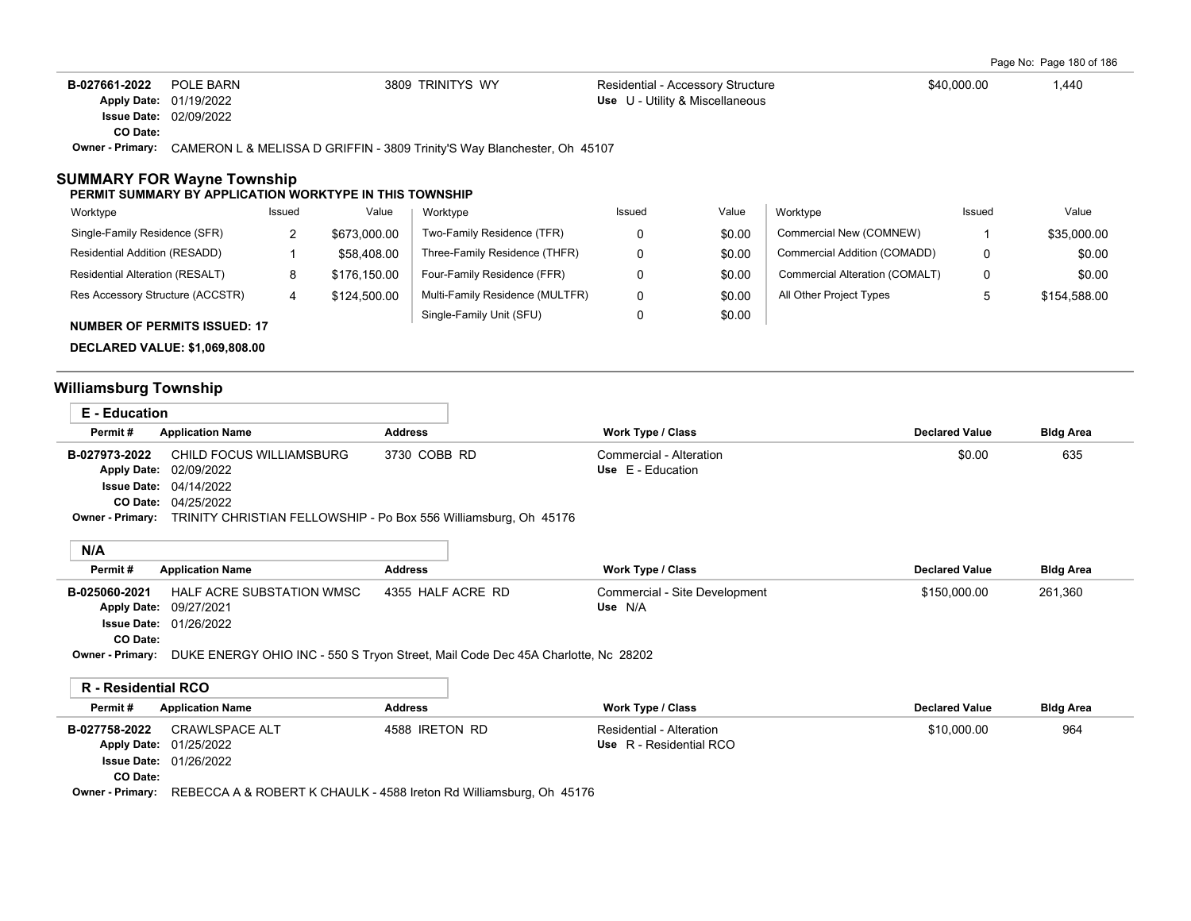| Permit # | Application Name | Address | Work Type / Class | Declared Value | Bldg Area |
|---|---|---|---|---|---|
| B-027661-2022 | POLE BARN | 3809 TRINITYS WY | Residential - Accessory Structure | $40,000.00 | 1,440 |
| Apply Date: 01/19/2022 | | | Use U - Utility & Miscellaneous | | |
| Issue Date: 02/09/2022 | | | | | |
| CO Date: | | | | | |
| Owner - Primary: | CAMERON L & MELISSA D GRIFFIN - 3809 Trinity'S Way Blanchester, Oh 45107 | | | | |

## SUMMARY FOR Wayne Township

**PERMIT SUMMARY BY APPLICATION WORKTYPE IN THIS TOWNSHIP**

| Worktype | Issued | Value | Worktype | Issued | Value | Worktype | Issued | Value |
|---|---|---|---|---|---|---|---|---|
| Single-Family Residence (SFR) | 2 | $673,000.00 | Two-Family Residence (TFR) | 0 | $0.00 | Commercial New (COMNEW) | 1 | $35,000.00 |
| Residential Addition (RESADD) | 1 | $58,408.00 | Three-Family Residence (THFR) | 0 | $0.00 | Commercial Addition (COMADD) | 0 | $0.00 |
| Residential Alteration (RESALT) | 8 | $176,150.00 | Four-Family Residence (FFR) | 0 | $0.00 | Commercial Alteration (COMALT) | 0 | $0.00 |
| Res Accessory Structure (ACCSTR) | 4 | $124,500.00 | Multi-Family Residence (MULTFR) | 0 | $0.00 | All Other Project Types | 5 | $154,588.00 |
| | | | Single-Family Unit (SFU) | 0 | $0.00 | | | |

**NUMBER OF PERMITS ISSUED: 17**

**DECLARED VALUE: $1,069,808.00**

## Williamsburg Township

### E - Education

| Permit # | Application Name | Address | Work Type / Class | Declared Value | Bldg Area |
|---|---|---|---|---|---|
| B-027973-2022 | CHILD FOCUS WILLIAMSBURG | 3730 COBB RD | Commercial - Alteration | $0.00 | 635 |
| Apply Date: 02/09/2022 | | | Use E - Education | | |
| Issue Date: 04/14/2022 | | | | | |
| CO Date: 04/25/2022 | | | | | |
| Owner - Primary: | TRINITY CHRISTIAN FELLOWSHIP - Po Box 556 Williamsburg, Oh 45176 | | | | |

### N/A

| Permit # | Application Name | Address | Work Type / Class | Declared Value | Bldg Area |
|---|---|---|---|---|---|
| B-025060-2021 | HALF ACRE SUBSTATION WMSC | 4355 HALF ACRE RD | Commercial - Site Development | $150,000.00 | 261,360 |
| Apply Date: 09/27/2021 | | | Use N/A | | |
| Issue Date: 01/26/2022 | | | | | |
| CO Date: | | | | | |
| Owner - Primary: | DUKE ENERGY OHIO INC - 550 S Tryon Street, Mail Code Dec 45A Charlotte, Nc 28202 | | | | |

### R - Residential RCO

| Permit # | Application Name | Address | Work Type / Class | Declared Value | Bldg Area |
|---|---|---|---|---|---|
| B-027758-2022 | CRAWLSPACE ALT | 4588 IRETON RD | Residential - Alteration | $10,000.00 | 964 |
| Apply Date: 01/25/2022 | | | Use R - Residential RCO | | |
| Issue Date: 01/26/2022 | | | | | |
| CO Date: | | | | | |
| Owner - Primary: | REBECCA A & ROBERT K CHAULK - 4588 Ireton Rd Williamsburg, Oh 45176 | | | | |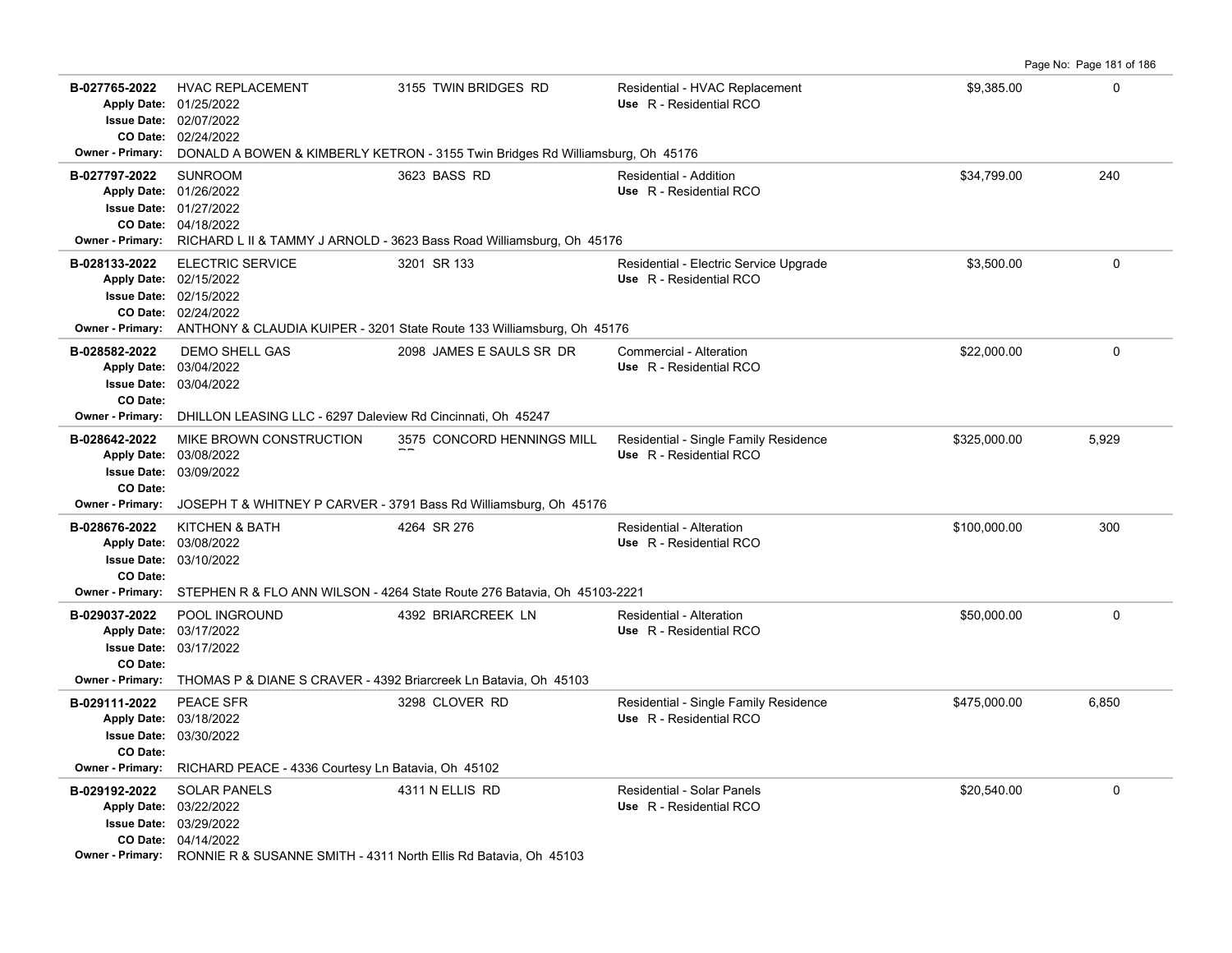| Permit # | Description | Address | Type / Use | Valuation | Sq Ft |
|---|---|---|---|---|---|
| **B-027765-2022**<br>Apply Date: 01/25/2022<br>Issue Date: 02/07/2022<br>CO Date: 02/24/2022 | HVAC REPLACEMENT | 3155 TWIN BRIDGES RD | Residential - HVAC Replacement<br>Use R - Residential RCO | $9,385.00 | 0 |
| Owner - Primary: | DONALD A BOWEN & KIMBERLY KETRON - 3155 Twin Bridges Rd Williamsburg, Oh 45176 | | | | |
| **B-027797-2022**<br>Apply Date: 01/26/2022<br>Issue Date: 01/27/2022<br>CO Date: 04/18/2022 | SUNROOM | 3623 BASS RD | Residential - Addition<br>Use R - Residential RCO | $34,799.00 | 240 |
| Owner - Primary: | RICHARD L II & TAMMY J ARNOLD - 3623 Bass Road Williamsburg, Oh 45176 | | | | |
| **B-028133-2022**<br>Apply Date: 02/15/2022<br>Issue Date: 02/15/2022<br>CO Date: 02/24/2022 | ELECTRIC SERVICE | 3201 SR 133 | Residential - Electric Service Upgrade<br>Use R - Residential RCO | $3,500.00 | 0 |
| Owner - Primary: | ANTHONY & CLAUDIA KUIPER - 3201 State Route 133 Williamsburg, Oh 45176 | | | | |
| **B-028582-2022**<br>Apply Date: 03/04/2022<br>Issue Date: 03/04/2022<br>CO Date: | DEMO SHELL GAS | 2098 JAMES E SAULS SR DR | Commercial - Alteration<br>Use R - Residential RCO | $22,000.00 | 0 |
| Owner - Primary: | DHILLON LEASING LLC - 6297 Daleview Rd Cincinnati, Oh 45247 | | | | |
| **B-028642-2022**<br>Apply Date: 03/08/2022<br>Issue Date: 03/09/2022<br>CO Date: | MIKE BROWN CONSTRUCTION | 3575 CONCORD HENNINGS MILL RD | Residential - Single Family Residence<br>Use R - Residential RCO | $325,000.00 | 5,929 |
| Owner - Primary: | JOSEPH T & WHITNEY P CARVER - 3791 Bass Rd Williamsburg, Oh 45176 | | | | |
| **B-028676-2022**<br>Apply Date: 03/08/2022<br>Issue Date: 03/10/2022<br>CO Date: | KITCHEN & BATH | 4264 SR 276 | Residential - Alteration<br>Use R - Residential RCO | $100,000.00 | 300 |
| Owner - Primary: | STEPHEN R & FLO ANN WILSON - 4264 State Route 276 Batavia, Oh 45103-2221 | | | | |
| **B-029037-2022**<br>Apply Date: 03/17/2022<br>Issue Date: 03/17/2022<br>CO Date: | POOL INGROUND | 4392 BRIARCREEK LN | Residential - Alteration<br>Use R - Residential RCO | $50,000.00 | 0 |
| Owner - Primary: | THOMAS P & DIANE S CRAVER - 4392 Briarcreek Ln Batavia, Oh 45103 | | | | |
| **B-029111-2022**<br>Apply Date: 03/18/2022<br>Issue Date: 03/30/2022<br>CO Date: | PEACE SFR | 3298 CLOVER RD | Residential - Single Family Residence<br>Use R - Residential RCO | $475,000.00 | 6,850 |
| Owner - Primary: | RICHARD PEACE - 4336 Courtesy Ln Batavia, Oh 45102 | | | | |
| **B-029192-2022**<br>Apply Date: 03/22/2022<br>Issue Date: 03/29/2022<br>CO Date: 04/14/2022 | SOLAR PANELS | 4311 N ELLIS RD | Residential - Solar Panels<br>Use R - Residential RCO | $20,540.00 | 0 |
| Owner - Primary: | RONNIE R & SUSANNE SMITH - 4311 North Ellis Rd Batavia, Oh 45103 | | | | |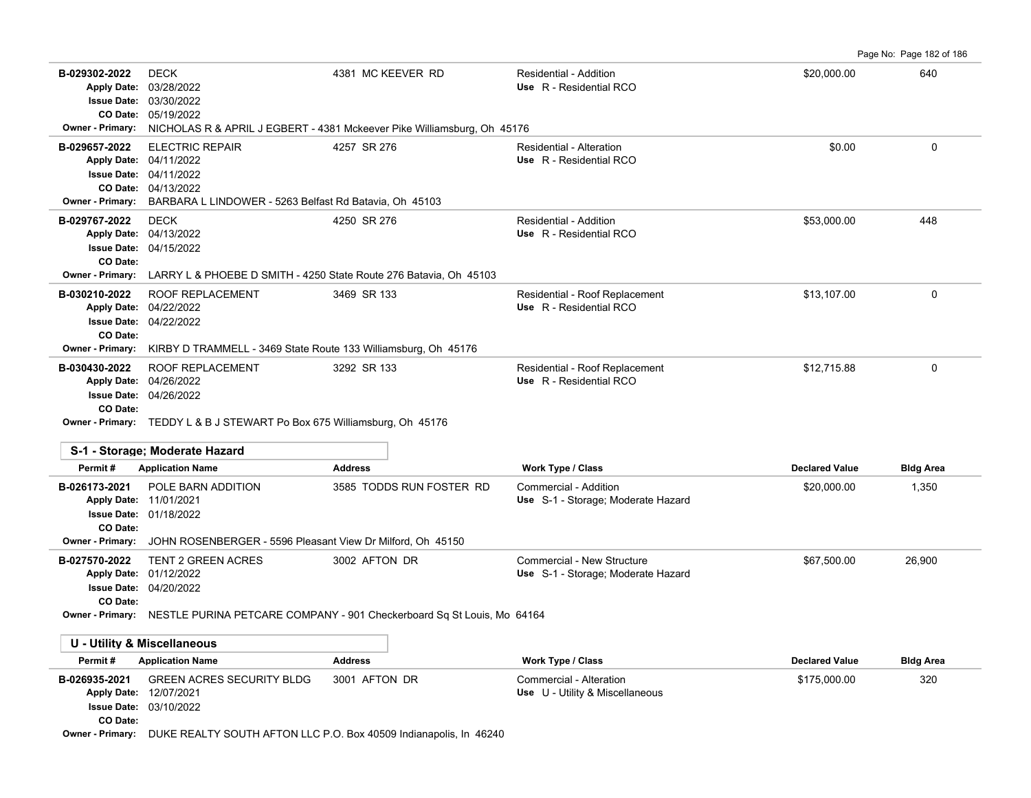| Permit # | Application Name | Address | Work Type / Class | Declared Value | Bldg Area |
|---|---|---|---|---|---|
| B-029302-2022 | DECK | 4381 MC KEEVER RD | Residential - Addition<br>Use R - Residential RCO | $20,000.00 | 640 |
| Apply Date: 03/28/2022<br>Issue Date: 03/30/2022<br>CO Date: 05/19/2022 | | | | | |
| Owner - Primary: NICHOLAS R & APRIL J EGBERT - 4381 Mckeever Pike Williamsburg, Oh 45176 | | | | | |
| B-029657-2022 | ELECTRIC REPAIR | 4257 SR 276 | Residential - Alteration<br>Use R - Residential RCO | $0.00 | 0 |
| Apply Date: 04/11/2022<br>Issue Date: 04/11/2022<br>CO Date: 04/13/2022 | | | | | |
| Owner - Primary: BARBARA L LINDOWER - 5263 Belfast Rd Batavia, Oh 45103 | | | | | |
| B-029767-2022 | DECK | 4250 SR 276 | Residential - Addition<br>Use R - Residential RCO | $53,000.00 | 448 |
| Apply Date: 04/13/2022<br>Issue Date: 04/15/2022<br>CO Date: | | | | | |
| Owner - Primary: LARRY L & PHOEBE D SMITH - 4250 State Route 276 Batavia, Oh 45103 | | | | | |
| B-030210-2022 | ROOF REPLACEMENT | 3469 SR 133 | Residential - Roof Replacement<br>Use R - Residential RCO | $13,107.00 | 0 |
| Apply Date: 04/22/2022<br>Issue Date: 04/22/2022<br>CO Date: | | | | | |
| Owner - Primary: KIRBY D TRAMMELL - 3469 State Route 133 Williamsburg, Oh 45176 | | | | | |
| B-030430-2022 | ROOF REPLACEMENT | 3292 SR 133 | Residential - Roof Replacement<br>Use R - Residential RCO | $12,715.88 | 0 |
| Apply Date: 04/26/2022<br>Issue Date: 04/26/2022<br>CO Date: | | | | | |
| Owner - Primary: TEDDY L & B J STEWART Po Box 675 Williamsburg, Oh 45176 | | | | | |

## S-1 - Storage; Moderate Hazard

| Permit # | Application Name | Address | Work Type / Class | Declared Value | Bldg Area |
|---|---|---|---|---|---|
| B-026173-2021 | POLE BARN ADDITION | 3585 TODDS RUN FOSTER RD | Commercial - Addition<br>Use S-1 - Storage; Moderate Hazard | $20,000.00 | 1,350 |
| Apply Date: 11/01/2021<br>Issue Date: 01/18/2022<br>CO Date: | | | | | |
| Owner - Primary: JOHN ROSENBERGER - 5596 Pleasant View Dr Milford, Oh 45150 | | | | | |
| B-027570-2022 | TENT 2 GREEN ACRES | 3002 AFTON DR | Commercial - New Structure<br>Use S-1 - Storage; Moderate Hazard | $67,500.00 | 26,900 |
| Apply Date: 01/12/2022<br>Issue Date: 04/20/2022<br>CO Date: | | | | | |
| Owner - Primary: NESTLE PURINA PETCARE COMPANY - 901 Checkerboard Sq St Louis, Mo 64164 | | | | | |

## U - Utility & Miscellaneous

| Permit # | Application Name | Address | Work Type / Class | Declared Value | Bldg Area |
|---|---|---|---|---|---|
| B-026935-2021 | GREEN ACRES SECURITY BLDG | 3001 AFTON DR | Commercial - Alteration<br>Use U - Utility & Miscellaneous | $175,000.00 | 320 |
| Apply Date: 12/07/2021<br>Issue Date: 03/10/2022<br>CO Date: | | | | | |
| Owner - Primary: DUKE REALTY SOUTH AFTON LLC P.O. Box 40509 Indianapolis, In 46240 | | | | | |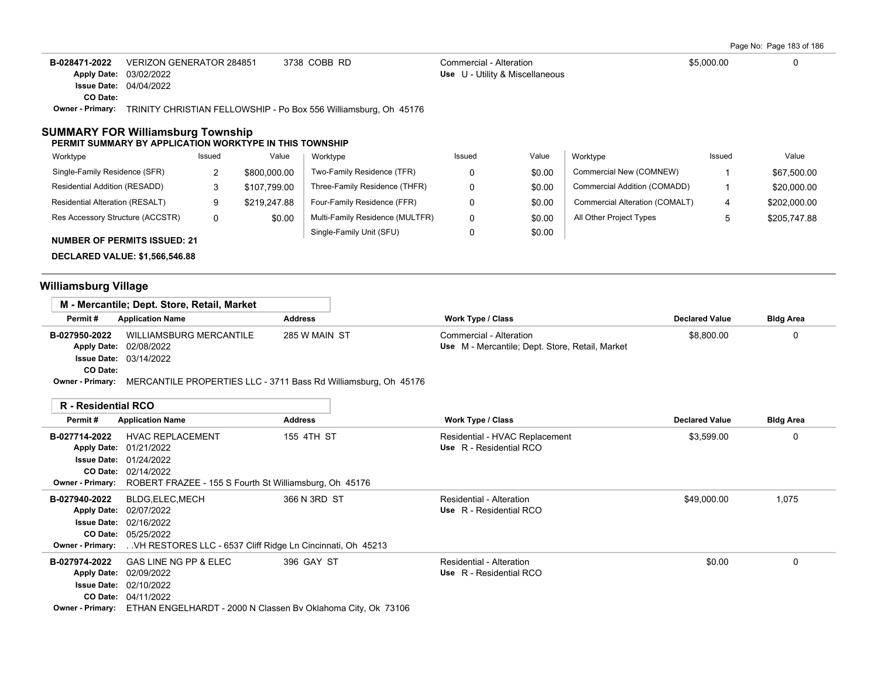| Permit # | Application Name | Address | Work Type / Class | Declared Value | Bldg Area |
|---|---|---|---|---|---|
| B-028471-2022 | VERIZON GENERATOR 284851 | 3738 COBB RD | Commercial - Alteration | $5,000.00 | 0 |
| Apply Date: 03/02/2022 | | | Use U - Utility & Miscellaneous | | |
| Issue Date: 04/04/2022 | | | | | |
| CO Date: | | | | | |
| Owner - Primary: | TRINITY CHRISTIAN FELLOWSHIP - Po Box 556 Williamsburg, Oh 45176 | | | | |

## SUMMARY FOR Williamsburg Township

### PERMIT SUMMARY BY APPLICATION WORKTYPE IN THIS TOWNSHIP

| Worktype | Issued | Value | Worktype | Issued | Value | Worktype | Issued | Value |
|---|---|---|---|---|---|---|---|---|
| Single-Family Residence (SFR) | 2 | $800,000.00 | Two-Family Residence (TFR) | 0 | $0.00 | Commercial New (COMNEW) | 1 | $67,500.00 |
| Residential Addition (RESADD) | 3 | $107,799.00 | Three-Family Residence (THFR) | 0 | $0.00 | Commercial Addition (COMADD) | 1 | $20,000.00 |
| Residential Alteration (RESALT) | 9 | $219,247.88 | Four-Family Residence (FFR) | 0 | $0.00 | Commercial Alteration (COMALT) | 4 | $202,000.00 |
| Res Accessory Structure (ACCSTR) | 0 | $0.00 | Multi-Family Residence (MULTFR) | 0 | $0.00 | All Other Project Types | 5 | $205,747.88 |
| | | | Single-Family Unit (SFU) | 0 | $0.00 | | | |

**NUMBER OF PERMITS ISSUED: 21**

**DECLARED VALUE: $1,566,546.88**

## Williamsburg Village

### M - Mercantile; Dept. Store, Retail, Market

| Permit # | Application Name | Address | Work Type / Class | Declared Value | Bldg Area |
|---|---|---|---|---|---|
| B-027950-2022 | WILLIAMSBURG MERCANTILE | 285 W MAIN ST | Commercial - Alteration | $8,800.00 | 0 |
| Apply Date: 02/08/2022 | | | Use M - Mercantile; Dept. Store, Retail, Market | | |
| Issue Date: 03/14/2022 | | | | | |
| CO Date: | | | | | |
| Owner - Primary: | MERCANTILE PROPERTIES LLC - 3711 Bass Rd Williamsburg, Oh 45176 | | | | |

### R - Residential RCO

| Permit # | Application Name | Address | Work Type / Class | Declared Value | Bldg Area |
|---|---|---|---|---|---|
| B-027714-2022 | HVAC REPLACEMENT | 155 4TH ST | Residential - HVAC Replacement | $3,599.00 | 0 |
| Apply Date: 01/21/2022 | | | Use R - Residential RCO | | |
| Issue Date: 01/24/2022 | | | | | |
| CO Date: 02/14/2022 | | | | | |
| Owner - Primary: | ROBERT FRAZEE - 155 S Fourth St Williamsburg, Oh 45176 | | | | |
| B-027940-2022 | BLDG,ELEC,MECH | 366 N 3RD ST | Residential - Alteration | $49,000.00 | 1,075 |
| Apply Date: 02/07/2022 | | | Use R - Residential RCO | | |
| Issue Date: 02/16/2022 | | | | | |
| CO Date: 05/25/2022 | | | | | |
| Owner - Primary: | . .VH RESTORES LLC - 6537 Cliff Ridge Ln Cincinnati, Oh 45213 | | | | |
| B-027974-2022 | GAS LINE NG PP & ELEC | 396 GAY ST | Residential - Alteration | $0.00 | 0 |
| Apply Date: 02/09/2022 | | | Use R - Residential RCO | | |
| Issue Date: 02/10/2022 | | | | | |
| CO Date: 04/11/2022 | | | | | |
| Owner - Primary: | ETHAN ENGELHARDT - 2000 N Classen Bv Oklahoma City, Ok 73106 | | | | |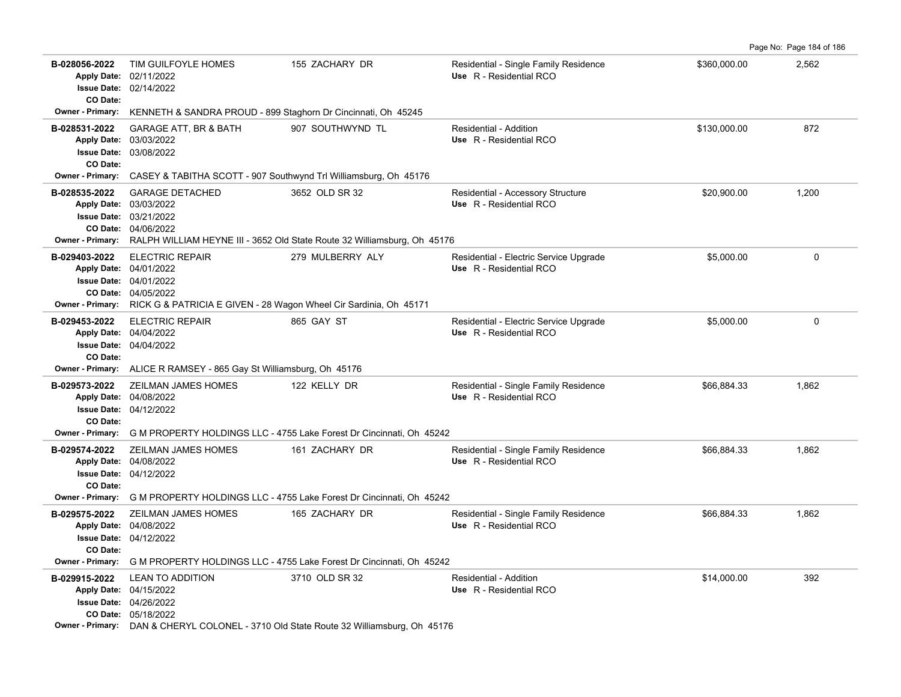| Permit | Description | Address | Type / Use | Valuation | Sq Ft |
|---|---|---|---|---|---|
| **B-028056-2022**<br>Apply Date: 02/11/2022<br>Issue Date: 02/14/2022<br>CO Date: | TIM GUILFOYLE HOMES | 155 ZACHARY DR | Residential - Single Family Residence<br>Use R - Residential RCO | $360,000.00 | 2,562 |
| Owner - Primary: KENNETH & SANDRA PROUD - 899 Staghorn Dr Cincinnati, Oh 45245 | | | | | |
| **B-028531-2022**<br>Apply Date: 03/03/2022<br>Issue Date: 03/08/2022<br>CO Date: | GARAGE ATT, BR & BATH | 907 SOUTHWYND TL | Residential - Addition<br>Use R - Residential RCO | $130,000.00 | 872 |
| Owner - Primary: CASEY & TABITHA SCOTT - 907 Southwynd Trl Williamsburg, Oh 45176 | | | | | |
| **B-028535-2022**<br>Apply Date: 03/03/2022<br>Issue Date: 03/21/2022<br>CO Date: 04/06/2022 | GARAGE DETACHED | 3652 OLD SR 32 | Residential - Accessory Structure<br>Use R - Residential RCO | $20,900.00 | 1,200 |
| Owner - Primary: RALPH WILLIAM HEYNE III - 3652 Old State Route 32 Williamsburg, Oh 45176 | | | | | |
| **B-029403-2022**<br>Apply Date: 04/01/2022<br>Issue Date: 04/01/2022<br>CO Date: 04/05/2022 | ELECTRIC REPAIR | 279 MULBERRY ALY | Residential - Electric Service Upgrade<br>Use R - Residential RCO | $5,000.00 | 0 |
| Owner - Primary: RICK G & PATRICIA E GIVEN - 28 Wagon Wheel Cir Sardinia, Oh 45171 | | | | | |
| **B-029453-2022**<br>Apply Date: 04/04/2022<br>Issue Date: 04/04/2022<br>CO Date: | ELECTRIC REPAIR | 865 GAY ST | Residential - Electric Service Upgrade<br>Use R - Residential RCO | $5,000.00 | 0 |
| Owner - Primary: ALICE R RAMSEY - 865 Gay St Williamsburg, Oh 45176 | | | | | |
| **B-029573-2022**<br>Apply Date: 04/08/2022<br>Issue Date: 04/12/2022<br>CO Date: | ZEILMAN JAMES HOMES | 122 KELLY DR | Residential - Single Family Residence<br>Use R - Residential RCO | $66,884.33 | 1,862 |
| Owner - Primary: G M PROPERTY HOLDINGS LLC - 4755 Lake Forest Dr Cincinnati, Oh 45242 | | | | | |
| **B-029574-2022**<br>Apply Date: 04/08/2022<br>Issue Date: 04/12/2022<br>CO Date: | ZEILMAN JAMES HOMES | 161 ZACHARY DR | Residential - Single Family Residence<br>Use R - Residential RCO | $66,884.33 | 1,862 |
| Owner - Primary: G M PROPERTY HOLDINGS LLC - 4755 Lake Forest Dr Cincinnati, Oh 45242 | | | | | |
| **B-029575-2022**<br>Apply Date: 04/08/2022<br>Issue Date: 04/12/2022<br>CO Date: | ZEILMAN JAMES HOMES | 165 ZACHARY DR | Residential - Single Family Residence<br>Use R - Residential RCO | $66,884.33 | 1,862 |
| Owner - Primary: G M PROPERTY HOLDINGS LLC - 4755 Lake Forest Dr Cincinnati, Oh 45242 | | | | | |
| **B-029915-2022**<br>Apply Date: 04/15/2022<br>Issue Date: 04/26/2022<br>CO Date: 05/18/2022 | LEAN TO ADDITION | 3710 OLD SR 32 | Residential - Addition<br>Use R - Residential RCO | $14,000.00 | 392 |
| Owner - Primary: DAN & CHERYL COLONEL - 3710 Old State Route 32 Williamsburg, Oh 45176 | | | | | |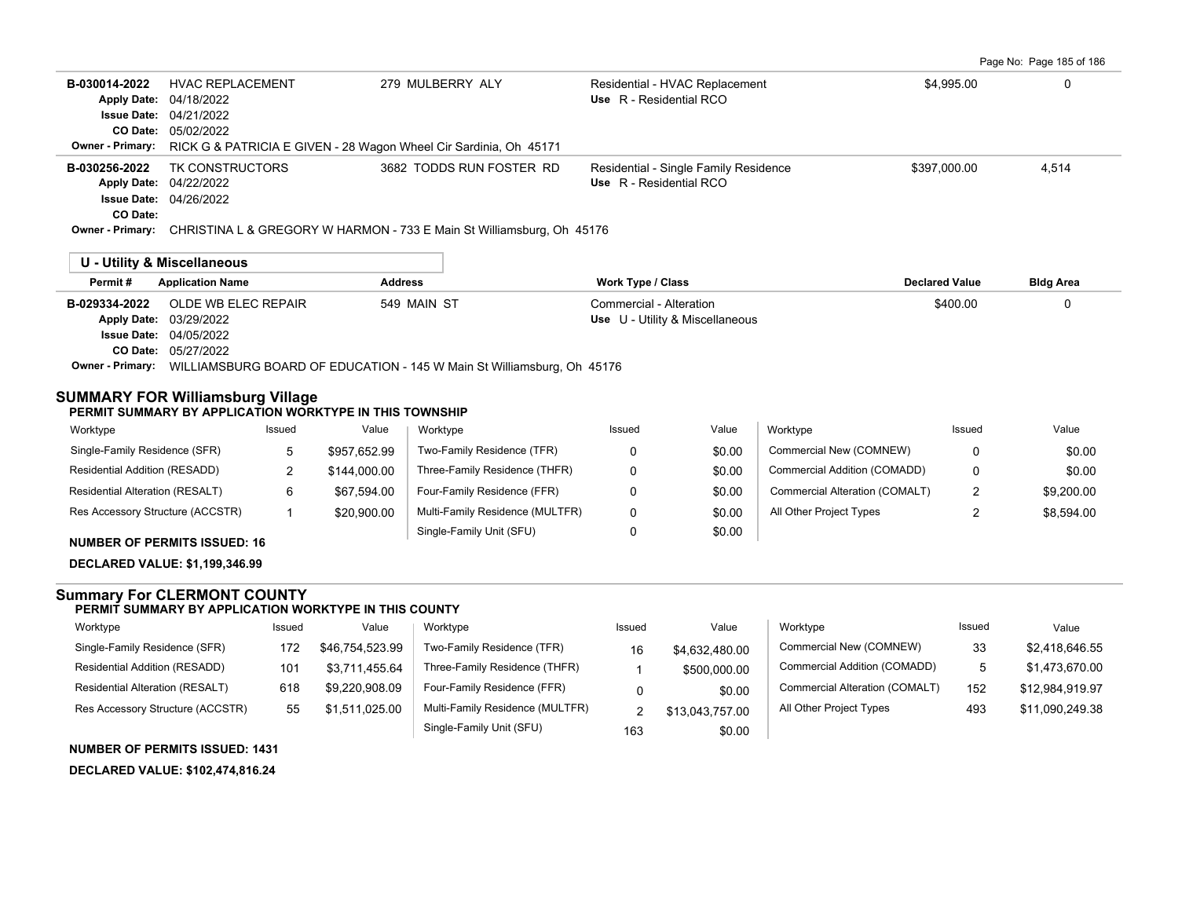| Permit # | Application Name | Address | Work Type / Class | Declared Value | Bldg Area |
|---|---|---|---|---|---|
| B-030014-2022 | HVAC REPLACEMENT | 279 MULBERRY ALY | Residential - HVAC Replacement | $4,995.00 | 0 |
| Apply Date: 04/18/2022 | | | Use R - Residential RCO | | |
| Issue Date: 04/21/2022 | | | | | |
| CO Date: 05/02/2022 | | | | | |
| Owner - Primary: RICK G & PATRICIA E GIVEN - 28 Wagon Wheel Cir Sardinia, Oh 45171 | | | | | |
| B-030256-2022 | TK CONSTRUCTORS | 3682 TODDS RUN FOSTER RD | Residential - Single Family Residence | $397,000.00 | 4,514 |
| Apply Date: 04/22/2022 | | | Use R - Residential RCO | | |
| Issue Date: 04/26/2022 | | | | | |
| CO Date: | | | | | |
| Owner - Primary: CHRISTINA L & GREGORY W HARMON - 733 E Main St Williamsburg, Oh 45176 | | | | | |

## U - Utility & Miscellaneous

| Permit # | Application Name | Address | Work Type / Class | Declared Value | Bldg Area |
|---|---|---|---|---|---|
| B-029334-2022 | OLDE WB ELEC REPAIR | 549 MAIN ST | Commercial - Alteration | $400.00 | 0 |
| Apply Date: 03/29/2022 | | | Use U - Utility & Miscellaneous | | |
| Issue Date: 04/05/2022 | | | | | |
| CO Date: 05/27/2022 | | | | | |
| Owner - Primary: WILLIAMSBURG BOARD OF EDUCATION - 145 W Main St Williamsburg, Oh 45176 | | | | | |

## SUMMARY FOR Williamsburg Village

**PERMIT SUMMARY BY APPLICATION WORKTYPE IN THIS TOWNSHIP**

| Worktype | Issued | Value | Worktype | Issued | Value | Worktype | Issued | Value |
|---|---|---|---|---|---|---|---|---|
| Single-Family Residence (SFR) | 5 | $957,652.99 | Two-Family Residence (TFR) | 0 | $0.00 | Commercial New (COMNEW) | 0 | $0.00 |
| Residential Addition (RESADD) | 2 | $144,000.00 | Three-Family Residence (THFR) | 0 | $0.00 | Commercial Addition (COMADD) | 0 | $0.00 |
| Residential Alteration (RESALT) | 6 | $67,594.00 | Four-Family Residence (FFR) | 0 | $0.00 | Commercial Alteration (COMALT) | 2 | $9,200.00 |
| Res Accessory Structure (ACCSTR) | 1 | $20,900.00 | Multi-Family Residence (MULTFR) | 0 | $0.00 | All Other Project Types | 2 | $8,594.00 |
| | | | Single-Family Unit (SFU) | 0 | $0.00 | | | |

**NUMBER OF PERMITS ISSUED: 16**

**DECLARED VALUE: $1,199,346.99**

## Summary For CLERMONT COUNTY

**PERMIT SUMMARY BY APPLICATION WORKTYPE IN THIS COUNTY**

| Worktype | Issued | Value | Worktype | Issued | Value | Worktype | Issued | Value |
|---|---|---|---|---|---|---|---|---|
| Single-Family Residence (SFR) | 172 | $46,754,523.99 | Two-Family Residence (TFR) | 16 | $4,632,480.00 | Commercial New (COMNEW) | 33 | $2,418,646.55 |
| Residential Addition (RESADD) | 101 | $3,711,455.64 | Three-Family Residence (THFR) | 1 | $500,000.00 | Commercial Addition (COMADD) | 5 | $1,473,670.00 |
| Residential Alteration (RESALT) | 618 | $9,220,908.09 | Four-Family Residence (FFR) | 0 | $0.00 | Commercial Alteration (COMALT) | 152 | $12,984,919.97 |
| Res Accessory Structure (ACCSTR) | 55 | $1,511,025.00 | Multi-Family Residence (MULTFR) | 2 | $13,043,757.00 | All Other Project Types | 493 | $11,090,249.38 |
| | | | Single-Family Unit (SFU) | 163 | $0.00 | | | |

**NUMBER OF PERMITS ISSUED: 1431**

**DECLARED VALUE: $102,474,816.24**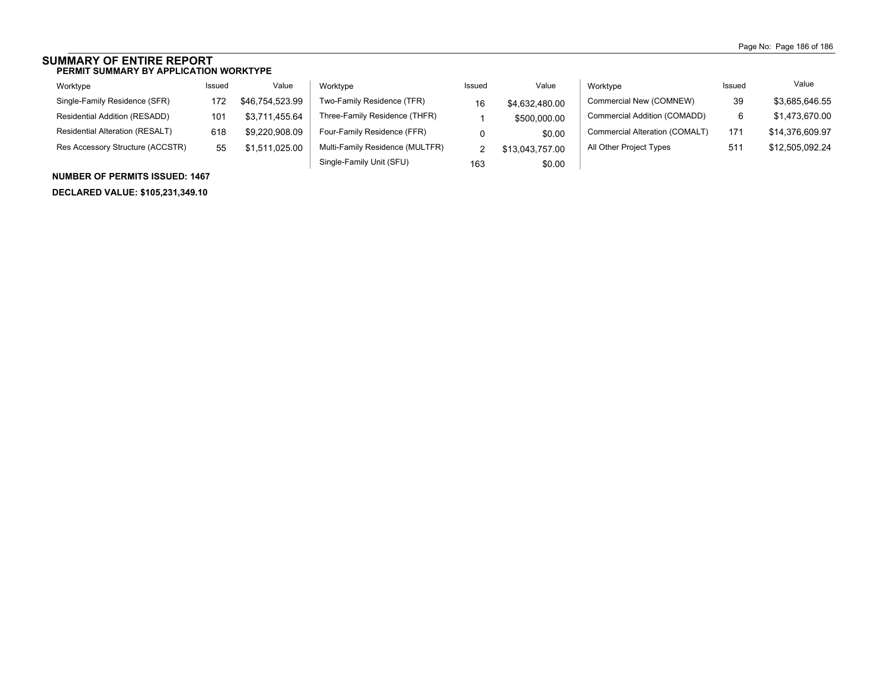# SUMMARY OF ENTIRE REPORT

## PERMIT SUMMARY BY APPLICATION WORKTYPE

| Worktype | Issued | Value | Worktype | Issued | Value | Worktype | Issued | Value |
|---|---|---|---|---|---|---|---|---|
| Single-Family Residence (SFR) | 172 | $46,754,523.99 | Two-Family Residence (TFR) | 16 | $4,632,480.00 | Commercial New (COMNEW) | 39 | $3,685,646.55 |
| Residential Addition (RESADD) | 101 | $3,711,455.64 | Three-Family Residence (THFR) | 1 | $500,000.00 | Commercial Addition (COMADD) | 6 | $1,473,670.00 |
| Residential Alteration (RESALT) | 618 | $9,220,908.09 | Four-Family Residence (FFR) | 0 | $0.00 | Commercial Alteration (COMALT) | 171 | $14,376,609.97 |
| Res Accessory Structure (ACCSTR) | 55 | $1,511,025.00 | Multi-Family Residence (MULTFR) | 2 | $13,043,757.00 | All Other Project Types | 511 | $12,505,092.24 |
| | | | Single-Family Unit (SFU) | 163 | $0.00 | | | |

**NUMBER OF PERMITS ISSUED: 1467**

**DECLARED VALUE: $105,231,349.10**